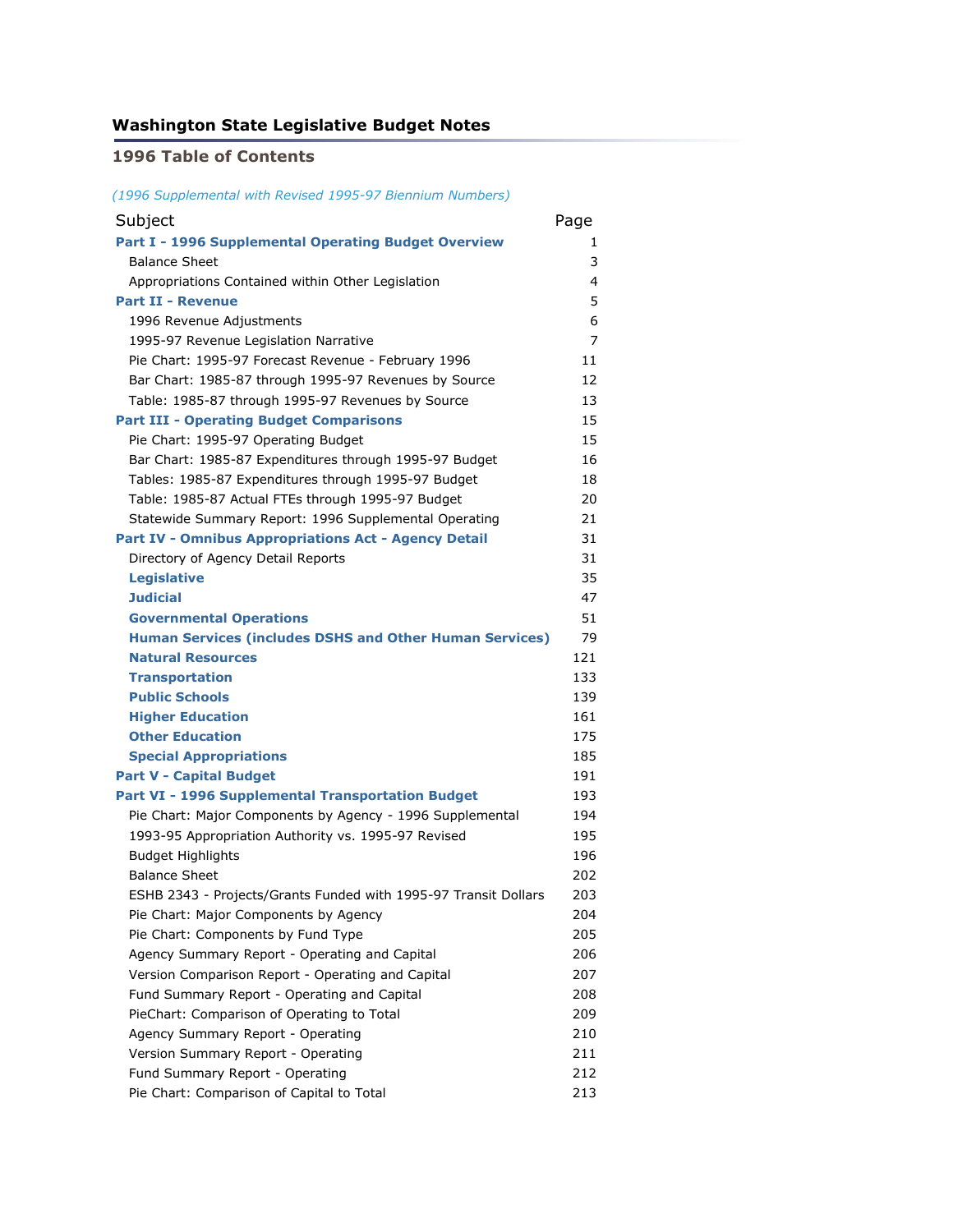## Washington State Legislative Budget Notes

### 1996 Table of Contents

*(1996 Supplemental with Revised 1995-97 Biennium Numbers)*

| Subject | Page |
|---|---|
| **Part I - 1996 Supplemental Operating Budget Overview** | 1 |
| Balance Sheet | 3 |
| Appropriations Contained within Other Legislation | 4 |
| **Part II - Revenue** | 5 |
| 1996 Revenue Adjustments | 6 |
| 1995-97 Revenue Legislation Narrative | 7 |
| Pie Chart: 1995-97 Forecast Revenue - February 1996 | 11 |
| Bar Chart: 1985-87 through 1995-97 Revenues by Source | 12 |
| Table: 1985-87 through 1995-97 Revenues by Source | 13 |
| **Part III - Operating Budget Comparisons** | 15 |
| Pie Chart: 1995-97 Operating Budget | 15 |
| Bar Chart: 1985-87 Expenditures through 1995-97 Budget | 16 |
| Tables: 1985-87 Expenditures through 1995-97 Budget | 18 |
| Table: 1985-87 Actual FTEs through 1995-97 Budget | 20 |
| Statewide Summary Report: 1996 Supplemental Operating | 21 |
| **Part IV - Omnibus Appropriations Act - Agency Detail** | 31 |
| Directory of Agency Detail Reports | 31 |
| **Legislative** | 35 |
| **Judicial** | 47 |
| **Governmental Operations** | 51 |
| **Human Services (includes DSHS and Other Human Services)** | 79 |
| **Natural Resources** | 121 |
| **Transportation** | 133 |
| **Public Schools** | 139 |
| **Higher Education** | 161 |
| **Other Education** | 175 |
| **Special Appropriations** | 185 |
| **Part V - Capital Budget** | 191 |
| **Part VI - 1996 Supplemental Transportation Budget** | 193 |
| Pie Chart: Major Components by Agency - 1996 Supplemental | 194 |
| 1993-95 Appropriation Authority vs. 1995-97 Revised | 195 |
| Budget Highlights | 196 |
| Balance Sheet | 202 |
| ESHB 2343 - Projects/Grants Funded with 1995-97 Transit Dollars | 203 |
| Pie Chart: Major Components by Agency | 204 |
| Pie Chart: Components by Fund Type | 205 |
| Agency Summary Report - Operating and Capital | 206 |
| Version Comparison Report - Operating and Capital | 207 |
| Fund Summary Report - Operating and Capital | 208 |
| PieChart: Comparison of Operating to Total | 209 |
| Agency Summary Report - Operating | 210 |
| Version Summary Report - Operating | 211 |
| Fund Summary Report - Operating | 212 |
| Pie Chart: Comparison of Capital to Total | 213 |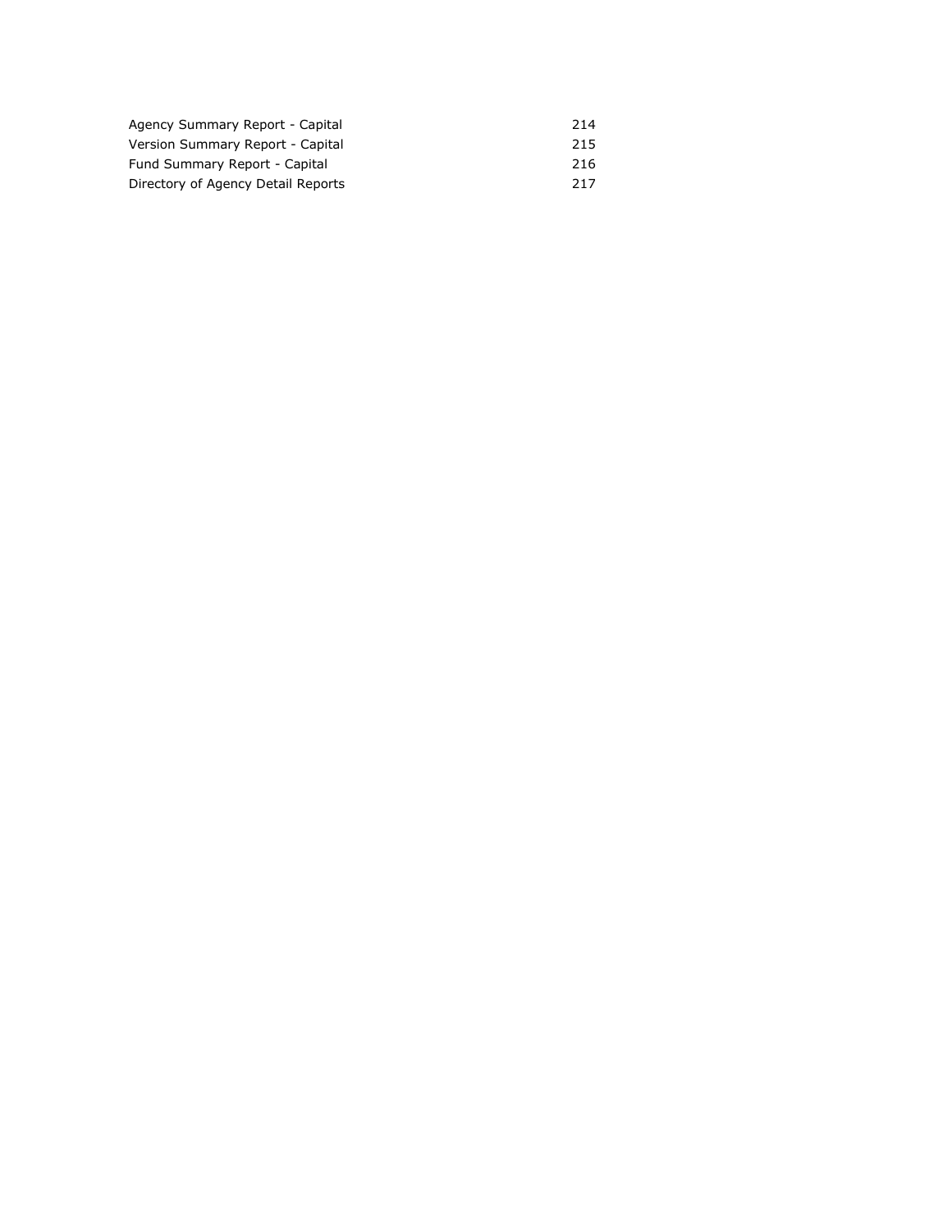| | |
|---|---|
| Agency Summary Report - Capital | 214 |
| Version Summary Report - Capital | 215 |
| Fund Summary Report - Capital | 216 |
| Directory of Agency Detail Reports | 217 |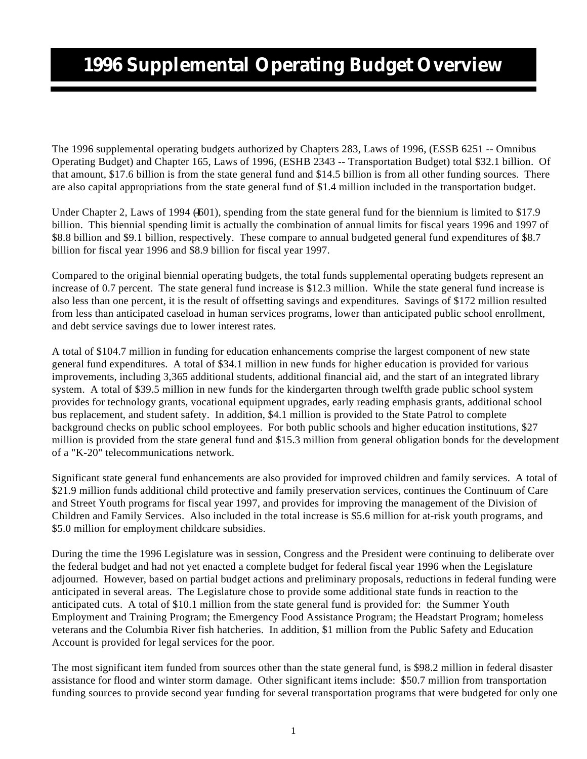# 1996 Supplemental Operating Budget Overview

The 1996 supplemental operating budgets authorized by Chapters 283, Laws of 1996, (ESSB 6251 -- Omnibus Operating Budget) and Chapter 165, Laws of 1996, (ESHB 2343 -- Transportation Budget) total $32.1 billion. Of that amount, $17.6 billion is from the state general fund and $14.5 billion is from all other funding sources. There are also capital appropriations from the state general fund of $1.4 million included in the transportation budget.

Under Chapter 2, Laws of 1994 (I-601), spending from the state general fund for the biennium is limited to $17.9 billion. This biennial spending limit is actually the combination of annual limits for fiscal years 1996 and 1997 of $8.8 billion and $9.1 billion, respectively. These compare to annual budgeted general fund expenditures of $8.7 billion for fiscal year 1996 and $8.9 billion for fiscal year 1997.

Compared to the original biennial operating budgets, the total funds supplemental operating budgets represent an increase of 0.7 percent. The state general fund increase is $12.3 million. While the state general fund increase is also less than one percent, it is the result of offsetting savings and expenditures. Savings of $172 million resulted from less than anticipated caseload in human services programs, lower than anticipated public school enrollment, and debt service savings due to lower interest rates.

A total of $104.7 million in funding for education enhancements comprise the largest component of new state general fund expenditures. A total of $34.1 million in new funds for higher education is provided for various improvements, including 3,365 additional students, additional financial aid, and the start of an integrated library system. A total of $39.5 million in new funds for the kindergarten through twelfth grade public school system provides for technology grants, vocational equipment upgrades, early reading emphasis grants, additional school bus replacement, and student safety. In addition, $4.1 million is provided to the State Patrol to complete background checks on public school employees. For both public schools and higher education institutions, $27 million is provided from the state general fund and $15.3 million from general obligation bonds for the development of a "K-20" telecommunications network.

Significant state general fund enhancements are also provided for improved children and family services. A total of $21.9 million funds additional child protective and family preservation services, continues the Continuum of Care and Street Youth programs for fiscal year 1997, and provides for improving the management of the Division of Children and Family Services. Also included in the total increase is $5.6 million for at-risk youth programs, and $5.0 million for employment childcare subsidies.

During the time the 1996 Legislature was in session, Congress and the President were continuing to deliberate over the federal budget and had not yet enacted a complete budget for federal fiscal year 1996 when the Legislature adjourned. However, based on partial budget actions and preliminary proposals, reductions in federal funding were anticipated in several areas. The Legislature chose to provide some additional state funds in reaction to the anticipated cuts. A total of $10.1 million from the state general fund is provided for: the Summer Youth Employment and Training Program; the Emergency Food Assistance Program; the Headstart Program; homeless veterans and the Columbia River fish hatcheries. In addition, $1 million from the Public Safety and Education Account is provided for legal services for the poor.

The most significant item funded from sources other than the state general fund, is $98.2 million in federal disaster assistance for flood and winter storm damage. Other significant items include: $50.7 million from transportation funding sources to provide second year funding for several transportation programs that were budgeted for only one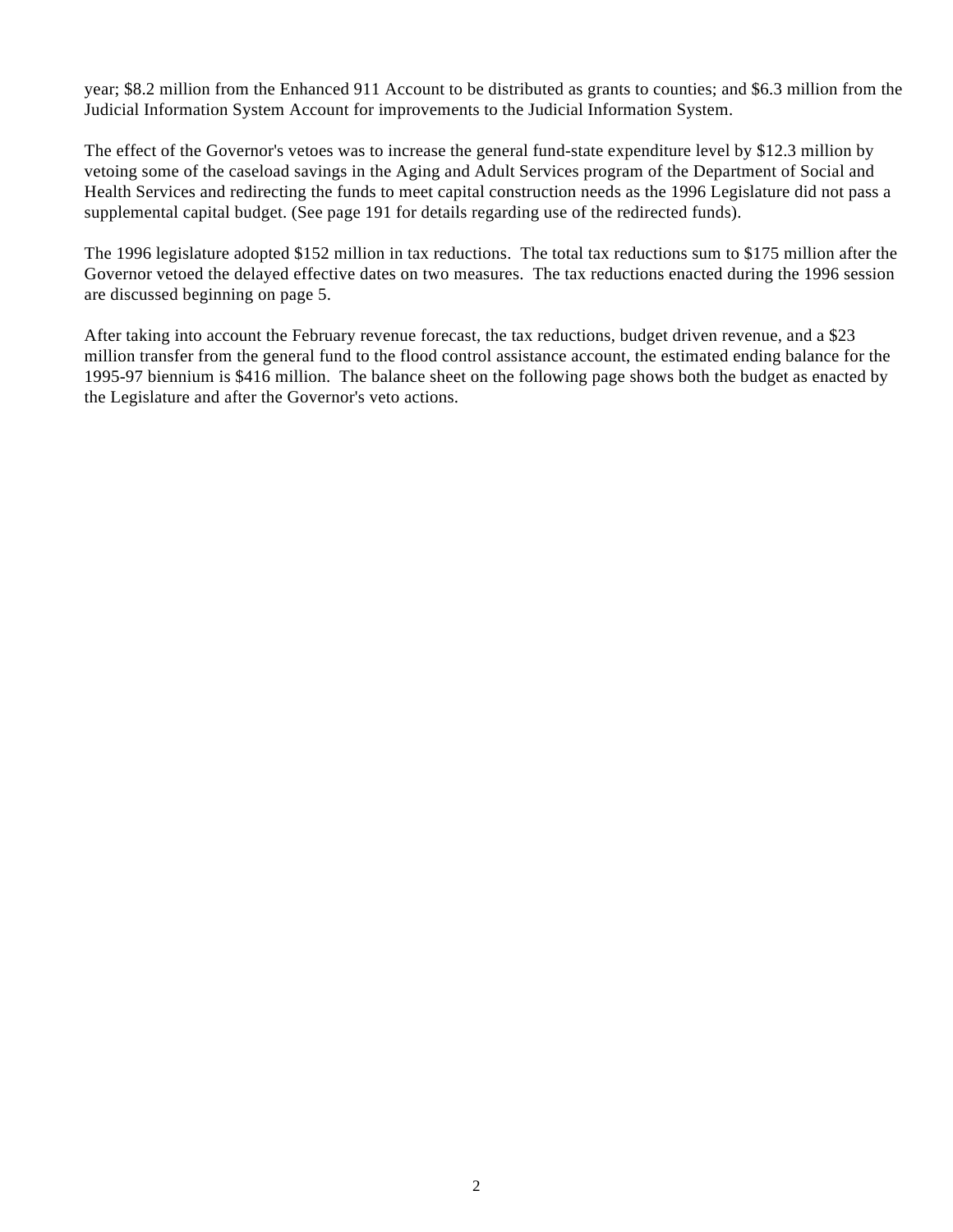year; $8.2 million from the Enhanced 911 Account to be distributed as grants to counties; and $6.3 million from the Judicial Information System Account for improvements to the Judicial Information System.

The effect of the Governor's vetoes was to increase the general fund-state expenditure level by $12.3 million by vetoing some of the caseload savings in the Aging and Adult Services program of the Department of Social and Health Services and redirecting the funds to meet capital construction needs as the 1996 Legislature did not pass a supplemental capital budget. (See page 191 for details regarding use of the redirected funds).

The 1996 legislature adopted $152 million in tax reductions. The total tax reductions sum to $175 million after the Governor vetoed the delayed effective dates on two measures. The tax reductions enacted during the 1996 session are discussed beginning on page 5.

After taking into account the February revenue forecast, the tax reductions, budget driven revenue, and a $23 million transfer from the general fund to the flood control assistance account, the estimated ending balance for the 1995-97 biennium is $416 million. The balance sheet on the following page shows both the budget as enacted by the Legislature and after the Governor's veto actions.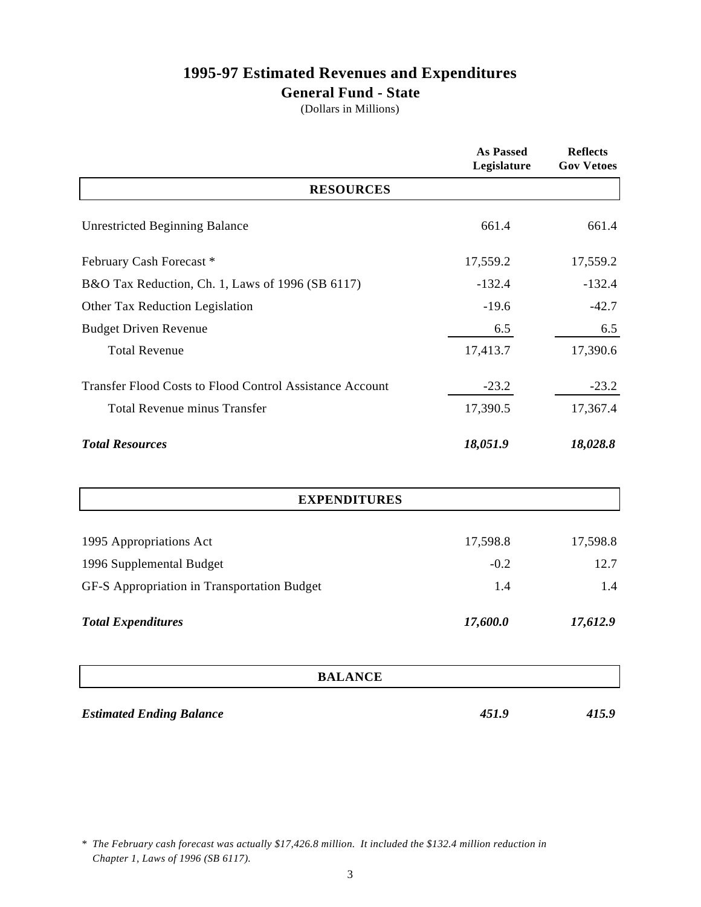# 1995-97 Estimated Revenues and Expenditures

## General Fund - State

(Dollars in Millions)

| | As Passed Legislature | Reflects Gov Vetoes |
|---|---|---|
| **RESOURCES** | | |
| Unrestricted Beginning Balance | 661.4 | 661.4 |
| February Cash Forecast * | 17,559.2 | 17,559.2 |
| B&O Tax Reduction, Ch. 1, Laws of 1996 (SB 6117) | -132.4 | -132.4 |
| Other Tax Reduction Legislation | -19.6 | -42.7 |
| Budget Driven Revenue | 6.5 | 6.5 |
| Total Revenue | 17,413.7 | 17,390.6 |
| Transfer Flood Costs to Flood Control Assistance Account | -23.2 | -23.2 |
| Total Revenue minus Transfer | 17,390.5 | 17,367.4 |
| ***Total Resources*** | ***18,051.9*** | ***18,028.8*** |
| **EXPENDITURES** | | |
| 1995 Appropriations Act | 17,598.8 | 17,598.8 |
| 1996 Supplemental Budget | -0.2 | 12.7 |
| GF-S Appropriation in Transportation Budget | 1.4 | 1.4 |
| ***Total Expenditures*** | ***17,600.0*** | ***17,612.9*** |
| **BALANCE** | | |
| ***Estimated Ending Balance*** | ***451.9*** | ***415.9*** |

* *The February cash forecast was actually $17,426.8 million. It included the $132.4 million reduction in Chapter 1, Laws of 1996 (SB 6117).*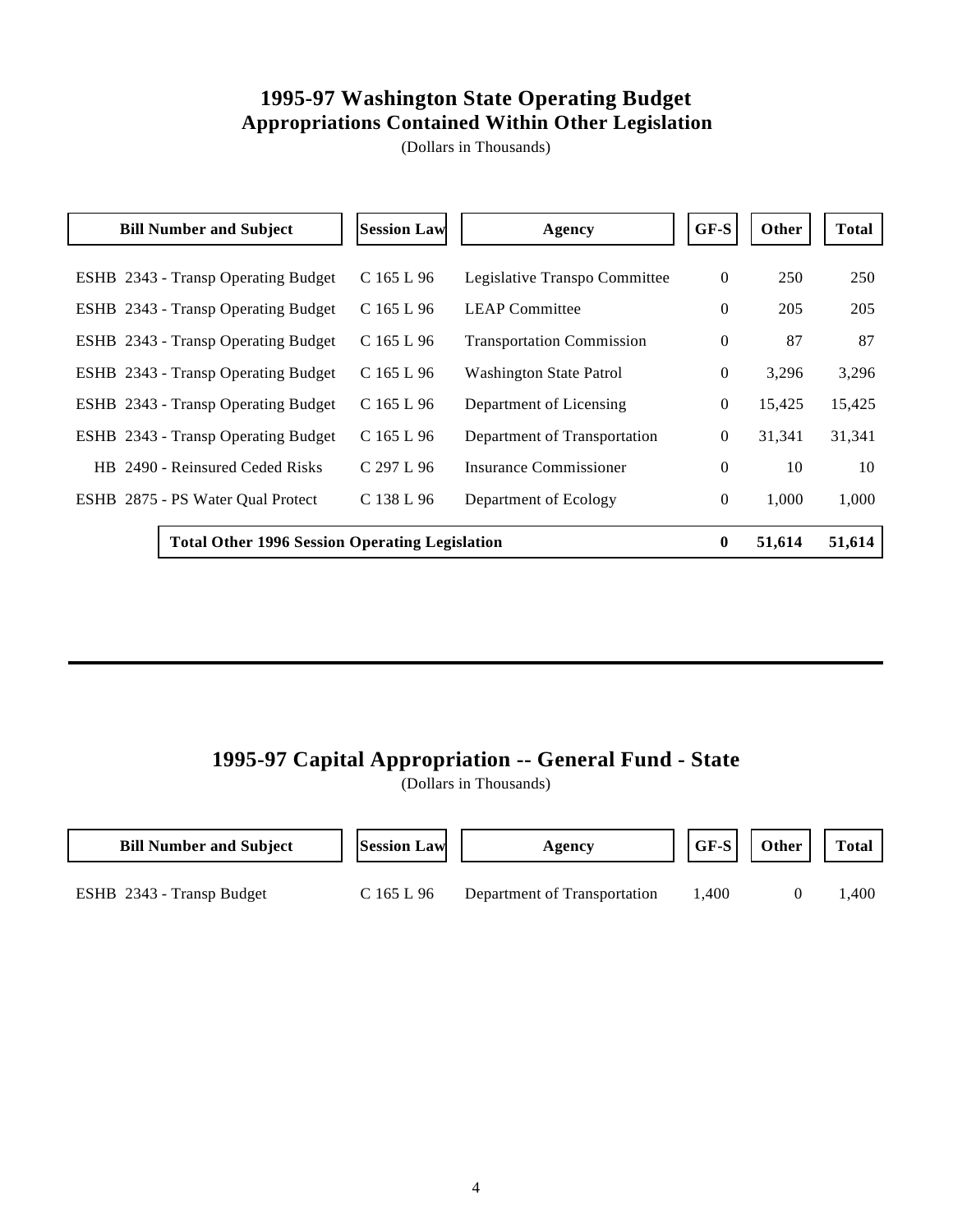# 1995-97 Washington State Operating Budget
## Appropriations Contained Within Other Legislation

(Dollars in Thousands)

| Bill Number and Subject | Session Law | Agency | GF-S | Other | Total |
|---|---|---|---|---|---|
| ESHB 2343 - Transp Operating Budget | C 165 L 96 | Legislative Transpo Committee | 0 | 250 | 250 |
| ESHB 2343 - Transp Operating Budget | C 165 L 96 | LEAP Committee | 0 | 205 | 205 |
| ESHB 2343 - Transp Operating Budget | C 165 L 96 | Transportation Commission | 0 | 87 | 87 |
| ESHB 2343 - Transp Operating Budget | C 165 L 96 | Washington State Patrol | 0 | 3,296 | 3,296 |
| ESHB 2343 - Transp Operating Budget | C 165 L 96 | Department of Licensing | 0 | 15,425 | 15,425 |
| ESHB 2343 - Transp Operating Budget | C 165 L 96 | Department of Transportation | 0 | 31,341 | 31,341 |
| HB 2490 - Reinsured Ceded Risks | C 297 L 96 | Insurance Commissioner | 0 | 10 | 10 |
| ESHB 2875 - PS Water Qual Protect | C 138 L 96 | Department of Ecology | 0 | 1,000 | 1,000 |
| **Total Other 1996 Session Operating Legislation** | | | **0** | **51,614** | **51,614** |

# 1995-97 Capital Appropriation -- General Fund - State

(Dollars in Thousands)

| Bill Number and Subject | Session Law | Agency | GF-S | Other | Total |
|---|---|---|---|---|---|
| ESHB 2343 - Transp Budget | C 165 L 96 | Department of Transportation | 1,400 | 0 | 1,400 |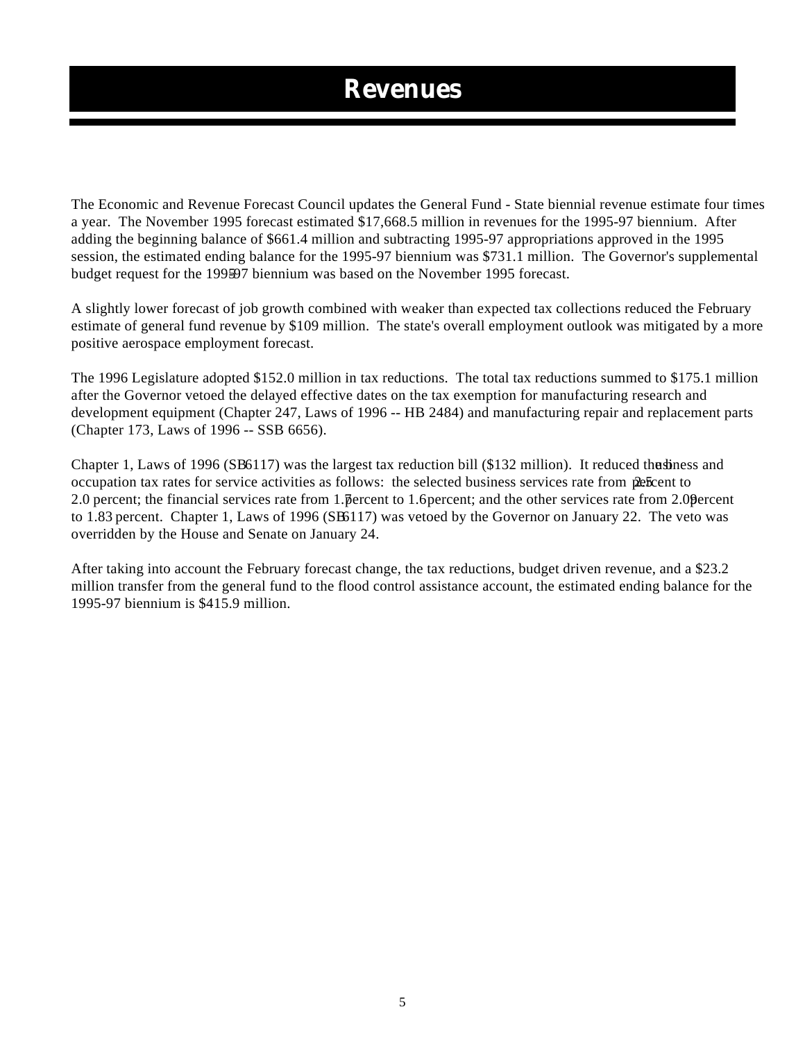# Revenues

The Economic and Revenue Forecast Council updates the General Fund - State biennial revenue estimate four times a year. The November 1995 forecast estimated $17,668.5 million in revenues for the 1995-97 biennium. After adding the beginning balance of $661.4 million and subtracting 1995-97 appropriations approved in the 1995 session, the estimated ending balance for the 1995-97 biennium was $731.1 million. The Governor's supplemental budget request for the 1995-97 biennium was based on the November 1995 forecast.

A slightly lower forecast of job growth combined with weaker than expected tax collections reduced the February estimate of general fund revenue by $109 million. The state's overall employment outlook was mitigated by a more positive aerospace employment forecast.

The 1996 Legislature adopted $152.0 million in tax reductions. The total tax reductions summed to $175.1 million after the Governor vetoed the delayed effective dates on the tax exemption for manufacturing research and development equipment (Chapter 247, Laws of 1996 -- HB 2484) and manufacturing repair and replacement parts (Chapter 173, Laws of 1996 -- SSB 6656).

Chapter 1, Laws of 1996 (SB 6117) was the largest tax reduction bill ($132 million). It reduced the business and occupation tax rates for service activities as follows: the selected business services rate from 2.5 percent to 2.0 percent; the financial services rate from 1.7 percent to 1.6 percent; and the other services rate from 2.09 percent to 1.83 percent. Chapter 1, Laws of 1996 (SB 6117) was vetoed by the Governor on January 22. The veto was overridden by the House and Senate on January 24.

After taking into account the February forecast change, the tax reductions, budget driven revenue, and a $23.2 million transfer from the general fund to the flood control assistance account, the estimated ending balance for the 1995-97 biennium is $415.9 million.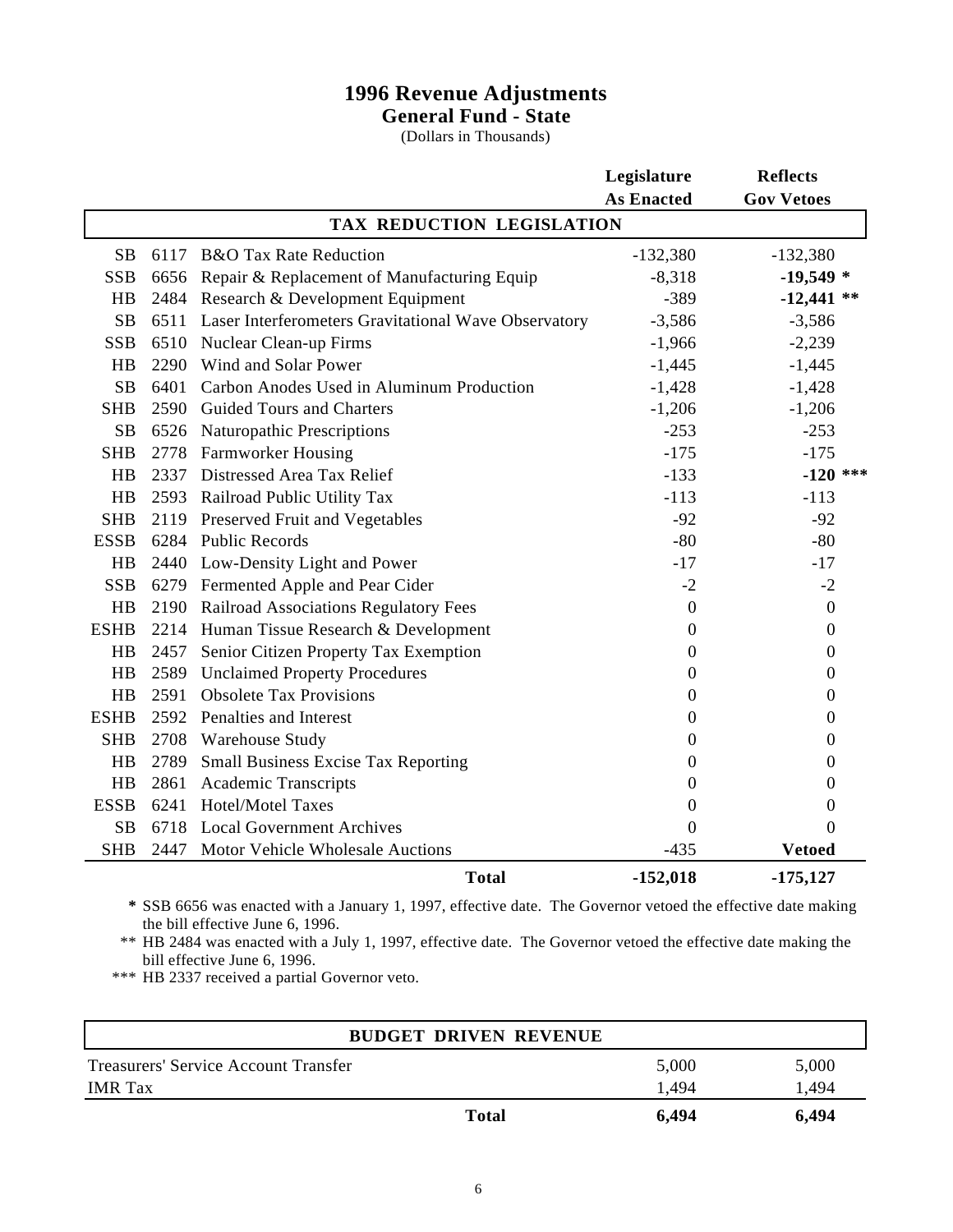# 1996 Revenue Adjustments

## General Fund - State

(Dollars in Thousands)

| | | | Legislature As Enacted | Reflects Gov Vetoes |
|---|---|---|---|---|
| **TAX REDUCTION LEGISLATION** | | | | |
| SB | 6117 | B&O Tax Rate Reduction | -132,380 | -132,380 |
| SSB | 6656 | Repair & Replacement of Manufacturing Equip | -8,318 | **-19,549 *** |
| HB | 2484 | Research & Development Equipment | -389 | **-12,441 **** |
| SB | 6511 | Laser Interferometers Gravitational Wave Observatory | -3,586 | -3,586 |
| SSB | 6510 | Nuclear Clean-up Firms | -1,966 | -2,239 |
| HB | 2290 | Wind and Solar Power | -1,445 | -1,445 |
| SB | 6401 | Carbon Anodes Used in Aluminum Production | -1,428 | -1,428 |
| SHB | 2590 | Guided Tours and Charters | -1,206 | -1,206 |
| SB | 6526 | Naturopathic Prescriptions | -253 | -253 |
| SHB | 2778 | Farmworker Housing | -175 | -175 |
| HB | 2337 | Distressed Area Tax Relief | -133 | **-120 ***** |
| HB | 2593 | Railroad Public Utility Tax | -113 | -113 |
| SHB | 2119 | Preserved Fruit and Vegetables | -92 | -92 |
| ESSB | 6284 | Public Records | -80 | -80 |
| HB | 2440 | Low-Density Light and Power | -17 | -17 |
| SSB | 6279 | Fermented Apple and Pear Cider | -2 | -2 |
| HB | 2190 | Railroad Associations Regulatory Fees | 0 | 0 |
| ESHB | 2214 | Human Tissue Research & Development | 0 | 0 |
| HB | 2457 | Senior Citizen Property Tax Exemption | 0 | 0 |
| HB | 2589 | Unclaimed Property Procedures | 0 | 0 |
| HB | 2591 | Obsolete Tax Provisions | 0 | 0 |
| ESHB | 2592 | Penalties and Interest | 0 | 0 |
| SHB | 2708 | Warehouse Study | 0 | 0 |
| HB | 2789 | Small Business Excise Tax Reporting | 0 | 0 |
| HB | 2861 | Academic Transcripts | 0 | 0 |
| ESSB | 6241 | Hotel/Motel Taxes | 0 | 0 |
| SB | 6718 | Local Government Archives | 0 | 0 |
| SHB | 2447 | Motor Vehicle Wholesale Auctions | -435 | **Vetoed** |
| | | **Total** | **-152,018** | **-175,127** |

**\*** SSB 6656 was enacted with a January 1, 1997, effective date. The Governor vetoed the effective date making the bill effective June 6, 1996.

** HB 2484 was enacted with a July 1, 1997, effective date. The Governor vetoed the effective date making the bill effective June 6, 1996.

*** HB 2337 received a partial Governor veto.

| **BUDGET DRIVEN REVENUE** | Legislature As Enacted | Reflects Gov Vetoes |
|---|---|---|
| Treasurers' Service Account Transfer | 5,000 | 5,000 |
| IMR Tax | 1,494 | 1,494 |
| **Total** | **6,494** | **6,494** |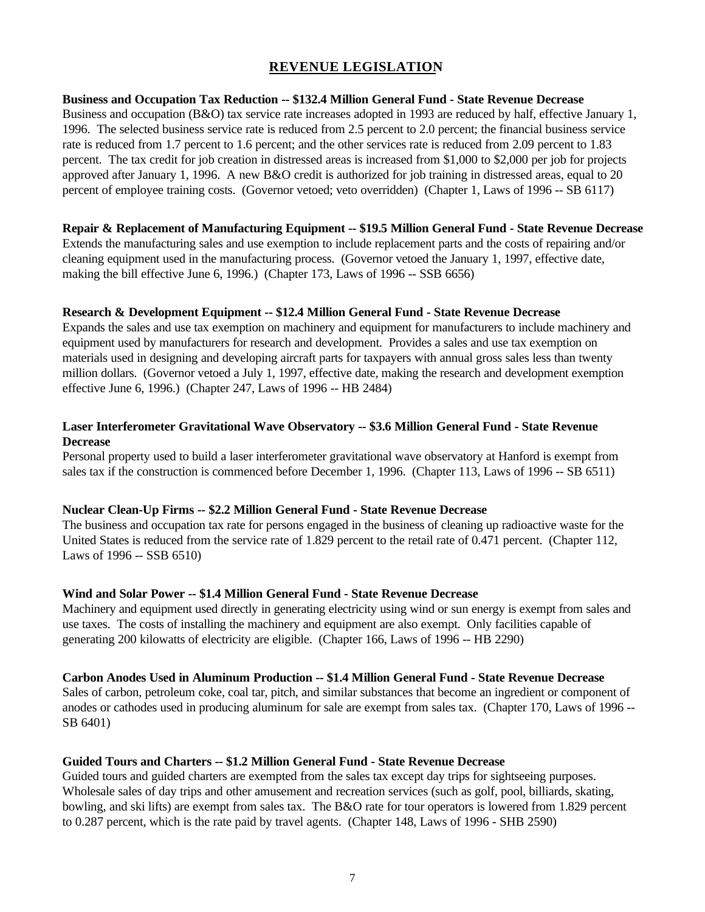## REVENUE LEGISLATION

**Business and Occupation Tax Reduction -- $132.4 Million General Fund - State Revenue Decrease**
Business and occupation (B&O) tax service rate increases adopted in 1993 are reduced by half, effective January 1, 1996. The selected business service rate is reduced from 2.5 percent to 2.0 percent; the financial business service rate is reduced from 1.7 percent to 1.6 percent; and the other services rate is reduced from 2.09 percent to 1.83 percent. The tax credit for job creation in distressed areas is increased from $1,000 to $2,000 per job for projects approved after January 1, 1996. A new B&O credit is authorized for job training in distressed areas, equal to 20 percent of employee training costs. (Governor vetoed; veto overridden) (Chapter 1, Laws of 1996 -- SB 6117)

**Repair & Replacement of Manufacturing Equipment -- $19.5 Million General Fund - State Revenue Decrease**
Extends the manufacturing sales and use exemption to include replacement parts and the costs of repairing and/or cleaning equipment used in the manufacturing process. (Governor vetoed the January 1, 1997, effective date, making the bill effective June 6, 1996.) (Chapter 173, Laws of 1996 -- SSB 6656)

**Research & Development Equipment -- $12.4 Million General Fund - State Revenue Decrease**
Expands the sales and use tax exemption on machinery and equipment for manufacturers to include machinery and equipment used by manufacturers for research and development. Provides a sales and use tax exemption on materials used in designing and developing aircraft parts for taxpayers with annual gross sales less than twenty million dollars. (Governor vetoed a July 1, 1997, effective date, making the research and development exemption effective June 6, 1996.) (Chapter 247, Laws of 1996 -- HB 2484)

**Laser Interferometer Gravitational Wave Observatory -- $3.6 Million General Fund - State Revenue Decrease**
Personal property used to build a laser interferometer gravitational wave observatory at Hanford is exempt from sales tax if the construction is commenced before December 1, 1996. (Chapter 113, Laws of 1996 -- SB 6511)

**Nuclear Clean-Up Firms -- $2.2 Million General Fund - State Revenue Decrease**
The business and occupation tax rate for persons engaged in the business of cleaning up radioactive waste for the United States is reduced from the service rate of 1.829 percent to the retail rate of 0.471 percent. (Chapter 112, Laws of 1996 -- SSB 6510)

**Wind and Solar Power -- $1.4 Million General Fund - State Revenue Decrease**
Machinery and equipment used directly in generating electricity using wind or sun energy is exempt from sales and use taxes. The costs of installing the machinery and equipment are also exempt. Only facilities capable of generating 200 kilowatts of electricity are eligible. (Chapter 166, Laws of 1996 -- HB 2290)

**Carbon Anodes Used in Aluminum Production -- $1.4 Million General Fund - State Revenue Decrease**
Sales of carbon, petroleum coke, coal tar, pitch, and similar substances that become an ingredient or component of anodes or cathodes used in producing aluminum for sale are exempt from sales tax. (Chapter 170, Laws of 1996 -- SB 6401)

**Guided Tours and Charters -- $1.2 Million General Fund - State Revenue Decrease**
Guided tours and guided charters are exempted from the sales tax except day trips for sightseeing purposes. Wholesale sales of day trips and other amusement and recreation services (such as golf, pool, billiards, skating, bowling, and ski lifts) are exempt from sales tax. The B&O rate for tour operators is lowered from 1.829 percent to 0.287 percent, which is the rate paid by travel agents. (Chapter 148, Laws of 1996 - SHB 2590)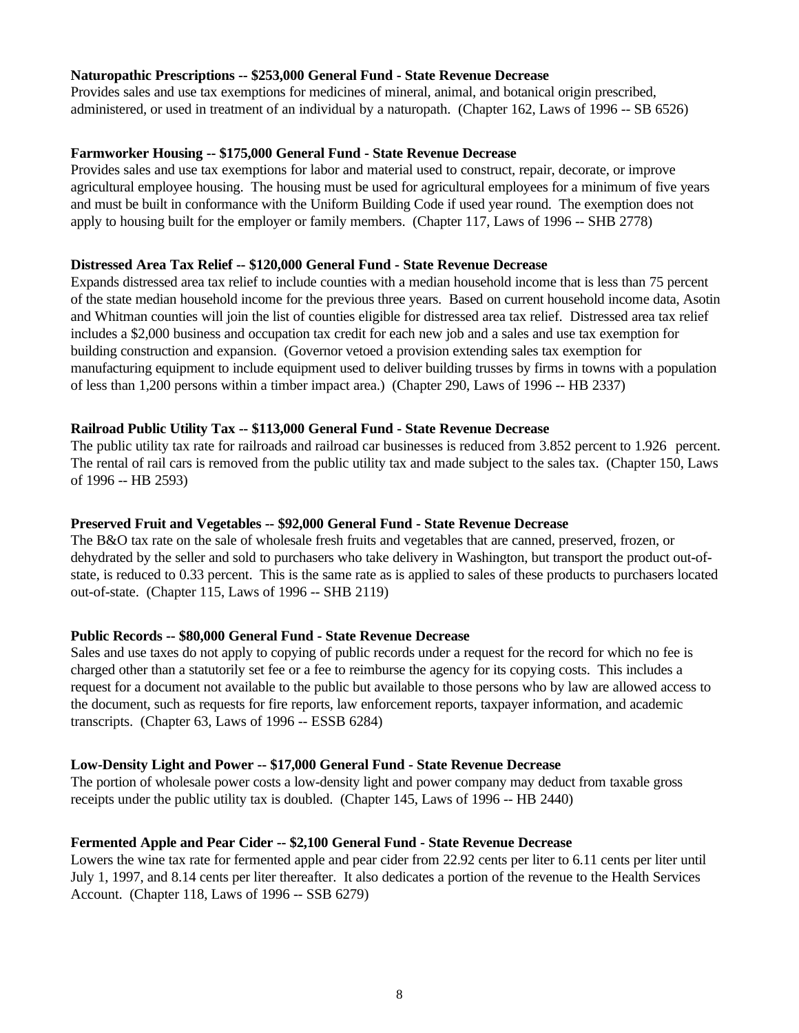**Naturopathic Prescriptions -- $253,000 General Fund - State Revenue Decrease**
Provides sales and use tax exemptions for medicines of mineral, animal, and botanical origin prescribed, administered, or used in treatment of an individual by a naturopath. (Chapter 162, Laws of 1996 -- SB 6526)

**Farmworker Housing -- $175,000 General Fund - State Revenue Decrease**
Provides sales and use tax exemptions for labor and material used to construct, repair, decorate, or improve agricultural employee housing. The housing must be used for agricultural employees for a minimum of five years and must be built in conformance with the Uniform Building Code if used year round. The exemption does not apply to housing built for the employer or family members. (Chapter 117, Laws of 1996 -- SHB 2778)

**Distressed Area Tax Relief -- $120,000 General Fund - State Revenue Decrease**
Expands distressed area tax relief to include counties with a median household income that is less than 75 percent of the state median household income for the previous three years. Based on current household income data, Asotin and Whitman counties will join the list of counties eligible for distressed area tax relief. Distressed area tax relief includes a $2,000 business and occupation tax credit for each new job and a sales and use tax exemption for building construction and expansion. (Governor vetoed a provision extending sales tax exemption for manufacturing equipment to include equipment used to deliver building trusses by firms in towns with a population of less than 1,200 persons within a timber impact area.) (Chapter 290, Laws of 1996 -- HB 2337)

**Railroad Public Utility Tax -- $113,000 General Fund - State Revenue Decrease**
The public utility tax rate for railroads and railroad car businesses is reduced from 3.852 percent to 1.926 percent. The rental of rail cars is removed from the public utility tax and made subject to the sales tax. (Chapter 150, Laws of 1996 -- HB 2593)

**Preserved Fruit and Vegetables -- $92,000 General Fund - State Revenue Decrease**
The B&O tax rate on the sale of wholesale fresh fruits and vegetables that are canned, preserved, frozen, or dehydrated by the seller and sold to purchasers who take delivery in Washington, but transport the product out-of-state, is reduced to 0.33 percent. This is the same rate as is applied to sales of these products to purchasers located out-of-state. (Chapter 115, Laws of 1996 -- SHB 2119)

**Public Records -- $80,000 General Fund - State Revenue Decrease**
Sales and use taxes do not apply to copying of public records under a request for the record for which no fee is charged other than a statutorily set fee or a fee to reimburse the agency for its copying costs. This includes a request for a document not available to the public but available to those persons who by law are allowed access to the document, such as requests for fire reports, law enforcement reports, taxpayer information, and academic transcripts. (Chapter 63, Laws of 1996 -- ESSB 6284)

**Low-Density Light and Power -- $17,000 General Fund - State Revenue Decrease**
The portion of wholesale power costs a low-density light and power company may deduct from taxable gross receipts under the public utility tax is doubled. (Chapter 145, Laws of 1996 -- HB 2440)

**Fermented Apple and Pear Cider -- $2,100 General Fund - State Revenue Decrease**
Lowers the wine tax rate for fermented apple and pear cider from 22.92 cents per liter to 6.11 cents per liter until July 1, 1997, and 8.14 cents per liter thereafter. It also dedicates a portion of the revenue to the Health Services Account. (Chapter 118, Laws of 1996 -- SSB 6279)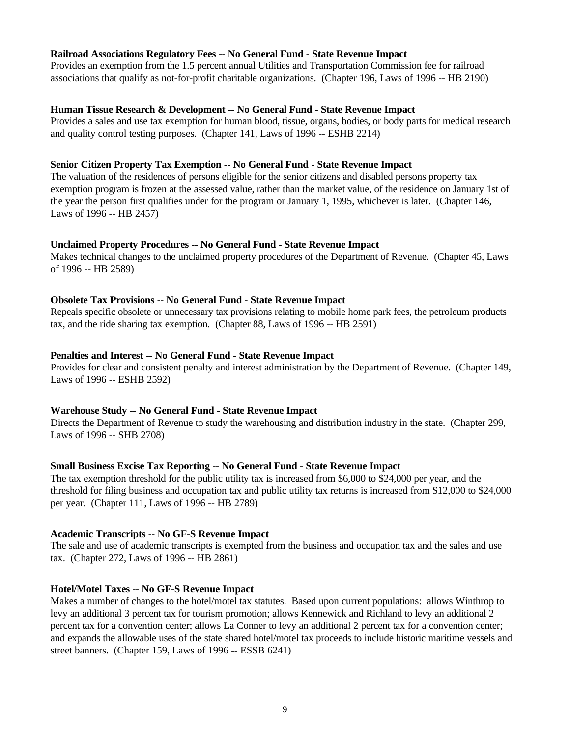**Railroad Associations Regulatory Fees -- No General Fund - State Revenue Impact**
Provides an exemption from the 1.5 percent annual Utilities and Transportation Commission fee for railroad associations that qualify as not-for-profit charitable organizations. (Chapter 196, Laws of 1996 -- HB 2190)

**Human Tissue Research & Development -- No General Fund - State Revenue Impact**
Provides a sales and use tax exemption for human blood, tissue, organs, bodies, or body parts for medical research and quality control testing purposes. (Chapter 141, Laws of 1996 -- ESHB 2214)

**Senior Citizen Property Tax Exemption -- No General Fund - State Revenue Impact**
The valuation of the residences of persons eligible for the senior citizens and disabled persons property tax exemption program is frozen at the assessed value, rather than the market value, of the residence on January 1st of the year the person first qualifies under for the program or January 1, 1995, whichever is later. (Chapter 146, Laws of 1996 -- HB 2457)

**Unclaimed Property Procedures -- No General Fund - State Revenue Impact**
Makes technical changes to the unclaimed property procedures of the Department of Revenue. (Chapter 45, Laws of 1996 -- HB 2589)

**Obsolete Tax Provisions -- No General Fund - State Revenue Impact**
Repeals specific obsolete or unnecessary tax provisions relating to mobile home park fees, the petroleum products tax, and the ride sharing tax exemption. (Chapter 88, Laws of 1996 -- HB 2591)

**Penalties and Interest -- No General Fund - State Revenue Impact**
Provides for clear and consistent penalty and interest administration by the Department of Revenue. (Chapter 149, Laws of 1996 -- ESHB 2592)

**Warehouse Study -- No General Fund - State Revenue Impact**
Directs the Department of Revenue to study the warehousing and distribution industry in the state. (Chapter 299, Laws of 1996 -- SHB 2708)

**Small Business Excise Tax Reporting -- No General Fund - State Revenue Impact**
The tax exemption threshold for the public utility tax is increased from $6,000 to $24,000 per year, and the threshold for filing business and occupation tax and public utility tax returns is increased from $12,000 to $24,000 per year. (Chapter 111, Laws of 1996 -- HB 2789)

**Academic Transcripts -- No GF-S Revenue Impact**
The sale and use of academic transcripts is exempted from the business and occupation tax and the sales and use tax. (Chapter 272, Laws of 1996 -- HB 2861)

**Hotel/Motel Taxes -- No GF-S Revenue Impact**
Makes a number of changes to the hotel/motel tax statutes. Based upon current populations: allows Winthrop to levy an additional 3 percent tax for tourism promotion; allows Kennewick and Richland to levy an additional 2 percent tax for a convention center; allows La Conner to levy an additional 2 percent tax for a convention center; and expands the allowable uses of the state shared hotel/motel tax proceeds to include historic maritime vessels and street banners. (Chapter 159, Laws of 1996 -- ESSB 6241)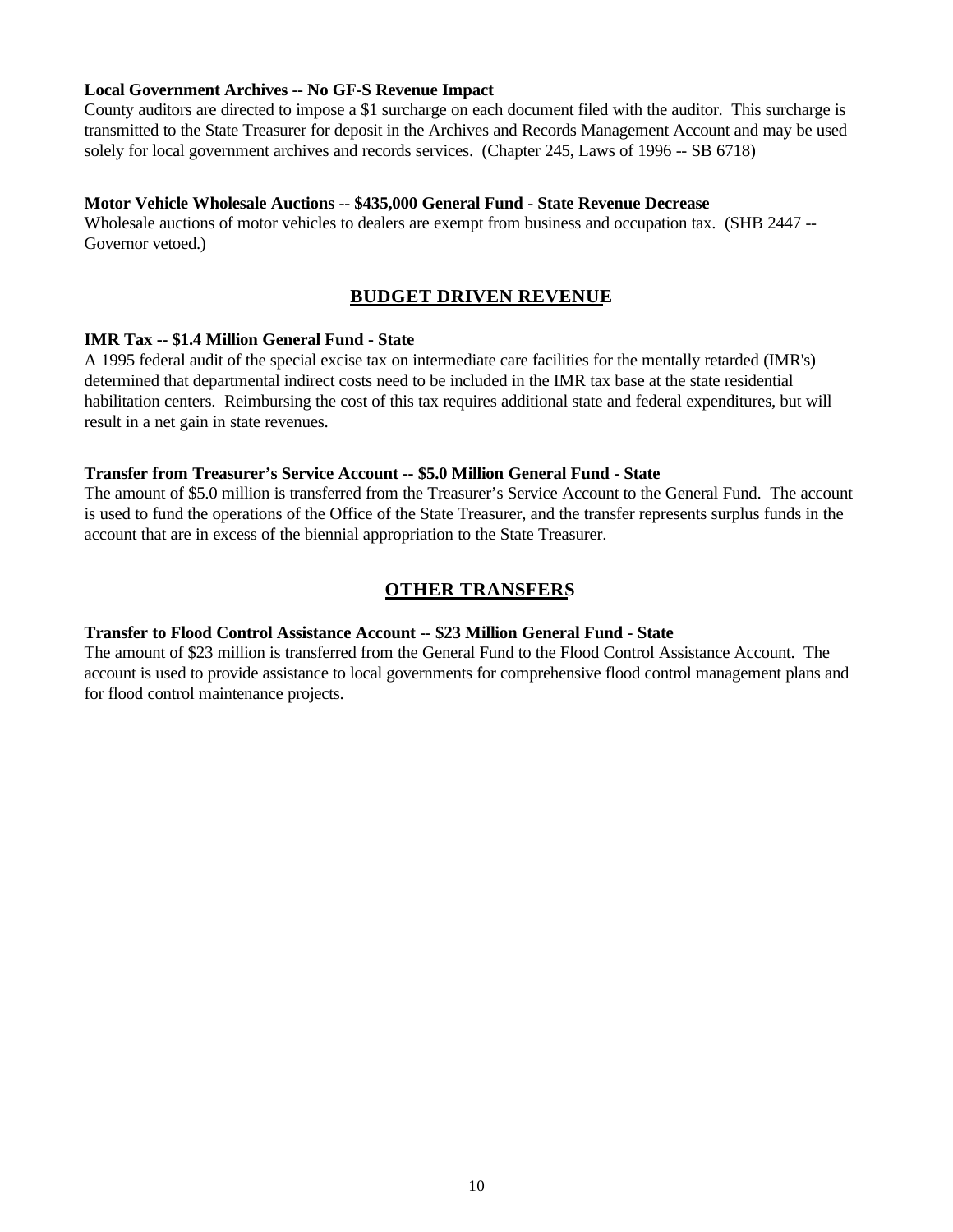**Local Government Archives -- No GF-S Revenue Impact**

County auditors are directed to impose a $1 surcharge on each document filed with the auditor. This surcharge is transmitted to the State Treasurer for deposit in the Archives and Records Management Account and may be used solely for local government archives and records services. (Chapter 245, Laws of 1996 -- SB 6718)

**Motor Vehicle Wholesale Auctions -- $435,000 General Fund - State Revenue Decrease**

Wholesale auctions of motor vehicles to dealers are exempt from business and occupation tax. (SHB 2447 -- Governor vetoed.)

## BUDGET DRIVEN REVENUE

**IMR Tax -- $1.4 Million General Fund - State**

A 1995 federal audit of the special excise tax on intermediate care facilities for the mentally retarded (IMR's) determined that departmental indirect costs need to be included in the IMR tax base at the state residential habilitation centers. Reimbursing the cost of this tax requires additional state and federal expenditures, but will result in a net gain in state revenues.

**Transfer from Treasurer's Service Account -- $5.0 Million General Fund - State**

The amount of $5.0 million is transferred from the Treasurer's Service Account to the General Fund. The account is used to fund the operations of the Office of the State Treasurer, and the transfer represents surplus funds in the account that are in excess of the biennial appropriation to the State Treasurer.

## OTHER TRANSFERS

**Transfer to Flood Control Assistance Account -- $23 Million General Fund - State**

The amount of $23 million is transferred from the General Fund to the Flood Control Assistance Account. The account is used to provide assistance to local governments for comprehensive flood control management plans and for flood control maintenance projects.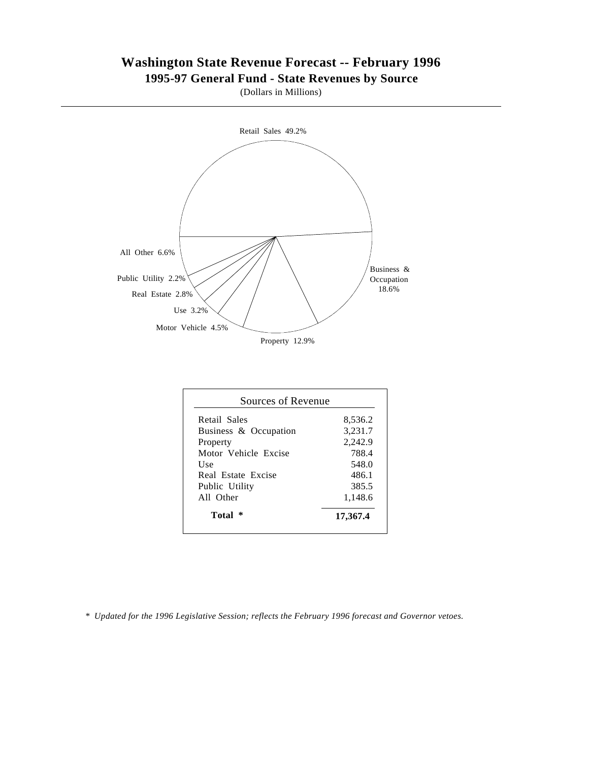# Washington State Revenue Forecast -- February 1996

## 1995-97 General Fund - State Revenues by Source

(Dollars in Millions)

Retail Sales 49.2%

Business & Occupation 18.6%

Property 12.9%

Motor Vehicle 4.5%

Use 3.2%

Real Estate 2.8%

Public Utility 2.2%

All Other 6.6%

| Sources of Revenue | |
|---|---|
| Retail Sales | 8,536.2 |
| Business & Occupation | 3,231.7 |
| Property | 2,242.9 |
| Motor Vehicle Excise | 788.4 |
| Use | 548.0 |
| Real Estate Excise | 486.1 |
| Public Utility | 385.5 |
| All Other | 1,148.6 |
| **Total \*** | **17,367.4** |

\* *Updated for the 1996 Legislative Session; reflects the February 1996 forecast and Governor vetoes.*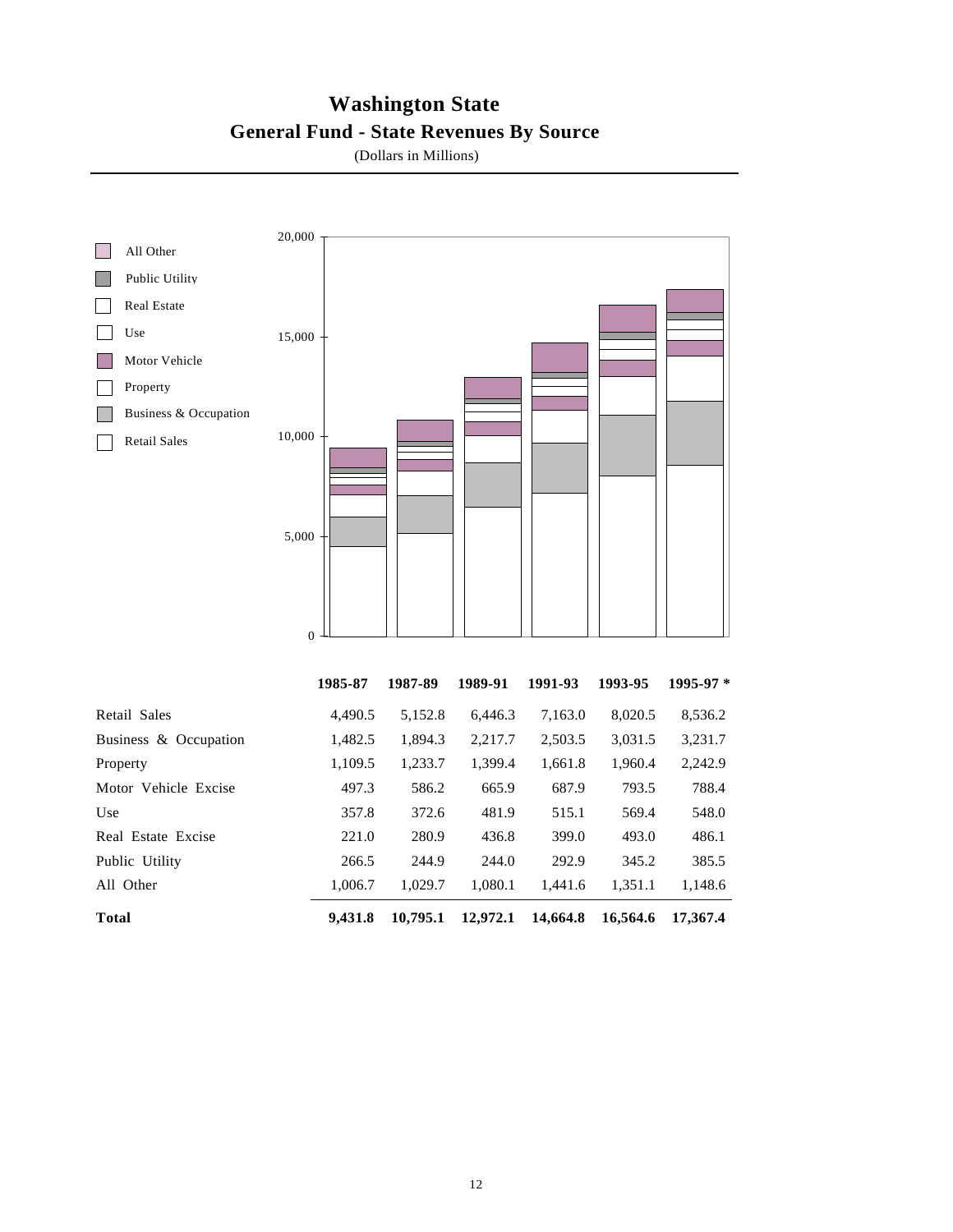# Washington State

## General Fund - State Revenues By Source

(Dollars in Millions)

| | 1985-87 | 1987-89 | 1989-91 | 1991-93 | 1993-95 | 1995-97 * |
|---|---|---|---|---|---|---|
| Retail Sales | 4,490.5 | 5,152.8 | 6,446.3 | 7,163.0 | 8,020.5 | 8,536.2 |
| Business & Occupation | 1,482.5 | 1,894.3 | 2,217.7 | 2,503.5 | 3,031.5 | 3,231.7 |
| Property | 1,109.5 | 1,233.7 | 1,399.4 | 1,661.8 | 1,960.4 | 2,242.9 |
| Motor Vehicle Excise | 497.3 | 586.2 | 665.9 | 687.9 | 793.5 | 788.4 |
| Use | 357.8 | 372.6 | 481.9 | 515.1 | 569.4 | 548.0 |
| Real Estate Excise | 221.0 | 280.9 | 436.8 | 399.0 | 493.0 | 486.1 |
| Public Utility | 266.5 | 244.9 | 244.0 | 292.9 | 345.2 | 385.5 |
| All Other | 1,006.7 | 1,029.7 | 1,080.1 | 1,441.6 | 1,351.1 | 1,148.6 |
| **Total** | **9,431.8** | **10,795.1** | **12,972.1** | **14,664.8** | **16,564.6** | **17,367.4** |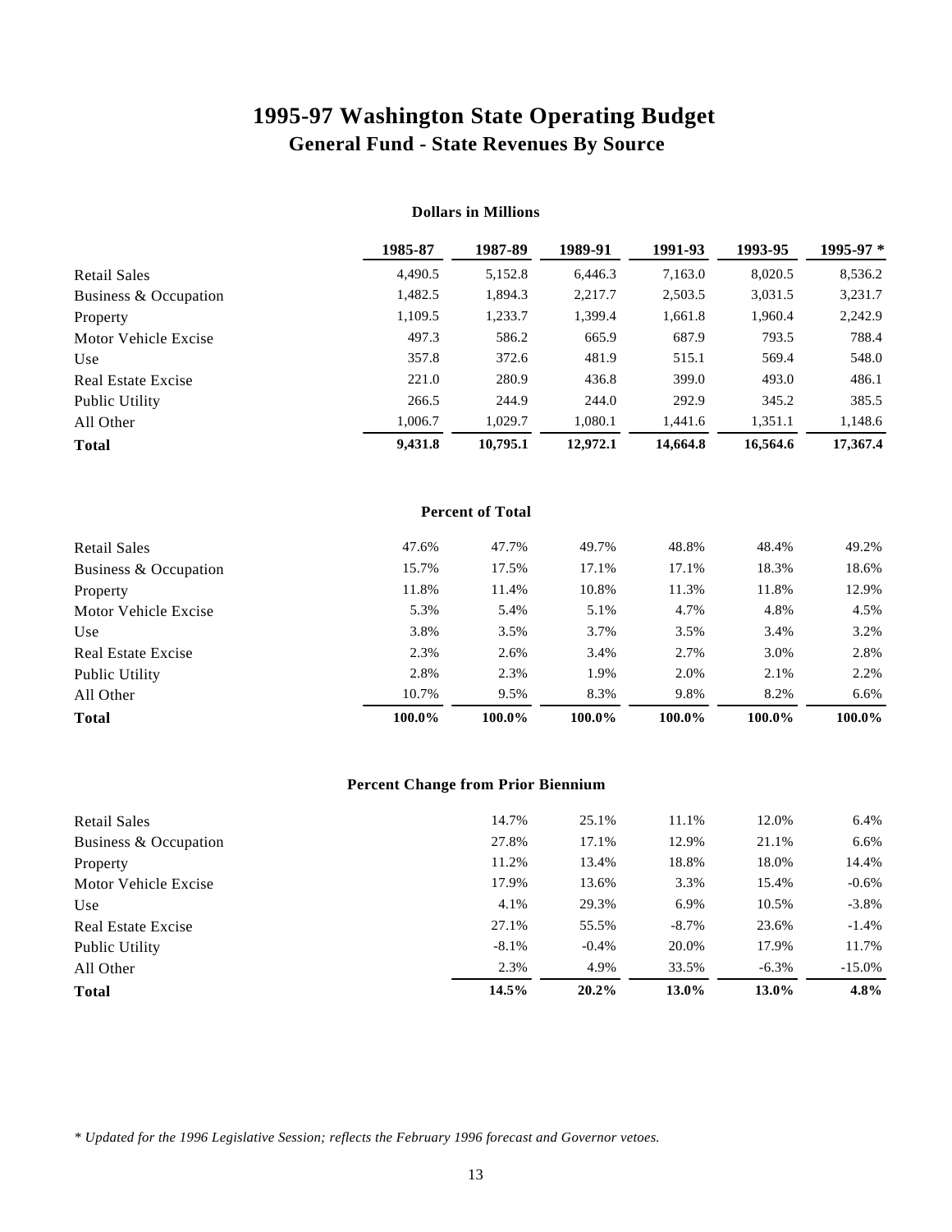# 1995-97 Washington State Operating Budget

## General Fund - State Revenues By Source

**Dollars in Millions**

| | 1985-87 | 1987-89 | 1989-91 | 1991-93 | 1993-95 | 1995-97 * |
|---|---|---|---|---|---|---|
| Retail Sales | 4,490.5 | 5,152.8 | 6,446.3 | 7,163.0 | 8,020.5 | 8,536.2 |
| Business & Occupation | 1,482.5 | 1,894.3 | 2,217.7 | 2,503.5 | 3,031.5 | 3,231.7 |
| Property | 1,109.5 | 1,233.7 | 1,399.4 | 1,661.8 | 1,960.4 | 2,242.9 |
| Motor Vehicle Excise | 497.3 | 586.2 | 665.9 | 687.9 | 793.5 | 788.4 |
| Use | 357.8 | 372.6 | 481.9 | 515.1 | 569.4 | 548.0 |
| Real Estate Excise | 221.0 | 280.9 | 436.8 | 399.0 | 493.0 | 486.1 |
| Public Utility | 266.5 | 244.9 | 244.0 | 292.9 | 345.2 | 385.5 |
| All Other | 1,006.7 | 1,029.7 | 1,080.1 | 1,441.6 | 1,351.1 | 1,148.6 |
| **Total** | **9,431.8** | **10,795.1** | **12,972.1** | **14,664.8** | **16,564.6** | **17,367.4** |

**Percent of Total**

| | 1985-87 | 1987-89 | 1989-91 | 1991-93 | 1993-95 | 1995-97 * |
|---|---|---|---|---|---|---|
| Retail Sales | 47.6% | 47.7% | 49.7% | 48.8% | 48.4% | 49.2% |
| Business & Occupation | 15.7% | 17.5% | 17.1% | 17.1% | 18.3% | 18.6% |
| Property | 11.8% | 11.4% | 10.8% | 11.3% | 11.8% | 12.9% |
| Motor Vehicle Excise | 5.3% | 5.4% | 5.1% | 4.7% | 4.8% | 4.5% |
| Use | 3.8% | 3.5% | 3.7% | 3.5% | 3.4% | 3.2% |
| Real Estate Excise | 2.3% | 2.6% | 3.4% | 2.7% | 3.0% | 2.8% |
| Public Utility | 2.8% | 2.3% | 1.9% | 2.0% | 2.1% | 2.2% |
| All Other | 10.7% | 9.5% | 8.3% | 9.8% | 8.2% | 6.6% |
| **Total** | **100.0%** | **100.0%** | **100.0%** | **100.0%** | **100.0%** | **100.0%** |

**Percent Change from Prior Biennium**

| | 1985-87 | 1987-89 | 1989-91 | 1991-93 | 1993-95 | 1995-97 * |
|---|---|---|---|---|---|---|
| Retail Sales | | 14.7% | 25.1% | 11.1% | 12.0% | 6.4% |
| Business & Occupation | | 27.8% | 17.1% | 12.9% | 21.1% | 6.6% |
| Property | | 11.2% | 13.4% | 18.8% | 18.0% | 14.4% |
| Motor Vehicle Excise | | 17.9% | 13.6% | 3.3% | 15.4% | -0.6% |
| Use | | 4.1% | 29.3% | 6.9% | 10.5% | -3.8% |
| Real Estate Excise | | 27.1% | 55.5% | -8.7% | 23.6% | -1.4% |
| Public Utility | | -8.1% | -0.4% | 20.0% | 17.9% | 11.7% |
| All Other | | 2.3% | 4.9% | 33.5% | -6.3% | -15.0% |
| **Total** | | **14.5%** | **20.2%** | **13.0%** | **13.0%** | **4.8%** |

*\* Updated for the 1996 Legislative Session; reflects the February 1996 forecast and Governor vetoes.*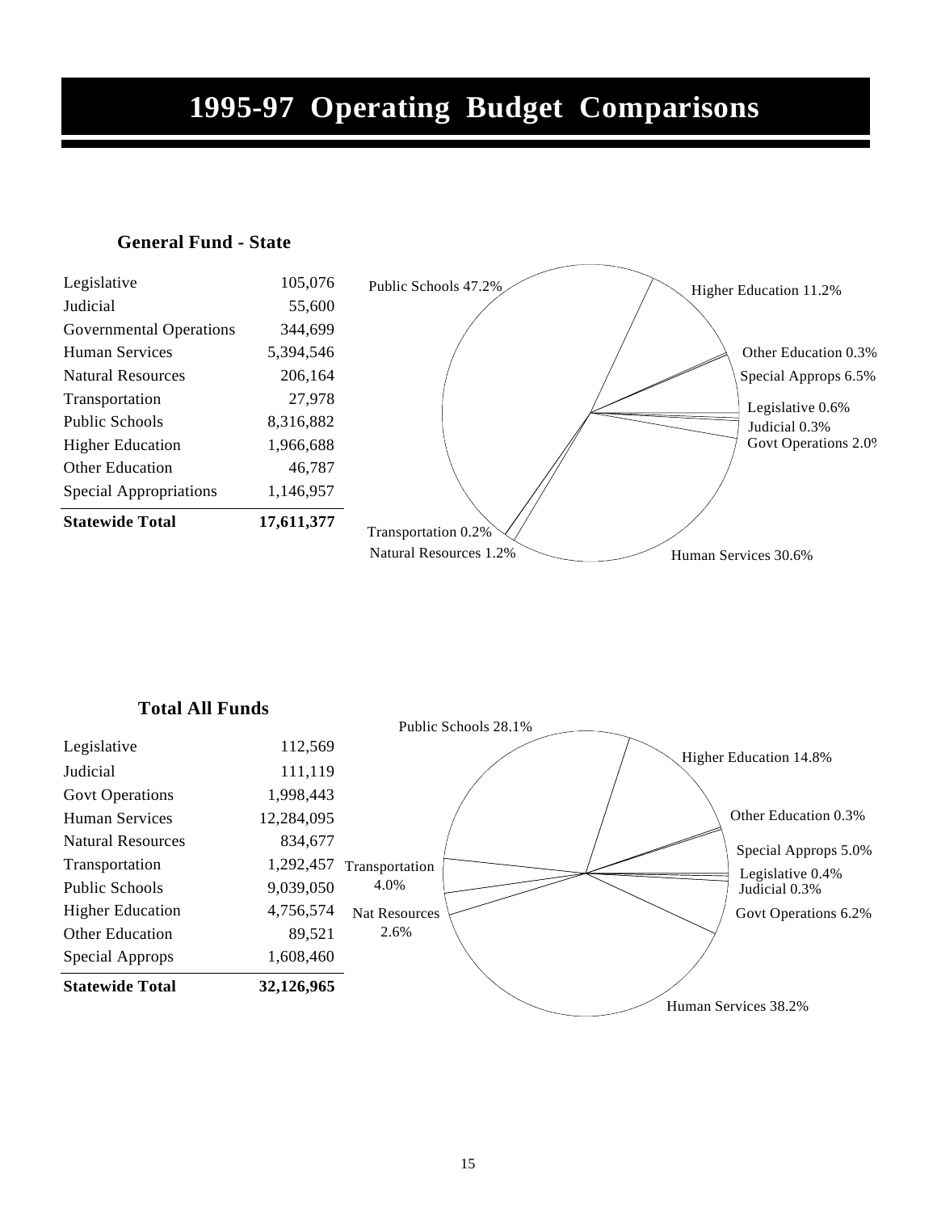# 1995-97 Operating Budget Comparisons

### General Fund - State

| | |
|---|---:|
| Legislative | 105,076 |
| Judicial | 55,600 |
| Governmental Operations | 344,699 |
| Human Services | 5,394,546 |
| Natural Resources | 206,164 |
| Transportation | 27,978 |
| Public Schools | 8,316,882 |
| Higher Education | 1,966,688 |
| Other Education | 46,787 |
| Special Appropriations | 1,146,957 |
| **Statewide Total** | **17,611,377** |

Public Schools 47.2%
Higher Education 11.2%
Other Education 0.3%
Special Approps 6.5%
Legislative 0.6%
Judicial 0.3%
Govt Operations 2.0%
Human Services 30.6%
Natural Resources 1.2%
Transportation 0.2%

### Total All Funds

| | |
|---|---:|
| Legislative | 112,569 |
| Judicial | 111,119 |
| Govt Operations | 1,998,443 |
| Human Services | 12,284,095 |
| Natural Resources | 834,677 |
| Transportation | 1,292,457 |
| Public Schools | 9,039,050 |
| Higher Education | 4,756,574 |
| Other Education | 89,521 |
| Special Approps | 1,608,460 |
| **Statewide Total** | **32,126,965** |

Public Schools 28.1%
Higher Education 14.8%
Other Education 0.3%
Special Approps 5.0%
Legislative 0.4%
Judicial 0.3%
Govt Operations 6.2%
Human Services 38.2%
Nat Resources 2.6%
Transportation 4.0%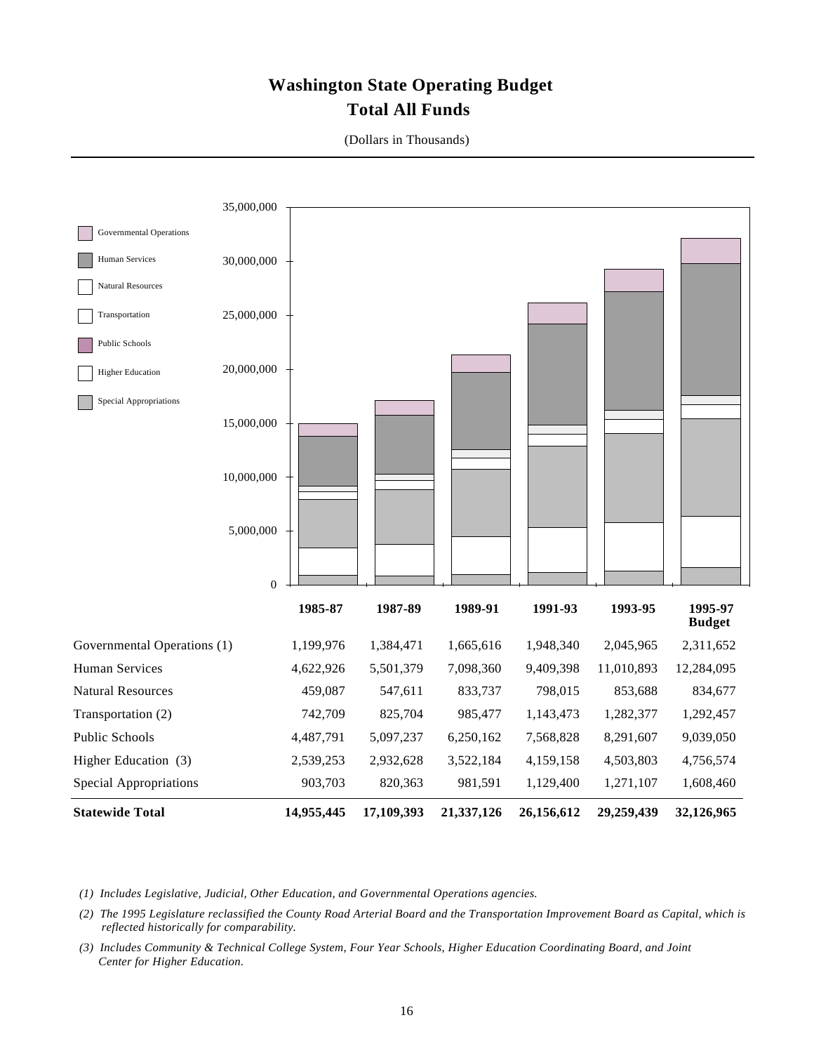# Washington State Operating Budget
## Total All Funds

(Dollars in Thousands)

| | 1985-87 | 1987-89 | 1989-91 | 1991-93 | 1993-95 | 1995-97 Budget |
|---|---|---|---|---|---|---|
| Governmental Operations (1) | 1,199,976 | 1,384,471 | 1,665,616 | 1,948,340 | 2,045,965 | 2,311,652 |
| Human Services | 4,622,926 | 5,501,379 | 7,098,360 | 9,409,398 | 11,010,893 | 12,284,095 |
| Natural Resources | 459,087 | 547,611 | 833,737 | 798,015 | 853,688 | 834,677 |
| Transportation (2) | 742,709 | 825,704 | 985,477 | 1,143,473 | 1,282,377 | 1,292,457 |
| Public Schools | 4,487,791 | 5,097,237 | 6,250,162 | 7,568,828 | 8,291,607 | 9,039,050 |
| Higher Education (3) | 2,539,253 | 2,932,628 | 3,522,184 | 4,159,158 | 4,503,803 | 4,756,574 |
| Special Appropriations | 903,703 | 820,363 | 981,591 | 1,129,400 | 1,271,107 | 1,608,460 |
| **Statewide Total** | **14,955,445** | **17,109,393** | **21,337,126** | **26,156,612** | **29,259,439** | **32,126,965** |

*(1) Includes Legislative, Judicial, Other Education, and Governmental Operations agencies.*

*(2) The 1995 Legislature reclassified the County Road Arterial Board and the Transportation Improvement Board as Capital, which is reflected historically for comparability.*

*(3) Includes Community & Technical College System, Four Year Schools, Higher Education Coordinating Board, and Joint Center for Higher Education.*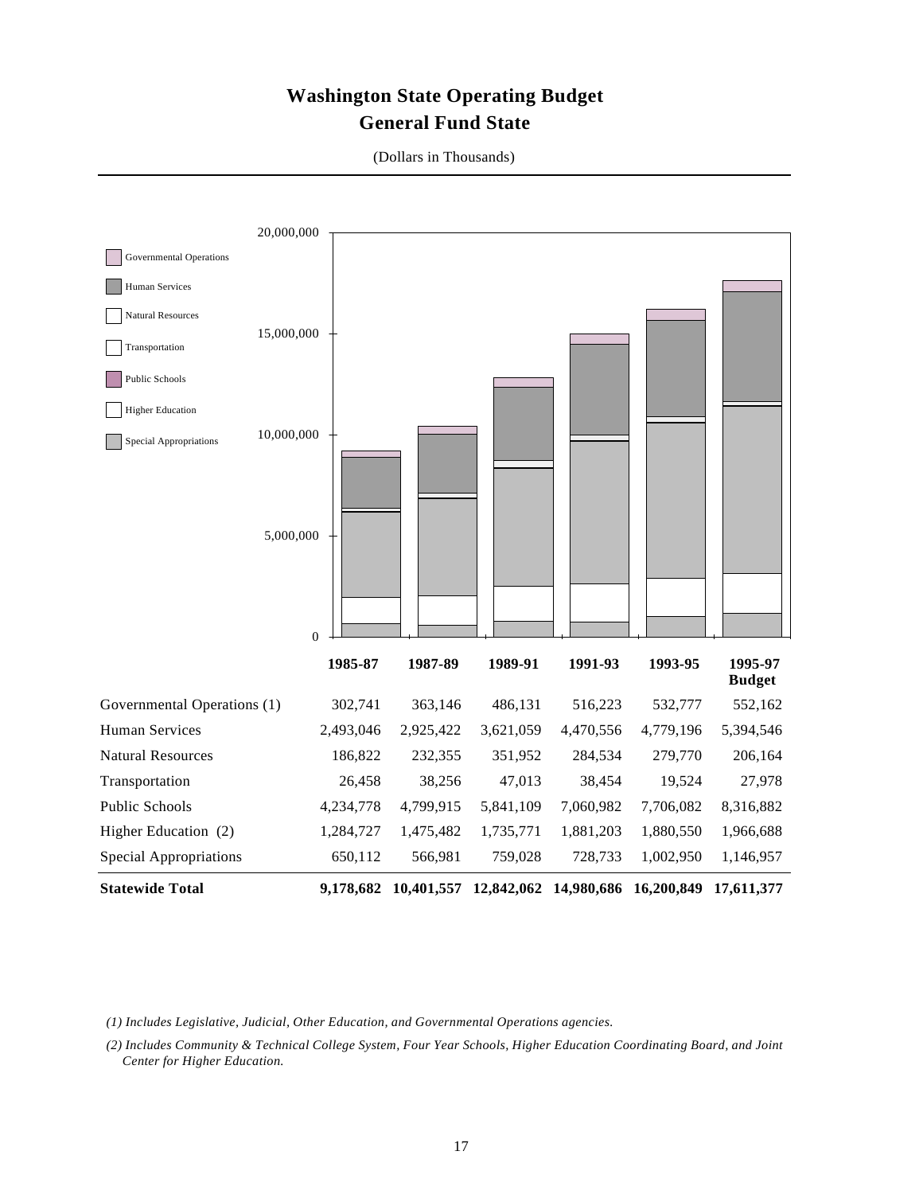# Washington State Operating Budget
## General Fund State

(Dollars in Thousands)

| | 1985-87 | 1987-89 | 1989-91 | 1991-93 | 1993-95 | 1995-97 Budget |
|---|---|---|---|---|---|---|
| Governmental Operations (1) | 302,741 | 363,146 | 486,131 | 516,223 | 532,777 | 552,162 |
| Human Services | 2,493,046 | 2,925,422 | 3,621,059 | 4,470,556 | 4,779,196 | 5,394,546 |
| Natural Resources | 186,822 | 232,355 | 351,952 | 284,534 | 279,770 | 206,164 |
| Transportation | 26,458 | 38,256 | 47,013 | 38,454 | 19,524 | 27,978 |
| Public Schools | 4,234,778 | 4,799,915 | 5,841,109 | 7,060,982 | 7,706,082 | 8,316,882 |
| Higher Education (2) | 1,284,727 | 1,475,482 | 1,735,771 | 1,881,203 | 1,880,550 | 1,966,688 |
| Special Appropriations | 650,112 | 566,981 | 759,028 | 728,733 | 1,002,950 | 1,146,957 |
| **Statewide Total** | **9,178,682** | **10,401,557** | **12,842,062** | **14,980,686** | **16,200,849** | **17,611,377** |

*(1) Includes Legislative, Judicial, Other Education, and Governmental Operations agencies.*

*(2) Includes Community & Technical College System, Four Year Schools, Higher Education Coordinating Board, and Joint Center for Higher Education.*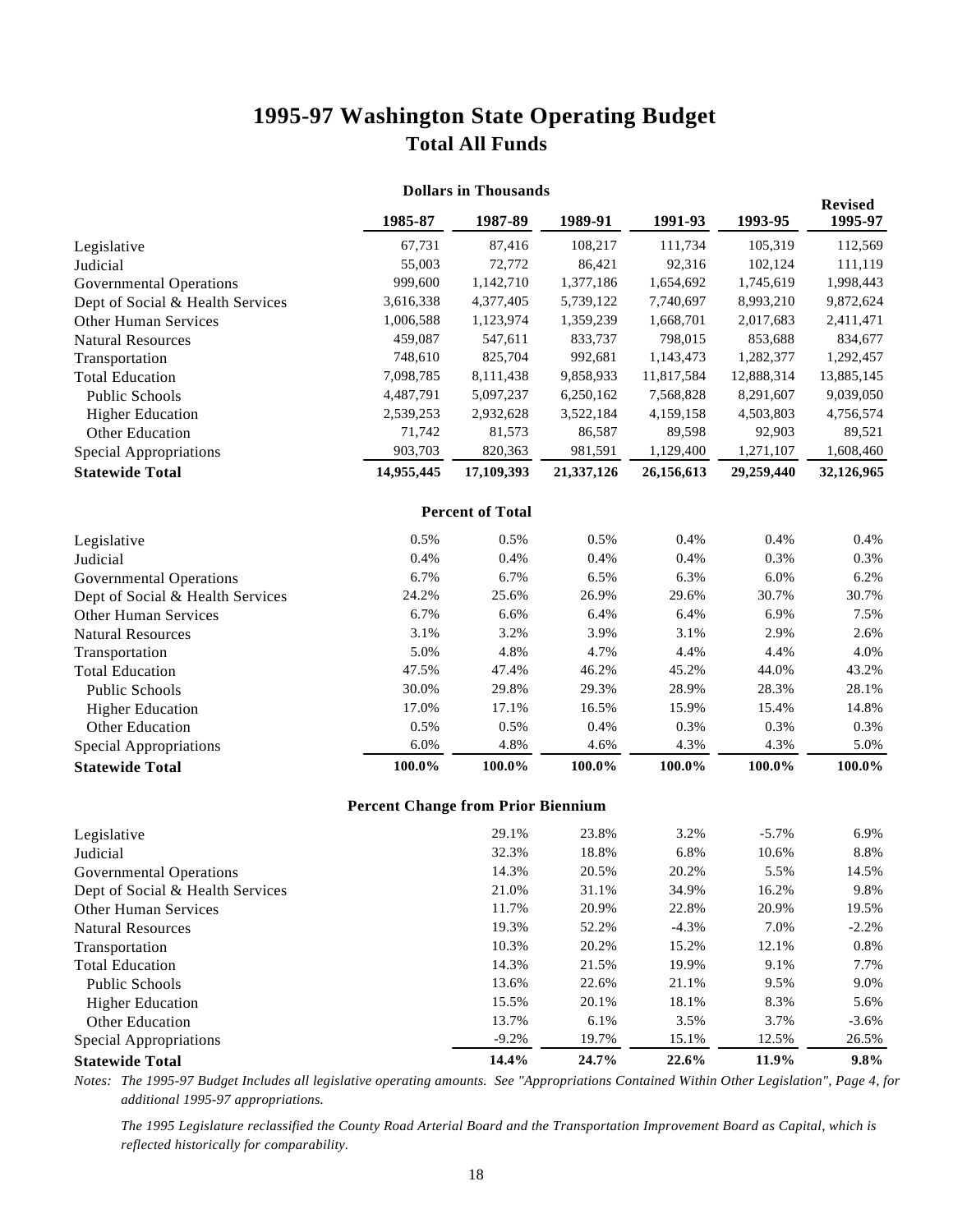# 1995-97 Washington State Operating Budget

## Total All Funds

**Dollars in Thousands**

| | 1985-87 | 1987-89 | 1989-91 | 1991-93 | 1993-95 | Revised 1995-97 |
|---|---|---|---|---|---|---|
| Legislative | 67,731 | 87,416 | 108,217 | 111,734 | 105,319 | 112,569 |
| Judicial | 55,003 | 72,772 | 86,421 | 92,316 | 102,124 | 111,119 |
| Governmental Operations | 999,600 | 1,142,710 | 1,377,186 | 1,654,692 | 1,745,619 | 1,998,443 |
| Dept of Social & Health Services | 3,616,338 | 4,377,405 | 5,739,122 | 7,740,697 | 8,993,210 | 9,872,624 |
| Other Human Services | 1,006,588 | 1,123,974 | 1,359,239 | 1,668,701 | 2,017,683 | 2,411,471 |
| Natural Resources | 459,087 | 547,611 | 833,737 | 798,015 | 853,688 | 834,677 |
| Transportation | 748,610 | 825,704 | 992,681 | 1,143,473 | 1,282,377 | 1,292,457 |
| Total Education | 7,098,785 | 8,111,438 | 9,858,933 | 11,817,584 | 12,888,314 | 13,885,145 |
| Public Schools | 4,487,791 | 5,097,237 | 6,250,162 | 7,568,828 | 8,291,607 | 9,039,050 |
| Higher Education | 2,539,253 | 2,932,628 | 3,522,184 | 4,159,158 | 4,503,803 | 4,756,574 |
| Other Education | 71,742 | 81,573 | 86,587 | 89,598 | 92,903 | 89,521 |
| Special Appropriations | 903,703 | 820,363 | 981,591 | 1,129,400 | 1,271,107 | 1,608,460 |
| **Statewide Total** | **14,955,445** | **17,109,393** | **21,337,126** | **26,156,613** | **29,259,440** | **32,126,965** |

**Percent of Total**

| | 1985-87 | 1987-89 | 1989-91 | 1991-93 | 1993-95 | Revised 1995-97 |
|---|---|---|---|---|---|---|
| Legislative | 0.5% | 0.5% | 0.5% | 0.4% | 0.4% | 0.4% |
| Judicial | 0.4% | 0.4% | 0.4% | 0.4% | 0.3% | 0.3% |
| Governmental Operations | 6.7% | 6.7% | 6.5% | 6.3% | 6.0% | 6.2% |
| Dept of Social & Health Services | 24.2% | 25.6% | 26.9% | 29.6% | 30.7% | 30.7% |
| Other Human Services | 6.7% | 6.6% | 6.4% | 6.4% | 6.9% | 7.5% |
| Natural Resources | 3.1% | 3.2% | 3.9% | 3.1% | 2.9% | 2.6% |
| Transportation | 5.0% | 4.8% | 4.7% | 4.4% | 4.4% | 4.0% |
| Total Education | 47.5% | 47.4% | 46.2% | 45.2% | 44.0% | 43.2% |
| Public Schools | 30.0% | 29.8% | 29.3% | 28.9% | 28.3% | 28.1% |
| Higher Education | 17.0% | 17.1% | 16.5% | 15.9% | 15.4% | 14.8% |
| Other Education | 0.5% | 0.5% | 0.4% | 0.3% | 0.3% | 0.3% |
| Special Appropriations | 6.0% | 4.8% | 4.6% | 4.3% | 4.3% | 5.0% |
| **Statewide Total** | **100.0%** | **100.0%** | **100.0%** | **100.0%** | **100.0%** | **100.0%** |

**Percent Change from Prior Biennium**

| | 1985-87 | 1987-89 | 1989-91 | 1991-93 | 1993-95 | Revised 1995-97 |
|---|---|---|---|---|---|---|
| Legislative | | 29.1% | 23.8% | 3.2% | -5.7% | 6.9% |
| Judicial | | 32.3% | 18.8% | 6.8% | 10.6% | 8.8% |
| Governmental Operations | | 14.3% | 20.5% | 20.2% | 5.5% | 14.5% |
| Dept of Social & Health Services | | 21.0% | 31.1% | 34.9% | 16.2% | 9.8% |
| Other Human Services | | 11.7% | 20.9% | 22.8% | 20.9% | 19.5% |
| Natural Resources | | 19.3% | 52.2% | -4.3% | 7.0% | -2.2% |
| Transportation | | 10.3% | 20.2% | 15.2% | 12.1% | 0.8% |
| Total Education | | 14.3% | 21.5% | 19.9% | 9.1% | 7.7% |
| Public Schools | | 13.6% | 22.6% | 21.1% | 9.5% | 9.0% |
| Higher Education | | 15.5% | 20.1% | 18.1% | 8.3% | 5.6% |
| Other Education | | 13.7% | 6.1% | 3.5% | 3.7% | -3.6% |
| Special Appropriations | | -9.2% | 19.7% | 15.1% | 12.5% | 26.5% |
| **Statewide Total** | | **14.4%** | **24.7%** | **22.6%** | **11.9%** | **9.8%** |

*Notes: The 1995-97 Budget Includes all legislative operating amounts. See "Appropriations Contained Within Other Legislation", Page 4, for additional 1995-97 appropriations.*

*The 1995 Legislature reclassified the County Road Arterial Board and the Transportation Improvement Board as Capital, which is reflected historically for comparability.*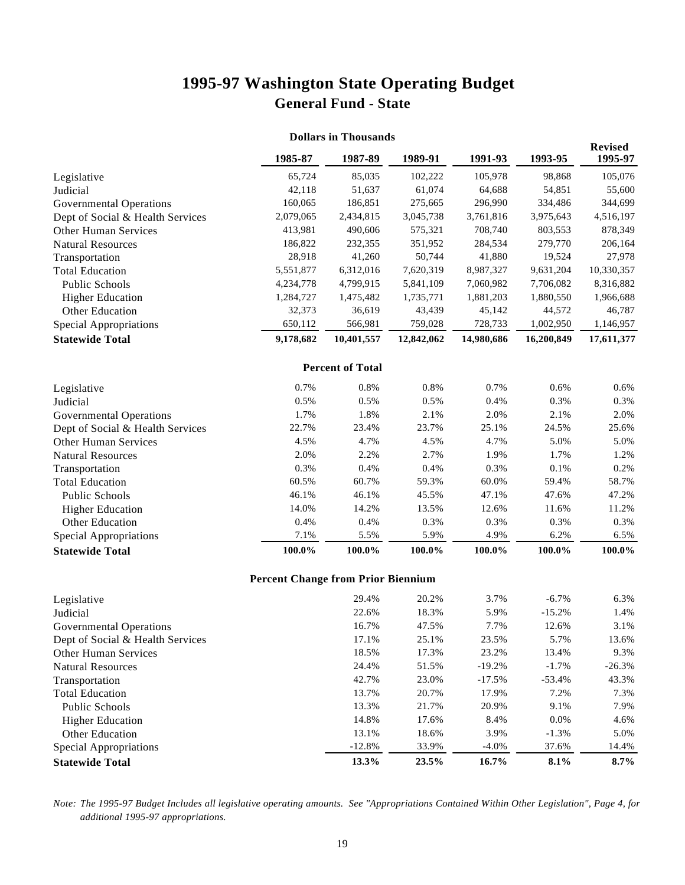# 1995-97 Washington State Operating Budget

## General Fund - State

**Dollars in Thousands**

| | 1985-87 | 1987-89 | 1989-91 | 1991-93 | 1993-95 | Revised 1995-97 |
|---|---|---|---|---|---|---|
| Legislative | 65,724 | 85,035 | 102,222 | 105,978 | 98,868 | 105,076 |
| Judicial | 42,118 | 51,637 | 61,074 | 64,688 | 54,851 | 55,600 |
| Governmental Operations | 160,065 | 186,851 | 275,665 | 296,990 | 334,486 | 344,699 |
| Dept of Social & Health Services | 2,079,065 | 2,434,815 | 3,045,738 | 3,761,816 | 3,975,643 | 4,516,197 |
| Other Human Services | 413,981 | 490,606 | 575,321 | 708,740 | 803,553 | 878,349 |
| Natural Resources | 186,822 | 232,355 | 351,952 | 284,534 | 279,770 | 206,164 |
| Transportation | 28,918 | 41,260 | 50,744 | 41,880 | 19,524 | 27,978 |
| Total Education | 5,551,877 | 6,312,016 | 7,620,319 | 8,987,327 | 9,631,204 | 10,330,357 |
| Public Schools | 4,234,778 | 4,799,915 | 5,841,109 | 7,060,982 | 7,706,082 | 8,316,882 |
| Higher Education | 1,284,727 | 1,475,482 | 1,735,771 | 1,881,203 | 1,880,550 | 1,966,688 |
| Other Education | 32,373 | 36,619 | 43,439 | 45,142 | 44,572 | 46,787 |
| Special Appropriations | 650,112 | 566,981 | 759,028 | 728,733 | 1,002,950 | 1,146,957 |
| **Statewide Total** | **9,178,682** | **10,401,557** | **12,842,062** | **14,980,686** | **16,200,849** | **17,611,377** |

**Percent of Total**

| | 1985-87 | 1987-89 | 1989-91 | 1991-93 | 1993-95 | Revised 1995-97 |
|---|---|---|---|---|---|---|
| Legislative | 0.7% | 0.8% | 0.8% | 0.7% | 0.6% | 0.6% |
| Judicial | 0.5% | 0.5% | 0.5% | 0.4% | 0.3% | 0.3% |
| Governmental Operations | 1.7% | 1.8% | 2.1% | 2.0% | 2.1% | 2.0% |
| Dept of Social & Health Services | 22.7% | 23.4% | 23.7% | 25.1% | 24.5% | 25.6% |
| Other Human Services | 4.5% | 4.7% | 4.5% | 4.7% | 5.0% | 5.0% |
| Natural Resources | 2.0% | 2.2% | 2.7% | 1.9% | 1.7% | 1.2% |
| Transportation | 0.3% | 0.4% | 0.4% | 0.3% | 0.1% | 0.2% |
| Total Education | 60.5% | 60.7% | 59.3% | 60.0% | 59.4% | 58.7% |
| Public Schools | 46.1% | 46.1% | 45.5% | 47.1% | 47.6% | 47.2% |
| Higher Education | 14.0% | 14.2% | 13.5% | 12.6% | 11.6% | 11.2% |
| Other Education | 0.4% | 0.4% | 0.3% | 0.3% | 0.3% | 0.3% |
| Special Appropriations | 7.1% | 5.5% | 5.9% | 4.9% | 6.2% | 6.5% |
| **Statewide Total** | **100.0%** | **100.0%** | **100.0%** | **100.0%** | **100.0%** | **100.0%** |

**Percent Change from Prior Biennium**

| | 1985-87 | 1987-89 | 1989-91 | 1991-93 | 1993-95 | Revised 1995-97 |
|---|---|---|---|---|---|---|
| Legislative | | 29.4% | 20.2% | 3.7% | -6.7% | 6.3% |
| Judicial | | 22.6% | 18.3% | 5.9% | -15.2% | 1.4% |
| Governmental Operations | | 16.7% | 47.5% | 7.7% | 12.6% | 3.1% |
| Dept of Social & Health Services | | 17.1% | 25.1% | 23.5% | 5.7% | 13.6% |
| Other Human Services | | 18.5% | 17.3% | 23.2% | 13.4% | 9.3% |
| Natural Resources | | 24.4% | 51.5% | -19.2% | -1.7% | -26.3% |
| Transportation | | 42.7% | 23.0% | -17.5% | -53.4% | 43.3% |
| Total Education | | 13.7% | 20.7% | 17.9% | 7.2% | 7.3% |
| Public Schools | | 13.3% | 21.7% | 20.9% | 9.1% | 7.9% |
| Higher Education | | 14.8% | 17.6% | 8.4% | 0.0% | 4.6% |
| Other Education | | 13.1% | 18.6% | 3.9% | -1.3% | 5.0% |
| Special Appropriations | | -12.8% | 33.9% | -4.0% | 37.6% | 14.4% |
| **Statewide Total** | | **13.3%** | **23.5%** | **16.7%** | **8.1%** | **8.7%** |

*Note: The 1995-97 Budget Includes all legislative operating amounts. See "Appropriations Contained Within Other Legislation", Page 4, for additional 1995-97 appropriations.*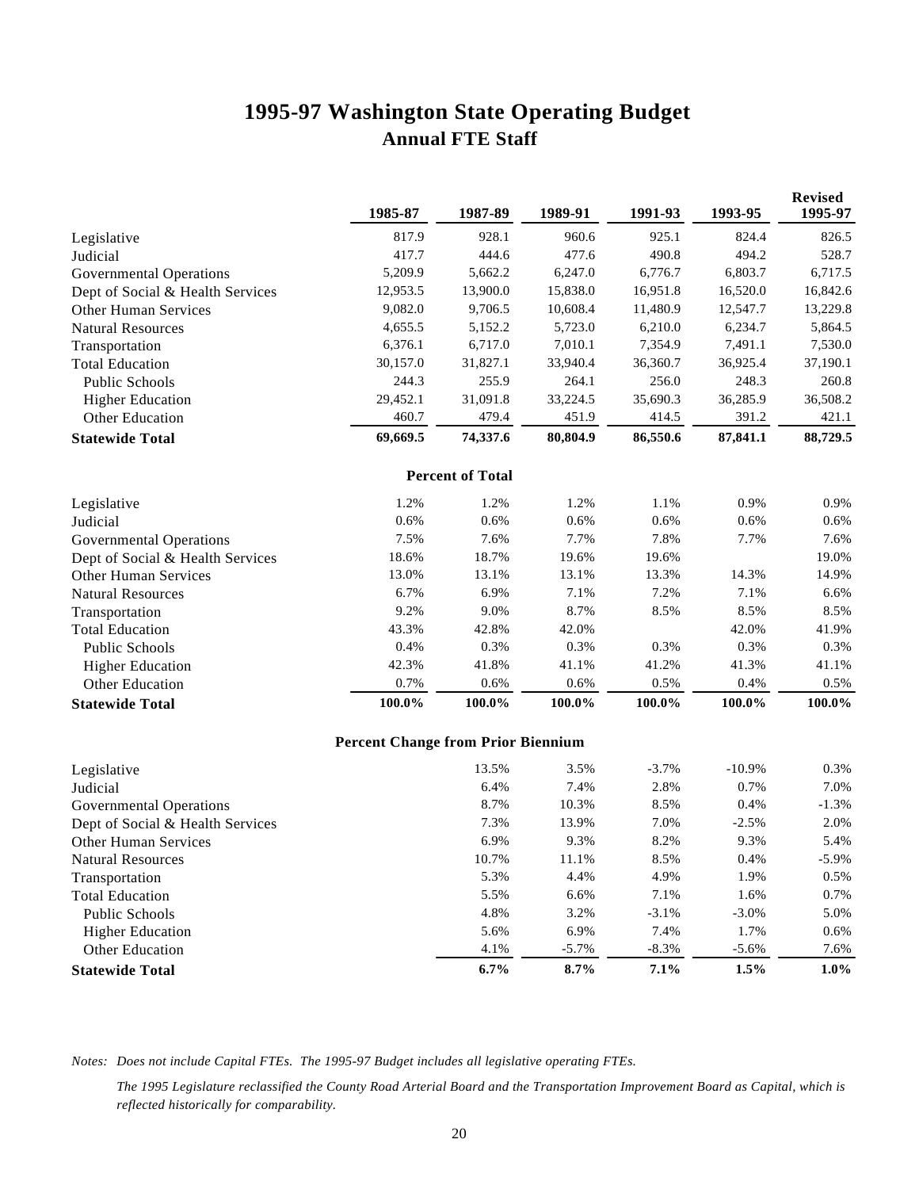# 1995-97 Washington State Operating Budget

## Annual FTE Staff

| | 1985-87 | 1987-89 | 1989-91 | 1991-93 | 1993-95 | Revised 1995-97 |
|---|---|---|---|---|---|---|
| Legislative | 817.9 | 928.1 | 960.6 | 925.1 | 824.4 | 826.5 |
| Judicial | 417.7 | 444.6 | 477.6 | 490.8 | 494.2 | 528.7 |
| Governmental Operations | 5,209.9 | 5,662.2 | 6,247.0 | 6,776.7 | 6,803.7 | 6,717.5 |
| Dept of Social & Health Services | 12,953.5 | 13,900.0 | 15,838.0 | 16,951.8 | 16,520.0 | 16,842.6 |
| Other Human Services | 9,082.0 | 9,706.5 | 10,608.4 | 11,480.9 | 12,547.7 | 13,229.8 |
| Natural Resources | 4,655.5 | 5,152.2 | 5,723.0 | 6,210.0 | 6,234.7 | 5,864.5 |
| Transportation | 6,376.1 | 6,717.0 | 7,010.1 | 7,354.9 | 7,491.1 | 7,530.0 |
| Total Education | 30,157.0 | 31,827.1 | 33,940.4 | 36,360.7 | 36,925.4 | 37,190.1 |
| Public Schools | 244.3 | 255.9 | 264.1 | 256.0 | 248.3 | 260.8 |
| Higher Education | 29,452.1 | 31,091.8 | 33,224.5 | 35,690.3 | 36,285.9 | 36,508.2 |
| Other Education | 460.7 | 479.4 | 451.9 | 414.5 | 391.2 | 421.1 |
| **Statewide Total** | **69,669.5** | **74,337.6** | **80,804.9** | **86,550.6** | **87,841.1** | **88,729.5** |
| | | **Percent of Total** | | | | |
| Legislative | 1.2% | 1.2% | 1.2% | 1.1% | 0.9% | 0.9% |
| Judicial | 0.6% | 0.6% | 0.6% | 0.6% | 0.6% | 0.6% |
| Governmental Operations | 7.5% | 7.6% | 7.7% | 7.8% | 7.7% | 7.6% |
| Dept of Social & Health Services | 18.6% | 18.7% | 19.6% | 19.6% | | 19.0% |
| Other Human Services | 13.0% | 13.1% | 13.1% | 13.3% | 14.3% | 14.9% |
| Natural Resources | 6.7% | 6.9% | 7.1% | 7.2% | 7.1% | 6.6% |
| Transportation | 9.2% | 9.0% | 8.7% | 8.5% | 8.5% | 8.5% |
| Total Education | 43.3% | 42.8% | 42.0% | | 42.0% | 41.9% |
| Public Schools | 0.4% | 0.3% | 0.3% | 0.3% | 0.3% | 0.3% |
| Higher Education | 42.3% | 41.8% | 41.1% | 41.2% | 41.3% | 41.1% |
| Other Education | 0.7% | 0.6% | 0.6% | 0.5% | 0.4% | 0.5% |
| **Statewide Total** | **100.0%** | **100.0%** | **100.0%** | **100.0%** | **100.0%** | **100.0%** |
| | | **Percent Change from Prior Biennium** | | | | |
| Legislative | | 13.5% | 3.5% | -3.7% | -10.9% | 0.3% |
| Judicial | | 6.4% | 7.4% | 2.8% | 0.7% | 7.0% |
| Governmental Operations | | 8.7% | 10.3% | 8.5% | 0.4% | -1.3% |
| Dept of Social & Health Services | | 7.3% | 13.9% | 7.0% | -2.5% | 2.0% |
| Other Human Services | | 6.9% | 9.3% | 8.2% | 9.3% | 5.4% |
| Natural Resources | | 10.7% | 11.1% | 8.5% | 0.4% | -5.9% |
| Transportation | | 5.3% | 4.4% | 4.9% | 1.9% | 0.5% |
| Total Education | | 5.5% | 6.6% | 7.1% | 1.6% | 0.7% |
| Public Schools | | 4.8% | 3.2% | -3.1% | -3.0% | 5.0% |
| Higher Education | | 5.6% | 6.9% | 7.4% | 1.7% | 0.6% |
| Other Education | | 4.1% | -5.7% | -8.3% | -5.6% | 7.6% |
| **Statewide Total** | | **6.7%** | **8.7%** | **7.1%** | **1.5%** | **1.0%** |

*Notes: Does not include Capital FTEs. The 1995-97 Budget includes all legislative operating FTEs.*

*The 1995 Legislature reclassified the County Road Arterial Board and the Transportation Improvement Board as Capital, which is reflected historically for comparability.*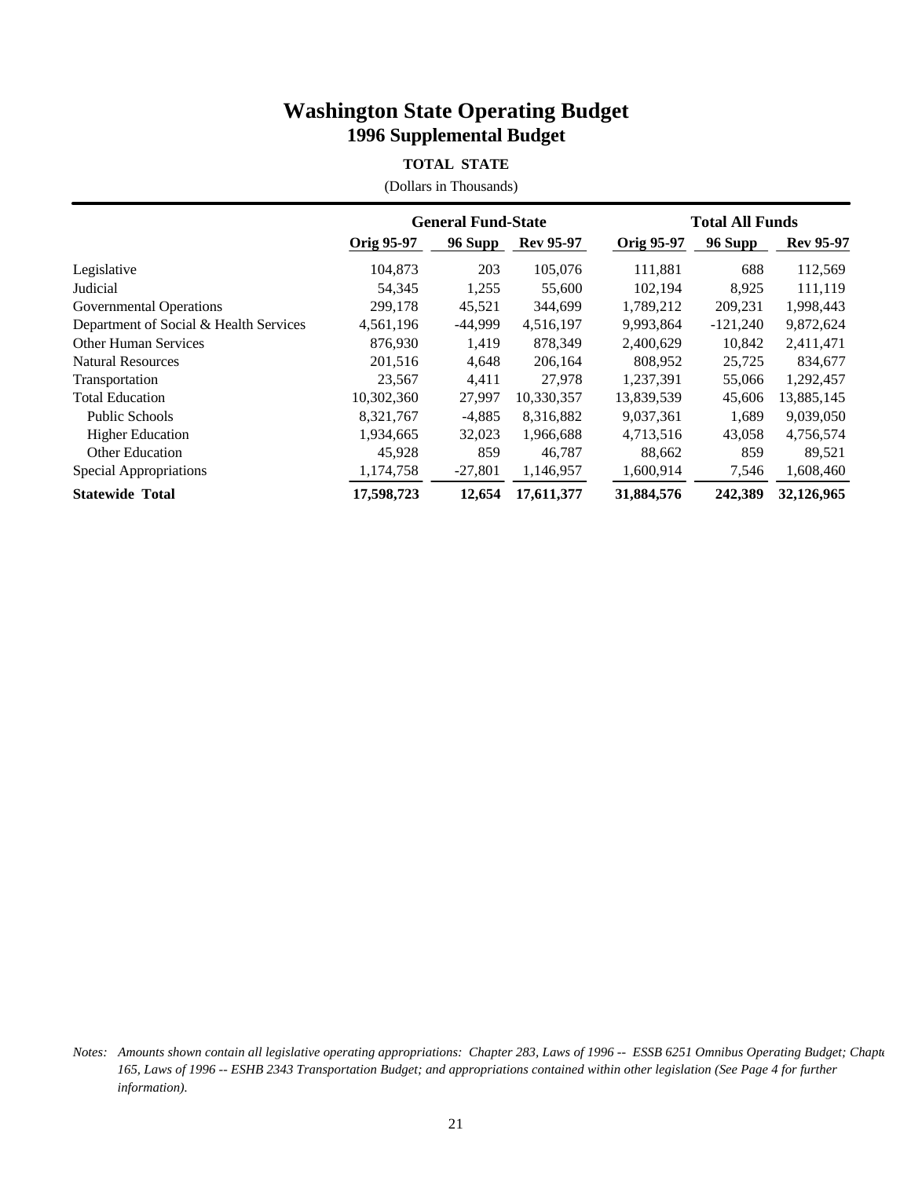# Washington State Operating Budget
## 1996 Supplemental Budget

**TOTAL STATE**

(Dollars in Thousands)

| | General Fund-State | | | Total All Funds | | |
|---|---|---|---|---|---|---|
| | **Orig 95-97** | **96 Supp** | **Rev 95-97** | **Orig 95-97** | **96 Supp** | **Rev 95-97** |
| Legislative | 104,873 | 203 | 105,076 | 111,881 | 688 | 112,569 |
| Judicial | 54,345 | 1,255 | 55,600 | 102,194 | 8,925 | 111,119 |
| Governmental Operations | 299,178 | 45,521 | 344,699 | 1,789,212 | 209,231 | 1,998,443 |
| Department of Social & Health Services | 4,561,196 | -44,999 | 4,516,197 | 9,993,864 | -121,240 | 9,872,624 |
| Other Human Services | 876,930 | 1,419 | 878,349 | 2,400,629 | 10,842 | 2,411,471 |
| Natural Resources | 201,516 | 4,648 | 206,164 | 808,952 | 25,725 | 834,677 |
| Transportation | 23,567 | 4,411 | 27,978 | 1,237,391 | 55,066 | 1,292,457 |
| Total Education | 10,302,360 | 27,997 | 10,330,357 | 13,839,539 | 45,606 | 13,885,145 |
| Public Schools | 8,321,767 | -4,885 | 8,316,882 | 9,037,361 | 1,689 | 9,039,050 |
| Higher Education | 1,934,665 | 32,023 | 1,966,688 | 4,713,516 | 43,058 | 4,756,574 |
| Other Education | 45,928 | 859 | 46,787 | 88,662 | 859 | 89,521 |
| Special Appropriations | 1,174,758 | -27,801 | 1,146,957 | 1,600,914 | 7,546 | 1,608,460 |
| **Statewide Total** | **17,598,723** | **12,654** | **17,611,377** | **31,884,576** | **242,389** | **32,126,965** |

*Notes: Amounts shown contain all legislative operating appropriations: Chapter 283, Laws of 1996 -- ESSB 6251 Omnibus Operating Budget; Chapter 165, Laws of 1996 -- ESHB 2343 Transportation Budget; and appropriations contained within other legislation (See Page 4 for further information).*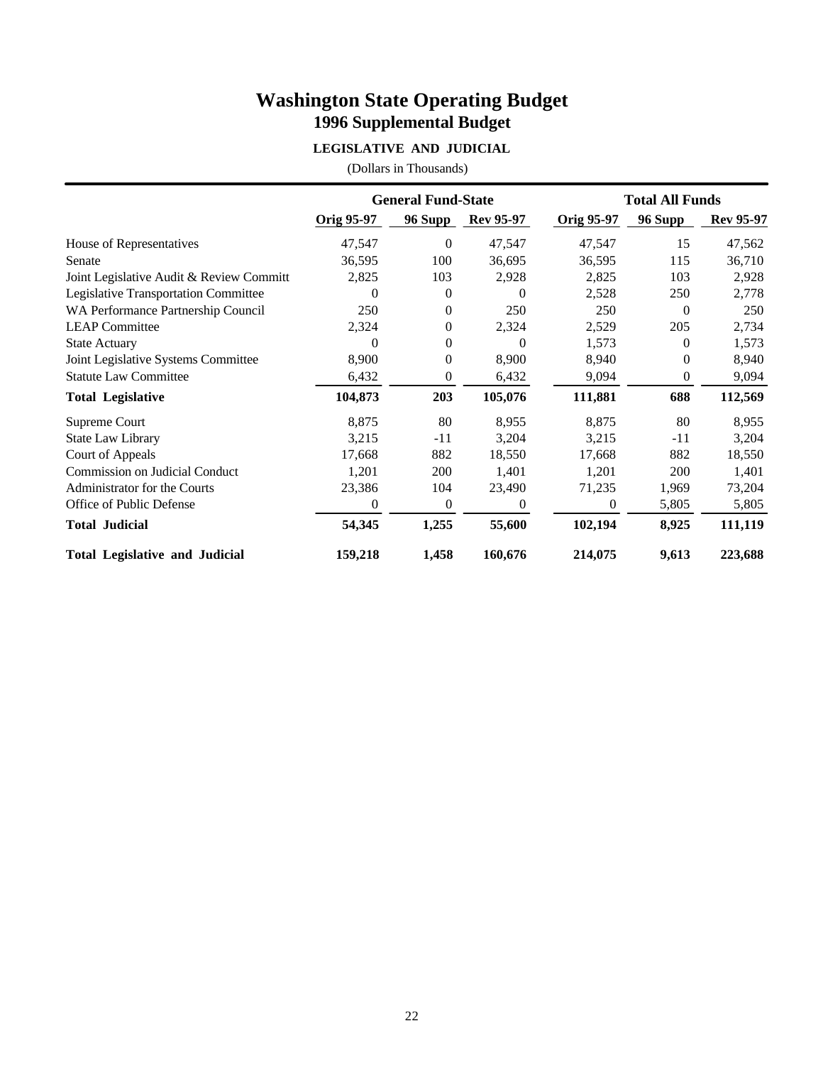# Washington State Operating Budget
## 1996 Supplemental Budget

### LEGISLATIVE AND JUDICIAL

(Dollars in Thousands)

| | General Fund-State | | | Total All Funds | | |
|---|---|---|---|---|---|---|
| | Orig 95-97 | 96 Supp | Rev 95-97 | Orig 95-97 | 96 Supp | Rev 95-97 |
| House of Representatives | 47,547 | 0 | 47,547 | 47,547 | 15 | 47,562 |
| Senate | 36,595 | 100 | 36,695 | 36,595 | 115 | 36,710 |
| Joint Legislative Audit & Review Committ | 2,825 | 103 | 2,928 | 2,825 | 103 | 2,928 |
| Legislative Transportation Committee | 0 | 0 | 0 | 2,528 | 250 | 2,778 |
| WA Performance Partnership Council | 250 | 0 | 250 | 250 | 0 | 250 |
| LEAP Committee | 2,324 | 0 | 2,324 | 2,529 | 205 | 2,734 |
| State Actuary | 0 | 0 | 0 | 1,573 | 0 | 1,573 |
| Joint Legislative Systems Committee | 8,900 | 0 | 8,900 | 8,940 | 0 | 8,940 |
| Statute Law Committee | 6,432 | 0 | 6,432 | 9,094 | 0 | 9,094 |
| **Total Legislative** | **104,873** | **203** | **105,076** | **111,881** | **688** | **112,569** |
| Supreme Court | 8,875 | 80 | 8,955 | 8,875 | 80 | 8,955 |
| State Law Library | 3,215 | -11 | 3,204 | 3,215 | -11 | 3,204 |
| Court of Appeals | 17,668 | 882 | 18,550 | 17,668 | 882 | 18,550 |
| Commission on Judicial Conduct | 1,201 | 200 | 1,401 | 1,201 | 200 | 1,401 |
| Administrator for the Courts | 23,386 | 104 | 23,490 | 71,235 | 1,969 | 73,204 |
| Office of Public Defense | 0 | 0 | 0 | 0 | 5,805 | 5,805 |
| **Total Judicial** | **54,345** | **1,255** | **55,600** | **102,194** | **8,925** | **111,119** |
| **Total Legislative and Judicial** | **159,218** | **1,458** | **160,676** | **214,075** | **9,613** | **223,688** |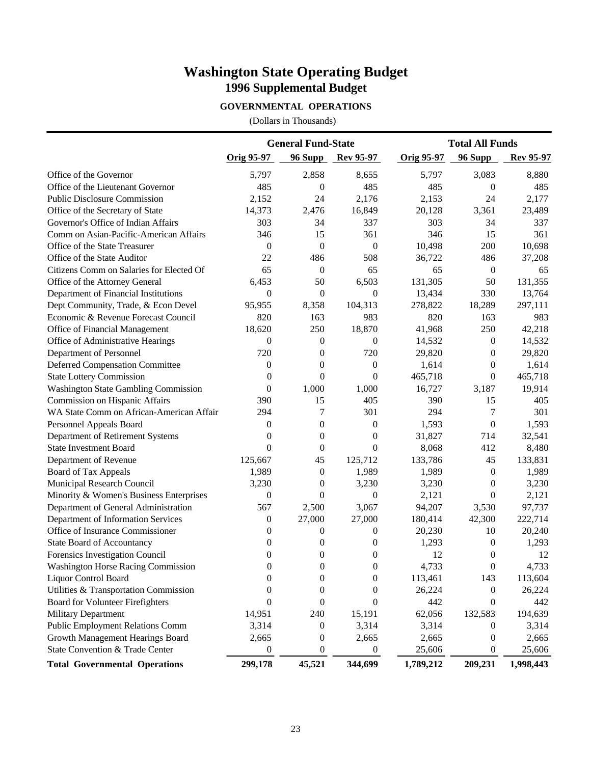# Washington State Operating Budget

## 1996 Supplemental Budget

### GOVERNMENTAL OPERATIONS

(Dollars in Thousands)

| | General Fund-State | | | Total All Funds | | |
|---|---|---|---|---|---|---|
| | Orig 95-97 | 96 Supp | Rev 95-97 | Orig 95-97 | 96 Supp | Rev 95-97 |
| Office of the Governor | 5,797 | 2,858 | 8,655 | 5,797 | 3,083 | 8,880 |
| Office of the Lieutenant Governor | 485 | 0 | 485 | 485 | 0 | 485 |
| Public Disclosure Commission | 2,152 | 24 | 2,176 | 2,153 | 24 | 2,177 |
| Office of the Secretary of State | 14,373 | 2,476 | 16,849 | 20,128 | 3,361 | 23,489 |
| Governor's Office of Indian Affairs | 303 | 34 | 337 | 303 | 34 | 337 |
| Comm on Asian-Pacific-American Affairs | 346 | 15 | 361 | 346 | 15 | 361 |
| Office of the State Treasurer | 0 | 0 | 0 | 10,498 | 200 | 10,698 |
| Office of the State Auditor | 22 | 486 | 508 | 36,722 | 486 | 37,208 |
| Citizens Comm on Salaries for Elected Of | 65 | 0 | 65 | 65 | 0 | 65 |
| Office of the Attorney General | 6,453 | 50 | 6,503 | 131,305 | 50 | 131,355 |
| Department of Financial Institutions | 0 | 0 | 0 | 13,434 | 330 | 13,764 |
| Dept Community, Trade, & Econ Devel | 95,955 | 8,358 | 104,313 | 278,822 | 18,289 | 297,111 |
| Economic & Revenue Forecast Council | 820 | 163 | 983 | 820 | 163 | 983 |
| Office of Financial Management | 18,620 | 250 | 18,870 | 41,968 | 250 | 42,218 |
| Office of Administrative Hearings | 0 | 0 | 0 | 14,532 | 0 | 14,532 |
| Department of Personnel | 720 | 0 | 720 | 29,820 | 0 | 29,820 |
| Deferred Compensation Committee | 0 | 0 | 0 | 1,614 | 0 | 1,614 |
| State Lottery Commission | 0 | 0 | 0 | 465,718 | 0 | 465,718 |
| Washington State Gambling Commission | 0 | 1,000 | 1,000 | 16,727 | 3,187 | 19,914 |
| Commission on Hispanic Affairs | 390 | 15 | 405 | 390 | 15 | 405 |
| WA State Comm on African-American Affair | 294 | 7 | 301 | 294 | 7 | 301 |
| Personnel Appeals Board | 0 | 0 | 0 | 1,593 | 0 | 1,593 |
| Department of Retirement Systems | 0 | 0 | 0 | 31,827 | 714 | 32,541 |
| State Investment Board | 0 | 0 | 0 | 8,068 | 412 | 8,480 |
| Department of Revenue | 125,667 | 45 | 125,712 | 133,786 | 45 | 133,831 |
| Board of Tax Appeals | 1,989 | 0 | 1,989 | 1,989 | 0 | 1,989 |
| Municipal Research Council | 3,230 | 0 | 3,230 | 3,230 | 0 | 3,230 |
| Minority & Women's Business Enterprises | 0 | 0 | 0 | 2,121 | 0 | 2,121 |
| Department of General Administration | 567 | 2,500 | 3,067 | 94,207 | 3,530 | 97,737 |
| Department of Information Services | 0 | 27,000 | 27,000 | 180,414 | 42,300 | 222,714 |
| Office of Insurance Commissioner | 0 | 0 | 0 | 20,230 | 10 | 20,240 |
| State Board of Accountancy | 0 | 0 | 0 | 1,293 | 0 | 1,293 |
| Forensics Investigation Council | 0 | 0 | 0 | 12 | 0 | 12 |
| Washington Horse Racing Commission | 0 | 0 | 0 | 4,733 | 0 | 4,733 |
| Liquor Control Board | 0 | 0 | 0 | 113,461 | 143 | 113,604 |
| Utilities & Transportation Commission | 0 | 0 | 0 | 26,224 | 0 | 26,224 |
| Board for Volunteer Firefighters | 0 | 0 | 0 | 442 | 0 | 442 |
| Military Department | 14,951 | 240 | 15,191 | 62,056 | 132,583 | 194,639 |
| Public Employment Relations Comm | 3,314 | 0 | 3,314 | 3,314 | 0 | 3,314 |
| Growth Management Hearings Board | 2,665 | 0 | 2,665 | 2,665 | 0 | 2,665 |
| State Convention & Trade Center | 0 | 0 | 0 | 25,606 | 0 | 25,606 |
| **Total Governmental Operations** | **299,178** | **45,521** | **344,699** | **1,789,212** | **209,231** | **1,998,443** |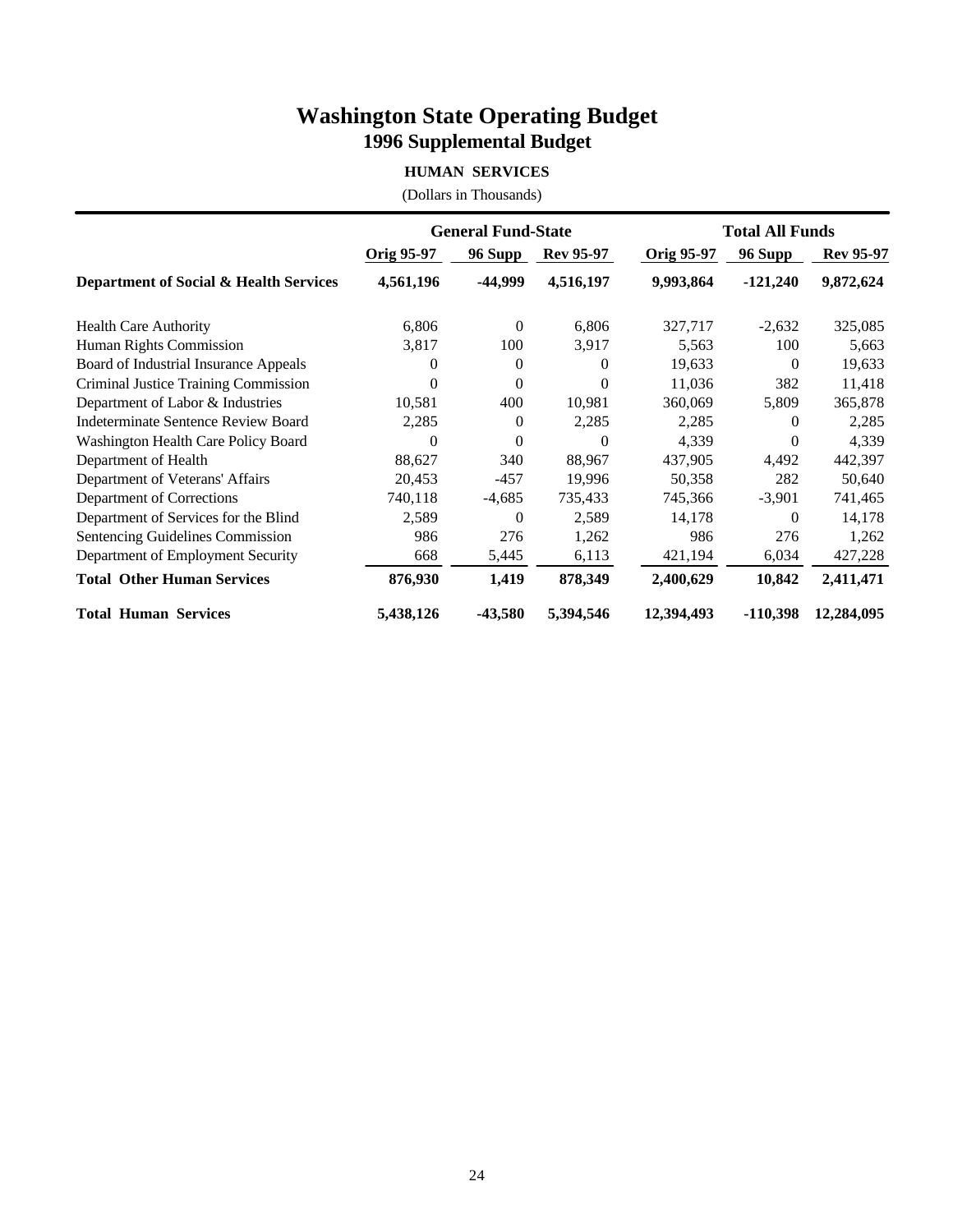# Washington State Operating Budget
## 1996 Supplemental Budget

### HUMAN SERVICES

(Dollars in Thousands)

| | General Fund-State | | | Total All Funds | | |
|---|---|---|---|---|---|---|
| | Orig 95-97 | 96 Supp | Rev 95-97 | Orig 95-97 | 96 Supp | Rev 95-97 |
| **Department of Social & Health Services** | **4,561,196** | **-44,999** | **4,516,197** | **9,993,864** | **-121,240** | **9,872,624** |
| Health Care Authority | 6,806 | 0 | 6,806 | 327,717 | -2,632 | 325,085 |
| Human Rights Commission | 3,817 | 100 | 3,917 | 5,563 | 100 | 5,663 |
| Board of Industrial Insurance Appeals | 0 | 0 | 0 | 19,633 | 0 | 19,633 |
| Criminal Justice Training Commission | 0 | 0 | 0 | 11,036 | 382 | 11,418 |
| Department of Labor & Industries | 10,581 | 400 | 10,981 | 360,069 | 5,809 | 365,878 |
| Indeterminate Sentence Review Board | 2,285 | 0 | 2,285 | 2,285 | 0 | 2,285 |
| Washington Health Care Policy Board | 0 | 0 | 0 | 4,339 | 0 | 4,339 |
| Department of Health | 88,627 | 340 | 88,967 | 437,905 | 4,492 | 442,397 |
| Department of Veterans' Affairs | 20,453 | -457 | 19,996 | 50,358 | 282 | 50,640 |
| Department of Corrections | 740,118 | -4,685 | 735,433 | 745,366 | -3,901 | 741,465 |
| Department of Services for the Blind | 2,589 | 0 | 2,589 | 14,178 | 0 | 14,178 |
| Sentencing Guidelines Commission | 986 | 276 | 1,262 | 986 | 276 | 1,262 |
| Department of Employment Security | 668 | 5,445 | 6,113 | 421,194 | 6,034 | 427,228 |
| **Total Other Human Services** | **876,930** | **1,419** | **878,349** | **2,400,629** | **10,842** | **2,411,471** |
| **Total Human Services** | **5,438,126** | **-43,580** | **5,394,546** | **12,394,493** | **-110,398** | **12,284,095** |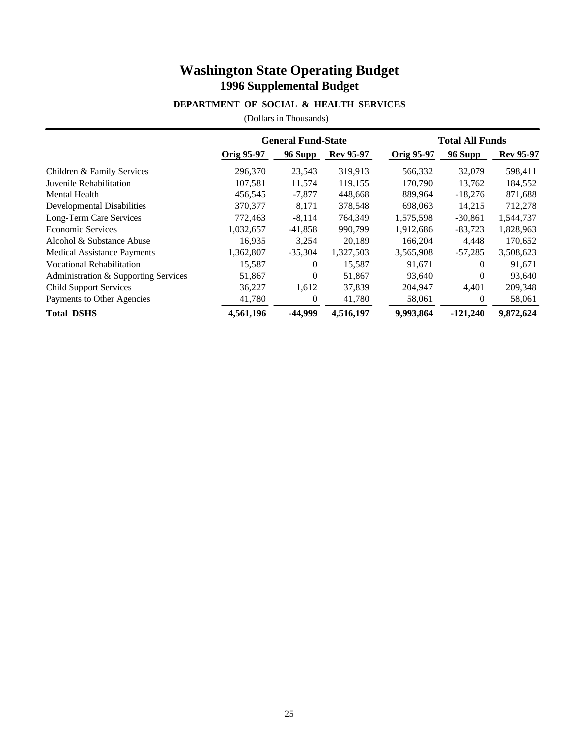# Washington State Operating Budget
## 1996 Supplemental Budget

### DEPARTMENT OF SOCIAL & HEALTH SERVICES

(Dollars in Thousands)

| | General Fund-State | | | Total All Funds | | |
|---|---|---|---|---|---|---|
| | Orig 95-97 | 96 Supp | Rev 95-97 | Orig 95-97 | 96 Supp | Rev 95-97 |
| Children & Family Services | 296,370 | 23,543 | 319,913 | 566,332 | 32,079 | 598,411 |
| Juvenile Rehabilitation | 107,581 | 11,574 | 119,155 | 170,790 | 13,762 | 184,552 |
| Mental Health | 456,545 | -7,877 | 448,668 | 889,964 | -18,276 | 871,688 |
| Developmental Disabilities | 370,377 | 8,171 | 378,548 | 698,063 | 14,215 | 712,278 |
| Long-Term Care Services | 772,463 | -8,114 | 764,349 | 1,575,598 | -30,861 | 1,544,737 |
| Economic Services | 1,032,657 | -41,858 | 990,799 | 1,912,686 | -83,723 | 1,828,963 |
| Alcohol & Substance Abuse | 16,935 | 3,254 | 20,189 | 166,204 | 4,448 | 170,652 |
| Medical Assistance Payments | 1,362,807 | -35,304 | 1,327,503 | 3,565,908 | -57,285 | 3,508,623 |
| Vocational Rehabilitation | 15,587 | 0 | 15,587 | 91,671 | 0 | 91,671 |
| Administration & Supporting Services | 51,867 | 0 | 51,867 | 93,640 | 0 | 93,640 |
| Child Support Services | 36,227 | 1,612 | 37,839 | 204,947 | 4,401 | 209,348 |
| Payments to Other Agencies | 41,780 | 0 | 41,780 | 58,061 | 0 | 58,061 |
| **Total DSHS** | **4,561,196** | **-44,999** | **4,516,197** | **9,993,864** | **-121,240** | **9,872,624** |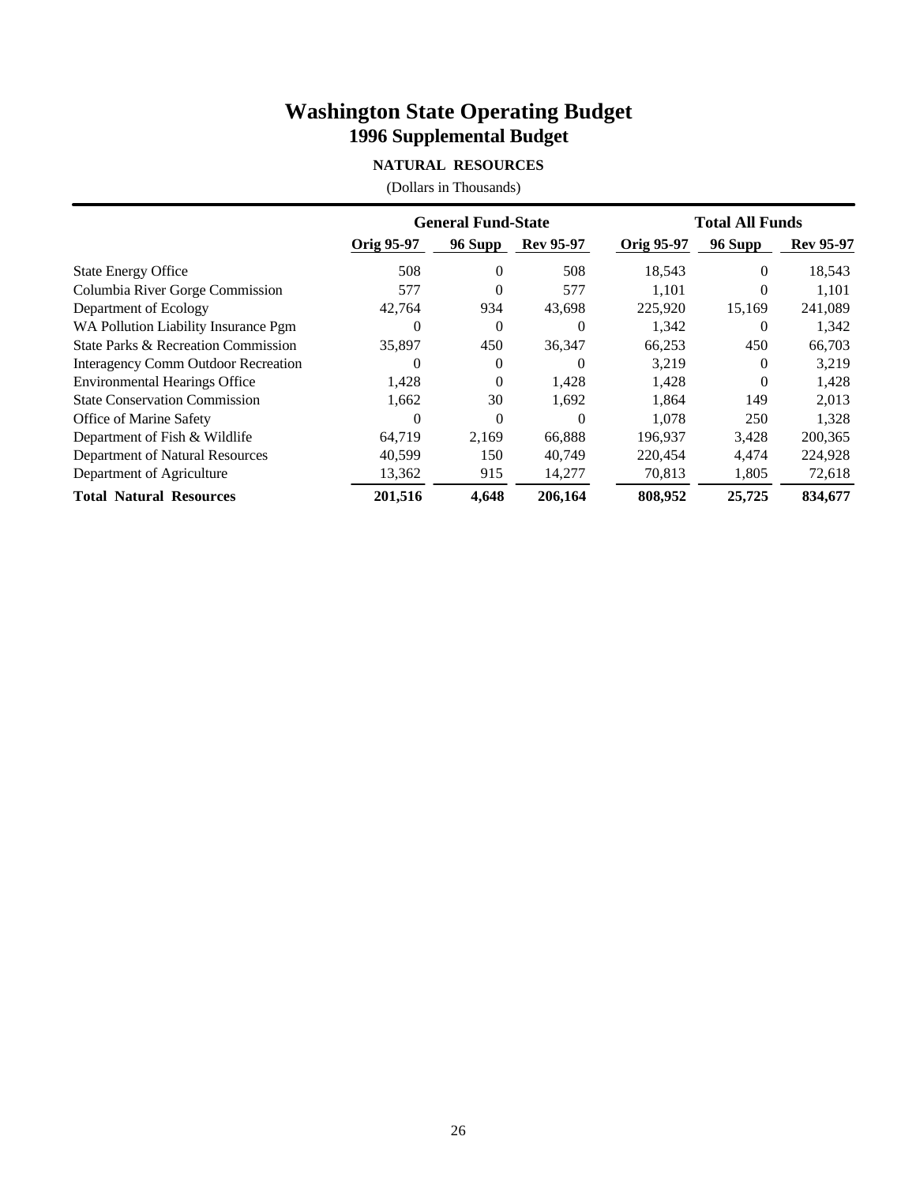# Washington State Operating Budget
## 1996 Supplemental Budget

### NATURAL RESOURCES

(Dollars in Thousands)

| | General Fund-State | | | Total All Funds | | |
|---|---|---|---|---|---|---|
| | Orig 95-97 | 96 Supp | Rev 95-97 | Orig 95-97 | 96 Supp | Rev 95-97 |
| State Energy Office | 508 | 0 | 508 | 18,543 | 0 | 18,543 |
| Columbia River Gorge Commission | 577 | 0 | 577 | 1,101 | 0 | 1,101 |
| Department of Ecology | 42,764 | 934 | 43,698 | 225,920 | 15,169 | 241,089 |
| WA Pollution Liability Insurance Pgm | 0 | 0 | 0 | 1,342 | 0 | 1,342 |
| State Parks & Recreation Commission | 35,897 | 450 | 36,347 | 66,253 | 450 | 66,703 |
| Interagency Comm Outdoor Recreation | 0 | 0 | 0 | 3,219 | 0 | 3,219 |
| Environmental Hearings Office | 1,428 | 0 | 1,428 | 1,428 | 0 | 1,428 |
| State Conservation Commission | 1,662 | 30 | 1,692 | 1,864 | 149 | 2,013 |
| Office of Marine Safety | 0 | 0 | 0 | 1,078 | 250 | 1,328 |
| Department of Fish & Wildlife | 64,719 | 2,169 | 66,888 | 196,937 | 3,428 | 200,365 |
| Department of Natural Resources | 40,599 | 150 | 40,749 | 220,454 | 4,474 | 224,928 |
| Department of Agriculture | 13,362 | 915 | 14,277 | 70,813 | 1,805 | 72,618 |
| **Total Natural Resources** | **201,516** | **4,648** | **206,164** | **808,952** | **25,725** | **834,677** |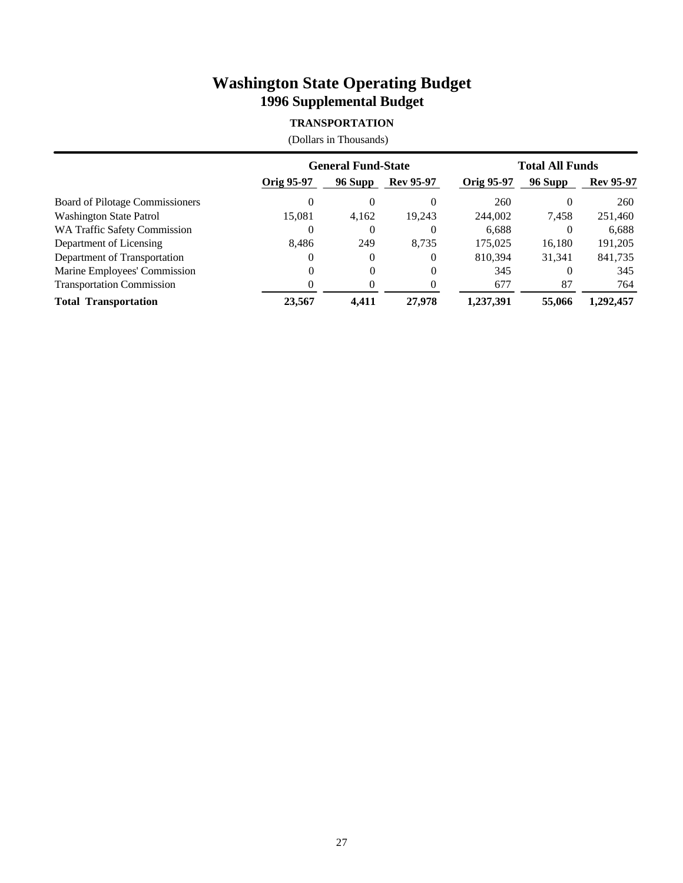# Washington State Operating Budget

## 1996 Supplemental Budget

### TRANSPORTATION

(Dollars in Thousands)

| | General Fund-State | | | Total All Funds | | |
|---|---|---|---|---|---|---|
| | Orig 95-97 | 96 Supp | Rev 95-97 | Orig 95-97 | 96 Supp | Rev 95-97 |
| Board of Pilotage Commissioners | 0 | 0 | 0 | 260 | 0 | 260 |
| Washington State Patrol | 15,081 | 4,162 | 19,243 | 244,002 | 7,458 | 251,460 |
| WA Traffic Safety Commission | 0 | 0 | 0 | 6,688 | 0 | 6,688 |
| Department of Licensing | 8,486 | 249 | 8,735 | 175,025 | 16,180 | 191,205 |
| Department of Transportation | 0 | 0 | 0 | 810,394 | 31,341 | 841,735 |
| Marine Employees' Commission | 0 | 0 | 0 | 345 | 0 | 345 |
| Transportation Commission | 0 | 0 | 0 | 677 | 87 | 764 |
| **Total Transportation** | **23,567** | **4,411** | **27,978** | **1,237,391** | **55,066** | **1,292,457** |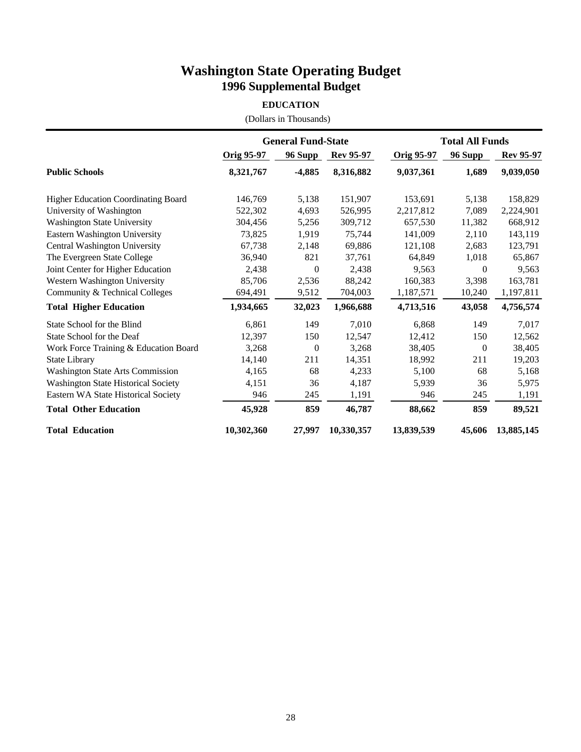# Washington State Operating Budget
## 1996 Supplemental Budget

### EDUCATION

(Dollars in Thousands)

| | General Fund-State | | | Total All Funds | | |
|---|---|---|---|---|---|---|
| | Orig 95-97 | 96 Supp | Rev 95-97 | Orig 95-97 | 96 Supp | Rev 95-97 |
| **Public Schools** | **8,321,767** | **-4,885** | **8,316,882** | **9,037,361** | **1,689** | **9,039,050** |
| Higher Education Coordinating Board | 146,769 | 5,138 | 151,907 | 153,691 | 5,138 | 158,829 |
| University of Washington | 522,302 | 4,693 | 526,995 | 2,217,812 | 7,089 | 2,224,901 |
| Washington State University | 304,456 | 5,256 | 309,712 | 657,530 | 11,382 | 668,912 |
| Eastern Washington University | 73,825 | 1,919 | 75,744 | 141,009 | 2,110 | 143,119 |
| Central Washington University | 67,738 | 2,148 | 69,886 | 121,108 | 2,683 | 123,791 |
| The Evergreen State College | 36,940 | 821 | 37,761 | 64,849 | 1,018 | 65,867 |
| Joint Center for Higher Education | 2,438 | 0 | 2,438 | 9,563 | 0 | 9,563 |
| Western Washington University | 85,706 | 2,536 | 88,242 | 160,383 | 3,398 | 163,781 |
| Community & Technical Colleges | 694,491 | 9,512 | 704,003 | 1,187,571 | 10,240 | 1,197,811 |
| **Total Higher Education** | **1,934,665** | **32,023** | **1,966,688** | **4,713,516** | **43,058** | **4,756,574** |
| State School for the Blind | 6,861 | 149 | 7,010 | 6,868 | 149 | 7,017 |
| State School for the Deaf | 12,397 | 150 | 12,547 | 12,412 | 150 | 12,562 |
| Work Force Training & Education Board | 3,268 | 0 | 3,268 | 38,405 | 0 | 38,405 |
| State Library | 14,140 | 211 | 14,351 | 18,992 | 211 | 19,203 |
| Washington State Arts Commission | 4,165 | 68 | 4,233 | 5,100 | 68 | 5,168 |
| Washington State Historical Society | 4,151 | 36 | 4,187 | 5,939 | 36 | 5,975 |
| Eastern WA State Historical Society | 946 | 245 | 1,191 | 946 | 245 | 1,191 |
| **Total Other Education** | **45,928** | **859** | **46,787** | **88,662** | **859** | **89,521** |
| **Total Education** | **10,302,360** | **27,997** | **10,330,357** | **13,839,539** | **45,606** | **13,885,145** |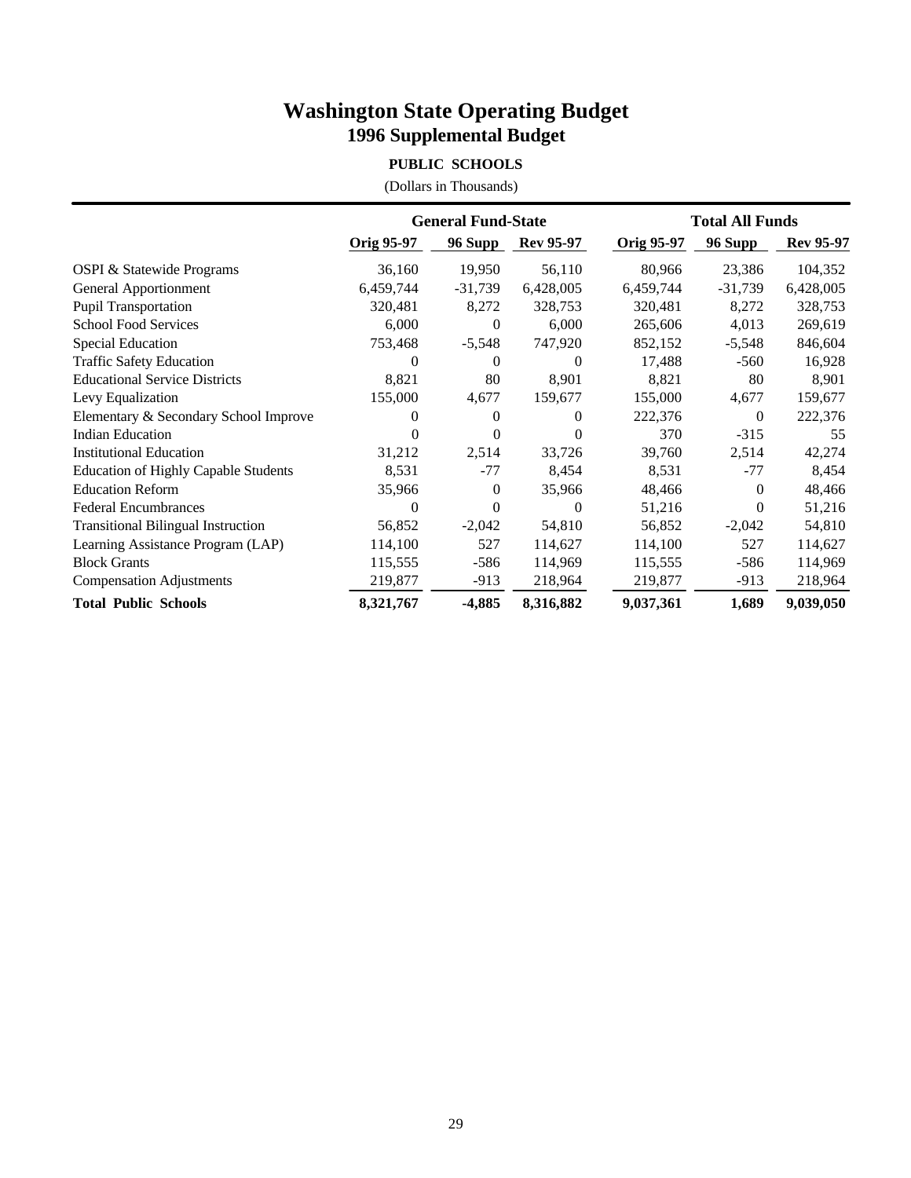# Washington State Operating Budget

## 1996 Supplemental Budget

### PUBLIC SCHOOLS

(Dollars in Thousands)

| | General Fund-State | | | Total All Funds | | |
|---|---|---|---|---|---|---|
| | Orig 95-97 | 96 Supp | Rev 95-97 | Orig 95-97 | 96 Supp | Rev 95-97 |
| OSPI & Statewide Programs | 36,160 | 19,950 | 56,110 | 80,966 | 23,386 | 104,352 |
| General Apportionment | 6,459,744 | -31,739 | 6,428,005 | 6,459,744 | -31,739 | 6,428,005 |
| Pupil Transportation | 320,481 | 8,272 | 328,753 | 320,481 | 8,272 | 328,753 |
| School Food Services | 6,000 | 0 | 6,000 | 265,606 | 4,013 | 269,619 |
| Special Education | 753,468 | -5,548 | 747,920 | 852,152 | -5,548 | 846,604 |
| Traffic Safety Education | 0 | 0 | 0 | 17,488 | -560 | 16,928 |
| Educational Service Districts | 8,821 | 80 | 8,901 | 8,821 | 80 | 8,901 |
| Levy Equalization | 155,000 | 4,677 | 159,677 | 155,000 | 4,677 | 159,677 |
| Elementary & Secondary School Improve | 0 | 0 | 0 | 222,376 | 0 | 222,376 |
| Indian Education | 0 | 0 | 0 | 370 | -315 | 55 |
| Institutional Education | 31,212 | 2,514 | 33,726 | 39,760 | 2,514 | 42,274 |
| Education of Highly Capable Students | 8,531 | -77 | 8,454 | 8,531 | -77 | 8,454 |
| Education Reform | 35,966 | 0 | 35,966 | 48,466 | 0 | 48,466 |
| Federal Encumbrances | 0 | 0 | 0 | 51,216 | 0 | 51,216 |
| Transitional Bilingual Instruction | 56,852 | -2,042 | 54,810 | 56,852 | -2,042 | 54,810 |
| Learning Assistance Program (LAP) | 114,100 | 527 | 114,627 | 114,100 | 527 | 114,627 |
| Block Grants | 115,555 | -586 | 114,969 | 115,555 | -586 | 114,969 |
| Compensation Adjustments | 219,877 | -913 | 218,964 | 219,877 | -913 | 218,964 |
| **Total Public Schools** | **8,321,767** | **-4,885** | **8,316,882** | **9,037,361** | **1,689** | **9,039,050** |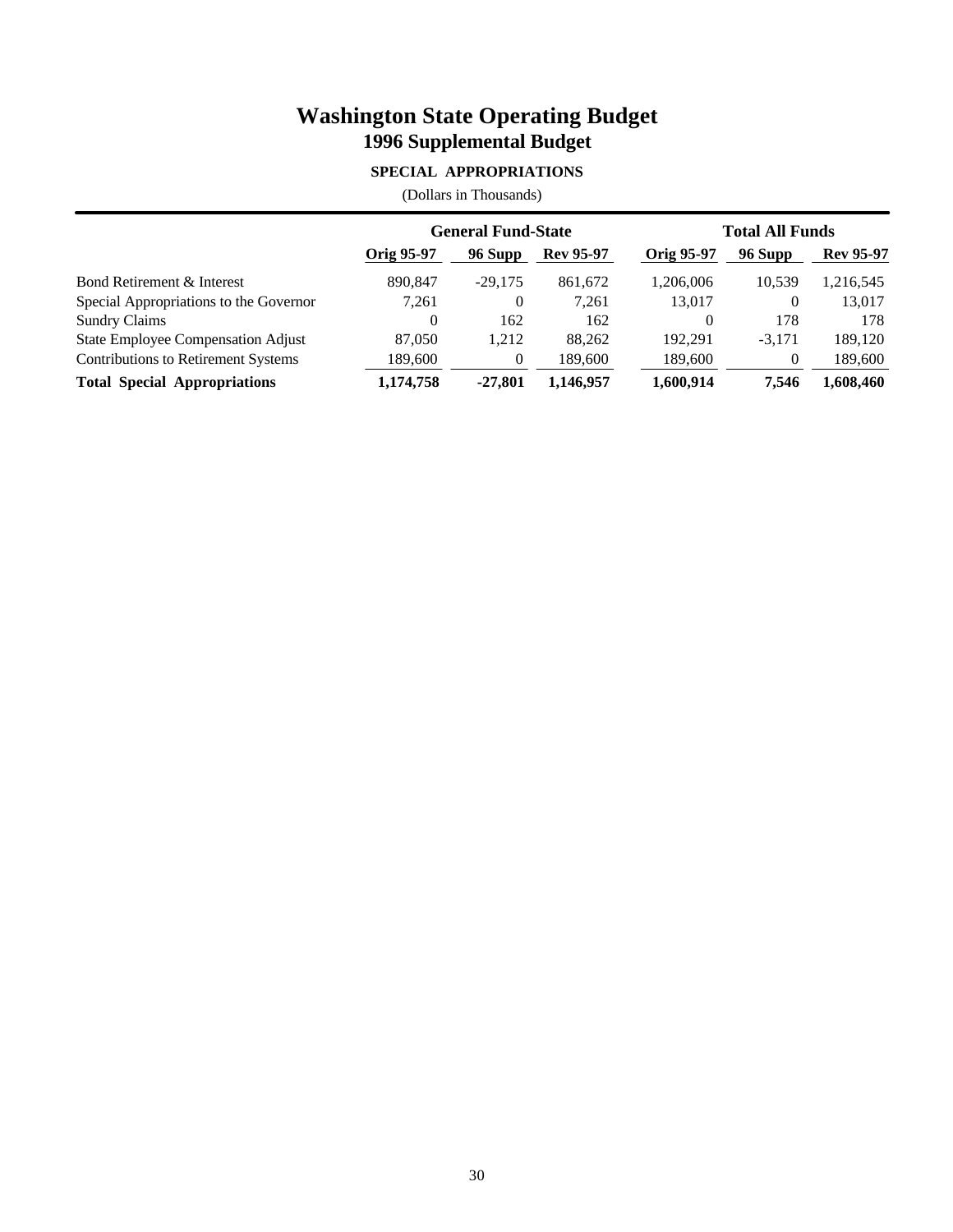# Washington State Operating Budget

## 1996 Supplemental Budget

### SPECIAL APPROPRIATIONS

(Dollars in Thousands)

| | General Fund-State | | | Total All Funds | | |
|---|---|---|---|---|---|---|
| | Orig 95-97 | 96 Supp | Rev 95-97 | Orig 95-97 | 96 Supp | Rev 95-97 |
| Bond Retirement & Interest | 890,847 | -29,175 | 861,672 | 1,206,006 | 10,539 | 1,216,545 |
| Special Appropriations to the Governor | 7,261 | 0 | 7,261 | 13,017 | 0 | 13,017 |
| Sundry Claims | 0 | 162 | 162 | 0 | 178 | 178 |
| State Employee Compensation Adjust | 87,050 | 1,212 | 88,262 | 192,291 | -3,171 | 189,120 |
| Contributions to Retirement Systems | 189,600 | 0 | 189,600 | 189,600 | 0 | 189,600 |
| **Total Special Appropriations** | **1,174,758** | **-27,801** | **1,146,957** | **1,600,914** | **7,546** | **1,608,460** |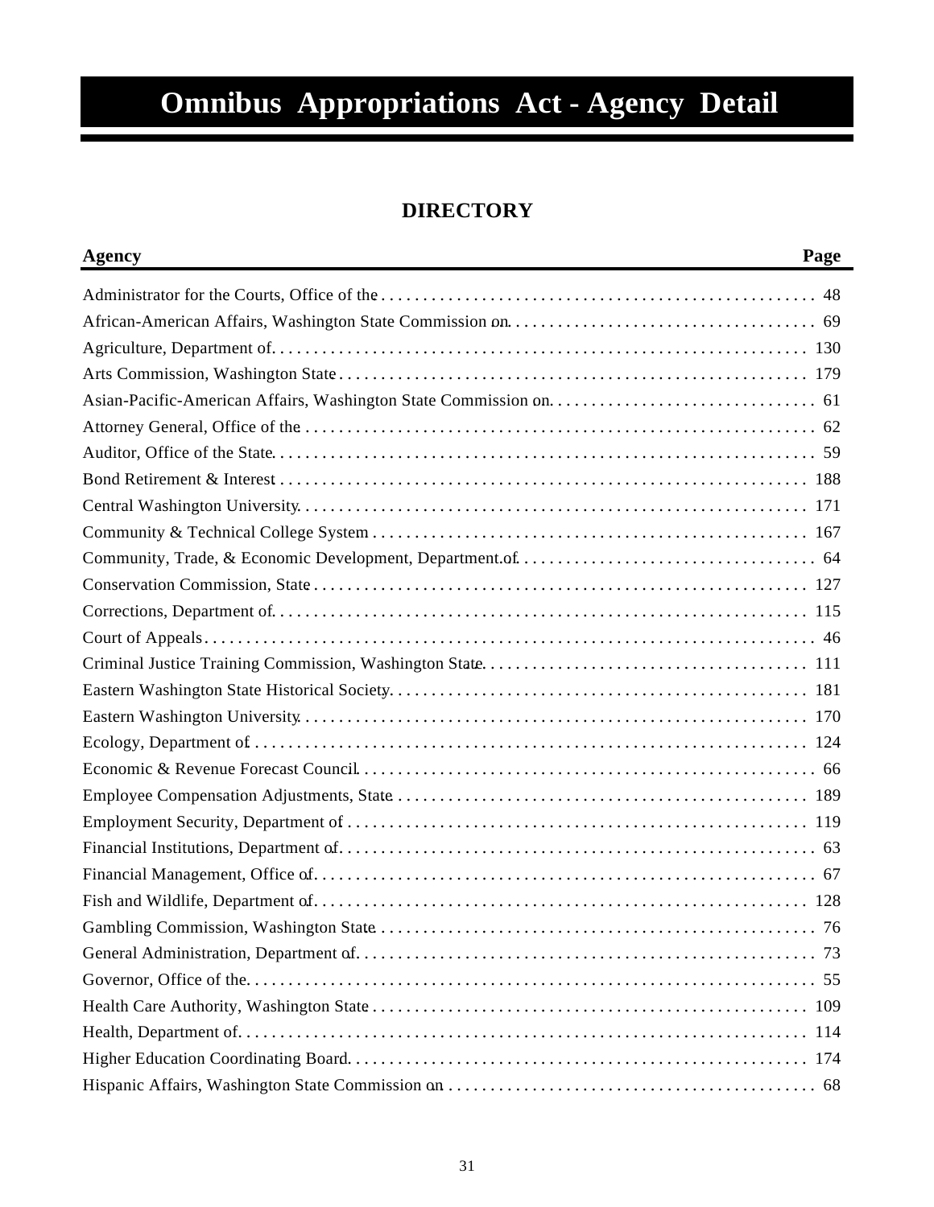# Omnibus Appropriations Act - Agency Detail

## DIRECTORY

| Agency | Page |
|---|---|
| Administrator for the Courts, Office of the | 48 |
| African-American Affairs, Washington State Commission on | 69 |
| Agriculture, Department of | 130 |
| Arts Commission, Washington State | 179 |
| Asian-Pacific-American Affairs, Washington State Commission on | 61 |
| Attorney General, Office of the | 62 |
| Auditor, Office of the State | 59 |
| Bond Retirement & Interest | 188 |
| Central Washington University | 171 |
| Community & Technical College System | 167 |
| Community, Trade, & Economic Development, Department of | 64 |
| Conservation Commission, State | 127 |
| Corrections, Department of | 115 |
| Court of Appeals | 46 |
| Criminal Justice Training Commission, Washington State | 111 |
| Eastern Washington State Historical Society | 181 |
| Eastern Washington University | 170 |
| Ecology, Department of | 124 |
| Economic & Revenue Forecast Council | 66 |
| Employee Compensation Adjustments, State | 189 |
| Employment Security, Department of | 119 |
| Financial Institutions, Department of | 63 |
| Financial Management, Office of | 67 |
| Fish and Wildlife, Department of | 128 |
| Gambling Commission, Washington State | 76 |
| General Administration, Department of | 73 |
| Governor, Office of the | 55 |
| Health Care Authority, Washington State | 109 |
| Health, Department of | 114 |
| Higher Education Coordinating Board | 174 |
| Hispanic Affairs, Washington State Commission on | 68 |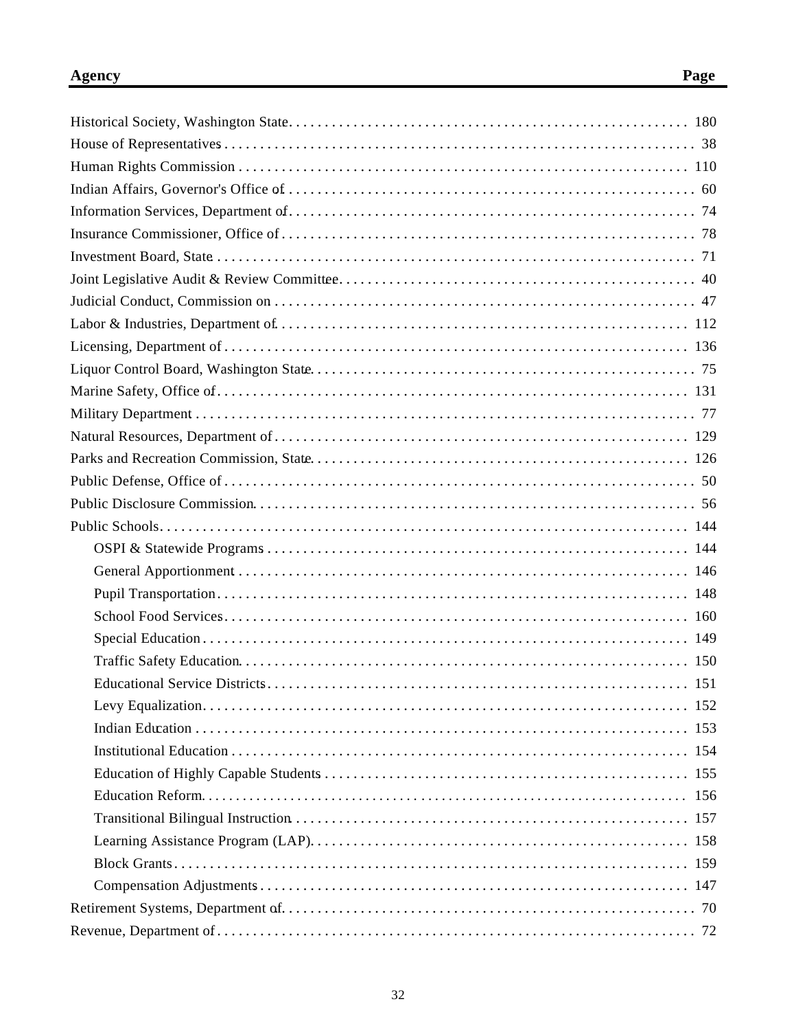| Agency | Page |
|---|---|
| Historical Society, Washington State | 180 |
| House of Representatives | 38 |
| Human Rights Commission | 110 |
| Indian Affairs, Governor's Office of | 60 |
| Information Services, Department of | 74 |
| Insurance Commissioner, Office of | 78 |
| Investment Board, State | 71 |
| Joint Legislative Audit & Review Committee | 40 |
| Judicial Conduct, Commission on | 47 |
| Labor & Industries, Department of | 112 |
| Licensing, Department of | 136 |
| Liquor Control Board, Washington State | 75 |
| Marine Safety, Office of | 131 |
| Military Department | 77 |
| Natural Resources, Department of | 129 |
| Parks and Recreation Commission, State | 126 |
| Public Defense, Office of | 50 |
| Public Disclosure Commission | 56 |
| Public Schools | 144 |
| OSPI & Statewide Programs | 144 |
| General Apportionment | 146 |
| Pupil Transportation | 148 |
| School Food Services | 160 |
| Special Education | 149 |
| Traffic Safety Education | 150 |
| Educational Service Districts | 151 |
| Levy Equalization | 152 |
| Indian Education | 153 |
| Institutional Education | 154 |
| Education of Highly Capable Students | 155 |
| Education Reform | 156 |
| Transitional Bilingual Instruction | 157 |
| Learning Assistance Program (LAP) | 158 |
| Block Grants | 159 |
| Compensation Adjustments | 147 |
| Retirement Systems, Department of | 70 |
| Revenue, Department of | 72 |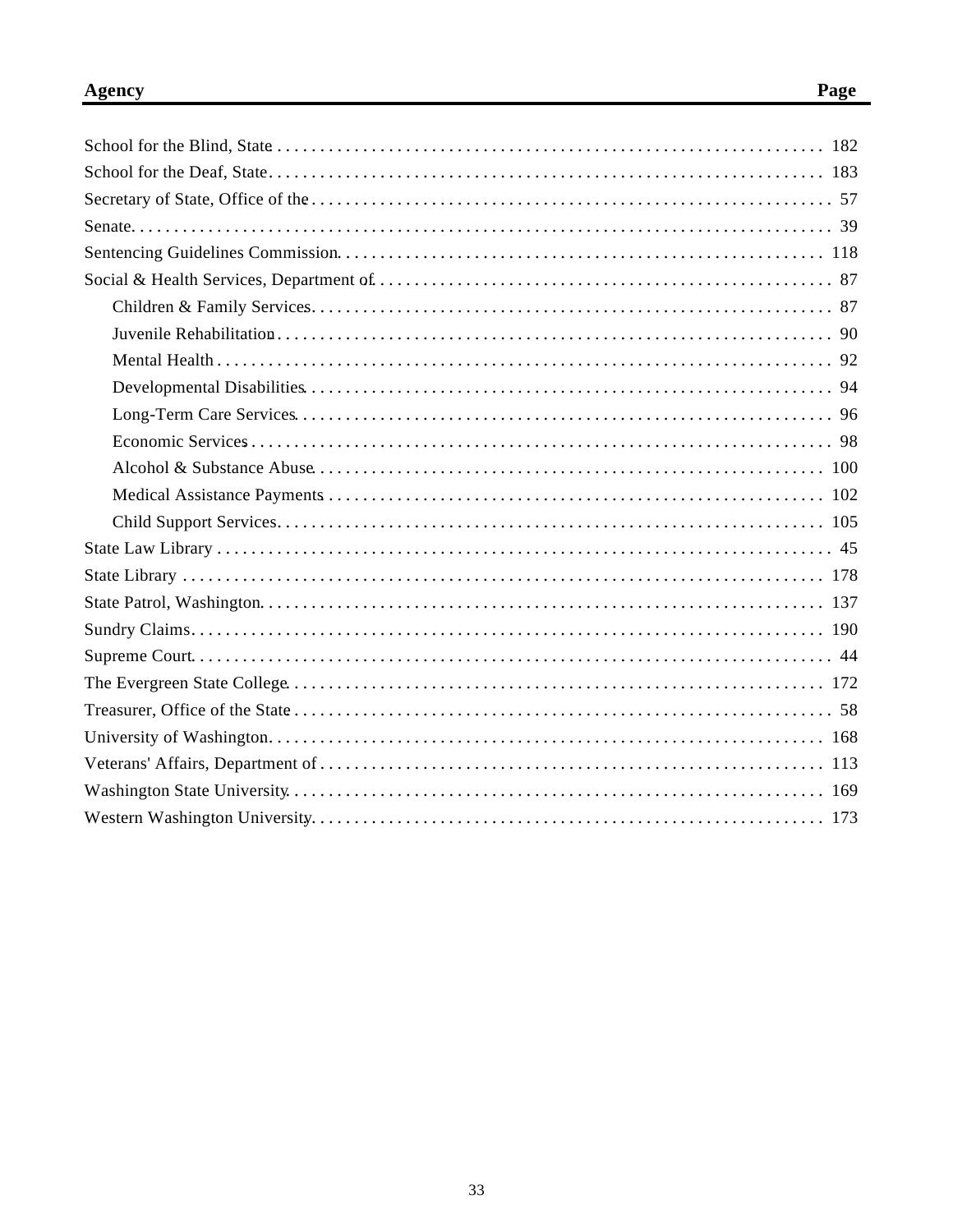| Agency | Page |
|---|---|
| School for the Blind, State | 182 |
| School for the Deaf, State | 183 |
| Secretary of State, Office of the | 57 |
| Senate | 39 |
| Sentencing Guidelines Commission | 118 |
| Social & Health Services, Department of | 87 |
| Children & Family Services | 87 |
| Juvenile Rehabilitation | 90 |
| Mental Health | 92 |
| Developmental Disabilities | 94 |
| Long-Term Care Services | 96 |
| Economic Services | 98 |
| Alcohol & Substance Abuse | 100 |
| Medical Assistance Payments | 102 |
| Child Support Services | 105 |
| State Law Library | 45 |
| State Library | 178 |
| State Patrol, Washington | 137 |
| Sundry Claims | 190 |
| Supreme Court | 44 |
| The Evergreen State College | 172 |
| Treasurer, Office of the State | 58 |
| University of Washington | 168 |
| Veterans' Affairs, Department of | 113 |
| Washington State University | 169 |
| Western Washington University | 173 |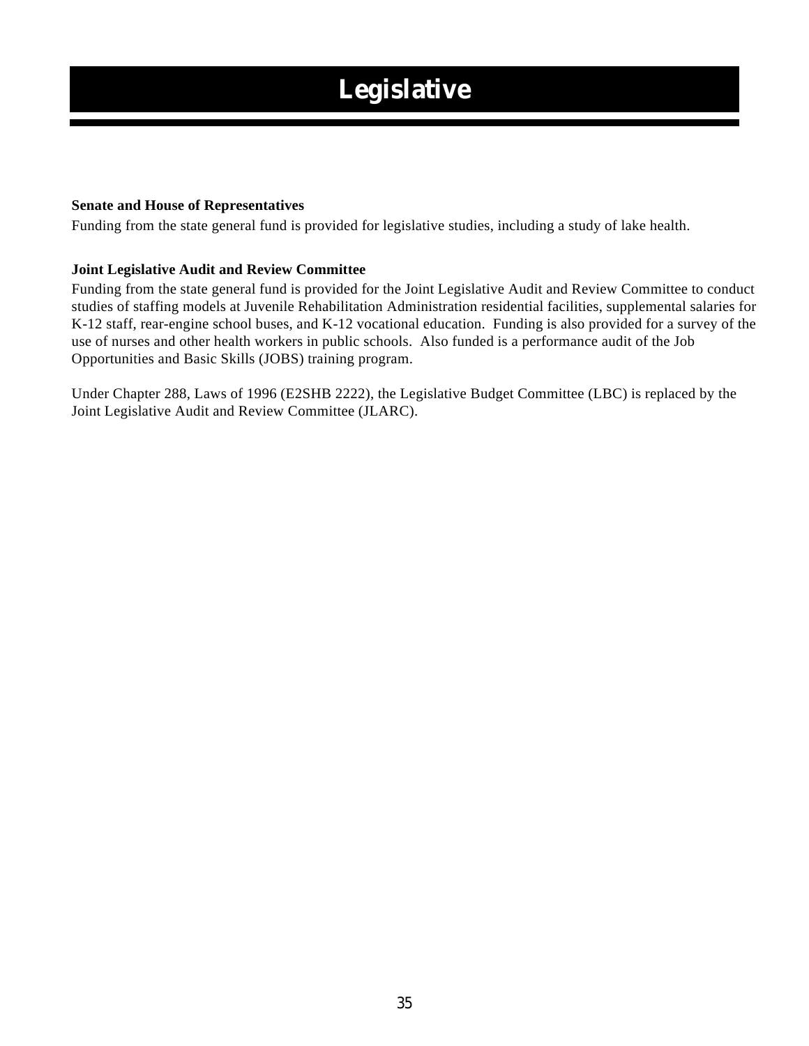# Legislative

**Senate and House of Representatives**

Funding from the state general fund is provided for legislative studies, including a study of lake health.

**Joint Legislative Audit and Review Committee**

Funding from the state general fund is provided for the Joint Legislative Audit and Review Committee to conduct studies of staffing models at Juvenile Rehabilitation Administration residential facilities, supplemental salaries for K-12 staff, rear-engine school buses, and K-12 vocational education.  Funding is also provided for a survey of the use of nurses and other health workers in public schools.  Also funded is a performance audit of the Job Opportunities and Basic Skills (JOBS) training program.

Under Chapter 288, Laws of 1996 (E2SHB 2222), the Legislative Budget Committee (LBC) is replaced by the Joint Legislative Audit and Review Committee (JLARC).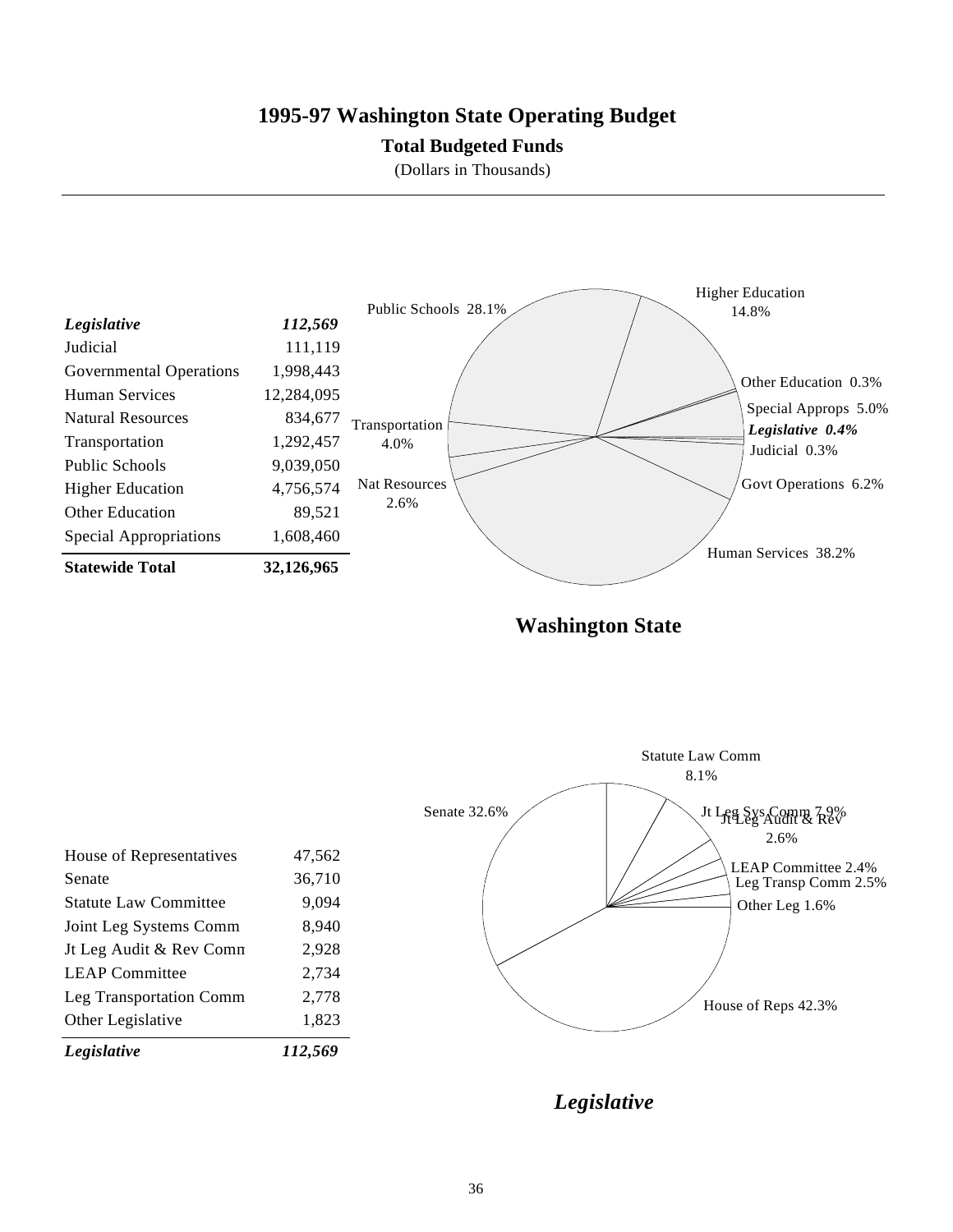# 1995-97 Washington State Operating Budget

## Total Budgeted Funds

(Dollars in Thousands)

| | |
|---|---|
| ***Legislative*** | ***112,569*** |
| Judicial | 111,119 |
| Governmental Operations | 1,998,443 |
| Human Services | 12,284,095 |
| Natural Resources | 834,677 |
| Transportation | 1,292,457 |
| Public Schools | 9,039,050 |
| Higher Education | 4,756,574 |
| Other Education | 89,521 |
| Special Appropriations | 1,608,460 |
| **Statewide Total** | **32,126,965** |

Public Schools 28.1%
Higher Education 14.8%
Other Education 0.3%
Special Approps 5.0%
*Legislative 0.4%*
Judicial 0.3%
Govt Operations 6.2%
Human Services 38.2%
Nat Resources 2.6%
Transportation 4.0%

**Washington State**

| | |
|---|---|
| House of Representatives | 47,562 |
| Senate | 36,710 |
| Statute Law Committee | 9,094 |
| Joint Leg Systems Comm | 8,940 |
| Jt Leg Audit & Rev Comm | 2,928 |
| LEAP Committee | 2,734 |
| Leg Transportation Comm | 2,778 |
| Other Legislative | 1,823 |
| ***Legislative*** | ***112,569*** |

Statute Law Comm 8.1%
Jt Leg Sys Comm 7.9%
Jt Leg Audit & Rev 2.6%
LEAP Committee 2.4%
Leg Transp Comm 2.5%
Other Leg 1.6%
House of Reps 42.3%
Senate 32.6%

***Legislative***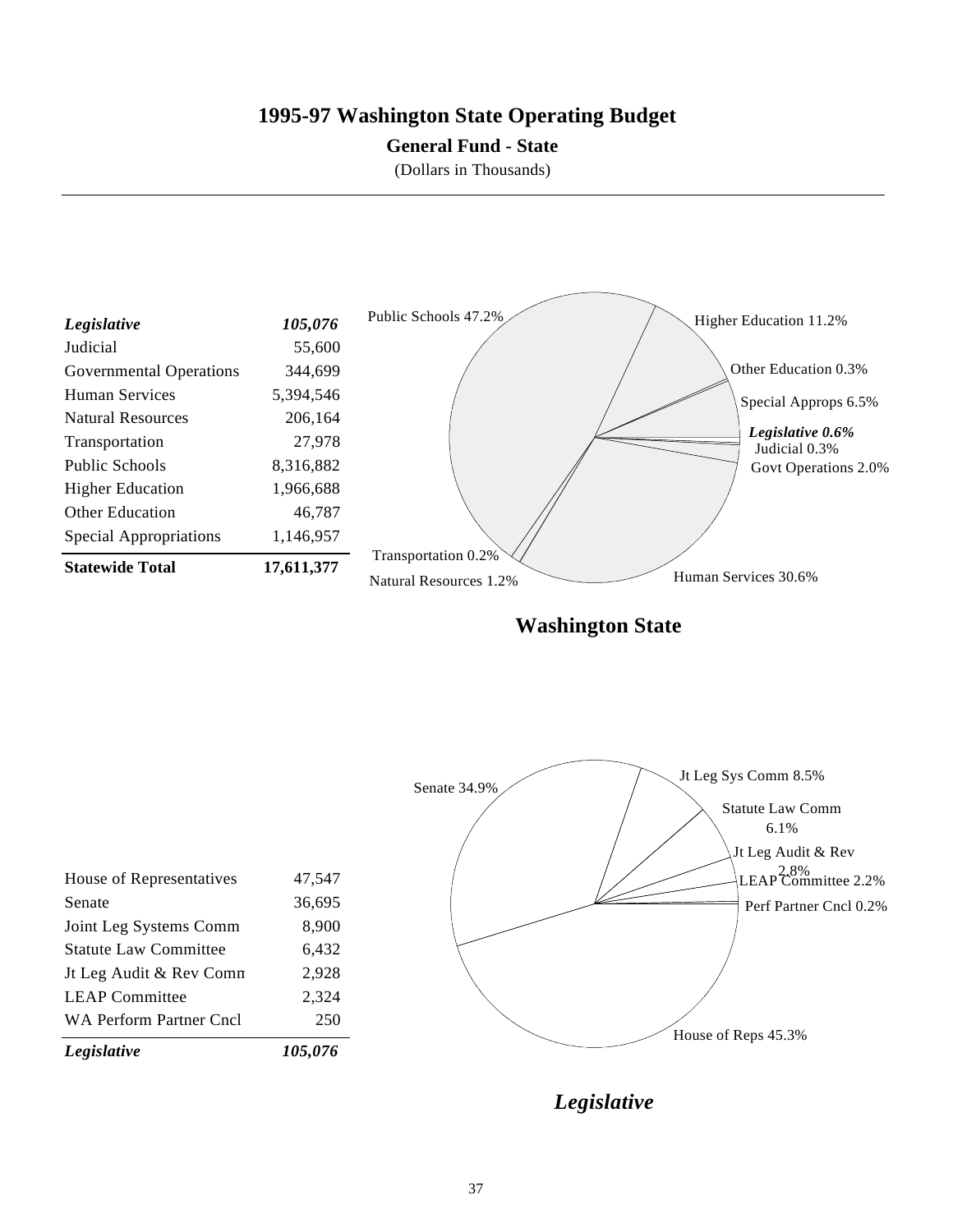# 1995-97 Washington State Operating Budget

**General Fund - State**

(Dollars in Thousands)

| | |
|---|---|
| ***Legislative*** | ***105,076*** |
| Judicial | 55,600 |
| Governmental Operations | 344,699 |
| Human Services | 5,394,546 |
| Natural Resources | 206,164 |
| Transportation | 27,978 |
| Public Schools | 8,316,882 |
| Higher Education | 1,966,688 |
| Other Education | 46,787 |
| Special Appropriations | 1,146,957 |
| **Statewide Total** | **17,611,377** |

Public Schools 47.2%
Higher Education 11.2%
Other Education 0.3%
Special Approps 6.5%
*Legislative 0.6%*
Judicial 0.3%
Govt Operations 2.0%
Human Services 30.6%
Natural Resources 1.2%
Transportation 0.2%

**Washington State**

| | |
|---|---|
| House of Representatives | 47,547 |
| Senate | 36,695 |
| Joint Leg Systems Comm | 8,900 |
| Statute Law Committee | 6,432 |
| Jt Leg Audit & Rev Comm | 2,928 |
| LEAP Committee | 2,324 |
| WA Perform Partner Cncl | 250 |
| ***Legislative*** | ***105,076*** |

Senate 34.9%
Jt Leg Sys Comm 8.5%
Statute Law Comm 6.1%
Jt Leg Audit & Rev 2.8%
LEAP Committee 2.2%
Perf Partner Cncl 0.2%
House of Reps 45.3%

***Legislative***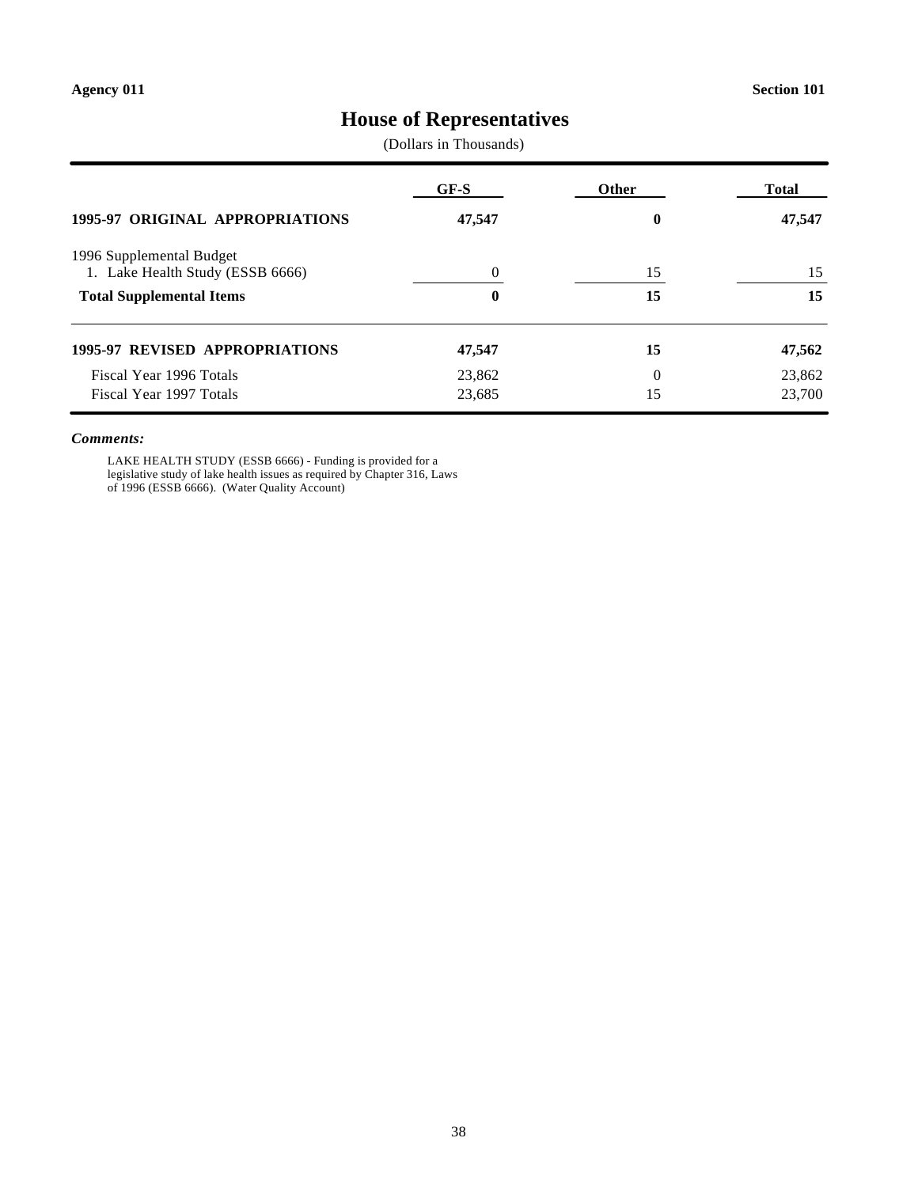Agency 011 Section 101

# House of Representatives

(Dollars in Thousands)

| | GF-S | Other | Total |
|---|---|---|---|
| **1995-97 ORIGINAL APPROPRIATIONS** | **47,547** | **0** | **47,547** |
| 1996 Supplemental Budget | | | |
| 1. Lake Health Study (ESSB 6666) | 0 | 15 | 15 |
| **Total Supplemental Items** | **0** | **15** | **15** |
| **1995-97 REVISED APPROPRIATIONS** | **47,547** | **15** | **47,562** |
| Fiscal Year 1996 Totals | 23,862 | 0 | 23,862 |
| Fiscal Year 1997 Totals | 23,685 | 15 | 23,700 |

***Comments:***

LAKE HEALTH STUDY (ESSB 6666) - Funding is provided for a legislative study of lake health issues as required by Chapter 316, Laws of 1996 (ESSB 6666). (Water Quality Account)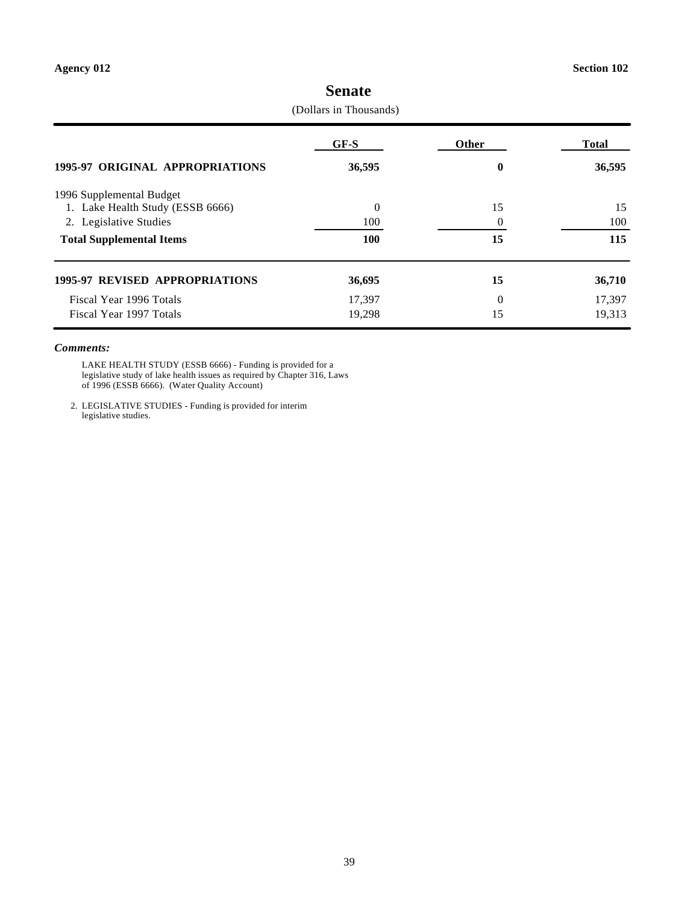**Agency 012** **Section 102**

# Senate

(Dollars in Thousands)

| | GF-S | Other | Total |
|---|---|---|---|
| **1995-97 ORIGINAL APPROPRIATIONS** | **36,595** | **0** | **36,595** |
| 1996 Supplemental Budget | | | |
| 1. Lake Health Study (ESSB 6666) | 0 | 15 | 15 |
| 2. Legislative Studies | 100 | 0 | 100 |
| **Total Supplemental Items** | **100** | **15** | **115** |
| **1995-97 REVISED APPROPRIATIONS** | **36,695** | **15** | **36,710** |
| Fiscal Year 1996 Totals | 17,397 | 0 | 17,397 |
| Fiscal Year 1997 Totals | 19,298 | 15 | 19,313 |

***Comments:***

LAKE HEALTH STUDY (ESSB 6666) - Funding is provided for a legislative study of lake health issues as required by Chapter 316, Laws of 1996 (ESSB 6666). (Water Quality Account)

2. LEGISLATIVE STUDIES - Funding is provided for interim legislative studies.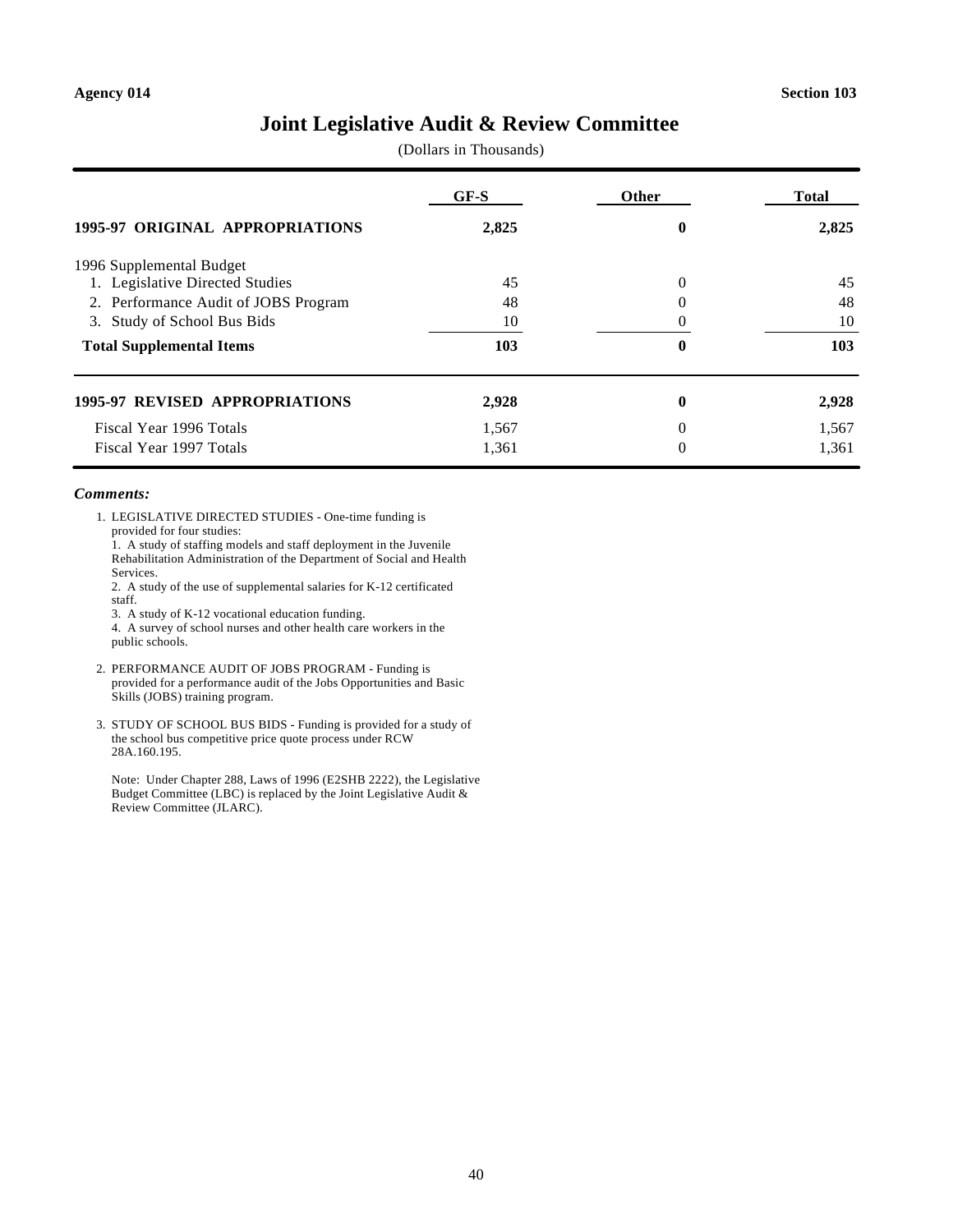**Agency 014** **Section 103**

# Joint Legislative Audit & Review Committee

(Dollars in Thousands)

| | GF-S | Other | Total |
|---|---|---|---|
| **1995-97 ORIGINAL APPROPRIATIONS** | **2,825** | **0** | **2,825** |
| 1996 Supplemental Budget | | | |
| 1. Legislative Directed Studies | 45 | 0 | 45 |
| 2. Performance Audit of JOBS Program | 48 | 0 | 48 |
| 3. Study of School Bus Bids | 10 | 0 | 10 |
| **Total Supplemental Items** | **103** | **0** | **103** |
| **1995-97 REVISED APPROPRIATIONS** | **2,928** | **0** | **2,928** |
| Fiscal Year 1996 Totals | 1,567 | 0 | 1,567 |
| Fiscal Year 1997 Totals | 1,361 | 0 | 1,361 |

***Comments:***

1. LEGISLATIVE DIRECTED STUDIES - One-time funding is provided for four studies:
   1. A study of staffing models and staff deployment in the Juvenile Rehabilitation Administration of the Department of Social and Health Services.
   2. A study of the use of supplemental salaries for K-12 certificated staff.
   3. A study of K-12 vocational education funding.
   4. A survey of school nurses and other health care workers in the public schools.

2. PERFORMANCE AUDIT OF JOBS PROGRAM - Funding is provided for a performance audit of the Jobs Opportunities and Basic Skills (JOBS) training program.

3. STUDY OF SCHOOL BUS BIDS - Funding is provided for a study of the school bus competitive price quote process under RCW 28A.160.195.

   Note: Under Chapter 288, Laws of 1996 (E2SHB 2222), the Legislative Budget Committee (LBC) is replaced by the Joint Legislative Audit & Review Committee (JLARC).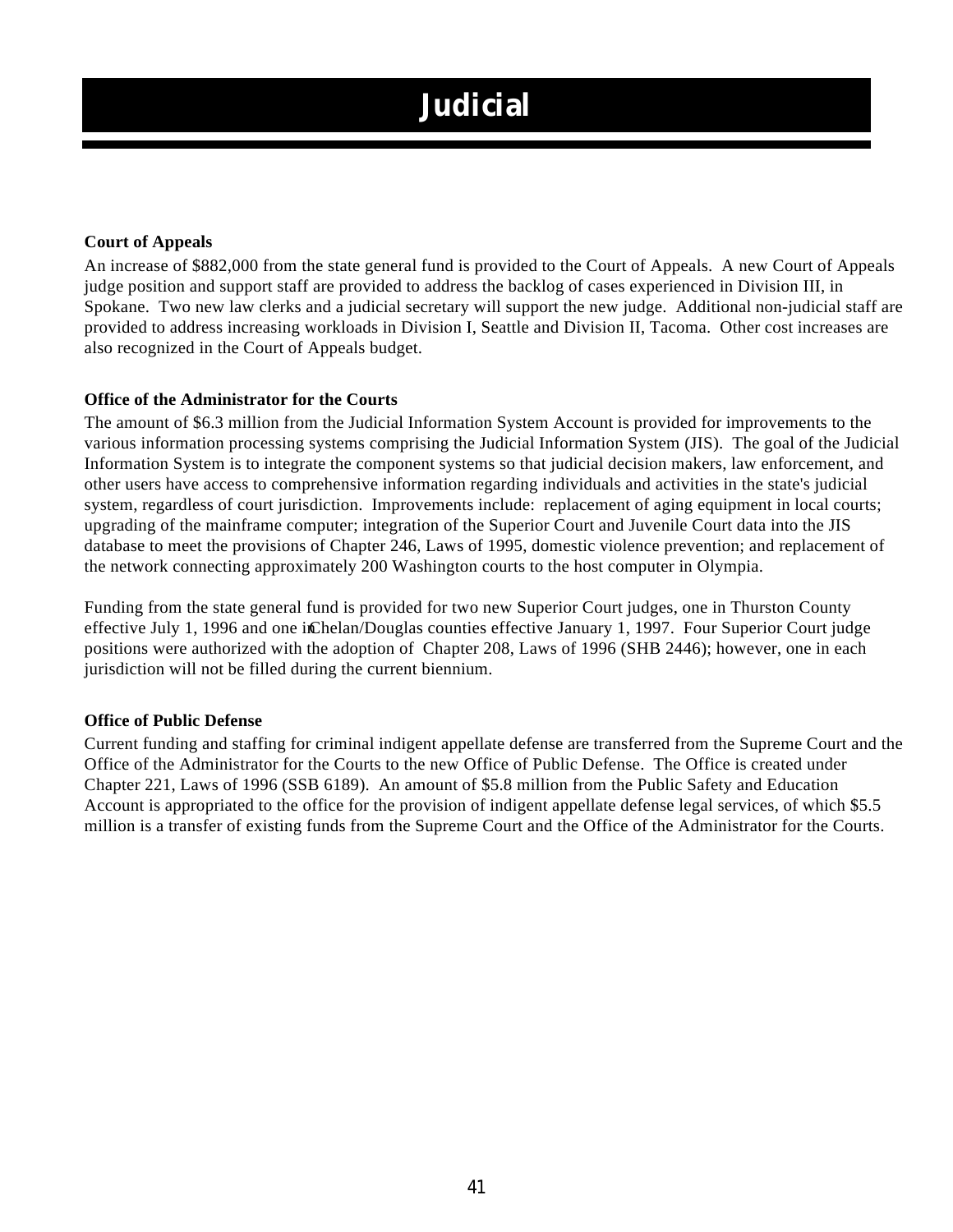# Judicial

### Court of Appeals

An increase of $882,000 from the state general fund is provided to the Court of Appeals. A new Court of Appeals judge position and support staff are provided to address the backlog of cases experienced in Division III, in Spokane. Two new law clerks and a judicial secretary will support the new judge. Additional non-judicial staff are provided to address increasing workloads in Division I, Seattle and Division II, Tacoma. Other cost increases are also recognized in the Court of Appeals budget.

### Office of the Administrator for the Courts

The amount of $6.3 million from the Judicial Information System Account is provided for improvements to the various information processing systems comprising the Judicial Information System (JIS). The goal of the Judicial Information System is to integrate the component systems so that judicial decision makers, law enforcement, and other users have access to comprehensive information regarding individuals and activities in the state's judicial system, regardless of court jurisdiction. Improvements include: replacement of aging equipment in local courts; upgrading of the mainframe computer; integration of the Superior Court and Juvenile Court data into the JIS database to meet the provisions of Chapter 246, Laws of 1995, domestic violence prevention; and replacement of the network connecting approximately 200 Washington courts to the host computer in Olympia.

Funding from the state general fund is provided for two new Superior Court judges, one in Thurston County effective July 1, 1996 and one in Chelan/Douglas counties effective January 1, 1997. Four Superior Court judge positions were authorized with the adoption of Chapter 208, Laws of 1996 (SHB 2446); however, one in each jurisdiction will not be filled during the current biennium.

### Office of Public Defense

Current funding and staffing for criminal indigent appellate defense are transferred from the Supreme Court and the Office of the Administrator for the Courts to the new Office of Public Defense. The Office is created under Chapter 221, Laws of 1996 (SSB 6189). An amount of $5.8 million from the Public Safety and Education Account is appropriated to the office for the provision of indigent appellate defense legal services, of which $5.5 million is a transfer of existing funds from the Supreme Court and the Office of the Administrator for the Courts.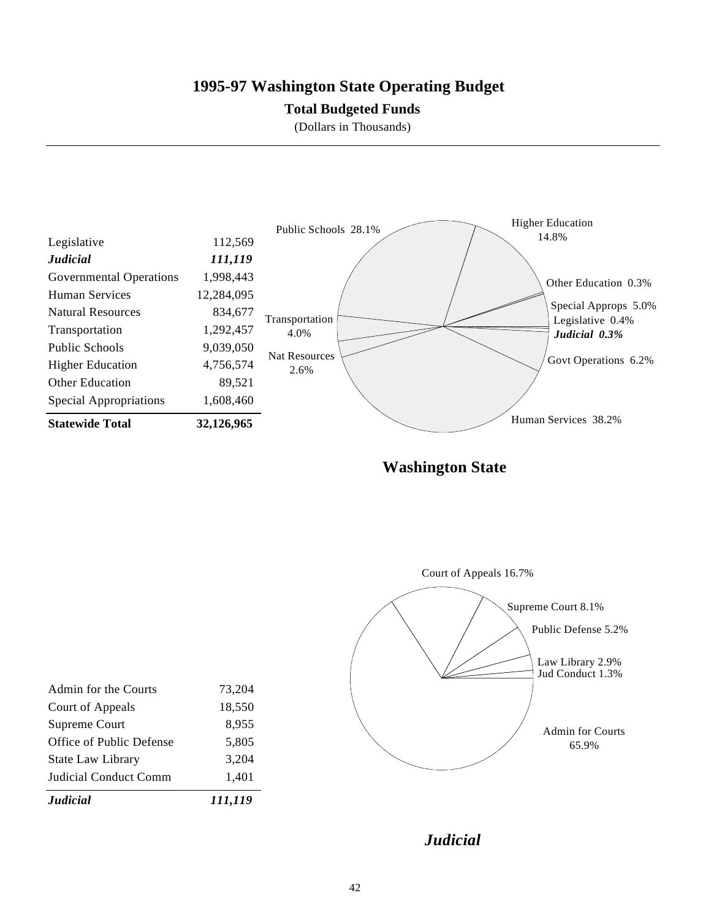# 1995-97 Washington State Operating Budget

## Total Budgeted Funds

(Dollars in Thousands)

| | |
|---|---:|
| Legislative | 112,569 |
| ***Judicial*** | ***111,119*** |
| Governmental Operations | 1,998,443 |
| Human Services | 12,284,095 |
| Natural Resources | 834,677 |
| Transportation | 1,292,457 |
| Public Schools | 9,039,050 |
| Higher Education | 4,756,574 |
| Other Education | 89,521 |
| Special Appropriations | 1,608,460 |
| **Statewide Total** | **32,126,965** |

Public Schools 28.1%
Higher Education 14.8%
Other Education 0.3%
Special Approps 5.0%
Legislative 0.4%
***Judicial 0.3%***
Govt Operations 6.2%
Human Services 38.2%
Nat Resources 2.6%
Transportation 4.0%

**Washington State**

| | |
|---|---:|
| Admin for the Courts | 73,204 |
| Court of Appeals | 18,550 |
| Supreme Court | 8,955 |
| Office of Public Defense | 5,805 |
| State Law Library | 3,204 |
| Judicial Conduct Comm | 1,401 |
| ***Judicial*** | ***111,119*** |

Court of Appeals 16.7%
Supreme Court 8.1%
Public Defense 5.2%
Law Library 2.9%
Jud Conduct 1.3%
Admin for Courts 65.9%

***Judicial***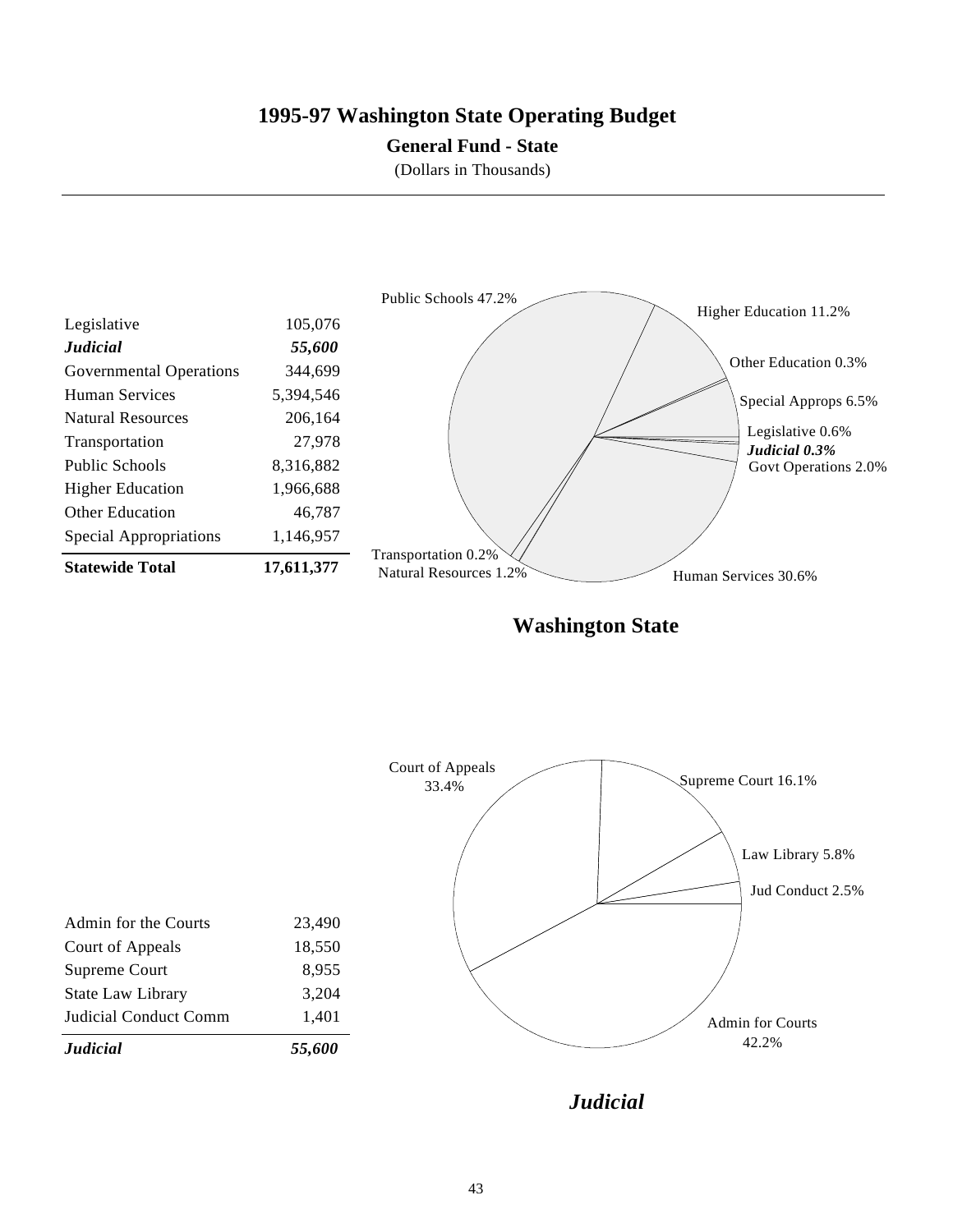# 1995-97 Washington State Operating Budget

## General Fund - State

(Dollars in Thousands)

| | |
|---|---|
| Legislative | 105,076 |
| ***Judicial*** | ***55,600*** |
| Governmental Operations | 344,699 |
| Human Services | 5,394,546 |
| Natural Resources | 206,164 |
| Transportation | 27,978 |
| Public Schools | 8,316,882 |
| Higher Education | 1,966,688 |
| Other Education | 46,787 |
| Special Appropriations | 1,146,957 |
| **Statewide Total** | **17,611,377** |

Public Schools 47.2%
Higher Education 11.2%
Other Education 0.3%
Special Approps 6.5%
Legislative 0.6%
*Judicial 0.3%*
Govt Operations 2.0%
Human Services 30.6%
Natural Resources 1.2%
Transportation 0.2%

**Washington State**

| | |
|---|---|
| Admin for the Courts | 23,490 |
| Court of Appeals | 18,550 |
| Supreme Court | 8,955 |
| State Law Library | 3,204 |
| Judicial Conduct Comm | 1,401 |
| ***Judicial*** | ***55,600*** |

Court of Appeals 33.4%
Supreme Court 16.1%
Law Library 5.8%
Jud Conduct 2.5%
Admin for Courts 42.2%

***Judicial***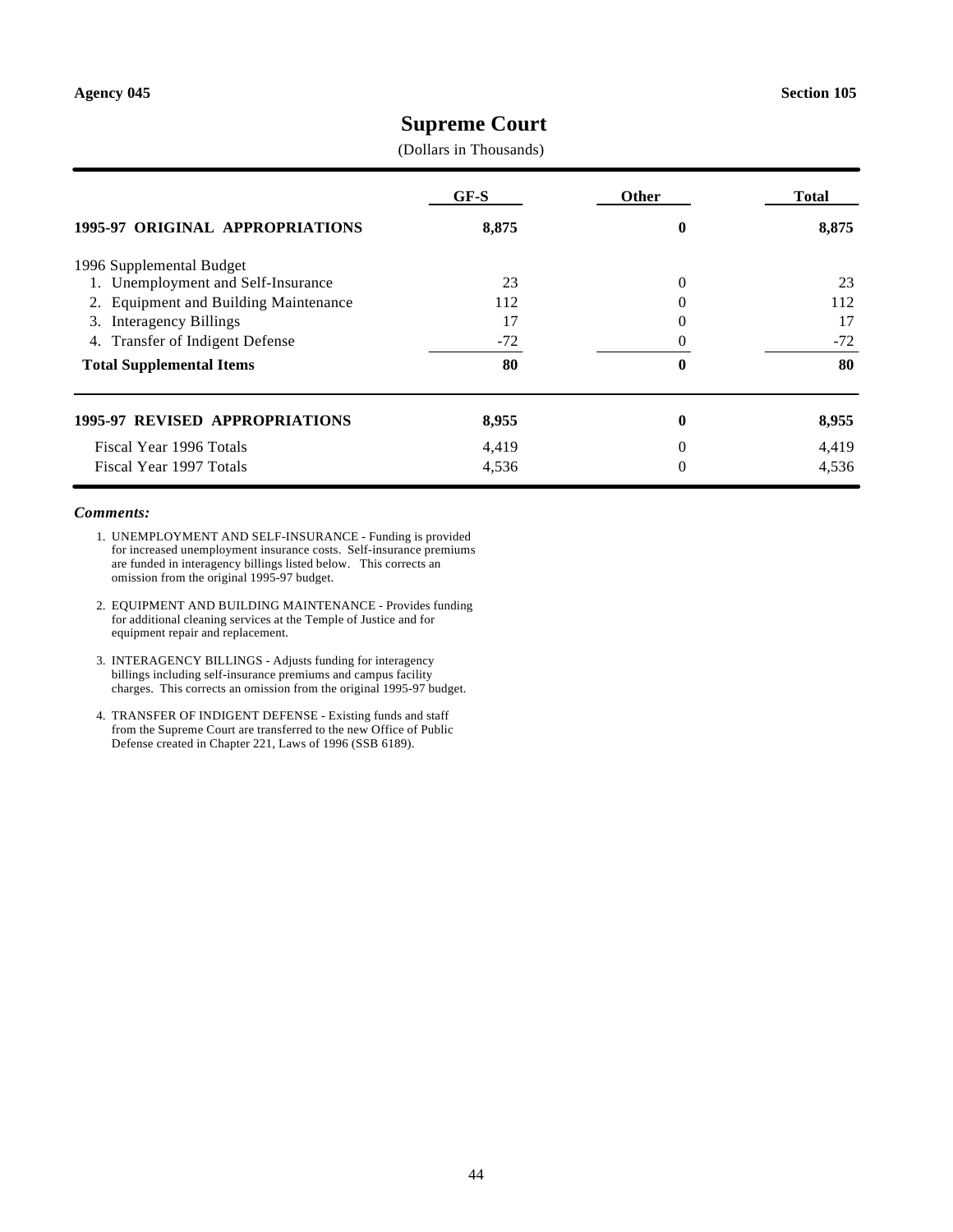Agency 045 | Section 105

# Supreme Court

(Dollars in Thousands)

| | GF-S | Other | Total |
|---|---|---|---|
| **1995-97 ORIGINAL APPROPRIATIONS** | **8,875** | **0** | **8,875** |
| 1996 Supplemental Budget | | | |
| 1. Unemployment and Self-Insurance | 23 | 0 | 23 |
| 2. Equipment and Building Maintenance | 112 | 0 | 112 |
| 3. Interagency Billings | 17 | 0 | 17 |
| 4. Transfer of Indigent Defense | -72 | 0 | -72 |
| **Total Supplemental Items** | **80** | **0** | **80** |
| **1995-97 REVISED APPROPRIATIONS** | **8,955** | **0** | **8,955** |
| Fiscal Year 1996 Totals | 4,419 | 0 | 4,419 |
| Fiscal Year 1997 Totals | 4,536 | 0 | 4,536 |

***Comments:***

1. UNEMPLOYMENT AND SELF-INSURANCE - Funding is provided for increased unemployment insurance costs. Self-insurance premiums are funded in interagency billings listed below. This corrects an omission from the original 1995-97 budget.

2. EQUIPMENT AND BUILDING MAINTENANCE - Provides funding for additional cleaning services at the Temple of Justice and for equipment repair and replacement.

3. INTERAGENCY BILLINGS - Adjusts funding for interagency billings including self-insurance premiums and campus facility charges. This corrects an omission from the original 1995-97 budget.

4. TRANSFER OF INDIGENT DEFENSE - Existing funds and staff from the Supreme Court are transferred to the new Office of Public Defense created in Chapter 221, Laws of 1996 (SSB 6189).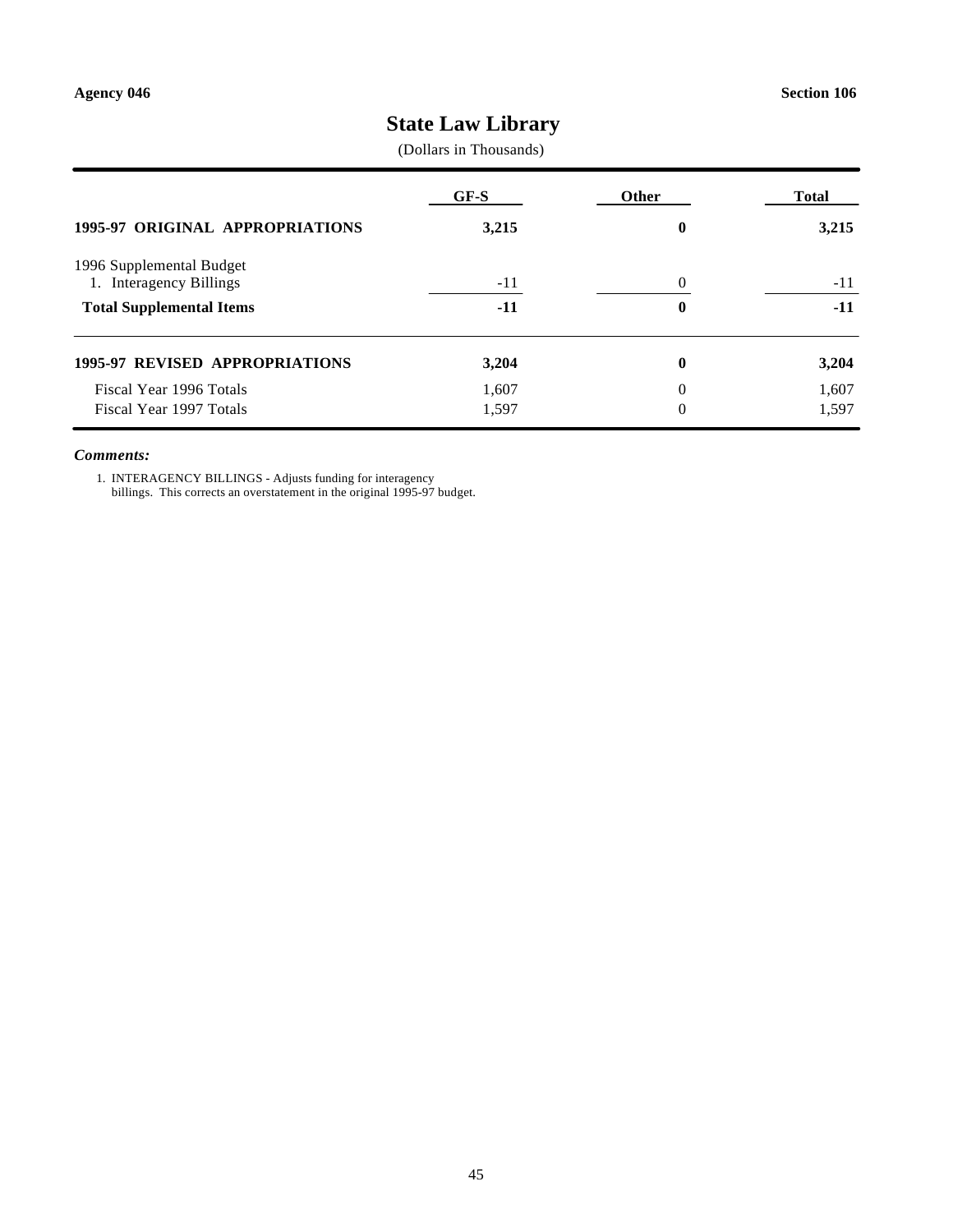Agency 046 Section 106

# State Law Library

(Dollars in Thousands)

| | GF-S | Other | Total |
|---|---|---|---|
| **1995-97 ORIGINAL APPROPRIATIONS** | **3,215** | **0** | **3,215** |
| 1996 Supplemental Budget | | | |
| 1. Interagency Billings | -11 | 0 | -11 |
| **Total Supplemental Items** | **-11** | **0** | **-11** |
| **1995-97 REVISED APPROPRIATIONS** | **3,204** | **0** | **3,204** |
| Fiscal Year 1996 Totals | 1,607 | 0 | 1,607 |
| Fiscal Year 1997 Totals | 1,597 | 0 | 1,597 |

***Comments:***

1. INTERAGENCY BILLINGS - Adjusts funding for interagency billings. This corrects an overstatement in the original 1995-97 budget.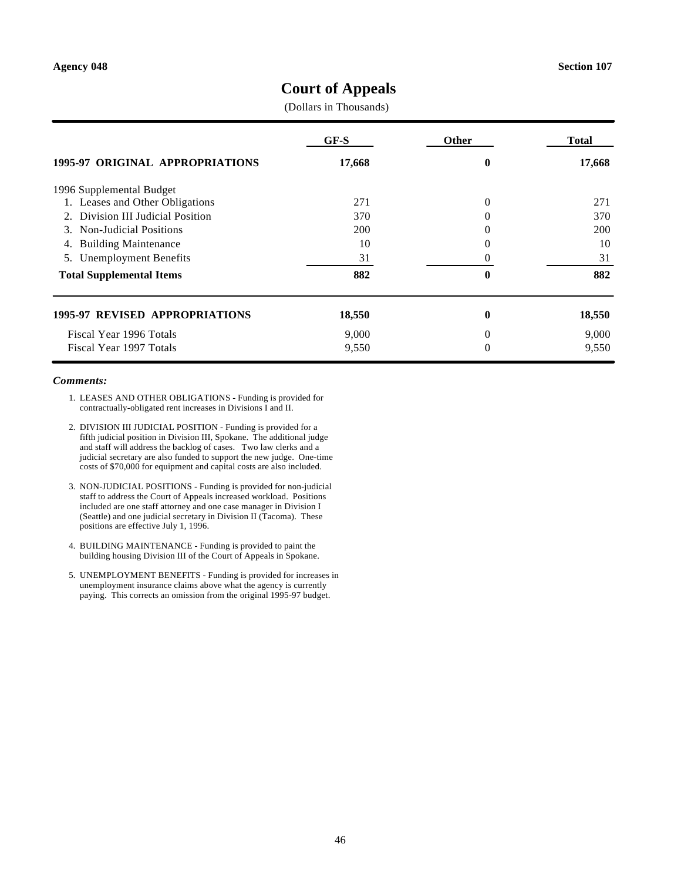Agency 048 | Section 107

# Court of Appeals

(Dollars in Thousands)

| | GF-S | Other | Total |
|---|---|---|---|
| **1995-97 ORIGINAL APPROPRIATIONS** | **17,668** | **0** | **17,668** |
| 1996 Supplemental Budget | | | |
| 1. Leases and Other Obligations | 271 | 0 | 271 |
| 2. Division III Judicial Position | 370 | 0 | 370 |
| 3. Non-Judicial Positions | 200 | 0 | 200 |
| 4. Building Maintenance | 10 | 0 | 10 |
| 5. Unemployment Benefits | 31 | 0 | 31 |
| **Total Supplemental Items** | **882** | **0** | **882** |
| **1995-97 REVISED APPROPRIATIONS** | **18,550** | **0** | **18,550** |
| Fiscal Year 1996 Totals | 9,000 | 0 | 9,000 |
| Fiscal Year 1997 Totals | 9,550 | 0 | 9,550 |

***Comments:***

1. LEASES AND OTHER OBLIGATIONS - Funding is provided for contractually-obligated rent increases in Divisions I and II.

2. DIVISION III JUDICIAL POSITION - Funding is provided for a fifth judicial position in Division III, Spokane. The additional judge and staff will address the backlog of cases. Two law clerks and a judicial secretary are also funded to support the new judge. One-time costs of $70,000 for equipment and capital costs are also included.

3. NON-JUDICIAL POSITIONS - Funding is provided for non-judicial staff to address the Court of Appeals increased workload. Positions included are one staff attorney and one case manager in Division I (Seattle) and one judicial secretary in Division II (Tacoma). These positions are effective July 1, 1996.

4. BUILDING MAINTENANCE - Funding is provided to paint the building housing Division III of the Court of Appeals in Spokane.

5. UNEMPLOYMENT BENEFITS - Funding is provided for increases in unemployment insurance claims above what the agency is currently paying. This corrects an omission from the original 1995-97 budget.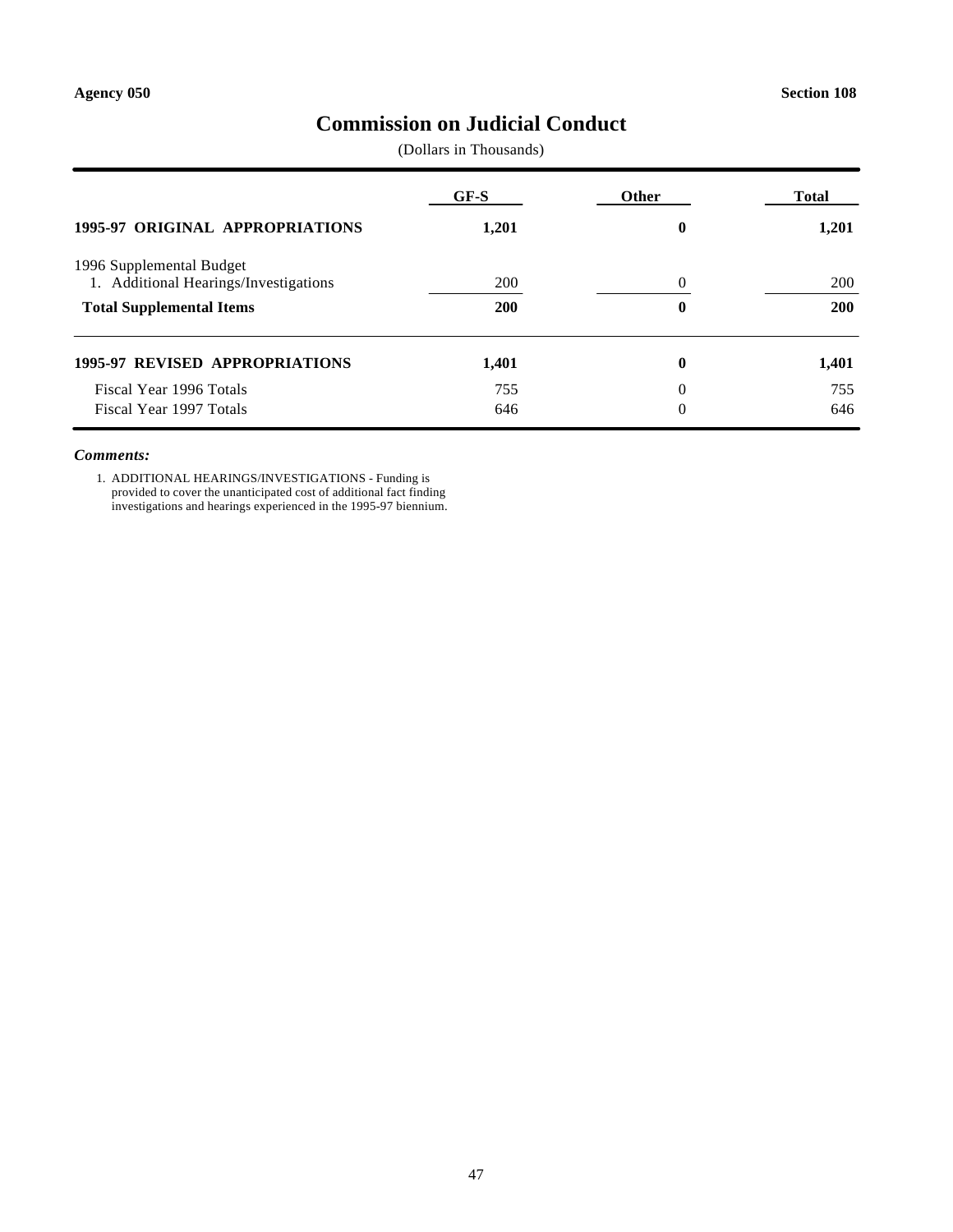Agency 050 | Section 108

# Commission on Judicial Conduct

(Dollars in Thousands)

| | GF-S | Other | Total |
|---|---|---|---|
| **1995-97 ORIGINAL APPROPRIATIONS** | **1,201** | **0** | **1,201** |
| 1996 Supplemental Budget | | | |
| 1. Additional Hearings/Investigations | 200 | 0 | 200 |
| **Total Supplemental Items** | **200** | **0** | **200** |
| **1995-97 REVISED APPROPRIATIONS** | **1,401** | **0** | **1,401** |
| Fiscal Year 1996 Totals | 755 | 0 | 755 |
| Fiscal Year 1997 Totals | 646 | 0 | 646 |

***Comments:***

1. ADDITIONAL HEARINGS/INVESTIGATIONS - Funding is provided to cover the unanticipated cost of additional fact finding investigations and hearings experienced in the 1995-97 biennium.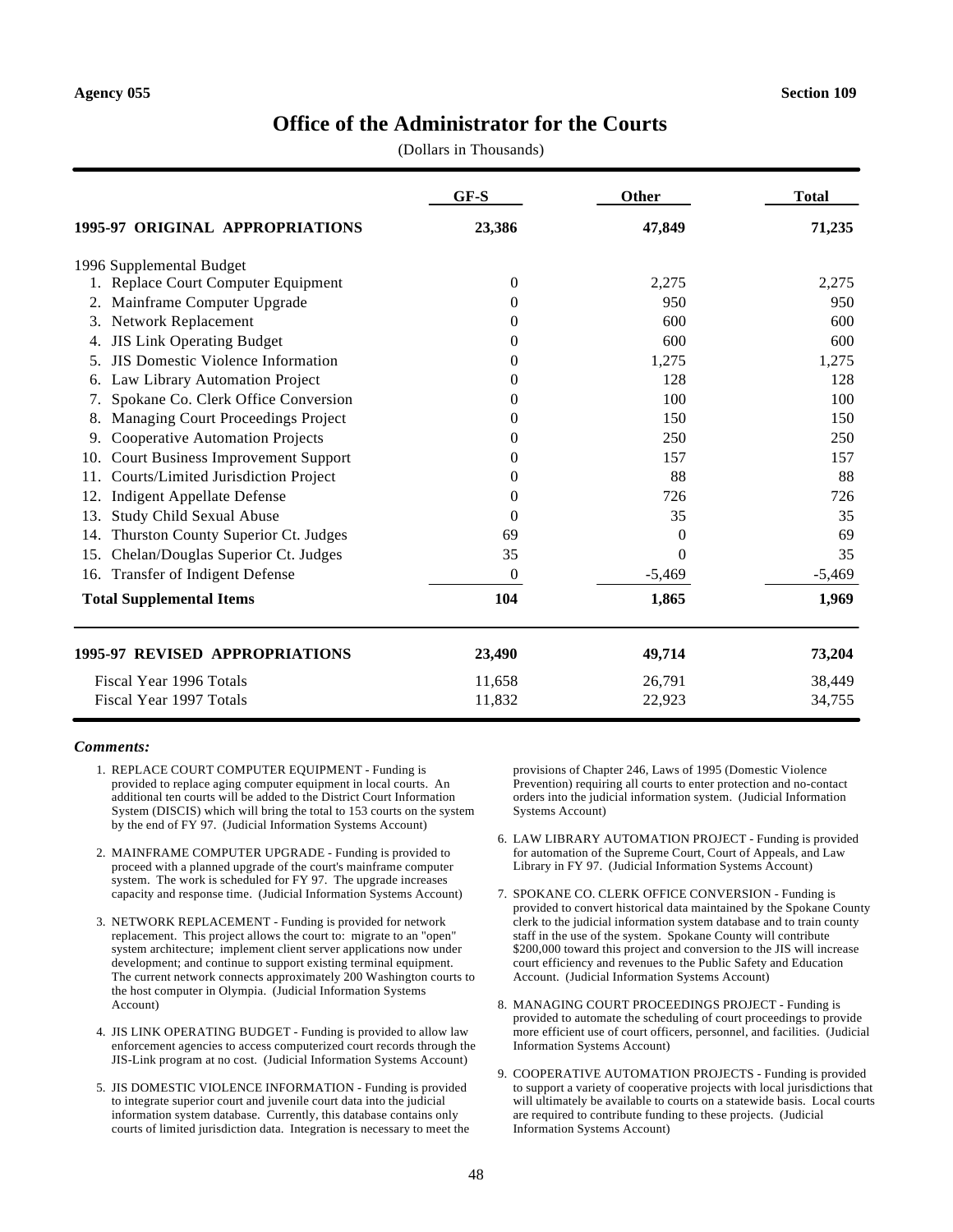Agency 055 — Section 109

# Office of the Administrator for the Courts

(Dollars in Thousands)

| | GF-S | Other | Total |
|---|---|---|---|
| **1995-97 ORIGINAL APPROPRIATIONS** | **23,386** | **47,849** | **71,235** |
| 1996 Supplemental Budget | | | |
| 1. Replace Court Computer Equipment | 0 | 2,275 | 2,275 |
| 2. Mainframe Computer Upgrade | 0 | 950 | 950 |
| 3. Network Replacement | 0 | 600 | 600 |
| 4. JIS Link Operating Budget | 0 | 600 | 600 |
| 5. JIS Domestic Violence Information | 0 | 1,275 | 1,275 |
| 6. Law Library Automation Project | 0 | 128 | 128 |
| 7. Spokane Co. Clerk Office Conversion | 0 | 100 | 100 |
| 8. Managing Court Proceedings Project | 0 | 150 | 150 |
| 9. Cooperative Automation Projects | 0 | 250 | 250 |
| 10. Court Business Improvement Support | 0 | 157 | 157 |
| 11. Courts/Limited Jurisdiction Project | 0 | 88 | 88 |
| 12. Indigent Appellate Defense | 0 | 726 | 726 |
| 13. Study Child Sexual Abuse | 0 | 35 | 35 |
| 14. Thurston County Superior Ct. Judges | 69 | 0 | 69 |
| 15. Chelan/Douglas Superior Ct. Judges | 35 | 0 | 35 |
| 16. Transfer of Indigent Defense | 0 | -5,469 | -5,469 |
| **Total Supplemental Items** | **104** | **1,865** | **1,969** |
| **1995-97 REVISED APPROPRIATIONS** | **23,490** | **49,714** | **73,204** |
| Fiscal Year 1996 Totals | 11,658 | 26,791 | 38,449 |
| Fiscal Year 1997 Totals | 11,832 | 22,923 | 34,755 |

***Comments:***

1. REPLACE COURT COMPUTER EQUIPMENT - Funding is provided to replace aging computer equipment in local courts. An additional ten courts will be added to the District Court Information System (DISCIS) which will bring the total to 153 courts on the system by the end of FY 97. (Judicial Information Systems Account)

2. MAINFRAME COMPUTER UPGRADE - Funding is provided to proceed with a planned upgrade of the court's mainframe computer system. The work is scheduled for FY 97. The upgrade increases capacity and response time. (Judicial Information Systems Account)

3. NETWORK REPLACEMENT - Funding is provided for network replacement. This project allows the court to: migrate to an "open" system architecture; implement client server applications now under development; and continue to support existing terminal equipment. The current network connects approximately 200 Washington courts to the host computer in Olympia. (Judicial Information Systems Account)

4. JIS LINK OPERATING BUDGET - Funding is provided to allow law enforcement agencies to access computerized court records through the JIS-Link program at no cost. (Judicial Information Systems Account)

5. JIS DOMESTIC VIOLENCE INFORMATION - Funding is provided to integrate superior court and juvenile court data into the judicial information system database. Currently, this database contains only courts of limited jurisdiction data. Integration is necessary to meet the provisions of Chapter 246, Laws of 1995 (Domestic Violence Prevention) requiring all courts to enter protection and no-contact orders into the judicial information system. (Judicial Information Systems Account)

6. LAW LIBRARY AUTOMATION PROJECT - Funding is provided for automation of the Supreme Court, Court of Appeals, and Law Library in FY 97. (Judicial Information Systems Account)

7. SPOKANE CO. CLERK OFFICE CONVERSION - Funding is provided to convert historical data maintained by the Spokane County clerk to the judicial information system database and to train county staff in the use of the system. Spokane County will contribute $200,000 toward this project and conversion to the JIS will increase court efficiency and revenues to the Public Safety and Education Account. (Judicial Information Systems Account)

8. MANAGING COURT PROCEEDINGS PROJECT - Funding is provided to automate the scheduling of court proceedings to provide more efficient use of court officers, personnel, and facilities. (Judicial Information Systems Account)

9. COOPERATIVE AUTOMATION PROJECTS - Funding is provided to support a variety of cooperative projects with local jurisdictions that will ultimately be available to courts on a statewide basis. Local courts are required to contribute funding to these projects. (Judicial Information Systems Account)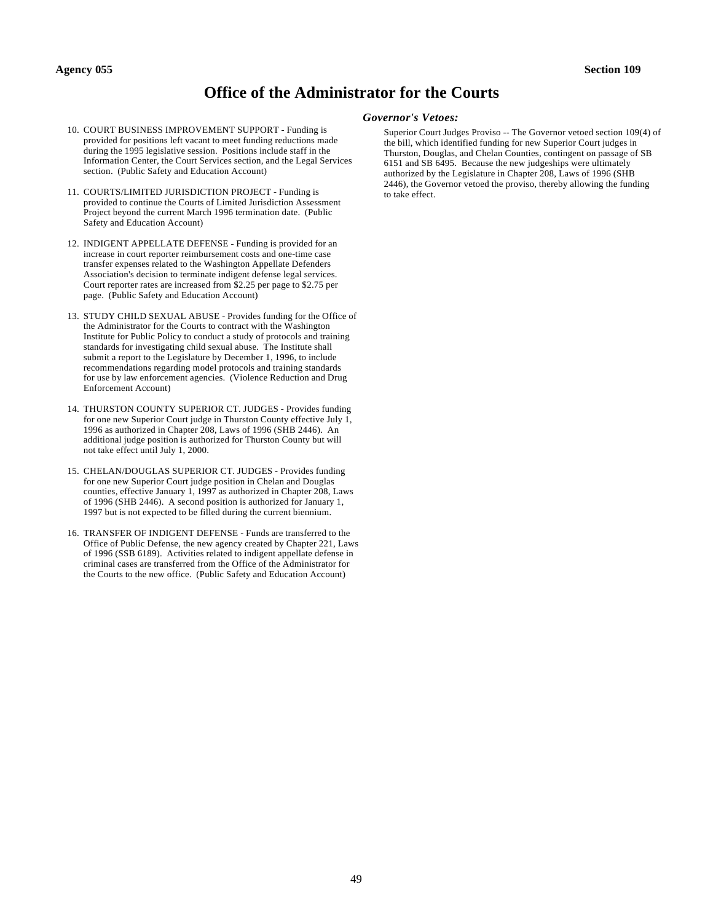# Office of the Administrator for the Courts

10. COURT BUSINESS IMPROVEMENT SUPPORT - Funding is provided for positions left vacant to meet funding reductions made during the 1995 legislative session. Positions include staff in the Information Center, the Court Services section, and the Legal Services section. (Public Safety and Education Account)

11. COURTS/LIMITED JURISDICTION PROJECT - Funding is provided to continue the Courts of Limited Jurisdiction Assessment Project beyond the current March 1996 termination date. (Public Safety and Education Account)

12. INDIGENT APPELLATE DEFENSE - Funding is provided for an increase in court reporter reimbursement costs and one-time case transfer expenses related to the Washington Appellate Defenders Association's decision to terminate indigent defense legal services. Court reporter rates are increased from $2.25 per page to $2.75 per page. (Public Safety and Education Account)

13. STUDY CHILD SEXUAL ABUSE - Provides funding for the Office of the Administrator for the Courts to contract with the Washington Institute for Public Policy to conduct a study of protocols and training standards for investigating child sexual abuse. The Institute shall submit a report to the Legislature by December 1, 1996, to include recommendations regarding model protocols and training standards for use by law enforcement agencies. (Violence Reduction and Drug Enforcement Account)

14. THURSTON COUNTY SUPERIOR CT. JUDGES - Provides funding for one new Superior Court judge in Thurston County effective July 1, 1996 as authorized in Chapter 208, Laws of 1996 (SHB 2446). An additional judge position is authorized for Thurston County but will not take effect until July 1, 2000.

15. CHELAN/DOUGLAS SUPERIOR CT. JUDGES - Provides funding for one new Superior Court judge position in Chelan and Douglas counties, effective January 1, 1997 as authorized in Chapter 208, Laws of 1996 (SHB 2446). A second position is authorized for January 1, 1997 but is not expected to be filled during the current biennium.

16. TRANSFER OF INDIGENT DEFENSE - Funds are transferred to the Office of Public Defense, the new agency created by Chapter 221, Laws of 1996 (SSB 6189). Activities related to indigent appellate defense in criminal cases are transferred from the Office of the Administrator for the Courts to the new office. (Public Safety and Education Account)

### *Governor's Vetoes:*

Superior Court Judges Proviso -- The Governor vetoed section 109(4) of the bill, which identified funding for new Superior Court judges in Thurston, Douglas, and Chelan Counties, contingent on passage of SB 6151 and SB 6495. Because the new judgeships were ultimately authorized by the Legislature in Chapter 208, Laws of 1996 (SHB 2446), the Governor vetoed the proviso, thereby allowing the funding to take effect.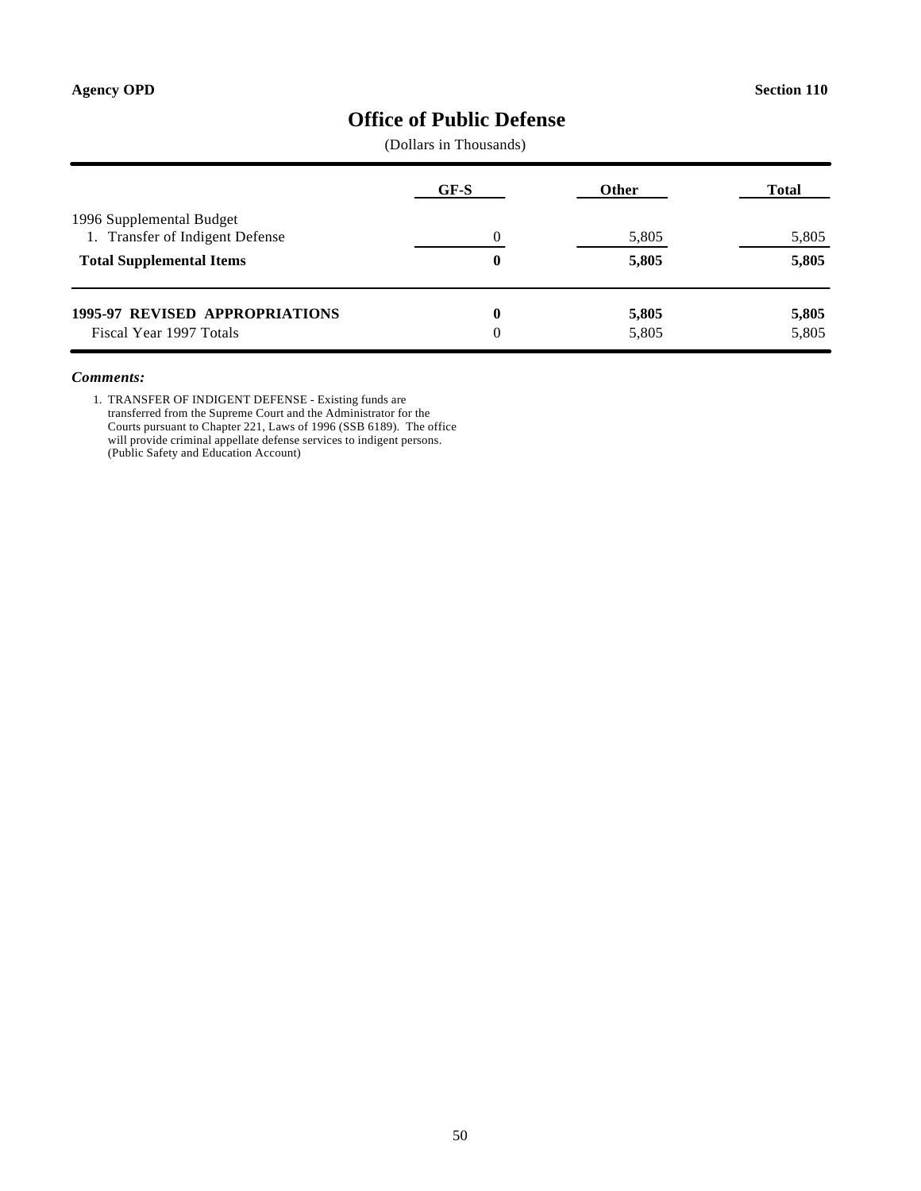**Agency OPD** **Section 110**

# Office of Public Defense

(Dollars in Thousands)

| | GF-S | Other | Total |
|---|---|---|---|
| 1996 Supplemental Budget | | | |
| 1. Transfer of Indigent Defense | 0 | 5,805 | 5,805 |
| **Total Supplemental Items** | **0** | **5,805** | **5,805** |
| **1995-97 REVISED APPROPRIATIONS** | **0** | **5,805** | **5,805** |
| Fiscal Year 1997 Totals | 0 | 5,805 | 5,805 |

***Comments:***

1. TRANSFER OF INDIGENT DEFENSE - Existing funds are transferred from the Supreme Court and the Administrator for the Courts pursuant to Chapter 221, Laws of 1996 (SSB 6189). The office will provide criminal appellate defense services to indigent persons. (Public Safety and Education Account)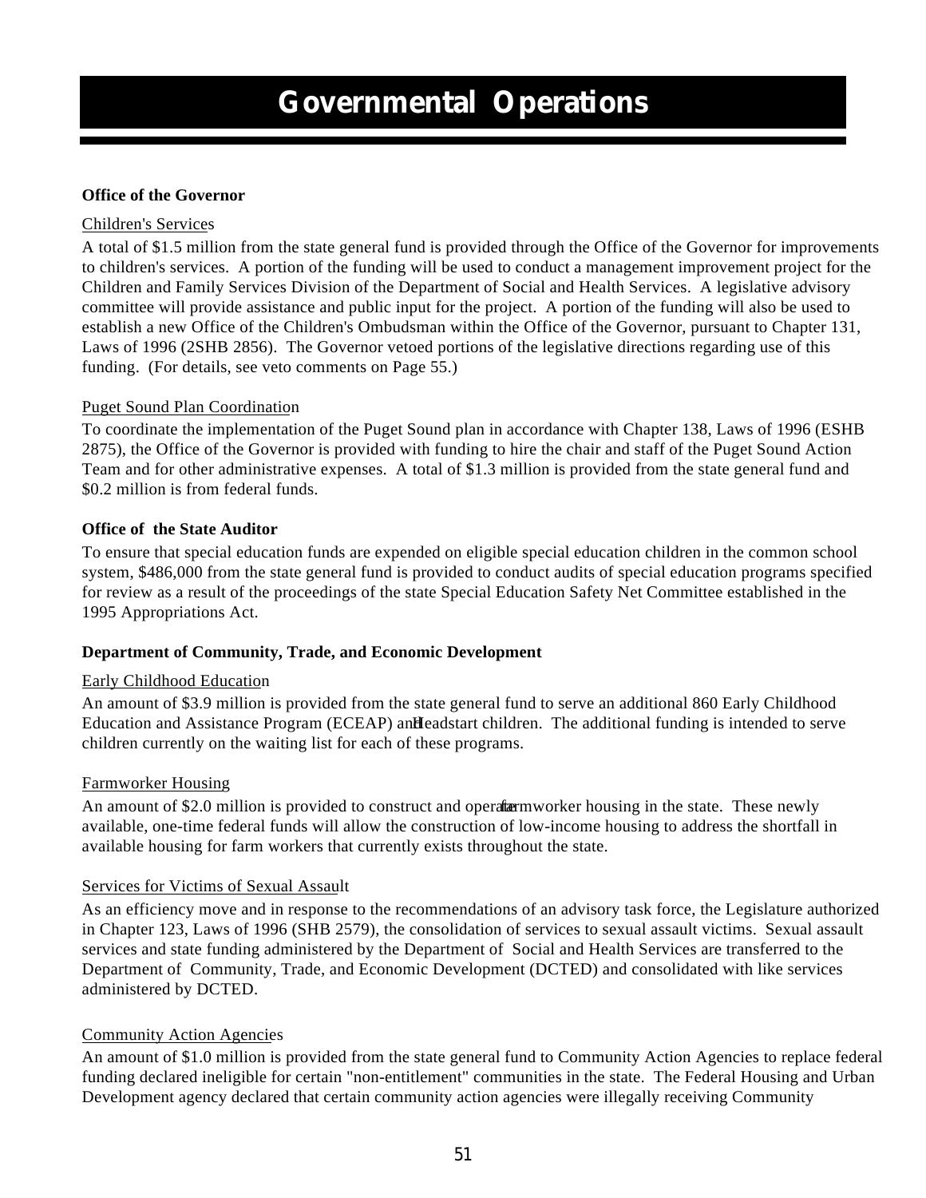# Governmental Operations

**Office of the Governor**

Children's Services

A total of $1.5 million from the state general fund is provided through the Office of the Governor for improvements to children's services. A portion of the funding will be used to conduct a management improvement project for the Children and Family Services Division of the Department of Social and Health Services. A legislative advisory committee will provide assistance and public input for the project. A portion of the funding will also be used to establish a new Office of the Children's Ombudsman within the Office of the Governor, pursuant to Chapter 131, Laws of 1996 (2SHB 2856). The Governor vetoed portions of the legislative directions regarding use of this funding. (For details, see veto comments on Page 55.)

Puget Sound Plan Coordination

To coordinate the implementation of the Puget Sound plan in accordance with Chapter 138, Laws of 1996 (ESHB 2875), the Office of the Governor is provided with funding to hire the chair and staff of the Puget Sound Action Team and for other administrative expenses. A total of $1.3 million is provided from the state general fund and $0.2 million is from federal funds.

**Office of the State Auditor**

To ensure that special education funds are expended on eligible special education children in the common school system, $486,000 from the state general fund is provided to conduct audits of special education programs specified for review as a result of the proceedings of the state Special Education Safety Net Committee established in the 1995 Appropriations Act.

**Department of Community, Trade, and Economic Development**

Early Childhood Education

An amount of $3.9 million is provided from the state general fund to serve an additional 860 Early Childhood Education and Assistance Program (ECEAP) and Headstart children. The additional funding is intended to serve children currently on the waiting list for each of these programs.

Farmworker Housing

An amount of $2.0 million is provided to construct and operate farmworker housing in the state. These newly available, one-time federal funds will allow the construction of low-income housing to address the shortfall in available housing for farm workers that currently exists throughout the state.

Services for Victims of Sexual Assault

As an efficiency move and in response to the recommendations of an advisory task force, the Legislature authorized in Chapter 123, Laws of 1996 (SHB 2579), the consolidation of services to sexual assault victims. Sexual assault services and state funding administered by the Department of Social and Health Services are transferred to the Department of Community, Trade, and Economic Development (DCTED) and consolidated with like services administered by DCTED.

Community Action Agencies

An amount of $1.0 million is provided from the state general fund to Community Action Agencies to replace federal funding declared ineligible for certain "non-entitlement" communities in the state. The Federal Housing and Urban Development agency declared that certain community action agencies were illegally receiving Community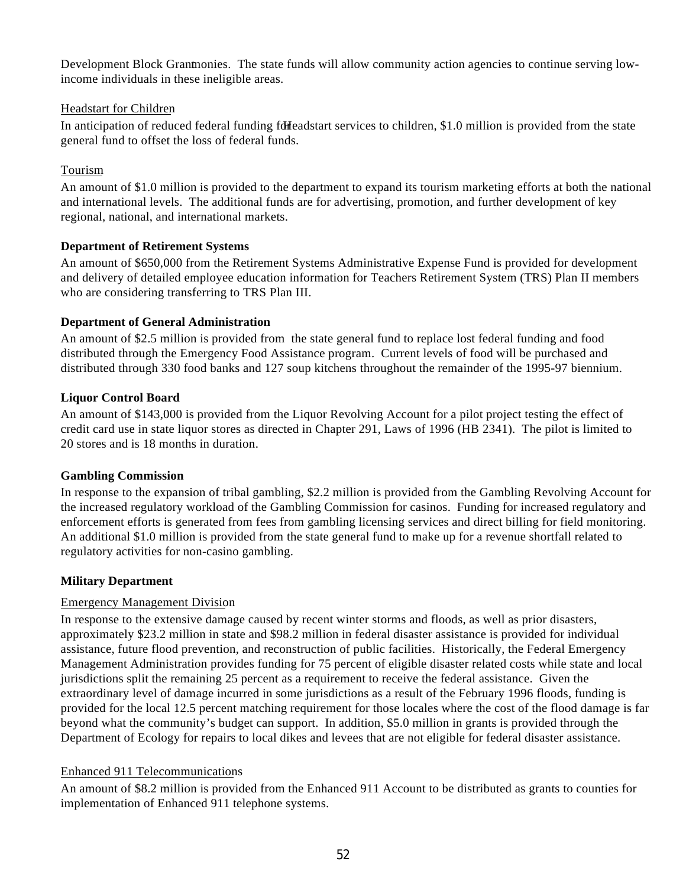Development Block Grant monies. The state funds will allow community action agencies to continue serving low-income individuals in these ineligible areas.

Headstart for Children

In anticipation of reduced federal funding for Headstart services to children, $1.0 million is provided from the state general fund to offset the loss of federal funds.

Tourism

An amount of $1.0 million is provided to the department to expand its tourism marketing efforts at both the national and international levels. The additional funds are for advertising, promotion, and further development of key regional, national, and international markets.

**Department of Retirement Systems**

An amount of $650,000 from the Retirement Systems Administrative Expense Fund is provided for development and delivery of detailed employee education information for Teachers Retirement System (TRS) Plan II members who are considering transferring to TRS Plan III.

**Department of General Administration**

An amount of $2.5 million is provided from the state general fund to replace lost federal funding and food distributed through the Emergency Food Assistance program. Current levels of food will be purchased and distributed through 330 food banks and 127 soup kitchens throughout the remainder of the 1995-97 biennium.

**Liquor Control Board**

An amount of $143,000 is provided from the Liquor Revolving Account for a pilot project testing the effect of credit card use in state liquor stores as directed in Chapter 291, Laws of 1996 (HB 2341). The pilot is limited to 20 stores and is 18 months in duration.

**Gambling Commission**

In response to the expansion of tribal gambling, $2.2 million is provided from the Gambling Revolving Account for the increased regulatory workload of the Gambling Commission for casinos. Funding for increased regulatory and enforcement efforts is generated from fees from gambling licensing services and direct billing for field monitoring. An additional $1.0 million is provided from the state general fund to make up for a revenue shortfall related to regulatory activities for non-casino gambling.

**Military Department**

Emergency Management Division

In response to the extensive damage caused by recent winter storms and floods, as well as prior disasters, approximately $23.2 million in state and $98.2 million in federal disaster assistance is provided for individual assistance, future flood prevention, and reconstruction of public facilities. Historically, the Federal Emergency Management Administration provides funding for 75 percent of eligible disaster related costs while state and local jurisdictions split the remaining 25 percent as a requirement to receive the federal assistance. Given the extraordinary level of damage incurred in some jurisdictions as a result of the February 1996 floods, funding is provided for the local 12.5 percent matching requirement for those locales where the cost of the flood damage is far beyond what the community's budget can support. In addition, $5.0 million in grants is provided through the Department of Ecology for repairs to local dikes and levees that are not eligible for federal disaster assistance.

Enhanced 911 Telecommunications

An amount of $8.2 million is provided from the Enhanced 911 Account to be distributed as grants to counties for implementation of Enhanced 911 telephone systems.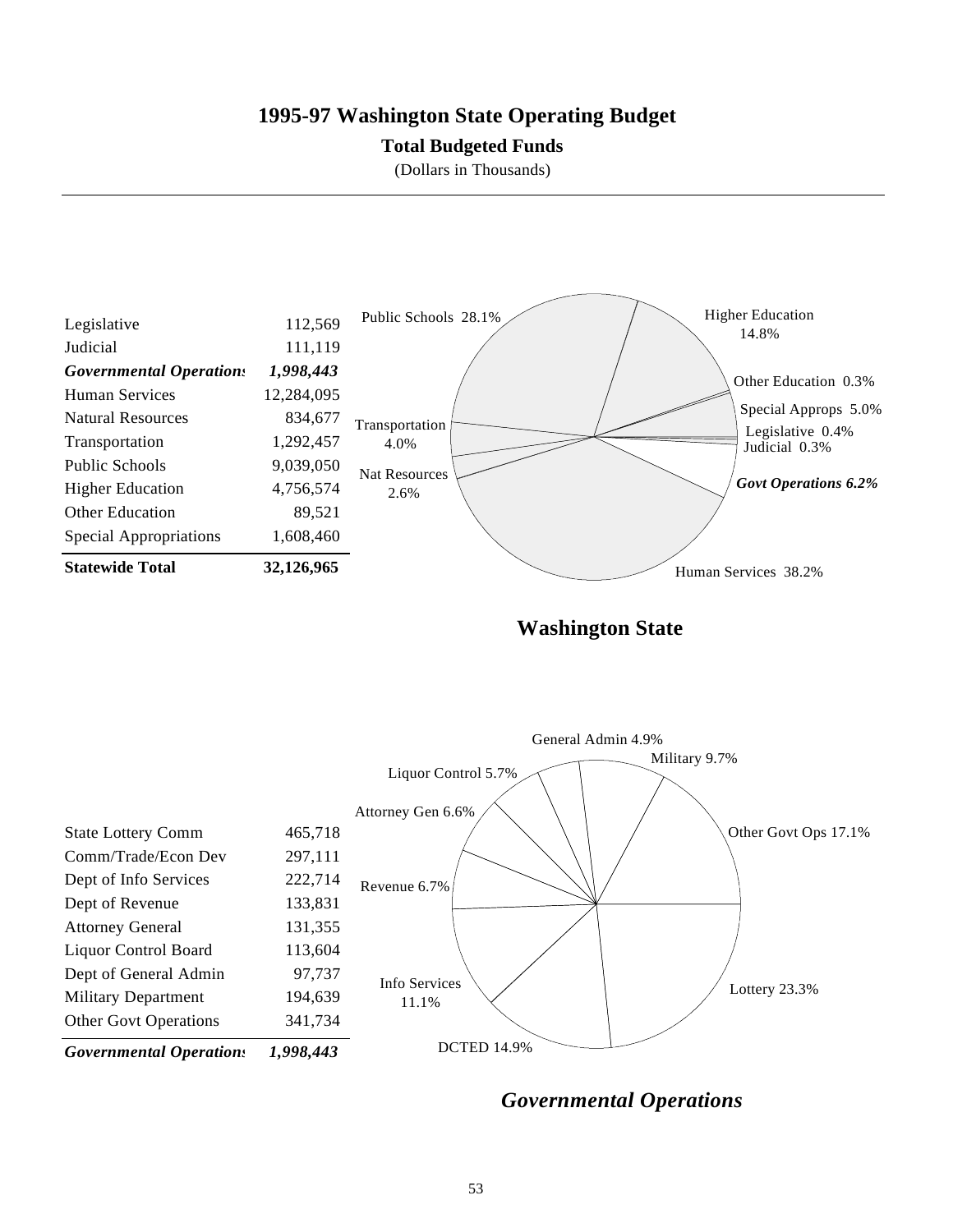# 1995-97 Washington State Operating Budget

## Total Budgeted Funds

(Dollars in Thousands)

| | |
|---|---:|
| Legislative | 112,569 |
| Judicial | 111,119 |
| ***Governmental Operations*** | ***1,998,443*** |
| Human Services | 12,284,095 |
| Natural Resources | 834,677 |
| Transportation | 1,292,457 |
| Public Schools | 9,039,050 |
| Higher Education | 4,756,574 |
| Other Education | 89,521 |
| Special Appropriations | 1,608,460 |
| **Statewide Total** | **32,126,965** |

Public Schools 28.1%
Higher Education 14.8%
Other Education 0.3%
Special Approps 5.0%
Legislative 0.4%
Judicial 0.3%
*Govt Operations 6.2%*
Human Services 38.2%
Nat Resources 2.6%
Transportation 4.0%

**Washington State**

| | |
|---|---:|
| State Lottery Comm | 465,718 |
| Comm/Trade/Econ Dev | 297,111 |
| Dept of Info Services | 222,714 |
| Dept of Revenue | 133,831 |
| Attorney General | 131,355 |
| Liquor Control Board | 113,604 |
| Dept of General Admin | 97,737 |
| Military Department | 194,639 |
| Other Govt Operations | 341,734 |
| ***Governmental Operations*** | ***1,998,443*** |

General Admin 4.9%
Military 9.7%
Liquor Control 5.7%
Attorney Gen 6.6%
Other Govt Ops 17.1%
Revenue 6.7%
Info Services 11.1%
Lottery 23.3%
DCTED 14.9%

***Governmental Operations***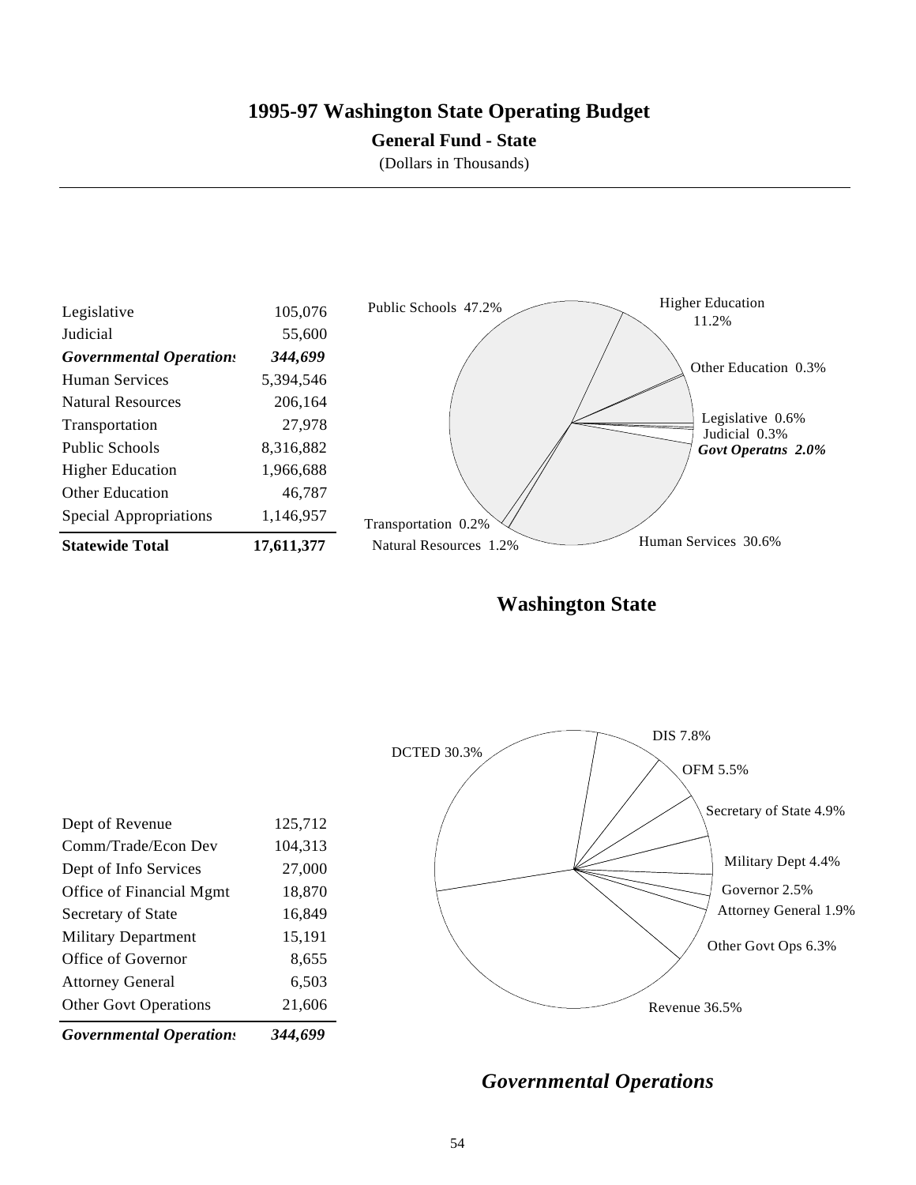# 1995-97 Washington State Operating Budget

**General Fund - State**

(Dollars in Thousands)

| | |
|---|---|
| Legislative | 105,076 |
| Judicial | 55,600 |
| ***Governmental Operations*** | ***344,699*** |
| Human Services | 5,394,546 |
| Natural Resources | 206,164 |
| Transportation | 27,978 |
| Public Schools | 8,316,882 |
| Higher Education | 1,966,688 |
| Other Education | 46,787 |
| Special Appropriations | 1,146,957 |
| **Statewide Total** | **17,611,377** |

Public Schools 47.2%
Higher Education 11.2%
Other Education 0.3%
Legislative 0.6%
Judicial 0.3%
*Govt Operatns 2.0%*
Human Services 30.6%
Natural Resources 1.2%
Transportation 0.2%

## Washington State

| | |
|---|---|
| Dept of Revenue | 125,712 |
| Comm/Trade/Econ Dev | 104,313 |
| Dept of Info Services | 27,000 |
| Office of Financial Mgmt | 18,870 |
| Secretary of State | 16,849 |
| Military Department | 15,191 |
| Office of Governor | 8,655 |
| Attorney General | 6,503 |
| Other Govt Operations | 21,606 |
| ***Governmental Operations*** | ***344,699*** |

DCTED 30.3%
DIS 7.8%
OFM 5.5%
Secretary of State 4.9%
Military Dept 4.4%
Governor 2.5%
Attorney General 1.9%
Other Govt Ops 6.3%
Revenue 36.5%

## *Governmental Operations*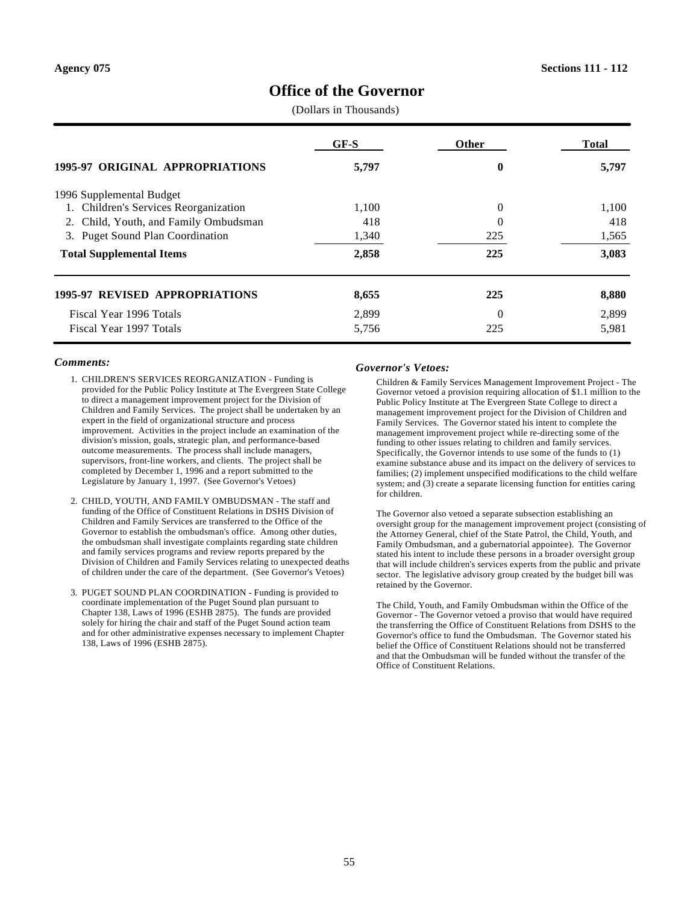Agency 075 Sections 111 - 112

# Office of the Governor

(Dollars in Thousands)

| | GF-S | Other | Total |
|---|---|---|---|
| **1995-97 ORIGINAL APPROPRIATIONS** | **5,797** | **0** | **5,797** |
| 1996 Supplemental Budget | | | |
| 1. Children's Services Reorganization | 1,100 | 0 | 1,100 |
| 2. Child, Youth, and Family Ombudsman | 418 | 0 | 418 |
| 3. Puget Sound Plan Coordination | 1,340 | 225 | 1,565 |
| **Total Supplemental Items** | **2,858** | **225** | **3,083** |
| **1995-97 REVISED APPROPRIATIONS** | **8,655** | **225** | **8,880** |
| Fiscal Year 1996 Totals | 2,899 | 0 | 2,899 |
| Fiscal Year 1997 Totals | 5,756 | 225 | 5,981 |

### *Comments:*

1. CHILDREN'S SERVICES REORGANIZATION - Funding is provided for the Public Policy Institute at The Evergreen State College to direct a management improvement project for the Division of Children and Family Services. The project shall be undertaken by an expert in the field of organizational structure and process improvement. Activities in the project include an examination of the division's mission, goals, strategic plan, and performance-based outcome measurements. The process shall include managers, supervisors, front-line workers, and clients. The project shall be completed by December 1, 1996 and a report submitted to the Legislature by January 1, 1997. (See Governor's Vetoes)

2. CHILD, YOUTH, AND FAMILY OMBUDSMAN - The staff and funding of the Office of Constituent Relations in DSHS Division of Children and Family Services are transferred to the Office of the Governor to establish the ombudsman's office. Among other duties, the ombudsman shall investigate complaints regarding state children and family services programs and review reports prepared by the Division of Children and Family Services relating to unexpected deaths of children under the care of the department. (See Governor's Vetoes)

3. PUGET SOUND PLAN COORDINATION - Funding is provided to coordinate implementation of the Puget Sound plan pursuant to Chapter 138, Laws of 1996 (ESHB 2875). The funds are provided solely for hiring the chair and staff of the Puget Sound action team and for other administrative expenses necessary to implement Chapter 138, Laws of 1996 (ESHB 2875).

### *Governor's Vetoes:*

Children & Family Services Management Improvement Project - The Governor vetoed a provision requiring allocation of $1.1 million to the Public Policy Institute at The Evergreen State College to direct a management improvement project for the Division of Children and Family Services. The Governor stated his intent to complete the management improvement project while re-directing some of the funding to other issues relating to children and family services. Specifically, the Governor intends to use some of the funds to (1) examine substance abuse and its impact on the delivery of services to families; (2) implement unspecified modifications to the child welfare system; and (3) create a separate licensing function for entities caring for children.

The Governor also vetoed a separate subsection establishing an oversight group for the management improvement project (consisting of the Attorney General, chief of the State Patrol, the Child, Youth, and Family Ombudsman, and a gubernatorial appointee). The Governor stated his intent to include these persons in a broader oversight group that will include children's services experts from the public and private sector. The legislative advisory group created by the budget bill was retained by the Governor.

The Child, Youth, and Family Ombudsman within the Office of the Governor - The Governor vetoed a proviso that would have required the transferring the Office of Constituent Relations from DSHS to the Governor's office to fund the Ombudsman. The Governor stated his belief the Office of Constituent Relations should not be transferred and that the Ombudsman will be funded without the transfer of the Office of Constituent Relations.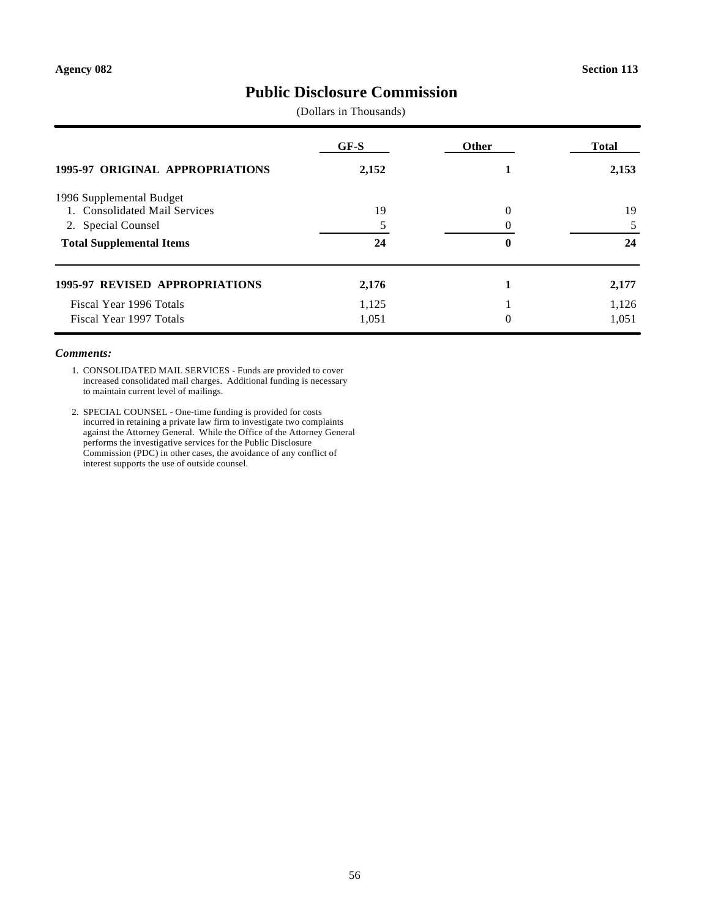Agency 082 Section 113

# Public Disclosure Commission

(Dollars in Thousands)

| | GF-S | Other | Total |
|---|---|---|---|
| **1995-97 ORIGINAL APPROPRIATIONS** | **2,152** | **1** | **2,153** |
| 1996 Supplemental Budget | | | |
| 1. Consolidated Mail Services | 19 | 0 | 19 |
| 2. Special Counsel | 5 | 0 | 5 |
| **Total Supplemental Items** | **24** | **0** | **24** |
| **1995-97 REVISED APPROPRIATIONS** | **2,176** | **1** | **2,177** |
| Fiscal Year 1996 Totals | 1,125 | 1 | 1,126 |
| Fiscal Year 1997 Totals | 1,051 | 0 | 1,051 |

***Comments:***

1. CONSOLIDATED MAIL SERVICES - Funds are provided to cover increased consolidated mail charges. Additional funding is necessary to maintain current level of mailings.

2. SPECIAL COUNSEL - One-time funding is provided for costs incurred in retaining a private law firm to investigate two complaints against the Attorney General. While the Office of the Attorney General performs the investigative services for the Public Disclosure Commission (PDC) in other cases, the avoidance of any conflict of interest supports the use of outside counsel.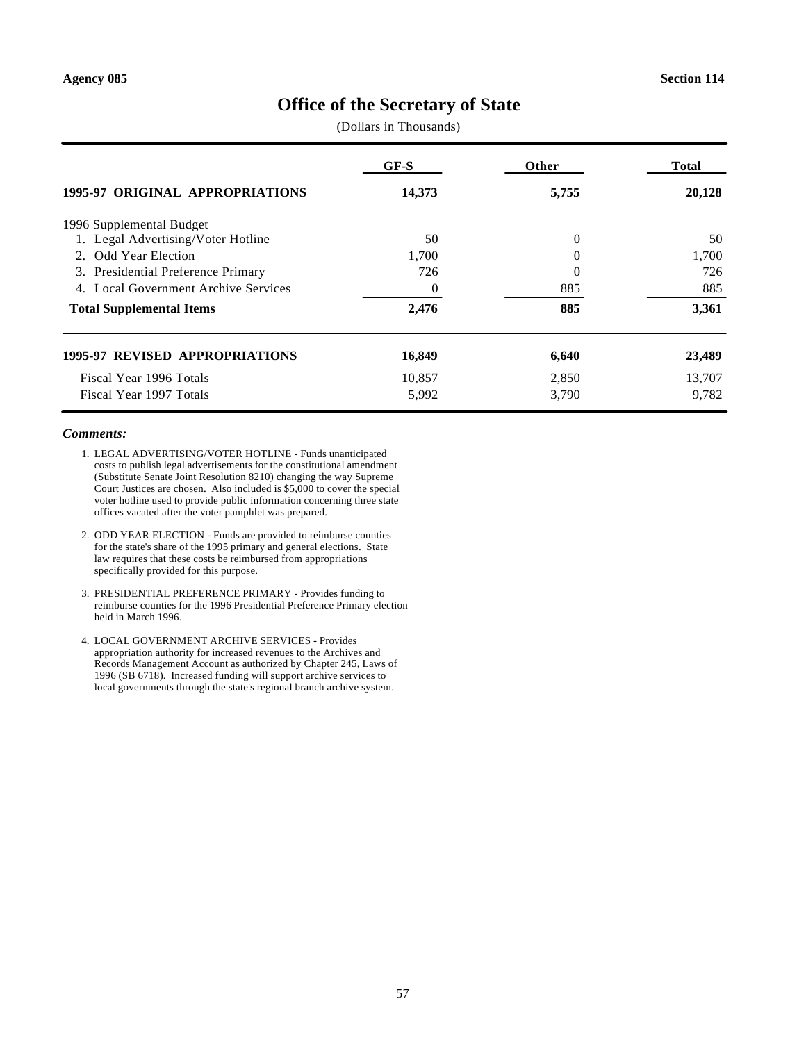Agency 085 Section 114

# Office of the Secretary of State

(Dollars in Thousands)

| | GF-S | Other | Total |
|---|---|---|---|
| **1995-97 ORIGINAL APPROPRIATIONS** | **14,373** | **5,755** | **20,128** |
| 1996 Supplemental Budget | | | |
| 1. Legal Advertising/Voter Hotline | 50 | 0 | 50 |
| 2. Odd Year Election | 1,700 | 0 | 1,700 |
| 3. Presidential Preference Primary | 726 | 0 | 726 |
| 4. Local Government Archive Services | 0 | 885 | 885 |
| **Total Supplemental Items** | **2,476** | **885** | **3,361** |
| **1995-97 REVISED APPROPRIATIONS** | **16,849** | **6,640** | **23,489** |
| Fiscal Year 1996 Totals | 10,857 | 2,850 | 13,707 |
| Fiscal Year 1997 Totals | 5,992 | 3,790 | 9,782 |

***Comments:***

1. LEGAL ADVERTISING/VOTER HOTLINE - Funds unanticipated costs to publish legal advertisements for the constitutional amendment (Substitute Senate Joint Resolution 8210) changing the way Supreme Court Justices are chosen. Also included is $5,000 to cover the special voter hotline used to provide public information concerning three state offices vacated after the voter pamphlet was prepared.

2. ODD YEAR ELECTION - Funds are provided to reimburse counties for the state's share of the 1995 primary and general elections. State law requires that these costs be reimbursed from appropriations specifically provided for this purpose.

3. PRESIDENTIAL PREFERENCE PRIMARY - Provides funding to reimburse counties for the 1996 Presidential Preference Primary election held in March 1996.

4. LOCAL GOVERNMENT ARCHIVE SERVICES - Provides appropriation authority for increased revenues to the Archives and Records Management Account as authorized by Chapter 245, Laws of 1996 (SB 6718). Increased funding will support archive services to local governments through the state's regional branch archive system.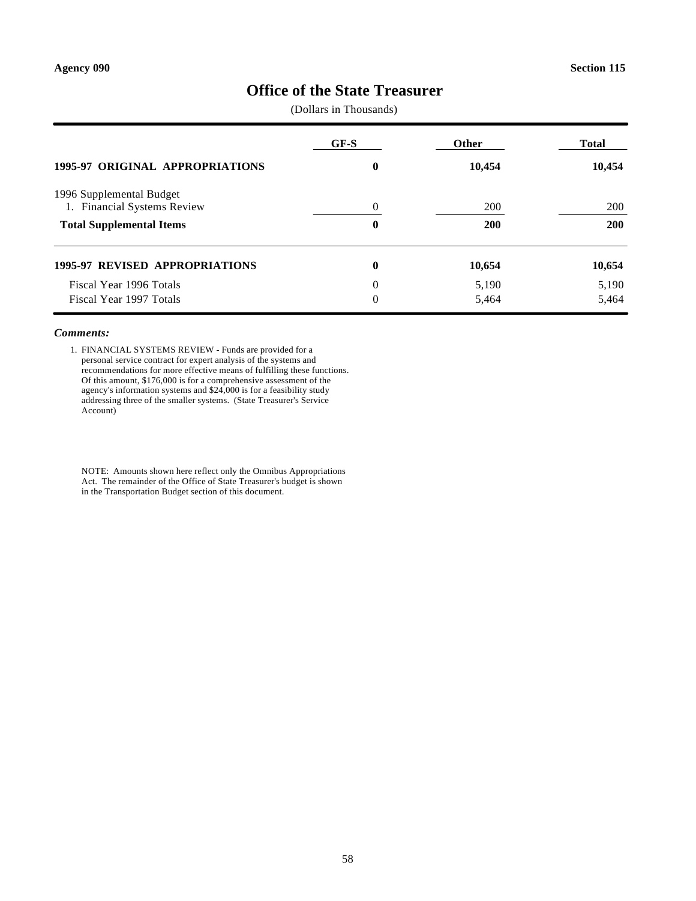**Agency 090** **Section 115**

# Office of the State Treasurer

(Dollars in Thousands)

| | GF-S | Other | Total |
|---|---|---|---|
| **1995-97 ORIGINAL APPROPRIATIONS** | **0** | **10,454** | **10,454** |
| 1996 Supplemental Budget | | | |
| 1. Financial Systems Review | 0 | 200 | 200 |
| **Total Supplemental Items** | **0** | **200** | **200** |
| **1995-97 REVISED APPROPRIATIONS** | **0** | **10,654** | **10,654** |
| Fiscal Year 1996 Totals | 0 | 5,190 | 5,190 |
| Fiscal Year 1997 Totals | 0 | 5,464 | 5,464 |

***Comments:***

1. FINANCIAL SYSTEMS REVIEW - Funds are provided for a personal service contract for expert analysis of the systems and recommendations for more effective means of fulfilling these functions. Of this amount, $176,000 is for a comprehensive assessment of the agency's information systems and $24,000 is for a feasibility study addressing three of the smaller systems. (State Treasurer's Service Account)

NOTE: Amounts shown here reflect only the Omnibus Appropriations Act. The remainder of the Office of State Treasurer's budget is shown in the Transportation Budget section of this document.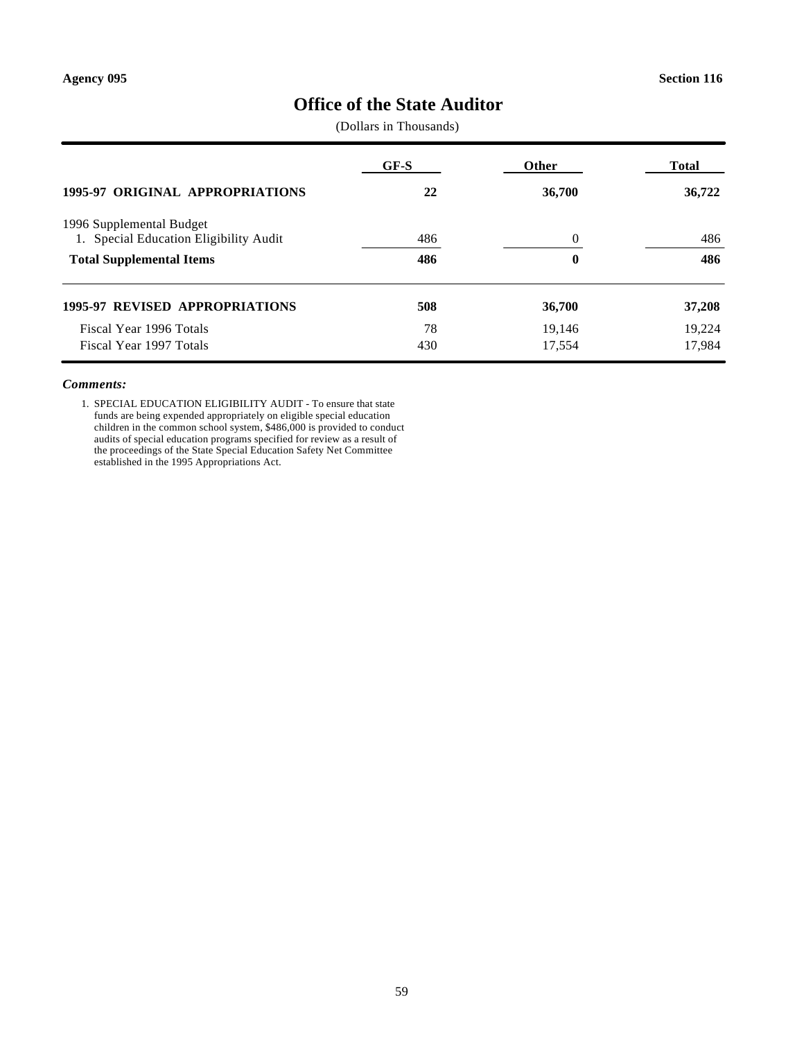Agency 095 | Section 116

# Office of the State Auditor

(Dollars in Thousands)

| | GF-S | Other | Total |
|---|---|---|---|
| **1995-97 ORIGINAL APPROPRIATIONS** | **22** | **36,700** | **36,722** |
| 1996 Supplemental Budget | | | |
| 1. Special Education Eligibility Audit | 486 | 0 | 486 |
| **Total Supplemental Items** | **486** | **0** | **486** |
| **1995-97 REVISED APPROPRIATIONS** | **508** | **36,700** | **37,208** |
| Fiscal Year 1996 Totals | 78 | 19,146 | 19,224 |
| Fiscal Year 1997 Totals | 430 | 17,554 | 17,984 |

***Comments:***

1. SPECIAL EDUCATION ELIGIBILITY AUDIT - To ensure that state funds are being expended appropriately on eligible special education children in the common school system, $486,000 is provided to conduct audits of special education programs specified for review as a result of the proceedings of the State Special Education Safety Net Committee established in the 1995 Appropriations Act.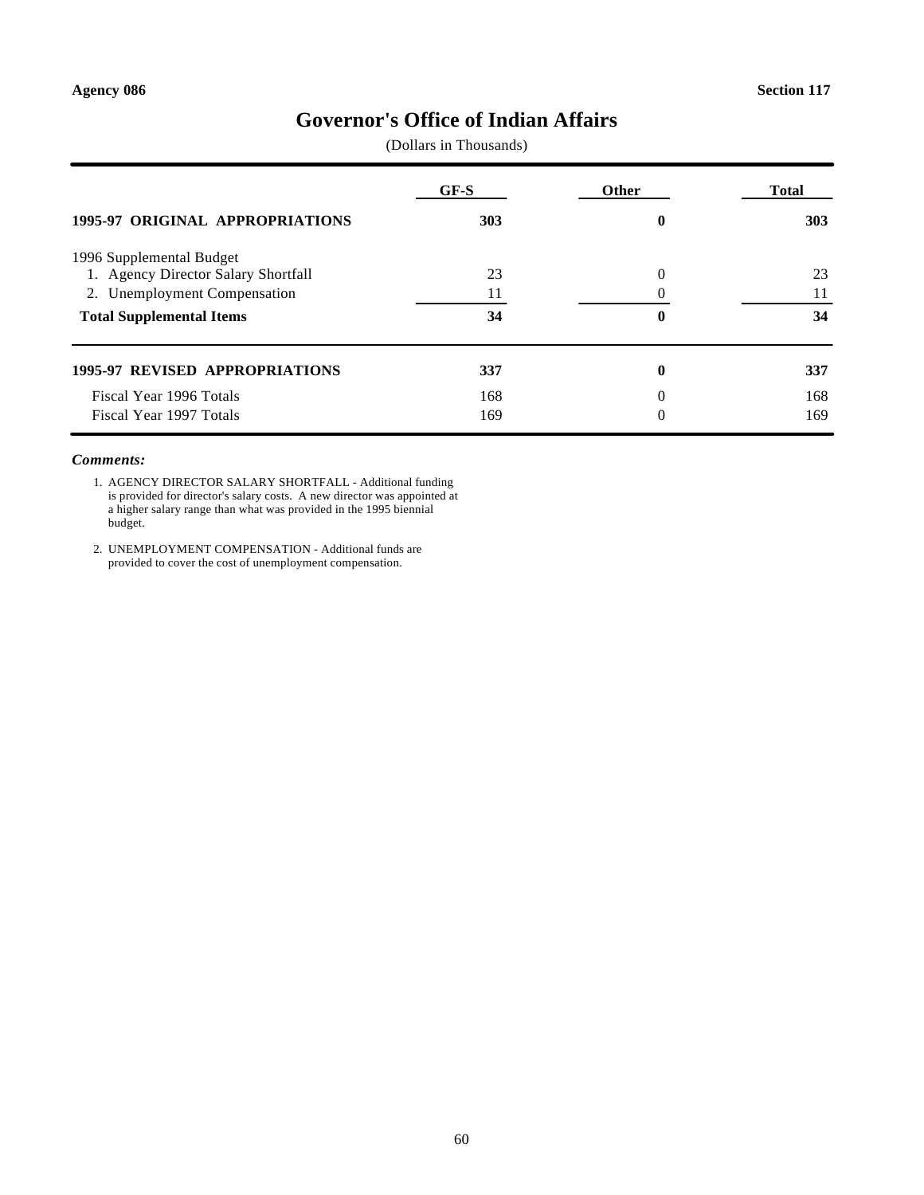Agency 086 Section 117

# Governor's Office of Indian Affairs

(Dollars in Thousands)

| | GF-S | Other | Total |
|---|---|---|---|
| **1995-97 ORIGINAL APPROPRIATIONS** | **303** | **0** | **303** |
| 1996 Supplemental Budget | | | |
| 1. Agency Director Salary Shortfall | 23 | 0 | 23 |
| 2. Unemployment Compensation | 11 | 0 | 11 |
| **Total Supplemental Items** | **34** | **0** | **34** |
| **1995-97 REVISED APPROPRIATIONS** | **337** | **0** | **337** |
| Fiscal Year 1996 Totals | 168 | 0 | 168 |
| Fiscal Year 1997 Totals | 169 | 0 | 169 |

***Comments:***

1. AGENCY DIRECTOR SALARY SHORTFALL - Additional funding is provided for director's salary costs. A new director was appointed at a higher salary range than what was provided in the 1995 biennial budget.

2. UNEMPLOYMENT COMPENSATION - Additional funds are provided to cover the cost of unemployment compensation.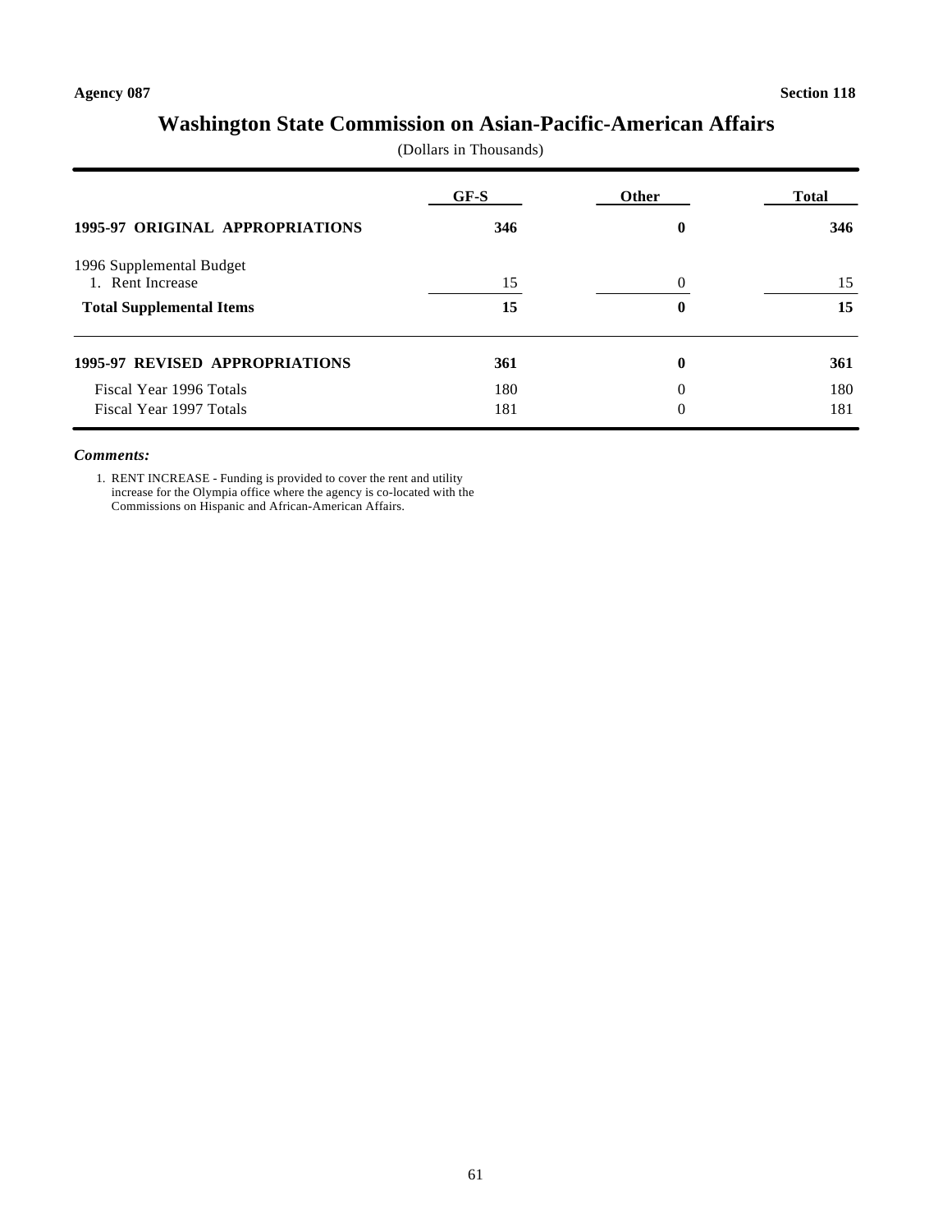Agency 087 Section 118

# Washington State Commission on Asian-Pacific-American Affairs

(Dollars in Thousands)

| | GF-S | Other | Total |
|---|---|---|---|
| **1995-97 ORIGINAL APPROPRIATIONS** | **346** | **0** | **346** |
| 1996 Supplemental Budget | | | |
| 1. Rent Increase | 15 | 0 | 15 |
| **Total Supplemental Items** | **15** | **0** | **15** |
| **1995-97 REVISED APPROPRIATIONS** | **361** | **0** | **361** |
| Fiscal Year 1996 Totals | 180 | 0 | 180 |
| Fiscal Year 1997 Totals | 181 | 0 | 181 |

***Comments:***

1. RENT INCREASE - Funding is provided to cover the rent and utility increase for the Olympia office where the agency is co-located with the Commissions on Hispanic and African-American Affairs.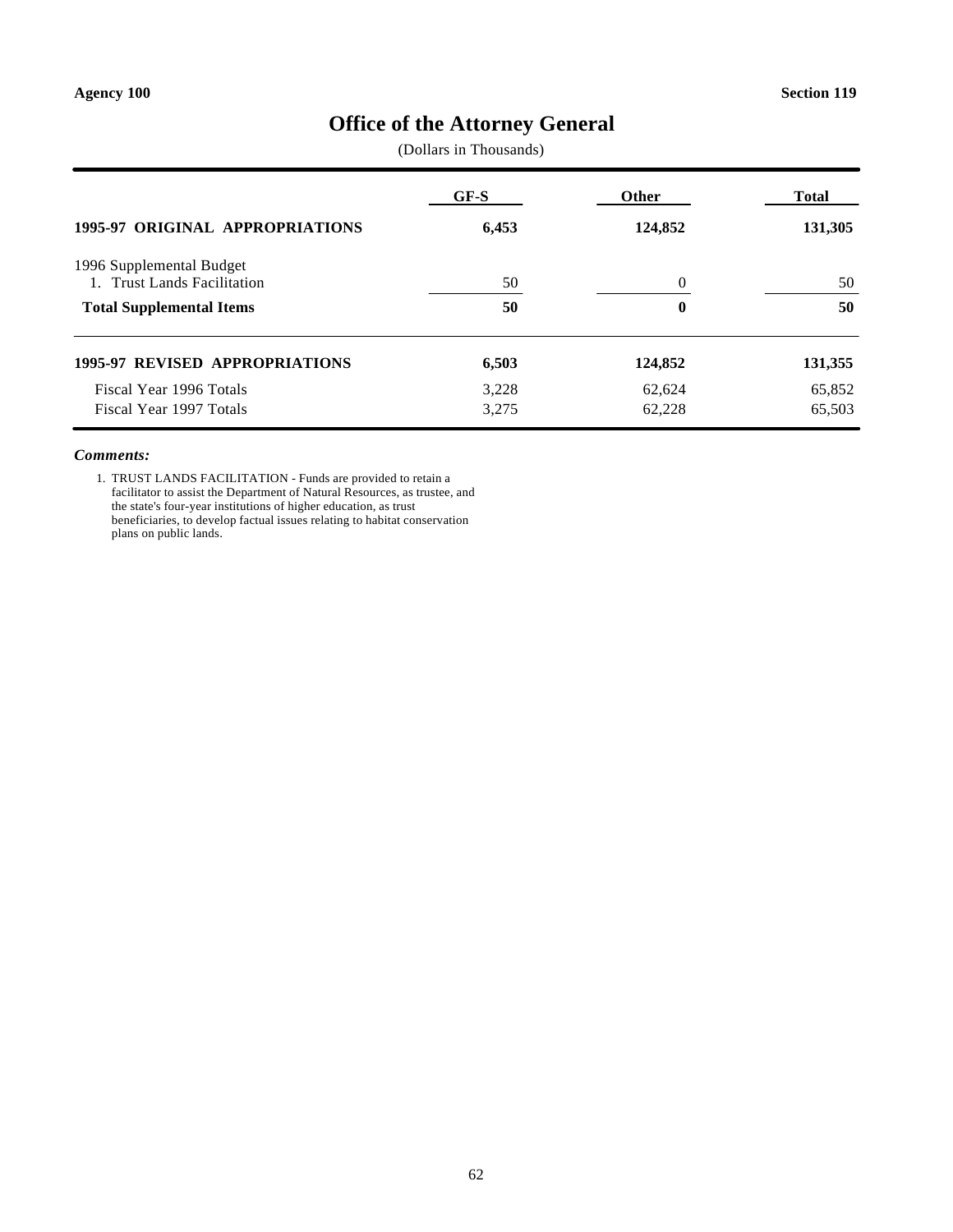Agency 100 Section 119

# Office of the Attorney General

(Dollars in Thousands)

| | GF-S | Other | Total |
|---|---|---|---|
| **1995-97 ORIGINAL APPROPRIATIONS** | **6,453** | **124,852** | **131,305** |
| 1996 Supplemental Budget | | | |
| 1. Trust Lands Facilitation | 50 | 0 | 50 |
| **Total Supplemental Items** | **50** | **0** | **50** |
| **1995-97 REVISED APPROPRIATIONS** | **6,503** | **124,852** | **131,355** |
| Fiscal Year 1996 Totals | 3,228 | 62,624 | 65,852 |
| Fiscal Year 1997 Totals | 3,275 | 62,228 | 65,503 |

***Comments:***

1. TRUST LANDS FACILITATION - Funds are provided to retain a facilitator to assist the Department of Natural Resources, as trustee, and the state's four-year institutions of higher education, as trust beneficiaries, to develop factual issues relating to habitat conservation plans on public lands.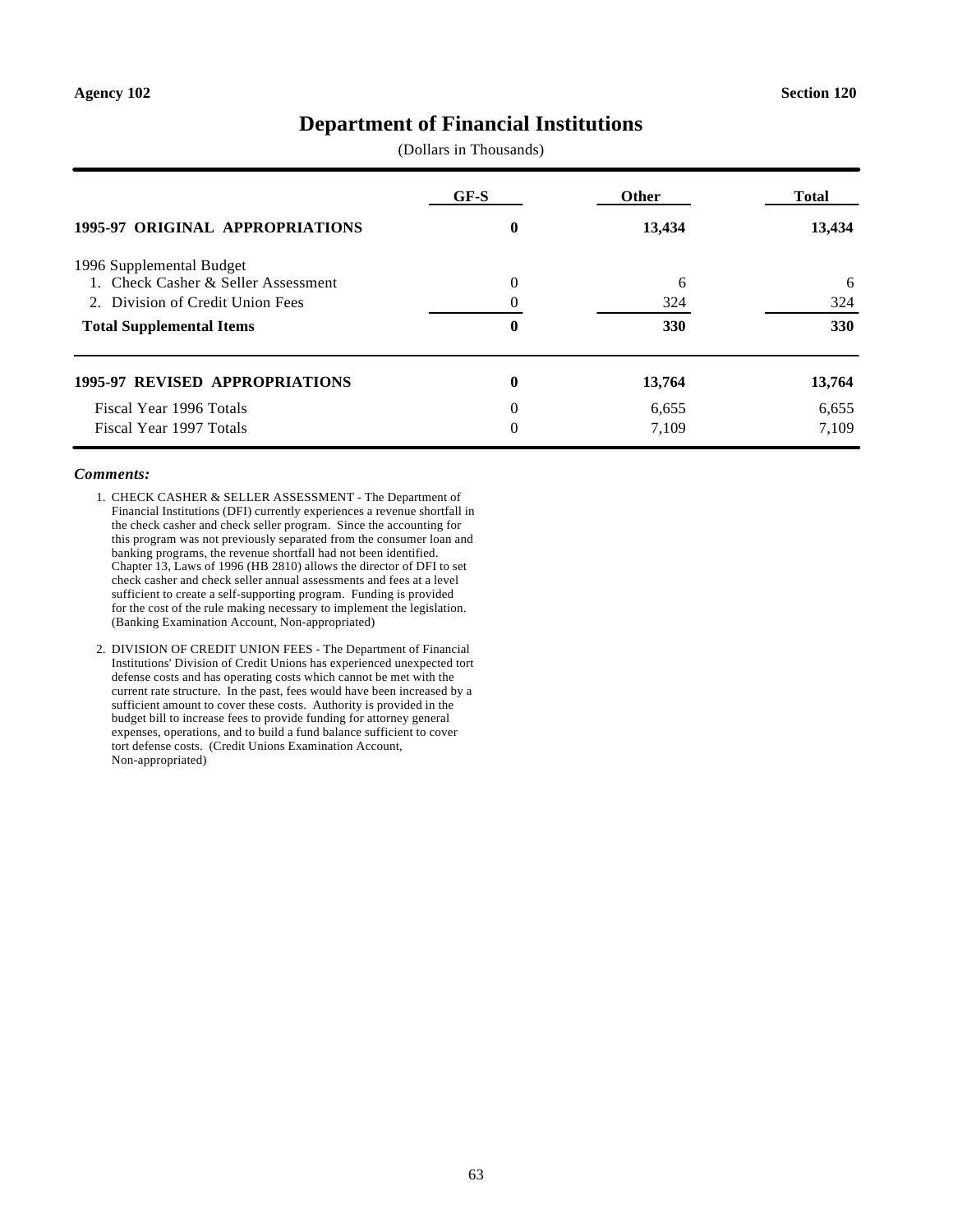Agency 102 — Section 120

# Department of Financial Institutions

(Dollars in Thousands)

| | GF-S | Other | Total |
|---|---|---|---|
| **1995-97 ORIGINAL APPROPRIATIONS** | **0** | **13,434** | **13,434** |
| 1996 Supplemental Budget | | | |
| 1. Check Casher & Seller Assessment | 0 | 6 | 6 |
| 2. Division of Credit Union Fees | 0 | 324 | 324 |
| **Total Supplemental Items** | **0** | **330** | **330** |
| **1995-97 REVISED APPROPRIATIONS** | **0** | **13,764** | **13,764** |
| Fiscal Year 1996 Totals | 0 | 6,655 | 6,655 |
| Fiscal Year 1997 Totals | 0 | 7,109 | 7,109 |

***Comments:***

1. CHECK CASHER & SELLER ASSESSMENT - The Department of Financial Institutions (DFI) currently experiences a revenue shortfall in the check casher and check seller program. Since the accounting for this program was not previously separated from the consumer loan and banking programs, the revenue shortfall had not been identified. Chapter 13, Laws of 1996 (HB 2810) allows the director of DFI to set check casher and check seller annual assessments and fees at a level sufficient to create a self-supporting program. Funding is provided for the cost of the rule making necessary to implement the legislation. (Banking Examination Account, Non-appropriated)

2. DIVISION OF CREDIT UNION FEES - The Department of Financial Institutions' Division of Credit Unions has experienced unexpected tort defense costs and has operating costs which cannot be met with the current rate structure. In the past, fees would have been increased by a sufficient amount to cover these costs. Authority is provided in the budget bill to increase fees to provide funding for attorney general expenses, operations, and to build a fund balance sufficient to cover tort defense costs. (Credit Unions Examination Account, Non-appropriated)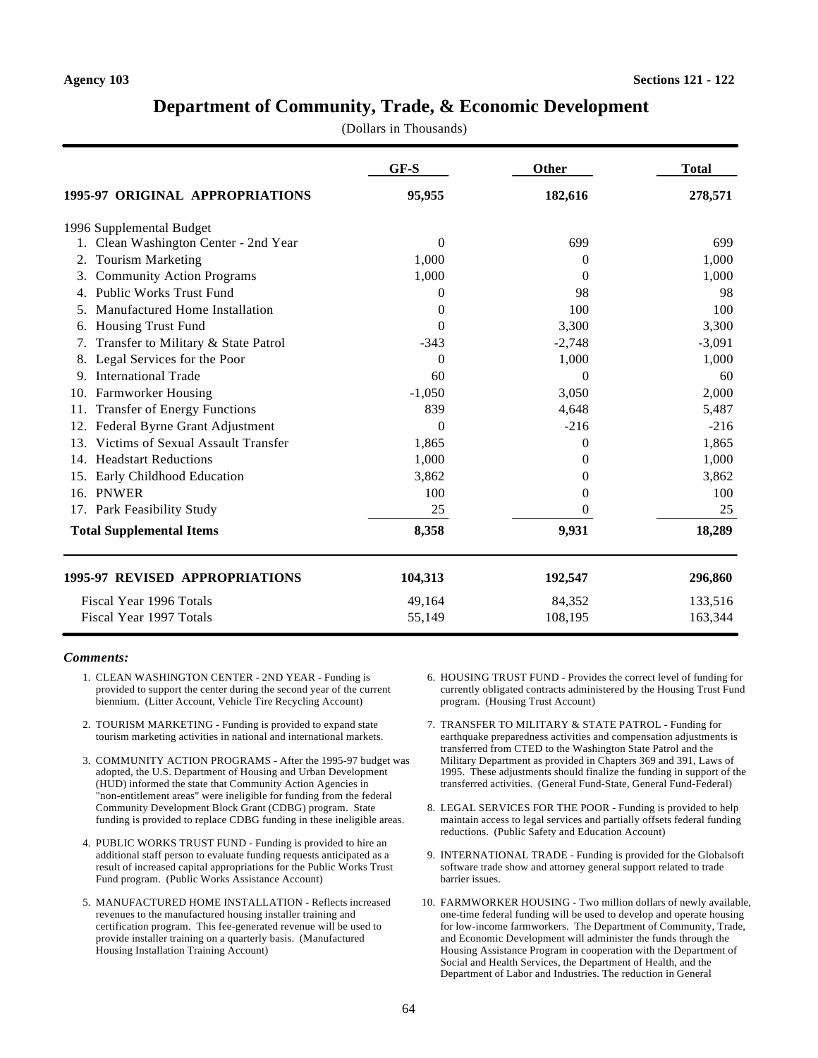Agency 103 | Sections 121 - 122

# Department of Community, Trade, & Economic Development

(Dollars in Thousands)

| | GF-S | Other | Total |
|---|---|---|---|
| **1995-97 ORIGINAL APPROPRIATIONS** | **95,955** | **182,616** | **278,571** |
| 1996 Supplemental Budget | | | |
| 1. Clean Washington Center - 2nd Year | 0 | 699 | 699 |
| 2. Tourism Marketing | 1,000 | 0 | 1,000 |
| 3. Community Action Programs | 1,000 | 0 | 1,000 |
| 4. Public Works Trust Fund | 0 | 98 | 98 |
| 5. Manufactured Home Installation | 0 | 100 | 100 |
| 6. Housing Trust Fund | 0 | 3,300 | 3,300 |
| 7. Transfer to Military & State Patrol | -343 | -2,748 | -3,091 |
| 8. Legal Services for the Poor | 0 | 1,000 | 1,000 |
| 9. International Trade | 60 | 0 | 60 |
| 10. Farmworker Housing | -1,050 | 3,050 | 2,000 |
| 11. Transfer of Energy Functions | 839 | 4,648 | 5,487 |
| 12. Federal Byrne Grant Adjustment | 0 | -216 | -216 |
| 13. Victims of Sexual Assault Transfer | 1,865 | 0 | 1,865 |
| 14. Headstart Reductions | 1,000 | 0 | 1,000 |
| 15. Early Childhood Education | 3,862 | 0 | 3,862 |
| 16. PNWER | 100 | 0 | 100 |
| 17. Park Feasibility Study | 25 | 0 | 25 |
| **Total Supplemental Items** | **8,358** | **9,931** | **18,289** |
| **1995-97 REVISED APPROPRIATIONS** | **104,313** | **192,547** | **296,860** |
| Fiscal Year 1996 Totals | 49,164 | 84,352 | 133,516 |
| Fiscal Year 1997 Totals | 55,149 | 108,195 | 163,344 |

***Comments:***

1. CLEAN WASHINGTON CENTER - 2ND YEAR - Funding is provided to support the center during the second year of the current biennium. (Litter Account, Vehicle Tire Recycling Account)

2. TOURISM MARKETING - Funding is provided to expand state tourism marketing activities in national and international markets.

3. COMMUNITY ACTION PROGRAMS - After the 1995-97 budget was adopted, the U.S. Department of Housing and Urban Development (HUD) informed the state that Community Action Agencies in "non-entitlement areas" were ineligible for funding from the federal Community Development Block Grant (CDBG) program. State funding is provided to replace CDBG funding in these ineligible areas.

4. PUBLIC WORKS TRUST FUND - Funding is provided to hire an additional staff person to evaluate funding requests anticipated as a result of increased capital appropriations for the Public Works Trust Fund program. (Public Works Assistance Account)

5. MANUFACTURED HOME INSTALLATION - Reflects increased revenues to the manufactured housing installer training and certification program. This fee-generated revenue will be used to provide installer training on a quarterly basis. (Manufactured Housing Installation Training Account)

6. HOUSING TRUST FUND - Provides the correct level of funding for currently obligated contracts administered by the Housing Trust Fund program. (Housing Trust Account)

7. TRANSFER TO MILITARY & STATE PATROL - Funding for earthquake preparedness activities and compensation adjustments is transferred from CTED to the Washington State Patrol and the Military Department as provided in Chapters 369 and 391, Laws of 1995. These adjustments should finalize the funding in support of the transferred activities. (General Fund-State, General Fund-Federal)

8. LEGAL SERVICES FOR THE POOR - Funding is provided to help maintain access to legal services and partially offsets federal funding reductions. (Public Safety and Education Account)

9. INTERNATIONAL TRADE - Funding is provided for the Globalsoft software trade show and attorney general support related to trade barrier issues.

10. FARMWORKER HOUSING - Two million dollars of newly available, one-time federal funding will be used to develop and operate housing for low-income farmworkers. The Department of Community, Trade, and Economic Development will administer the funds through the Housing Assistance Program in cooperation with the Department of Social and Health Services, the Department of Health, and the Department of Labor and Industries. The reduction in General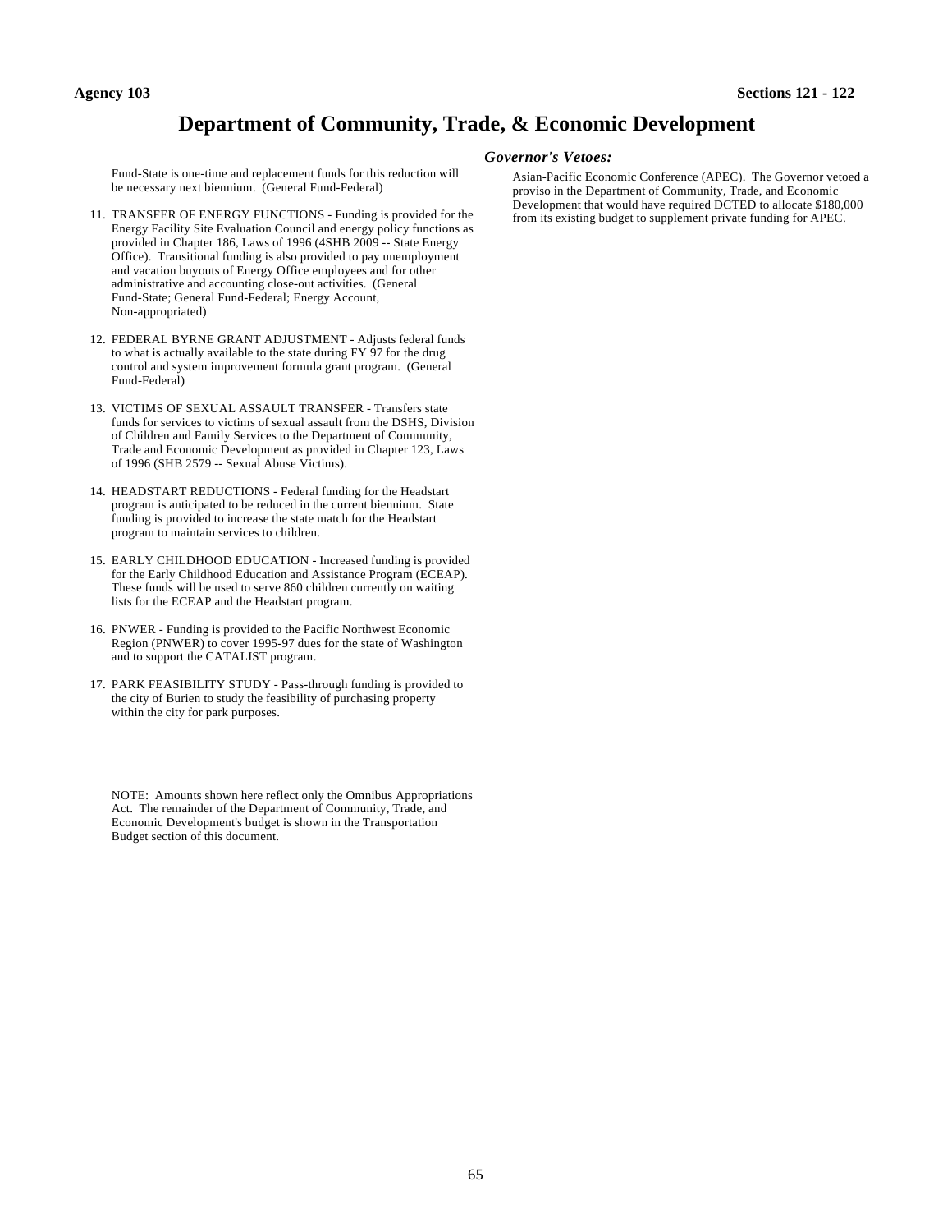# Department of Community, Trade, & Economic Development

Fund-State is one-time and replacement funds for this reduction will be necessary next biennium. (General Fund-Federal)

11. TRANSFER OF ENERGY FUNCTIONS - Funding is provided for the Energy Facility Site Evaluation Council and energy policy functions as provided in Chapter 186, Laws of 1996 (4SHB 2009 -- State Energy Office). Transitional funding is also provided to pay unemployment and vacation buyouts of Energy Office employees and for other administrative and accounting close-out activities. (General Fund-State; General Fund-Federal; Energy Account, Non-appropriated)

12. FEDERAL BYRNE GRANT ADJUSTMENT - Adjusts federal funds to what is actually available to the state during FY 97 for the drug control and system improvement formula grant program. (General Fund-Federal)

13. VICTIMS OF SEXUAL ASSAULT TRANSFER - Transfers state funds for services to victims of sexual assault from the DSHS, Division of Children and Family Services to the Department of Community, Trade and Economic Development as provided in Chapter 123, Laws of 1996 (SHB 2579 -- Sexual Abuse Victims).

14. HEADSTART REDUCTIONS - Federal funding for the Headstart program is anticipated to be reduced in the current biennium. State funding is provided to increase the state match for the Headstart program to maintain services to children.

15. EARLY CHILDHOOD EDUCATION - Increased funding is provided for the Early Childhood Education and Assistance Program (ECEAP). These funds will be used to serve 860 children currently on waiting lists for the ECEAP and the Headstart program.

16. PNWER - Funding is provided to the Pacific Northwest Economic Region (PNWER) to cover 1995-97 dues for the state of Washington and to support the CATALIST program.

17. PARK FEASIBILITY STUDY - Pass-through funding is provided to the city of Burien to study the feasibility of purchasing property within the city for park purposes.

NOTE: Amounts shown here reflect only the Omnibus Appropriations Act. The remainder of the Department of Community, Trade, and Economic Development's budget is shown in the Transportation Budget section of this document.

### *Governor's Vetoes:*

Asian-Pacific Economic Conference (APEC). The Governor vetoed a proviso in the Department of Community, Trade, and Economic Development that would have required DCTED to allocate $180,000 from its existing budget to supplement private funding for APEC.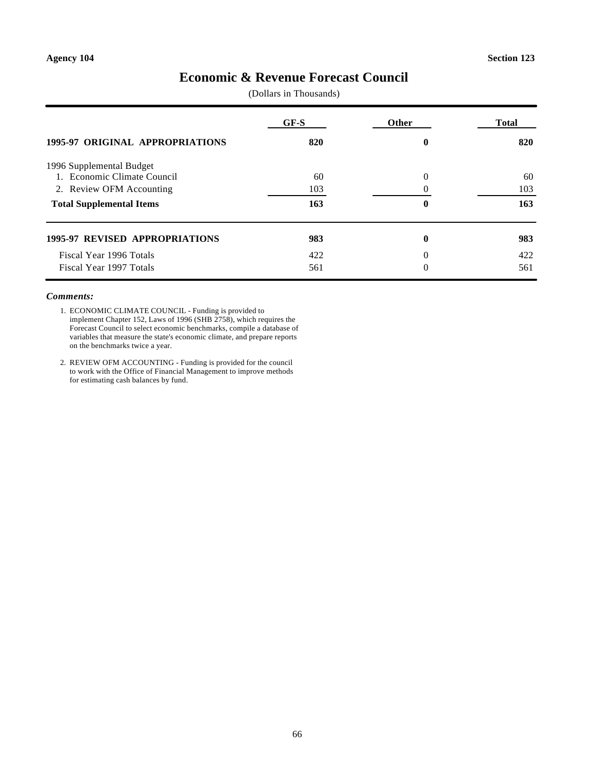**Agency 104** **Section 123**

# Economic & Revenue Forecast Council

(Dollars in Thousands)

| | GF-S | Other | Total |
|---|---|---|---|
| **1995-97 ORIGINAL APPROPRIATIONS** | **820** | **0** | **820** |
| 1996 Supplemental Budget | | | |
| 1. Economic Climate Council | 60 | 0 | 60 |
| 2. Review OFM Accounting | 103 | 0 | 103 |
| **Total Supplemental Items** | **163** | **0** | **163** |
| **1995-97 REVISED APPROPRIATIONS** | **983** | **0** | **983** |
| Fiscal Year 1996 Totals | 422 | 0 | 422 |
| Fiscal Year 1997 Totals | 561 | 0 | 561 |

***Comments:***

1. ECONOMIC CLIMATE COUNCIL - Funding is provided to implement Chapter 152, Laws of 1996 (SHB 2758), which requires the Forecast Council to select economic benchmarks, compile a database of variables that measure the state's economic climate, and prepare reports on the benchmarks twice a year.

2. REVIEW OFM ACCOUNTING - Funding is provided for the council to work with the Office of Financial Management to improve methods for estimating cash balances by fund.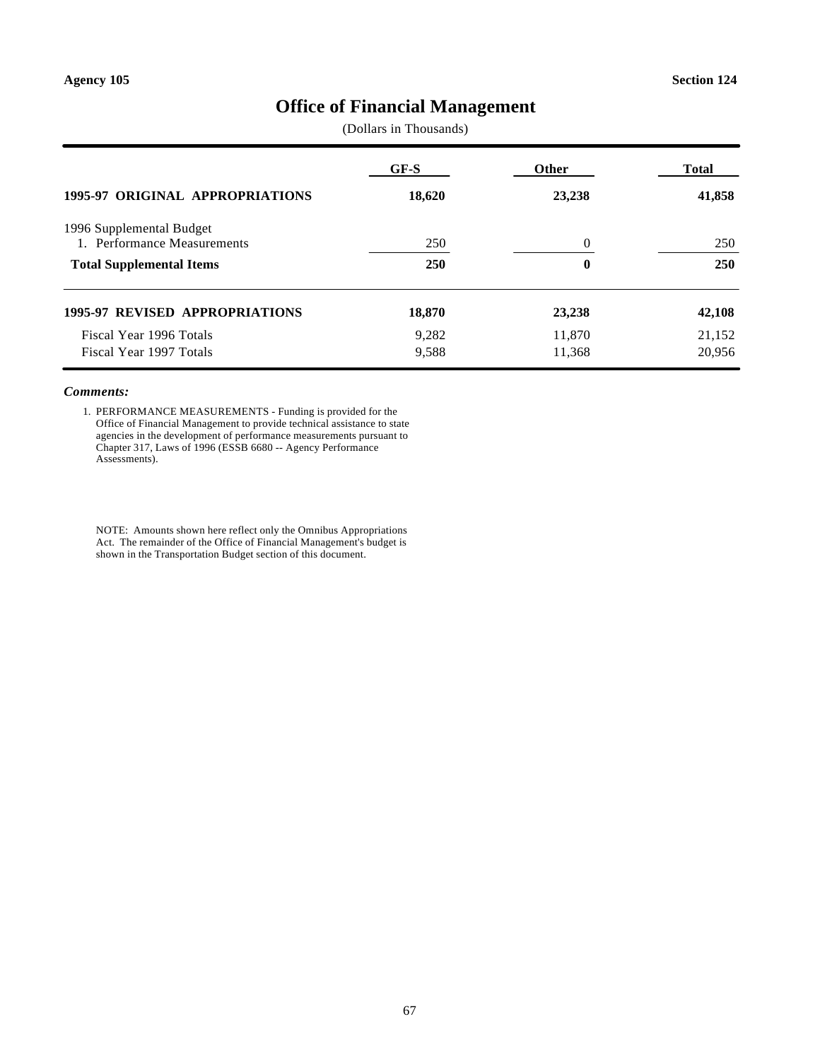**Agency 105** **Section 124**

# Office of Financial Management

(Dollars in Thousands)

| | GF-S | Other | Total |
|---|---|---|---|
| **1995-97 ORIGINAL APPROPRIATIONS** | **18,620** | **23,238** | **41,858** |
| 1996 Supplemental Budget | | | |
| 1. Performance Measurements | 250 | 0 | 250 |
| **Total Supplemental Items** | **250** | **0** | **250** |
| **1995-97 REVISED APPROPRIATIONS** | **18,870** | **23,238** | **42,108** |
| Fiscal Year 1996 Totals | 9,282 | 11,870 | 21,152 |
| Fiscal Year 1997 Totals | 9,588 | 11,368 | 20,956 |

***Comments:***

1. PERFORMANCE MEASUREMENTS - Funding is provided for the Office of Financial Management to provide technical assistance to state agencies in the development of performance measurements pursuant to Chapter 317, Laws of 1996 (ESSB 6680 -- Agency Performance Assessments).

NOTE: Amounts shown here reflect only the Omnibus Appropriations Act. The remainder of the Office of Financial Management's budget is shown in the Transportation Budget section of this document.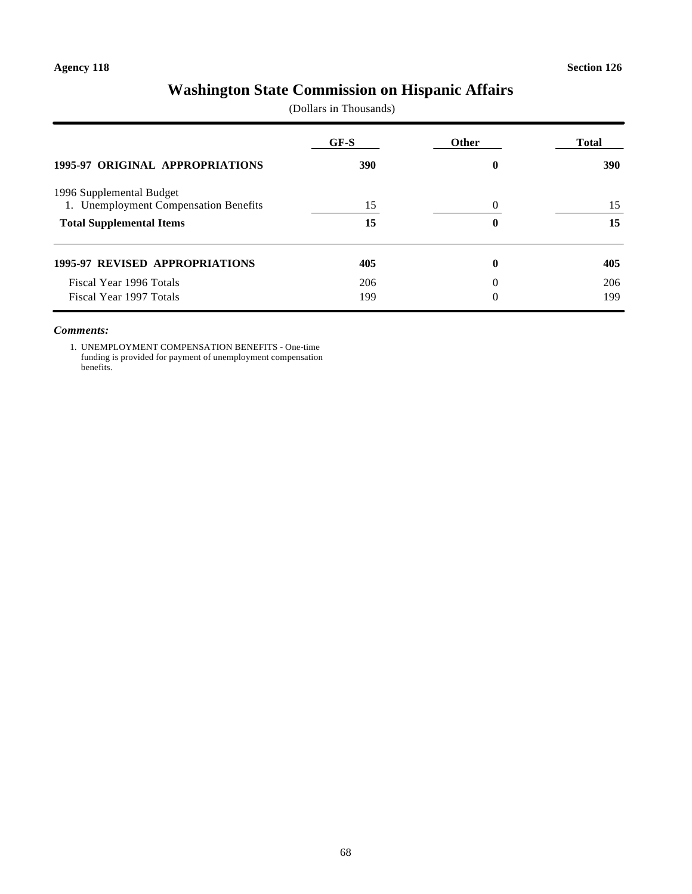Agency 118 Section 126

# Washington State Commission on Hispanic Affairs

(Dollars in Thousands)

| | GF-S | Other | Total |
|---|---|---|---|
| **1995-97 ORIGINAL APPROPRIATIONS** | **390** | **0** | **390** |
| 1996 Supplemental Budget | | | |
| 1. Unemployment Compensation Benefits | 15 | 0 | 15 |
| **Total Supplemental Items** | **15** | **0** | **15** |
| **1995-97 REVISED APPROPRIATIONS** | **405** | **0** | **405** |
| Fiscal Year 1996 Totals | 206 | 0 | 206 |
| Fiscal Year 1997 Totals | 199 | 0 | 199 |

***Comments:***

1. UNEMPLOYMENT COMPENSATION BENEFITS - One-time funding is provided for payment of unemployment compensation benefits.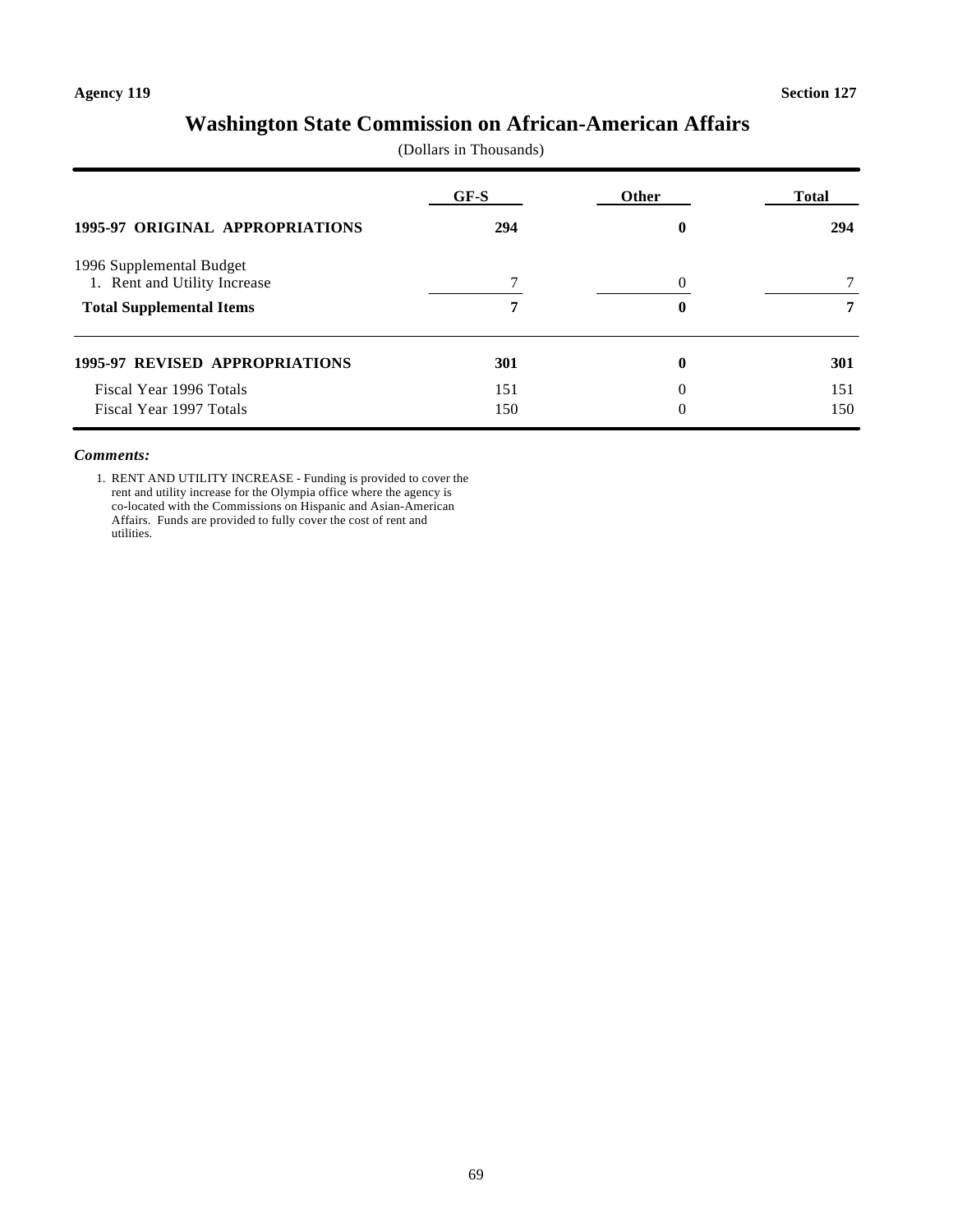Agency 119 Section 127

# Washington State Commission on African-American Affairs

(Dollars in Thousands)

| | GF-S | Other | Total |
|---|---|---|---|
| **1995-97 ORIGINAL APPROPRIATIONS** | **294** | **0** | **294** |
| 1996 Supplemental Budget | | | |
| 1. Rent and Utility Increase | 7 | 0 | 7 |
| **Total Supplemental Items** | **7** | **0** | **7** |
| **1995-97 REVISED APPROPRIATIONS** | **301** | **0** | **301** |
| Fiscal Year 1996 Totals | 151 | 0 | 151 |
| Fiscal Year 1997 Totals | 150 | 0 | 150 |

***Comments:***

1. RENT AND UTILITY INCREASE - Funding is provided to cover the rent and utility increase for the Olympia office where the agency is co-located with the Commissions on Hispanic and Asian-American Affairs. Funds are provided to fully cover the cost of rent and utilities.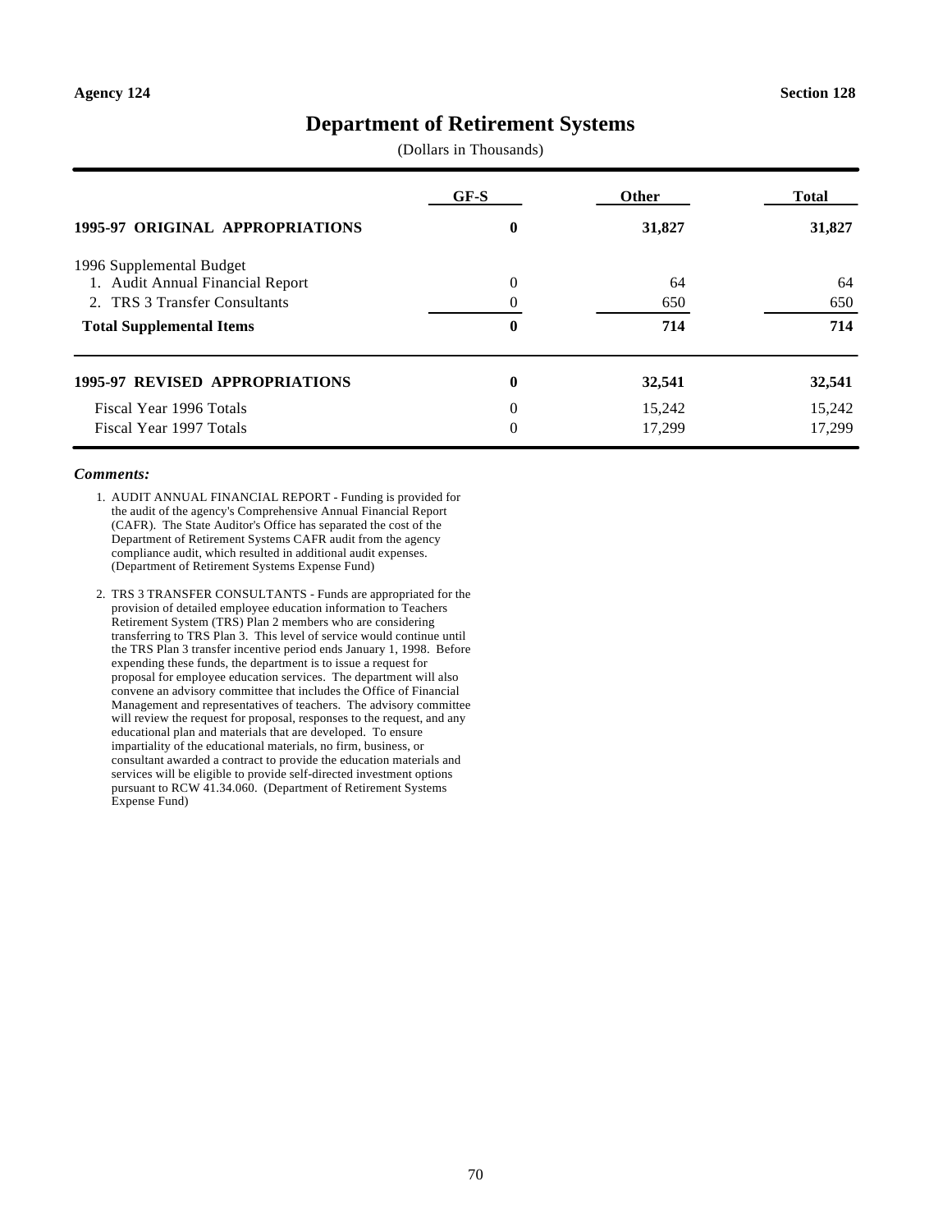Agency 124 Section 128

# Department of Retirement Systems

(Dollars in Thousands)

| | GF-S | Other | Total |
|---|---|---|---|
| **1995-97 ORIGINAL APPROPRIATIONS** | **0** | **31,827** | **31,827** |
| 1996 Supplemental Budget | | | |
| 1. Audit Annual Financial Report | 0 | 64 | 64 |
| 2. TRS 3 Transfer Consultants | 0 | 650 | 650 |
| **Total Supplemental Items** | **0** | **714** | **714** |
| **1995-97 REVISED APPROPRIATIONS** | **0** | **32,541** | **32,541** |
| Fiscal Year 1996 Totals | 0 | 15,242 | 15,242 |
| Fiscal Year 1997 Totals | 0 | 17,299 | 17,299 |

***Comments:***

1. AUDIT ANNUAL FINANCIAL REPORT - Funding is provided for the audit of the agency's Comprehensive Annual Financial Report (CAFR). The State Auditor's Office has separated the cost of the Department of Retirement Systems CAFR audit from the agency compliance audit, which resulted in additional audit expenses. (Department of Retirement Systems Expense Fund)

2. TRS 3 TRANSFER CONSULTANTS - Funds are appropriated for the provision of detailed employee education information to Teachers Retirement System (TRS) Plan 2 members who are considering transferring to TRS Plan 3. This level of service would continue until the TRS Plan 3 transfer incentive period ends January 1, 1998. Before expending these funds, the department is to issue a request for proposal for employee education services. The department will also convene an advisory committee that includes the Office of Financial Management and representatives of teachers. The advisory committee will review the request for proposal, responses to the request, and any educational plan and materials that are developed. To ensure impartiality of the educational materials, no firm, business, or consultant awarded a contract to provide the education materials and services will be eligible to provide self-directed investment options pursuant to RCW 41.34.060. (Department of Retirement Systems Expense Fund)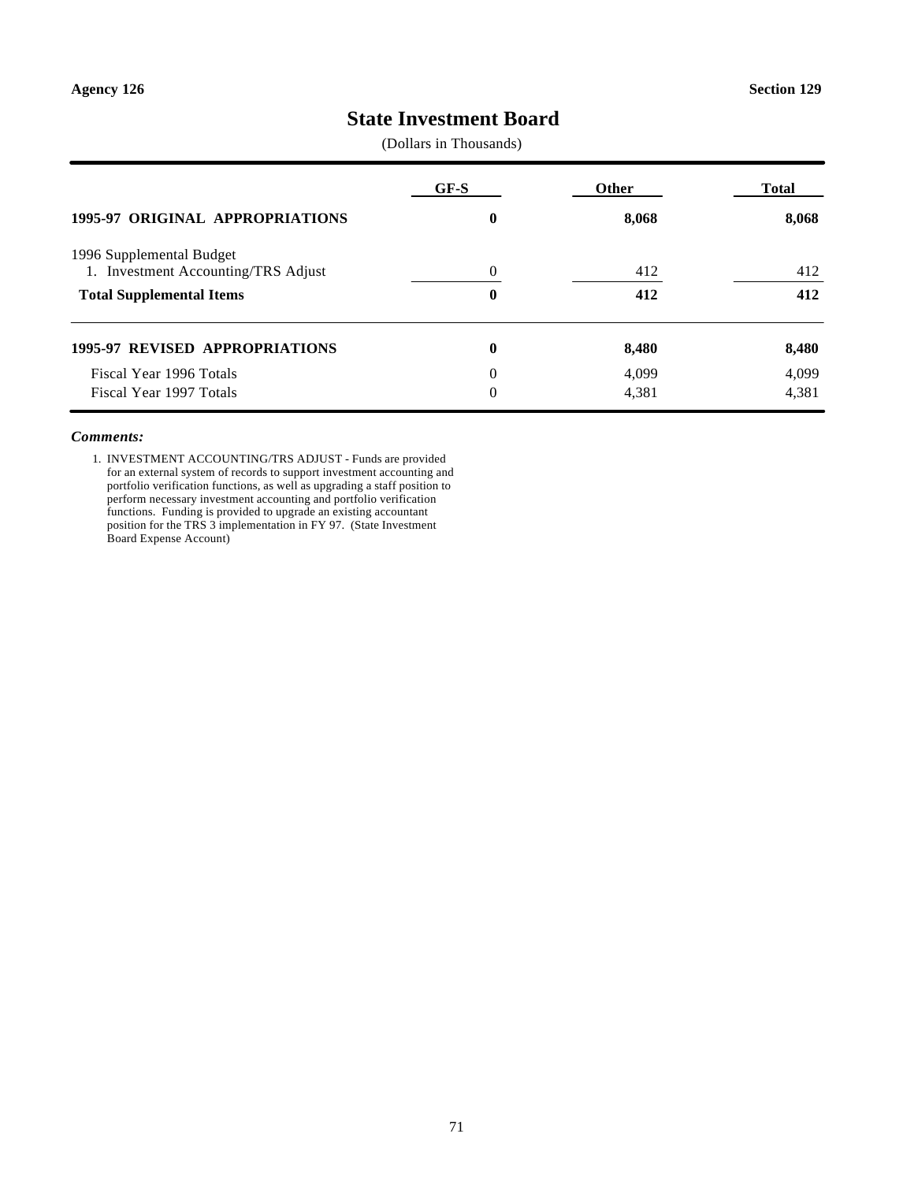Agency 126 Section 129

# State Investment Board

(Dollars in Thousands)

| | GF-S | Other | Total |
|---|---|---|---|
| **1995-97 ORIGINAL APPROPRIATIONS** | **0** | **8,068** | **8,068** |
| 1996 Supplemental Budget | | | |
| 1. Investment Accounting/TRS Adjust | 0 | 412 | 412 |
| **Total Supplemental Items** | **0** | **412** | **412** |
| **1995-97 REVISED APPROPRIATIONS** | **0** | **8,480** | **8,480** |
| Fiscal Year 1996 Totals | 0 | 4,099 | 4,099 |
| Fiscal Year 1997 Totals | 0 | 4,381 | 4,381 |

***Comments:***

1. INVESTMENT ACCOUNTING/TRS ADJUST - Funds are provided for an external system of records to support investment accounting and portfolio verification functions, as well as upgrading a staff position to perform necessary investment accounting and portfolio verification functions. Funding is provided to upgrade an existing accountant position for the TRS 3 implementation in FY 97. (State Investment Board Expense Account)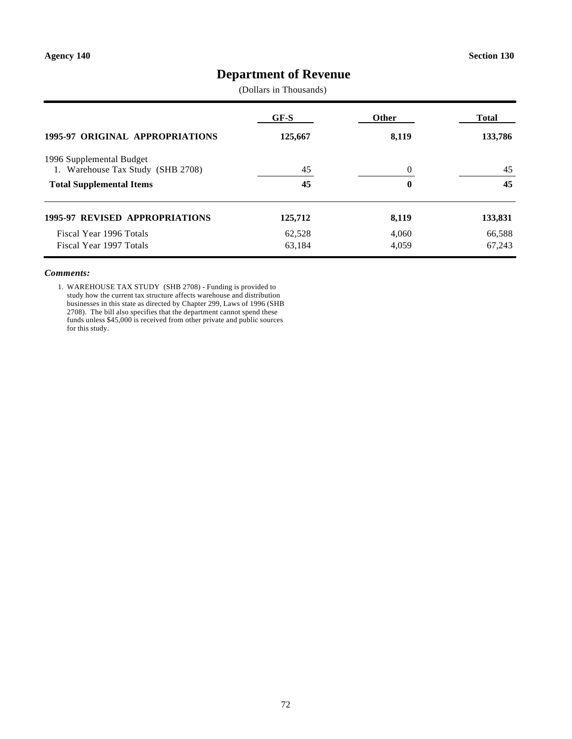Agency 140 | Section 130

# Department of Revenue

(Dollars in Thousands)

| | GF-S | Other | Total |
|---|---|---|---|
| **1995-97 ORIGINAL APPROPRIATIONS** | **125,667** | **8,119** | **133,786** |
| 1996 Supplemental Budget | | | |
| 1. Warehouse Tax Study (SHB 2708) | 45 | 0 | 45 |
| **Total Supplemental Items** | **45** | **0** | **45** |
| **1995-97 REVISED APPROPRIATIONS** | **125,712** | **8,119** | **133,831** |
| Fiscal Year 1996 Totals | 62,528 | 4,060 | 66,588 |
| Fiscal Year 1997 Totals | 63,184 | 4,059 | 67,243 |

***Comments:***

1. WAREHOUSE TAX STUDY (SHB 2708) - Funding is provided to study how the current tax structure affects warehouse and distribution businesses in this state as directed by Chapter 299, Laws of 1996 (SHB 2708). The bill also specifies that the department cannot spend these funds unless $45,000 is received from other private and public sources for this study.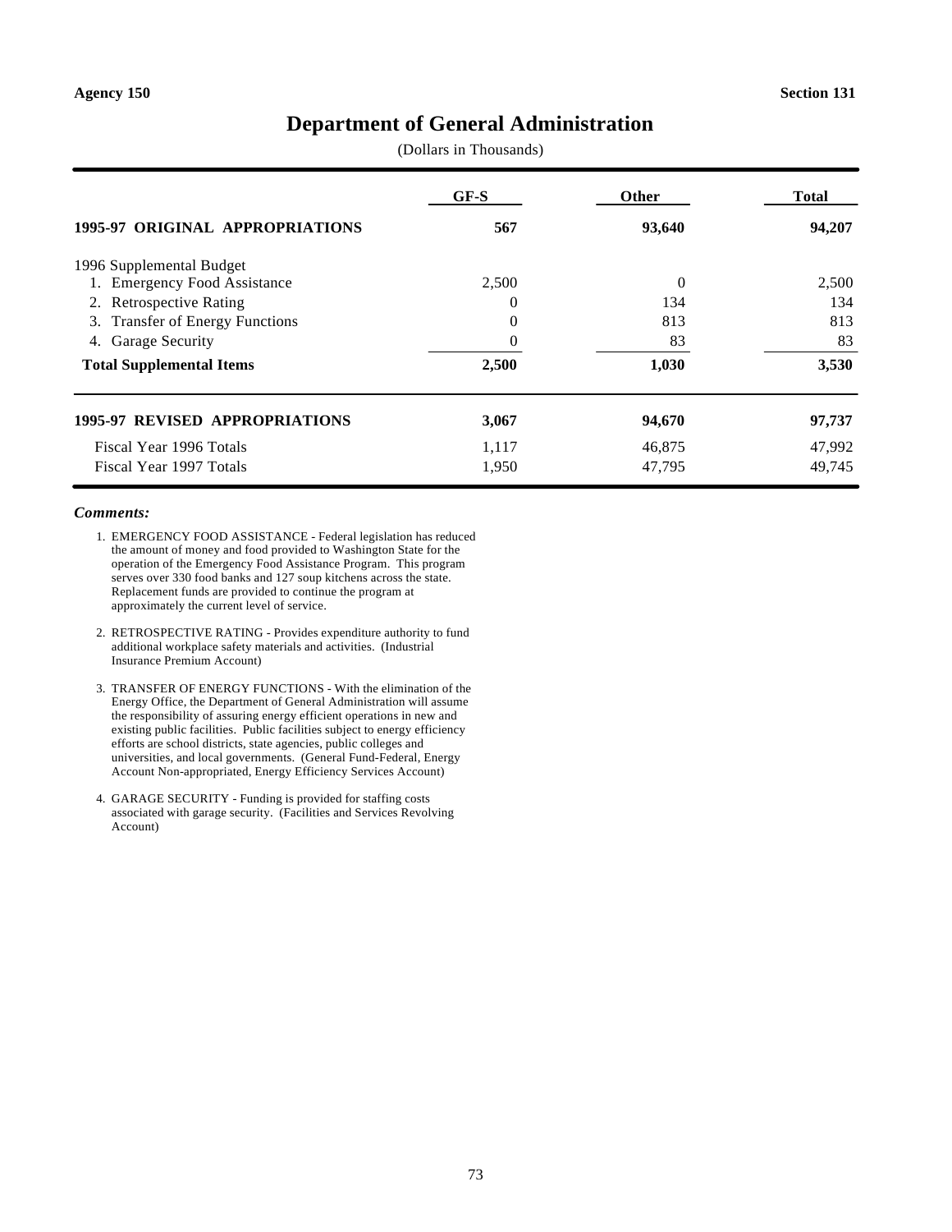Agency 150 — Section 131

# Department of General Administration

(Dollars in Thousands)

| | GF-S | Other | Total |
|---|---|---|---|
| **1995-97 ORIGINAL APPROPRIATIONS** | **567** | **93,640** | **94,207** |
| 1996 Supplemental Budget | | | |
| 1. Emergency Food Assistance | 2,500 | 0 | 2,500 |
| 2. Retrospective Rating | 0 | 134 | 134 |
| 3. Transfer of Energy Functions | 0 | 813 | 813 |
| 4. Garage Security | 0 | 83 | 83 |
| **Total Supplemental Items** | **2,500** | **1,030** | **3,530** |
| **1995-97 REVISED APPROPRIATIONS** | **3,067** | **94,670** | **97,737** |
| Fiscal Year 1996 Totals | 1,117 | 46,875 | 47,992 |
| Fiscal Year 1997 Totals | 1,950 | 47,795 | 49,745 |

***Comments:***

1. EMERGENCY FOOD ASSISTANCE - Federal legislation has reduced the amount of money and food provided to Washington State for the operation of the Emergency Food Assistance Program. This program serves over 330 food banks and 127 soup kitchens across the state. Replacement funds are provided to continue the program at approximately the current level of service.

2. RETROSPECTIVE RATING - Provides expenditure authority to fund additional workplace safety materials and activities. (Industrial Insurance Premium Account)

3. TRANSFER OF ENERGY FUNCTIONS - With the elimination of the Energy Office, the Department of General Administration will assume the responsibility of assuring energy efficient operations in new and existing public facilities. Public facilities subject to energy efficiency efforts are school districts, state agencies, public colleges and universities, and local governments. (General Fund-Federal, Energy Account Non-appropriated, Energy Efficiency Services Account)

4. GARAGE SECURITY - Funding is provided for staffing costs associated with garage security. (Facilities and Services Revolving Account)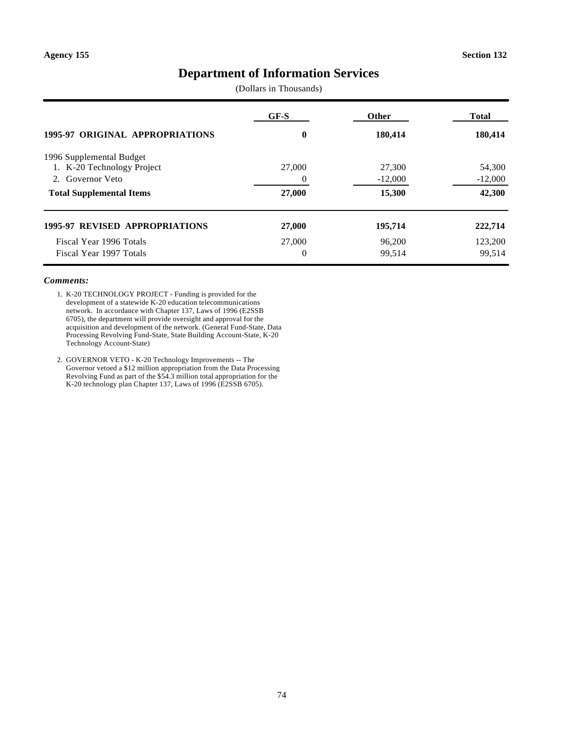Agency 155 Section 132

# Department of Information Services

(Dollars in Thousands)

| | GF-S | Other | Total |
|---|---|---|---|
| **1995-97 ORIGINAL APPROPRIATIONS** | **0** | **180,414** | **180,414** |
| 1996 Supplemental Budget | | | |
| 1. K-20 Technology Project | 27,000 | 27,300 | 54,300 |
| 2. Governor Veto | 0 | -12,000 | -12,000 |
| **Total Supplemental Items** | **27,000** | **15,300** | **42,300** |
| **1995-97 REVISED APPROPRIATIONS** | **27,000** | **195,714** | **222,714** |
| Fiscal Year 1996 Totals | 27,000 | 96,200 | 123,200 |
| Fiscal Year 1997 Totals | 0 | 99,514 | 99,514 |

***Comments:***

1. K-20 TECHNOLOGY PROJECT - Funding is provided for the development of a statewide K-20 education telecommunications network. In accordance with Chapter 137, Laws of 1996 (E2SSB 6705), the department will provide oversight and approval for the acquisition and development of the network. (General Fund-State, Data Processing Revolving Fund-State, State Building Account-State, K-20 Technology Account-State)

2. GOVERNOR VETO - K-20 Technology Improvements -- The Governor vetoed a $12 million appropriation from the Data Processing Revolving Fund as part of the $54.3 million total appropriation for the K-20 technology plan Chapter 137, Laws of 1996 (E2SSB 6705).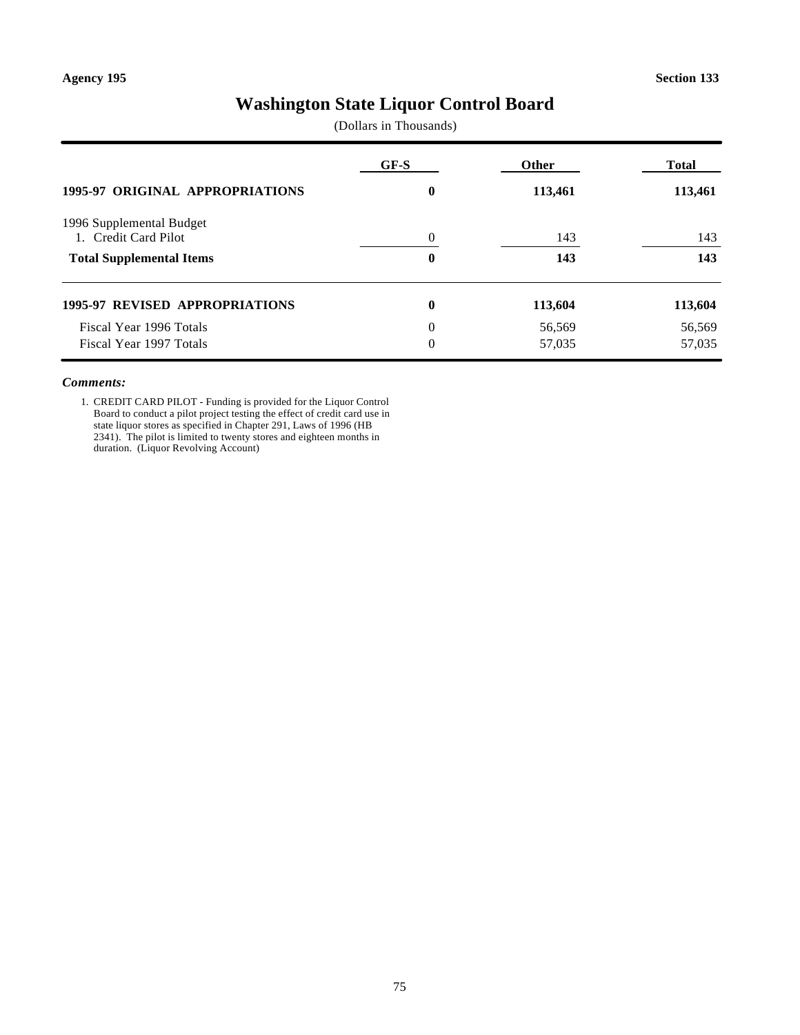Agency 195 Section 133

# Washington State Liquor Control Board

(Dollars in Thousands)

| | GF-S | Other | Total |
|---|---|---|---|
| **1995-97 ORIGINAL APPROPRIATIONS** | **0** | **113,461** | **113,461** |
| 1996 Supplemental Budget | | | |
| 1. Credit Card Pilot | 0 | 143 | 143 |
| **Total Supplemental Items** | **0** | **143** | **143** |
| **1995-97 REVISED APPROPRIATIONS** | **0** | **113,604** | **113,604** |
| Fiscal Year 1996 Totals | 0 | 56,569 | 56,569 |
| Fiscal Year 1997 Totals | 0 | 57,035 | 57,035 |

***Comments:***

1. CREDIT CARD PILOT - Funding is provided for the Liquor Control Board to conduct a pilot project testing the effect of credit card use in state liquor stores as specified in Chapter 291, Laws of 1996 (HB 2341). The pilot is limited to twenty stores and eighteen months in duration. (Liquor Revolving Account)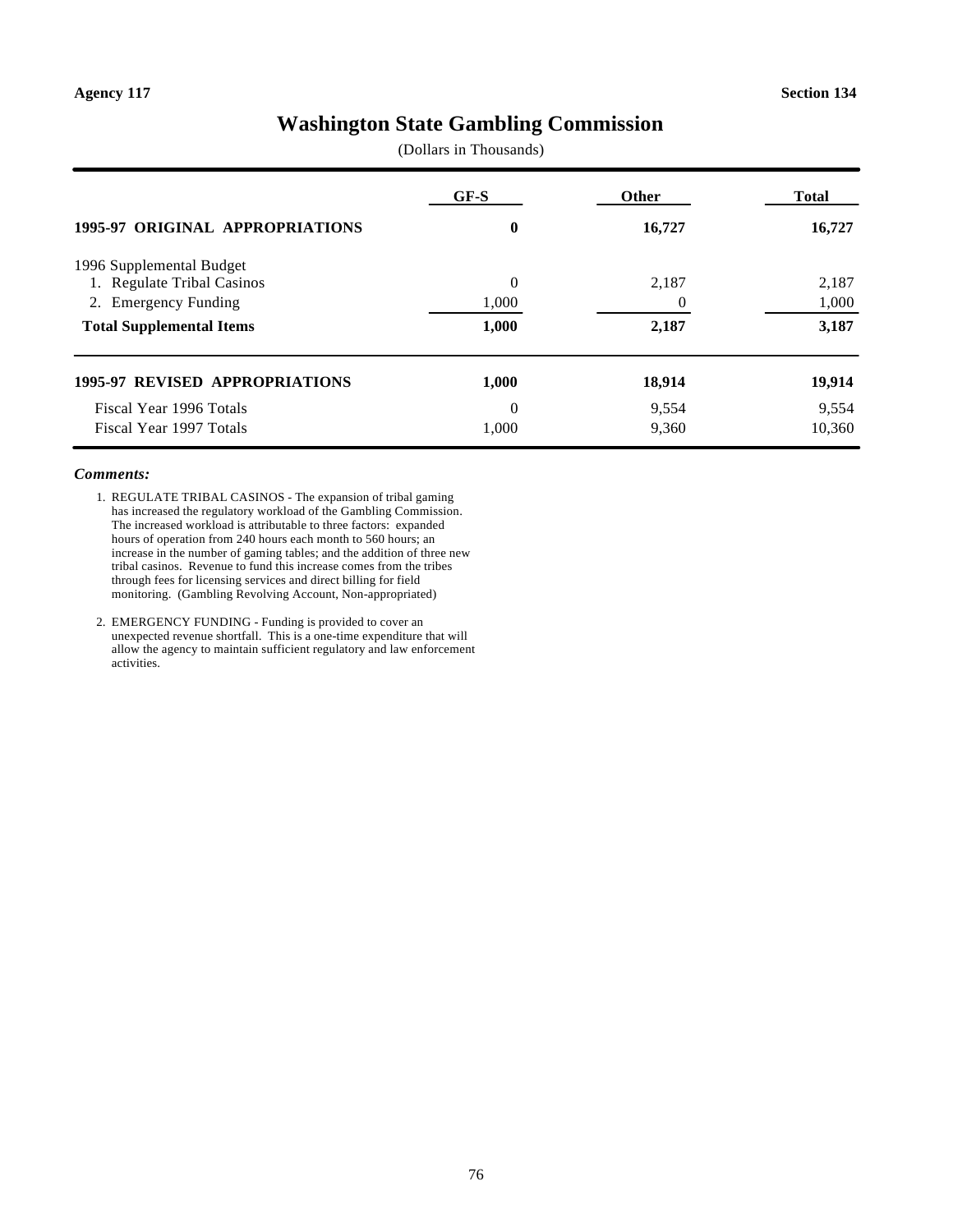Agency 117 | Section 134

# Washington State Gambling Commission

(Dollars in Thousands)

| | GF-S | Other | Total |
|---|---|---|---|
| **1995-97 ORIGINAL APPROPRIATIONS** | **0** | **16,727** | **16,727** |
| 1996 Supplemental Budget | | | |
| 1. Regulate Tribal Casinos | 0 | 2,187 | 2,187 |
| 2. Emergency Funding | 1,000 | 0 | 1,000 |
| **Total Supplemental Items** | **1,000** | **2,187** | **3,187** |
| **1995-97 REVISED APPROPRIATIONS** | **1,000** | **18,914** | **19,914** |
| Fiscal Year 1996 Totals | 0 | 9,554 | 9,554 |
| Fiscal Year 1997 Totals | 1,000 | 9,360 | 10,360 |

***Comments:***

1. REGULATE TRIBAL CASINOS - The expansion of tribal gaming has increased the regulatory workload of the Gambling Commission. The increased workload is attributable to three factors: expanded hours of operation from 240 hours each month to 560 hours; an increase in the number of gaming tables; and the addition of three new tribal casinos. Revenue to fund this increase comes from the tribes through fees for licensing services and direct billing for field monitoring. (Gambling Revolving Account, Non-appropriated)

2. EMERGENCY FUNDING - Funding is provided to cover an unexpected revenue shortfall. This is a one-time expenditure that will allow the agency to maintain sufficient regulatory and law enforcement activities.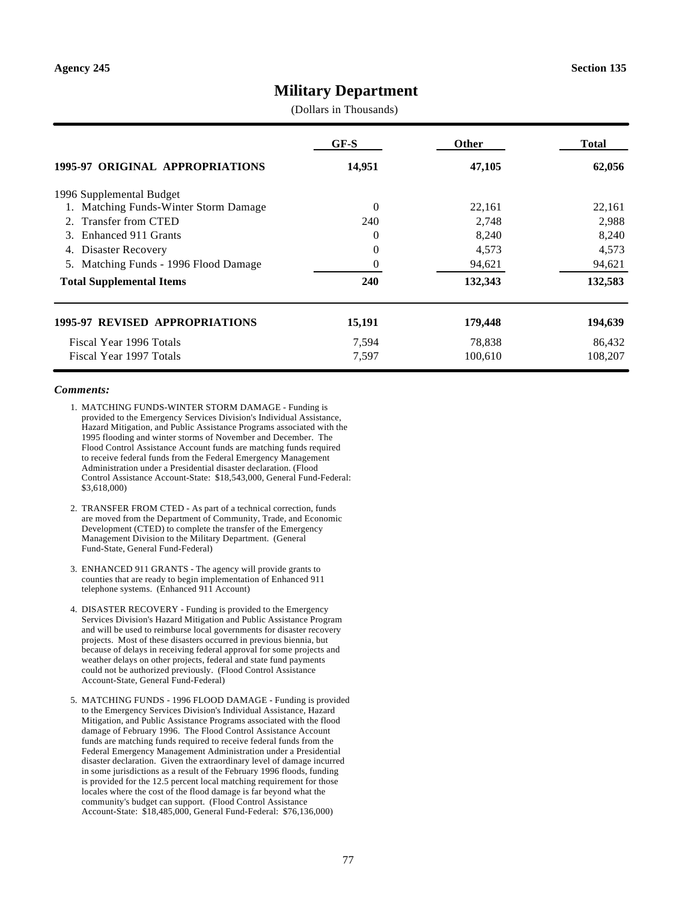Agency 245 | Section 135

# Military Department

(Dollars in Thousands)

| | GF-S | Other | Total |
|---|---|---|---|
| **1995-97 ORIGINAL APPROPRIATIONS** | **14,951** | **47,105** | **62,056** |
| 1996 Supplemental Budget | | | |
| 1. Matching Funds-Winter Storm Damage | 0 | 22,161 | 22,161 |
| 2. Transfer from CTED | 240 | 2,748 | 2,988 |
| 3. Enhanced 911 Grants | 0 | 8,240 | 8,240 |
| 4. Disaster Recovery | 0 | 4,573 | 4,573 |
| 5. Matching Funds - 1996 Flood Damage | 0 | 94,621 | 94,621 |
| **Total Supplemental Items** | **240** | **132,343** | **132,583** |
| **1995-97 REVISED APPROPRIATIONS** | **15,191** | **179,448** | **194,639** |
| Fiscal Year 1996 Totals | 7,594 | 78,838 | 86,432 |
| Fiscal Year 1997 Totals | 7,597 | 100,610 | 108,207 |

***Comments:***

1. MATCHING FUNDS-WINTER STORM DAMAGE - Funding is provided to the Emergency Services Division's Individual Assistance, Hazard Mitigation, and Public Assistance Programs associated with the 1995 flooding and winter storms of November and December. The Flood Control Assistance Account funds are matching funds required to receive federal funds from the Federal Emergency Management Administration under a Presidential disaster declaration. (Flood Control Assistance Account-State: $18,543,000, General Fund-Federal: $3,618,000)

2. TRANSFER FROM CTED - As part of a technical correction, funds are moved from the Department of Community, Trade, and Economic Development (CTED) to complete the transfer of the Emergency Management Division to the Military Department. (General Fund-State, General Fund-Federal)

3. ENHANCED 911 GRANTS - The agency will provide grants to counties that are ready to begin implementation of Enhanced 911 telephone systems. (Enhanced 911 Account)

4. DISASTER RECOVERY - Funding is provided to the Emergency Services Division's Hazard Mitigation and Public Assistance Program and will be used to reimburse local governments for disaster recovery projects. Most of these disasters occurred in previous biennia, but because of delays in receiving federal approval for some projects and weather delays on other projects, federal and state fund payments could not be authorized previously. (Flood Control Assistance Account-State, General Fund-Federal)

5. MATCHING FUNDS - 1996 FLOOD DAMAGE - Funding is provided to the Emergency Services Division's Individual Assistance, Hazard Mitigation, and Public Assistance Programs associated with the flood damage of February 1996. The Flood Control Assistance Account funds are matching funds required to receive federal funds from the Federal Emergency Management Administration under a Presidential disaster declaration. Given the extraordinary level of damage incurred in some jurisdictions as a result of the February 1996 floods, funding is provided for the 12.5 percent local matching requirement for those locales where the cost of the flood damage is far beyond what the community's budget can support. (Flood Control Assistance Account-State: $18,485,000, General Fund-Federal: $76,136,000)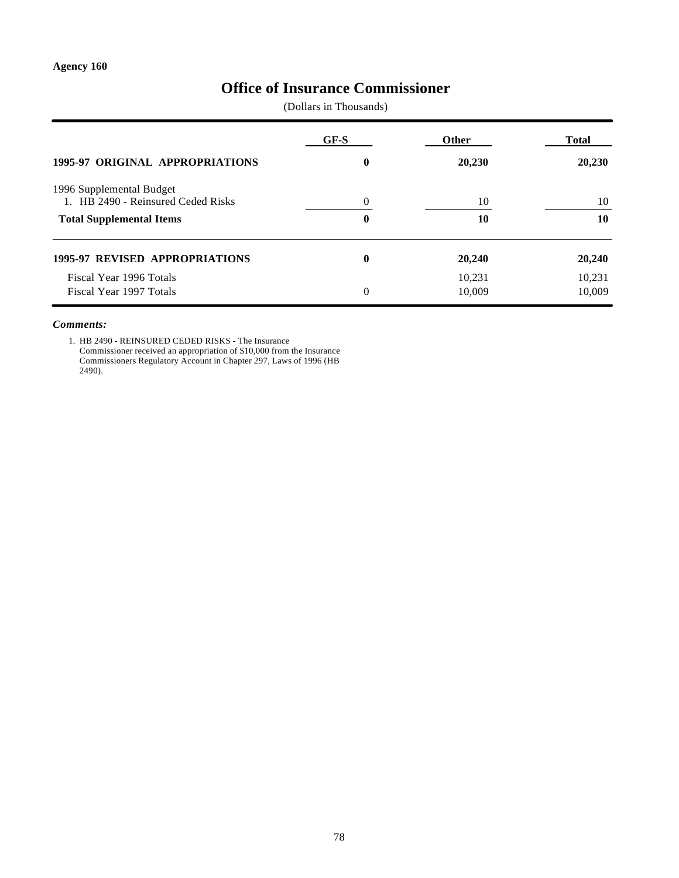**Agency 160**

# Office of Insurance Commissioner

(Dollars in Thousands)

| | GF-S | Other | Total |
|---|---|---|---|
| **1995-97 ORIGINAL APPROPRIATIONS** | **0** | **20,230** | **20,230** |
| 1996 Supplemental Budget | | | |
| 1. HB 2490 - Reinsured Ceded Risks | 0 | 10 | 10 |
| **Total Supplemental Items** | **0** | **10** | **10** |
| **1995-97 REVISED APPROPRIATIONS** | **0** | **20,240** | **20,240** |
| Fiscal Year 1996 Totals | | 10,231 | 10,231 |
| Fiscal Year 1997 Totals | 0 | 10,009 | 10,009 |

***Comments:***

1. HB 2490 - REINSURED CEDED RISKS - The Insurance Commissioner received an appropriation of $10,000 from the Insurance Commissioners Regulatory Account in Chapter 297, Laws of 1996 (HB 2490).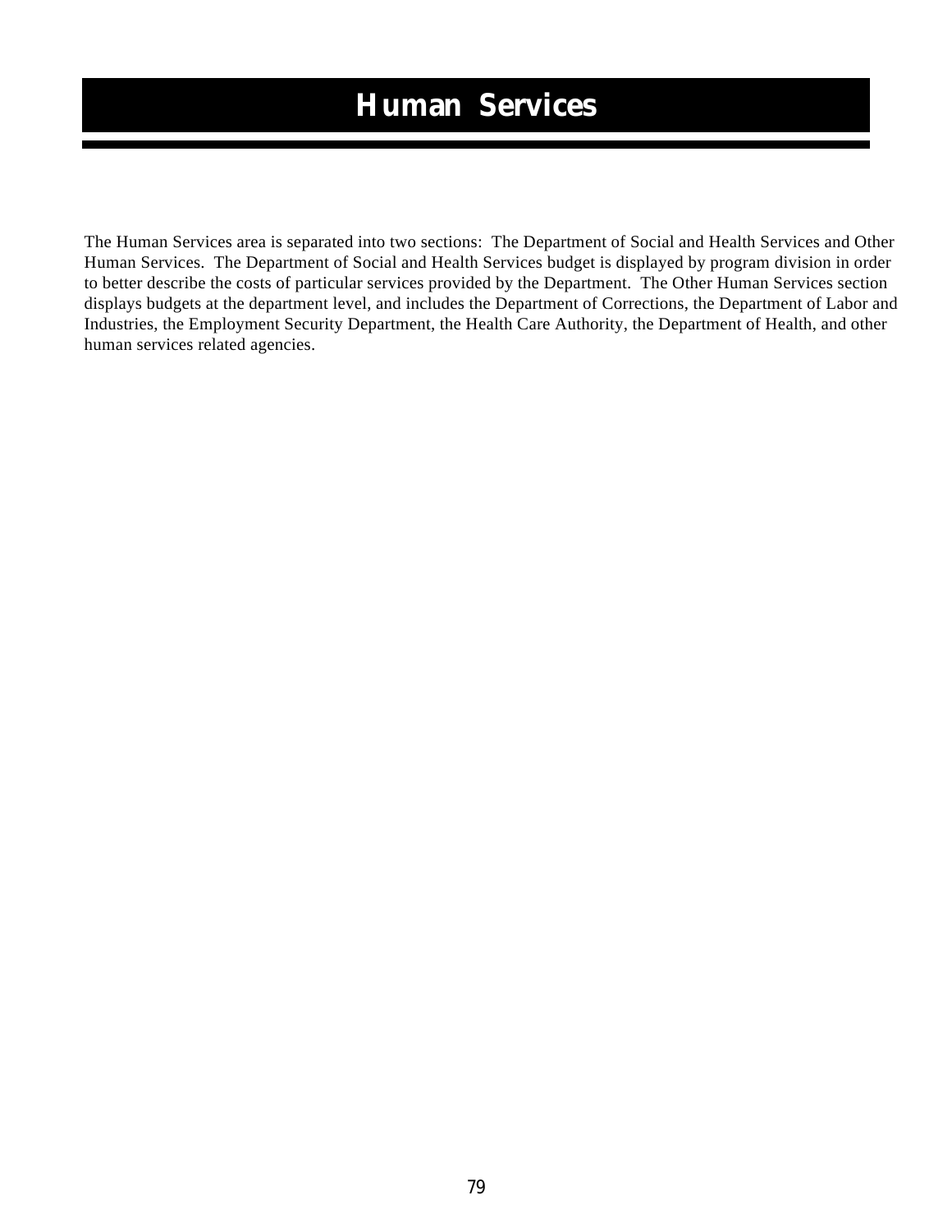# Human Services

The Human Services area is separated into two sections: The Department of Social and Health Services and Other Human Services. The Department of Social and Health Services budget is displayed by program division in order to better describe the costs of particular services provided by the Department. The Other Human Services section displays budgets at the department level, and includes the Department of Corrections, the Department of Labor and Industries, the Employment Security Department, the Health Care Authority, the Department of Health, and other human services related agencies.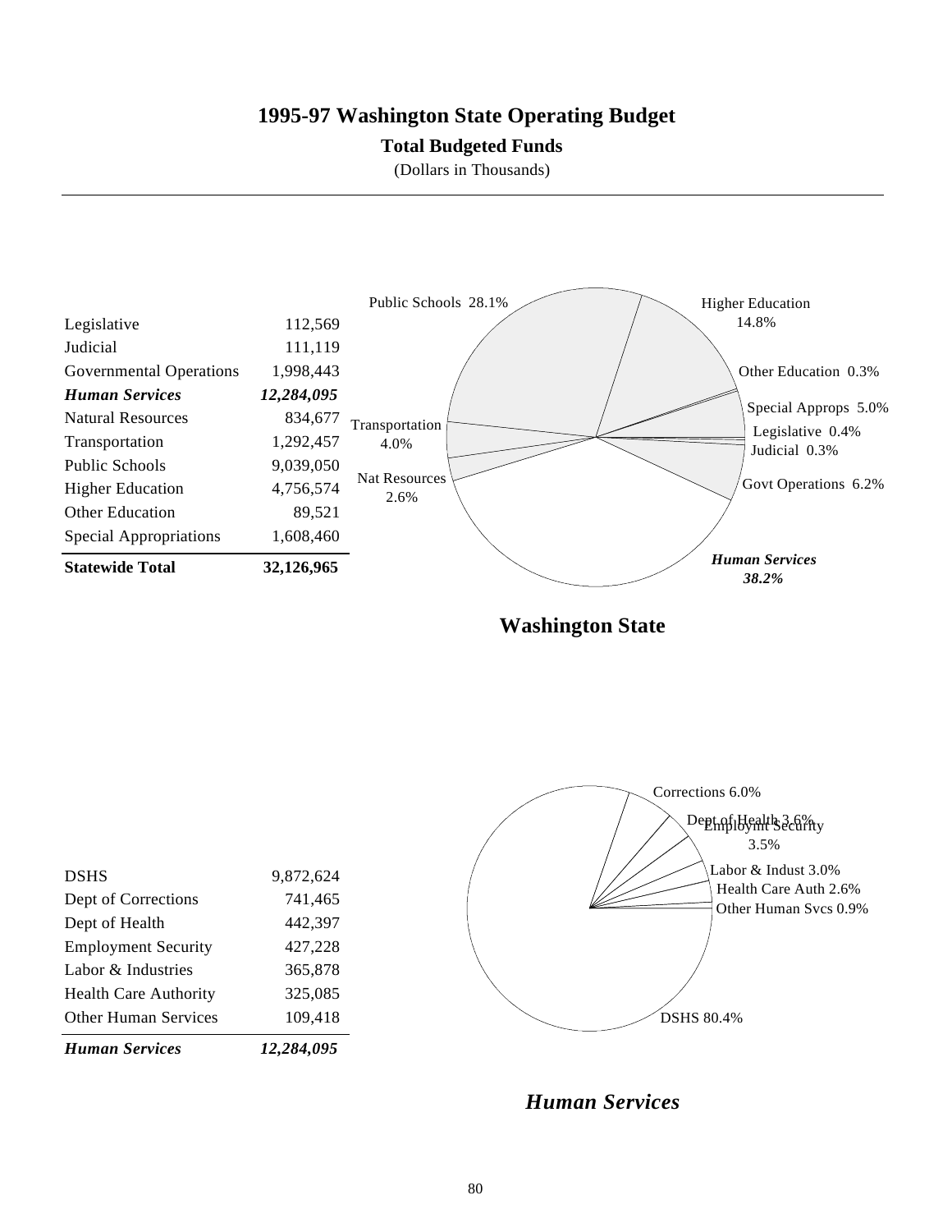# 1995-97 Washington State Operating Budget

## Total Budgeted Funds

(Dollars in Thousands)

| | |
|---|---:|
| Legislative | 112,569 |
| Judicial | 111,119 |
| Governmental Operations | 1,998,443 |
| ***Human Services*** | ***12,284,095*** |
| Natural Resources | 834,677 |
| Transportation | 1,292,457 |
| Public Schools | 9,039,050 |
| Higher Education | 4,756,574 |
| Other Education | 89,521 |
| Special Appropriations | 1,608,460 |
| **Statewide Total** | **32,126,965** |

Public Schools 28.1%
Higher Education 14.8%
Other Education 0.3%
Special Approps 5.0%
Legislative 0.4%
Judicial 0.3%
Govt Operations 6.2%
*Human Services 38.2%*
Nat Resources 2.6%
Transportation 4.0%

**Washington State**

| | |
|---|---:|
| DSHS | 9,872,624 |
| Dept of Corrections | 741,465 |
| Dept of Health | 442,397 |
| Employment Security | 427,228 |
| Labor & Industries | 365,878 |
| Health Care Authority | 325,085 |
| Other Human Services | 109,418 |
| ***Human Services*** | ***12,284,095*** |

Corrections 6.0%
Dept of Health 3.6%
Employmt Security 3.5%
Labor & Indust 3.0%
Health Care Auth 2.6%
Other Human Svcs 0.9%
DSHS 80.4%

***Human Services***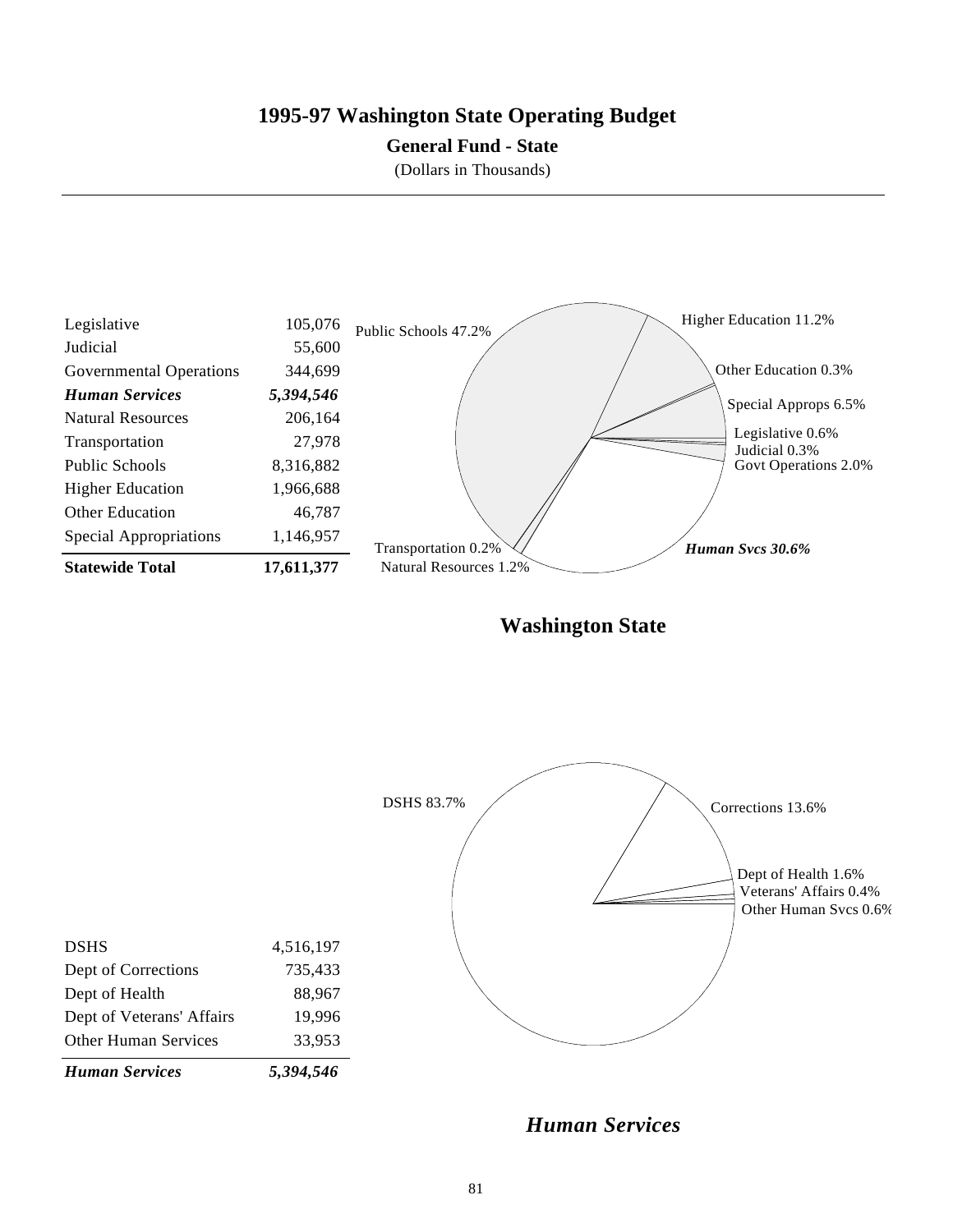# 1995-97 Washington State Operating Budget

**General Fund - State**

(Dollars in Thousands)

| | |
|---|---:|
| Legislative | 105,076 |
| Judicial | 55,600 |
| Governmental Operations | 344,699 |
| ***Human Services*** | ***5,394,546*** |
| Natural Resources | 206,164 |
| Transportation | 27,978 |
| Public Schools | 8,316,882 |
| Higher Education | 1,966,688 |
| Other Education | 46,787 |
| Special Appropriations | 1,146,957 |
| **Statewide Total** | **17,611,377** |

Public Schools 47.2%
Higher Education 11.2%
Other Education 0.3%
Special Approps 6.5%
Legislative 0.6%
Judicial 0.3%
Govt Operations 2.0%
*Human Svcs 30.6%*
Transportation 0.2%
Natural Resources 1.2%

**Washington State**

DSHS 83.7%
Corrections 13.6%
Dept of Health 1.6%
Veterans' Affairs 0.4%
Other Human Svcs 0.6%

| | |
|---|---:|
| DSHS | 4,516,197 |
| Dept of Corrections | 735,433 |
| Dept of Health | 88,967 |
| Dept of Veterans' Affairs | 19,996 |
| Other Human Services | 33,953 |
| ***Human Services*** | ***5,394,546*** |

***Human Services***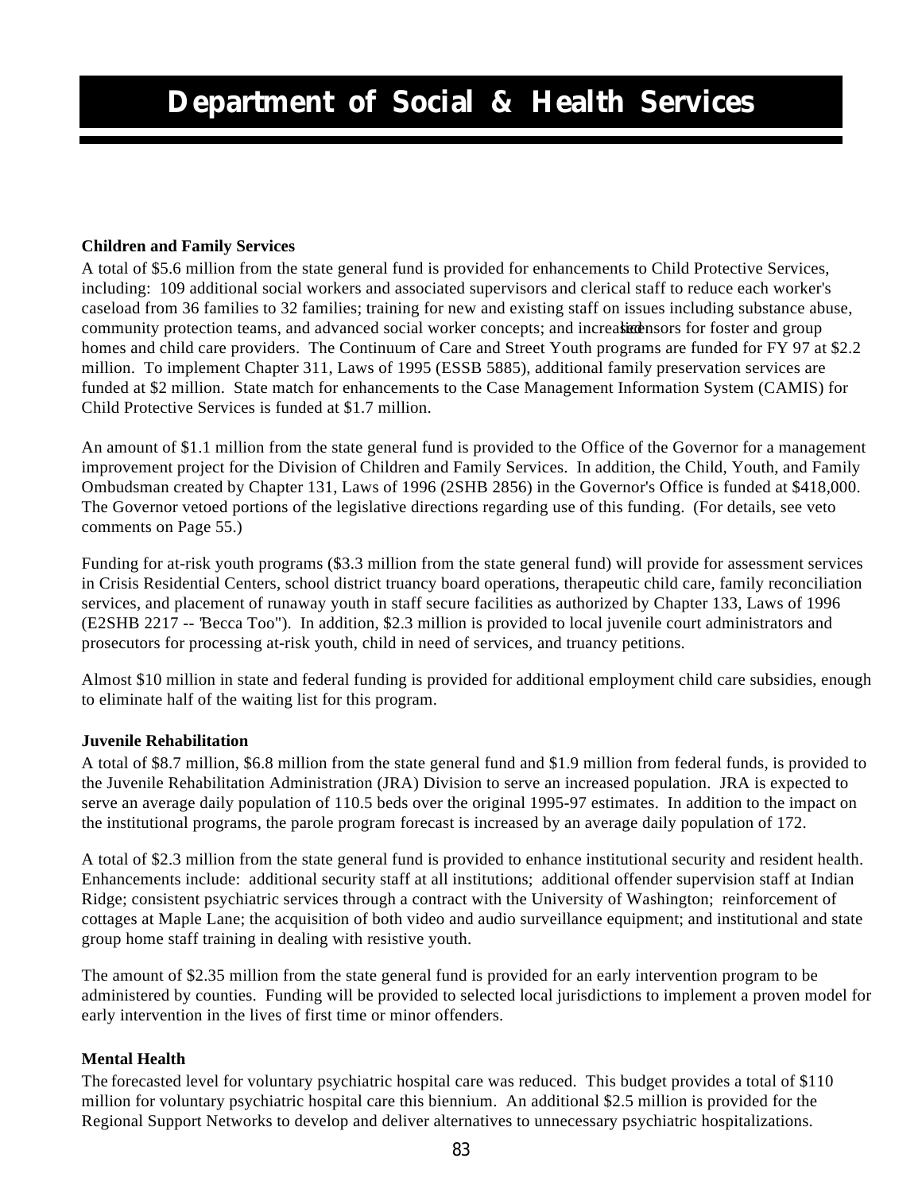# Department of Social & Health Services

**Children and Family Services**

A total of $5.6 million from the state general fund is provided for enhancements to Child Protective Services, including: 109 additional social workers and associated supervisors and clerical staff to reduce each worker's caseload from 36 families to 32 families; training for new and existing staff on issues including substance abuse, community protection teams, and advanced social worker concepts; and increased licensors for foster and group homes and child care providers. The Continuum of Care and Street Youth programs are funded for FY 97 at $2.2 million. To implement Chapter 311, Laws of 1995 (ESSB 5885), additional family preservation services are funded at $2 million. State match for enhancements to the Case Management Information System (CAMIS) for Child Protective Services is funded at $1.7 million.

An amount of $1.1 million from the state general fund is provided to the Office of the Governor for a management improvement project for the Division of Children and Family Services. In addition, the Child, Youth, and Family Ombudsman created by Chapter 131, Laws of 1996 (2SHB 2856) in the Governor's Office is funded at $418,000. The Governor vetoed portions of the legislative directions regarding use of this funding. (For details, see veto comments on Page 55.)

Funding for at-risk youth programs ($3.3 million from the state general fund) will provide for assessment services in Crisis Residential Centers, school district truancy board operations, therapeutic child care, family reconciliation services, and placement of runaway youth in staff secure facilities as authorized by Chapter 133, Laws of 1996 (E2SHB 2217 -- "Becca Too"). In addition, $2.3 million is provided to local juvenile court administrators and prosecutors for processing at-risk youth, child in need of services, and truancy petitions.

Almost $10 million in state and federal funding is provided for additional employment child care subsidies, enough to eliminate half of the waiting list for this program.

**Juvenile Rehabilitation**

A total of $8.7 million, $6.8 million from the state general fund and $1.9 million from federal funds, is provided to the Juvenile Rehabilitation Administration (JRA) Division to serve an increased population. JRA is expected to serve an average daily population of 110.5 beds over the original 1995-97 estimates. In addition to the impact on the institutional programs, the parole program forecast is increased by an average daily population of 172.

A total of $2.3 million from the state general fund is provided to enhance institutional security and resident health. Enhancements include: additional security staff at all institutions; additional offender supervision staff at Indian Ridge; consistent psychiatric services through a contract with the University of Washington; reinforcement of cottages at Maple Lane; the acquisition of both video and audio surveillance equipment; and institutional and state group home staff training in dealing with resistive youth.

The amount of $2.35 million from the state general fund is provided for an early intervention program to be administered by counties. Funding will be provided to selected local jurisdictions to implement a proven model for early intervention in the lives of first time or minor offenders.

**Mental Health**

The forecasted level for voluntary psychiatric hospital care was reduced. This budget provides a total of $110 million for voluntary psychiatric hospital care this biennium. An additional $2.5 million is provided for the Regional Support Networks to develop and deliver alternatives to unnecessary psychiatric hospitalizations.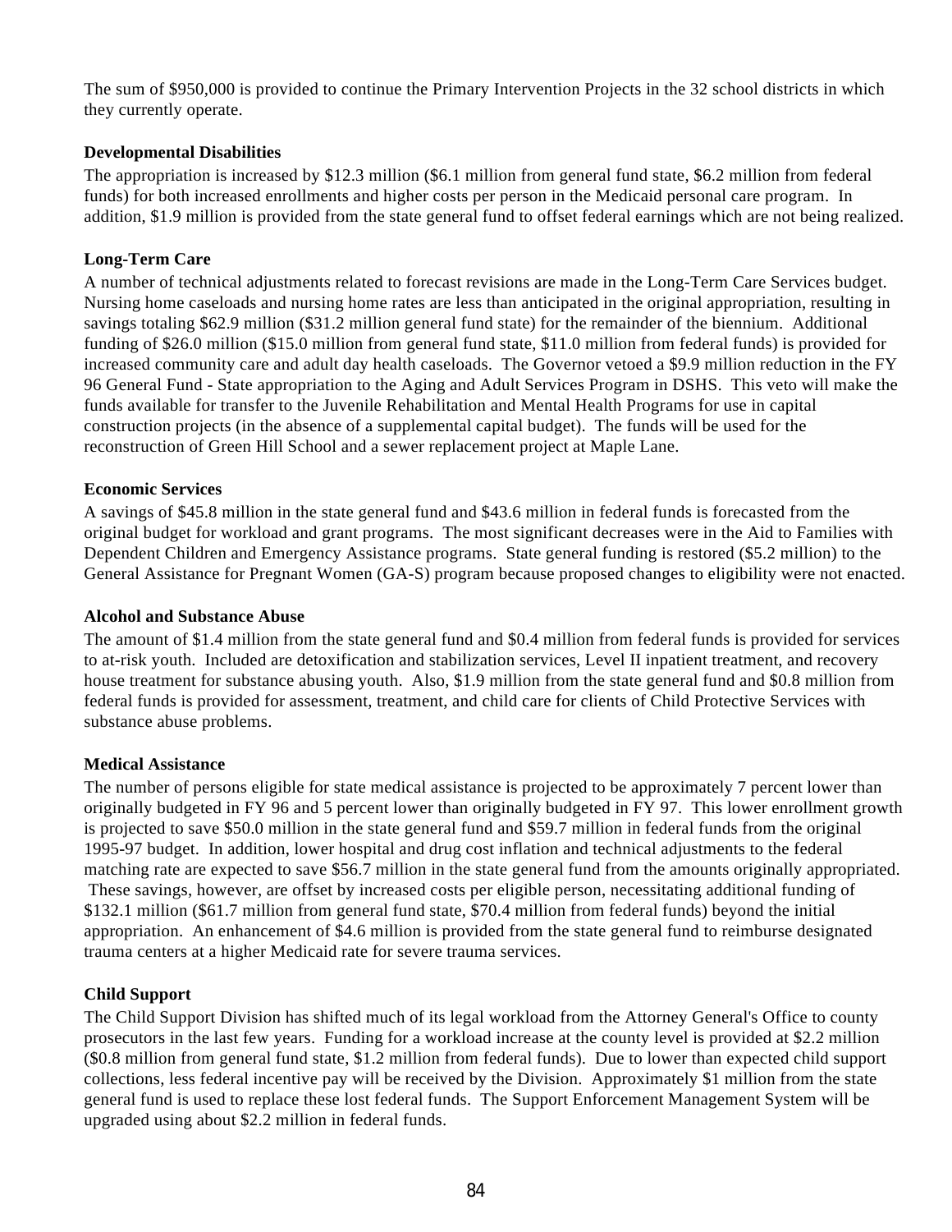The sum of $950,000 is provided to continue the Primary Intervention Projects in the 32 school districts in which they currently operate.

**Developmental Disabilities**

The appropriation is increased by $12.3 million ($6.1 million from general fund state, $6.2 million from federal funds) for both increased enrollments and higher costs per person in the Medicaid personal care program. In addition, $1.9 million is provided from the state general fund to offset federal earnings which are not being realized.

**Long-Term Care**

A number of technical adjustments related to forecast revisions are made in the Long-Term Care Services budget. Nursing home caseloads and nursing home rates are less than anticipated in the original appropriation, resulting in savings totaling $62.9 million ($31.2 million general fund state) for the remainder of the biennium. Additional funding of $26.0 million ($15.0 million from general fund state, $11.0 million from federal funds) is provided for increased community care and adult day health caseloads. The Governor vetoed a $9.9 million reduction in the FY 96 General Fund - State appropriation to the Aging and Adult Services Program in DSHS. This veto will make the funds available for transfer to the Juvenile Rehabilitation and Mental Health Programs for use in capital construction projects (in the absence of a supplemental capital budget). The funds will be used for the reconstruction of Green Hill School and a sewer replacement project at Maple Lane.

**Economic Services**

A savings of $45.8 million in the state general fund and $43.6 million in federal funds is forecasted from the original budget for workload and grant programs. The most significant decreases were in the Aid to Families with Dependent Children and Emergency Assistance programs. State general funding is restored ($5.2 million) to the General Assistance for Pregnant Women (GA-S) program because proposed changes to eligibility were not enacted.

**Alcohol and Substance Abuse**

The amount of $1.4 million from the state general fund and $0.4 million from federal funds is provided for services to at-risk youth. Included are detoxification and stabilization services, Level II inpatient treatment, and recovery house treatment for substance abusing youth. Also, $1.9 million from the state general fund and $0.8 million from federal funds is provided for assessment, treatment, and child care for clients of Child Protective Services with substance abuse problems.

**Medical Assistance**

The number of persons eligible for state medical assistance is projected to be approximately 7 percent lower than originally budgeted in FY 96 and 5 percent lower than originally budgeted in FY 97. This lower enrollment growth is projected to save $50.0 million in the state general fund and $59.7 million in federal funds from the original 1995-97 budget. In addition, lower hospital and drug cost inflation and technical adjustments to the federal matching rate are expected to save $56.7 million in the state general fund from the amounts originally appropriated. These savings, however, are offset by increased costs per eligible person, necessitating additional funding of $132.1 million ($61.7 million from general fund state, $70.4 million from federal funds) beyond the initial appropriation. An enhancement of $4.6 million is provided from the state general fund to reimburse designated trauma centers at a higher Medicaid rate for severe trauma services.

**Child Support**

The Child Support Division has shifted much of its legal workload from the Attorney General's Office to county prosecutors in the last few years. Funding for a workload increase at the county level is provided at $2.2 million ($0.8 million from general fund state, $1.2 million from federal funds). Due to lower than expected child support collections, less federal incentive pay will be received by the Division. Approximately $1 million from the state general fund is used to replace these lost federal funds. The Support Enforcement Management System will be upgraded using about $2.2 million in federal funds.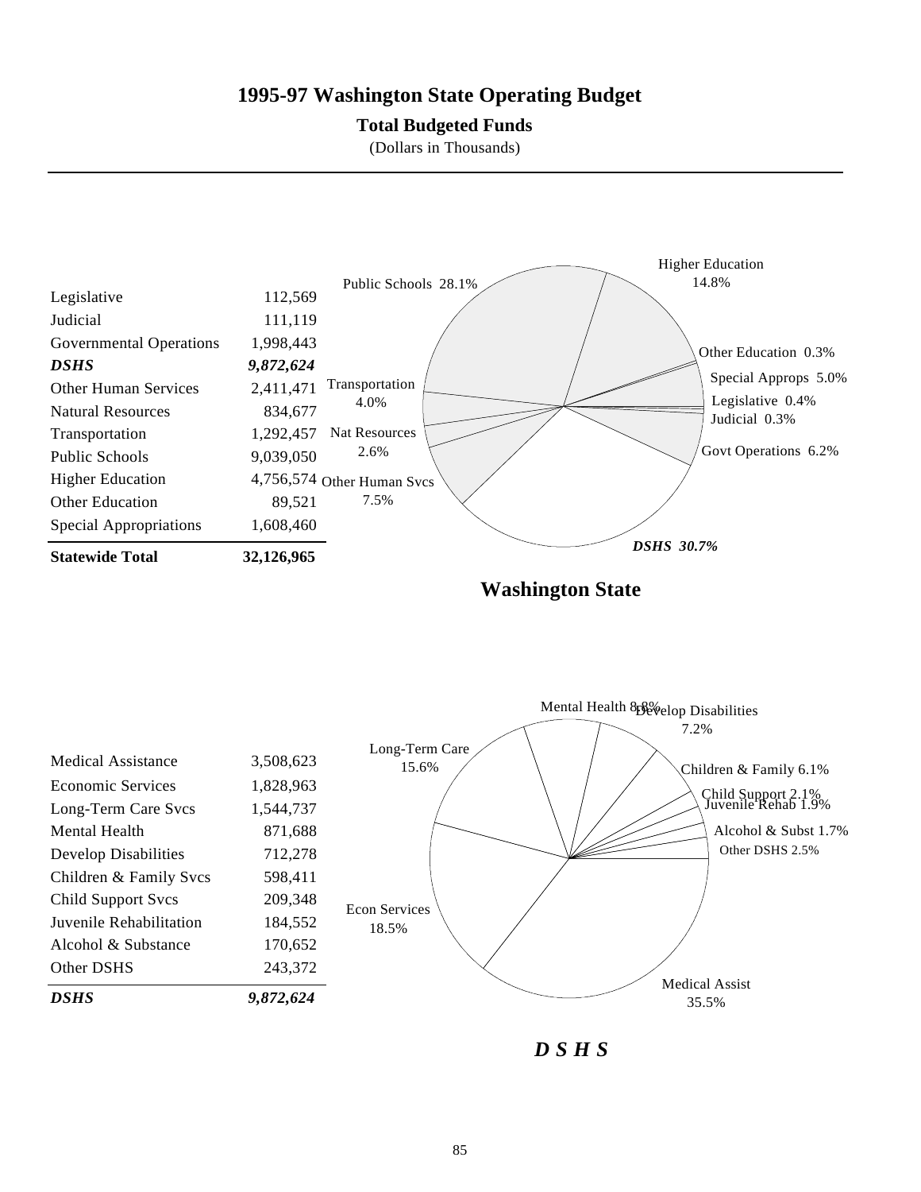# 1995-97 Washington State Operating Budget

**Total Budgeted Funds**

(Dollars in Thousands)

| | |
|---|---|
| Legislative | 112,569 |
| Judicial | 111,119 |
| Governmental Operations | 1,998,443 |
| ***DSHS*** | ***9,872,624*** |
| Other Human Services | 2,411,471 |
| Natural Resources | 834,677 |
| Transportation | 1,292,457 |
| Public Schools | 9,039,050 |
| Higher Education | 4,756,574 |
| Other Education | 89,521 |
| Special Appropriations | 1,608,460 |
| **Statewide Total** | **32,126,965** |

Public Schools 28.1%
Higher Education 14.8%
Other Education 0.3%
Special Approps 5.0%
Legislative 0.4%
Judicial 0.3%
Govt Operations 6.2%
*DSHS 30.7%*
Other Human Svcs 7.5%
Nat Resources 2.6%
Transportation 4.0%

**Washington State**

| | |
|---|---|
| Medical Assistance | 3,508,623 |
| Economic Services | 1,828,963 |
| Long-Term Care Svcs | 1,544,737 |
| Mental Health | 871,688 |
| Develop Disabilities | 712,278 |
| Children & Family Svcs | 598,411 |
| Child Support Svcs | 209,348 |
| Juvenile Rehabilitation | 184,552 |
| Alcohol & Substance | 170,652 |
| Other DSHS | 243,372 |
| ***DSHS*** | ***9,872,624*** |

Mental Health 8.8%
Develop Disabilities 7.2%
Children & Family 6.1%
Child Support 2.1%
Juvenile Rehab 1.9%
Alcohol & Subst 1.7%
Other DSHS 2.5%
Medical Assist 35.5%
Econ Services 18.5%
Long-Term Care 15.6%

***D S H S***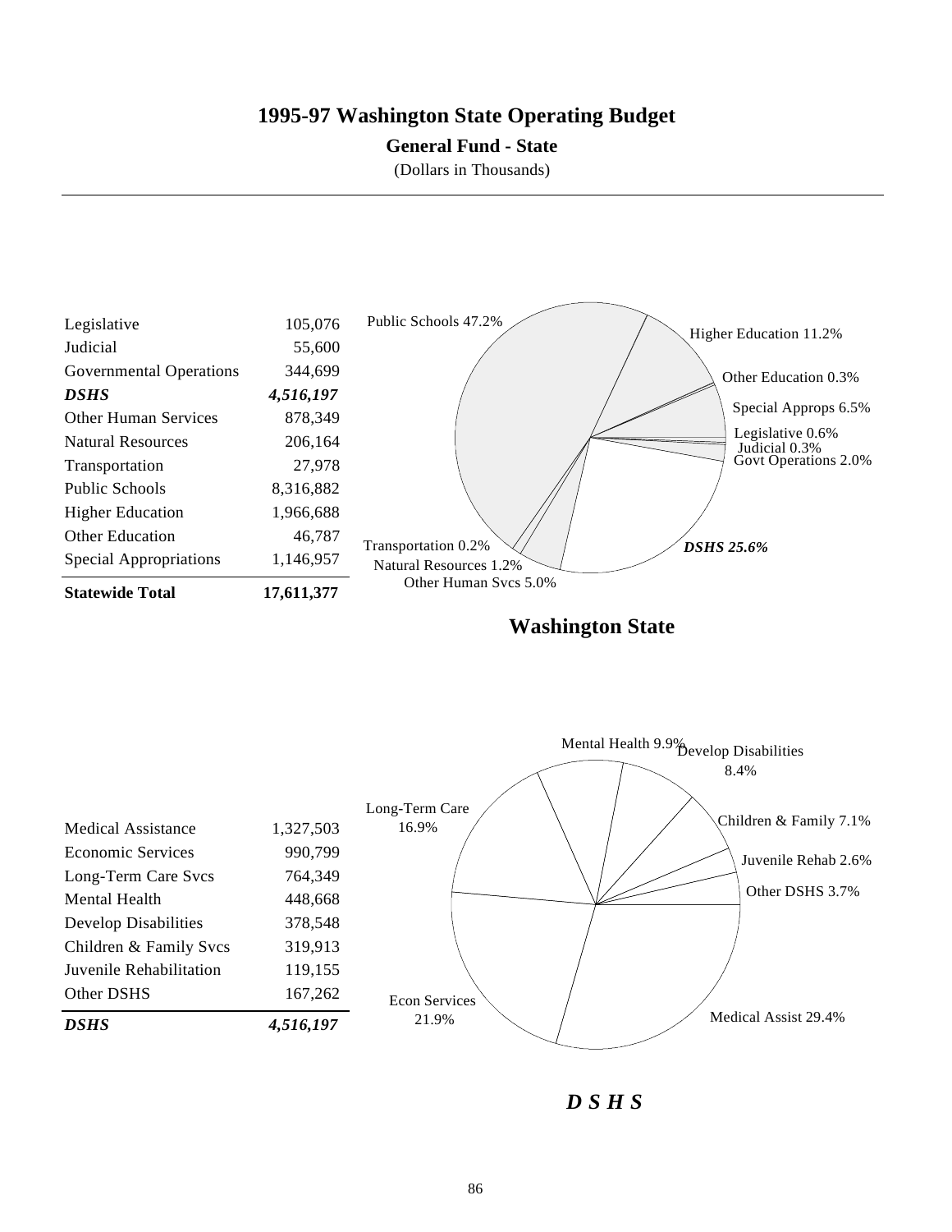# 1995-97 Washington State Operating Budget

## General Fund - State

(Dollars in Thousands)

| | |
|---|---|
| Legislative | 105,076 |
| Judicial | 55,600 |
| Governmental Operations | 344,699 |
| ***DSHS*** | ***4,516,197*** |
| Other Human Services | 878,349 |
| Natural Resources | 206,164 |
| Transportation | 27,978 |
| Public Schools | 8,316,882 |
| Higher Education | 1,966,688 |
| Other Education | 46,787 |
| Special Appropriations | 1,146,957 |
| **Statewide Total** | **17,611,377** |

Public Schools 47.2%
Higher Education 11.2%
Other Education 0.3%
Special Approps 6.5%
Legislative 0.6%
Judicial 0.3%
Govt Operations 2.0%
*DSHS 25.6%*
Other Human Svcs 5.0%
Natural Resources 1.2%
Transportation 0.2%

**Washington State**

| | |
|---|---|
| Medical Assistance | 1,327,503 |
| Economic Services | 990,799 |
| Long-Term Care Svcs | 764,349 |
| Mental Health | 448,668 |
| Develop Disabilities | 378,548 |
| Children & Family Svcs | 319,913 |
| Juvenile Rehabilitation | 119,155 |
| Other DSHS | 167,262 |
| ***DSHS*** | ***4,516,197*** |

Mental Health 9.9%
Develop Disabilities 8.4%
Children & Family 7.1%
Juvenile Rehab 2.6%
Other DSHS 3.7%
Medical Assist 29.4%
Econ Services 21.9%
Long-Term Care 16.9%

***D S H S***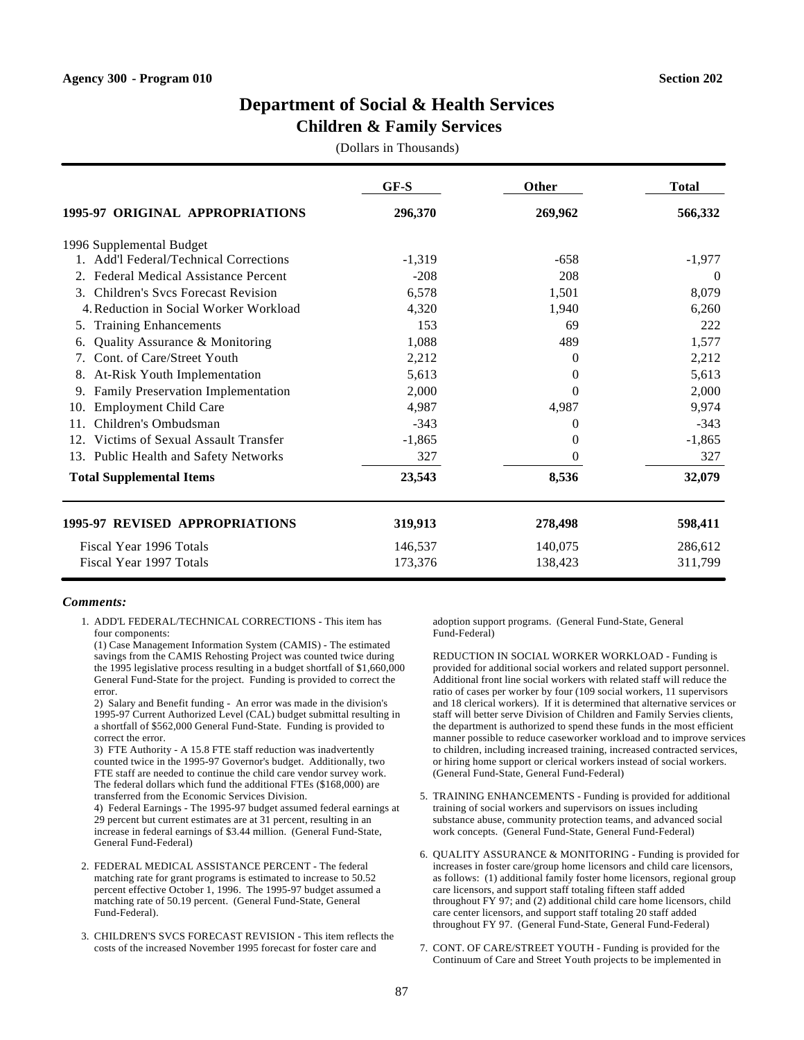Agency 300 - Program 010 | Section 202

# Department of Social & Health Services
## Children & Family Services

(Dollars in Thousands)

| | GF-S | Other | Total |
|---|---|---|---|
| **1995-97 ORIGINAL APPROPRIATIONS** | **296,370** | **269,962** | **566,332** |
| 1996 Supplemental Budget | | | |
| 1. Add'l Federal/Technical Corrections | -1,319 | -658 | -1,977 |
| 2. Federal Medical Assistance Percent | -208 | 208 | 0 |
| 3. Children's Svcs Forecast Revision | 6,578 | 1,501 | 8,079 |
| 4. Reduction in Social Worker Workload | 4,320 | 1,940 | 6,260 |
| 5. Training Enhancements | 153 | 69 | 222 |
| 6. Quality Assurance & Monitoring | 1,088 | 489 | 1,577 |
| 7. Cont. of Care/Street Youth | 2,212 | 0 | 2,212 |
| 8. At-Risk Youth Implementation | 5,613 | 0 | 5,613 |
| 9. Family Preservation Implementation | 2,000 | 0 | 2,000 |
| 10. Employment Child Care | 4,987 | 4,987 | 9,974 |
| 11. Children's Ombudsman | -343 | 0 | -343 |
| 12. Victims of Sexual Assault Transfer | -1,865 | 0 | -1,865 |
| 13. Public Health and Safety Networks | 327 | 0 | 327 |
| **Total Supplemental Items** | **23,543** | **8,536** | **32,079** |
| **1995-97 REVISED APPROPRIATIONS** | **319,913** | **278,498** | **598,411** |
| Fiscal Year 1996 Totals | 146,537 | 140,075 | 286,612 |
| Fiscal Year 1997 Totals | 173,376 | 138,423 | 311,799 |

***Comments:***

1. ADD'L FEDERAL/TECHNICAL CORRECTIONS - This item has four components:
   (1) Case Management Information System (CAMIS) - The estimated savings from the CAMIS Rehosting Project was counted twice during the 1995 legislative process resulting in a budget shortfall of $1,660,000 General Fund-State for the project. Funding is provided to correct the error.
   2) Salary and Benefit funding - An error was made in the division's 1995-97 Current Authorized Level (CAL) budget submittal resulting in a shortfall of $562,000 General Fund-State. Funding is provided to correct the error.
   3) FTE Authority - A 15.8 FTE staff reduction was inadvertently counted twice in the 1995-97 Governor's budget. Additionally, two FTE staff are needed to continue the child care vendor survey work. The federal dollars which fund the additional FTEs ($168,000) are transferred from the Economic Services Division.
   4) Federal Earnings - The 1995-97 budget assumed federal earnings at 29 percent but current estimates are at 31 percent, resulting in an increase in federal earnings of $3.44 million. (General Fund-State, General Fund-Federal)

2. FEDERAL MEDICAL ASSISTANCE PERCENT - The federal matching rate for grant programs is estimated to increase to 50.52 percent effective October 1, 1996. The 1995-97 budget assumed a matching rate of 50.19 percent. (General Fund-State, General Fund-Federal).

3. CHILDREN'S SVCS FORECAST REVISION - This item reflects the costs of the increased November 1995 forecast for foster care and adoption support programs. (General Fund-State, General Fund-Federal)

4. REDUCTION IN SOCIAL WORKER WORKLOAD - Funding is provided for additional social workers and related support personnel. Additional front line social workers with related staff will reduce the ratio of cases per worker by four (109 social workers, 11 supervisors and 18 clerical workers). If it is determined that alternative services or staff will better serve Division of Children and Family Servies clients, the department is authorized to spend these funds in the most efficient manner possible to reduce caseworker workload and to improve services to children, including increased training, increased contracted services, or hiring home support or clerical workers instead of social workers. (General Fund-State, General Fund-Federal)

5. TRAINING ENHANCEMENTS - Funding is provided for additional training of social workers and supervisors on issues including substance abuse, community protection teams, and advanced social work concepts. (General Fund-State, General Fund-Federal)

6. QUALITY ASSURANCE & MONITORING - Funding is provided for increases in foster care/group home licensors and child care licensors, as follows: (1) additional family foster home licensors, regional group care licensors, and support staff totaling fifteen staff added throughout FY 97; and (2) additional child care home licensors, child care center licensors, and support staff totaling 20 staff added throughout FY 97. (General Fund-State, General Fund-Federal)

7. CONT. OF CARE/STREET YOUTH - Funding is provided for the Continuum of Care and Street Youth projects to be implemented in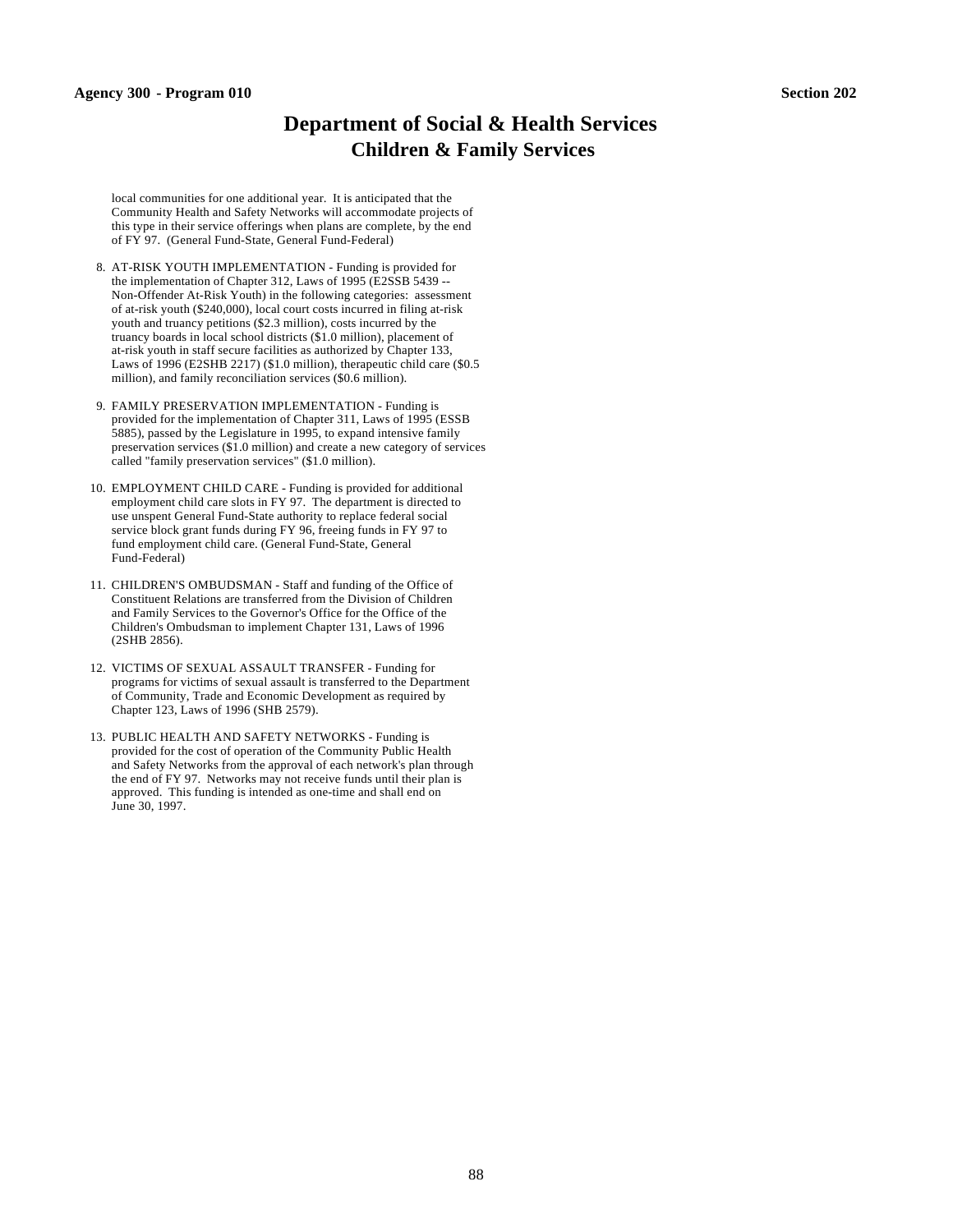# Department of Social & Health Services
## Children & Family Services

local communities for one additional year. It is anticipated that the Community Health and Safety Networks will accommodate projects of this type in their service offerings when plans are complete, by the end of FY 97. (General Fund-State, General Fund-Federal)

8. AT-RISK YOUTH IMPLEMENTATION - Funding is provided for the implementation of Chapter 312, Laws of 1995 (E2SSB 5439 -- Non-Offender At-Risk Youth) in the following categories: assessment of at-risk youth ($240,000), local court costs incurred in filing at-risk youth and truancy petitions ($2.3 million), costs incurred by the truancy boards in local school districts ($1.0 million), placement of at-risk youth in staff secure facilities as authorized by Chapter 133, Laws of 1996 (E2SHB 2217) ($1.0 million), therapeutic child care ($0.5 million), and family reconciliation services ($0.6 million).

9. FAMILY PRESERVATION IMPLEMENTATION - Funding is provided for the implementation of Chapter 311, Laws of 1995 (ESSB 5885), passed by the Legislature in 1995, to expand intensive family preservation services ($1.0 million) and create a new category of services called "family preservation services" ($1.0 million).

10. EMPLOYMENT CHILD CARE - Funding is provided for additional employment child care slots in FY 97. The department is directed to use unspent General Fund-State authority to replace federal social service block grant funds during FY 96, freeing funds in FY 97 to fund employment child care. (General Fund-State, General Fund-Federal)

11. CHILDREN'S OMBUDSMAN - Staff and funding of the Office of Constituent Relations are transferred from the Division of Children and Family Services to the Governor's Office for the Office of the Children's Ombudsman to implement Chapter 131, Laws of 1996 (2SHB 2856).

12. VICTIMS OF SEXUAL ASSAULT TRANSFER - Funding for programs for victims of sexual assault is transferred to the Department of Community, Trade and Economic Development as required by Chapter 123, Laws of 1996 (SHB 2579).

13. PUBLIC HEALTH AND SAFETY NETWORKS - Funding is provided for the cost of operation of the Community Public Health and Safety Networks from the approval of each network's plan through the end of FY 97. Networks may not receive funds until their plan is approved. This funding is intended as one-time and shall end on June 30, 1997.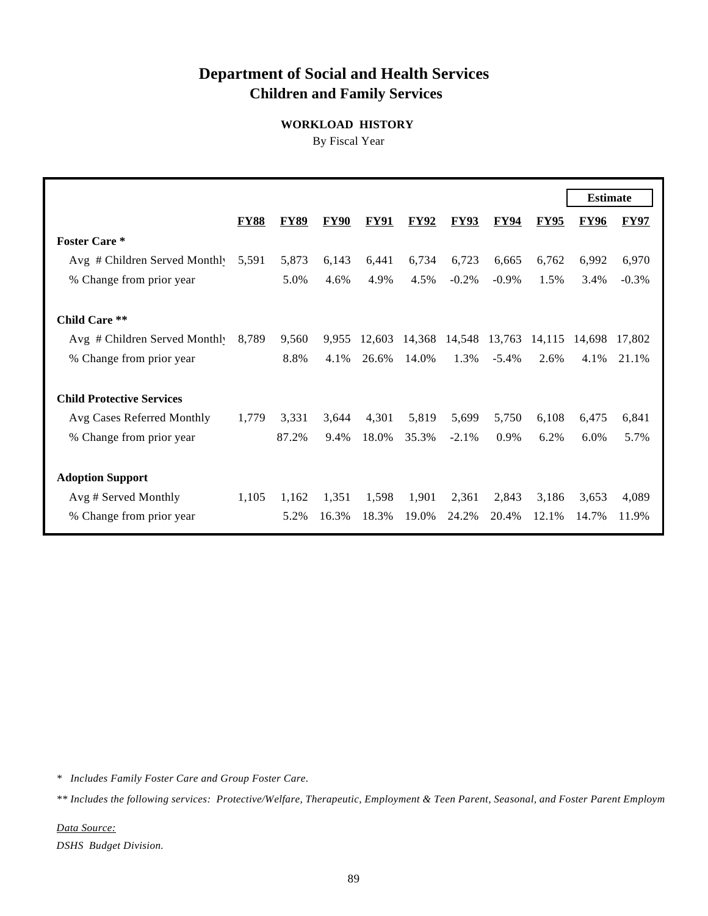# Department of Social and Health Services
## Children and Family Services

### WORKLOAD HISTORY

By Fiscal Year

| | FY88 | FY89 | FY90 | FY91 | FY92 | FY93 | FY94 | FY95 | Estimate FY96 | Estimate FY97 |
|---|---|---|---|---|---|---|---|---|---|---|
| **Foster Care \*** | | | | | | | | | | |
| Avg # Children Served Monthly | 5,591 | 5,873 | 6,143 | 6,441 | 6,734 | 6,723 | 6,665 | 6,762 | 6,992 | 6,970 |
| % Change from prior year | | 5.0% | 4.6% | 4.9% | 4.5% | -0.2% | -0.9% | 1.5% | 3.4% | -0.3% |
| **Child Care \*\*** | | | | | | | | | | |
| Avg # Children Served Monthly | 8,789 | 9,560 | 9,955 | 12,603 | 14,368 | 14,548 | 13,763 | 14,115 | 14,698 | 17,802 |
| % Change from prior year | | 8.8% | 4.1% | 26.6% | 14.0% | 1.3% | -5.4% | 2.6% | 4.1% | 21.1% |
| **Child Protective Services** | | | | | | | | | | |
| Avg Cases Referred Monthly | 1,779 | 3,331 | 3,644 | 4,301 | 5,819 | 5,699 | 5,750 | 6,108 | 6,475 | 6,841 |
| % Change from prior year | | 87.2% | 9.4% | 18.0% | 35.3% | -2.1% | 0.9% | 6.2% | 6.0% | 5.7% |
| **Adoption Support** | | | | | | | | | | |
| Avg # Served Monthly | 1,105 | 1,162 | 1,351 | 1,598 | 1,901 | 2,361 | 2,843 | 3,186 | 3,653 | 4,089 |
| % Change from prior year | | 5.2% | 16.3% | 18.3% | 19.0% | 24.2% | 20.4% | 12.1% | 14.7% | 11.9% |

*\* Includes Family Foster Care and Group Foster Care.*

*\*\* Includes the following services: Protective/Welfare, Therapeutic, Employment & Teen Parent, Seasonal, and Foster Parent Employm*

*Data Source:*

*DSHS Budget Division.*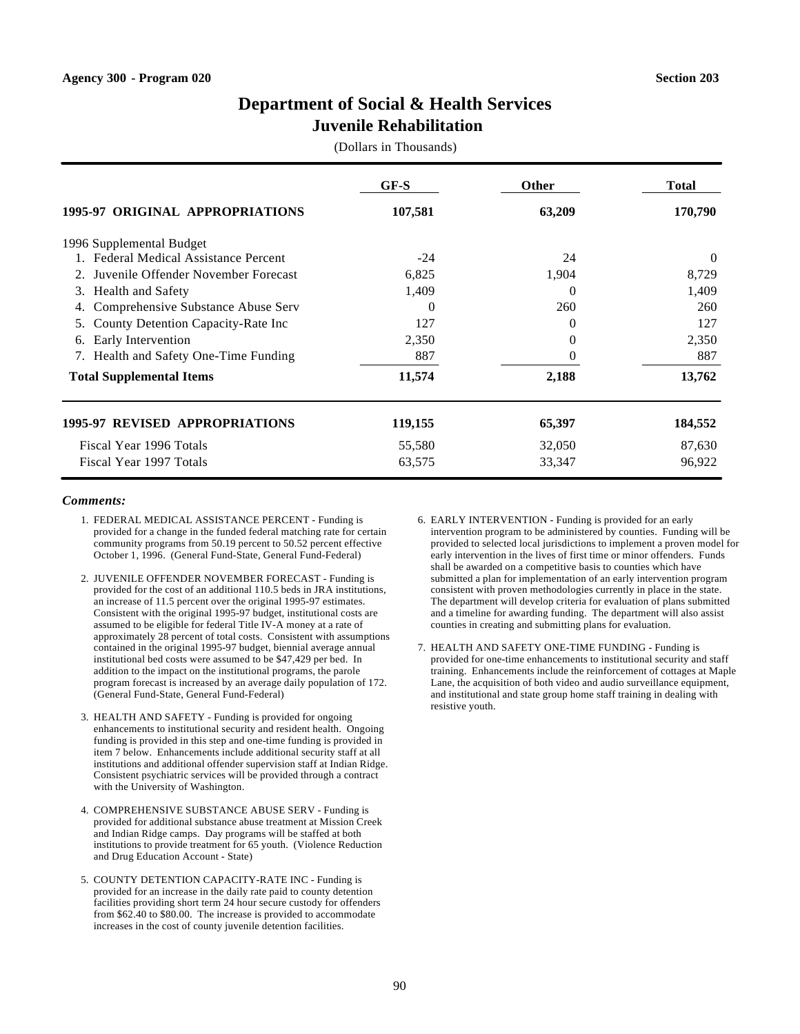Agency 300 - Program 020 | Section 203

# Department of Social & Health Services
## Juvenile Rehabilitation

(Dollars in Thousands)

| | GF-S | Other | Total |
|---|---|---|---|
| **1995-97 ORIGINAL APPROPRIATIONS** | **107,581** | **63,209** | **170,790** |
| 1996 Supplemental Budget | | | |
| 1. Federal Medical Assistance Percent | -24 | 24 | 0 |
| 2. Juvenile Offender November Forecast | 6,825 | 1,904 | 8,729 |
| 3. Health and Safety | 1,409 | 0 | 1,409 |
| 4. Comprehensive Substance Abuse Serv | 0 | 260 | 260 |
| 5. County Detention Capacity-Rate Inc | 127 | 0 | 127 |
| 6. Early Intervention | 2,350 | 0 | 2,350 |
| 7. Health and Safety One-Time Funding | 887 | 0 | 887 |
| **Total Supplemental Items** | **11,574** | **2,188** | **13,762** |
| **1995-97 REVISED APPROPRIATIONS** | **119,155** | **65,397** | **184,552** |
| Fiscal Year 1996 Totals | 55,580 | 32,050 | 87,630 |
| Fiscal Year 1997 Totals | 63,575 | 33,347 | 96,922 |

***Comments:***

1. FEDERAL MEDICAL ASSISTANCE PERCENT - Funding is provided for a change in the funded federal matching rate for certain community programs from 50.19 percent to 50.52 percent effective October 1, 1996. (General Fund-State, General Fund-Federal)

2. JUVENILE OFFENDER NOVEMBER FORECAST - Funding is provided for the cost of an additional 110.5 beds in JRA institutions, an increase of 11.5 percent over the original 1995-97 estimates. Consistent with the original 1995-97 budget, institutional costs are assumed to be eligible for federal Title IV-A money at a rate of approximately 28 percent of total costs. Consistent with assumptions contained in the original 1995-97 budget, biennial average annual institutional bed costs were assumed to be $47,429 per bed. In addition to the impact on the institutional programs, the parole program forecast is increased by an average daily population of 172. (General Fund-State, General Fund-Federal)

3. HEALTH AND SAFETY - Funding is provided for ongoing enhancements to institutional security and resident health. Ongoing funding is provided in this step and one-time funding is provided in item 7 below. Enhancements include additional security staff at all institutions and additional offender supervision staff at Indian Ridge. Consistent psychiatric services will be provided through a contract with the University of Washington.

4. COMPREHENSIVE SUBSTANCE ABUSE SERV - Funding is provided for additional substance abuse treatment at Mission Creek and Indian Ridge camps. Day programs will be staffed at both institutions to provide treatment for 65 youth. (Violence Reduction and Drug Education Account - State)

5. COUNTY DETENTION CAPACITY-RATE INC - Funding is provided for an increase in the daily rate paid to county detention facilities providing short term 24 hour secure custody for offenders from $62.40 to $80.00. The increase is provided to accommodate increases in the cost of county juvenile detention facilities.

6. EARLY INTERVENTION - Funding is provided for an early intervention program to be administered by counties. Funding will be provided to selected local jurisdictions to implement a proven model for early intervention in the lives of first time or minor offenders. Funds shall be awarded on a competitive basis to counties which have submitted a plan for implementation of an early intervention program consistent with proven methodologies currently in place in the state. The department will develop criteria for evaluation of plans submitted and a timeline for awarding funding. The department will also assist counties in creating and submitting plans for evaluation.

7. HEALTH AND SAFETY ONE-TIME FUNDING - Funding is provided for one-time enhancements to institutional security and staff training. Enhancements include the reinforcement of cottages at Maple Lane, the acquisition of both video and audio surveillance equipment, and institutional and state group home staff training in dealing with resistive youth.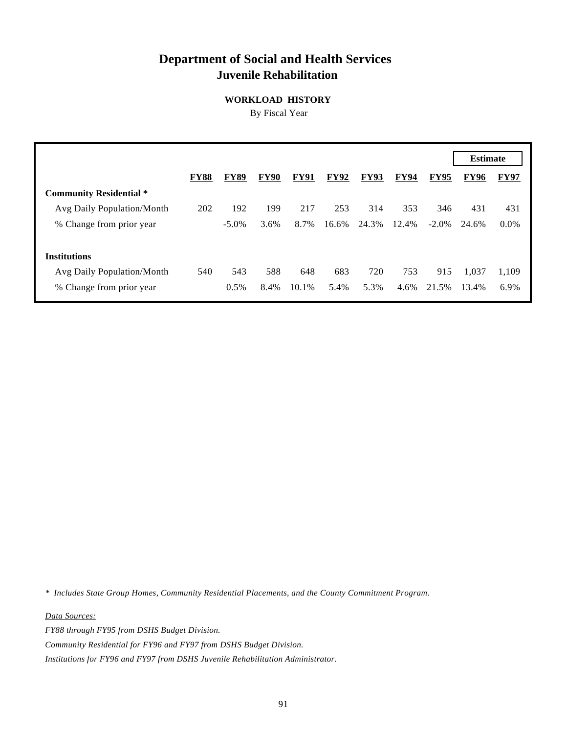# Department of Social and Health Services
## Juvenile Rehabilitation

### WORKLOAD HISTORY

By Fiscal Year

| | FY88 | FY89 | FY90 | FY91 | FY92 | FY93 | FY94 | FY95 | Estimate FY96 | FY97 |
|---|---|---|---|---|---|---|---|---|---|---|
| **Community Residential *** | | | | | | | | | | |
| Avg Daily Population/Month | 202 | 192 | 199 | 217 | 253 | 314 | 353 | 346 | 431 | 431 |
| % Change from prior year | | -5.0% | 3.6% | 8.7% | 16.6% | 24.3% | 12.4% | -2.0% | 24.6% | 0.0% |
| **Institutions** | | | | | | | | | | |
| Avg Daily Population/Month | 540 | 543 | 588 | 648 | 683 | 720 | 753 | 915 | 1,037 | 1,109 |
| % Change from prior year | | 0.5% | 8.4% | 10.1% | 5.4% | 5.3% | 4.6% | 21.5% | 13.4% | 6.9% |

*\* Includes State Group Homes, Community Residential Placements, and the County Commitment Program.*

*Data Sources:*

*FY88 through FY95 from DSHS Budget Division.*

*Community Residential for FY96 and FY97 from DSHS Budget Division.*

*Institutions for FY96 and FY97 from DSHS Juvenile Rehabilitation Administrator.*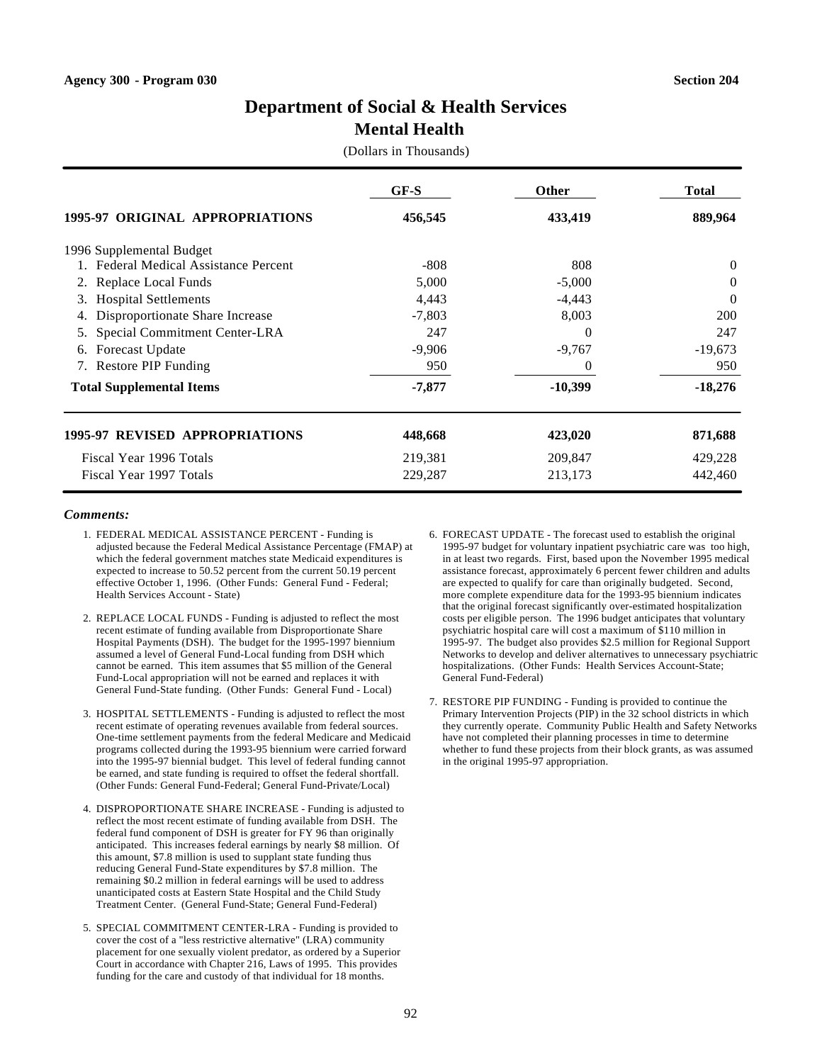**Agency 300 - Program 030** **Section 204**

# Department of Social & Health Services
## Mental Health

(Dollars in Thousands)

| | GF-S | Other | Total |
|---|---|---|---|
| **1995-97 ORIGINAL APPROPRIATIONS** | **456,545** | **433,419** | **889,964** |
| 1996 Supplemental Budget | | | |
| 1. Federal Medical Assistance Percent | -808 | 808 | 0 |
| 2. Replace Local Funds | 5,000 | -5,000 | 0 |
| 3. Hospital Settlements | 4,443 | -4,443 | 0 |
| 4. Disproportionate Share Increase | -7,803 | 8,003 | 200 |
| 5. Special Commitment Center-LRA | 247 | 0 | 247 |
| 6. Forecast Update | -9,906 | -9,767 | -19,673 |
| 7. Restore PIP Funding | 950 | 0 | 950 |
| **Total Supplemental Items** | **-7,877** | **-10,399** | **-18,276** |
| **1995-97 REVISED APPROPRIATIONS** | **448,668** | **423,020** | **871,688** |
| Fiscal Year 1996 Totals | 219,381 | 209,847 | 429,228 |
| Fiscal Year 1997 Totals | 229,287 | 213,173 | 442,460 |

***Comments:***

1. FEDERAL MEDICAL ASSISTANCE PERCENT - Funding is adjusted because the Federal Medical Assistance Percentage (FMAP) at which the federal government matches state Medicaid expenditures is expected to increase to 50.52 percent from the current 50.19 percent effective October 1, 1996. (Other Funds: General Fund - Federal; Health Services Account - State)

2. REPLACE LOCAL FUNDS - Funding is adjusted to reflect the most recent estimate of funding available from Disproportionate Share Hospital Payments (DSH). The budget for the 1995-1997 biennium assumed a level of General Fund-Local funding from DSH which cannot be earned. This item assumes that $5 million of the General Fund-Local appropriation will not be earned and replaces it with General Fund-State funding. (Other Funds: General Fund - Local)

3. HOSPITAL SETTLEMENTS - Funding is adjusted to reflect the most recent estimate of operating revenues available from federal sources. One-time settlement payments from the federal Medicare and Medicaid programs collected during the 1993-95 biennium were carried forward into the 1995-97 biennial budget. This level of federal funding cannot be earned, and state funding is required to offset the federal shortfall. (Other Funds: General Fund-Federal; General Fund-Private/Local)

4. DISPROPORTIONATE SHARE INCREASE - Funding is adjusted to reflect the most recent estimate of funding available from DSH. The federal fund component of DSH is greater for FY 96 than originally anticipated. This increases federal earnings by nearly $8 million. Of this amount, $7.8 million is used to supplant state funding thus reducing General Fund-State expenditures by $7.8 million. The remaining $0.2 million in federal earnings will be used to address unanticipated costs at Eastern State Hospital and the Child Study Treatment Center. (General Fund-State; General Fund-Federal)

5. SPECIAL COMMITMENT CENTER-LRA - Funding is provided to cover the cost of a "less restrictive alternative" (LRA) community placement for one sexually violent predator, as ordered by a Superior Court in accordance with Chapter 216, Laws of 1995. This provides funding for the care and custody of that individual for 18 months.

6. FORECAST UPDATE - The forecast used to establish the original 1995-97 budget for voluntary inpatient psychiatric care was too high, in at least two regards. First, based upon the November 1995 medical assistance forecast, approximately 6 percent fewer children and adults are expected to qualify for care than originally budgeted. Second, more complete expenditure data for the 1993-95 biennium indicates that the original forecast significantly over-estimated hospitalization costs per eligible person. The 1996 budget anticipates that voluntary psychiatric hospital care will cost a maximum of $110 million in 1995-97. The budget also provides $2.5 million for Regional Support Networks to develop and deliver alternatives to unnecessary psychiatric hospitalizations. (Other Funds: Health Services Account-State; General Fund-Federal)

7. RESTORE PIP FUNDING - Funding is provided to continue the Primary Intervention Projects (PIP) in the 32 school districts in which they currently operate. Community Public Health and Safety Networks have not completed their planning processes in time to determine whether to fund these projects from their block grants, as was assumed in the original 1995-97 appropriation.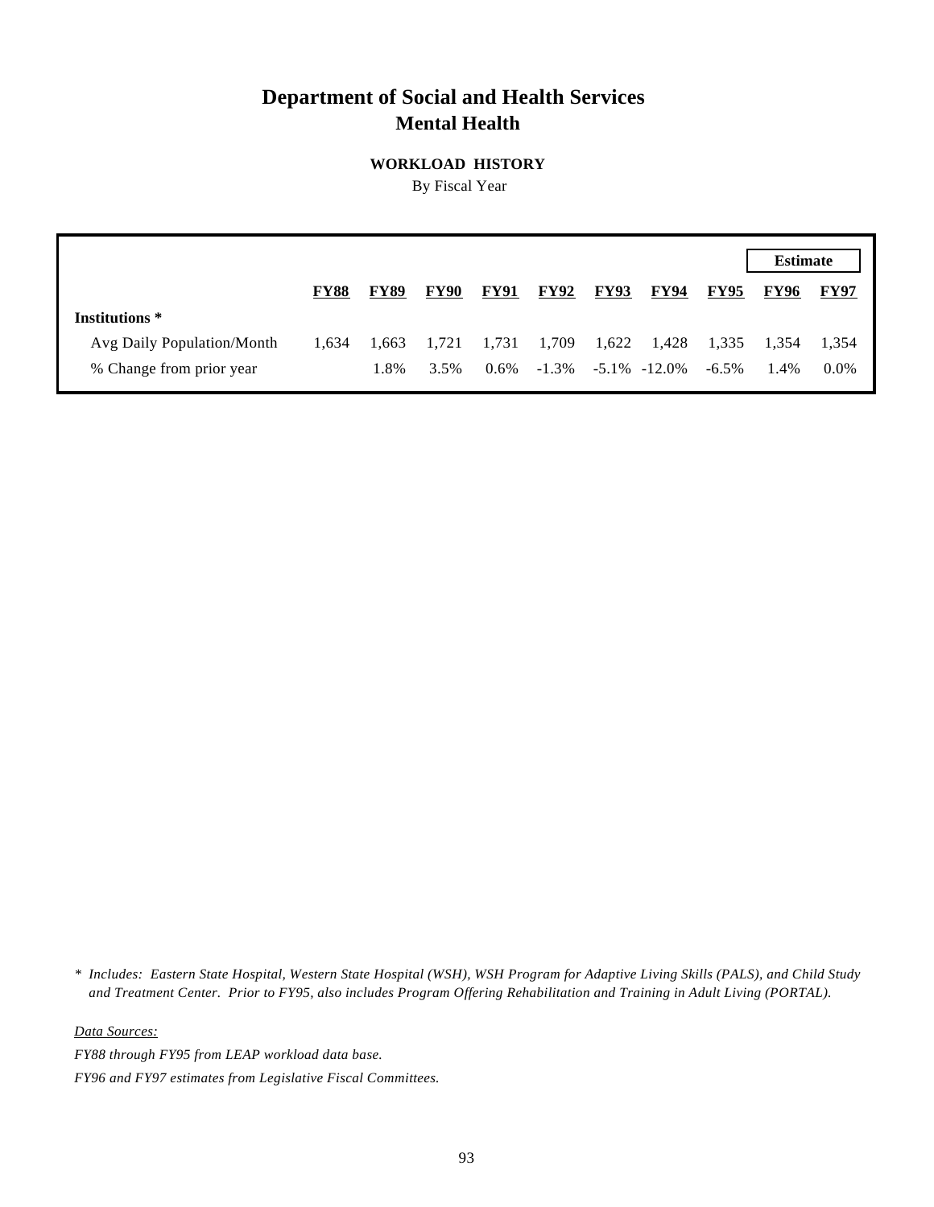# Department of Social and Health Services
## Mental Health

### WORKLOAD HISTORY

By Fiscal Year

| | FY88 | FY89 | FY90 | FY91 | FY92 | FY93 | FY94 | FY95 | Estimate FY96 | Estimate FY97 |
|---|---|---|---|---|---|---|---|---|---|---|
| **Institutions \*** | | | | | | | | | | |
| Avg Daily Population/Month | 1,634 | 1,663 | 1,721 | 1,731 | 1,709 | 1,622 | 1,428 | 1,335 | 1,354 | 1,354 |
| % Change from prior year | | 1.8% | 3.5% | 0.6% | -1.3% | -5.1% | -12.0% | -6.5% | 1.4% | 0.0% |

*\* Includes: Eastern State Hospital, Western State Hospital (WSH), WSH Program for Adaptive Living Skills (PALS), and Child Study and Treatment Center. Prior to FY95, also includes Program Offering Rehabilitation and Training in Adult Living (PORTAL).*

*Data Sources:*

*FY88 through FY95 from LEAP workload data base.*

*FY96 and FY97 estimates from Legislative Fiscal Committees.*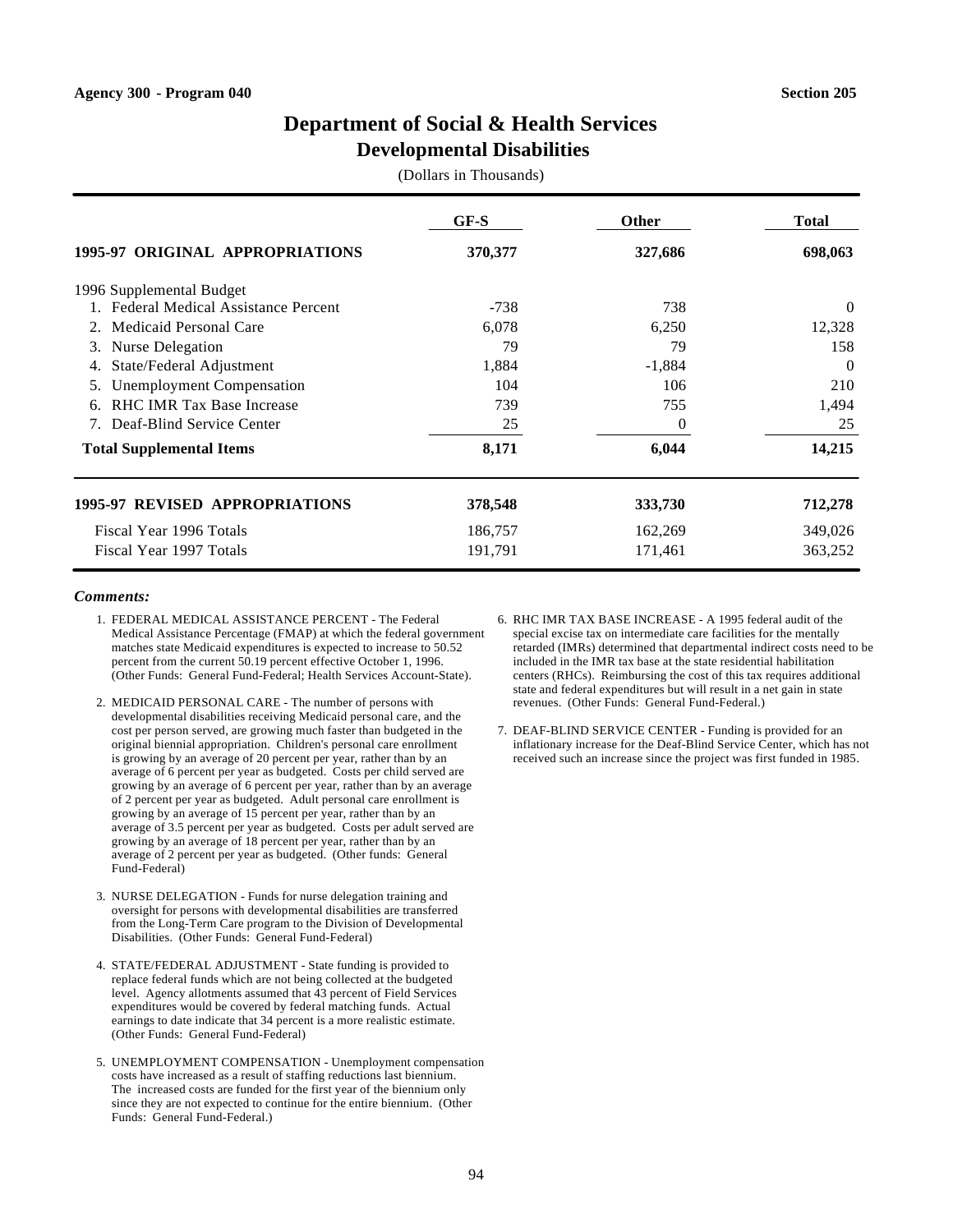Agency 300 - Program 040 | Section 205

# Department of Social & Health Services
## Developmental Disabilities

(Dollars in Thousands)

| | GF-S | Other | Total |
|---|---|---|---|
| **1995-97 ORIGINAL APPROPRIATIONS** | **370,377** | **327,686** | **698,063** |
| 1996 Supplemental Budget | | | |
| 1. Federal Medical Assistance Percent | -738 | 738 | 0 |
| 2. Medicaid Personal Care | 6,078 | 6,250 | 12,328 |
| 3. Nurse Delegation | 79 | 79 | 158 |
| 4. State/Federal Adjustment | 1,884 | -1,884 | 0 |
| 5. Unemployment Compensation | 104 | 106 | 210 |
| 6. RHC IMR Tax Base Increase | 739 | 755 | 1,494 |
| 7. Deaf-Blind Service Center | 25 | 0 | 25 |
| **Total Supplemental Items** | **8,171** | **6,044** | **14,215** |
| **1995-97 REVISED APPROPRIATIONS** | **378,548** | **333,730** | **712,278** |
| Fiscal Year 1996 Totals | 186,757 | 162,269 | 349,026 |
| Fiscal Year 1997 Totals | 191,791 | 171,461 | 363,252 |

***Comments:***

1. FEDERAL MEDICAL ASSISTANCE PERCENT - The Federal Medical Assistance Percentage (FMAP) at which the federal government matches state Medicaid expenditures is expected to increase to 50.52 percent from the current 50.19 percent effective October 1, 1996. (Other Funds: General Fund-Federal; Health Services Account-State).

2. MEDICAID PERSONAL CARE - The number of persons with developmental disabilities receiving Medicaid personal care, and the cost per person served, are growing much faster than budgeted in the original biennial appropriation. Children's personal care enrollment is growing by an average of 20 percent per year, rather than by an average of 6 percent per year as budgeted. Costs per child served are growing by an average of 6 percent per year, rather than by an average of 2 percent per year as budgeted. Adult personal care enrollment is growing by an average of 15 percent per year, rather than by an average of 3.5 percent per year as budgeted. Costs per adult served are growing by an average of 18 percent per year, rather than by an average of 2 percent per year as budgeted. (Other funds: General Fund-Federal)

3. NURSE DELEGATION - Funds for nurse delegation training and oversight for persons with developmental disabilities are transferred from the Long-Term Care program to the Division of Developmental Disabilities. (Other Funds: General Fund-Federal)

4. STATE/FEDERAL ADJUSTMENT - State funding is provided to replace federal funds which are not being collected at the budgeted level. Agency allotments assumed that 43 percent of Field Services expenditures would be covered by federal matching funds. Actual earnings to date indicate that 34 percent is a more realistic estimate. (Other Funds: General Fund-Federal)

5. UNEMPLOYMENT COMPENSATION - Unemployment compensation costs have increased as a result of staffing reductions last biennium. The increased costs are funded for the first year of the biennium only since they are not expected to continue for the entire biennium. (Other Funds: General Fund-Federal.)

6. RHC IMR TAX BASE INCREASE - A 1995 federal audit of the special excise tax on intermediate care facilities for the mentally retarded (IMRs) determined that departmental indirect costs need to be included in the IMR tax base at the state residential habilitation centers (RHCs). Reimbursing the cost of this tax requires additional state and federal expenditures but will result in a net gain in state revenues. (Other Funds: General Fund-Federal.)

7. DEAF-BLIND SERVICE CENTER - Funding is provided for an inflationary increase for the Deaf-Blind Service Center, which has not received such an increase since the project was first funded in 1985.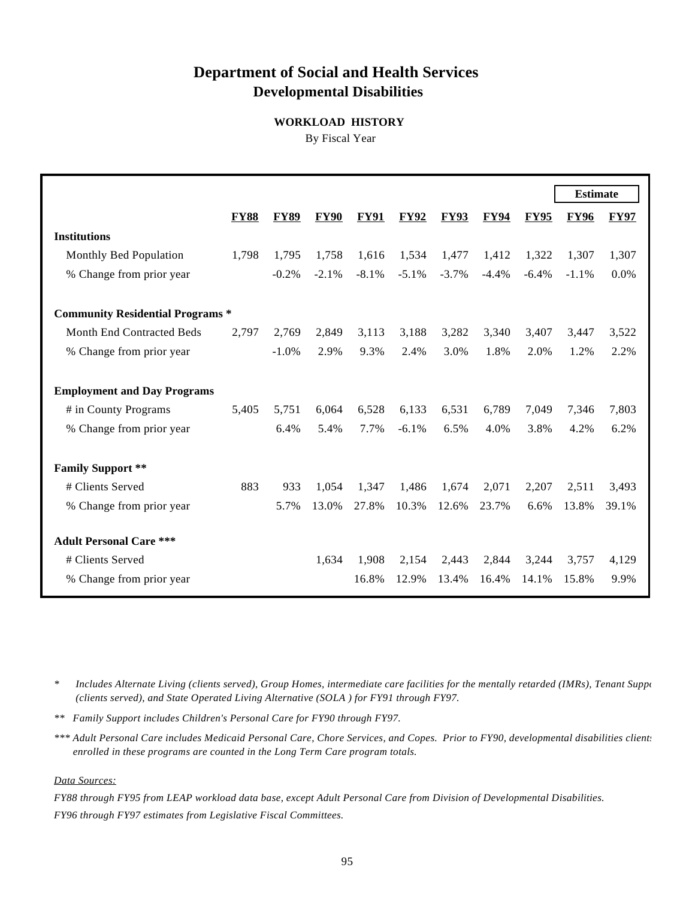# Department of Social and Health Services
## Developmental Disabilities

### WORKLOAD HISTORY

By Fiscal Year

| | FY88 | FY89 | FY90 | FY91 | FY92 | FY93 | FY94 | FY95 | FY96 (Estimate) | FY97 (Estimate) |
|---|---|---|---|---|---|---|---|---|---|---|
| **Institutions** | | | | | | | | | | |
| Monthly Bed Population | 1,798 | 1,795 | 1,758 | 1,616 | 1,534 | 1,477 | 1,412 | 1,322 | 1,307 | 1,307 |
| % Change from prior year | | -0.2% | -2.1% | -8.1% | -5.1% | -3.7% | -4.4% | -6.4% | -1.1% | 0.0% |
| **Community Residential Programs *** | | | | | | | | | | |
| Month End Contracted Beds | 2,797 | 2,769 | 2,849 | 3,113 | 3,188 | 3,282 | 3,340 | 3,407 | 3,447 | 3,522 |
| % Change from prior year | | -1.0% | 2.9% | 9.3% | 2.4% | 3.0% | 1.8% | 2.0% | 1.2% | 2.2% |
| **Employment and Day Programs** | | | | | | | | | | |
| # in County Programs | 5,405 | 5,751 | 6,064 | 6,528 | 6,133 | 6,531 | 6,789 | 7,049 | 7,346 | 7,803 |
| % Change from prior year | | 6.4% | 5.4% | 7.7% | -6.1% | 6.5% | 4.0% | 3.8% | 4.2% | 6.2% |
| **Family Support **** | | | | | | | | | | |
| # Clients Served | 883 | 933 | 1,054 | 1,347 | 1,486 | 1,674 | 2,071 | 2,207 | 2,511 | 3,493 |
| % Change from prior year | | 5.7% | 13.0% | 27.8% | 10.3% | 12.6% | 23.7% | 6.6% | 13.8% | 39.1% |
| **Adult Personal Care ***** | | | | | | | | | | |
| # Clients Served | | | 1,634 | 1,908 | 2,154 | 2,443 | 2,844 | 3,244 | 3,757 | 4,129 |
| % Change from prior year | | | | 16.8% | 12.9% | 13.4% | 16.4% | 14.1% | 15.8% | 9.9% |

\* *Includes Alternate Living (clients served), Group Homes, intermediate care facilities for the mentally retarded (IMRs), Tenant Suppo (clients served), and State Operated Living Alternative (SOLA ) for FY91 through FY97.*

\** *Family Support includes Children's Personal Care for FY90 through FY97.*

\*** *Adult Personal Care includes Medicaid Personal Care, Chore Services, and Copes. Prior to FY90, developmental disabilities clients enrolled in these programs are counted in the Long Term Care program totals.*

*Data Sources:*

*FY88 through FY95 from LEAP workload data base, except Adult Personal Care from Division of Developmental Disabilities.*

*FY96 through FY97 estimates from Legislative Fiscal Committees.*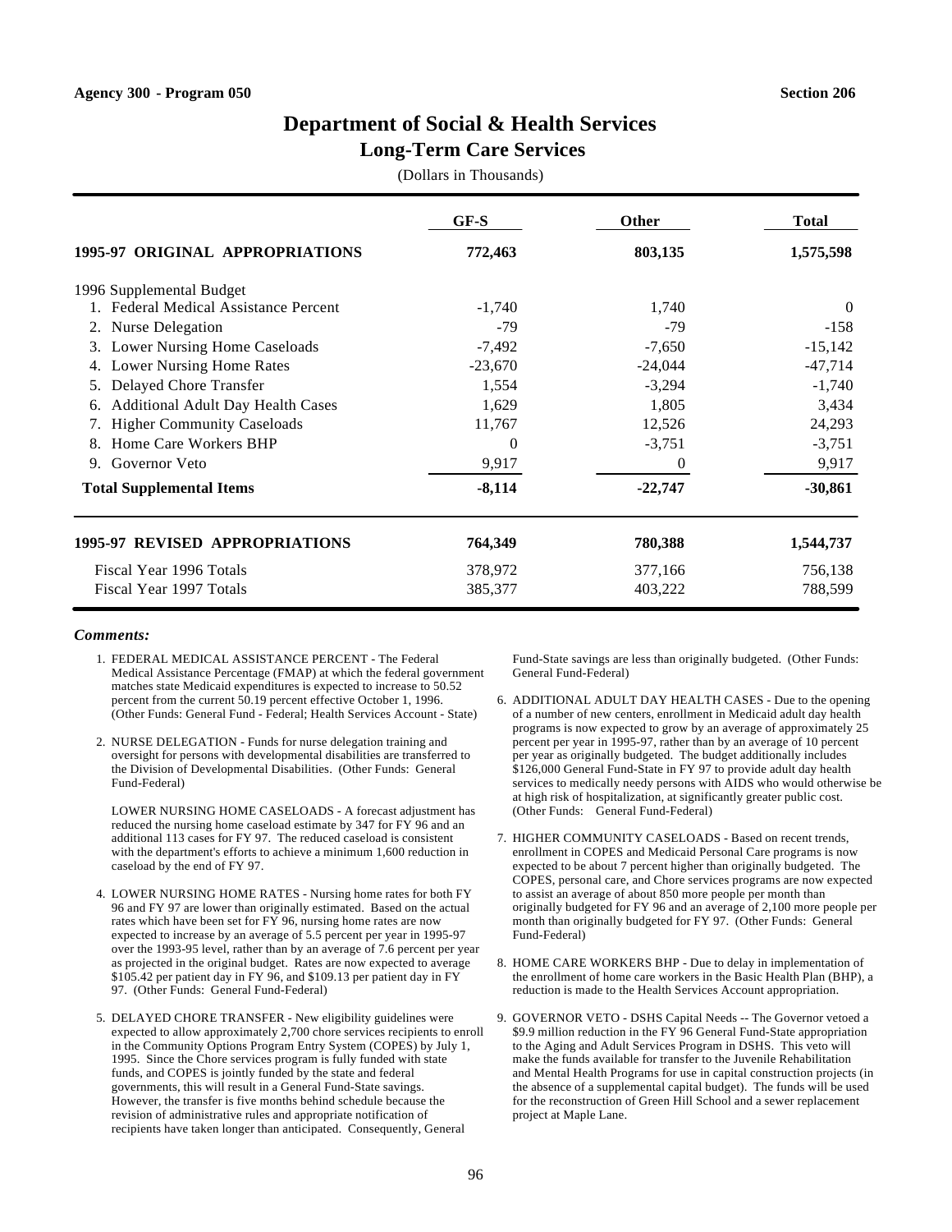Agency 300 - Program 050 | Section 206

# Department of Social & Health Services

## Long-Term Care Services

(Dollars in Thousands)

| | GF-S | Other | Total |
|---|---|---|---|
| **1995-97 ORIGINAL APPROPRIATIONS** | **772,463** | **803,135** | **1,575,598** |
| 1996 Supplemental Budget | | | |
| 1. Federal Medical Assistance Percent | -1,740 | 1,740 | 0 |
| 2. Nurse Delegation | -79 | -79 | -158 |
| 3. Lower Nursing Home Caseloads | -7,492 | -7,650 | -15,142 |
| 4. Lower Nursing Home Rates | -23,670 | -24,044 | -47,714 |
| 5. Delayed Chore Transfer | 1,554 | -3,294 | -1,740 |
| 6. Additional Adult Day Health Cases | 1,629 | 1,805 | 3,434 |
| 7. Higher Community Caseloads | 11,767 | 12,526 | 24,293 |
| 8. Home Care Workers BHP | 0 | -3,751 | -3,751 |
| 9. Governor Veto | 9,917 | 0 | 9,917 |
| **Total Supplemental Items** | **-8,114** | **-22,747** | **-30,861** |
| **1995-97 REVISED APPROPRIATIONS** | **764,349** | **780,388** | **1,544,737** |
| Fiscal Year 1996 Totals | 378,972 | 377,166 | 756,138 |
| Fiscal Year 1997 Totals | 385,377 | 403,222 | 788,599 |

***Comments:***

1. FEDERAL MEDICAL ASSISTANCE PERCENT - The Federal Medical Assistance Percentage (FMAP) at which the federal government matches state Medicaid expenditures is expected to increase to 50.52 percent from the current 50.19 percent effective October 1, 1996. (Other Funds: General Fund - Federal; Health Services Account - State)

2. NURSE DELEGATION - Funds for nurse delegation training and oversight for persons with developmental disabilities are transferred to the Division of Developmental Disabilities. (Other Funds: General Fund-Federal)

   LOWER NURSING HOME CASELOADS - A forecast adjustment has reduced the nursing home caseload estimate by 347 for FY 96 and an additional 113 cases for FY 97. The reduced caseload is consistent with the department's efforts to achieve a minimum 1,600 reduction in caseload by the end of FY 97.

4. LOWER NURSING HOME RATES - Nursing home rates for both FY 96 and FY 97 are lower than originally estimated. Based on the actual rates which have been set for FY 96, nursing home rates are now expected to increase by an average of 5.5 percent per year in 1995-97 over the 1993-95 level, rather than by an average of 7.6 percent per year as projected in the original budget. Rates are now expected to average $105.42 per patient day in FY 96, and $109.13 per patient day in FY 97. (Other Funds: General Fund-Federal)

5. DELAYED CHORE TRANSFER - New eligibility guidelines were expected to allow approximately 2,700 chore services recipients to enroll in the Community Options Program Entry System (COPES) by July 1, 1995. Since the Chore services program is fully funded with state funds, and COPES is jointly funded by the state and federal governments, this will result in a General Fund-State savings. However, the transfer is five months behind schedule because the revision of administrative rules and appropriate notification of recipients have taken longer than anticipated. Consequently, General Fund-State savings are less than originally budgeted. (Other Funds: General Fund-Federal)

6. ADDITIONAL ADULT DAY HEALTH CASES - Due to the opening of a number of new centers, enrollment in Medicaid adult day health programs is now expected to grow by an average of approximately 25 percent per year in 1995-97, rather than by an average of 10 percent per year as originally budgeted. The budget additionally includes $126,000 General Fund-State in FY 97 to provide adult day health services to medically needy persons with AIDS who would otherwise be at high risk of hospitalization, at significantly greater public cost. (Other Funds: General Fund-Federal)

7. HIGHER COMMUNITY CASELOADS - Based on recent trends, enrollment in COPES and Medicaid Personal Care programs is now expected to be about 7 percent higher than originally budgeted. The COPES, personal care, and Chore services programs are now expected to assist an average of about 850 more people per month than originally budgeted for FY 96 and an average of 2,100 more people per month than originally budgeted for FY 97. (Other Funds: General Fund-Federal)

8. HOME CARE WORKERS BHP - Due to delay in implementation of the enrollment of home care workers in the Basic Health Plan (BHP), a reduction is made to the Health Services Account appropriation.

9. GOVERNOR VETO - DSHS Capital Needs -- The Governor vetoed a $9.9 million reduction in the FY 96 General Fund-State appropriation to the Aging and Adult Services Program in DSHS. This veto will make the funds available for transfer to the Juvenile Rehabilitation and Mental Health Programs for use in capital construction projects (in the absence of a supplemental capital budget). The funds will be used for the reconstruction of Green Hill School and a sewer replacement project at Maple Lane.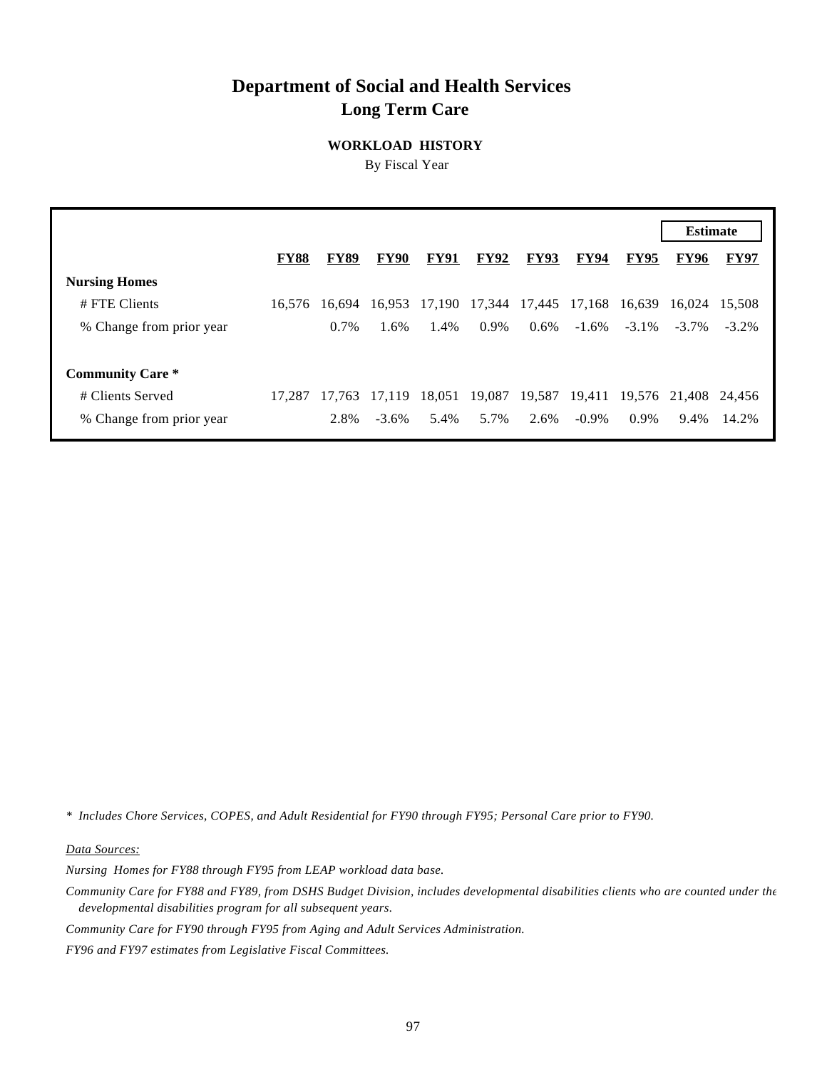# Department of Social and Health Services
## Long Term Care

### WORKLOAD HISTORY

By Fiscal Year

| | FY88 | FY89 | FY90 | FY91 | FY92 | FY93 | FY94 | FY95 | Estimate FY96 | Estimate FY97 |
|---|---|---|---|---|---|---|---|---|---|---|
| **Nursing Homes** | | | | | | | | | | |
| # FTE Clients | 16,576 | 16,694 | 16,953 | 17,190 | 17,344 | 17,445 | 17,168 | 16,639 | 16,024 | 15,508 |
| % Change from prior year | | 0.7% | 1.6% | 1.4% | 0.9% | 0.6% | -1.6% | -3.1% | -3.7% | -3.2% |
| **Community Care *** | | | | | | | | | | |
| # Clients Served | 17,287 | 17,763 | 17,119 | 18,051 | 19,087 | 19,587 | 19,411 | 19,576 | 21,408 | 24,456 |
| % Change from prior year | | 2.8% | -3.6% | 5.4% | 5.7% | 2.6% | -0.9% | 0.9% | 9.4% | 14.2% |

*\* Includes Chore Services, COPES, and Adult Residential for FY90 through FY95; Personal Care prior to FY90.*

*Data Sources:*

*Nursing Homes for FY88 through FY95 from LEAP workload data base.*

*Community Care for FY88 and FY89, from DSHS Budget Division, includes developmental disabilities clients who are counted under the developmental disabilities program for all subsequent years.*

*Community Care for FY90 through FY95 from Aging and Adult Services Administration.*

*FY96 and FY97 estimates from Legislative Fiscal Committees.*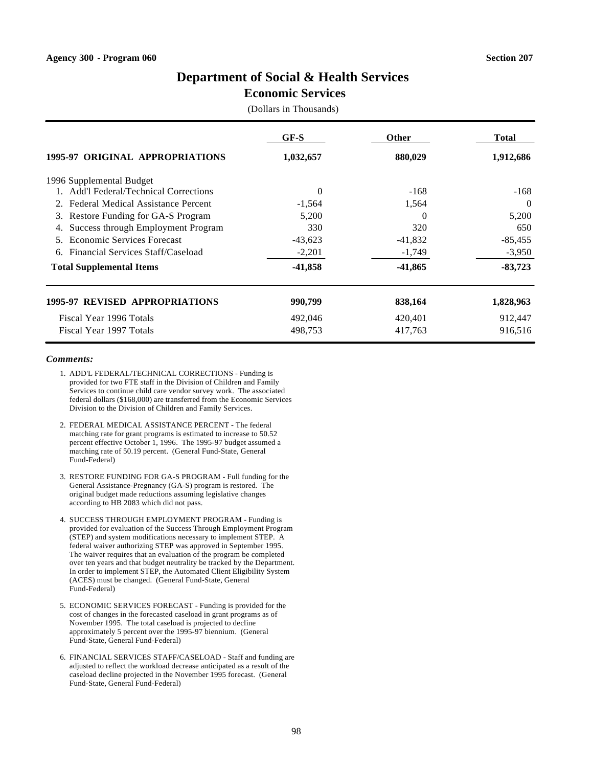Agency 300 - Program 060 **Section 207**

# Department of Social & Health Services
## Economic Services

(Dollars in Thousands)

| | GF-S | Other | Total |
|---|---|---|---|
| **1995-97 ORIGINAL APPROPRIATIONS** | **1,032,657** | **880,029** | **1,912,686** |
| 1996 Supplemental Budget | | | |
| 1. Add'l Federal/Technical Corrections | 0 | -168 | -168 |
| 2. Federal Medical Assistance Percent | -1,564 | 1,564 | 0 |
| 3. Restore Funding for GA-S Program | 5,200 | 0 | 5,200 |
| 4. Success through Employment Program | 330 | 320 | 650 |
| 5. Economic Services Forecast | -43,623 | -41,832 | -85,455 |
| 6. Financial Services Staff/Caseload | -2,201 | -1,749 | -3,950 |
| **Total Supplemental Items** | **-41,858** | **-41,865** | **-83,723** |
| **1995-97 REVISED APPROPRIATIONS** | **990,799** | **838,164** | **1,828,963** |
| Fiscal Year 1996 Totals | 492,046 | 420,401 | 912,447 |
| Fiscal Year 1997 Totals | 498,753 | 417,763 | 916,516 |

***Comments:***

1. ADD'L FEDERAL/TECHNICAL CORRECTIONS - Funding is provided for two FTE staff in the Division of Children and Family Services to continue child care vendor survey work. The associated federal dollars ($168,000) are transferred from the Economic Services Division to the Division of Children and Family Services.

2. FEDERAL MEDICAL ASSISTANCE PERCENT - The federal matching rate for grant programs is estimated to increase to 50.52 percent effective October 1, 1996. The 1995-97 budget assumed a matching rate of 50.19 percent. (General Fund-State, General Fund-Federal)

3. RESTORE FUNDING FOR GA-S PROGRAM - Full funding for the General Assistance-Pregnancy (GA-S) program is restored. The original budget made reductions assuming legislative changes according to HB 2083 which did not pass.

4. SUCCESS THROUGH EMPLOYMENT PROGRAM - Funding is provided for evaluation of the Success Through Employment Program (STEP) and system modifications necessary to implement STEP. A federal waiver authorizing STEP was approved in September 1995. The waiver requires that an evaluation of the program be completed over ten years and that budget neutrality be tracked by the Department. In order to implement STEP, the Automated Client Eligibility System (ACES) must be changed. (General Fund-State, General Fund-Federal)

5. ECONOMIC SERVICES FORECAST - Funding is provided for the cost of changes in the forecasted caseload in grant programs as of November 1995. The total caseload is projected to decline approximately 5 percent over the 1995-97 biennium. (General Fund-State, General Fund-Federal)

6. FINANCIAL SERVICES STAFF/CASELOAD - Staff and funding are adjusted to reflect the workload decrease anticipated as a result of the caseload decline projected in the November 1995 forecast. (General Fund-State, General Fund-Federal)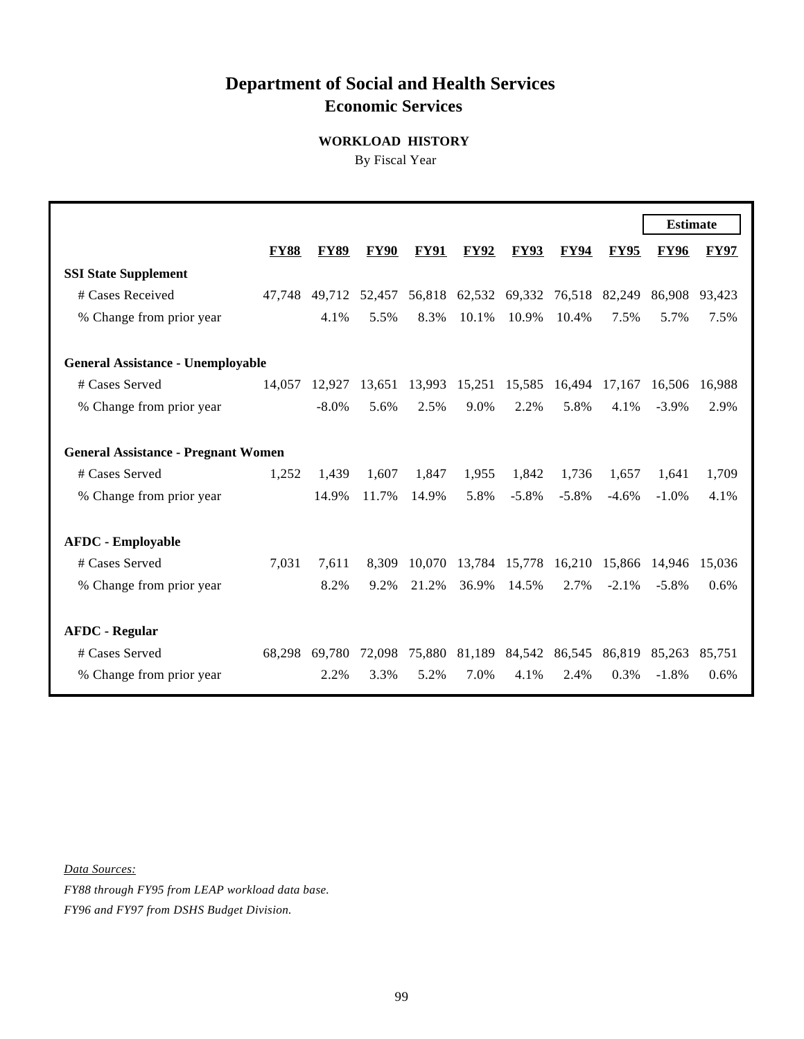# Department of Social and Health Services

## Economic Services

### WORKLOAD HISTORY

By Fiscal Year

| | FY88 | FY89 | FY90 | FY91 | FY92 | FY93 | FY94 | FY95 | Estimate FY96 | Estimate FY97 |
|---|---|---|---|---|---|---|---|---|---|---|
| **SSI State Supplement** | | | | | | | | | | |
| # Cases Received | 47,748 | 49,712 | 52,457 | 56,818 | 62,532 | 69,332 | 76,518 | 82,249 | 86,908 | 93,423 |
| % Change from prior year | | 4.1% | 5.5% | 8.3% | 10.1% | 10.9% | 10.4% | 7.5% | 5.7% | 7.5% |
| **General Assistance - Unemployable** | | | | | | | | | | |
| # Cases Served | 14,057 | 12,927 | 13,651 | 13,993 | 15,251 | 15,585 | 16,494 | 17,167 | 16,506 | 16,988 |
| % Change from prior year | | -8.0% | 5.6% | 2.5% | 9.0% | 2.2% | 5.8% | 4.1% | -3.9% | 2.9% |
| **General Assistance - Pregnant Women** | | | | | | | | | | |
| # Cases Served | 1,252 | 1,439 | 1,607 | 1,847 | 1,955 | 1,842 | 1,736 | 1,657 | 1,641 | 1,709 |
| % Change from prior year | | 14.9% | 11.7% | 14.9% | 5.8% | -5.8% | -5.8% | -4.6% | -1.0% | 4.1% |
| **AFDC - Employable** | | | | | | | | | | |
| # Cases Served | 7,031 | 7,611 | 8,309 | 10,070 | 13,784 | 15,778 | 16,210 | 15,866 | 14,946 | 15,036 |
| % Change from prior year | | 8.2% | 9.2% | 21.2% | 36.9% | 14.5% | 2.7% | -2.1% | -5.8% | 0.6% |
| **AFDC - Regular** | | | | | | | | | | |
| # Cases Served | 68,298 | 69,780 | 72,098 | 75,880 | 81,189 | 84,542 | 86,545 | 86,819 | 85,263 | 85,751 |
| % Change from prior year | | 2.2% | 3.3% | 5.2% | 7.0% | 4.1% | 2.4% | 0.3% | -1.8% | 0.6% |

*Data Sources:*

*FY88 through FY95 from LEAP workload data base.*

*FY96 and FY97 from DSHS Budget Division.*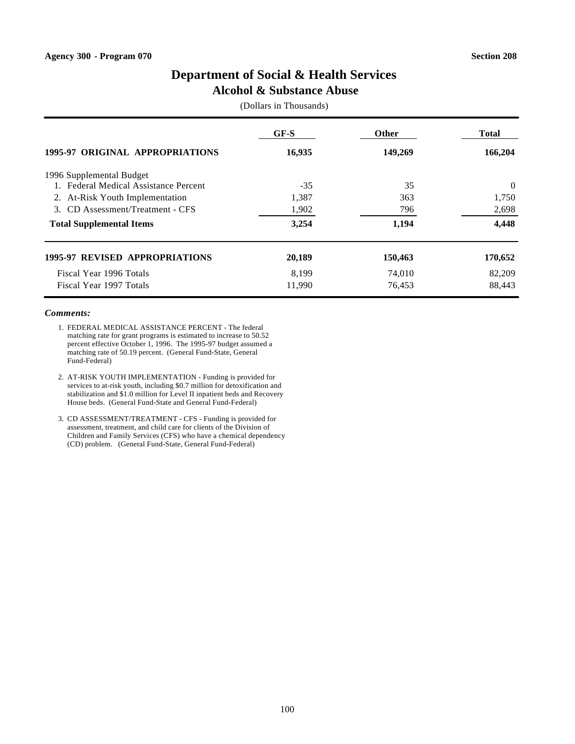Agency 300 - Program 070 | Section 208

# Department of Social & Health Services
## Alcohol & Substance Abuse

(Dollars in Thousands)

| | GF-S | Other | Total |
|---|---|---|---|
| **1995-97 ORIGINAL APPROPRIATIONS** | **16,935** | **149,269** | **166,204** |
| 1996 Supplemental Budget | | | |
| 1. Federal Medical Assistance Percent | -35 | 35 | 0 |
| 2. At-Risk Youth Implementation | 1,387 | 363 | 1,750 |
| 3. CD Assessment/Treatment - CFS | 1,902 | 796 | 2,698 |
| **Total Supplemental Items** | **3,254** | **1,194** | **4,448** |
| **1995-97 REVISED APPROPRIATIONS** | **20,189** | **150,463** | **170,652** |
| Fiscal Year 1996 Totals | 8,199 | 74,010 | 82,209 |
| Fiscal Year 1997 Totals | 11,990 | 76,453 | 88,443 |

***Comments:***

1. FEDERAL MEDICAL ASSISTANCE PERCENT - The federal matching rate for grant programs is estimated to increase to 50.52 percent effective October 1, 1996. The 1995-97 budget assumed a matching rate of 50.19 percent. (General Fund-State, General Fund-Federal)

2. AT-RISK YOUTH IMPLEMENTATION - Funding is provided for services to at-risk youth, including $0.7 million for detoxification and stabilization and $1.0 million for Level II inpatient beds and Recovery House beds. (General Fund-State and General Fund-Federal)

3. CD ASSESSMENT/TREATMENT - CFS - Funding is provided for assessment, treatment, and child care for clients of the Division of Children and Family Services (CFS) who have a chemical dependency (CD) problem. (General Fund-State, General Fund-Federal)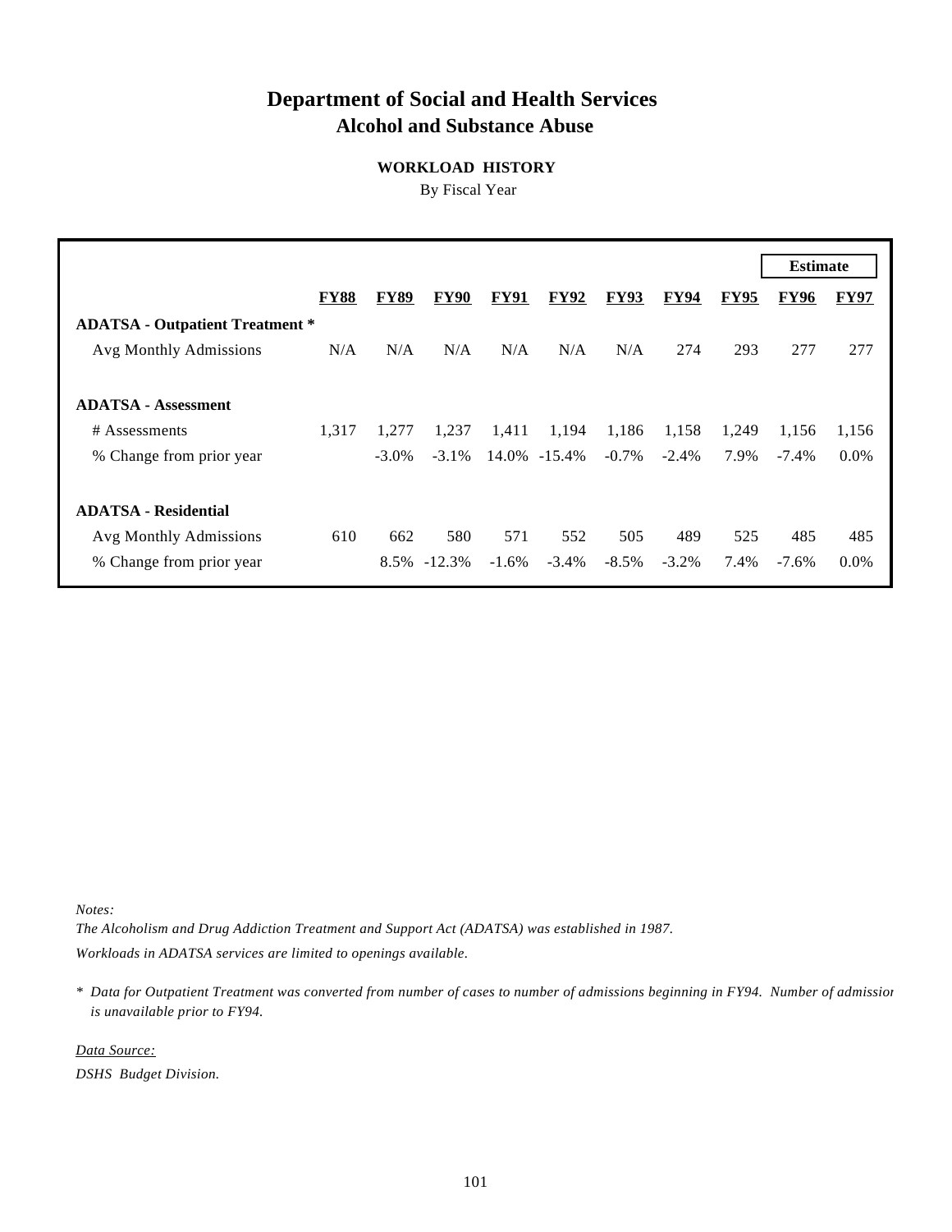# Department of Social and Health Services
## Alcohol and Substance Abuse

### WORKLOAD HISTORY
By Fiscal Year

| | FY88 | FY89 | FY90 | FY91 | FY92 | FY93 | FY94 | FY95 | Estimate FY96 | Estimate FY97 |
|---|---|---|---|---|---|---|---|---|---|---|
| **ADATSA - Outpatient Treatment *** | | | | | | | | | | |
| Avg Monthly Admissions | N/A | N/A | N/A | N/A | N/A | N/A | 274 | 293 | 277 | 277 |
| **ADATSA - Assessment** | | | | | | | | | | |
| # Assessments | 1,317 | 1,277 | 1,237 | 1,411 | 1,194 | 1,186 | 1,158 | 1,249 | 1,156 | 1,156 |
| % Change from prior year | | -3.0% | -3.1% | 14.0% | -15.4% | -0.7% | -2.4% | 7.9% | -7.4% | 0.0% |
| **ADATSA - Residential** | | | | | | | | | | |
| Avg Monthly Admissions | 610 | 662 | 580 | 571 | 552 | 505 | 489 | 525 | 485 | 485 |
| % Change from prior year | | 8.5% | -12.3% | -1.6% | -3.4% | -8.5% | -3.2% | 7.4% | -7.6% | 0.0% |

*Notes:*

*The Alcoholism and Drug Addiction Treatment and Support Act (ADATSA) was established in 1987.*

*Workloads in ADATSA services are limited to openings available.*

*\* Data for Outpatient Treatment was converted from number of cases to number of admissions beginning in FY94. Number of admissions is unavailable prior to FY94.*

*Data Source:*

*DSHS Budget Division.*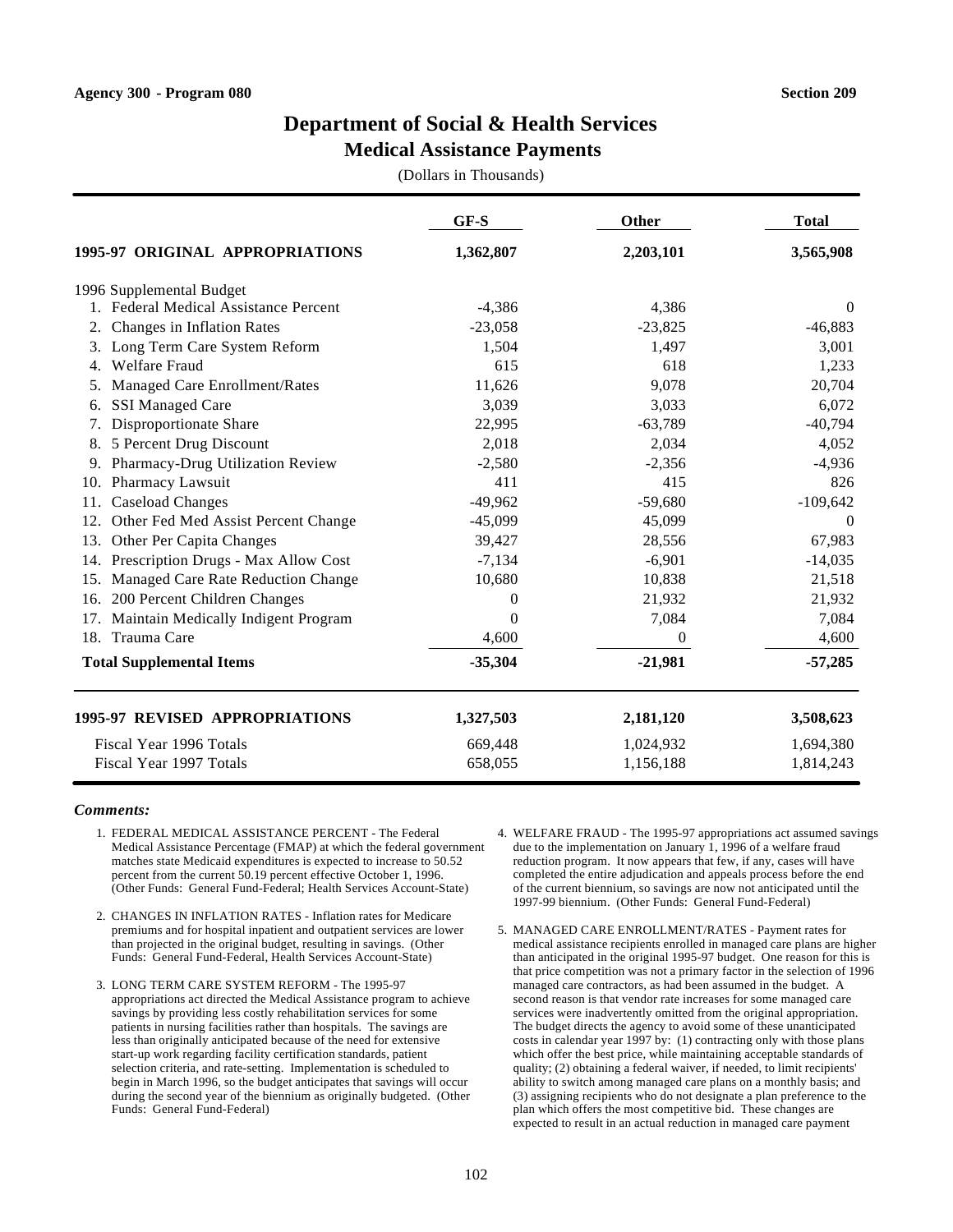Agency 300 - Program 080 Section 209

# Department of Social & Health Services
## Medical Assistance Payments

(Dollars in Thousands)

| | GF-S | Other | Total |
|---|---|---|---|
| **1995-97 ORIGINAL APPROPRIATIONS** | **1,362,807** | **2,203,101** | **3,565,908** |
| 1996 Supplemental Budget | | | |
| 1. Federal Medical Assistance Percent | -4,386 | 4,386 | 0 |
| 2. Changes in Inflation Rates | -23,058 | -23,825 | -46,883 |
| 3. Long Term Care System Reform | 1,504 | 1,497 | 3,001 |
| 4. Welfare Fraud | 615 | 618 | 1,233 |
| 5. Managed Care Enrollment/Rates | 11,626 | 9,078 | 20,704 |
| 6. SSI Managed Care | 3,039 | 3,033 | 6,072 |
| 7. Disproportionate Share | 22,995 | -63,789 | -40,794 |
| 8. 5 Percent Drug Discount | 2,018 | 2,034 | 4,052 |
| 9. Pharmacy-Drug Utilization Review | -2,580 | -2,356 | -4,936 |
| 10. Pharmacy Lawsuit | 411 | 415 | 826 |
| 11. Caseload Changes | -49,962 | -59,680 | -109,642 |
| 12. Other Fed Med Assist Percent Change | -45,099 | 45,099 | 0 |
| 13. Other Per Capita Changes | 39,427 | 28,556 | 67,983 |
| 14. Prescription Drugs - Max Allow Cost | -7,134 | -6,901 | -14,035 |
| 15. Managed Care Rate Reduction Change | 10,680 | 10,838 | 21,518 |
| 16. 200 Percent Children Changes | 0 | 21,932 | 21,932 |
| 17. Maintain Medically Indigent Program | 0 | 7,084 | 7,084 |
| 18. Trauma Care | 4,600 | 0 | 4,600 |
| **Total Supplemental Items** | **-35,304** | **-21,981** | **-57,285** |
| **1995-97 REVISED APPROPRIATIONS** | **1,327,503** | **2,181,120** | **3,508,623** |
| Fiscal Year 1996 Totals | 669,448 | 1,024,932 | 1,694,380 |
| Fiscal Year 1997 Totals | 658,055 | 1,156,188 | 1,814,243 |

***Comments:***

1. FEDERAL MEDICAL ASSISTANCE PERCENT - The Federal Medical Assistance Percentage (FMAP) at which the federal government matches state Medicaid expenditures is expected to increase to 50.52 percent from the current 50.19 percent effective October 1, 1996. (Other Funds: General Fund-Federal; Health Services Account-State)

2. CHANGES IN INFLATION RATES - Inflation rates for Medicare premiums and for hospital inpatient and outpatient services are lower than projected in the original budget, resulting in savings. (Other Funds: General Fund-Federal, Health Services Account-State)

3. LONG TERM CARE SYSTEM REFORM - The 1995-97 appropriations act directed the Medical Assistance program to achieve savings by providing less costly rehabilitation services for some patients in nursing facilities rather than hospitals. The savings are less than originally anticipated because of the need for extensive start-up work regarding facility certification standards, patient selection criteria, and rate-setting. Implementation is scheduled to begin in March 1996, so the budget anticipates that savings will occur during the second year of the biennium as originally budgeted. (Other Funds: General Fund-Federal)

4. WELFARE FRAUD - The 1995-97 appropriations act assumed savings due to the implementation on January 1, 1996 of a welfare fraud reduction program. It now appears that few, if any, cases will have completed the entire adjudication and appeals process before the end of the current biennium, so savings are now not anticipated until the 1997-99 biennium. (Other Funds: General Fund-Federal)

5. MANAGED CARE ENROLLMENT/RATES - Payment rates for medical assistance recipients enrolled in managed care plans are higher than anticipated in the original 1995-97 budget. One reason for this is that price competition was not a primary factor in the selection of 1996 managed care contractors, as had been assumed in the budget. A second reason is that vendor rate increases for some managed care services were inadvertently omitted from the original appropriation. The budget directs the agency to avoid some of these unanticipated costs in calendar year 1997 by: (1) contracting only with those plans which offer the best price, while maintaining acceptable standards of quality; (2) obtaining a federal waiver, if needed, to limit recipients' ability to switch among managed care plans on a monthly basis; and (3) assigning recipients who do not designate a plan preference to the plan which offers the most competitive bid. These changes are expected to result in an actual reduction in managed care payment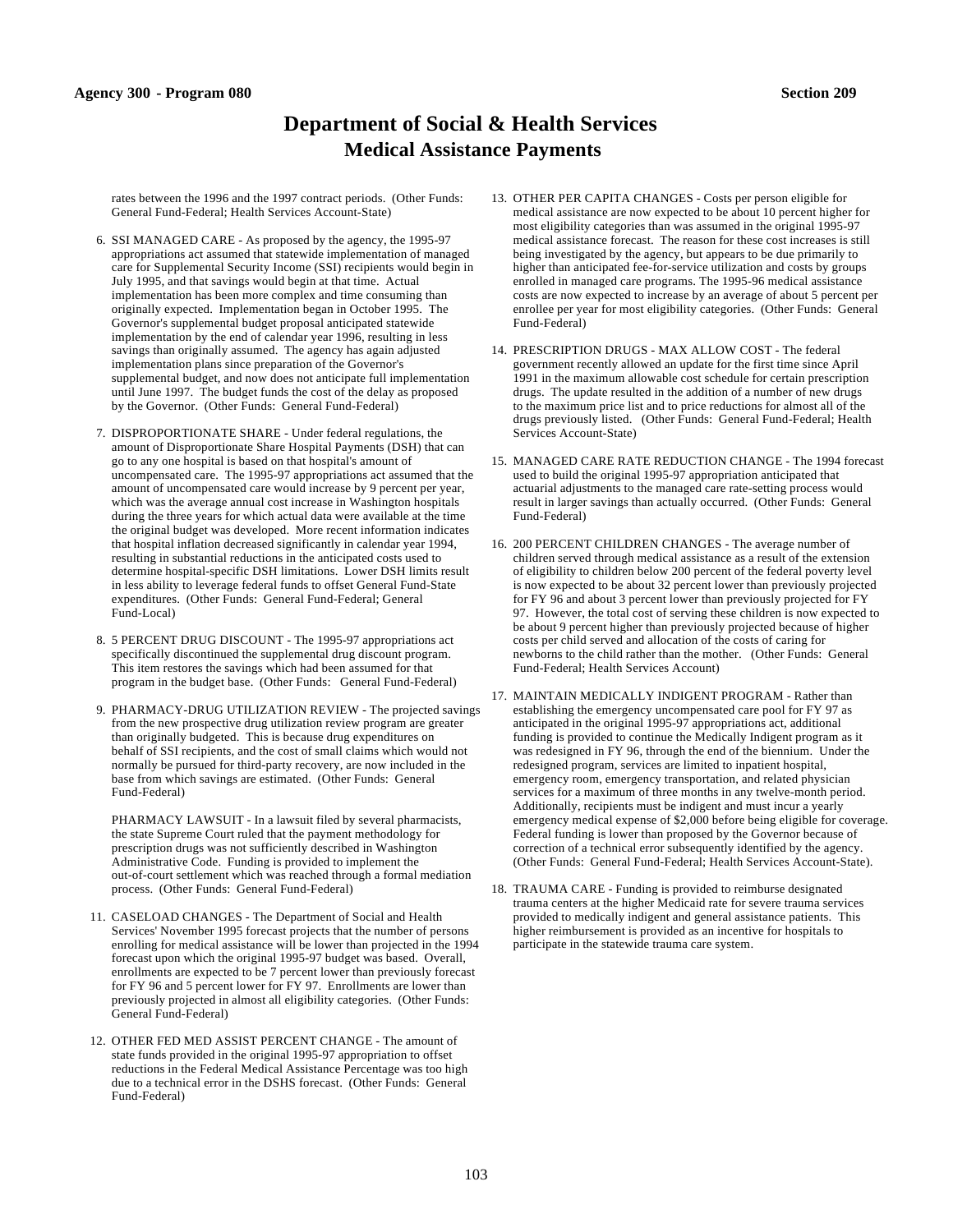# Department of Social & Health Services
## Medical Assistance Payments

rates between the 1996 and the 1997 contract periods. (Other Funds: General Fund-Federal; Health Services Account-State)

6. SSI MANAGED CARE - As proposed by the agency, the 1995-97 appropriations act assumed that statewide implementation of managed care for Supplemental Security Income (SSI) recipients would begin in July 1995, and that savings would begin at that time. Actual implementation has been more complex and time consuming than originally expected. Implementation began in October 1995. The Governor's supplemental budget proposal anticipated statewide implementation by the end of calendar year 1996, resulting in less savings than originally assumed. The agency has again adjusted implementation plans since preparation of the Governor's supplemental budget, and now does not anticipate full implementation until June 1997. The budget funds the cost of the delay as proposed by the Governor. (Other Funds: General Fund-Federal)

7. DISPROPORTIONATE SHARE - Under federal regulations, the amount of Disproportionate Share Hospital Payments (DSH) that can go to any one hospital is based on that hospital's amount of uncompensated care. The 1995-97 appropriations act assumed that the amount of uncompensated care would increase by 9 percent per year, which was the average annual cost increase in Washington hospitals during the three years for which actual data were available at the time the original budget was developed. More recent information indicates that hospital inflation decreased significantly in calendar year 1994, resulting in substantial reductions in the anticipated costs used to determine hospital-specific DSH limitations. Lower DSH limits result in less ability to leverage federal funds to offset General Fund-State expenditures. (Other Funds: General Fund-Federal; General Fund-Local)

8. 5 PERCENT DRUG DISCOUNT - The 1995-97 appropriations act specifically discontinued the supplemental drug discount program. This item restores the savings which had been assumed for that program in the budget base. (Other Funds: General Fund-Federal)

9. PHARMACY-DRUG UTILIZATION REVIEW - The projected savings from the new prospective drug utilization review program are greater than originally budgeted. This is because drug expenditures on behalf of SSI recipients, and the cost of small claims which would not normally be pursued for third-party recovery, are now included in the base from which savings are estimated. (Other Funds: General Fund-Federal)

   PHARMACY LAWSUIT - In a lawsuit filed by several pharmacists, the state Supreme Court ruled that the payment methodology for prescription drugs was not sufficiently described in Washington Administrative Code. Funding is provided to implement the out-of-court settlement which was reached through a formal mediation process. (Other Funds: General Fund-Federal)

11. CASELOAD CHANGES - The Department of Social and Health Services' November 1995 forecast projects that the number of persons enrolling for medical assistance will be lower than projected in the 1994 forecast upon which the original 1995-97 budget was based. Overall, enrollments are expected to be 7 percent lower than previously forecast for FY 96 and 5 percent lower for FY 97. Enrollments are lower than previously projected in almost all eligibility categories. (Other Funds: General Fund-Federal)

12. OTHER FED MED ASSIST PERCENT CHANGE - The amount of state funds provided in the original 1995-97 appropriation to offset reductions in the Federal Medical Assistance Percentage was too high due to a technical error in the DSHS forecast. (Other Funds: General Fund-Federal)

13. OTHER PER CAPITA CHANGES - Costs per person eligible for medical assistance are now expected to be about 10 percent higher for most eligibility categories than was assumed in the original 1995-97 medical assistance forecast. The reason for these cost increases is still being investigated by the agency, but appears to be due primarily to higher than anticipated fee-for-service utilization and costs by groups enrolled in managed care programs. The 1995-96 medical assistance costs are now expected to increase by an average of about 5 percent per enrollee per year for most eligibility categories. (Other Funds: General Fund-Federal)

14. PRESCRIPTION DRUGS - MAX ALLOW COST - The federal government recently allowed an update for the first time since April 1991 in the maximum allowable cost schedule for certain prescription drugs. The update resulted in the addition of a number of new drugs to the maximum price list and to price reductions for almost all of the drugs previously listed. (Other Funds: General Fund-Federal; Health Services Account-State)

15. MANAGED CARE RATE REDUCTION CHANGE - The 1994 forecast used to build the original 1995-97 appropriation anticipated that actuarial adjustments to the managed care rate-setting process would result in larger savings than actually occurred. (Other Funds: General Fund-Federal)

16. 200 PERCENT CHILDREN CHANGES - The average number of children served through medical assistance as a result of the extension of eligibility to children below 200 percent of the federal poverty level is now expected to be about 32 percent lower than previously projected for FY 96 and about 3 percent lower than previously projected for FY 97. However, the total cost of serving these children is now expected to be about 9 percent higher than previously projected because of higher costs per child served and allocation of the costs of caring for newborns to the child rather than the mother. (Other Funds: General Fund-Federal; Health Services Account)

17. MAINTAIN MEDICALLY INDIGENT PROGRAM - Rather than establishing the emergency uncompensated care pool for FY 97 as anticipated in the original 1995-97 appropriations act, additional funding is provided to continue the Medically Indigent program as it was redesigned in FY 96, through the end of the biennium. Under the redesigned program, services are limited to inpatient hospital, emergency room, emergency transportation, and related physician services for a maximum of three months in any twelve-month period. Additionally, recipients must be indigent and must incur a yearly emergency medical expense of $2,000 before being eligible for coverage. Federal funding is lower than proposed by the Governor because of correction of a technical error subsequently identified by the agency. (Other Funds: General Fund-Federal; Health Services Account-State).

18. TRAUMA CARE - Funding is provided to reimburse designated trauma centers at the higher Medicaid rate for severe trauma services provided to medically indigent and general assistance patients. This higher reimbursement is provided as an incentive for hospitals to participate in the statewide trauma care system.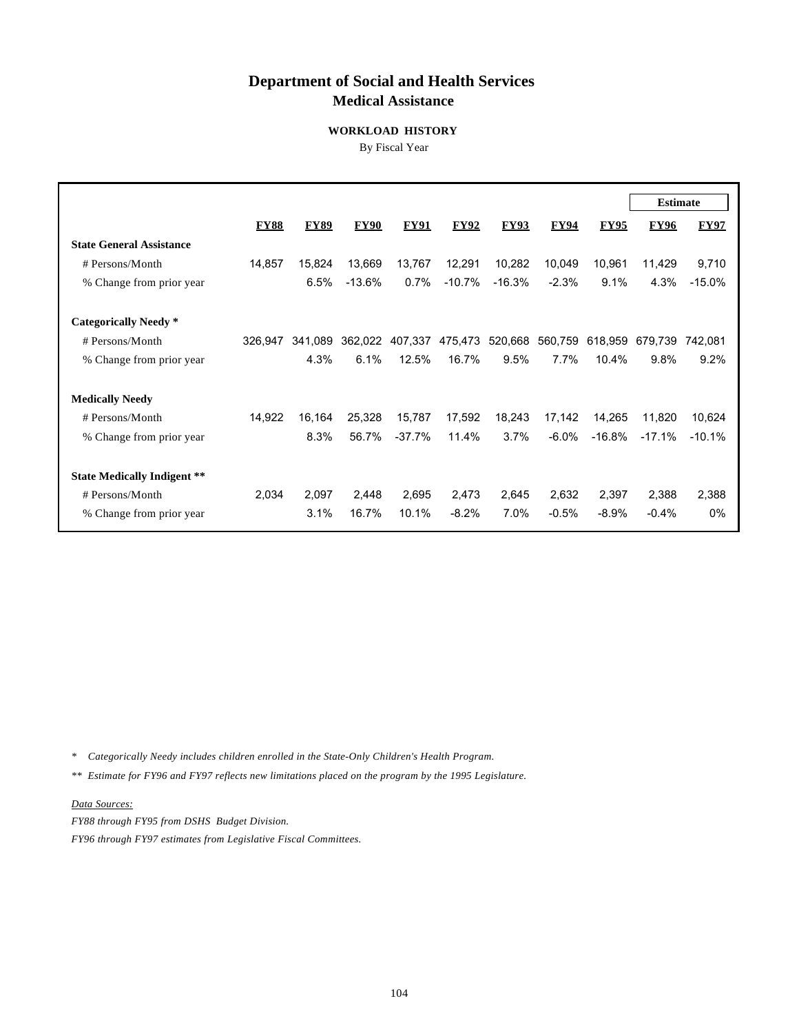# Department of Social and Health Services
## Medical Assistance

### WORKLOAD HISTORY

By Fiscal Year

| | FY88 | FY89 | FY90 | FY91 | FY92 | FY93 | FY94 | FY95 | Estimate FY96 | FY97 |
|---|---|---|---|---|---|---|---|---|---|---|
| **State General Assistance** | | | | | | | | | | |
| # Persons/Month | 14,857 | 15,824 | 13,669 | 13,767 | 12,291 | 10,282 | 10,049 | 10,961 | 11,429 | 9,710 |
| % Change from prior year | | 6.5% | -13.6% | 0.7% | -10.7% | -16.3% | -2.3% | 9.1% | 4.3% | -15.0% |
| **Categorically Needy *** | | | | | | | | | | |
| # Persons/Month | 326,947 | 341,089 | 362,022 | 407,337 | 475,473 | 520,668 | 560,759 | 618,959 | 679,739 | 742,081 |
| % Change from prior year | | 4.3% | 6.1% | 12.5% | 16.7% | 9.5% | 7.7% | 10.4% | 9.8% | 9.2% |
| **Medically Needy** | | | | | | | | | | |
| # Persons/Month | 14,922 | 16,164 | 25,328 | 15,787 | 17,592 | 18,243 | 17,142 | 14,265 | 11,820 | 10,624 |
| % Change from prior year | | 8.3% | 56.7% | -37.7% | 11.4% | 3.7% | -6.0% | -16.8% | -17.1% | -10.1% |
| **State Medically Indigent **** | | | | | | | | | | |
| # Persons/Month | 2,034 | 2,097 | 2,448 | 2,695 | 2,473 | 2,645 | 2,632 | 2,397 | 2,388 | 2,388 |
| % Change from prior year | | 3.1% | 16.7% | 10.1% | -8.2% | 7.0% | -0.5% | -8.9% | -0.4% | 0% |

*\* Categorically Needy includes children enrolled in the State-Only Children's Health Program.*

*\*\* Estimate for FY96 and FY97 reflects new limitations placed on the program by the 1995 Legislature.*

*Data Sources:*

*FY88 through FY95 from DSHS Budget Division.*

*FY96 through FY97 estimates from Legislative Fiscal Committees.*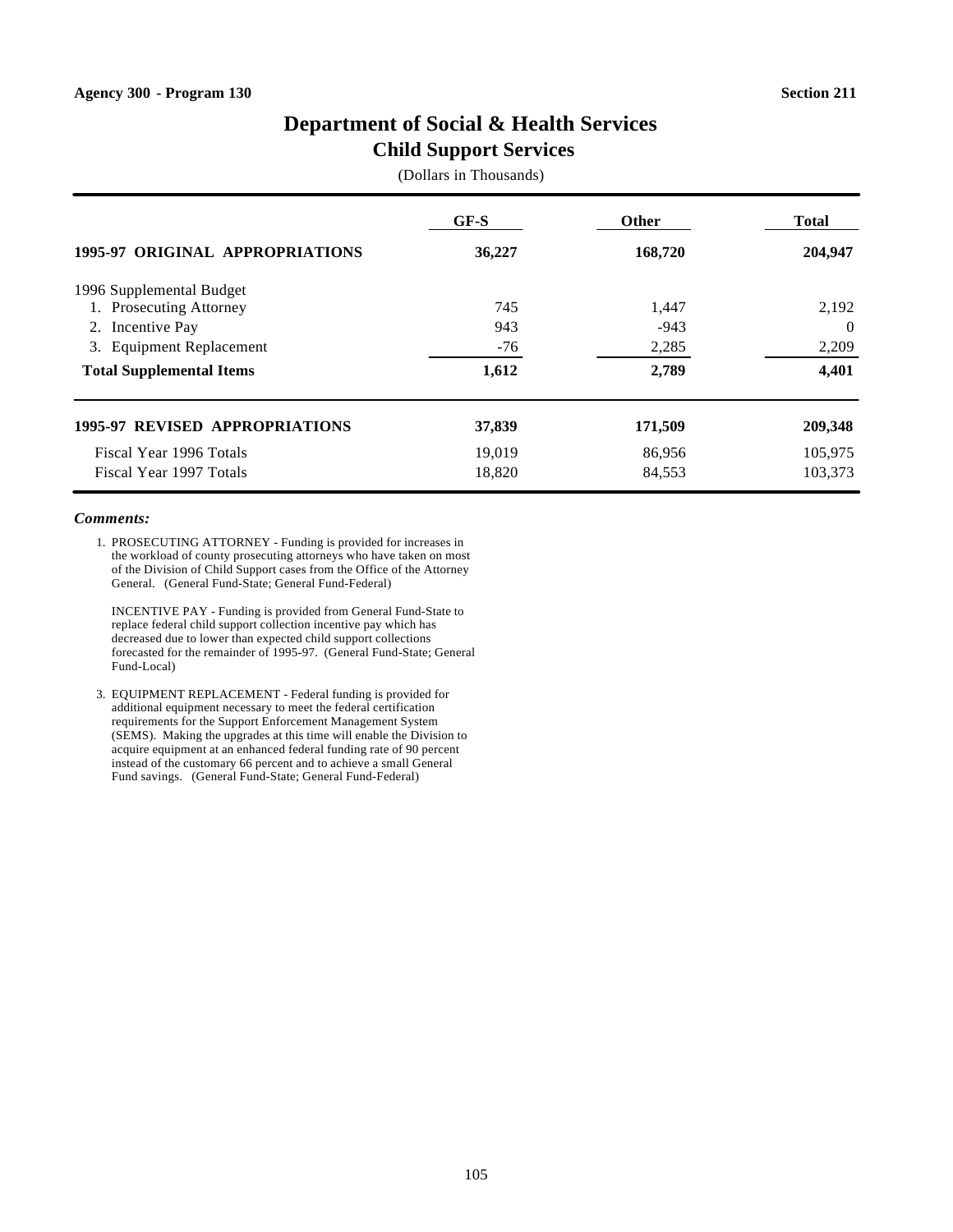Agency 300 - Program 130 | Section 211

# Department of Social & Health Services
## Child Support Services

(Dollars in Thousands)

| | GF-S | Other | Total |
|---|---|---|---|
| **1995-97 ORIGINAL APPROPRIATIONS** | **36,227** | **168,720** | **204,947** |
| 1996 Supplemental Budget | | | |
| 1. Prosecuting Attorney | 745 | 1,447 | 2,192 |
| 2. Incentive Pay | 943 | -943 | 0 |
| 3. Equipment Replacement | -76 | 2,285 | 2,209 |
| **Total Supplemental Items** | **1,612** | **2,789** | **4,401** |
| **1995-97 REVISED APPROPRIATIONS** | **37,839** | **171,509** | **209,348** |
| Fiscal Year 1996 Totals | 19,019 | 86,956 | 105,975 |
| Fiscal Year 1997 Totals | 18,820 | 84,553 | 103,373 |

***Comments:***

1. PROSECUTING ATTORNEY - Funding is provided for increases in the workload of county prosecuting attorneys who have taken on most of the Division of Child Support cases from the Office of the Attorney General. (General Fund-State; General Fund-Federal)

   INCENTIVE PAY - Funding is provided from General Fund-State to replace federal child support collection incentive pay which has decreased due to lower than expected child support collections forecasted for the remainder of 1995-97. (General Fund-State; General Fund-Local)

3. EQUIPMENT REPLACEMENT - Federal funding is provided for additional equipment necessary to meet the federal certification requirements for the Support Enforcement Management System (SEMS). Making the upgrades at this time will enable the Division to acquire equipment at an enhanced federal funding rate of 90 percent instead of the customary 66 percent and to achieve a small General Fund savings. (General Fund-State; General Fund-Federal)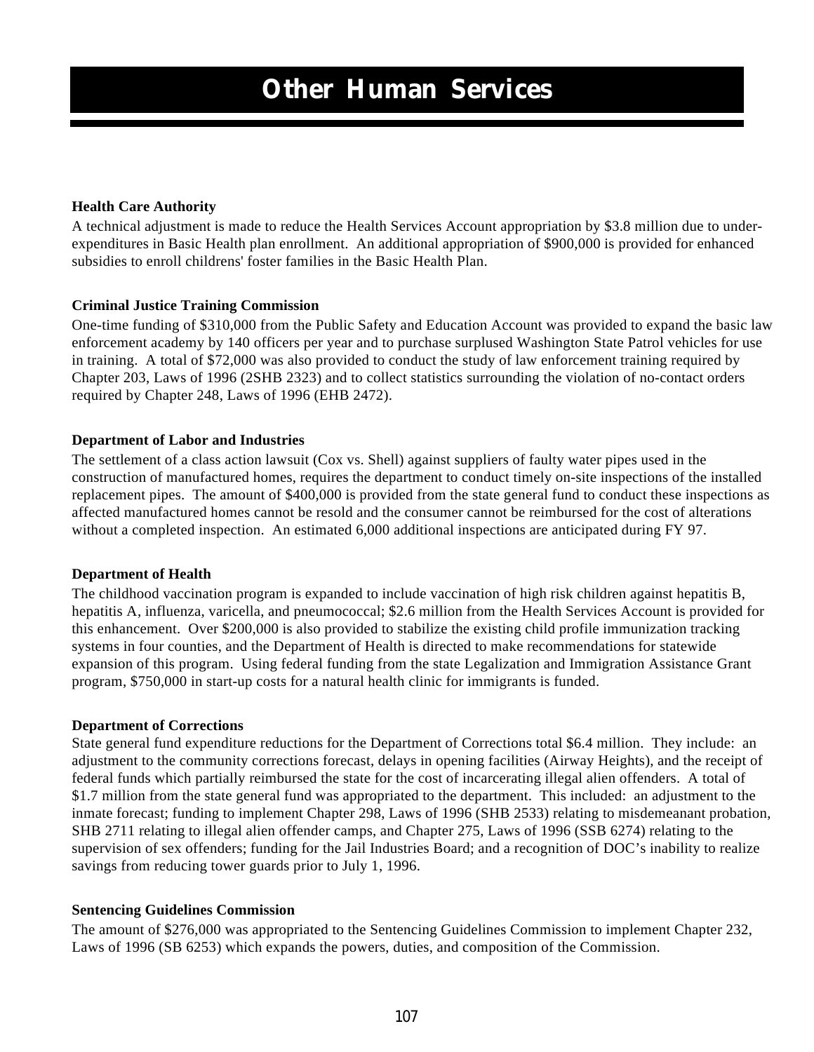# Other Human Services

**Health Care Authority**

A technical adjustment is made to reduce the Health Services Account appropriation by $3.8 million due to under-expenditures in Basic Health plan enrollment. An additional appropriation of $900,000 is provided for enhanced subsidies to enroll childrens' foster families in the Basic Health Plan.

**Criminal Justice Training Commission**

One-time funding of $310,000 from the Public Safety and Education Account was provided to expand the basic law enforcement academy by 140 officers per year and to purchase surplused Washington State Patrol vehicles for use in training. A total of $72,000 was also provided to conduct the study of law enforcement training required by Chapter 203, Laws of 1996 (2SHB 2323) and to collect statistics surrounding the violation of no-contact orders required by Chapter 248, Laws of 1996 (EHB 2472).

**Department of Labor and Industries**

The settlement of a class action lawsuit (Cox vs. Shell) against suppliers of faulty water pipes used in the construction of manufactured homes, requires the department to conduct timely on-site inspections of the installed replacement pipes. The amount of $400,000 is provided from the state general fund to conduct these inspections as affected manufactured homes cannot be resold and the consumer cannot be reimbursed for the cost of alterations without a completed inspection. An estimated 6,000 additional inspections are anticipated during FY 97.

**Department of Health**

The childhood vaccination program is expanded to include vaccination of high risk children against hepatitis B, hepatitis A, influenza, varicella, and pneumococcal; $2.6 million from the Health Services Account is provided for this enhancement. Over $200,000 is also provided to stabilize the existing child profile immunization tracking systems in four counties, and the Department of Health is directed to make recommendations for statewide expansion of this program. Using federal funding from the state Legalization and Immigration Assistance Grant program, $750,000 in start-up costs for a natural health clinic for immigrants is funded.

**Department of Corrections**

State general fund expenditure reductions for the Department of Corrections total $6.4 million. They include: an adjustment to the community corrections forecast, delays in opening facilities (Airway Heights), and the receipt of federal funds which partially reimbursed the state for the cost of incarcerating illegal alien offenders. A total of $1.7 million from the state general fund was appropriated to the department. This included: an adjustment to the inmate forecast; funding to implement Chapter 298, Laws of 1996 (SHB 2533) relating to misdemeanant probation, SHB 2711 relating to illegal alien offender camps, and Chapter 275, Laws of 1996 (SSB 6274) relating to the supervision of sex offenders; funding for the Jail Industries Board; and a recognition of DOC's inability to realize savings from reducing tower guards prior to July 1, 1996.

**Sentencing Guidelines Commission**

The amount of $276,000 was appropriated to the Sentencing Guidelines Commission to implement Chapter 232, Laws of 1996 (SB 6253) which expands the powers, duties, and composition of the Commission.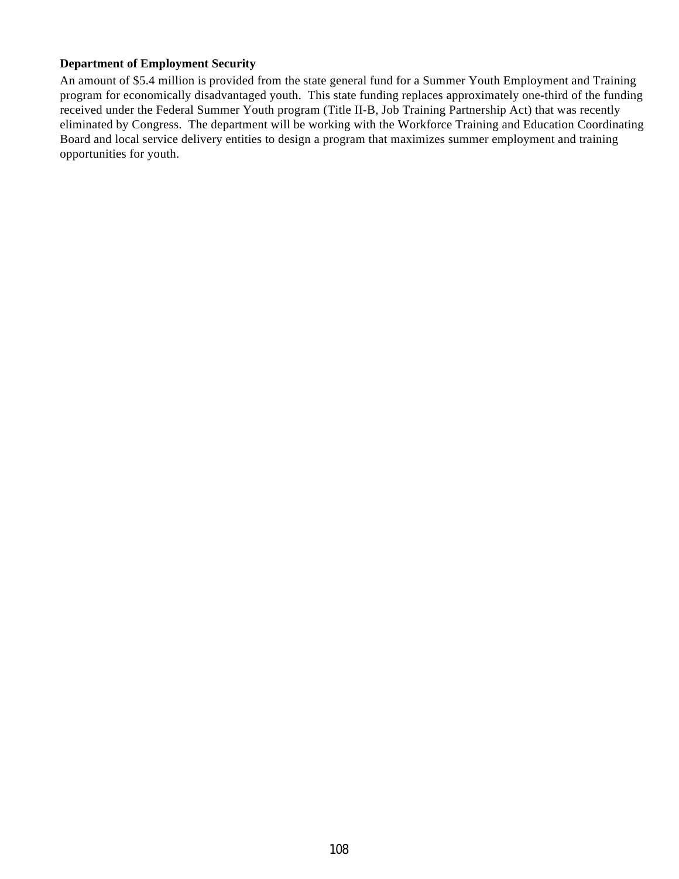**Department of Employment Security**

An amount of $5.4 million is provided from the state general fund for a Summer Youth Employment and Training program for economically disadvantaged youth. This state funding replaces approximately one-third of the funding received under the Federal Summer Youth program (Title II-B, Job Training Partnership Act) that was recently eliminated by Congress. The department will be working with the Workforce Training and Education Coordinating Board and local service delivery entities to design a program that maximizes summer employment and training opportunities for youth.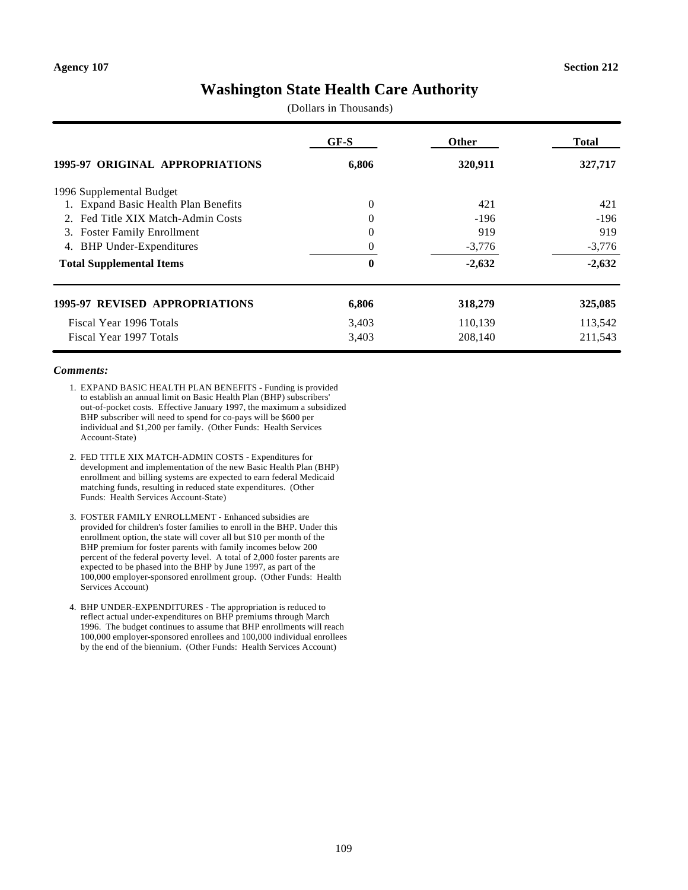Agency 107 Section 212

# Washington State Health Care Authority

(Dollars in Thousands)

| | GF-S | Other | Total |
|---|---|---|---|
| **1995-97 ORIGINAL APPROPRIATIONS** | **6,806** | **320,911** | **327,717** |
| 1996 Supplemental Budget | | | |
| 1. Expand Basic Health Plan Benefits | 0 | 421 | 421 |
| 2. Fed Title XIX Match-Admin Costs | 0 | -196 | -196 |
| 3. Foster Family Enrollment | 0 | 919 | 919 |
| 4. BHP Under-Expenditures | 0 | -3,776 | -3,776 |
| **Total Supplemental Items** | **0** | **-2,632** | **-2,632** |
| **1995-97 REVISED APPROPRIATIONS** | **6,806** | **318,279** | **325,085** |
| Fiscal Year 1996 Totals | 3,403 | 110,139 | 113,542 |
| Fiscal Year 1997 Totals | 3,403 | 208,140 | 211,543 |

***Comments:***

1. EXPAND BASIC HEALTH PLAN BENEFITS - Funding is provided to establish an annual limit on Basic Health Plan (BHP) subscribers' out-of-pocket costs. Effective January 1997, the maximum a subsidized BHP subscriber will need to spend for co-pays will be $600 per individual and $1,200 per family. (Other Funds: Health Services Account-State)

2. FED TITLE XIX MATCH-ADMIN COSTS - Expenditures for development and implementation of the new Basic Health Plan (BHP) enrollment and billing systems are expected to earn federal Medicaid matching funds, resulting in reduced state expenditures. (Other Funds: Health Services Account-State)

3. FOSTER FAMILY ENROLLMENT - Enhanced subsidies are provided for children's foster families to enroll in the BHP. Under this enrollment option, the state will cover all but $10 per month of the BHP premium for foster parents with family incomes below 200 percent of the federal poverty level. A total of 2,000 foster parents are expected to be phased into the BHP by June 1997, as part of the 100,000 employer-sponsored enrollment group. (Other Funds: Health Services Account)

4. BHP UNDER-EXPENDITURES - The appropriation is reduced to reflect actual under-expenditures on BHP premiums through March 1996. The budget continues to assume that BHP enrollments will reach 100,000 employer-sponsored enrollees and 100,000 individual enrollees by the end of the biennium. (Other Funds: Health Services Account)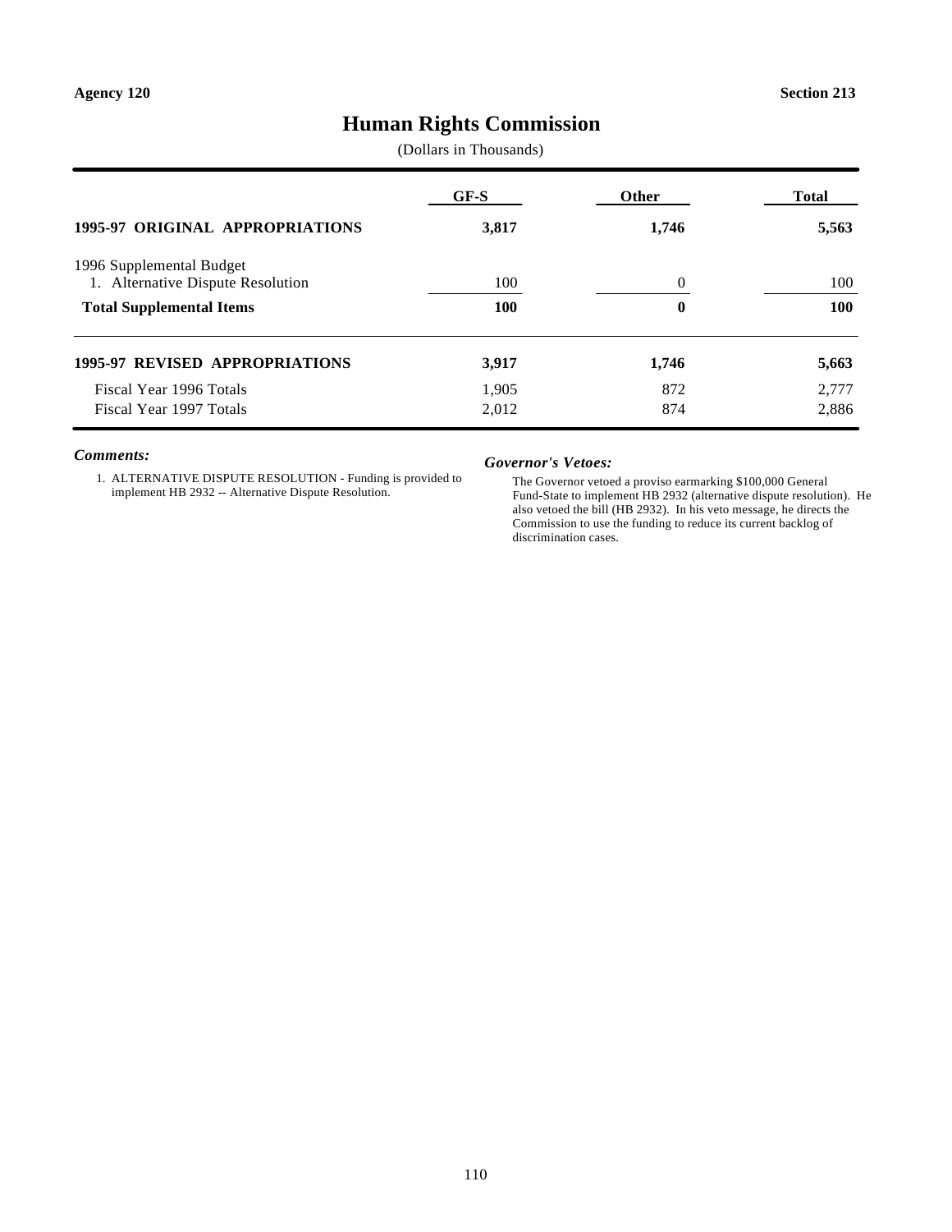Agency 120 Section 213

# Human Rights Commission

(Dollars in Thousands)

| | GF-S | Other | Total |
|---|---|---|---|
| **1995-97 ORIGINAL APPROPRIATIONS** | **3,817** | **1,746** | **5,563** |
| 1996 Supplemental Budget | | | |
| 1. Alternative Dispute Resolution | 100 | 0 | 100 |
| **Total Supplemental Items** | **100** | **0** | **100** |
| **1995-97 REVISED APPROPRIATIONS** | **3,917** | **1,746** | **5,663** |
| Fiscal Year 1996 Totals | 1,905 | 872 | 2,777 |
| Fiscal Year 1997 Totals | 2,012 | 874 | 2,886 |

### *Comments:*

1. ALTERNATIVE DISPUTE RESOLUTION - Funding is provided to implement HB 2932 -- Alternative Dispute Resolution.

### *Governor's Vetoes:*

The Governor vetoed a proviso earmarking $100,000 General Fund-State to implement HB 2932 (alternative dispute resolution). He also vetoed the bill (HB 2932). In his veto message, he directs the Commission to use the funding to reduce its current backlog of discrimination cases.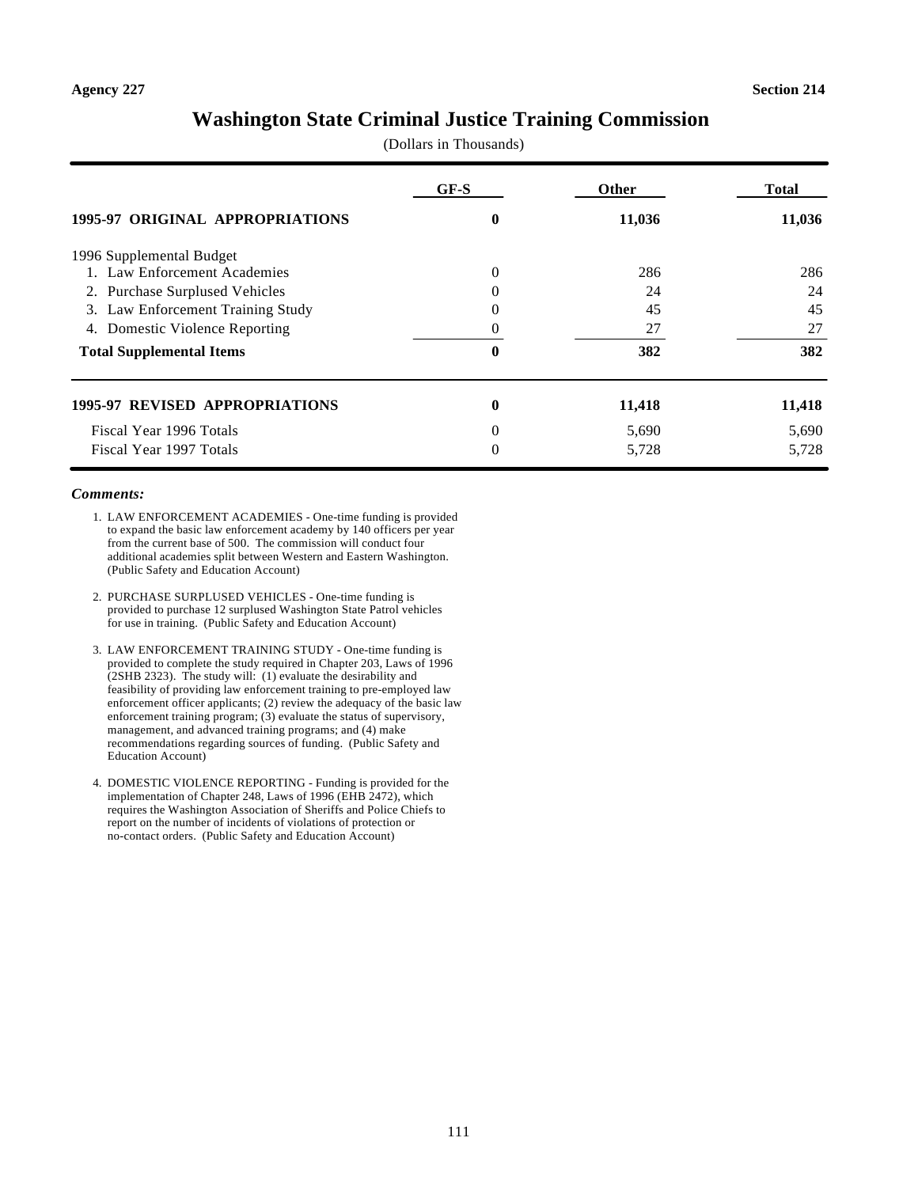Agency 227 Section 214

# Washington State Criminal Justice Training Commission

(Dollars in Thousands)

| | GF-S | Other | Total |
|---|---|---|---|
| **1995-97 ORIGINAL APPROPRIATIONS** | **0** | **11,036** | **11,036** |
| 1996 Supplemental Budget | | | |
| 1. Law Enforcement Academies | 0 | 286 | 286 |
| 2. Purchase Surplused Vehicles | 0 | 24 | 24 |
| 3. Law Enforcement Training Study | 0 | 45 | 45 |
| 4. Domestic Violence Reporting | 0 | 27 | 27 |
| **Total Supplemental Items** | **0** | **382** | **382** |
| **1995-97 REVISED APPROPRIATIONS** | **0** | **11,418** | **11,418** |
| Fiscal Year 1996 Totals | 0 | 5,690 | 5,690 |
| Fiscal Year 1997 Totals | 0 | 5,728 | 5,728 |

***Comments:***

1. LAW ENFORCEMENT ACADEMIES - One-time funding is provided to expand the basic law enforcement academy by 140 officers per year from the current base of 500. The commission will conduct four additional academies split between Western and Eastern Washington. (Public Safety and Education Account)

2. PURCHASE SURPLUSED VEHICLES - One-time funding is provided to purchase 12 surplused Washington State Patrol vehicles for use in training. (Public Safety and Education Account)

3. LAW ENFORCEMENT TRAINING STUDY - One-time funding is provided to complete the study required in Chapter 203, Laws of 1996 (2SHB 2323). The study will: (1) evaluate the desirability and feasibility of providing law enforcement training to pre-employed law enforcement officer applicants; (2) review the adequacy of the basic law enforcement training program; (3) evaluate the status of supervisory, management, and advanced training programs; and (4) make recommendations regarding sources of funding. (Public Safety and Education Account)

4. DOMESTIC VIOLENCE REPORTING - Funding is provided for the implementation of Chapter 248, Laws of 1996 (EHB 2472), which requires the Washington Association of Sheriffs and Police Chiefs to report on the number of incidents of violations of protection or no-contact orders. (Public Safety and Education Account)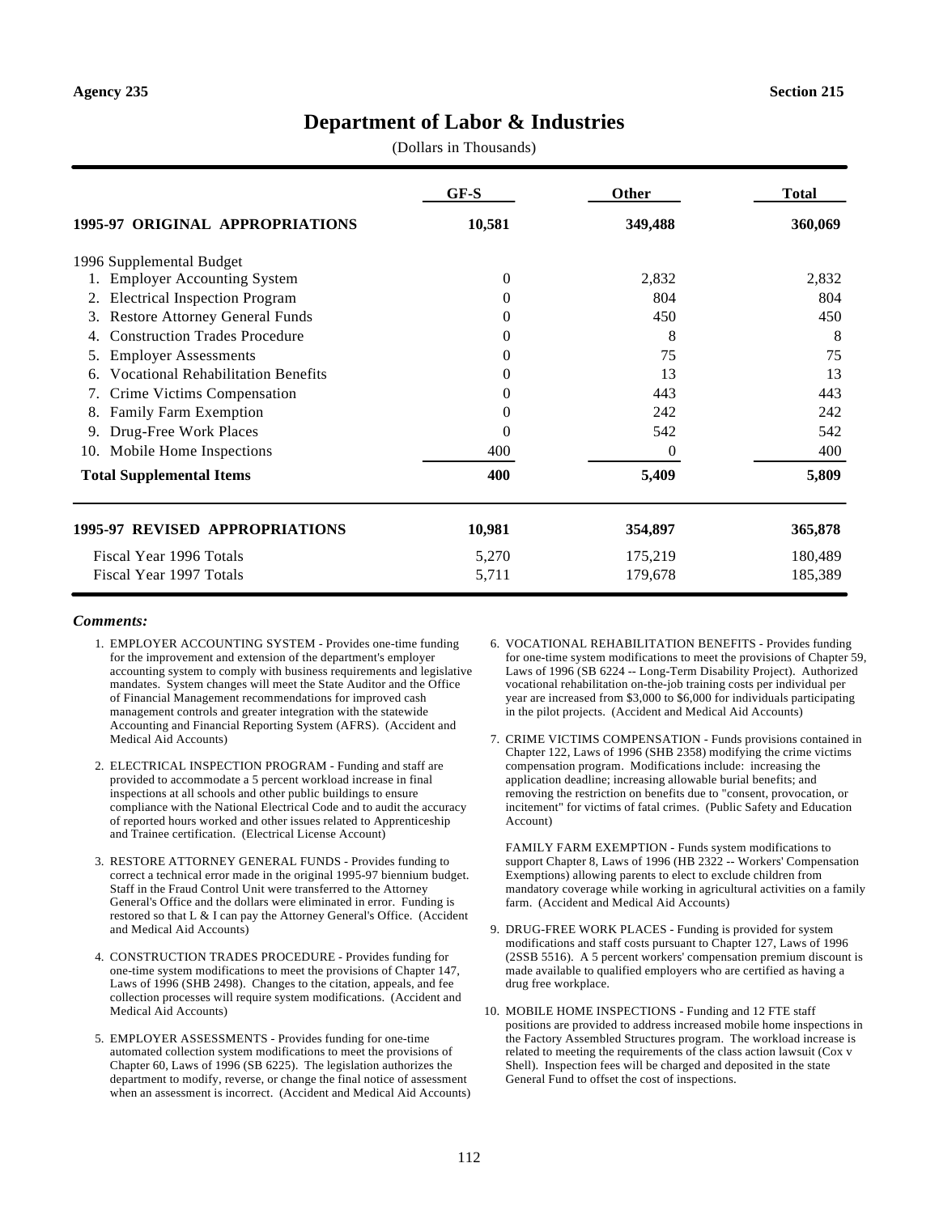Agency 235 Section 215

# Department of Labor & Industries

(Dollars in Thousands)

| | GF-S | Other | Total |
|---|---|---|---|
| **1995-97 ORIGINAL APPROPRIATIONS** | **10,581** | **349,488** | **360,069** |
| 1996 Supplemental Budget | | | |
| 1. Employer Accounting System | 0 | 2,832 | 2,832 |
| 2. Electrical Inspection Program | 0 | 804 | 804 |
| 3. Restore Attorney General Funds | 0 | 450 | 450 |
| 4. Construction Trades Procedure | 0 | 8 | 8 |
| 5. Employer Assessments | 0 | 75 | 75 |
| 6. Vocational Rehabilitation Benefits | 0 | 13 | 13 |
| 7. Crime Victims Compensation | 0 | 443 | 443 |
| 8. Family Farm Exemption | 0 | 242 | 242 |
| 9. Drug-Free Work Places | 0 | 542 | 542 |
| 10. Mobile Home Inspections | 400 | 0 | 400 |
| **Total Supplemental Items** | **400** | **5,409** | **5,809** |
| **1995-97 REVISED APPROPRIATIONS** | **10,981** | **354,897** | **365,878** |
| Fiscal Year 1996 Totals | 5,270 | 175,219 | 180,489 |
| Fiscal Year 1997 Totals | 5,711 | 179,678 | 185,389 |

***Comments:***

1. EMPLOYER ACCOUNTING SYSTEM - Provides one-time funding for the improvement and extension of the department's employer accounting system to comply with business requirements and legislative mandates. System changes will meet the State Auditor and the Office of Financial Management recommendations for improved cash management controls and greater integration with the statewide Accounting and Financial Reporting System (AFRS). (Accident and Medical Aid Accounts)

2. ELECTRICAL INSPECTION PROGRAM - Funding and staff are provided to accommodate a 5 percent workload increase in final inspections at all schools and other public buildings to ensure compliance with the National Electrical Code and to audit the accuracy of reported hours worked and other issues related to Apprenticeship and Trainee certification. (Electrical License Account)

3. RESTORE ATTORNEY GENERAL FUNDS - Provides funding to correct a technical error made in the original 1995-97 biennium budget. Staff in the Fraud Control Unit were transferred to the Attorney General's Office and the dollars were eliminated in error. Funding is restored so that L & I can pay the Attorney General's Office. (Accident and Medical Aid Accounts)

4. CONSTRUCTION TRADES PROCEDURE - Provides funding for one-time system modifications to meet the provisions of Chapter 147, Laws of 1996 (SHB 2498). Changes to the citation, appeals, and fee collection processes will require system modifications. (Accident and Medical Aid Accounts)

5. EMPLOYER ASSESSMENTS - Provides funding for one-time automated collection system modifications to meet the provisions of Chapter 60, Laws of 1996 (SB 6225). The legislation authorizes the department to modify, reverse, or change the final notice of assessment when an assessment is incorrect. (Accident and Medical Aid Accounts)

6. VOCATIONAL REHABILITATION BENEFITS - Provides funding for one-time system modifications to meet the provisions of Chapter 59, Laws of 1996 (SB 6224 -- Long-Term Disability Project). Authorized vocational rehabilitation on-the-job training costs per individual per year are increased from $3,000 to $6,000 for individuals participating in the pilot projects. (Accident and Medical Aid Accounts)

7. CRIME VICTIMS COMPENSATION - Funds provisions contained in Chapter 122, Laws of 1996 (SHB 2358) modifying the crime victims compensation program. Modifications include: increasing the application deadline; increasing allowable burial benefits; and removing the restriction on benefits due to "consent, provocation, or incitement" for victims of fatal crimes. (Public Safety and Education Account)

FAMILY FARM EXEMPTION - Funds system modifications to support Chapter 8, Laws of 1996 (HB 2322 -- Workers' Compensation Exemptions) allowing parents to elect to exclude children from mandatory coverage while working in agricultural activities on a family farm. (Accident and Medical Aid Accounts)

9. DRUG-FREE WORK PLACES - Funding is provided for system modifications and staff costs pursuant to Chapter 127, Laws of 1996 (2SSB 5516). A 5 percent workers' compensation premium discount is made available to qualified employers who are certified as having a drug free workplace.

10. MOBILE HOME INSPECTIONS - Funding and 12 FTE staff positions are provided to address increased mobile home inspections in the Factory Assembled Structures program. The workload increase is related to meeting the requirements of the class action lawsuit (Cox v Shell). Inspection fees will be charged and deposited in the state General Fund to offset the cost of inspections.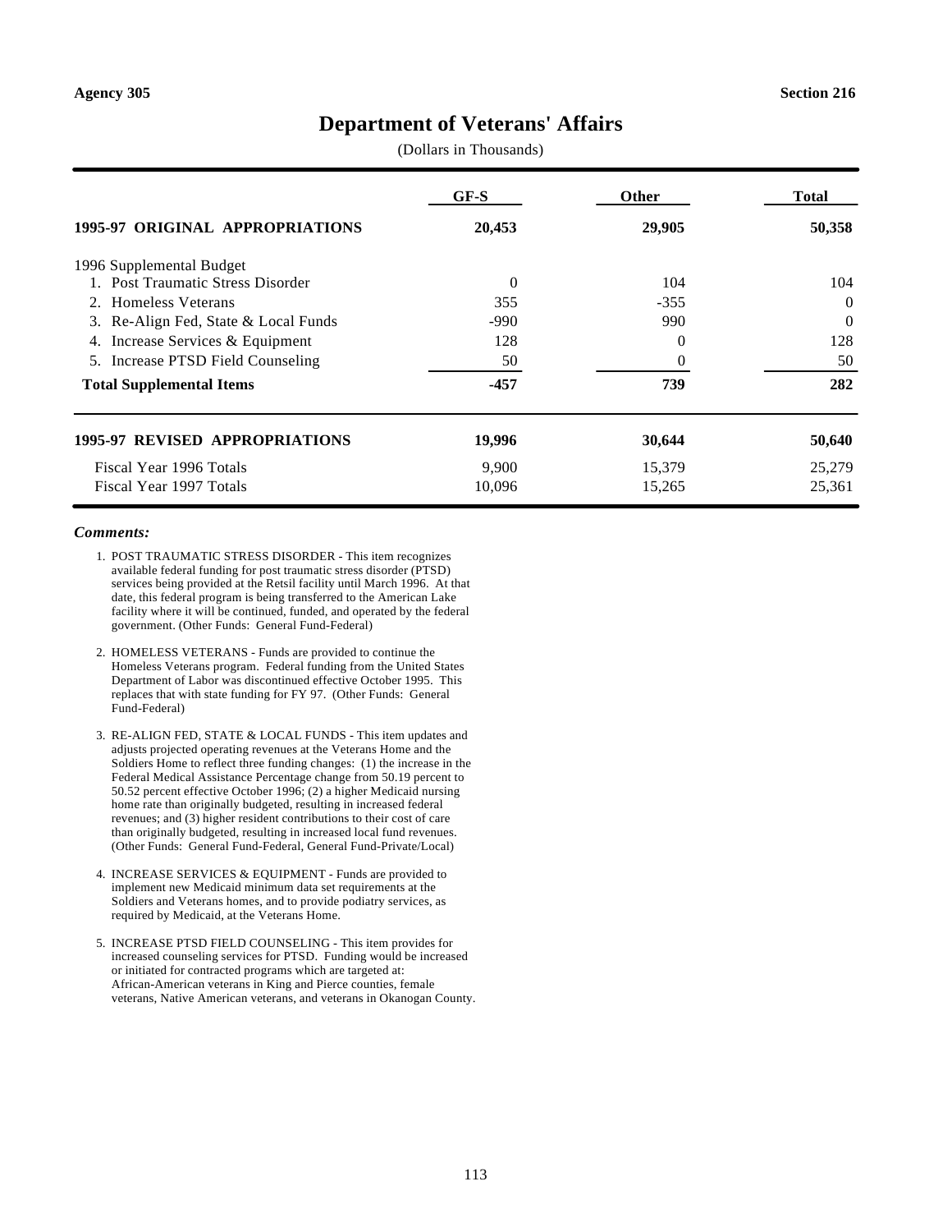Agency 305 | Section 216

# Department of Veterans' Affairs

(Dollars in Thousands)

| | GF-S | Other | Total |
|---|---|---|---|
| **1995-97 ORIGINAL APPROPRIATIONS** | **20,453** | **29,905** | **50,358** |
| 1996 Supplemental Budget | | | |
| 1. Post Traumatic Stress Disorder | 0 | 104 | 104 |
| 2. Homeless Veterans | 355 | -355 | 0 |
| 3. Re-Align Fed, State & Local Funds | -990 | 990 | 0 |
| 4. Increase Services & Equipment | 128 | 0 | 128 |
| 5. Increase PTSD Field Counseling | 50 | 0 | 50 |
| **Total Supplemental Items** | **-457** | **739** | **282** |
| **1995-97 REVISED APPROPRIATIONS** | **19,996** | **30,644** | **50,640** |
| Fiscal Year 1996 Totals | 9,900 | 15,379 | 25,279 |
| Fiscal Year 1997 Totals | 10,096 | 15,265 | 25,361 |

***Comments:***

1. POST TRAUMATIC STRESS DISORDER - This item recognizes available federal funding for post traumatic stress disorder (PTSD) services being provided at the Retsil facility until March 1996. At that date, this federal program is being transferred to the American Lake facility where it will be continued, funded, and operated by the federal government. (Other Funds: General Fund-Federal)

2. HOMELESS VETERANS - Funds are provided to continue the Homeless Veterans program. Federal funding from the United States Department of Labor was discontinued effective October 1995. This replaces that with state funding for FY 97. (Other Funds: General Fund-Federal)

3. RE-ALIGN FED, STATE & LOCAL FUNDS - This item updates and adjusts projected operating revenues at the Veterans Home and the Soldiers Home to reflect three funding changes: (1) the increase in the Federal Medical Assistance Percentage change from 50.19 percent to 50.52 percent effective October 1996; (2) a higher Medicaid nursing home rate than originally budgeted, resulting in increased federal revenues; and (3) higher resident contributions to their cost of care than originally budgeted, resulting in increased local fund revenues. (Other Funds: General Fund-Federal, General Fund-Private/Local)

4. INCREASE SERVICES & EQUIPMENT - Funds are provided to implement new Medicaid minimum data set requirements at the Soldiers and Veterans homes, and to provide podiatry services, as required by Medicaid, at the Veterans Home.

5. INCREASE PTSD FIELD COUNSELING - This item provides for increased counseling services for PTSD. Funding would be increased or initiated for contracted programs which are targeted at: African-American veterans in King and Pierce counties, female veterans, Native American veterans, and veterans in Okanogan County.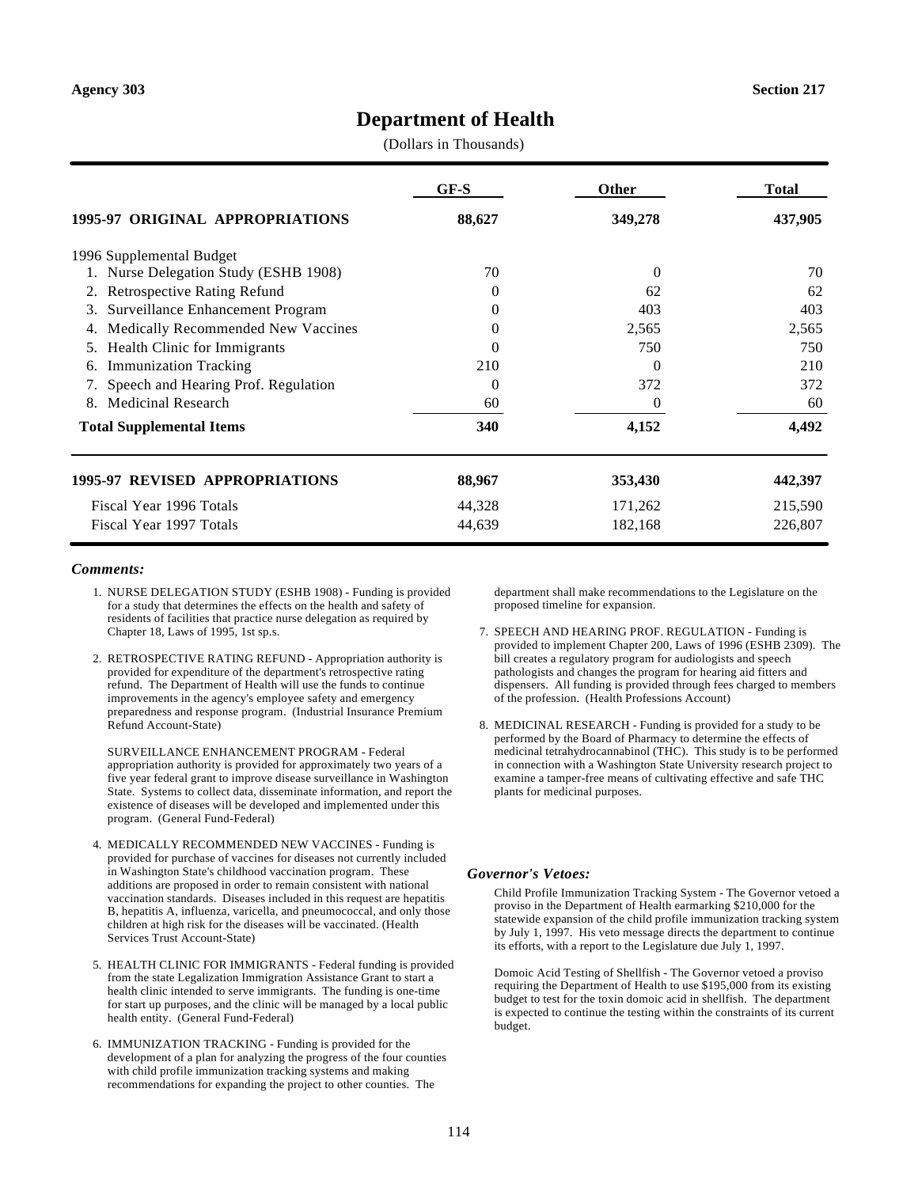Agency 303 Section 217

# Department of Health

(Dollars in Thousands)

| | GF-S | Other | Total |
|---|---|---|---|
| **1995-97 ORIGINAL APPROPRIATIONS** | **88,627** | **349,278** | **437,905** |
| 1996 Supplemental Budget | | | |
| 1. Nurse Delegation Study (ESHB 1908) | 70 | 0 | 70 |
| 2. Retrospective Rating Refund | 0 | 62 | 62 |
| 3. Surveillance Enhancement Program | 0 | 403 | 403 |
| 4. Medically Recommended New Vaccines | 0 | 2,565 | 2,565 |
| 5. Health Clinic for Immigrants | 0 | 750 | 750 |
| 6. Immunization Tracking | 210 | 0 | 210 |
| 7. Speech and Hearing Prof. Regulation | 0 | 372 | 372 |
| 8. Medicinal Research | 60 | 0 | 60 |
| **Total Supplemental Items** | **340** | **4,152** | **4,492** |
| **1995-97 REVISED APPROPRIATIONS** | **88,967** | **353,430** | **442,397** |
| Fiscal Year 1996 Totals | 44,328 | 171,262 | 215,590 |
| Fiscal Year 1997 Totals | 44,639 | 182,168 | 226,807 |

### *Comments:*

1. NURSE DELEGATION STUDY (ESHB 1908) - Funding is provided for a study that determines the effects on the health and safety of residents of facilities that practice nurse delegation as required by Chapter 18, Laws of 1995, 1st sp.s.

2. RETROSPECTIVE RATING REFUND - Appropriation authority is provided for expenditure of the department's retrospective rating refund. The Department of Health will use the funds to continue improvements in the agency's employee safety and emergency preparedness and response program. (Industrial Insurance Premium Refund Account-State)

   SURVEILLANCE ENHANCEMENT PROGRAM - Federal appropriation authority is provided for approximately two years of a five year federal grant to improve disease surveillance in Washington State. Systems to collect data, disseminate information, and report the existence of diseases will be developed and implemented under this program. (General Fund-Federal)

4. MEDICALLY RECOMMENDED NEW VACCINES - Funding is provided for purchase of vaccines for diseases not currently included in Washington State's childhood vaccination program. These additions are proposed in order to remain consistent with national vaccination standards. Diseases included in this request are hepatitis B, hepatitis A, influenza, varicella, and pneumococcal, and only those children at high risk for the diseases will be vaccinated. (Health Services Trust Account-State)

5. HEALTH CLINIC FOR IMMIGRANTS - Federal funding is provided from the state Legalization Immigration Assistance Grant to start a health clinic intended to serve immigrants. The funding is one-time for start up purposes, and the clinic will be managed by a local public health entity. (General Fund-Federal)

6. IMMUNIZATION TRACKING - Funding is provided for the development of a plan for analyzing the progress of the four counties with child profile immunization tracking systems and making recommendations for expanding the project to other counties. The department shall make recommendations to the Legislature on the proposed timeline for expansion.

7. SPEECH AND HEARING PROF. REGULATION - Funding is provided to implement Chapter 200, Laws of 1996 (ESHB 2309). The bill creates a regulatory program for audiologists and speech pathologists and changes the program for hearing aid fitters and dispensers. All funding is provided through fees charged to members of the profession. (Health Professions Account)

8. MEDICINAL RESEARCH - Funding is provided for a study to be performed by the Board of Pharmacy to determine the effects of medicinal tetrahydrocannabinol (THC). This study is to be performed in connection with a Washington State University research project to examine a tamper-free means of cultivating effective and safe THC plants for medicinal purposes.

### *Governor's Vetoes:*

Child Profile Immunization Tracking System - The Governor vetoed a proviso in the Department of Health earmarking $210,000 for the statewide expansion of the child profile immunization tracking system by July 1, 1997. His veto message directs the department to continue its efforts, with a report to the Legislature due July 1, 1997.

Domoic Acid Testing of Shellfish - The Governor vetoed a proviso requiring the Department of Health to use $195,000 from its existing budget to test for the toxin domoic acid in shellfish. The department is expected to continue the testing within the constraints of its current budget.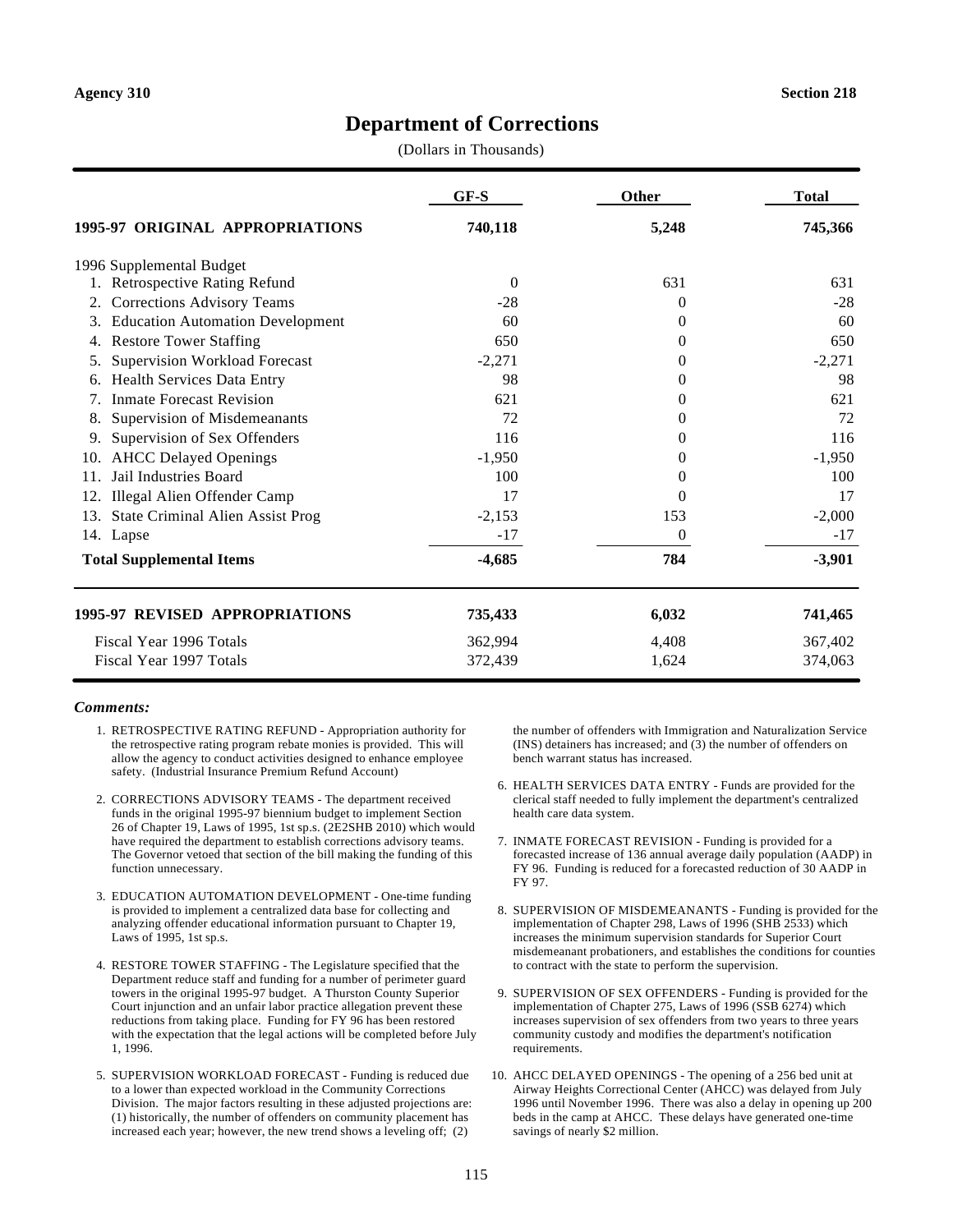**Agency 310** **Section 218**

# Department of Corrections

(Dollars in Thousands)

| | GF-S | Other | Total |
|---|---|---|---|
| **1995-97 ORIGINAL APPROPRIATIONS** | **740,118** | **5,248** | **745,366** |
| 1996 Supplemental Budget | | | |
| 1. Retrospective Rating Refund | 0 | 631 | 631 |
| 2. Corrections Advisory Teams | -28 | 0 | -28 |
| 3. Education Automation Development | 60 | 0 | 60 |
| 4. Restore Tower Staffing | 650 | 0 | 650 |
| 5. Supervision Workload Forecast | -2,271 | 0 | -2,271 |
| 6. Health Services Data Entry | 98 | 0 | 98 |
| 7. Inmate Forecast Revision | 621 | 0 | 621 |
| 8. Supervision of Misdemeanants | 72 | 0 | 72 |
| 9. Supervision of Sex Offenders | 116 | 0 | 116 |
| 10. AHCC Delayed Openings | -1,950 | 0 | -1,950 |
| 11. Jail Industries Board | 100 | 0 | 100 |
| 12. Illegal Alien Offender Camp | 17 | 0 | 17 |
| 13. State Criminal Alien Assist Prog | -2,153 | 153 | -2,000 |
| 14. Lapse | -17 | 0 | -17 |
| **Total Supplemental Items** | **-4,685** | **784** | **-3,901** |
| **1995-97 REVISED APPROPRIATIONS** | **735,433** | **6,032** | **741,465** |
| Fiscal Year 1996 Totals | 362,994 | 4,408 | 367,402 |
| Fiscal Year 1997 Totals | 372,439 | 1,624 | 374,063 |

***Comments:***

1. RETROSPECTIVE RATING REFUND - Appropriation authority for the retrospective rating program rebate monies is provided. This will allow the agency to conduct activities designed to enhance employee safety. (Industrial Insurance Premium Refund Account)

2. CORRECTIONS ADVISORY TEAMS - The department received funds in the original 1995-97 biennium budget to implement Section 26 of Chapter 19, Laws of 1995, 1st sp.s. (2E2SHB 2010) which would have required the department to establish corrections advisory teams. The Governor vetoed that section of the bill making the funding of this function unnecessary.

3. EDUCATION AUTOMATION DEVELOPMENT - One-time funding is provided to implement a centralized data base for collecting and analyzing offender educational information pursuant to Chapter 19, Laws of 1995, 1st sp.s.

4. RESTORE TOWER STAFFING - The Legislature specified that the Department reduce staff and funding for a number of perimeter guard towers in the original 1995-97 budget. A Thurston County Superior Court injunction and an unfair labor practice allegation prevent these reductions from taking place. Funding for FY 96 has been restored with the expectation that the legal actions will be completed before July 1, 1996.

5. SUPERVISION WORKLOAD FORECAST - Funding is reduced due to a lower than expected workload in the Community Corrections Division. The major factors resulting in these adjusted projections are: (1) historically, the number of offenders on community placement has increased each year; however, the new trend shows a leveling off; (2) the number of offenders with Immigration and Naturalization Service (INS) detainers has increased; and (3) the number of offenders on bench warrant status has increased.

6. HEALTH SERVICES DATA ENTRY - Funds are provided for the clerical staff needed to fully implement the department's centralized health care data system.

7. INMATE FORECAST REVISION - Funding is provided for a forecasted increase of 136 annual average daily population (AADP) in FY 96. Funding is reduced for a forecasted reduction of 30 AADP in FY 97.

8. SUPERVISION OF MISDEMEANANTS - Funding is provided for the implementation of Chapter 298, Laws of 1996 (SHB 2533) which increases the minimum supervision standards for Superior Court misdemeanant probationers, and establishes the conditions for counties to contract with the state to perform the supervision.

9. SUPERVISION OF SEX OFFENDERS - Funding is provided for the implementation of Chapter 275, Laws of 1996 (SSB 6274) which increases supervision of sex offenders from two years to three years community custody and modifies the department's notification requirements.

10. AHCC DELAYED OPENINGS - The opening of a 256 bed unit at Airway Heights Correctional Center (AHCC) was delayed from July 1996 until November 1996. There was also a delay in opening up 200 beds in the camp at AHCC. These delays have generated one-time savings of nearly $2 million.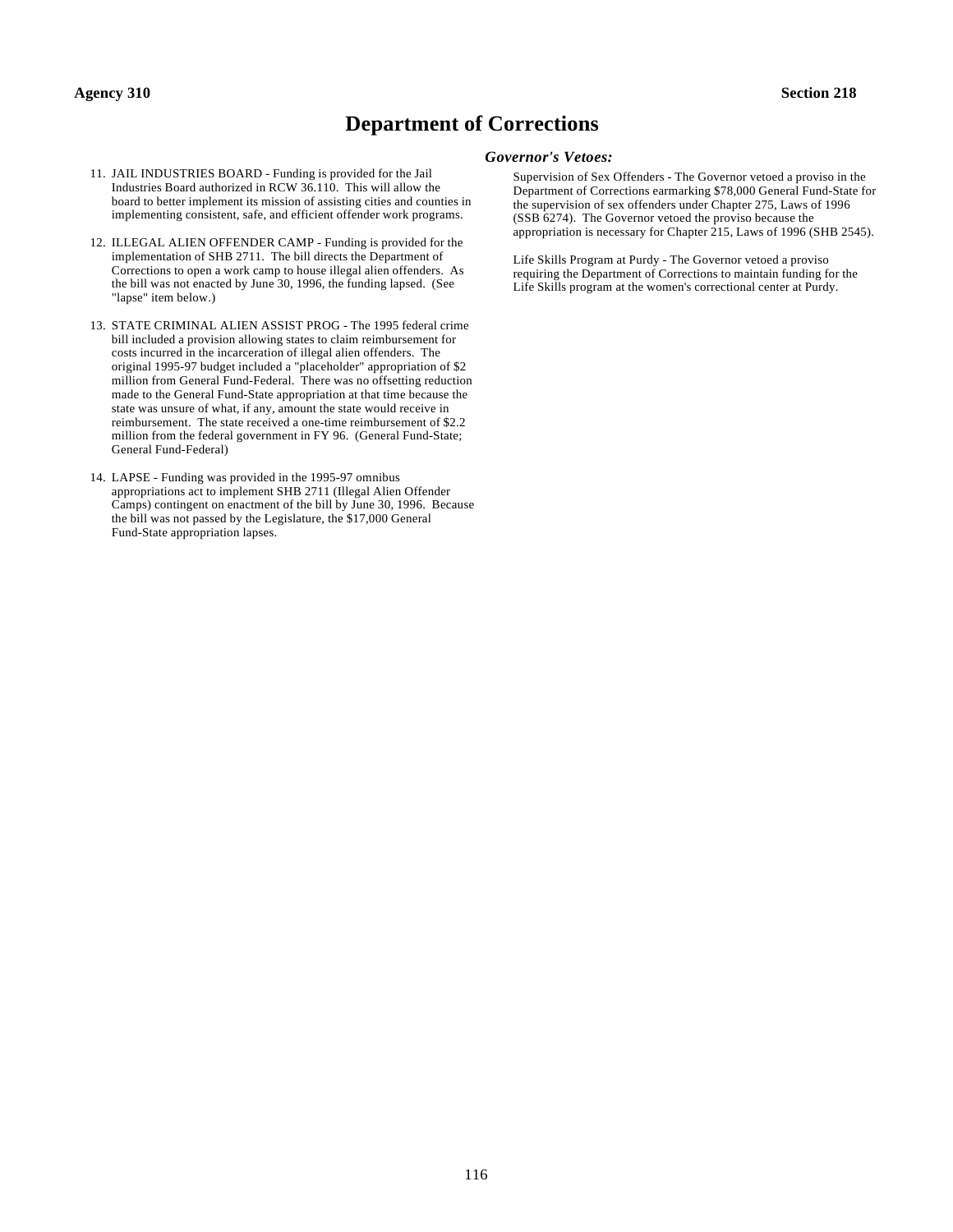Agency 310 Section 218

# Department of Corrections

11. JAIL INDUSTRIES BOARD - Funding is provided for the Jail Industries Board authorized in RCW 36.110. This will allow the board to better implement its mission of assisting cities and counties in implementing consistent, safe, and efficient offender work programs.

12. ILLEGAL ALIEN OFFENDER CAMP - Funding is provided for the implementation of SHB 2711. The bill directs the Department of Corrections to open a work camp to house illegal alien offenders. As the bill was not enacted by June 30, 1996, the funding lapsed. (See "lapse" item below.)

13. STATE CRIMINAL ALIEN ASSIST PROG - The 1995 federal crime bill included a provision allowing states to claim reimbursement for costs incurred in the incarceration of illegal alien offenders. The original 1995-97 budget included a "placeholder" appropriation of $2 million from General Fund-Federal. There was no offsetting reduction made to the General Fund-State appropriation at that time because the state was unsure of what, if any, amount the state would receive in reimbursement. The state received a one-time reimbursement of $2.2 million from the federal government in FY 96. (General Fund-State; General Fund-Federal)

14. LAPSE - Funding was provided in the 1995-97 omnibus appropriations act to implement SHB 2711 (Illegal Alien Offender Camps) contingent on enactment of the bill by June 30, 1996. Because the bill was not passed by the Legislature, the $17,000 General Fund-State appropriation lapses.

### *Governor's Vetoes:*

Supervision of Sex Offenders - The Governor vetoed a proviso in the Department of Corrections earmarking $78,000 General Fund-State for the supervision of sex offenders under Chapter 275, Laws of 1996 (SSB 6274). The Governor vetoed the proviso because the appropriation is necessary for Chapter 215, Laws of 1996 (SHB 2545).

Life Skills Program at Purdy - The Governor vetoed a proviso requiring the Department of Corrections to maintain funding for the Life Skills program at the women's correctional center at Purdy.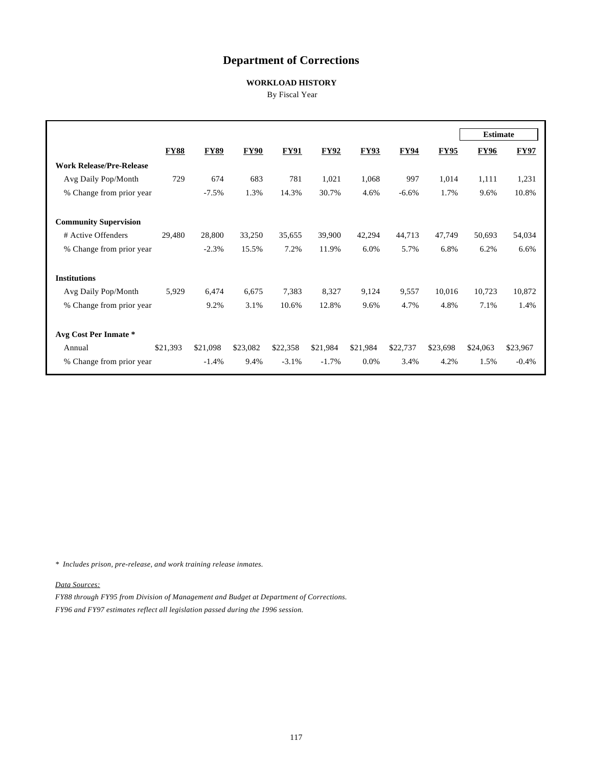# Department of Corrections

### WORKLOAD HISTORY

By Fiscal Year

| | FY88 | FY89 | FY90 | FY91 | FY92 | FY93 | FY94 | FY95 | Estimate FY96 | FY97 |
|---|---|---|---|---|---|---|---|---|---|---|
| **Work Release/Pre-Release** | | | | | | | | | | |
| Avg Daily Pop/Month | 729 | 674 | 683 | 781 | 1,021 | 1,068 | 997 | 1,014 | 1,111 | 1,231 |
| % Change from prior year | | -7.5% | 1.3% | 14.3% | 30.7% | 4.6% | -6.6% | 1.7% | 9.6% | 10.8% |
| **Community Supervision** | | | | | | | | | | |
| # Active Offenders | 29,480 | 28,800 | 33,250 | 35,655 | 39,900 | 42,294 | 44,713 | 47,749 | 50,693 | 54,034 |
| % Change from prior year | | -2.3% | 15.5% | 7.2% | 11.9% | 6.0% | 5.7% | 6.8% | 6.2% | 6.6% |
| **Institutions** | | | | | | | | | | |
| Avg Daily Pop/Month | 5,929 | 6,474 | 6,675 | 7,383 | 8,327 | 9,124 | 9,557 | 10,016 | 10,723 | 10,872 |
| % Change from prior year | | 9.2% | 3.1% | 10.6% | 12.8% | 9.6% | 4.7% | 4.8% | 7.1% | 1.4% |
| **Avg Cost Per Inmate *** | | | | | | | | | | |
| Annual | $21,393 | $21,098 | $23,082 | $22,358 | $21,984 | $21,984 | $22,737 | $23,698 | $24,063 | $23,967 |
| % Change from prior year | | -1.4% | 9.4% | -3.1% | -1.7% | 0.0% | 3.4% | 4.2% | 1.5% | -0.4% |

*\* Includes prison, pre-release, and work training release inmates.*

*Data Sources:*

*FY88 through FY95 from Division of Management and Budget at Department of Corrections.*

*FY96 and FY97 estimates reflect all legislation passed during the 1996 session.*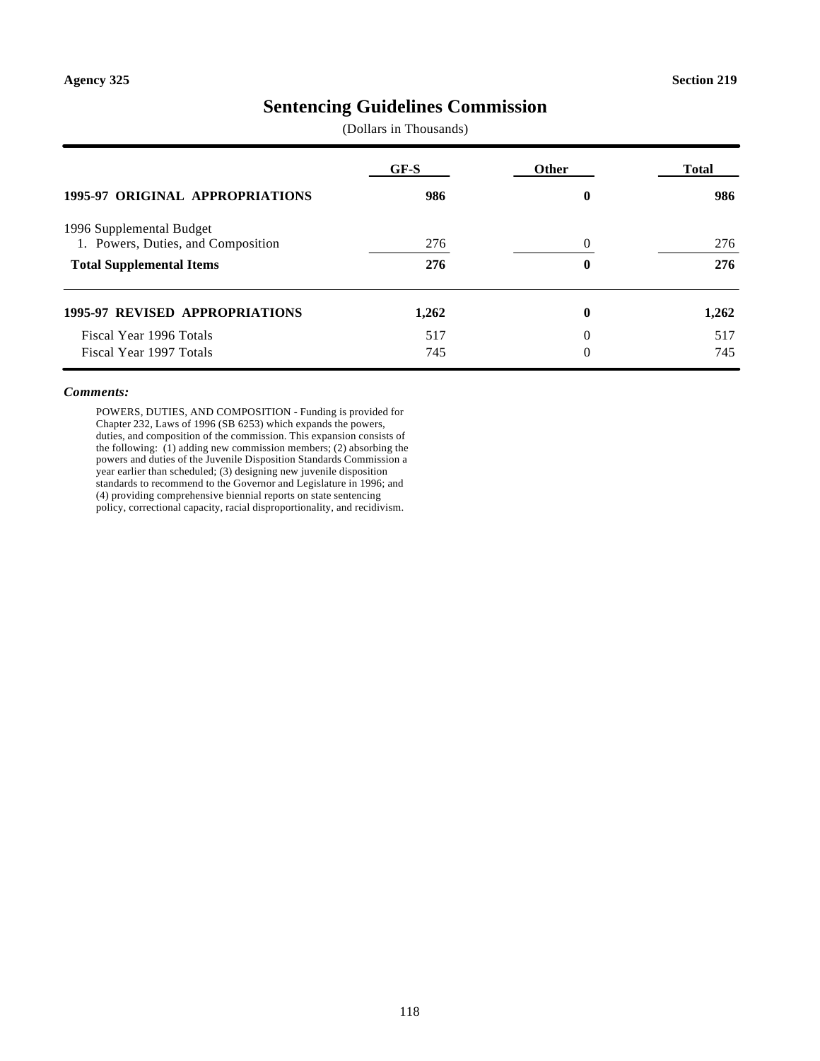Agency 325 Section 219

# Sentencing Guidelines Commission

(Dollars in Thousands)

| | GF-S | Other | Total |
|---|---|---|---|
| **1995-97 ORIGINAL APPROPRIATIONS** | **986** | **0** | **986** |
| 1996 Supplemental Budget | | | |
| 1. Powers, Duties, and Composition | 276 | 0 | 276 |
| **Total Supplemental Items** | **276** | **0** | **276** |
| **1995-97 REVISED APPROPRIATIONS** | **1,262** | **0** | **1,262** |
| Fiscal Year 1996 Totals | 517 | 0 | 517 |
| Fiscal Year 1997 Totals | 745 | 0 | 745 |

***Comments:***

POWERS, DUTIES, AND COMPOSITION - Funding is provided for Chapter 232, Laws of 1996 (SB 6253) which expands the powers, duties, and composition of the commission. This expansion consists of the following: (1) adding new commission members; (2) absorbing the powers and duties of the Juvenile Disposition Standards Commission a year earlier than scheduled; (3) designing new juvenile disposition standards to recommend to the Governor and Legislature in 1996; and (4) providing comprehensive biennial reports on state sentencing policy, correctional capacity, racial disproportionality, and recidivism.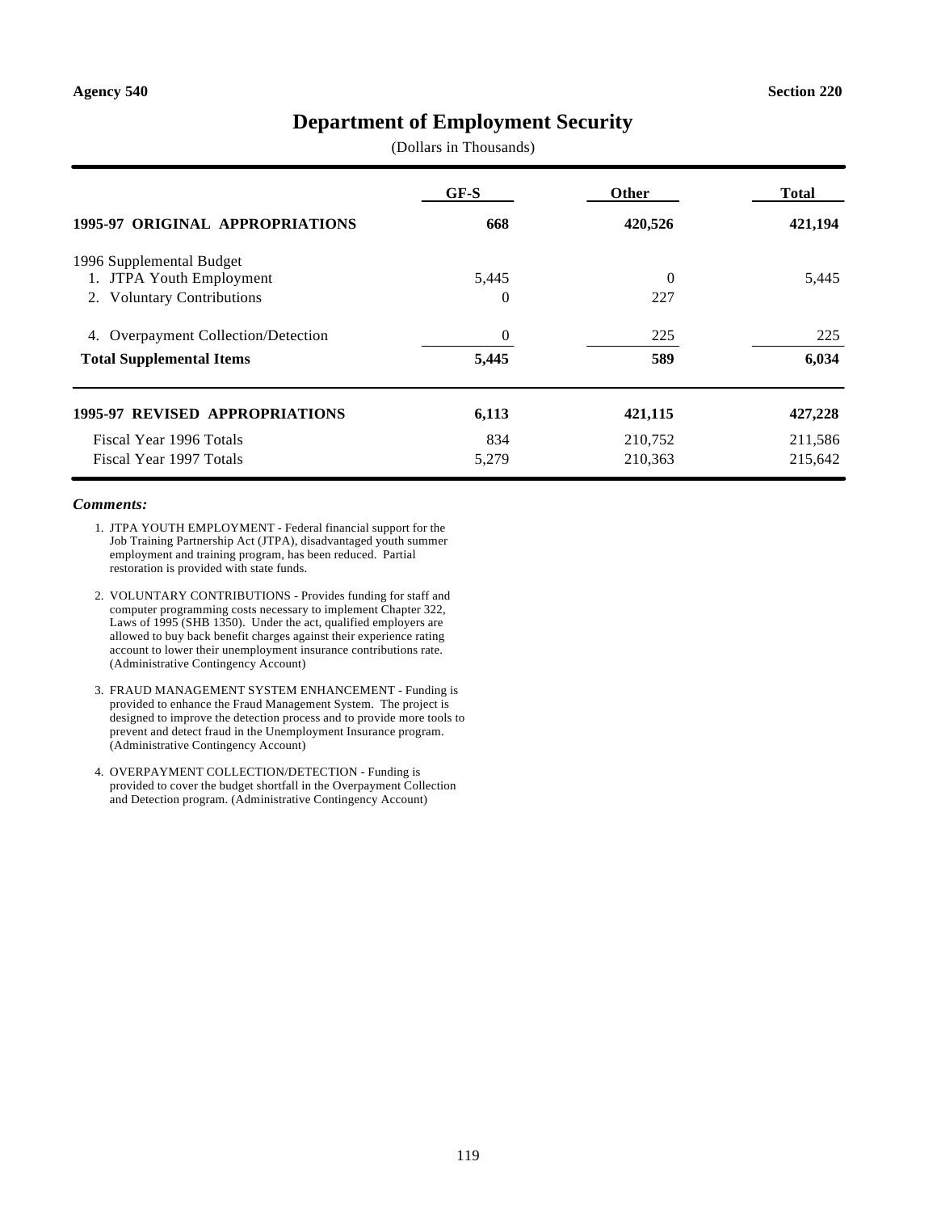Agency 540 | Section 220

# Department of Employment Security

(Dollars in Thousands)

| | GF-S | Other | Total |
|---|---|---|---|
| **1995-97 ORIGINAL APPROPRIATIONS** | **668** | **420,526** | **421,194** |
| 1996 Supplemental Budget | | | |
| 1. JTPA Youth Employment | 5,445 | 0 | 5,445 |
| 2. Voluntary Contributions | 0 | 227 | |
| 4. Overpayment Collection/Detection | 0 | 225 | 225 |
| **Total Supplemental Items** | **5,445** | **589** | **6,034** |
| **1995-97 REVISED APPROPRIATIONS** | **6,113** | **421,115** | **427,228** |
| Fiscal Year 1996 Totals | 834 | 210,752 | 211,586 |
| Fiscal Year 1997 Totals | 5,279 | 210,363 | 215,642 |

***Comments:***

1. JTPA YOUTH EMPLOYMENT - Federal financial support for the Job Training Partnership Act (JTPA), disadvantaged youth summer employment and training program, has been reduced. Partial restoration is provided with state funds.

2. VOLUNTARY CONTRIBUTIONS - Provides funding for staff and computer programming costs necessary to implement Chapter 322, Laws of 1995 (SHB 1350). Under the act, qualified employers are allowed to buy back benefit charges against their experience rating account to lower their unemployment insurance contributions rate. (Administrative Contingency Account)

3. FRAUD MANAGEMENT SYSTEM ENHANCEMENT - Funding is provided to enhance the Fraud Management System. The project is designed to improve the detection process and to provide more tools to prevent and detect fraud in the Unemployment Insurance program. (Administrative Contingency Account)

4. OVERPAYMENT COLLECTION/DETECTION - Funding is provided to cover the budget shortfall in the Overpayment Collection and Detection program. (Administrative Contingency Account)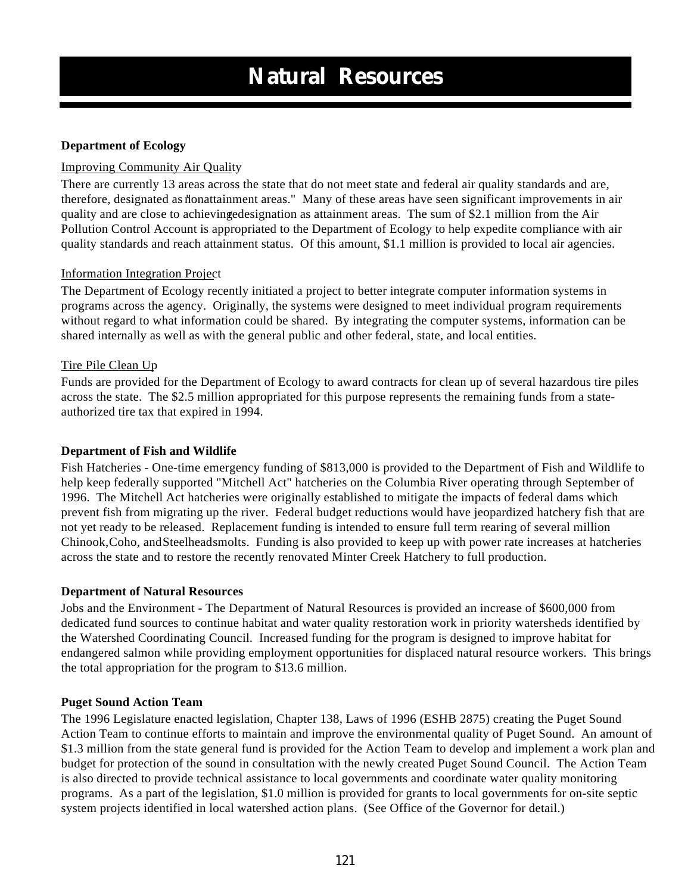# Natural Resources

**Department of Ecology**

Improving Community Air Quality

There are currently 13 areas across the state that do not meet state and federal air quality standards and are, therefore, designated as "nonattainment areas." Many of these areas have seen significant improvements in air quality and are close to achieving redesignation as attainment areas. The sum of $2.1 million from the Air Pollution Control Account is appropriated to the Department of Ecology to help expedite compliance with air quality standards and reach attainment status. Of this amount, $1.1 million is provided to local air agencies.

Information Integration Project

The Department of Ecology recently initiated a project to better integrate computer information systems in programs across the agency. Originally, the systems were designed to meet individual program requirements without regard to what information could be shared. By integrating the computer systems, information can be shared internally as well as with the general public and other federal, state, and local entities.

Tire Pile Clean Up

Funds are provided for the Department of Ecology to award contracts for clean up of several hazardous tire piles across the state. The $2.5 million appropriated for this purpose represents the remaining funds from a state-authorized tire tax that expired in 1994.

**Department of Fish and Wildlife**

Fish Hatcheries - One-time emergency funding of $813,000 is provided to the Department of Fish and Wildlife to help keep federally supported "Mitchell Act" hatcheries on the Columbia River operating through September of 1996. The Mitchell Act hatcheries were originally established to mitigate the impacts of federal dams which prevent fish from migrating up the river. Federal budget reductions would have jeopardized hatchery fish that are not yet ready to be released. Replacement funding is intended to ensure full term rearing of several million Chinook, Coho, and Steelhead smolts. Funding is also provided to keep up with power rate increases at hatcheries across the state and to restore the recently renovated Minter Creek Hatchery to full production.

**Department of Natural Resources**

Jobs and the Environment - The Department of Natural Resources is provided an increase of $600,000 from dedicated fund sources to continue habitat and water quality restoration work in priority watersheds identified by the Watershed Coordinating Council. Increased funding for the program is designed to improve habitat for endangered salmon while providing employment opportunities for displaced natural resource workers. This brings the total appropriation for the program to $13.6 million.

**Puget Sound Action Team**

The 1996 Legislature enacted legislation, Chapter 138, Laws of 1996 (ESHB 2875) creating the Puget Sound Action Team to continue efforts to maintain and improve the environmental quality of Puget Sound. An amount of $1.3 million from the state general fund is provided for the Action Team to develop and implement a work plan and budget for protection of the sound in consultation with the newly created Puget Sound Council. The Action Team is also directed to provide technical assistance to local governments and coordinate water quality monitoring programs. As a part of the legislation, $1.0 million is provided for grants to local governments for on-site septic system projects identified in local watershed action plans. (See Office of the Governor for detail.)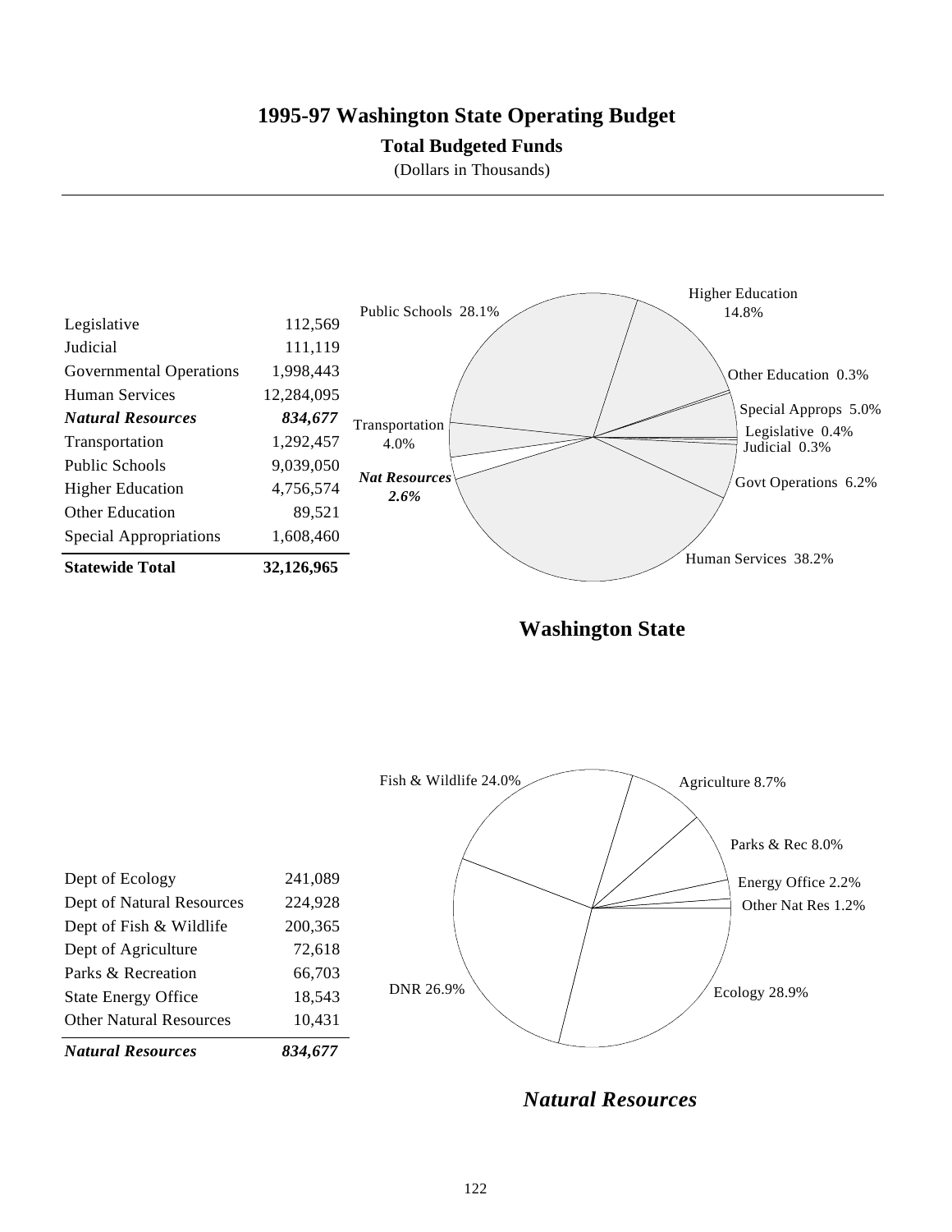# 1995-97 Washington State Operating Budget

**Total Budgeted Funds**

(Dollars in Thousands)

| | |
|---|---|
| Legislative | 112,569 |
| Judicial | 111,119 |
| Governmental Operations | 1,998,443 |
| Human Services | 12,284,095 |
| ***Natural Resources*** | ***834,677*** |
| Transportation | 1,292,457 |
| Public Schools | 9,039,050 |
| Higher Education | 4,756,574 |
| Other Education | 89,521 |
| Special Appropriations | 1,608,460 |
| **Statewide Total** | **32,126,965** |

Public Schools 28.1%
Higher Education 14.8%
Other Education 0.3%
Special Approps 5.0%
Legislative 0.4%
Judicial 0.3%
Govt Operations 6.2%
Human Services 38.2%
***Nat Resources 2.6%***
Transportation 4.0%

**Washington State**

| | |
|---|---|
| Dept of Ecology | 241,089 |
| Dept of Natural Resources | 224,928 |
| Dept of Fish & Wildlife | 200,365 |
| Dept of Agriculture | 72,618 |
| Parks & Recreation | 66,703 |
| State Energy Office | 18,543 |
| Other Natural Resources | 10,431 |
| ***Natural Resources*** | ***834,677*** |

Fish & Wildlife 24.0%
Agriculture 8.7%
Parks & Rec 8.0%
Energy Office 2.2%
Other Nat Res 1.2%
Ecology 28.9%
DNR 26.9%

***Natural Resources***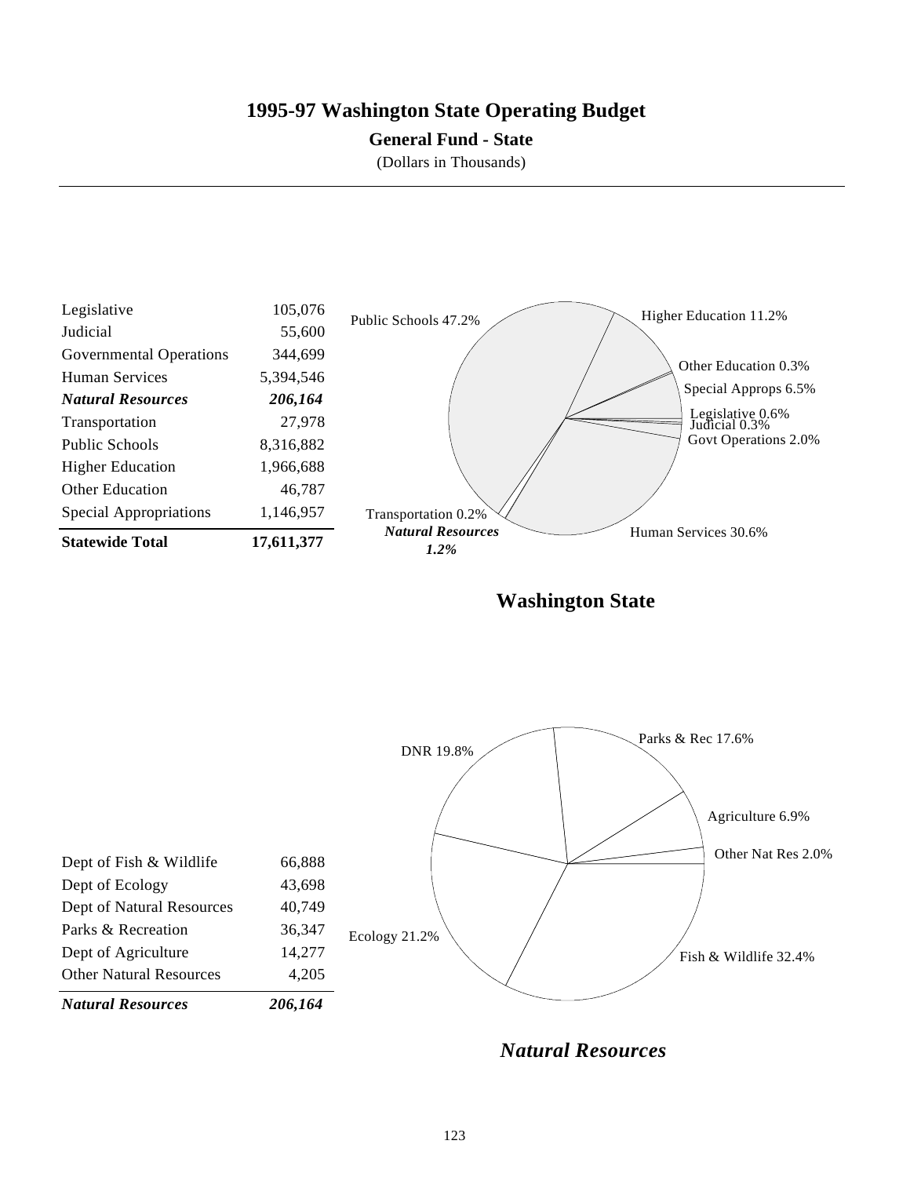# 1995-97 Washington State Operating Budget

## General Fund - State

(Dollars in Thousands)

| | |
|---|---|
| Legislative | 105,076 |
| Judicial | 55,600 |
| Governmental Operations | 344,699 |
| Human Services | 5,394,546 |
| ***Natural Resources*** | ***206,164*** |
| Transportation | 27,978 |
| Public Schools | 8,316,882 |
| Higher Education | 1,966,688 |
| Other Education | 46,787 |
| Special Appropriations | 1,146,957 |
| **Statewide Total** | **17,611,377** |

Public Schools 47.2%
Higher Education 11.2%
Other Education 0.3%
Special Approps 6.5%
Legislative 0.6%
Judicial 0.3%
Govt Operations 2.0%
Human Services 30.6%
Transportation 0.2%
***Natural Resources 1.2%***

**Washington State**

| | |
|---|---|
| Dept of Fish & Wildlife | 66,888 |
| Dept of Ecology | 43,698 |
| Dept of Natural Resources | 40,749 |
| Parks & Recreation | 36,347 |
| Dept of Agriculture | 14,277 |
| Other Natural Resources | 4,205 |
| ***Natural Resources*** | ***206,164*** |

DNR 19.8%
Parks & Rec 17.6%
Agriculture 6.9%
Other Nat Res 2.0%
Fish & Wildlife 32.4%
Ecology 21.2%

***Natural Resources***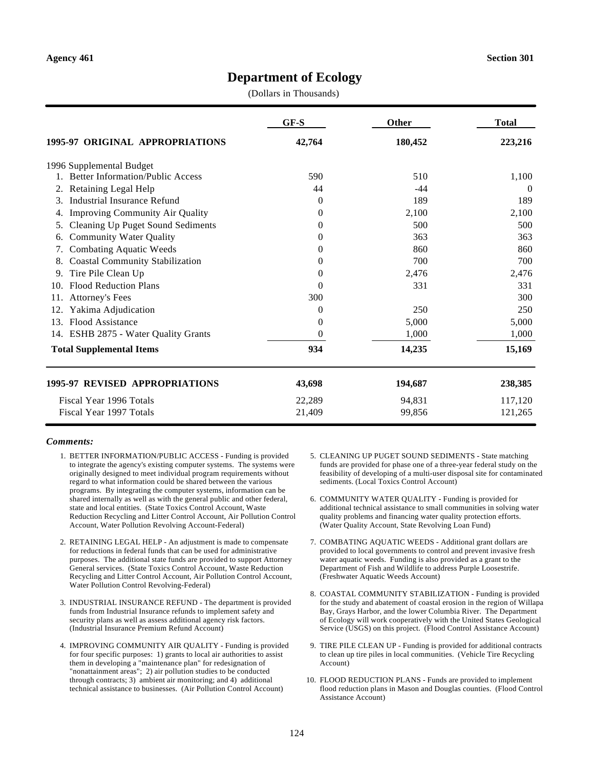Agency 461 | Section 301

# Department of Ecology

(Dollars in Thousands)

| | GF-S | Other | Total |
|---|---|---|---|
| **1995-97 ORIGINAL APPROPRIATIONS** | **42,764** | **180,452** | **223,216** |
| 1996 Supplemental Budget | | | |
| 1. Better Information/Public Access | 590 | 510 | 1,100 |
| 2. Retaining Legal Help | 44 | -44 | 0 |
| 3. Industrial Insurance Refund | 0 | 189 | 189 |
| 4. Improving Community Air Quality | 0 | 2,100 | 2,100 |
| 5. Cleaning Up Puget Sound Sediments | 0 | 500 | 500 |
| 6. Community Water Quality | 0 | 363 | 363 |
| 7. Combating Aquatic Weeds | 0 | 860 | 860 |
| 8. Coastal Community Stabilization | 0 | 700 | 700 |
| 9. Tire Pile Clean Up | 0 | 2,476 | 2,476 |
| 10. Flood Reduction Plans | 0 | 331 | 331 |
| 11. Attorney's Fees | 300 | | 300 |
| 12. Yakima Adjudication | 0 | 250 | 250 |
| 13. Flood Assistance | 0 | 5,000 | 5,000 |
| 14. ESHB 2875 - Water Quality Grants | 0 | 1,000 | 1,000 |
| **Total Supplemental Items** | **934** | **14,235** | **15,169** |
| **1995-97 REVISED APPROPRIATIONS** | **43,698** | **194,687** | **238,385** |
| Fiscal Year 1996 Totals | 22,289 | 94,831 | 117,120 |
| Fiscal Year 1997 Totals | 21,409 | 99,856 | 121,265 |

***Comments:***

1. BETTER INFORMATION/PUBLIC ACCESS - Funding is provided to integrate the agency's existing computer systems. The systems were originally designed to meet individual program requirements without regard to what information could be shared between the various programs. By integrating the computer systems, information can be shared internally as well as with the general public and other federal, state and local entities. (State Toxics Control Account, Waste Reduction Recycling and Litter Control Account, Air Pollution Control Account, Water Pollution Revolving Account-Federal)

2. RETAINING LEGAL HELP - An adjustment is made to compensate for reductions in federal funds that can be used for administrative purposes. The additional state funds are provided to support Attorney General services. (State Toxics Control Account, Waste Reduction Recycling and Litter Control Account, Air Pollution Control Account, Water Pollution Control Revolving-Federal)

3. INDUSTRIAL INSURANCE REFUND - The department is provided funds from Industrial Insurance refunds to implement safety and security plans as well as assess additional agency risk factors. (Industrial Insurance Premium Refund Account)

4. IMPROVING COMMUNITY AIR QUALITY - Funding is provided for four specific purposes: 1) grants to local air authorities to assist them in developing a "maintenance plan" for redesignation of "nonattainment areas"; 2) air pollution studies to be conducted through contracts; 3) ambient air monitoring; and 4) additional technical assistance to businesses. (Air Pollution Control Account)

5. CLEANING UP PUGET SOUND SEDIMENTS - State matching funds are provided for phase one of a three-year federal study on the feasibility of developing of a multi-user disposal site for contaminated sediments. (Local Toxics Control Account)

6. COMMUNITY WATER QUALITY - Funding is provided for additional technical assistance to small communities in solving water quality problems and financing water quality protection efforts. (Water Quality Account, State Revolving Loan Fund)

7. COMBATING AQUATIC WEEDS - Additional grant dollars are provided to local governments to control and prevent invasive fresh water aquatic weeds. Funding is also provided as a grant to the Department of Fish and Wildlife to address Purple Loosestrife. (Freshwater Aquatic Weeds Account)

8. COASTAL COMMUNITY STABILIZATION - Funding is provided for the study and abatement of coastal erosion in the region of Willapa Bay, Grays Harbor, and the lower Columbia River. The Department of Ecology will work cooperatively with the United States Geological Service (USGS) on this project. (Flood Control Assistance Account)

9. TIRE PILE CLEAN UP - Funding is provided for additional contracts to clean up tire piles in local communities. (Vehicle Tire Recycling Account)

10. FLOOD REDUCTION PLANS - Funds are provided to implement flood reduction plans in Mason and Douglas counties. (Flood Control Assistance Account)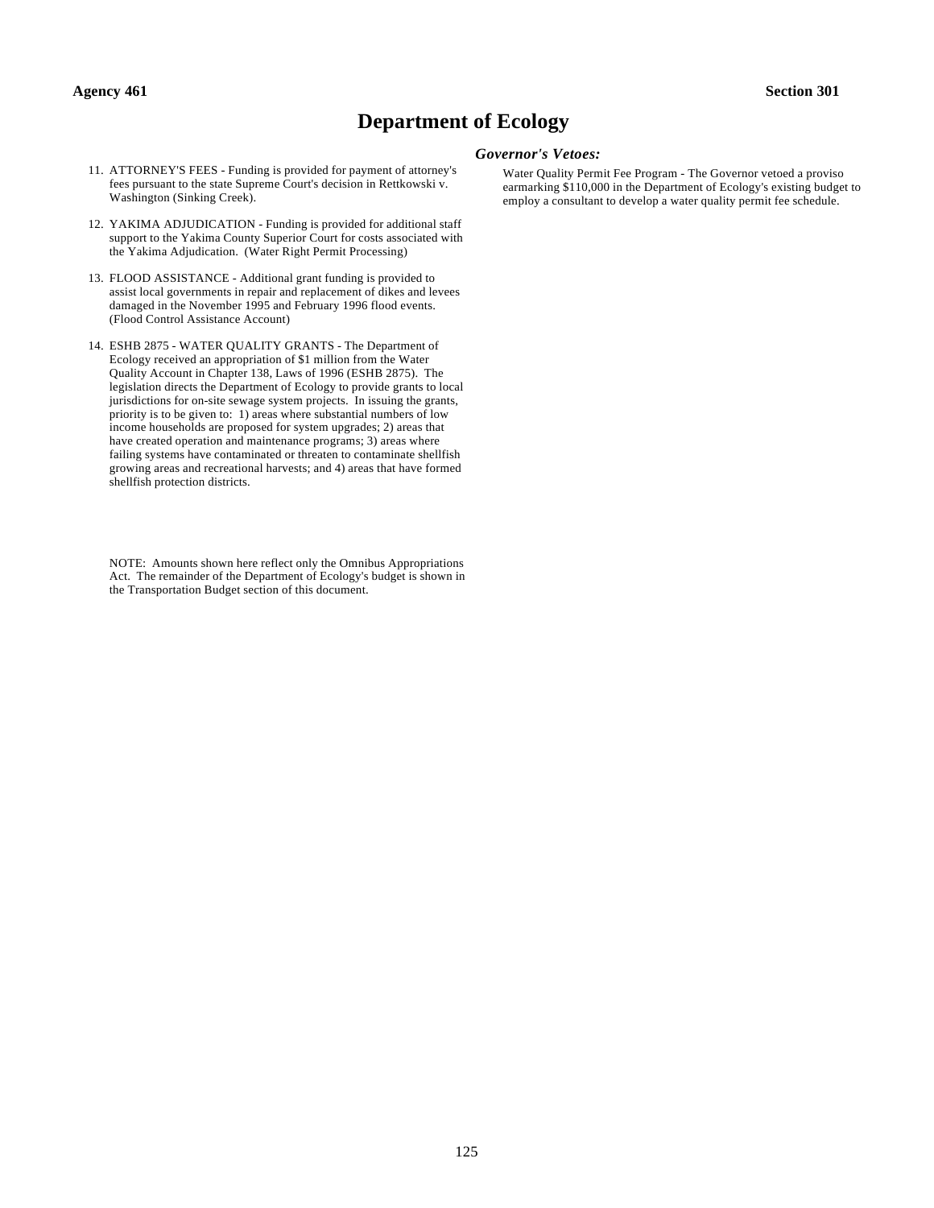# Department of Ecology

11. ATTORNEY'S FEES - Funding is provided for payment of attorney's fees pursuant to the state Supreme Court's decision in Rettkowski v. Washington (Sinking Creek).

12. YAKIMA ADJUDICATION - Funding is provided for additional staff support to the Yakima County Superior Court for costs associated with the Yakima Adjudication. (Water Right Permit Processing)

13. FLOOD ASSISTANCE - Additional grant funding is provided to assist local governments in repair and replacement of dikes and levees damaged in the November 1995 and February 1996 flood events. (Flood Control Assistance Account)

14. ESHB 2875 - WATER QUALITY GRANTS - The Department of Ecology received an appropriation of $1 million from the Water Quality Account in Chapter 138, Laws of 1996 (ESHB 2875). The legislation directs the Department of Ecology to provide grants to local jurisdictions for on-site sewage system projects. In issuing the grants, priority is to be given to: 1) areas where substantial numbers of low income households are proposed for system upgrades; 2) areas that have created operation and maintenance programs; 3) areas where failing systems have contaminated or threaten to contaminate shellfish growing areas and recreational harvests; and 4) areas that have formed shellfish protection districts.

NOTE: Amounts shown here reflect only the Omnibus Appropriations Act. The remainder of the Department of Ecology's budget is shown in the Transportation Budget section of this document.

***Governor's Vetoes:***

Water Quality Permit Fee Program - The Governor vetoed a proviso earmarking $110,000 in the Department of Ecology's existing budget to employ a consultant to develop a water quality permit fee schedule.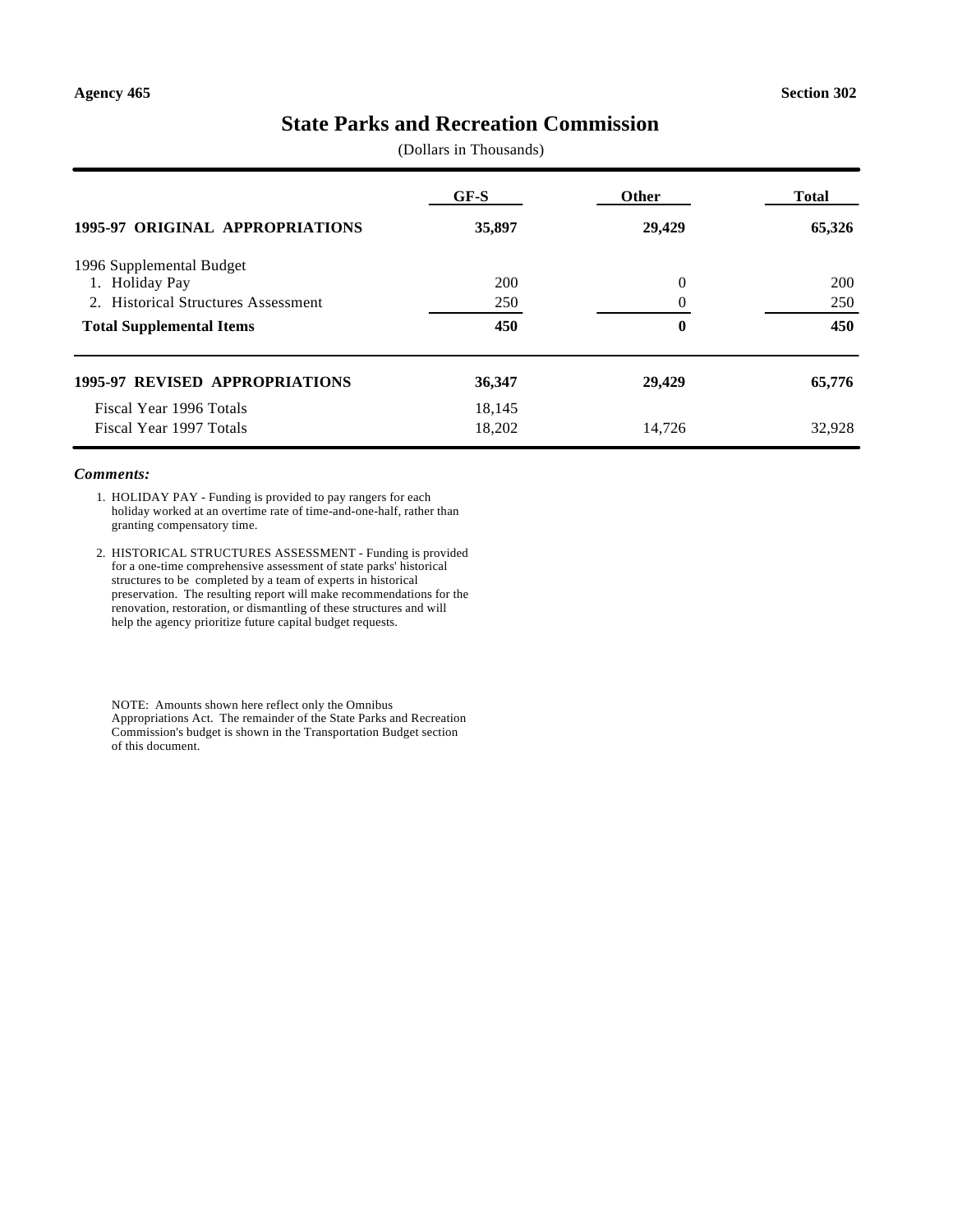Agency 465 | Section 302

# State Parks and Recreation Commission

(Dollars in Thousands)

| | GF-S | Other | Total |
|---|---|---|---|
| **1995-97 ORIGINAL APPROPRIATIONS** | **35,897** | **29,429** | **65,326** |
| 1996 Supplemental Budget | | | |
| 1. Holiday Pay | 200 | 0 | 200 |
| 2. Historical Structures Assessment | 250 | 0 | 250 |
| **Total Supplemental Items** | **450** | **0** | **450** |
| **1995-97 REVISED APPROPRIATIONS** | **36,347** | **29,429** | **65,776** |
| Fiscal Year 1996 Totals | 18,145 | | |
| Fiscal Year 1997 Totals | 18,202 | 14,726 | 32,928 |

***Comments:***

1. HOLIDAY PAY - Funding is provided to pay rangers for each holiday worked at an overtime rate of time-and-one-half, rather than granting compensatory time.

2. HISTORICAL STRUCTURES ASSESSMENT - Funding is provided for a one-time comprehensive assessment of state parks' historical structures to be completed by a team of experts in historical preservation. The resulting report will make recommendations for the renovation, restoration, or dismantling of these structures and will help the agency prioritize future capital budget requests.

NOTE: Amounts shown here reflect only the Omnibus Appropriations Act. The remainder of the State Parks and Recreation Commission's budget is shown in the Transportation Budget section of this document.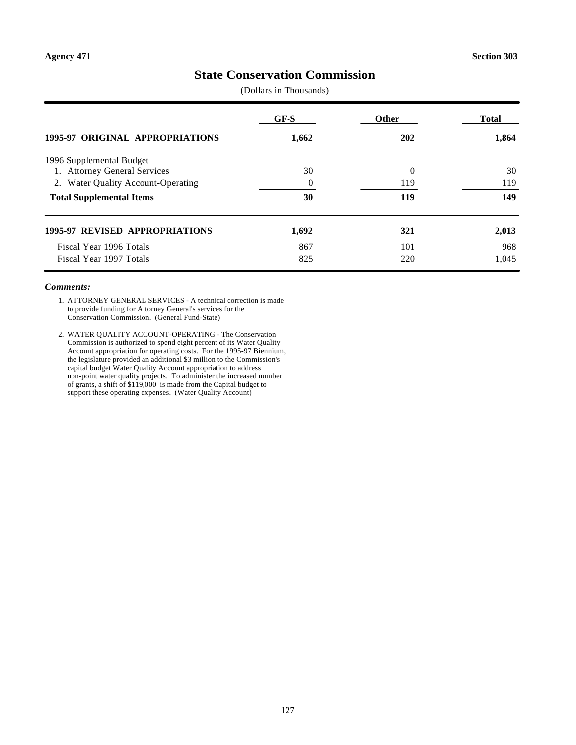Agency 471 | Section 303

# State Conservation Commission

(Dollars in Thousands)

| | GF-S | Other | Total |
|---|---|---|---|
| **1995-97 ORIGINAL APPROPRIATIONS** | **1,662** | **202** | **1,864** |
| 1996 Supplemental Budget | | | |
| 1. Attorney General Services | 30 | 0 | 30 |
| 2. Water Quality Account-Operating | 0 | 119 | 119 |
| **Total Supplemental Items** | **30** | **119** | **149** |
| **1995-97 REVISED APPROPRIATIONS** | **1,692** | **321** | **2,013** |
| Fiscal Year 1996 Totals | 867 | 101 | 968 |
| Fiscal Year 1997 Totals | 825 | 220 | 1,045 |

***Comments:***

1. ATTORNEY GENERAL SERVICES - A technical correction is made to provide funding for Attorney General's services for the Conservation Commission. (General Fund-State)

2. WATER QUALITY ACCOUNT-OPERATING - The Conservation Commission is authorized to spend eight percent of its Water Quality Account appropriation for operating costs. For the 1995-97 Biennium, the legislature provided an additional $3 million to the Commission's capital budget Water Quality Account appropriation to address non-point water quality projects. To administer the increased number of grants, a shift of $119,000 is made from the Capital budget to support these operating expenses. (Water Quality Account)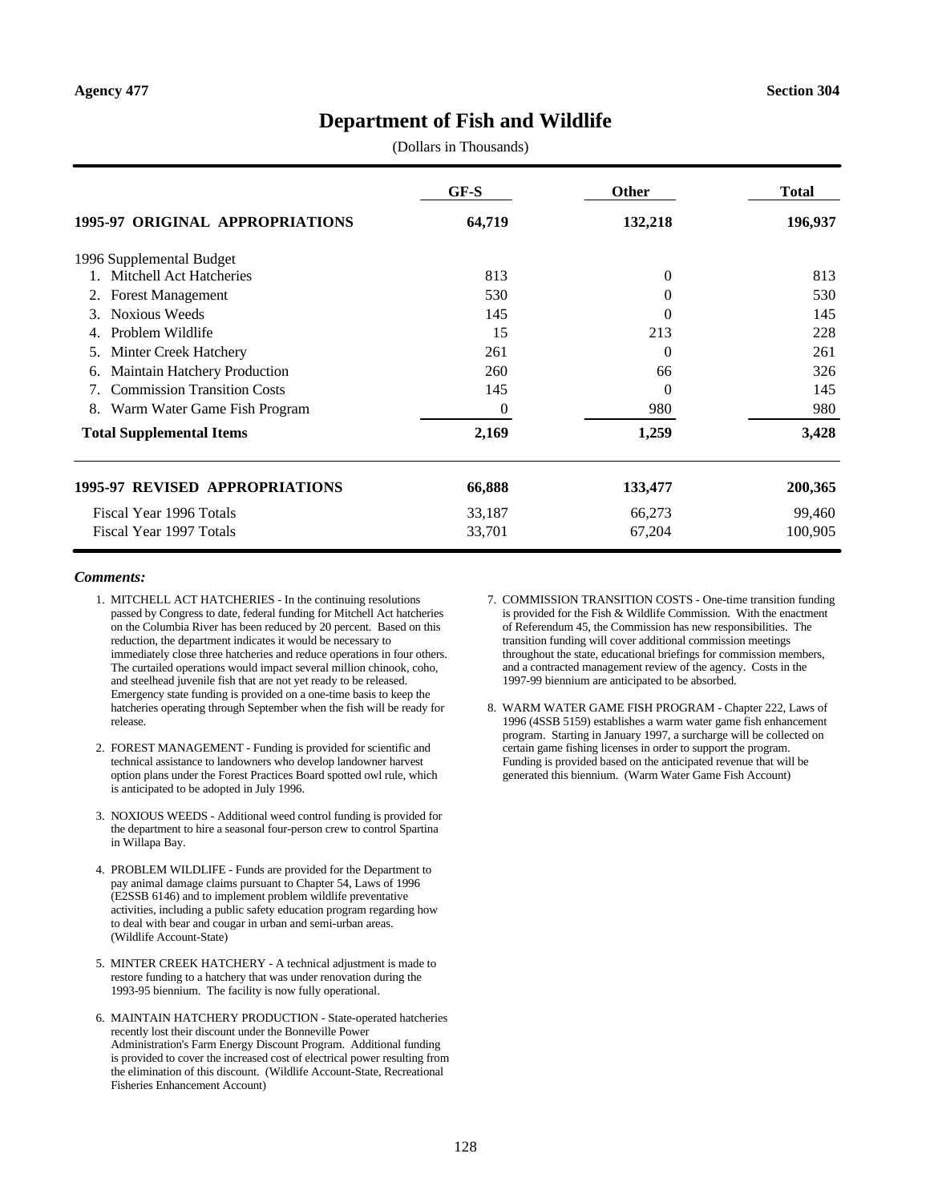Agency 477 Section 304

# Department of Fish and Wildlife

(Dollars in Thousands)

| | GF-S | Other | Total |
|---|---|---|---|
| **1995-97 ORIGINAL APPROPRIATIONS** | **64,719** | **132,218** | **196,937** |
| 1996 Supplemental Budget | | | |
| 1. Mitchell Act Hatcheries | 813 | 0 | 813 |
| 2. Forest Management | 530 | 0 | 530 |
| 3. Noxious Weeds | 145 | 0 | 145 |
| 4. Problem Wildlife | 15 | 213 | 228 |
| 5. Minter Creek Hatchery | 261 | 0 | 261 |
| 6. Maintain Hatchery Production | 260 | 66 | 326 |
| 7. Commission Transition Costs | 145 | 0 | 145 |
| 8. Warm Water Game Fish Program | 0 | 980 | 980 |
| **Total Supplemental Items** | **2,169** | **1,259** | **3,428** |
| **1995-97 REVISED APPROPRIATIONS** | **66,888** | **133,477** | **200,365** |
| Fiscal Year 1996 Totals | 33,187 | 66,273 | 99,460 |
| Fiscal Year 1997 Totals | 33,701 | 67,204 | 100,905 |

***Comments:***

1. MITCHELL ACT HATCHERIES - In the continuing resolutions passed by Congress to date, federal funding for Mitchell Act hatcheries on the Columbia River has been reduced by 20 percent. Based on this reduction, the department indicates it would be necessary to immediately close three hatcheries and reduce operations in four others. The curtailed operations would impact several million chinook, coho, and steelhead juvenile fish that are not yet ready to be released. Emergency state funding is provided on a one-time basis to keep the hatcheries operating through September when the fish will be ready for release.

2. FOREST MANAGEMENT - Funding is provided for scientific and technical assistance to landowners who develop landowner harvest option plans under the Forest Practices Board spotted owl rule, which is anticipated to be adopted in July 1996.

3. NOXIOUS WEEDS - Additional weed control funding is provided for the department to hire a seasonal four-person crew to control Spartina in Willapa Bay.

4. PROBLEM WILDLIFE - Funds are provided for the Department to pay animal damage claims pursuant to Chapter 54, Laws of 1996 (E2SSB 6146) and to implement problem wildlife preventative activities, including a public safety education program regarding how to deal with bear and cougar in urban and semi-urban areas. (Wildlife Account-State)

5. MINTER CREEK HATCHERY - A technical adjustment is made to restore funding to a hatchery that was under renovation during the 1993-95 biennium. The facility is now fully operational.

6. MAINTAIN HATCHERY PRODUCTION - State-operated hatcheries recently lost their discount under the Bonneville Power Administration's Farm Energy Discount Program. Additional funding is provided to cover the increased cost of electrical power resulting from the elimination of this discount. (Wildlife Account-State, Recreational Fisheries Enhancement Account)

7. COMMISSION TRANSITION COSTS - One-time transition funding is provided for the Fish & Wildlife Commission. With the enactment of Referendum 45, the Commission has new responsibilities. The transition funding will cover additional commission meetings throughout the state, educational briefings for commission members, and a contracted management review of the agency. Costs in the 1997-99 biennium are anticipated to be absorbed.

8. WARM WATER GAME FISH PROGRAM - Chapter 222, Laws of 1996 (4SSB 5159) establishes a warm water game fish enhancement program. Starting in January 1997, a surcharge will be collected on certain game fishing licenses in order to support the program. Funding is provided based on the anticipated revenue that will be generated this biennium. (Warm Water Game Fish Account)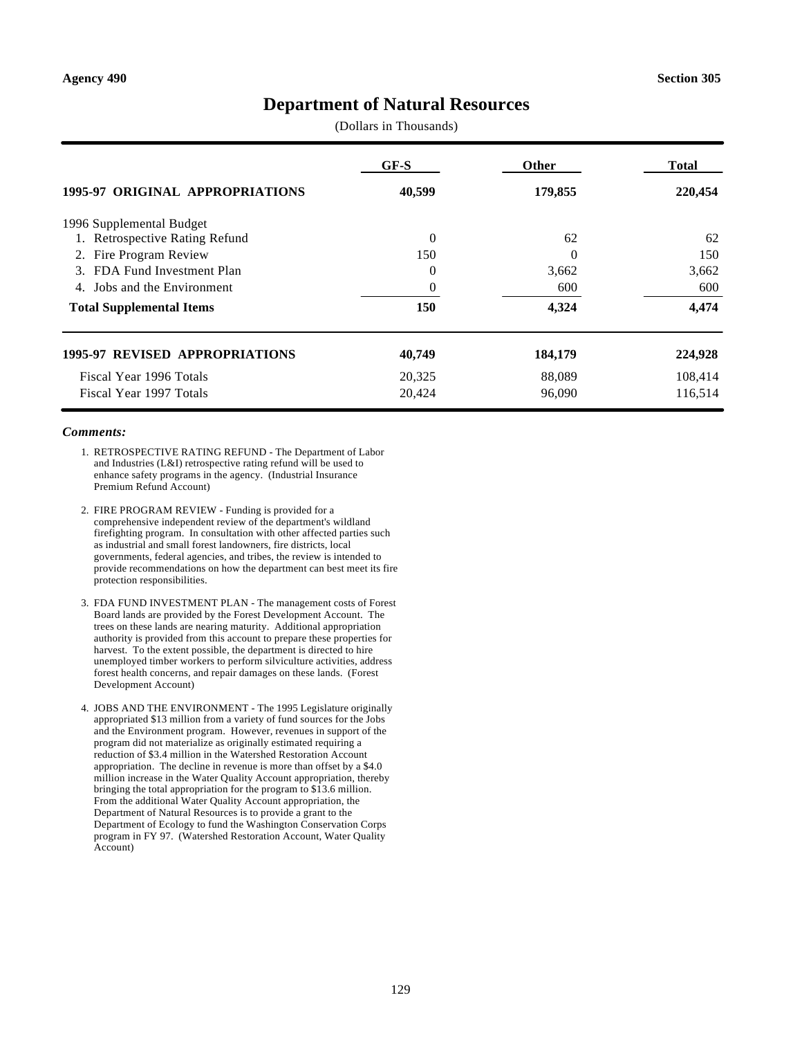Agency 490 Section 305

# Department of Natural Resources

(Dollars in Thousands)

| | GF-S | Other | Total |
|---|---|---|---|
| **1995-97 ORIGINAL APPROPRIATIONS** | **40,599** | **179,855** | **220,454** |
| 1996 Supplemental Budget | | | |
| 1. Retrospective Rating Refund | 0 | 62 | 62 |
| 2. Fire Program Review | 150 | 0 | 150 |
| 3. FDA Fund Investment Plan | 0 | 3,662 | 3,662 |
| 4. Jobs and the Environment | 0 | 600 | 600 |
| **Total Supplemental Items** | **150** | **4,324** | **4,474** |
| **1995-97 REVISED APPROPRIATIONS** | **40,749** | **184,179** | **224,928** |
| Fiscal Year 1996 Totals | 20,325 | 88,089 | 108,414 |
| Fiscal Year 1997 Totals | 20,424 | 96,090 | 116,514 |

***Comments:***

1. RETROSPECTIVE RATING REFUND - The Department of Labor and Industries (L&I) retrospective rating refund will be used to enhance safety programs in the agency. (Industrial Insurance Premium Refund Account)

2. FIRE PROGRAM REVIEW - Funding is provided for a comprehensive independent review of the department's wildland firefighting program. In consultation with other affected parties such as industrial and small forest landowners, fire districts, local governments, federal agencies, and tribes, the review is intended to provide recommendations on how the department can best meet its fire protection responsibilities.

3. FDA FUND INVESTMENT PLAN - The management costs of Forest Board lands are provided by the Forest Development Account. The trees on these lands are nearing maturity. Additional appropriation authority is provided from this account to prepare these properties for harvest. To the extent possible, the department is directed to hire unemployed timber workers to perform silviculture activities, address forest health concerns, and repair damages on these lands. (Forest Development Account)

4. JOBS AND THE ENVIRONMENT - The 1995 Legislature originally appropriated $13 million from a variety of fund sources for the Jobs and the Environment program. However, revenues in support of the program did not materialize as originally estimated requiring a reduction of $3.4 million in the Watershed Restoration Account appropriation. The decline in revenue is more than offset by a $4.0 million increase in the Water Quality Account appropriation, thereby bringing the total appropriation for the program to $13.6 million. From the additional Water Quality Account appropriation, the Department of Natural Resources is to provide a grant to the Department of Ecology to fund the Washington Conservation Corps program in FY 97. (Watershed Restoration Account, Water Quality Account)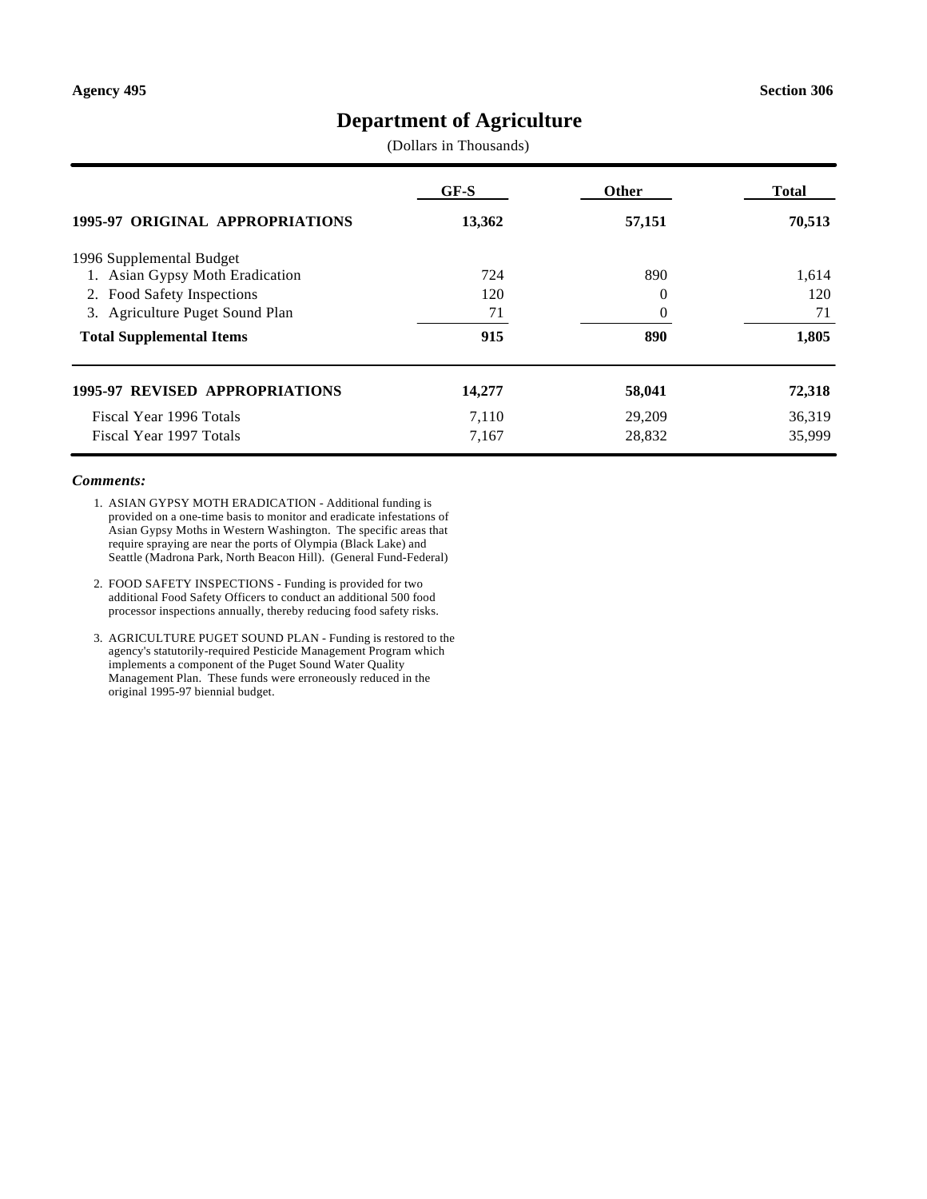Agency 495 | Section 306

# Department of Agriculture

(Dollars in Thousands)

| | GF-S | Other | Total |
|---|---|---|---|
| **1995-97 ORIGINAL APPROPRIATIONS** | **13,362** | **57,151** | **70,513** |
| 1996 Supplemental Budget | | | |
| 1. Asian Gypsy Moth Eradication | 724 | 890 | 1,614 |
| 2. Food Safety Inspections | 120 | 0 | 120 |
| 3. Agriculture Puget Sound Plan | 71 | 0 | 71 |
| **Total Supplemental Items** | **915** | **890** | **1,805** |
| **1995-97 REVISED APPROPRIATIONS** | **14,277** | **58,041** | **72,318** |
| Fiscal Year 1996 Totals | 7,110 | 29,209 | 36,319 |
| Fiscal Year 1997 Totals | 7,167 | 28,832 | 35,999 |

***Comments:***

1. ASIAN GYPSY MOTH ERADICATION - Additional funding is provided on a one-time basis to monitor and eradicate infestations of Asian Gypsy Moths in Western Washington. The specific areas that require spraying are near the ports of Olympia (Black Lake) and Seattle (Madrona Park, North Beacon Hill). (General Fund-Federal)

2. FOOD SAFETY INSPECTIONS - Funding is provided for two additional Food Safety Officers to conduct an additional 500 food processor inspections annually, thereby reducing food safety risks.

3. AGRICULTURE PUGET SOUND PLAN - Funding is restored to the agency's statutorily-required Pesticide Management Program which implements a component of the Puget Sound Water Quality Management Plan. These funds were erroneously reduced in the original 1995-97 biennial budget.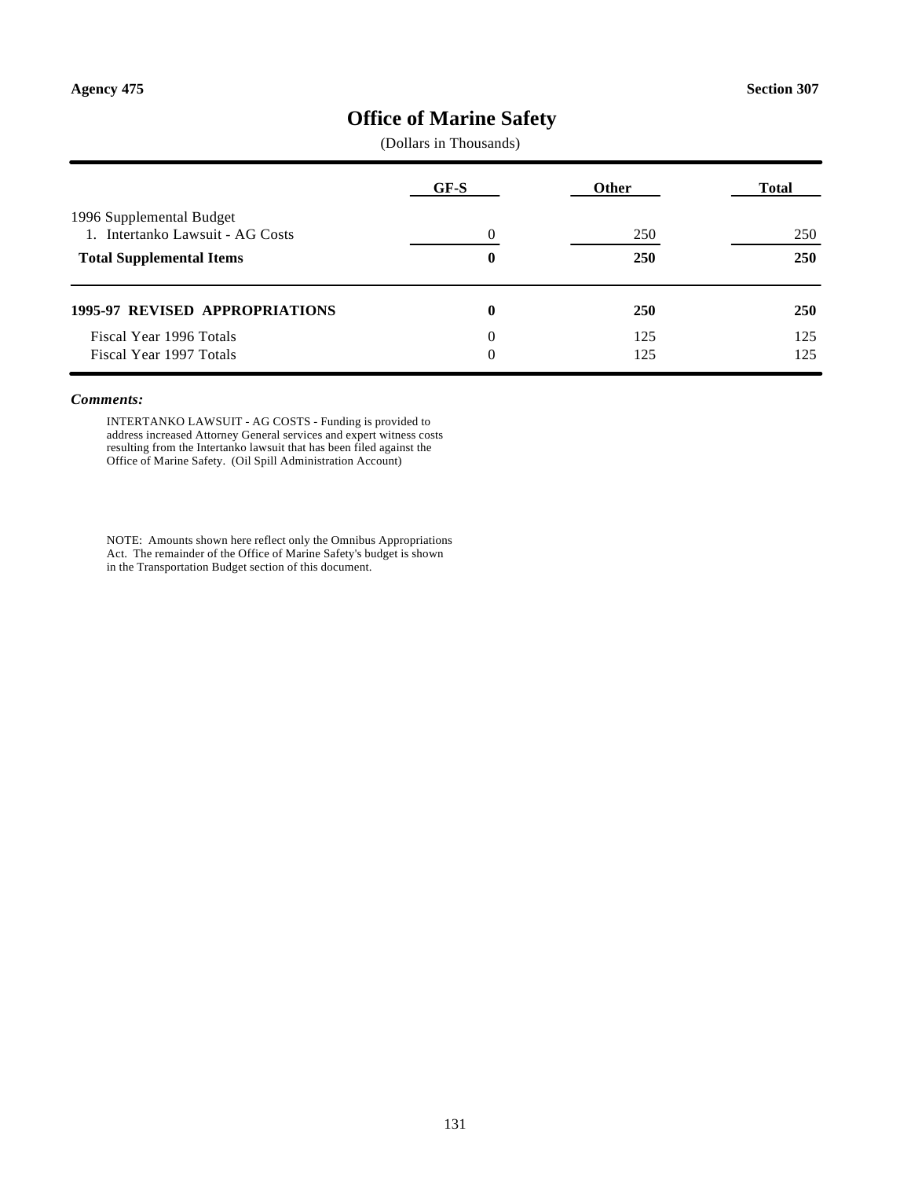Agency 475 Section 307

# Office of Marine Safety

(Dollars in Thousands)

| | GF-S | Other | Total |
|---|---|---|---|
| 1996 Supplemental Budget | | | |
| 1. Intertanko Lawsuit - AG Costs | 0 | 250 | 250 |
| **Total Supplemental Items** | **0** | **250** | **250** |
| **1995-97 REVISED APPROPRIATIONS** | **0** | **250** | **250** |
| Fiscal Year 1996 Totals | 0 | 125 | 125 |
| Fiscal Year 1997 Totals | 0 | 125 | 125 |

***Comments:***

INTERTANKO LAWSUIT - AG COSTS - Funding is provided to address increased Attorney General services and expert witness costs resulting from the Intertanko lawsuit that has been filed against the Office of Marine Safety. (Oil Spill Administration Account)

NOTE: Amounts shown here reflect only the Omnibus Appropriations Act. The remainder of the Office of Marine Safety's budget is shown in the Transportation Budget section of this document.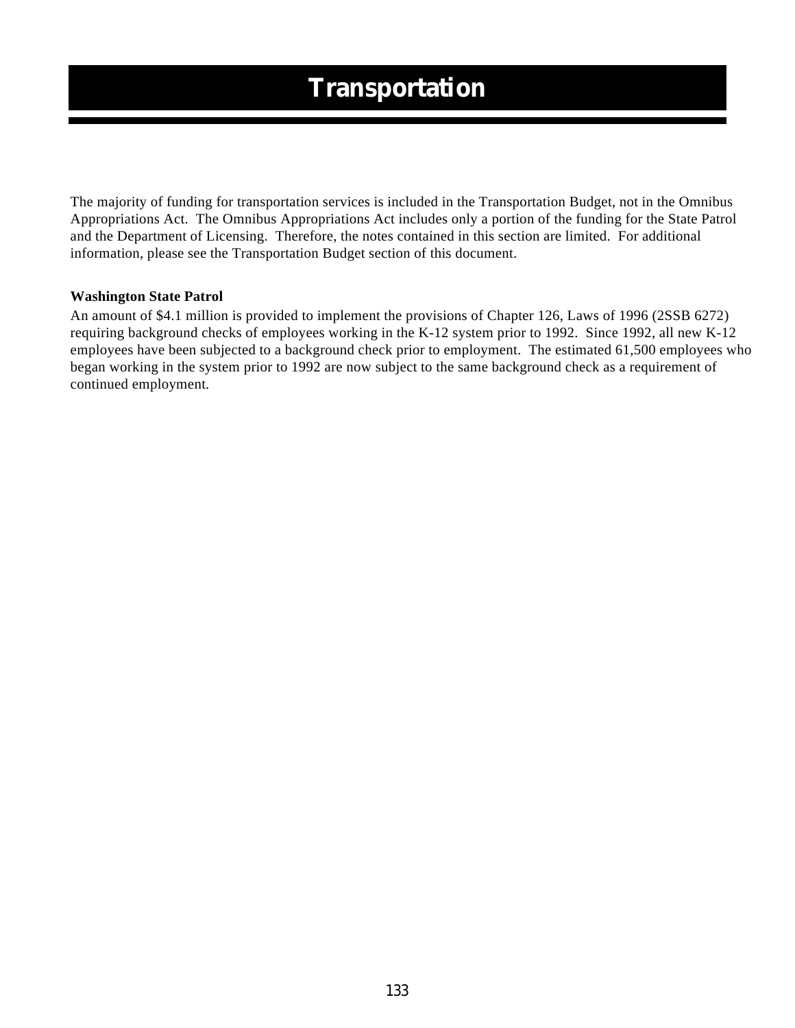# Transportation

The majority of funding for transportation services is included in the Transportation Budget, not in the Omnibus Appropriations Act. The Omnibus Appropriations Act includes only a portion of the funding for the State Patrol and the Department of Licensing. Therefore, the notes contained in this section are limited. For additional information, please see the Transportation Budget section of this document.

**Washington State Patrol**

An amount of $4.1 million is provided to implement the provisions of Chapter 126, Laws of 1996 (2SSB 6272) requiring background checks of employees working in the K-12 system prior to 1992. Since 1992, all new K-12 employees have been subjected to a background check prior to employment. The estimated 61,500 employees who began working in the system prior to 1992 are now subject to the same background check as a requirement of continued employment.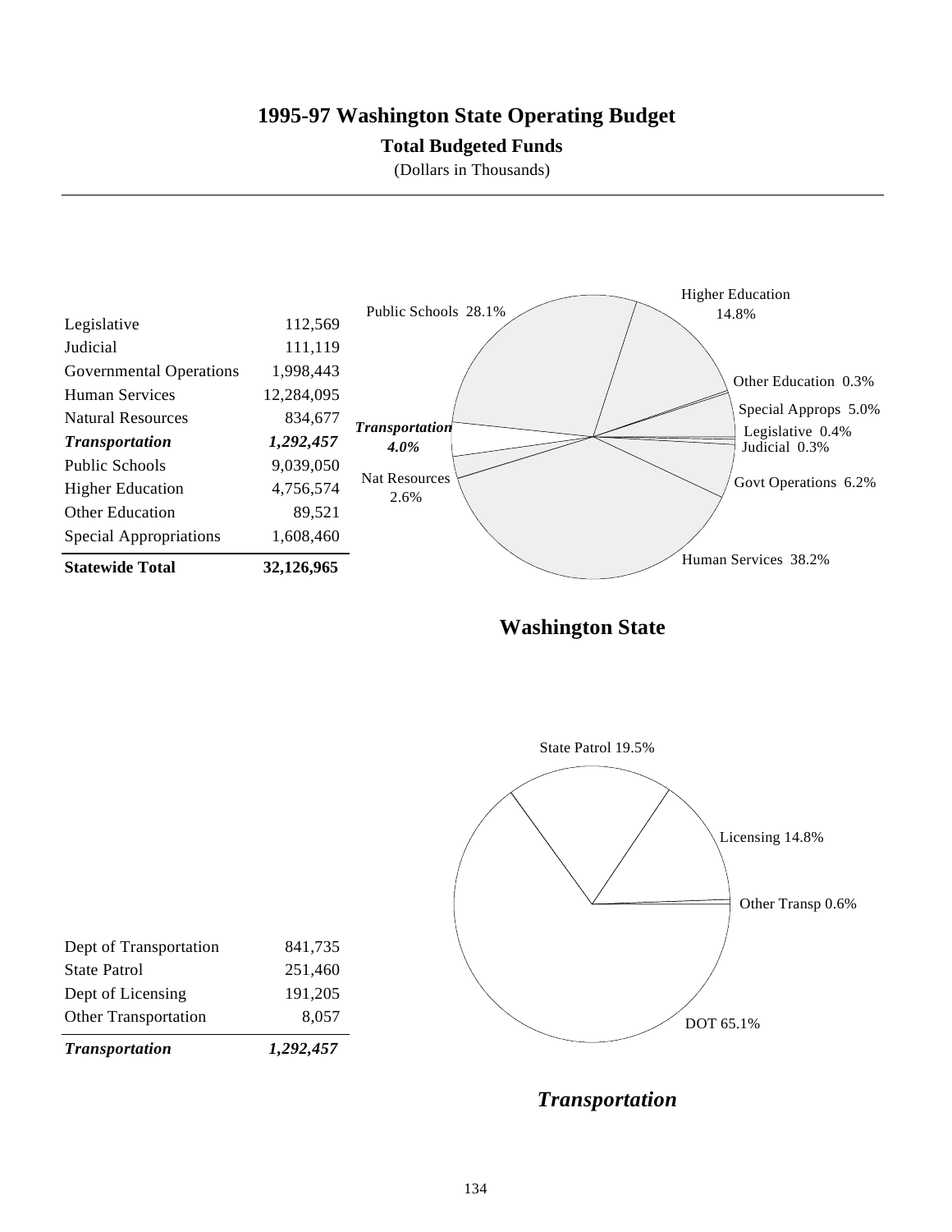# 1995-97 Washington State Operating Budget

## Total Budgeted Funds

(Dollars in Thousands)

| | |
|---|---|
| Legislative | 112,569 |
| Judicial | 111,119 |
| Governmental Operations | 1,998,443 |
| Human Services | 12,284,095 |
| Natural Resources | 834,677 |
| ***Transportation*** | ***1,292,457*** |
| Public Schools | 9,039,050 |
| Higher Education | 4,756,574 |
| Other Education | 89,521 |
| Special Appropriations | 1,608,460 |
| **Statewide Total** | **32,126,965** |

Public Schools 28.1%
Higher Education 14.8%
Other Education 0.3%
Special Approps 5.0%
Legislative 0.4%
Judicial 0.3%
Govt Operations 6.2%
Human Services 38.2%
Nat Resources 2.6%
***Transportation 4.0%***

**Washington State**

| | |
|---|---|
| Dept of Transportation | 841,735 |
| State Patrol | 251,460 |
| Dept of Licensing | 191,205 |
| Other Transportation | 8,057 |
| ***Transportation*** | ***1,292,457*** |

State Patrol 19.5%
Licensing 14.8%
Other Transp 0.6%
DOT 65.1%

***Transportation***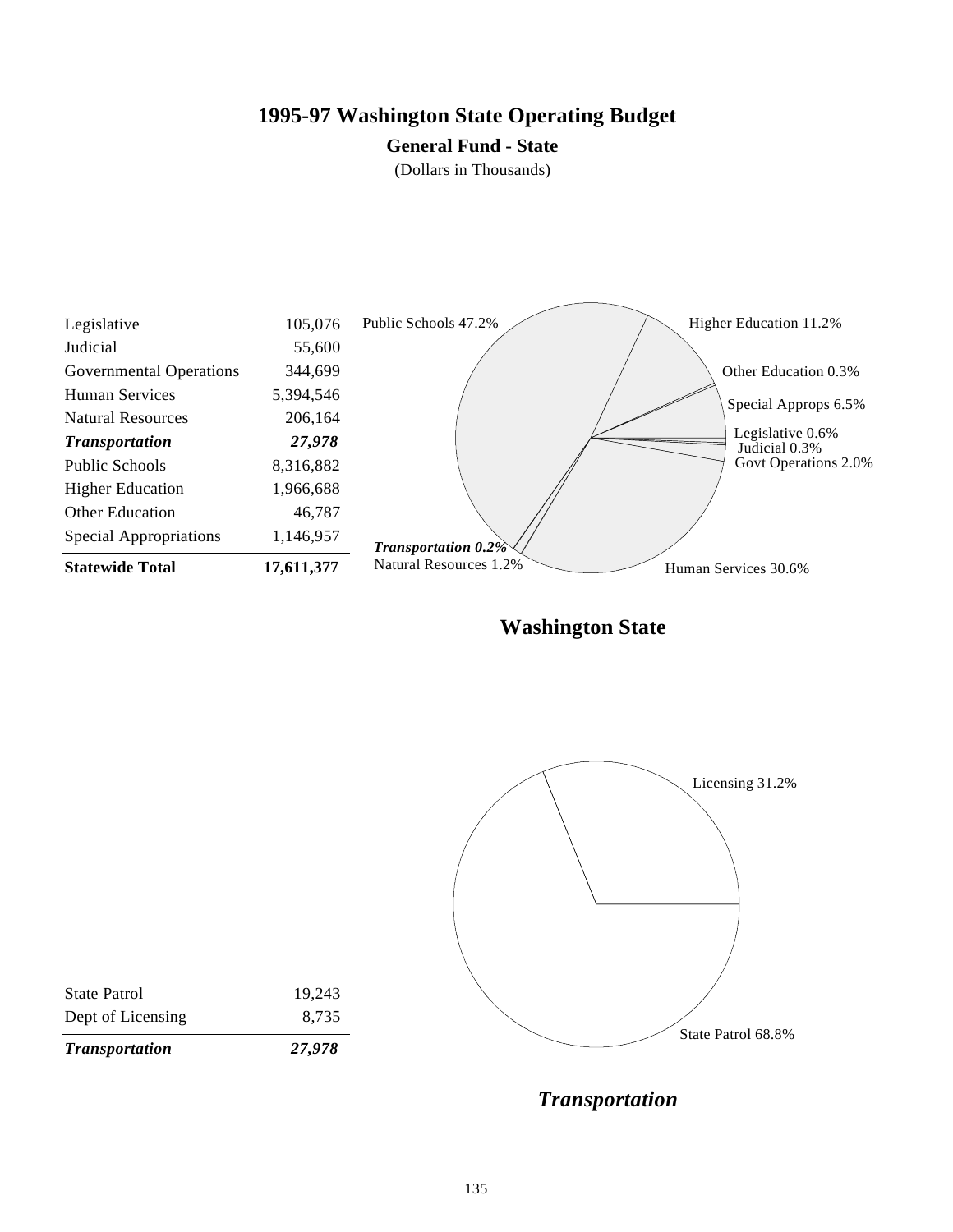# 1995-97 Washington State Operating Budget

## General Fund - State

(Dollars in Thousands)

| | |
|---|---:|
| Legislative | 105,076 |
| Judicial | 55,600 |
| Governmental Operations | 344,699 |
| Human Services | 5,394,546 |
| Natural Resources | 206,164 |
| ***Transportation*** | ***27,978*** |
| Public Schools | 8,316,882 |
| Higher Education | 1,966,688 |
| Other Education | 46,787 |
| Special Appropriations | 1,146,957 |
| **Statewide Total** | **17,611,377** |

Public Schools 47.2%
Higher Education 11.2%
Other Education 0.3%
Special Approps 6.5%
Legislative 0.6%
Judicial 0.3%
Govt Operations 2.0%
Human Services 30.6%
Natural Resources 1.2%
***Transportation 0.2%***

**Washington State**

| | |
|---|---:|
| State Patrol | 19,243 |
| Dept of Licensing | 8,735 |
| ***Transportation*** | ***27,978*** |

Licensing 31.2%
State Patrol 68.8%

***Transportation***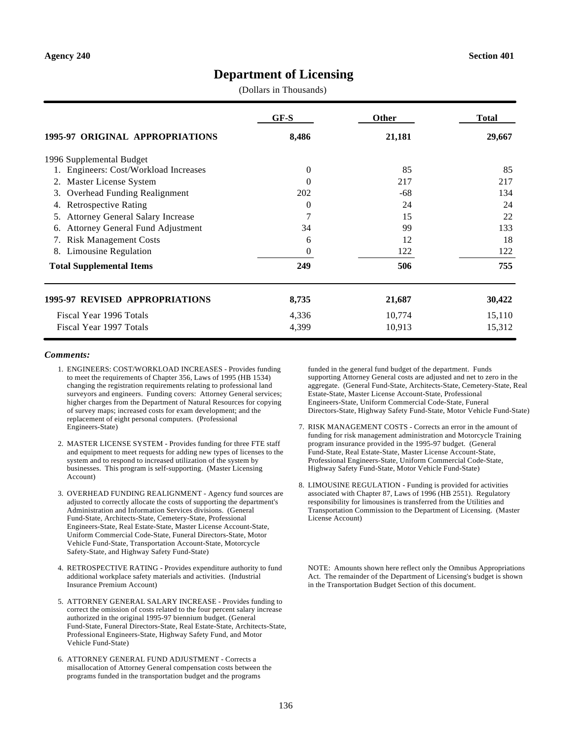Agency 240 Section 401

# Department of Licensing

(Dollars in Thousands)

| | GF-S | Other | Total |
|---|---|---|---|
| **1995-97 ORIGINAL APPROPRIATIONS** | **8,486** | **21,181** | **29,667** |
| 1996 Supplemental Budget | | | |
| 1. Engineers: Cost/Workload Increases | 0 | 85 | 85 |
| 2. Master License System | 0 | 217 | 217 |
| 3. Overhead Funding Realignment | 202 | -68 | 134 |
| 4. Retrospective Rating | 0 | 24 | 24 |
| 5. Attorney General Salary Increase | 7 | 15 | 22 |
| 6. Attorney General Fund Adjustment | 34 | 99 | 133 |
| 7. Risk Management Costs | 6 | 12 | 18 |
| 8. Limousine Regulation | 0 | 122 | 122 |
| **Total Supplemental Items** | **249** | **506** | **755** |
| **1995-97 REVISED APPROPRIATIONS** | **8,735** | **21,687** | **30,422** |
| Fiscal Year 1996 Totals | 4,336 | 10,774 | 15,110 |
| Fiscal Year 1997 Totals | 4,399 | 10,913 | 15,312 |

***Comments:***

1. ENGINEERS: COST/WORKLOAD INCREASES - Provides funding to meet the requirements of Chapter 356, Laws of 1995 (HB 1534) changing the registration requirements relating to professional land surveyors and engineers. Funding covers: Attorney General services; higher charges from the Department of Natural Resources for copying of survey maps; increased costs for exam development; and the replacement of eight personal computers. (Professional Engineers-State)

2. MASTER LICENSE SYSTEM - Provides funding for three FTE staff and equipment to meet requests for adding new types of licenses to the system and to respond to increased utilization of the system by businesses. This program is self-supporting. (Master Licensing Account)

3. OVERHEAD FUNDING REALIGNMENT - Agency fund sources are adjusted to correctly allocate the costs of supporting the department's Administration and Information Services divisions. (General Fund-State, Architects-State, Cemetery-State, Professional Engineers-State, Real Estate-State, Master License Account-State, Uniform Commercial Code-State, Funeral Directors-State, Motor Vehicle Fund-State, Transportation Account-State, Motorcycle Safety-State, and Highway Safety Fund-State)

4. RETROSPECTIVE RATING - Provides expenditure authority to fund additional workplace safety materials and activities. (Industrial Insurance Premium Account)

5. ATTORNEY GENERAL SALARY INCREASE - Provides funding to correct the omission of costs related to the four percent salary increase authorized in the original 1995-97 biennium budget. (General Fund-State, Funeral Directors-State, Real Estate-State, Architects-State, Professional Engineers-State, Highway Safety Fund, and Motor Vehicle Fund-State)

6. ATTORNEY GENERAL FUND ADJUSTMENT - Corrects a misallocation of Attorney General compensation costs between the programs funded in the transportation budget and the programs funded in the general fund budget of the department. Funds supporting Attorney General costs are adjusted and net to zero in the aggregate. (General Fund-State, Architects-State, Cemetery-State, Real Estate-State, Master License Account-State, Professional Engineers-State, Uniform Commercial Code-State, Funeral Directors-State, Highway Safety Fund-State, Motor Vehicle Fund-State)

7. RISK MANAGEMENT COSTS - Corrects an error in the amount of funding for risk management administration and Motorcycle Training program insurance provided in the 1995-97 budget. (General Fund-State, Real Estate-State, Master License Account-State, Professional Engineers-State, Uniform Commercial Code-State, Highway Safety Fund-State, Motor Vehicle Fund-State)

8. LIMOUSINE REGULATION - Funding is provided for activities associated with Chapter 87, Laws of 1996 (HB 2551). Regulatory responsibility for limousines is transferred from the Utilities and Transportation Commission to the Department of Licensing. (Master License Account)

NOTE: Amounts shown here reflect only the Omnibus Appropriations Act. The remainder of the Department of Licensing's budget is shown in the Transportation Budget Section of this document.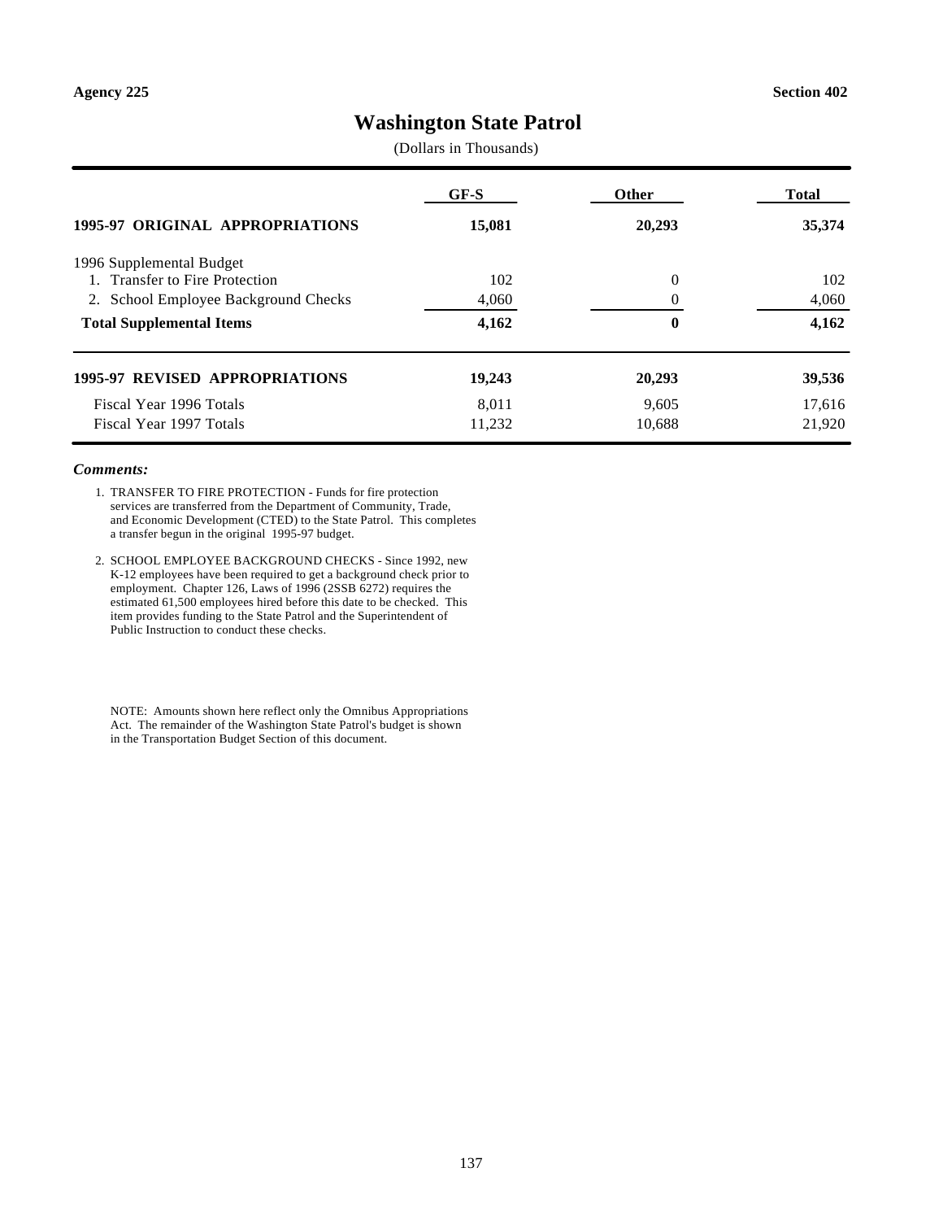Agency 225 | Section 402

# Washington State Patrol

(Dollars in Thousands)

| | GF-S | Other | Total |
|---|---|---|---|
| **1995-97 ORIGINAL APPROPRIATIONS** | **15,081** | **20,293** | **35,374** |
| 1996 Supplemental Budget | | | |
| 1. Transfer to Fire Protection | 102 | 0 | 102 |
| 2. School Employee Background Checks | 4,060 | 0 | 4,060 |
| **Total Supplemental Items** | **4,162** | **0** | **4,162** |
| **1995-97 REVISED APPROPRIATIONS** | **19,243** | **20,293** | **39,536** |
| Fiscal Year 1996 Totals | 8,011 | 9,605 | 17,616 |
| Fiscal Year 1997 Totals | 11,232 | 10,688 | 21,920 |

***Comments:***

1. TRANSFER TO FIRE PROTECTION - Funds for fire protection services are transferred from the Department of Community, Trade, and Economic Development (CTED) to the State Patrol. This completes a transfer begun in the original 1995-97 budget.

2. SCHOOL EMPLOYEE BACKGROUND CHECKS - Since 1992, new K-12 employees have been required to get a background check prior to employment. Chapter 126, Laws of 1996 (2SSB 6272) requires the estimated 61,500 employees hired before this date to be checked. This item provides funding to the State Patrol and the Superintendent of Public Instruction to conduct these checks.

NOTE: Amounts shown here reflect only the Omnibus Appropriations Act. The remainder of the Washington State Patrol's budget is shown in the Transportation Budget Section of this document.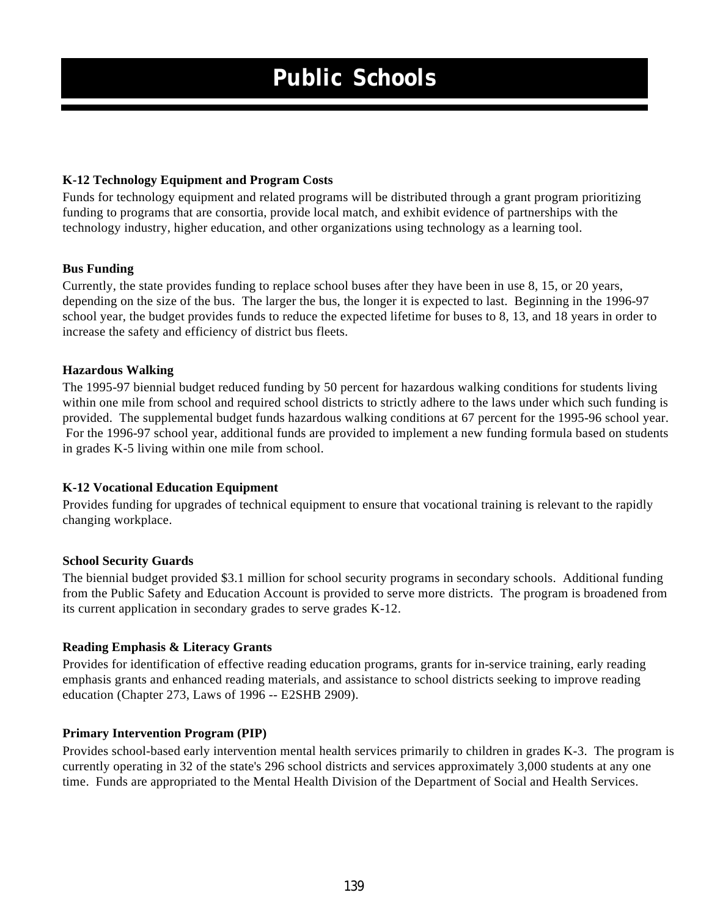# Public Schools

### K-12 Technology Equipment and Program Costs

Funds for technology equipment and related programs will be distributed through a grant program prioritizing funding to programs that are consortia, provide local match, and exhibit evidence of partnerships with the technology industry, higher education, and other organizations using technology as a learning tool.

### Bus Funding

Currently, the state provides funding to replace school buses after they have been in use 8, 15, or 20 years, depending on the size of the bus. The larger the bus, the longer it is expected to last. Beginning in the 1996-97 school year, the budget provides funds to reduce the expected lifetime for buses to 8, 13, and 18 years in order to increase the safety and efficiency of district bus fleets.

### Hazardous Walking

The 1995-97 biennial budget reduced funding by 50 percent for hazardous walking conditions for students living within one mile from school and required school districts to strictly adhere to the laws under which such funding is provided. The supplemental budget funds hazardous walking conditions at 67 percent for the 1995-96 school year. For the 1996-97 school year, additional funds are provided to implement a new funding formula based on students in grades K-5 living within one mile from school.

### K-12 Vocational Education Equipment

Provides funding for upgrades of technical equipment to ensure that vocational training is relevant to the rapidly changing workplace.

### School Security Guards

The biennial budget provided $3.1 million for school security programs in secondary schools. Additional funding from the Public Safety and Education Account is provided to serve more districts. The program is broadened from its current application in secondary grades to serve grades K-12.

### Reading Emphasis & Literacy Grants

Provides for identification of effective reading education programs, grants for in-service training, early reading emphasis grants and enhanced reading materials, and assistance to school districts seeking to improve reading education (Chapter 273, Laws of 1996 -- E2SHB 2909).

### Primary Intervention Program (PIP)

Provides school-based early intervention mental health services primarily to children in grades K-3. The program is currently operating in 32 of the state's 296 school districts and services approximately 3,000 students at any one time. Funds are appropriated to the Mental Health Division of the Department of Social and Health Services.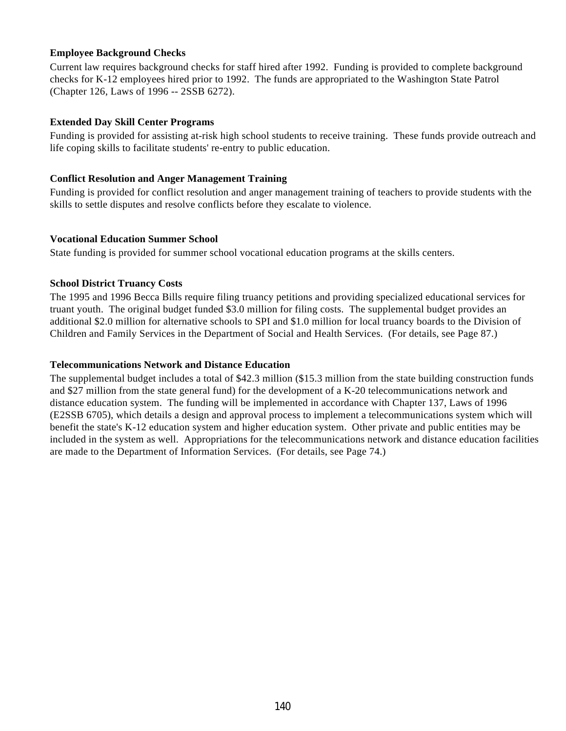**Employee Background Checks**

Current law requires background checks for staff hired after 1992. Funding is provided to complete background checks for K-12 employees hired prior to 1992. The funds are appropriated to the Washington State Patrol (Chapter 126, Laws of 1996 -- 2SSB 6272).

**Extended Day Skill Center Programs**

Funding is provided for assisting at-risk high school students to receive training. These funds provide outreach and life coping skills to facilitate students' re-entry to public education.

**Conflict Resolution and Anger Management Training**

Funding is provided for conflict resolution and anger management training of teachers to provide students with the skills to settle disputes and resolve conflicts before they escalate to violence.

**Vocational Education Summer School**

State funding is provided for summer school vocational education programs at the skills centers.

**School District Truancy Costs**

The 1995 and 1996 Becca Bills require filing truancy petitions and providing specialized educational services for truant youth. The original budget funded $3.0 million for filing costs. The supplemental budget provides an additional $2.0 million for alternative schools to SPI and $1.0 million for local truancy boards to the Division of Children and Family Services in the Department of Social and Health Services. (For details, see Page 87.)

**Telecommunications Network and Distance Education**

The supplemental budget includes a total of $42.3 million ($15.3 million from the state building construction funds and $27 million from the state general fund) for the development of a K-20 telecommunications network and distance education system. The funding will be implemented in accordance with Chapter 137, Laws of 1996 (E2SSB 6705), which details a design and approval process to implement a telecommunications system which will benefit the state's K-12 education system and higher education system. Other private and public entities may be included in the system as well. Appropriations for the telecommunications network and distance education facilities are made to the Department of Information Services. (For details, see Page 74.)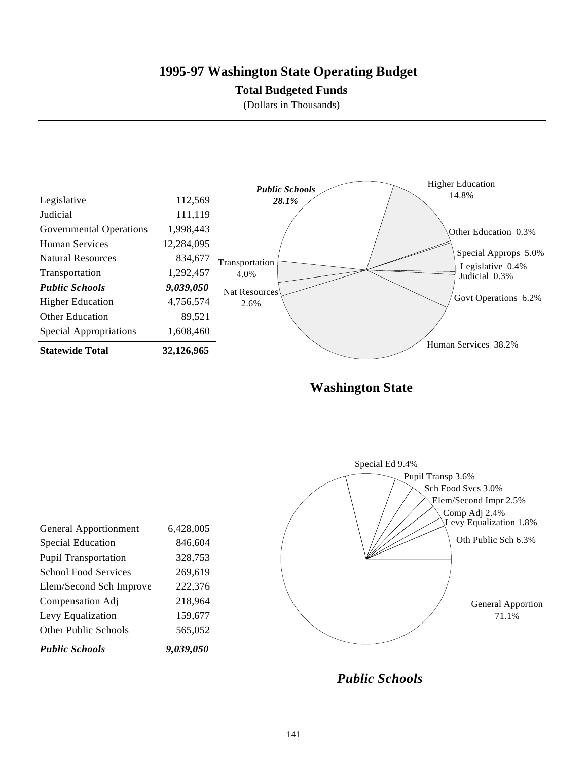# 1995-97 Washington State Operating Budget

## Total Budgeted Funds

(Dollars in Thousands)

| | |
|---|---|
| Legislative | 112,569 |
| Judicial | 111,119 |
| Governmental Operations | 1,998,443 |
| Human Services | 12,284,095 |
| Natural Resources | 834,677 |
| Transportation | 1,292,457 |
| ***Public Schools*** | ***9,039,050*** |
| Higher Education | 4,756,574 |
| Other Education | 89,521 |
| Special Appropriations | 1,608,460 |
| **Statewide Total** | **32,126,965** |

Public Schools 28.1%
Higher Education 14.8%
Other Education 0.3%
Special Approps 5.0%
Legislative 0.4%
Judicial 0.3%
Govt Operations 6.2%
Human Services 38.2%
Nat Resources 2.6%
Transportation 4.0%

**Washington State**

| | |
|---|---|
| General Apportionment | 6,428,005 |
| Special Education | 846,604 |
| Pupil Transportation | 328,753 |
| School Food Services | 269,619 |
| Elem/Second Sch Improve | 222,376 |
| Compensation Adj | 218,964 |
| Levy Equalization | 159,677 |
| Other Public Schools | 565,052 |
| ***Public Schools*** | ***9,039,050*** |

Special Ed 9.4%
Pupil Transp 3.6%
Sch Food Svcs 3.0%
Elem/Second Impr 2.5%
Comp Adj 2.4%
Levy Equalization 1.8%
Oth Public Sch 6.3%
General Apportion 71.1%

***Public Schools***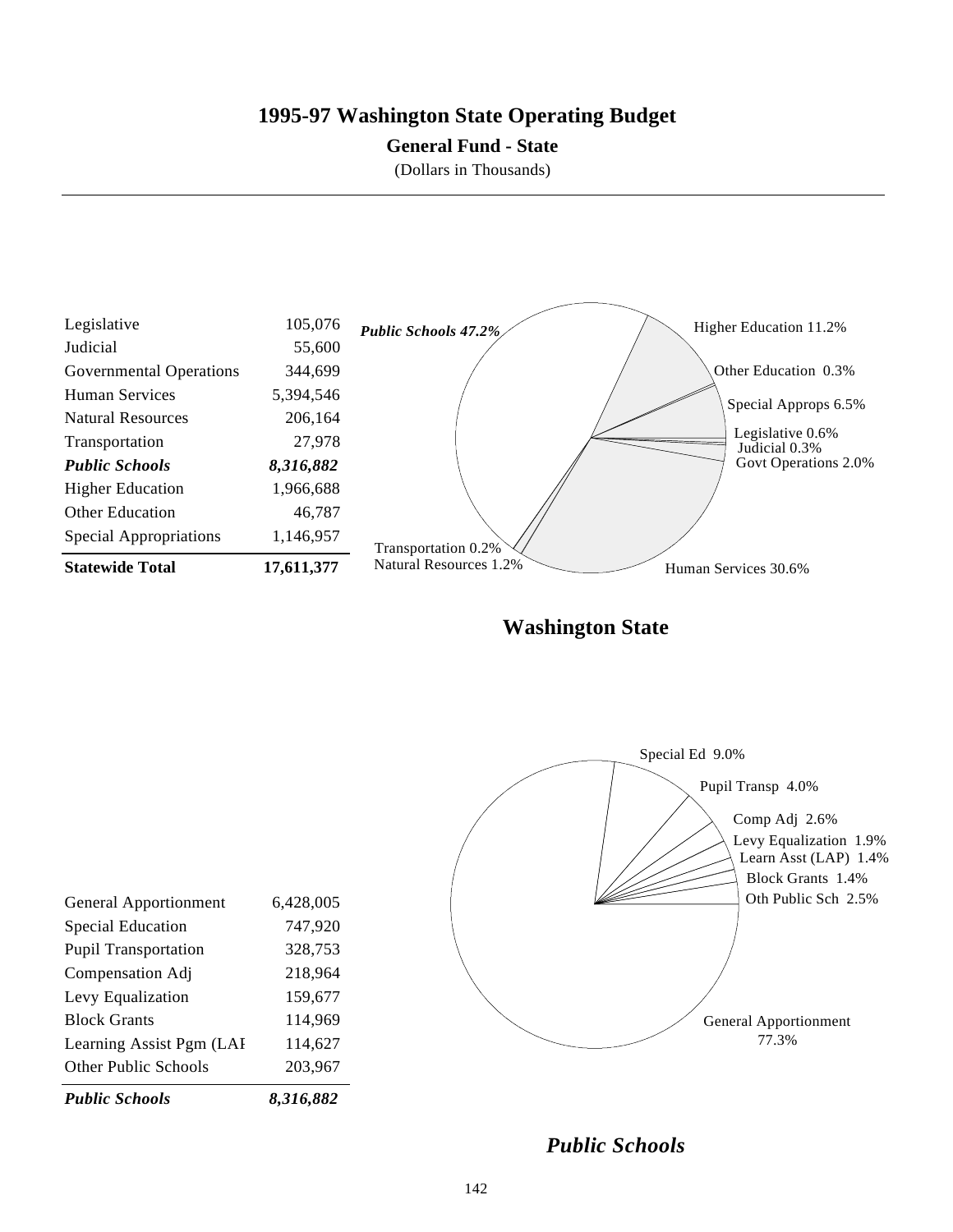# 1995-97 Washington State Operating Budget

**General Fund - State**

(Dollars in Thousands)

| | |
|---|---|
| Legislative | 105,076 |
| Judicial | 55,600 |
| Governmental Operations | 344,699 |
| Human Services | 5,394,546 |
| Natural Resources | 206,164 |
| Transportation | 27,978 |
| ***Public Schools*** | ***8,316,882*** |
| Higher Education | 1,966,688 |
| Other Education | 46,787 |
| Special Appropriations | 1,146,957 |
| **Statewide Total** | **17,611,377** |

*Public Schools 47.2%*

Higher Education 11.2%

Other Education 0.3%

Special Approps 6.5%

Legislative 0.6%

Judicial 0.3%

Govt Operations 2.0%

Human Services 30.6%

Natural Resources 1.2%

Transportation 0.2%

**Washington State**

| | |
|---|---|
| General Apportionment | 6,428,005 |
| Special Education | 747,920 |
| Pupil Transportation | 328,753 |
| Compensation Adj | 218,964 |
| Levy Equalization | 159,677 |
| Block Grants | 114,969 |
| Learning Assist Pgm (LAI | 114,627 |
| Other Public Schools | 203,967 |
| ***Public Schools*** | ***8,316,882*** |

Special Ed 9.0%

Pupil Transp 4.0%

Comp Adj 2.6%

Levy Equalization 1.9%

Learn Asst (LAP) 1.4%

Block Grants 1.4%

Oth Public Sch 2.5%

General Apportionment 77.3%

***Public Schools***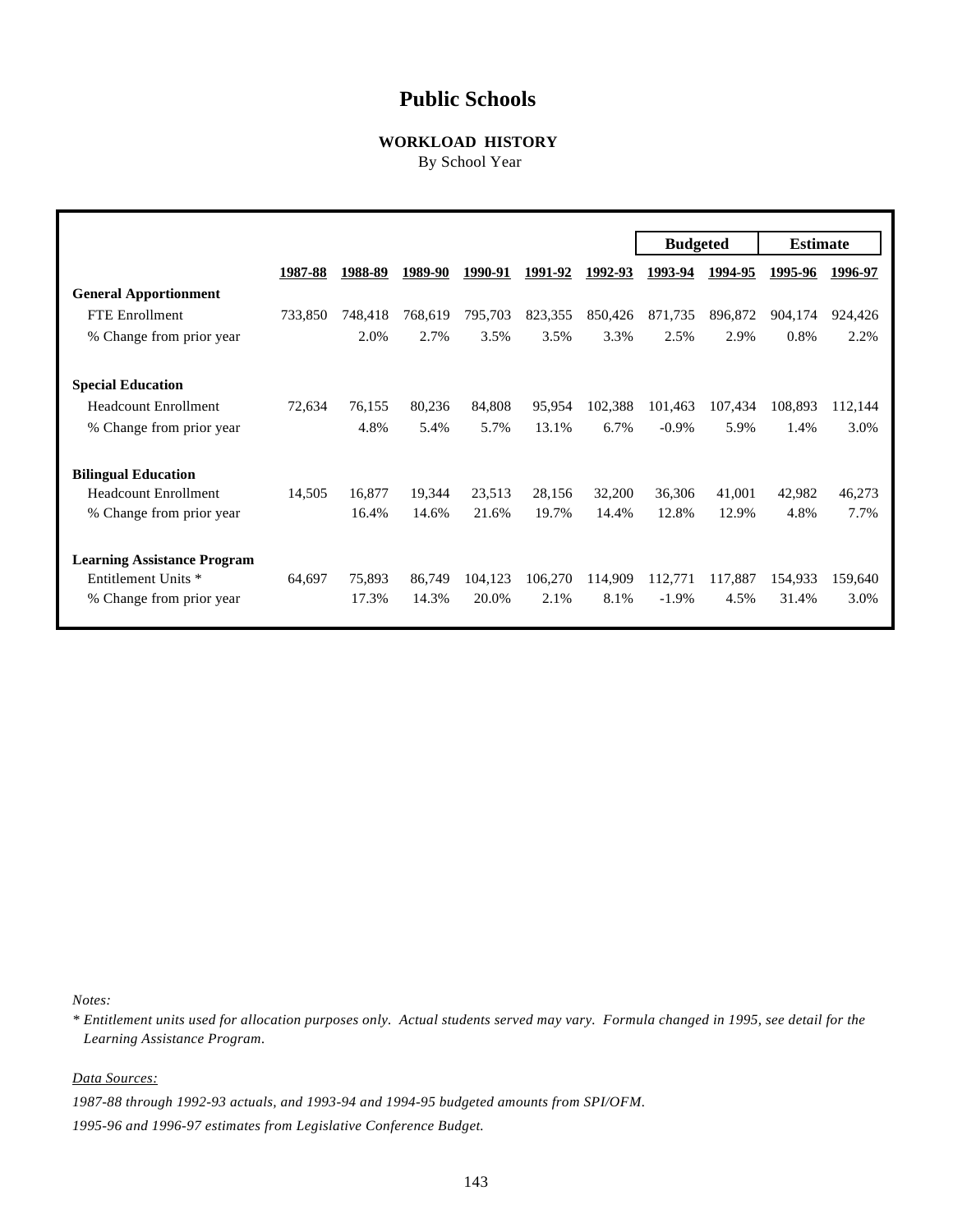# Public Schools

### WORKLOAD HISTORY

By School Year

| | | | | | | | Budgeted | | Estimate | |
|---|---|---|---|---|---|---|---|---|---|---|
| | 1987-88 | 1988-89 | 1989-90 | 1990-91 | 1991-92 | 1992-93 | 1993-94 | 1994-95 | 1995-96 | 1996-97 |
| **General Apportionment** | | | | | | | | | | |
| FTE Enrollment | 733,850 | 748,418 | 768,619 | 795,703 | 823,355 | 850,426 | 871,735 | 896,872 | 904,174 | 924,426 |
| % Change from prior year | | 2.0% | 2.7% | 3.5% | 3.5% | 3.3% | 2.5% | 2.9% | 0.8% | 2.2% |
| **Special Education** | | | | | | | | | | |
| Headcount Enrollment | 72,634 | 76,155 | 80,236 | 84,808 | 95,954 | 102,388 | 101,463 | 107,434 | 108,893 | 112,144 |
| % Change from prior year | | 4.8% | 5.4% | 5.7% | 13.1% | 6.7% | -0.9% | 5.9% | 1.4% | 3.0% |
| **Bilingual Education** | | | | | | | | | | |
| Headcount Enrollment | 14,505 | 16,877 | 19,344 | 23,513 | 28,156 | 32,200 | 36,306 | 41,001 | 42,982 | 46,273 |
| % Change from prior year | | 16.4% | 14.6% | 21.6% | 19.7% | 14.4% | 12.8% | 12.9% | 4.8% | 7.7% |
| **Learning Assistance Program** | | | | | | | | | | |
| Entitlement Units * | 64,697 | 75,893 | 86,749 | 104,123 | 106,270 | 114,909 | 112,771 | 117,887 | 154,933 | 159,640 |
| % Change from prior year | | 17.3% | 14.3% | 20.0% | 2.1% | 8.1% | -1.9% | 4.5% | 31.4% | 3.0% |

*Notes:*

*\* Entitlement units used for allocation purposes only. Actual students served may vary. Formula changed in 1995, see detail for the Learning Assistance Program.*

*Data Sources:*

*1987-88 through 1992-93 actuals, and 1993-94 and 1994-95 budgeted amounts from SPI/OFM.*

*1995-96 and 1996-97 estimates from Legislative Conference Budget.*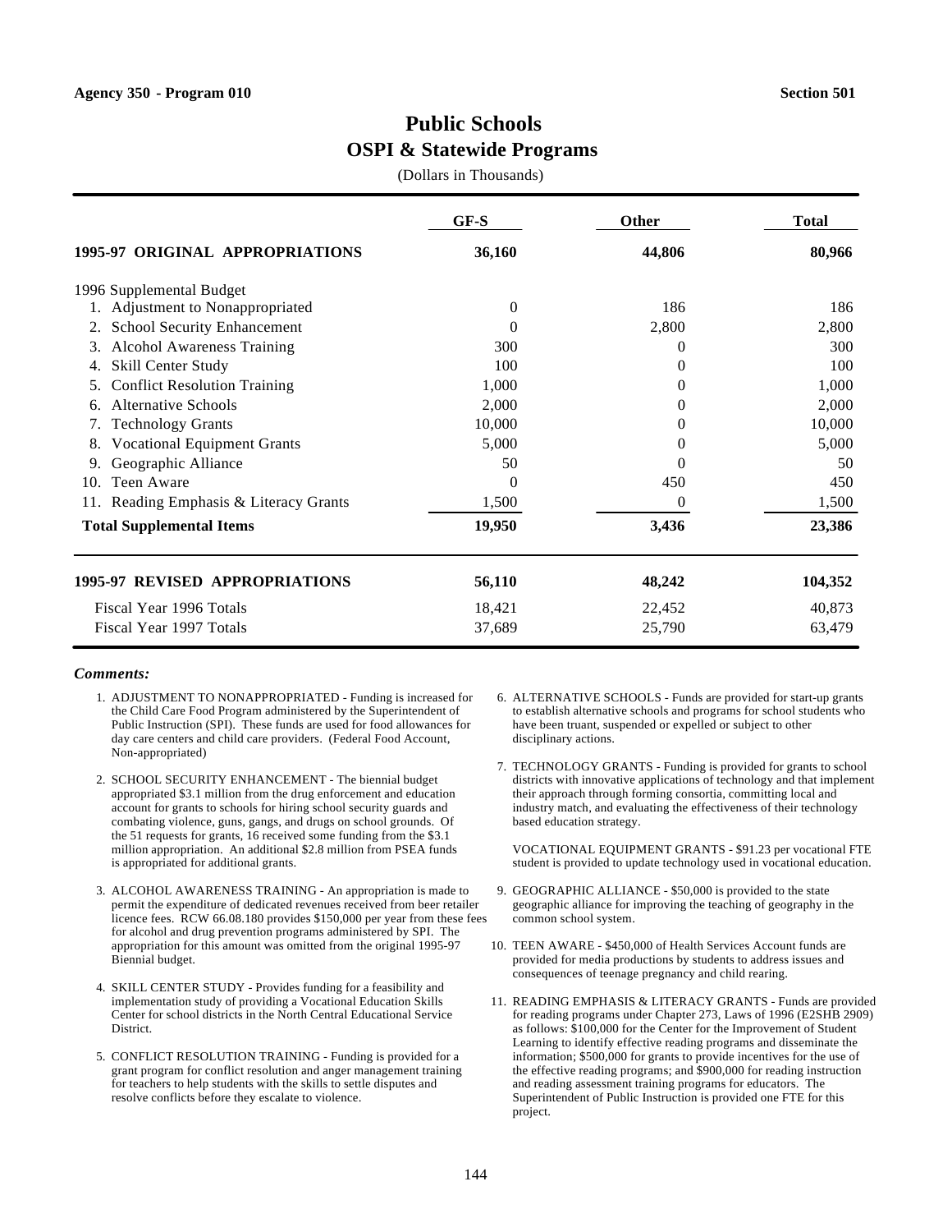**Agency 350 - Program 010** **Section 501**

# Public Schools
## OSPI & Statewide Programs

(Dollars in Thousands)

| | GF-S | Other | Total |
|---|---|---|---|
| **1995-97 ORIGINAL APPROPRIATIONS** | **36,160** | **44,806** | **80,966** |
| 1996 Supplemental Budget | | | |
| 1. Adjustment to Nonappropriated | 0 | 186 | 186 |
| 2. School Security Enhancement | 0 | 2,800 | 2,800 |
| 3. Alcohol Awareness Training | 300 | 0 | 300 |
| 4. Skill Center Study | 100 | 0 | 100 |
| 5. Conflict Resolution Training | 1,000 | 0 | 1,000 |
| 6. Alternative Schools | 2,000 | 0 | 2,000 |
| 7. Technology Grants | 10,000 | 0 | 10,000 |
| 8. Vocational Equipment Grants | 5,000 | 0 | 5,000 |
| 9. Geographic Alliance | 50 | 0 | 50 |
| 10. Teen Aware | 0 | 450 | 450 |
| 11. Reading Emphasis & Literacy Grants | 1,500 | 0 | 1,500 |
| **Total Supplemental Items** | **19,950** | **3,436** | **23,386** |
| **1995-97 REVISED APPROPRIATIONS** | **56,110** | **48,242** | **104,352** |
| Fiscal Year 1996 Totals | 18,421 | 22,452 | 40,873 |
| Fiscal Year 1997 Totals | 37,689 | 25,790 | 63,479 |

***Comments:***

1. ADJUSTMENT TO NONAPPROPRIATED - Funding is increased for the Child Care Food Program administered by the Superintendent of Public Instruction (SPI). These funds are used for food allowances for day care centers and child care providers. (Federal Food Account, Non-appropriated)

2. SCHOOL SECURITY ENHANCEMENT - The biennial budget appropriated $3.1 million from the drug enforcement and education account for grants to schools for hiring school security guards and combating violence, guns, gangs, and drugs on school grounds. Of the 51 requests for grants, 16 received some funding from the $3.1 million appropriation. An additional $2.8 million from PSEA funds is appropriated for additional grants.

3. ALCOHOL AWARENESS TRAINING - An appropriation is made to permit the expenditure of dedicated revenues received from beer retailer licence fees. RCW 66.08.180 provides $150,000 per year from these fees for alcohol and drug prevention programs administered by SPI. The appropriation for this amount was omitted from the original 1995-97 Biennial budget.

4. SKILL CENTER STUDY - Provides funding for a feasibility and implementation study of providing a Vocational Education Skills Center for school districts in the North Central Educational Service District.

5. CONFLICT RESOLUTION TRAINING - Funding is provided for a grant program for conflict resolution and anger management training for teachers to help students with the skills to settle disputes and resolve conflicts before they escalate to violence.

6. ALTERNATIVE SCHOOLS - Funds are provided for start-up grants to establish alternative schools and programs for school students who have been truant, suspended or expelled or subject to other disciplinary actions.

7. TECHNOLOGY GRANTS - Funding is provided for grants to school districts with innovative applications of technology and that implement their approach through forming consortia, committing local and industry match, and evaluating the effectiveness of their technology based education strategy.

VOCATIONAL EQUIPMENT GRANTS - $91.23 per vocational FTE student is provided to update technology used in vocational education.

9. GEOGRAPHIC ALLIANCE - $50,000 is provided to the state geographic alliance for improving the teaching of geography in the common school system.

10. TEEN AWARE - $450,000 of Health Services Account funds are provided for media productions by students to address issues and consequences of teenage pregnancy and child rearing.

11. READING EMPHASIS & LITERACY GRANTS - Funds are provided for reading programs under Chapter 273, Laws of 1996 (E2SHB 2909) as follows: $100,000 for the Center for the Improvement of Student Learning to identify effective reading programs and disseminate the information; $500,000 for grants to provide incentives for the use of the effective reading programs; and $900,000 for reading instruction and reading assessment training programs for educators. The Superintendent of Public Instruction is provided one FTE for this project.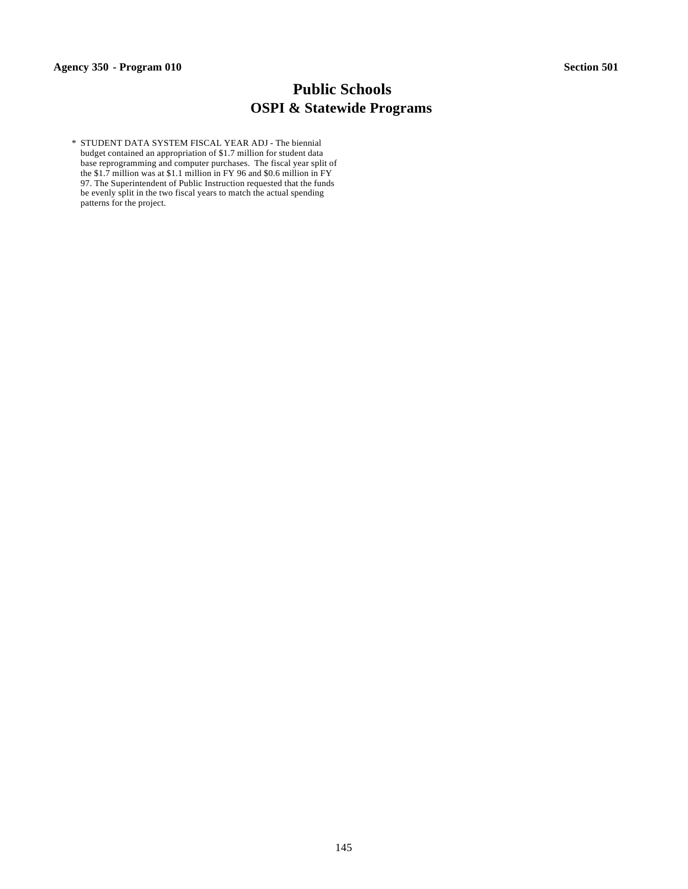# Public Schools
## OSPI & Statewide Programs

* STUDENT DATA SYSTEM FISCAL YEAR ADJ - The biennial budget contained an appropriation of $1.7 million for student data base reprogramming and computer purchases. The fiscal year split of the $1.7 million was at $1.1 million in FY 96 and $0.6 million in FY 97. The Superintendent of Public Instruction requested that the funds be evenly split in the two fiscal years to match the actual spending patterns for the project.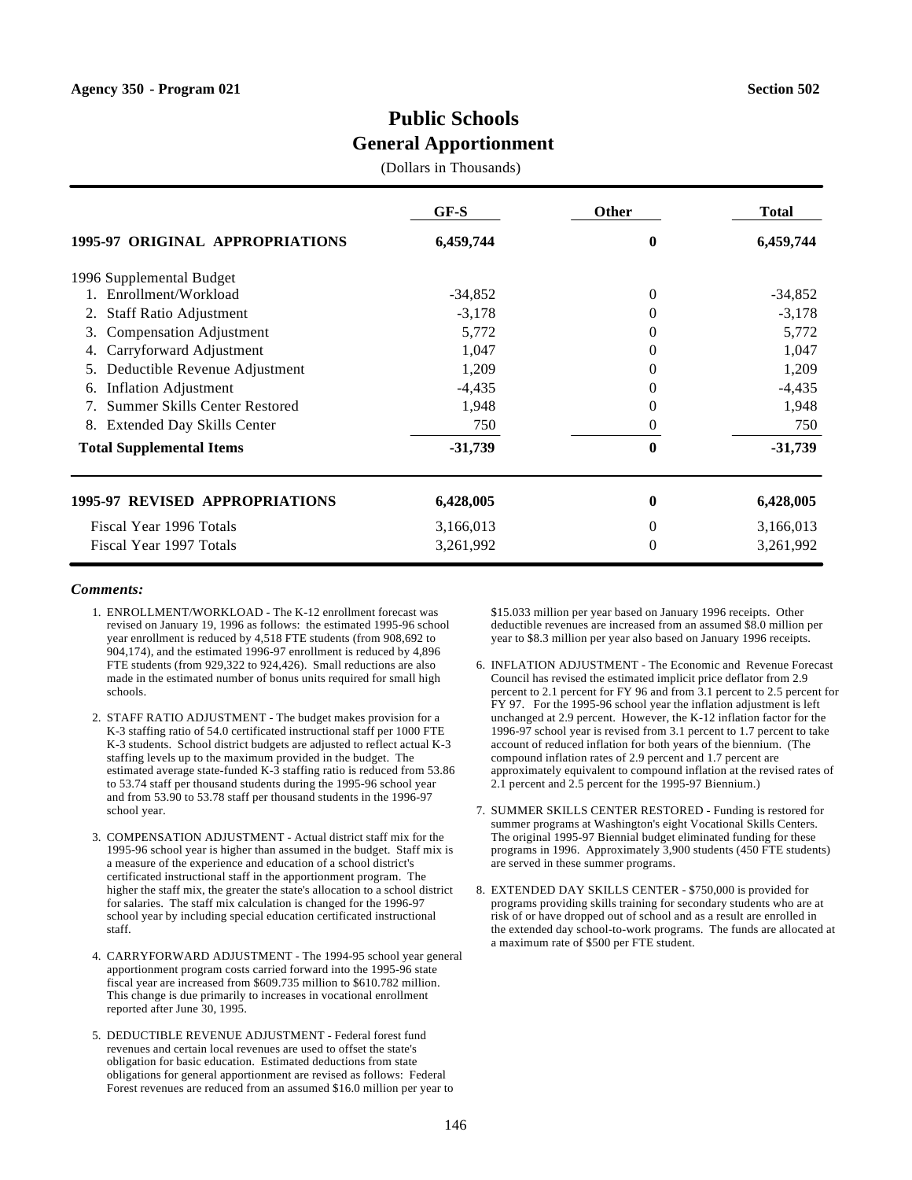Agency 350 - Program 021

Section 502

# Public Schools
## General Apportionment

(Dollars in Thousands)

| | GF-S | Other | Total |
|---|---|---|---|
| **1995-97 ORIGINAL APPROPRIATIONS** | **6,459,744** | **0** | **6,459,744** |
| 1996 Supplemental Budget | | | |
| 1. Enrollment/Workload | -34,852 | 0 | -34,852 |
| 2. Staff Ratio Adjustment | -3,178 | 0 | -3,178 |
| 3. Compensation Adjustment | 5,772 | 0 | 5,772 |
| 4. Carryforward Adjustment | 1,047 | 0 | 1,047 |
| 5. Deductible Revenue Adjustment | 1,209 | 0 | 1,209 |
| 6. Inflation Adjustment | -4,435 | 0 | -4,435 |
| 7. Summer Skills Center Restored | 1,948 | 0 | 1,948 |
| 8. Extended Day Skills Center | 750 | 0 | 750 |
| **Total Supplemental Items** | **-31,739** | **0** | **-31,739** |
| **1995-97 REVISED APPROPRIATIONS** | **6,428,005** | **0** | **6,428,005** |
| Fiscal Year 1996 Totals | 3,166,013 | 0 | 3,166,013 |
| Fiscal Year 1997 Totals | 3,261,992 | 0 | 3,261,992 |

***Comments:***

1. ENROLLMENT/WORKLOAD - The K-12 enrollment forecast was revised on January 19, 1996 as follows: the estimated 1995-96 school year enrollment is reduced by 4,518 FTE students (from 908,692 to 904,174), and the estimated 1996-97 enrollment is reduced by 4,896 FTE students (from 929,322 to 924,426). Small reductions are also made in the estimated number of bonus units required for small high schools.

2. STAFF RATIO ADJUSTMENT - The budget makes provision for a K-3 staffing ratio of 54.0 certificated instructional staff per 1000 FTE K-3 students. School district budgets are adjusted to reflect actual K-3 staffing levels up to the maximum provided in the budget. The estimated average state-funded K-3 staffing ratio is reduced from 53.86 to 53.74 staff per thousand students during the 1995-96 school year and from 53.90 to 53.78 staff per thousand students in the 1996-97 school year.

3. COMPENSATION ADJUSTMENT - Actual district staff mix for the 1995-96 school year is higher than assumed in the budget. Staff mix is a measure of the experience and education of a school district's certificated instructional staff in the apportionment program. The higher the staff mix, the greater the state's allocation to a school district for salaries. The staff mix calculation is changed for the 1996-97 school year by including special education certificated instructional staff.

4. CARRYFORWARD ADJUSTMENT - The 1994-95 school year general apportionment program costs carried forward into the 1995-96 state fiscal year are increased from $609.735 million to $610.782 million. This change is due primarily to increases in vocational enrollment reported after June 30, 1995.

5. DEDUCTIBLE REVENUE ADJUSTMENT - Federal forest fund revenues and certain local revenues are used to offset the state's obligation for basic education. Estimated deductions from state obligations for general apportionment are revised as follows: Federal Forest revenues are reduced from an assumed $16.0 million per year to $15.033 million per year based on January 1996 receipts. Other deductible revenues are increased from an assumed $8.0 million per year to $8.3 million per year also based on January 1996 receipts.

6. INFLATION ADJUSTMENT - The Economic and Revenue Forecast Council has revised the estimated implicit price deflator from 2.9 percent to 2.1 percent for FY 96 and from 3.1 percent to 2.5 percent for FY 97. For the 1995-96 school year the inflation adjustment is left unchanged at 2.9 percent. However, the K-12 inflation factor for the 1996-97 school year is revised from 3.1 percent to 1.7 percent to take account of reduced inflation for both years of the biennium. (The compound inflation rates of 2.9 percent and 1.7 percent are approximately equivalent to compound inflation at the revised rates of 2.1 percent and 2.5 percent for the 1995-97 Biennium.)

7. SUMMER SKILLS CENTER RESTORED - Funding is restored for summer programs at Washington's eight Vocational Skills Centers. The original 1995-97 Biennial budget eliminated funding for these programs in 1996. Approximately 3,900 students (450 FTE students) are served in these summer programs.

8. EXTENDED DAY SKILLS CENTER - $750,000 is provided for programs providing skills training for secondary students who are at risk of or have dropped out of school and as a result are enrolled in the extended day school-to-work programs. The funds are allocated at a maximum rate of $500 per FTE student.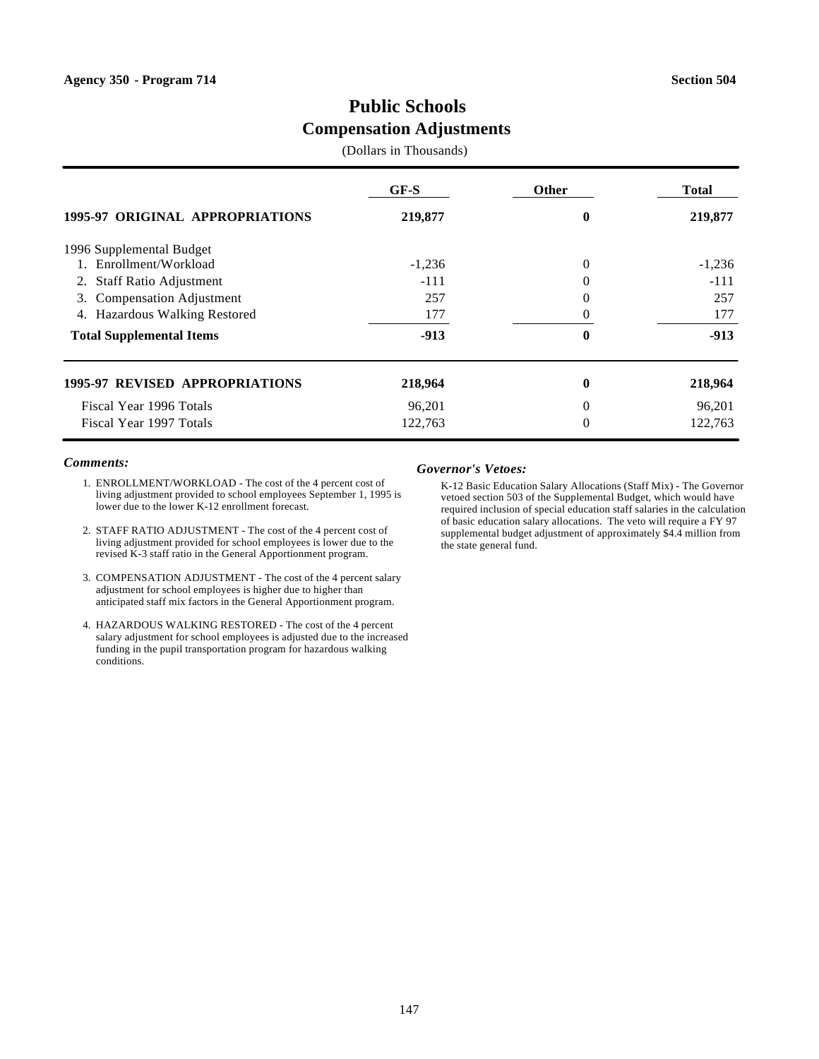Agency 350 - Program 714 | Section 504

# Public Schools
## Compensation Adjustments

(Dollars in Thousands)

| | GF-S | Other | Total |
|---|---|---|---|
| **1995-97 ORIGINAL APPROPRIATIONS** | **219,877** | **0** | **219,877** |
| 1996 Supplemental Budget | | | |
| 1. Enrollment/Workload | -1,236 | 0 | -1,236 |
| 2. Staff Ratio Adjustment | -111 | 0 | -111 |
| 3. Compensation Adjustment | 257 | 0 | 257 |
| 4. Hazardous Walking Restored | 177 | 0 | 177 |
| **Total Supplemental Items** | **-913** | **0** | **-913** |
| **1995-97 REVISED APPROPRIATIONS** | **218,964** | **0** | **218,964** |
| Fiscal Year 1996 Totals | 96,201 | 0 | 96,201 |
| Fiscal Year 1997 Totals | 122,763 | 0 | 122,763 |

### *Comments:*

1. ENROLLMENT/WORKLOAD - The cost of the 4 percent cost of living adjustment provided to school employees September 1, 1995 is lower due to the lower K-12 enrollment forecast.

2. STAFF RATIO ADJUSTMENT - The cost of the 4 percent cost of living adjustment provided for school employees is lower due to the revised K-3 staff ratio in the General Apportionment program.

3. COMPENSATION ADJUSTMENT - The cost of the 4 percent salary adjustment for school employees is higher due to higher than anticipated staff mix factors in the General Apportionment program.

4. HAZARDOUS WALKING RESTORED - The cost of the 4 percent salary adjustment for school employees is adjusted due to the increased funding in the pupil transportation program for hazardous walking conditions.

### *Governor's Vetoes:*

K-12 Basic Education Salary Allocations (Staff Mix) - The Governor vetoed section 503 of the Supplemental Budget, which would have required inclusion of special education staff salaries in the calculation of basic education salary allocations. The veto will require a FY 97 supplemental budget adjustment of approximately $4.4 million from the state general fund.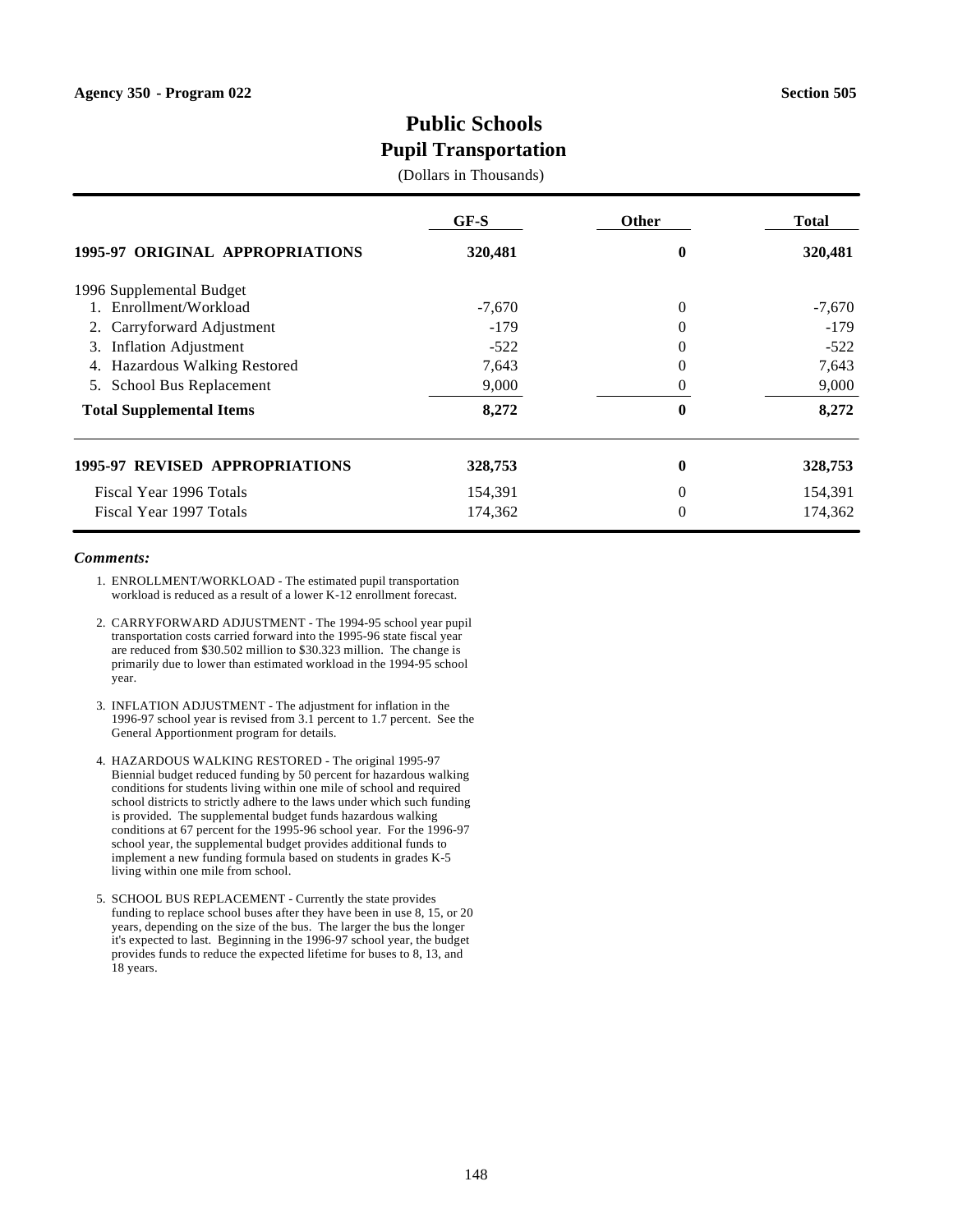Agency 350 - Program 022 | Section 505

# Public Schools
## Pupil Transportation

(Dollars in Thousands)

| | GF-S | Other | Total |
|---|---|---|---|
| **1995-97 ORIGINAL APPROPRIATIONS** | **320,481** | **0** | **320,481** |
| 1996 Supplemental Budget | | | |
| 1. Enrollment/Workload | -7,670 | 0 | -7,670 |
| 2. Carryforward Adjustment | -179 | 0 | -179 |
| 3. Inflation Adjustment | -522 | 0 | -522 |
| 4. Hazardous Walking Restored | 7,643 | 0 | 7,643 |
| 5. School Bus Replacement | 9,000 | 0 | 9,000 |
| **Total Supplemental Items** | **8,272** | **0** | **8,272** |
| **1995-97 REVISED APPROPRIATIONS** | **328,753** | **0** | **328,753** |
| Fiscal Year 1996 Totals | 154,391 | 0 | 154,391 |
| Fiscal Year 1997 Totals | 174,362 | 0 | 174,362 |

***Comments:***

1. ENROLLMENT/WORKLOAD - The estimated pupil transportation workload is reduced as a result of a lower K-12 enrollment forecast.

2. CARRYFORWARD ADJUSTMENT - The 1994-95 school year pupil transportation costs carried forward into the 1995-96 state fiscal year are reduced from $30.502 million to $30.323 million. The change is primarily due to lower than estimated workload in the 1994-95 school year.

3. INFLATION ADJUSTMENT - The adjustment for inflation in the 1996-97 school year is revised from 3.1 percent to 1.7 percent. See the General Apportionment program for details.

4. HAZARDOUS WALKING RESTORED - The original 1995-97 Biennial budget reduced funding by 50 percent for hazardous walking conditions for students living within one mile of school and required school districts to strictly adhere to the laws under which such funding is provided. The supplemental budget funds hazardous walking conditions at 67 percent for the 1995-96 school year. For the 1996-97 school year, the supplemental budget provides additional funds to implement a new funding formula based on students in grades K-5 living within one mile from school.

5. SCHOOL BUS REPLACEMENT - Currently the state provides funding to replace school buses after they have been in use 8, 15, or 20 years, depending on the size of the bus. The larger the bus the longer it's expected to last. Beginning in the 1996-97 school year, the budget provides funds to reduce the expected lifetime for buses to 8, 13, and 18 years.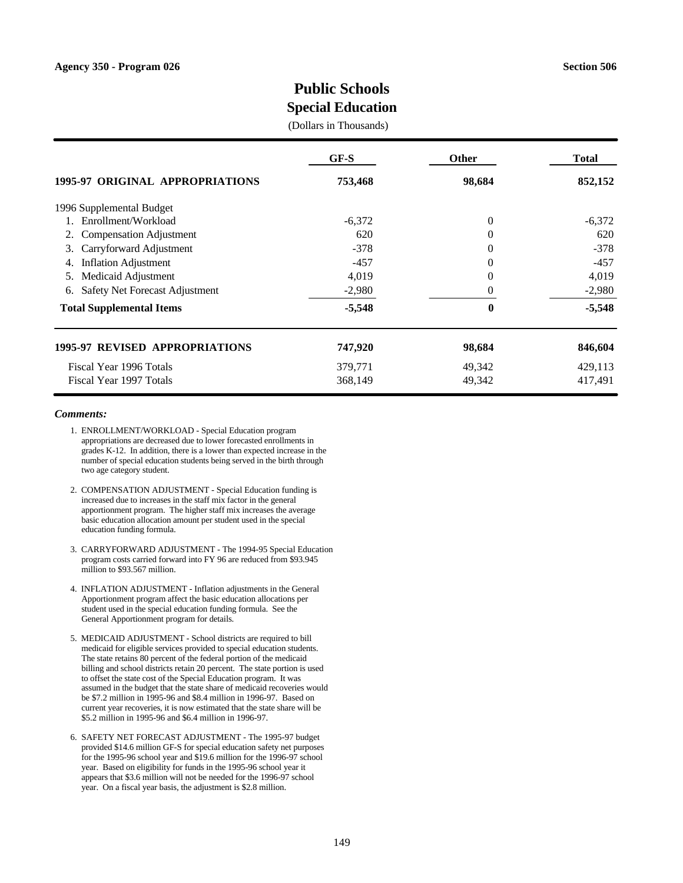Agency 350 - Program 026 | Section 506

# Public Schools
## Special Education

(Dollars in Thousands)

| | GF-S | Other | Total |
|---|---|---|---|
| **1995-97 ORIGINAL APPROPRIATIONS** | **753,468** | **98,684** | **852,152** |
| 1996 Supplemental Budget | | | |
| 1. Enrollment/Workload | -6,372 | 0 | -6,372 |
| 2. Compensation Adjustment | 620 | 0 | 620 |
| 3. Carryforward Adjustment | -378 | 0 | -378 |
| 4. Inflation Adjustment | -457 | 0 | -457 |
| 5. Medicaid Adjustment | 4,019 | 0 | 4,019 |
| 6. Safety Net Forecast Adjustment | -2,980 | 0 | -2,980 |
| **Total Supplemental Items** | **-5,548** | **0** | **-5,548** |
| **1995-97 REVISED APPROPRIATIONS** | **747,920** | **98,684** | **846,604** |
| Fiscal Year 1996 Totals | 379,771 | 49,342 | 429,113 |
| Fiscal Year 1997 Totals | 368,149 | 49,342 | 417,491 |

***Comments:***

1. ENROLLMENT/WORKLOAD - Special Education program appropriations are decreased due to lower forecasted enrollments in grades K-12. In addition, there is a lower than expected increase in the number of special education students being served in the birth through two age category student.

2. COMPENSATION ADJUSTMENT - Special Education funding is increased due to increases in the staff mix factor in the general apportionment program. The higher staff mix increases the average basic education allocation amount per student used in the special education funding formula.

3. CARRYFORWARD ADJUSTMENT - The 1994-95 Special Education program costs carried forward into FY 96 are reduced from $93.945 million to $93.567 million.

4. INFLATION ADJUSTMENT - Inflation adjustments in the General Apportionment program affect the basic education allocations per student used in the special education funding formula. See the General Apportionment program for details.

5. MEDICAID ADJUSTMENT - School districts are required to bill medicaid for eligible services provided to special education students. The state retains 80 percent of the federal portion of the medicaid billing and school districts retain 20 percent. The state portion is used to offset the state cost of the Special Education program. It was assumed in the budget that the state share of medicaid recoveries would be $7.2 million in 1995-96 and $8.4 million in 1996-97. Based on current year recoveries, it is now estimated that the state share will be $5.2 million in 1995-96 and $6.4 million in 1996-97.

6. SAFETY NET FORECAST ADJUSTMENT - The 1995-97 budget provided $14.6 million GF-S for special education safety net purposes for the 1995-96 school year and $19.6 million for the 1996-97 school year. Based on eligibility for funds in the 1995-96 school year it appears that $3.6 million will not be needed for the 1996-97 school year. On a fiscal year basis, the adjustment is $2.8 million.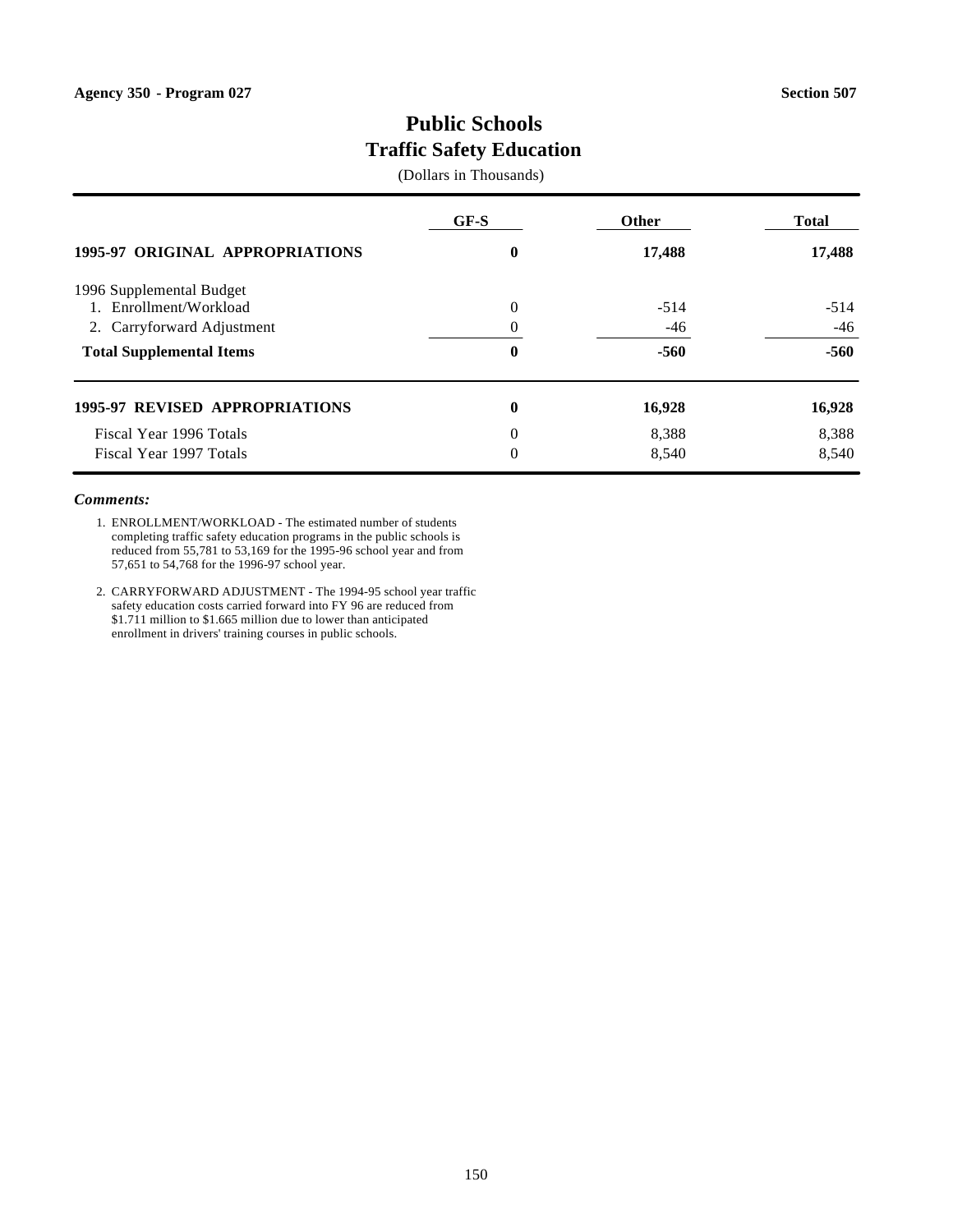Agency 350 - Program 027

Section 507

# Public Schools
## Traffic Safety Education

(Dollars in Thousands)

| | GF-S | Other | Total |
|---|---|---|---|
| **1995-97 ORIGINAL APPROPRIATIONS** | **0** | **17,488** | **17,488** |
| 1996 Supplemental Budget | | | |
| 1. Enrollment/Workload | 0 | -514 | -514 |
| 2. Carryforward Adjustment | 0 | -46 | -46 |
| **Total Supplemental Items** | **0** | **-560** | **-560** |
| **1995-97 REVISED APPROPRIATIONS** | **0** | **16,928** | **16,928** |
| Fiscal Year 1996 Totals | 0 | 8,388 | 8,388 |
| Fiscal Year 1997 Totals | 0 | 8,540 | 8,540 |

***Comments:***

1. ENROLLMENT/WORKLOAD - The estimated number of students completing traffic safety education programs in the public schools is reduced from 55,781 to 53,169 for the 1995-96 school year and from 57,651 to 54,768 for the 1996-97 school year.

2. CARRYFORWARD ADJUSTMENT - The 1994-95 school year traffic safety education costs carried forward into FY 96 are reduced from $1.711 million to $1.665 million due to lower than anticipated enrollment in drivers' training courses in public schools.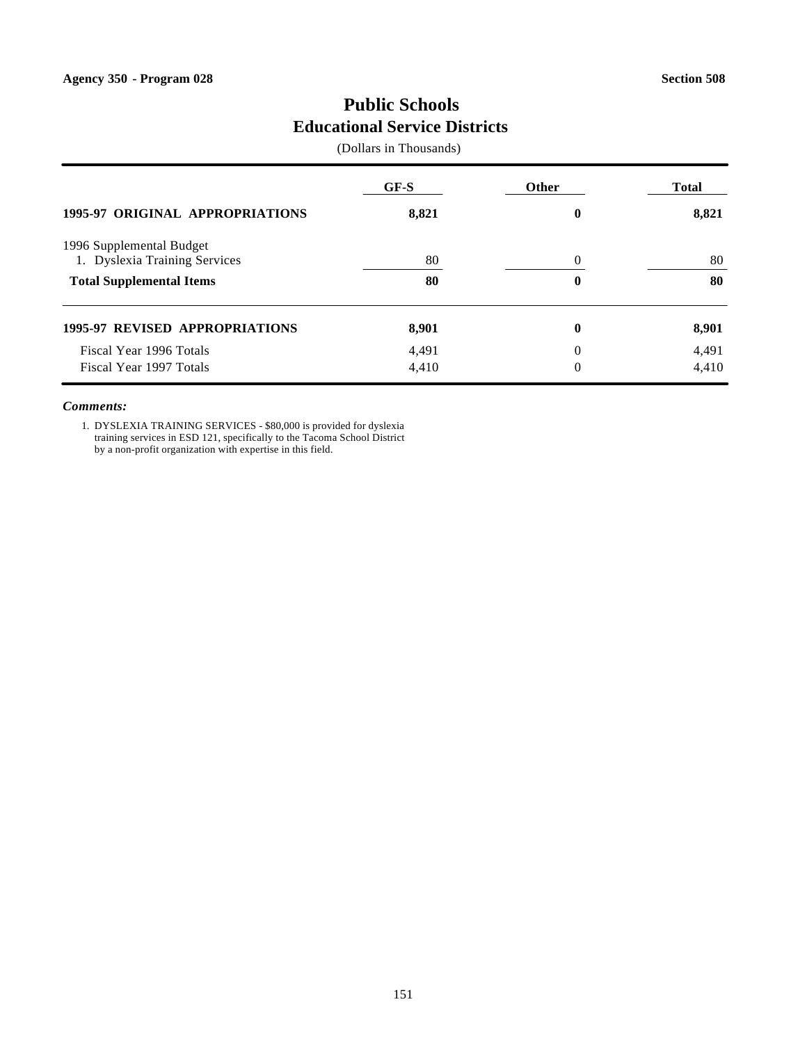Agency 350 - Program 028 Section 508

# Public Schools
## Educational Service Districts

(Dollars in Thousands)

| | GF-S | Other | Total |
|---|---|---|---|
| **1995-97 ORIGINAL APPROPRIATIONS** | **8,821** | **0** | **8,821** |
| 1996 Supplemental Budget | | | |
| 1. Dyslexia Training Services | 80 | 0 | 80 |
| **Total Supplemental Items** | **80** | **0** | **80** |
| **1995-97 REVISED APPROPRIATIONS** | **8,901** | **0** | **8,901** |
| Fiscal Year 1996 Totals | 4,491 | 0 | 4,491 |
| Fiscal Year 1997 Totals | 4,410 | 0 | 4,410 |

***Comments:***

1. DYSLEXIA TRAINING SERVICES - $80,000 is provided for dyslexia training services in ESD 121, specifically to the Tacoma School District by a non-profit organization with expertise in this field.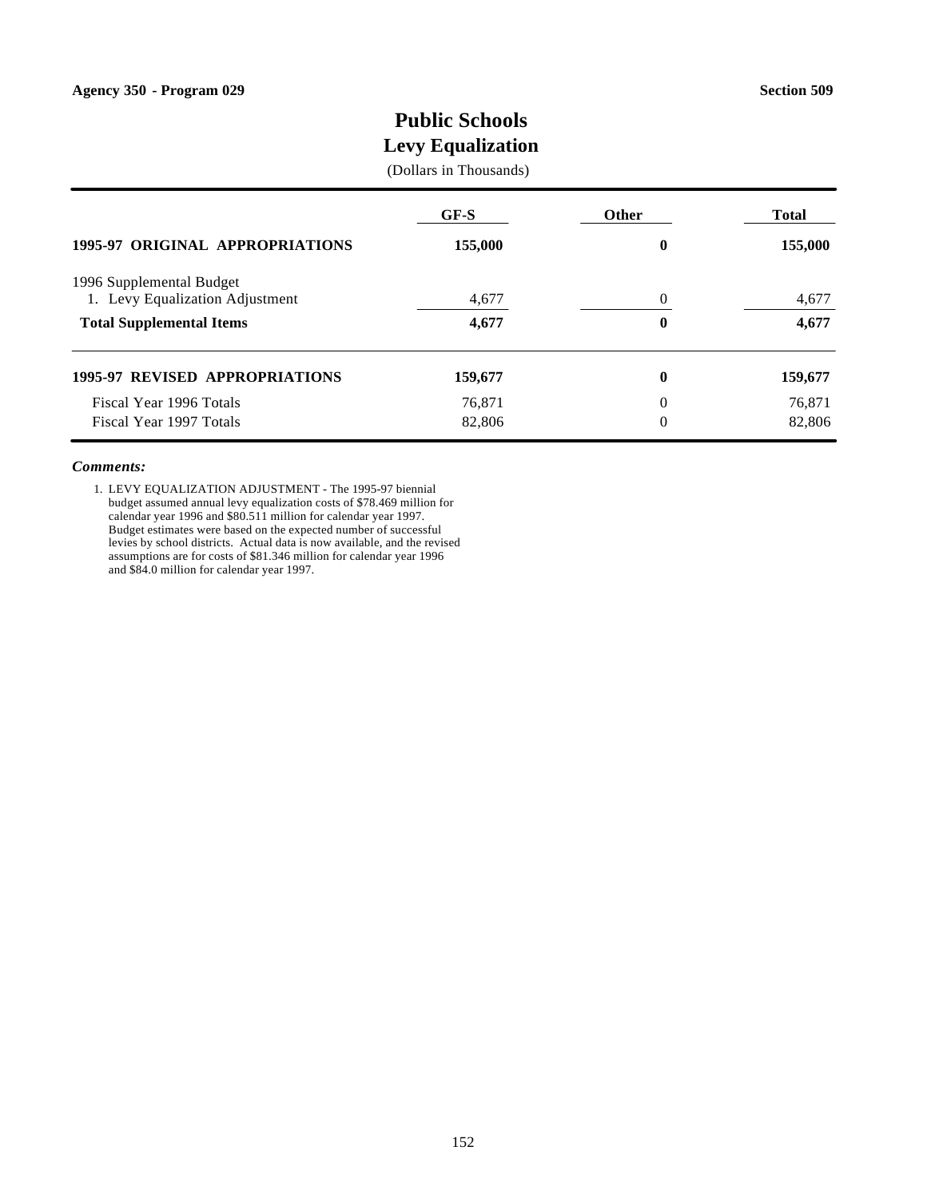Agency 350 - Program 029

Section 509

# Public Schools
## Levy Equalization

(Dollars in Thousands)

| | GF-S | Other | Total |
|---|---|---|---|
| **1995-97 ORIGINAL APPROPRIATIONS** | **155,000** | **0** | **155,000** |
| 1996 Supplemental Budget | | | |
| 1. Levy Equalization Adjustment | 4,677 | 0 | 4,677 |
| **Total Supplemental Items** | **4,677** | **0** | **4,677** |
| **1995-97 REVISED APPROPRIATIONS** | **159,677** | **0** | **159,677** |
| Fiscal Year 1996 Totals | 76,871 | 0 | 76,871 |
| Fiscal Year 1997 Totals | 82,806 | 0 | 82,806 |

***Comments:***

1. LEVY EQUALIZATION ADJUSTMENT - The 1995-97 biennial budget assumed annual levy equalization costs of $78.469 million for calendar year 1996 and $80.511 million for calendar year 1997. Budget estimates were based on the expected number of successful levies by school districts. Actual data is now available, and the revised assumptions are for costs of $81.346 million for calendar year 1996 and $84.0 million for calendar year 1997.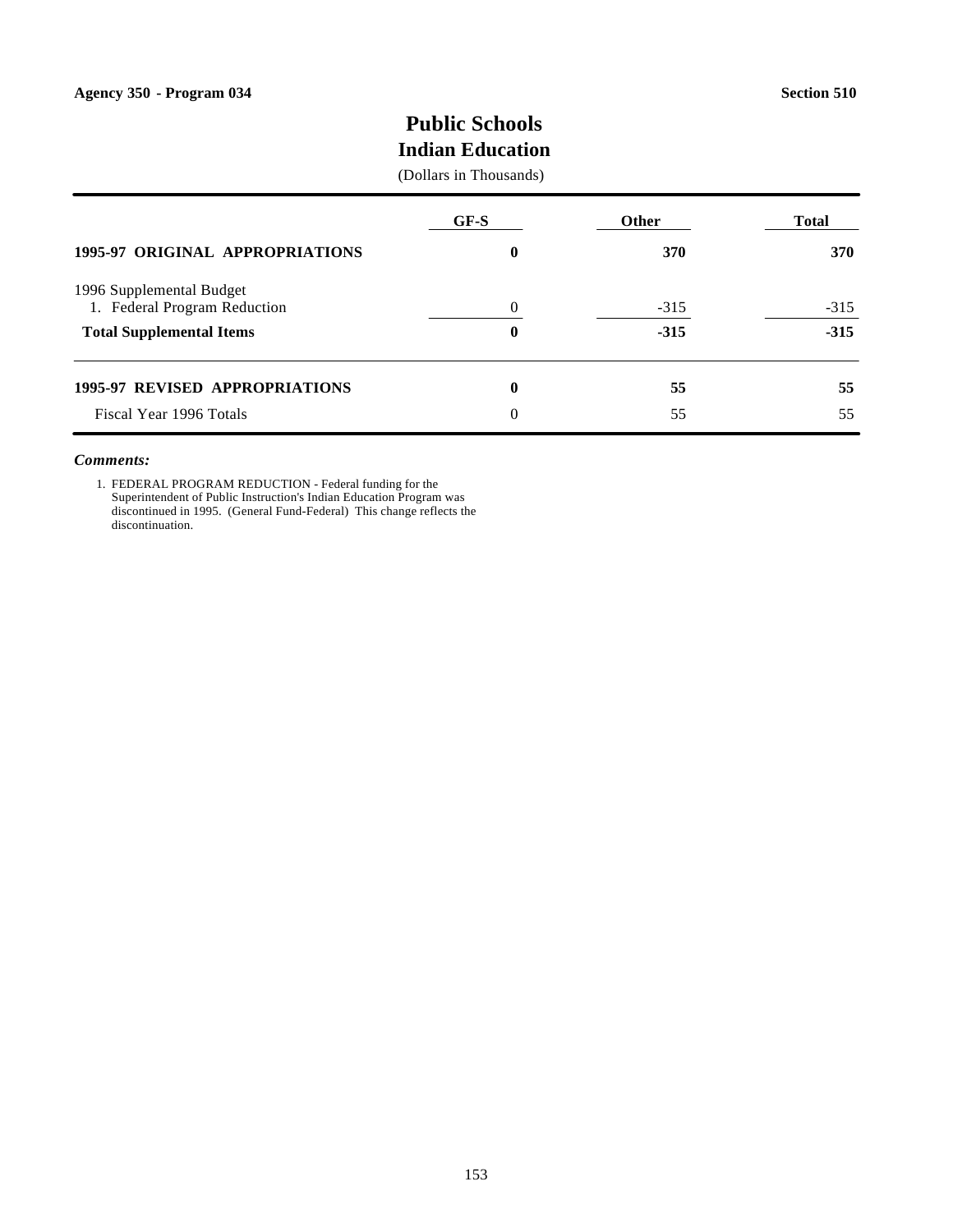Agency 350 - Program 034 Section 510

# Public Schools
## Indian Education

(Dollars in Thousands)

| | GF-S | Other | Total |
|---|---|---|---|
| **1995-97 ORIGINAL APPROPRIATIONS** | **0** | **370** | **370** |
| 1996 Supplemental Budget | | | |
| 1. Federal Program Reduction | 0 | -315 | -315 |
| **Total Supplemental Items** | **0** | **-315** | **-315** |
| **1995-97 REVISED APPROPRIATIONS** | **0** | **55** | **55** |
| Fiscal Year 1996 Totals | 0 | 55 | 55 |

***Comments:***

1. FEDERAL PROGRAM REDUCTION - Federal funding for the Superintendent of Public Instruction's Indian Education Program was discontinued in 1995. (General Fund-Federal) This change reflects the discontinuation.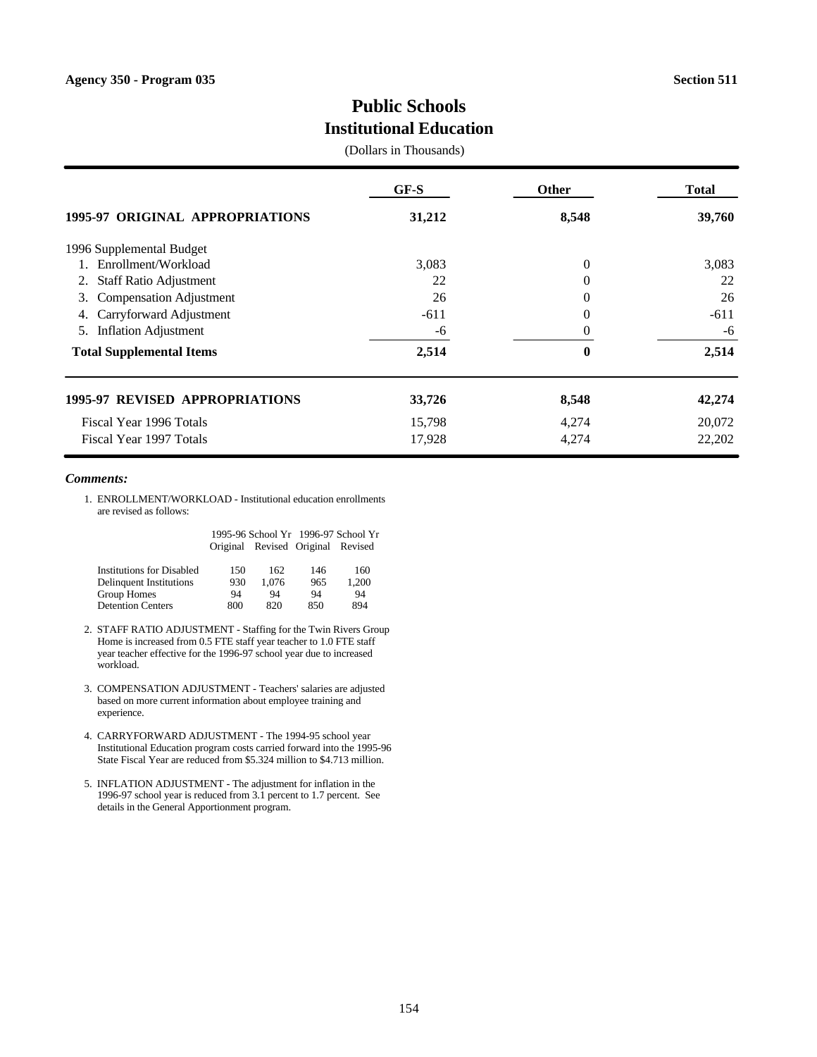Agency 350 - Program 035 | Section 511

# Public Schools
## Institutional Education

(Dollars in Thousands)

| | GF-S | Other | Total |
|---|---|---|---|
| **1995-97 ORIGINAL APPROPRIATIONS** | **31,212** | **8,548** | **39,760** |
| 1996 Supplemental Budget | | | |
| 1. Enrollment/Workload | 3,083 | 0 | 3,083 |
| 2. Staff Ratio Adjustment | 22 | 0 | 22 |
| 3. Compensation Adjustment | 26 | 0 | 26 |
| 4. Carryforward Adjustment | -611 | 0 | -611 |
| 5. Inflation Adjustment | -6 | 0 | -6 |
| **Total Supplemental Items** | **2,514** | **0** | **2,514** |
| **1995-97 REVISED APPROPRIATIONS** | **33,726** | **8,548** | **42,274** |
| Fiscal Year 1996 Totals | 15,798 | 4,274 | 20,072 |
| Fiscal Year 1997 Totals | 17,928 | 4,274 | 22,202 |

***Comments:***

1. ENROLLMENT/WORKLOAD - Institutional education enrollments are revised as follows:

| | 1995-96 School Yr | | 1996-97 School Yr | |
|---|---|---|---|---|
| | Original | Revised | Original | Revised |
| Institutions for Disabled | 150 | 162 | 146 | 160 |
| Delinquent Institutions | 930 | 1,076 | 965 | 1,200 |
| Group Homes | 94 | 94 | 94 | 94 |
| Detention Centers | 800 | 820 | 850 | 894 |

2. STAFF RATIO ADJUSTMENT - Staffing for the Twin Rivers Group Home is increased from 0.5 FTE staff year teacher to 1.0 FTE staff year teacher effective for the 1996-97 school year due to increased workload.

3. COMPENSATION ADJUSTMENT - Teachers' salaries are adjusted based on more current information about employee training and experience.

4. CARRYFORWARD ADJUSTMENT - The 1994-95 school year Institutional Education program costs carried forward into the 1995-96 State Fiscal Year are reduced from $5.324 million to $4.713 million.

5. INFLATION ADJUSTMENT - The adjustment for inflation in the 1996-97 school year is reduced from 3.1 percent to 1.7 percent. See details in the General Apportionment program.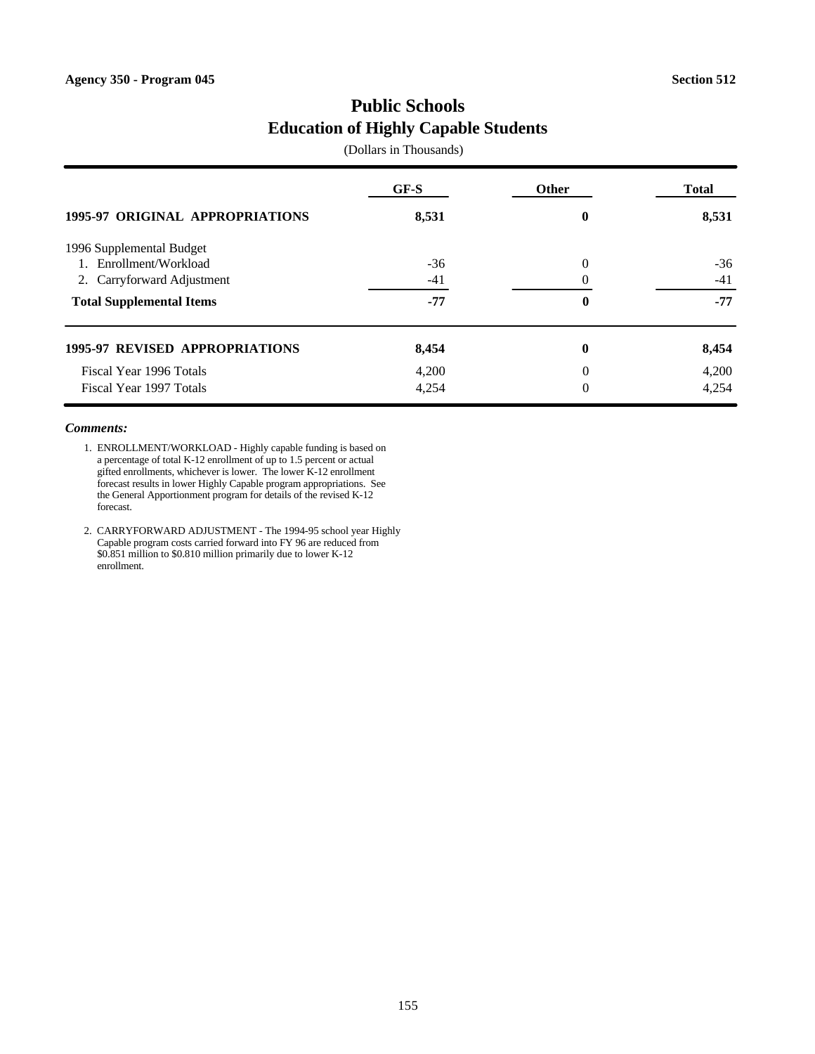Agency 350 - Program 045 **Section 512**

# Public Schools
## Education of Highly Capable Students

(Dollars in Thousands)

| | GF-S | Other | Total |
|---|---|---|---|
| **1995-97 ORIGINAL APPROPRIATIONS** | **8,531** | **0** | **8,531** |
| 1996 Supplemental Budget | | | |
| 1. Enrollment/Workload | -36 | 0 | -36 |
| 2. Carryforward Adjustment | -41 | 0 | -41 |
| **Total Supplemental Items** | **-77** | **0** | **-77** |
| **1995-97 REVISED APPROPRIATIONS** | **8,454** | **0** | **8,454** |
| Fiscal Year 1996 Totals | 4,200 | 0 | 4,200 |
| Fiscal Year 1997 Totals | 4,254 | 0 | 4,254 |

***Comments:***

1. ENROLLMENT/WORKLOAD - Highly capable funding is based on a percentage of total K-12 enrollment of up to 1.5 percent or actual gifted enrollments, whichever is lower. The lower K-12 enrollment forecast results in lower Highly Capable program appropriations. See the General Apportionment program for details of the revised K-12 forecast.

2. CARRYFORWARD ADJUSTMENT - The 1994-95 school year Highly Capable program costs carried forward into FY 96 are reduced from $0.851 million to $0.810 million primarily due to lower K-12 enrollment.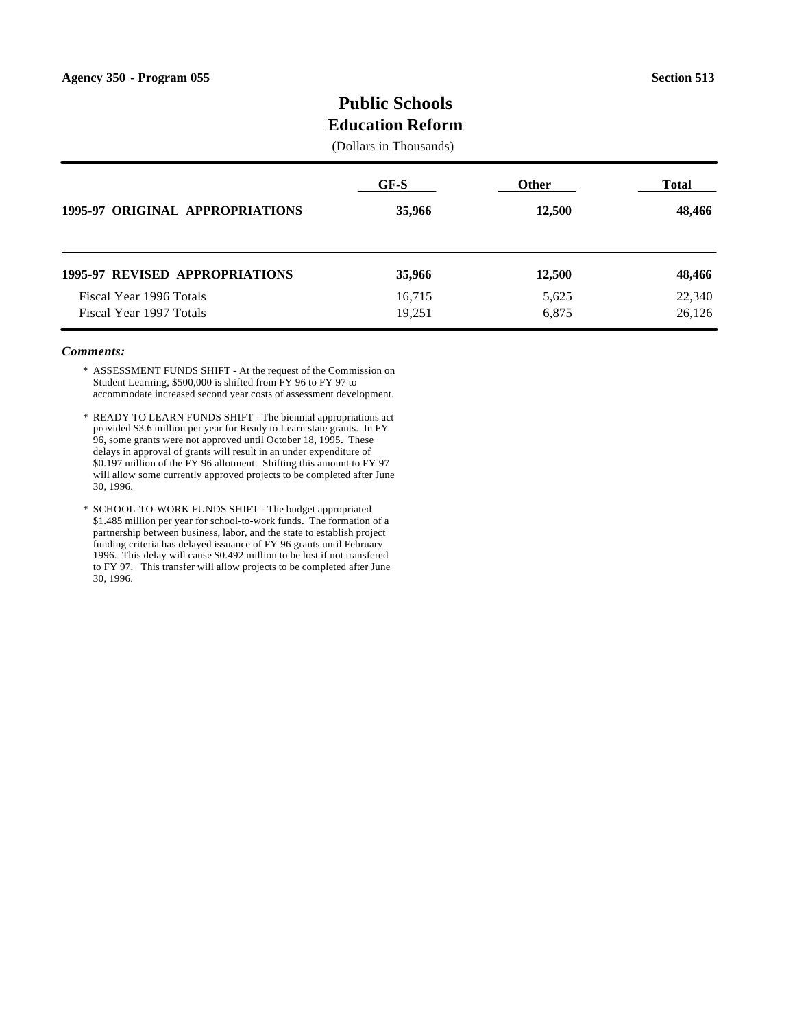Agency 350 - Program 055 | Section 513

# Public Schools
## Education Reform

(Dollars in Thousands)

| | GF-S | Other | Total |
|---|---|---|---|
| **1995-97 ORIGINAL APPROPRIATIONS** | **35,966** | **12,500** | **48,466** |
| **1995-97 REVISED APPROPRIATIONS** | **35,966** | **12,500** | **48,466** |
| Fiscal Year 1996 Totals | 16,715 | 5,625 | 22,340 |
| Fiscal Year 1997 Totals | 19,251 | 6,875 | 26,126 |

***Comments:***

\* ASSESSMENT FUNDS SHIFT - At the request of the Commission on Student Learning, $500,000 is shifted from FY 96 to FY 97 to accommodate increased second year costs of assessment development.

\* READY TO LEARN FUNDS SHIFT - The biennial appropriations act provided $3.6 million per year for Ready to Learn state grants. In FY 96, some grants were not approved until October 18, 1995. These delays in approval of grants will result in an under expenditure of $0.197 million of the FY 96 allotment. Shifting this amount to FY 97 will allow some currently approved projects to be completed after June 30, 1996.

\* SCHOOL-TO-WORK FUNDS SHIFT - The budget appropriated $1.485 million per year for school-to-work funds. The formation of a partnership between business, labor, and the state to establish project funding criteria has delayed issuance of FY 96 grants until February 1996. This delay will cause $0.492 million to be lost if not transfered to FY 97. This transfer will allow projects to be completed after June 30, 1996.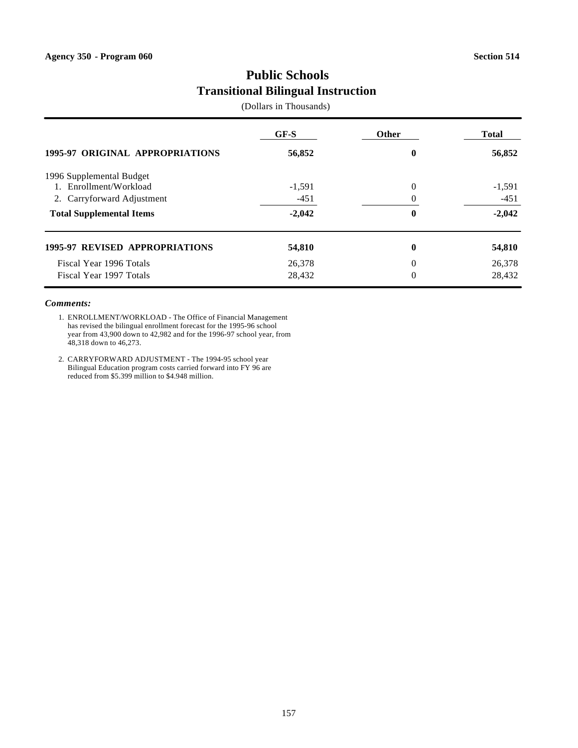Agency 350 - Program 060 — Section 514

# Public Schools
## Transitional Bilingual Instruction

(Dollars in Thousands)

| | GF-S | Other | Total |
|---|---|---|---|
| **1995-97 ORIGINAL APPROPRIATIONS** | **56,852** | **0** | **56,852** |
| 1996 Supplemental Budget | | | |
| 1. Enrollment/Workload | -1,591 | 0 | -1,591 |
| 2. Carryforward Adjustment | -451 | 0 | -451 |
| **Total Supplemental Items** | **-2,042** | **0** | **-2,042** |
| **1995-97 REVISED APPROPRIATIONS** | **54,810** | **0** | **54,810** |
| Fiscal Year 1996 Totals | 26,378 | 0 | 26,378 |
| Fiscal Year 1997 Totals | 28,432 | 0 | 28,432 |

***Comments:***

1. ENROLLMENT/WORKLOAD - The Office of Financial Management has revised the bilingual enrollment forecast for the 1995-96 school year from 43,900 down to 42,982 and for the 1996-97 school year, from 48,318 down to 46,273.

2. CARRYFORWARD ADJUSTMENT - The 1994-95 school year Bilingual Education program costs carried forward into FY 96 are reduced from $5.399 million to $4.948 million.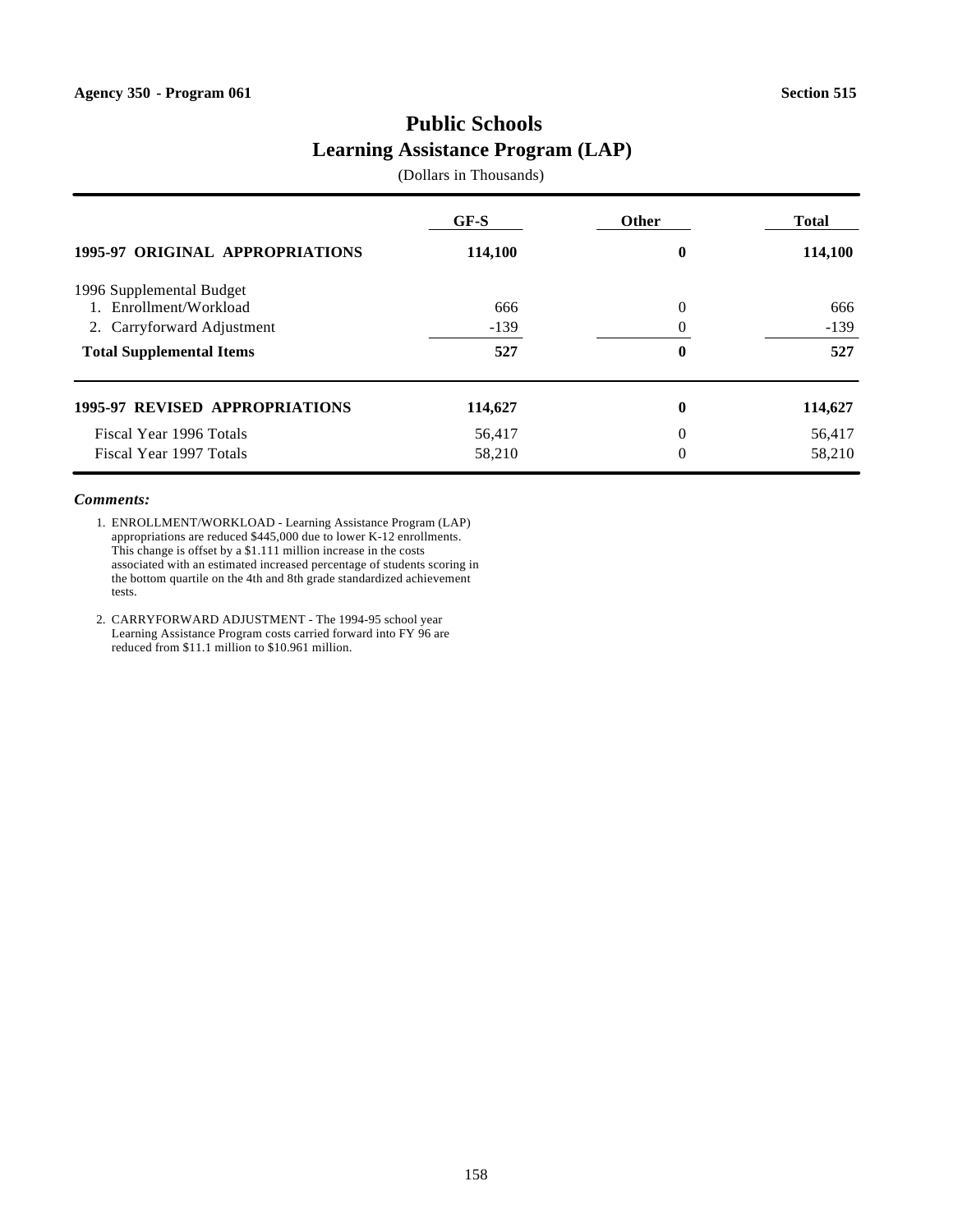Agency 350 - Program 061 Section 515

# Public Schools
## Learning Assistance Program (LAP)

(Dollars in Thousands)

| | GF-S | Other | Total |
|---|---|---|---|
| **1995-97 ORIGINAL APPROPRIATIONS** | **114,100** | **0** | **114,100** |
| 1996 Supplemental Budget | | | |
| 1. Enrollment/Workload | 666 | 0 | 666 |
| 2. Carryforward Adjustment | -139 | 0 | -139 |
| **Total Supplemental Items** | **527** | **0** | **527** |
| **1995-97 REVISED APPROPRIATIONS** | **114,627** | **0** | **114,627** |
| Fiscal Year 1996 Totals | 56,417 | 0 | 56,417 |
| Fiscal Year 1997 Totals | 58,210 | 0 | 58,210 |

***Comments:***

1. ENROLLMENT/WORKLOAD - Learning Assistance Program (LAP) appropriations are reduced $445,000 due to lower K-12 enrollments. This change is offset by a $1.111 million increase in the costs associated with an estimated increased percentage of students scoring in the bottom quartile on the 4th and 8th grade standardized achievement tests.

2. CARRYFORWARD ADJUSTMENT - The 1994-95 school year Learning Assistance Program costs carried forward into FY 96 are reduced from $11.1 million to $10.961 million.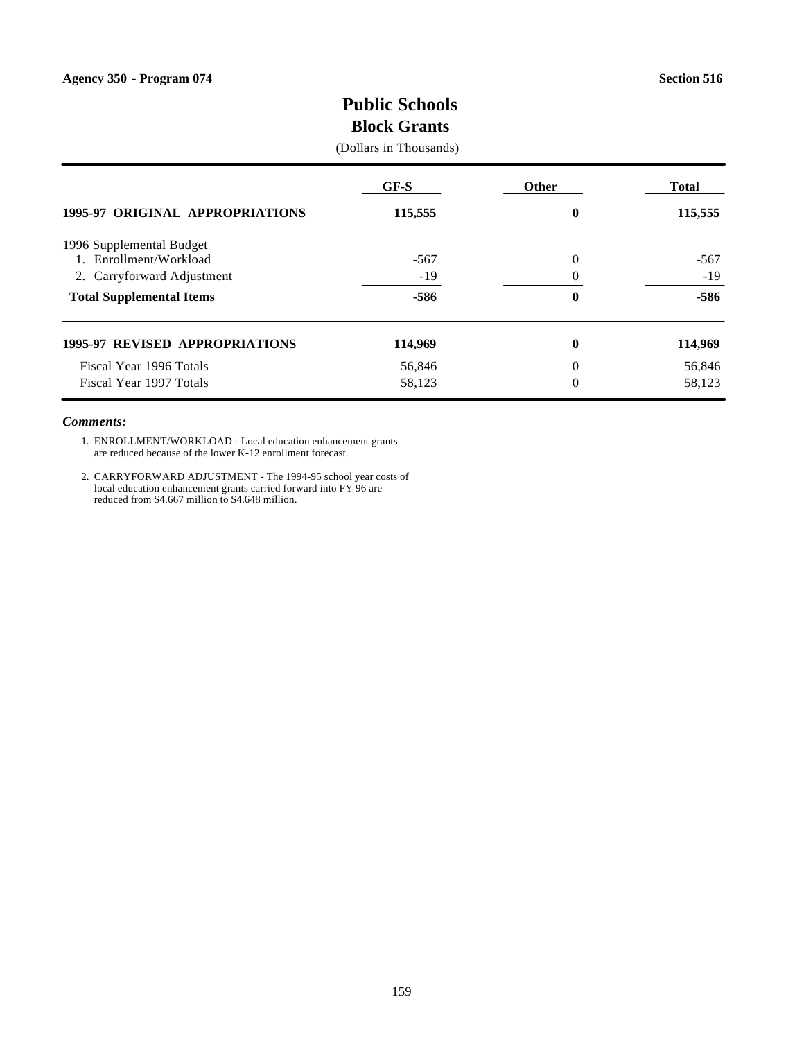Agency 350 - Program 074 | Section 516

# Public Schools
## Block Grants

(Dollars in Thousands)

| | GF-S | Other | Total |
|---|---|---|---|
| **1995-97 ORIGINAL APPROPRIATIONS** | **115,555** | **0** | **115,555** |
| 1996 Supplemental Budget | | | |
| 1. Enrollment/Workload | -567 | 0 | -567 |
| 2. Carryforward Adjustment | -19 | 0 | -19 |
| **Total Supplemental Items** | **-586** | **0** | **-586** |
| **1995-97 REVISED APPROPRIATIONS** | **114,969** | **0** | **114,969** |
| Fiscal Year 1996 Totals | 56,846 | 0 | 56,846 |
| Fiscal Year 1997 Totals | 58,123 | 0 | 58,123 |

***Comments:***

1. ENROLLMENT/WORKLOAD - Local education enhancement grants are reduced because of the lower K-12 enrollment forecast.

2. CARRYFORWARD ADJUSTMENT - The 1994-95 school year costs of local education enhancement grants carried forward into FY 96 are reduced from $4.667 million to $4.648 million.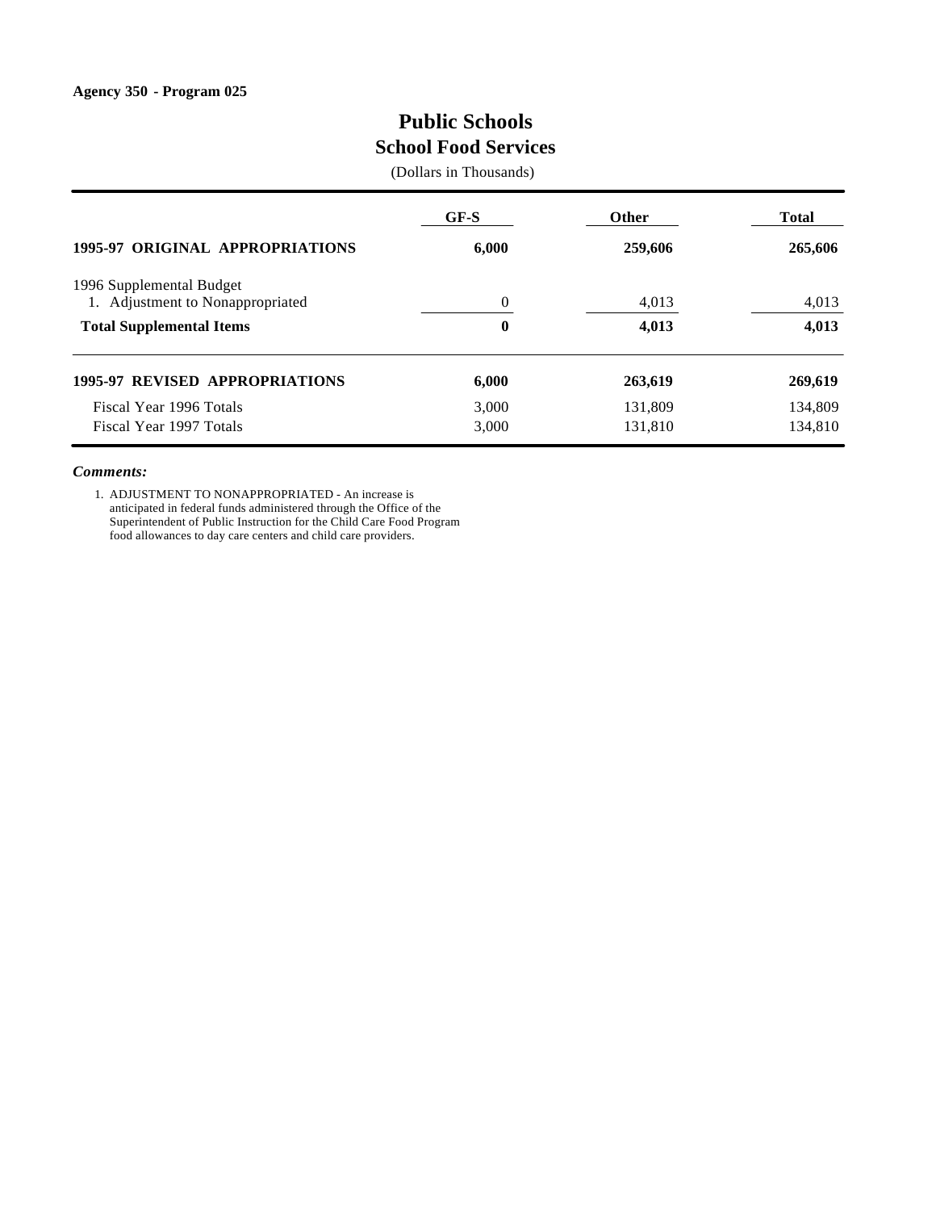**Agency 350 - Program 025**

# Public Schools
## School Food Services

(Dollars in Thousands)

| | GF-S | Other | Total |
|---|---|---|---|
| **1995-97 ORIGINAL APPROPRIATIONS** | **6,000** | **259,606** | **265,606** |
| 1996 Supplemental Budget | | | |
| 1. Adjustment to Nonappropriated | 0 | 4,013 | 4,013 |
| **Total Supplemental Items** | **0** | **4,013** | **4,013** |
| **1995-97 REVISED APPROPRIATIONS** | **6,000** | **263,619** | **269,619** |
| Fiscal Year 1996 Totals | 3,000 | 131,809 | 134,809 |
| Fiscal Year 1997 Totals | 3,000 | 131,810 | 134,810 |

***Comments:***

1. ADJUSTMENT TO NONAPPROPRIATED - An increase is anticipated in federal funds administered through the Office of the Superintendent of Public Instruction for the Child Care Food Program food allowances to day care centers and child care providers.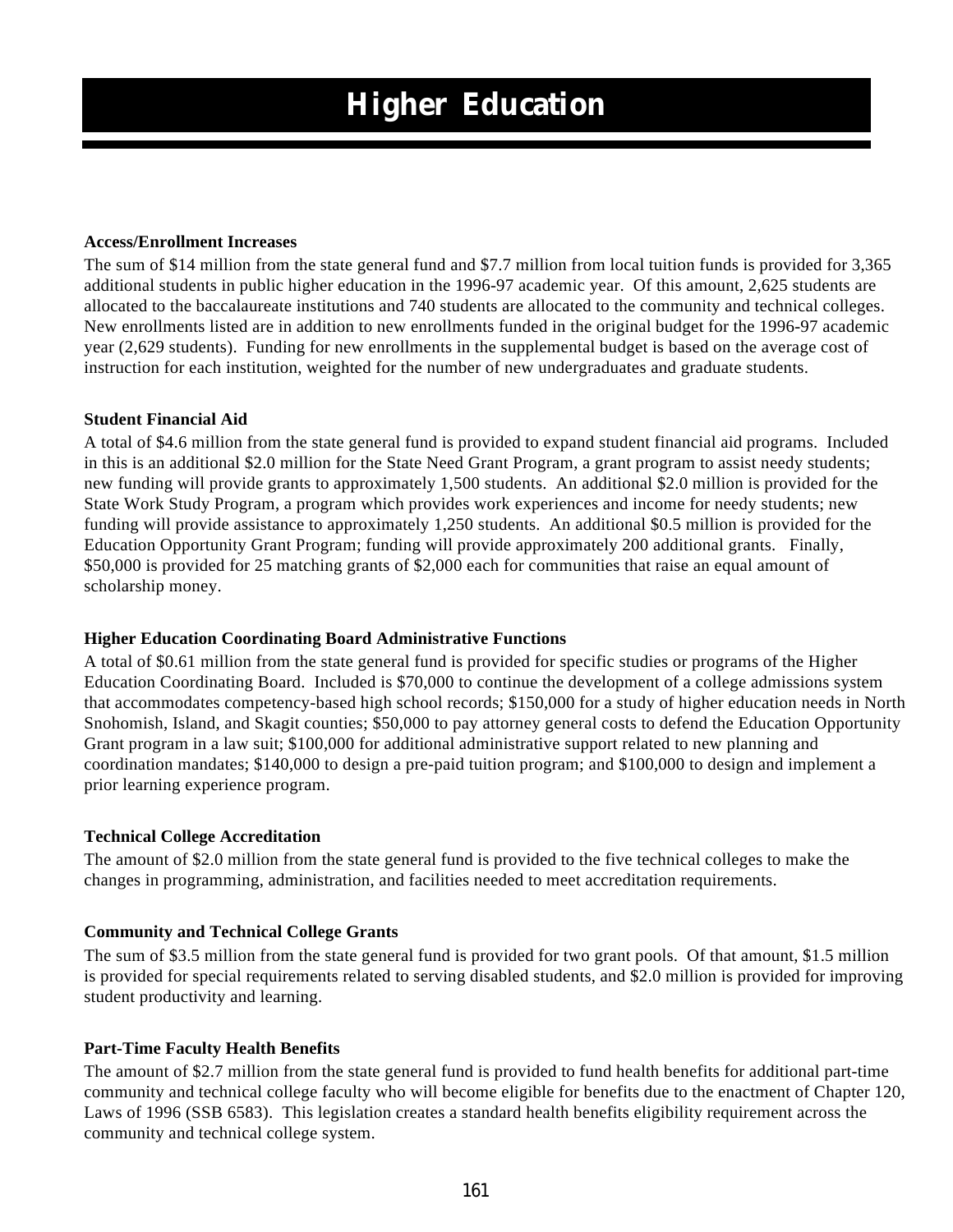# Higher Education

### Access/Enrollment Increases

The sum of $14 million from the state general fund and $7.7 million from local tuition funds is provided for 3,365 additional students in public higher education in the 1996-97 academic year. Of this amount, 2,625 students are allocated to the baccalaureate institutions and 740 students are allocated to the community and technical colleges. New enrollments listed are in addition to new enrollments funded in the original budget for the 1996-97 academic year (2,629 students). Funding for new enrollments in the supplemental budget is based on the average cost of instruction for each institution, weighted for the number of new undergraduates and graduate students.

### Student Financial Aid

A total of $4.6 million from the state general fund is provided to expand student financial aid programs. Included in this is an additional $2.0 million for the State Need Grant Program, a grant program to assist needy students; new funding will provide grants to approximately 1,500 students. An additional $2.0 million is provided for the State Work Study Program, a program which provides work experiences and income for needy students; new funding will provide assistance to approximately 1,250 students. An additional $0.5 million is provided for the Education Opportunity Grant Program; funding will provide approximately 200 additional grants. Finally, $50,000 is provided for 25 matching grants of $2,000 each for communities that raise an equal amount of scholarship money.

### Higher Education Coordinating Board Administrative Functions

A total of $0.61 million from the state general fund is provided for specific studies or programs of the Higher Education Coordinating Board. Included is $70,000 to continue the development of a college admissions system that accommodates competency-based high school records; $150,000 for a study of higher education needs in North Snohomish, Island, and Skagit counties; $50,000 to pay attorney general costs to defend the Education Opportunity Grant program in a law suit; $100,000 for additional administrative support related to new planning and coordination mandates; $140,000 to design a pre-paid tuition program; and $100,000 to design and implement a prior learning experience program.

### Technical College Accreditation

The amount of $2.0 million from the state general fund is provided to the five technical colleges to make the changes in programming, administration, and facilities needed to meet accreditation requirements.

### Community and Technical College Grants

The sum of $3.5 million from the state general fund is provided for two grant pools. Of that amount, $1.5 million is provided for special requirements related to serving disabled students, and $2.0 million is provided for improving student productivity and learning.

### Part-Time Faculty Health Benefits

The amount of $2.7 million from the state general fund is provided to fund health benefits for additional part-time community and technical college faculty who will become eligible for benefits due to the enactment of Chapter 120, Laws of 1996 (SSB 6583). This legislation creates a standard health benefits eligibility requirement across the community and technical college system.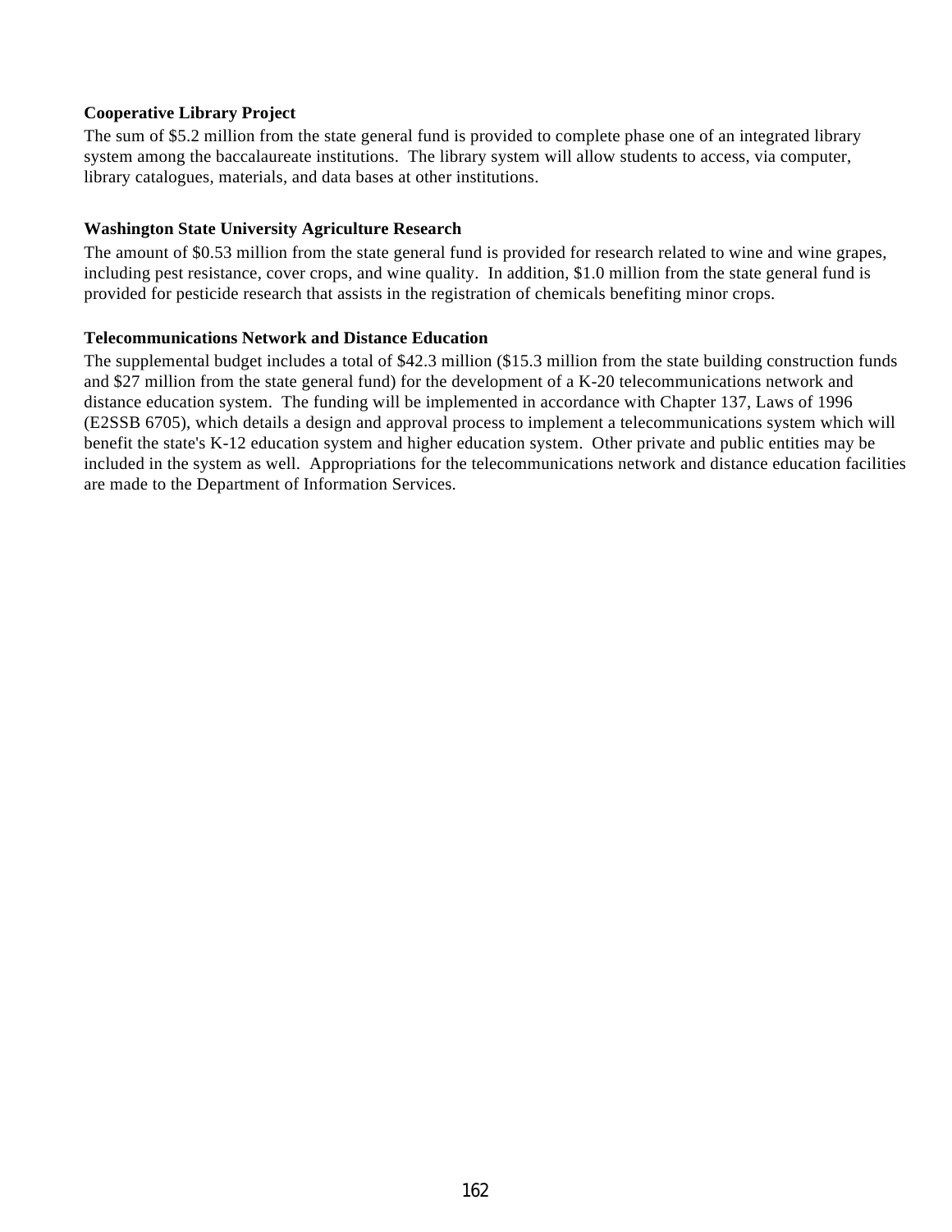**Cooperative Library Project**

The sum of $5.2 million from the state general fund is provided to complete phase one of an integrated library system among the baccalaureate institutions. The library system will allow students to access, via computer, library catalogues, materials, and data bases at other institutions.

**Washington State University Agriculture Research**

The amount of $0.53 million from the state general fund is provided for research related to wine and wine grapes, including pest resistance, cover crops, and wine quality. In addition, $1.0 million from the state general fund is provided for pesticide research that assists in the registration of chemicals benefiting minor crops.

**Telecommunications Network and Distance Education**

The supplemental budget includes a total of $42.3 million ($15.3 million from the state building construction funds and $27 million from the state general fund) for the development of a K-20 telecommunications network and distance education system. The funding will be implemented in accordance with Chapter 137, Laws of 1996 (E2SSB 6705), which details a design and approval process to implement a telecommunications system which will benefit the state's K-12 education system and higher education system. Other private and public entities may be included in the system as well. Appropriations for the telecommunications network and distance education facilities are made to the Department of Information Services.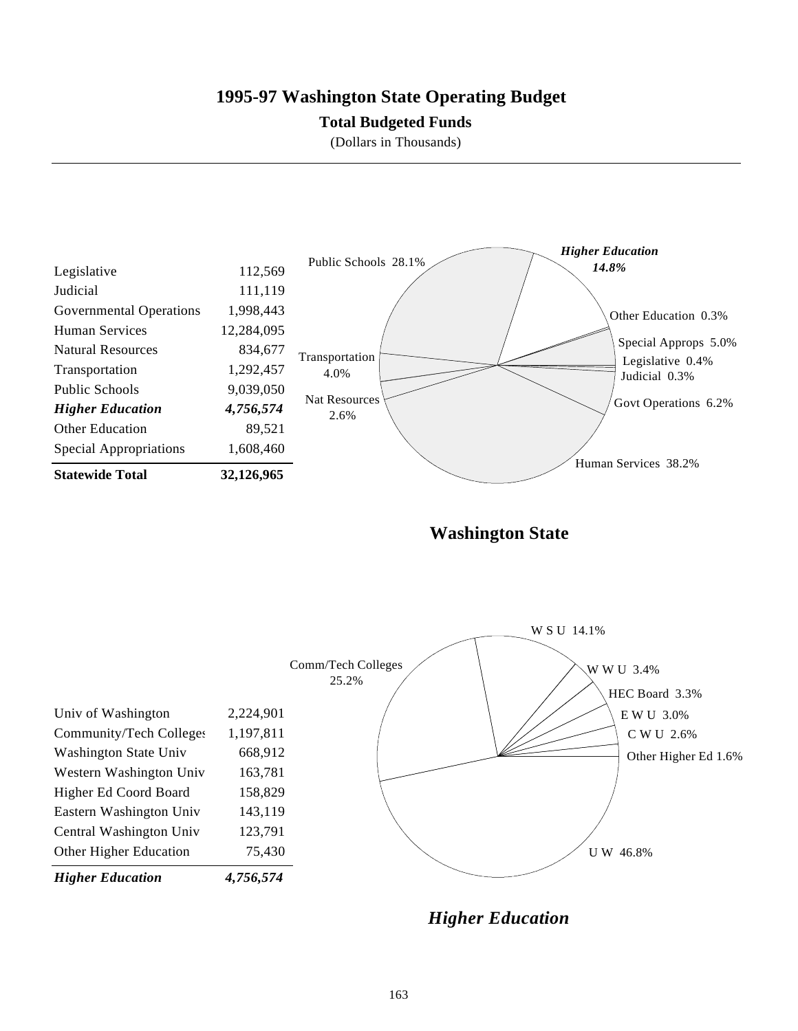# 1995-97 Washington State Operating Budget

## Total Budgeted Funds

(Dollars in Thousands)

| | |
|---|---:|
| Legislative | 112,569 |
| Judicial | 111,119 |
| Governmental Operations | 1,998,443 |
| Human Services | 12,284,095 |
| Natural Resources | 834,677 |
| Transportation | 1,292,457 |
| Public Schools | 9,039,050 |
| ***Higher Education*** | ***4,756,574*** |
| Other Education | 89,521 |
| Special Appropriations | 1,608,460 |
| **Statewide Total** | **32,126,965** |

Public Schools 28.1%
*Higher Education 14.8%*
Other Education 0.3%
Special Approps 5.0%
Legislative 0.4%
Judicial 0.3%
Govt Operations 6.2%
Human Services 38.2%
Nat Resources 2.6%
Transportation 4.0%

**Washington State**

| | |
|---|---:|
| Univ of Washington | 2,224,901 |
| Community/Tech Colleges | 1,197,811 |
| Washington State Univ | 668,912 |
| Western Washington Univ | 163,781 |
| Higher Ed Coord Board | 158,829 |
| Eastern Washington Univ | 143,119 |
| Central Washington Univ | 123,791 |
| Other Higher Education | 75,430 |
| ***Higher Education*** | ***4,756,574*** |

W S U 14.1%
W W U 3.4%
HEC Board 3.3%
E W U 3.0%
C W U 2.6%
Other Higher Ed 1.6%
U W 46.8%
Comm/Tech Colleges 25.2%

***Higher Education***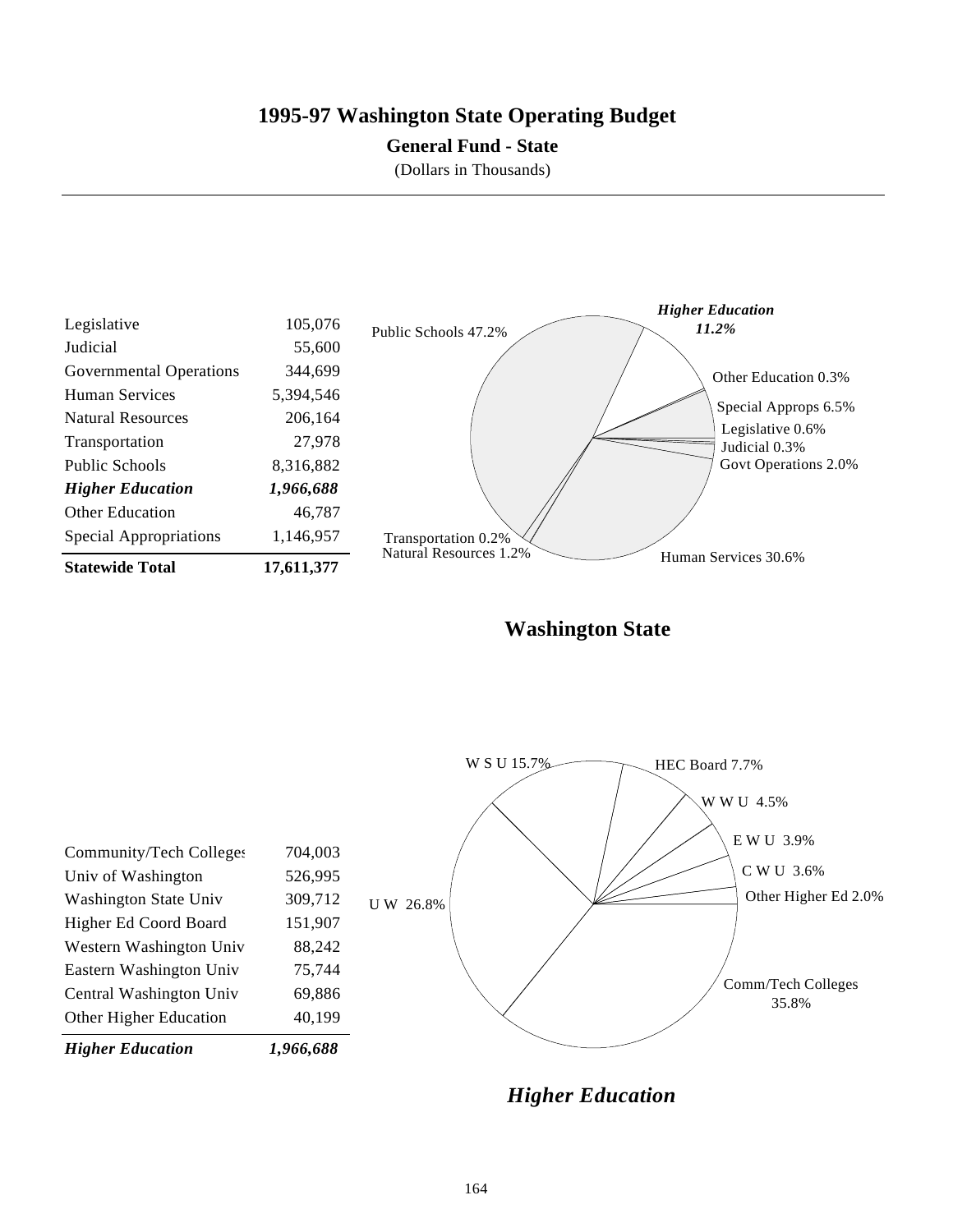# 1995-97 Washington State Operating Budget

**General Fund - State**

(Dollars in Thousands)

| | |
|---|---|
| Legislative | 105,076 |
| Judicial | 55,600 |
| Governmental Operations | 344,699 |
| Human Services | 5,394,546 |
| Natural Resources | 206,164 |
| Transportation | 27,978 |
| Public Schools | 8,316,882 |
| ***Higher Education*** | ***1,966,688*** |
| Other Education | 46,787 |
| Special Appropriations | 1,146,957 |
| **Statewide Total** | **17,611,377** |

Public Schools 47.2%
***Higher Education 11.2%***
Other Education 0.3%
Special Approps 6.5%
Legislative 0.6%
Judicial 0.3%
Govt Operations 2.0%
Human Services 30.6%
Natural Resources 1.2%
Transportation 0.2%

**Washington State**

| | |
|---|---|
| Community/Tech Colleges | 704,003 |
| Univ of Washington | 526,995 |
| Washington State Univ | 309,712 |
| Higher Ed Coord Board | 151,907 |
| Western Washington Univ | 88,242 |
| Eastern Washington Univ | 75,744 |
| Central Washington Univ | 69,886 |
| Other Higher Education | 40,199 |
| ***Higher Education*** | ***1,966,688*** |

W S U 15.7%
HEC Board 7.7%
W W U 4.5%
E W U 3.9%
C W U 3.6%
Other Higher Ed 2.0%
Comm/Tech Colleges 35.8%
U W 26.8%

***Higher Education***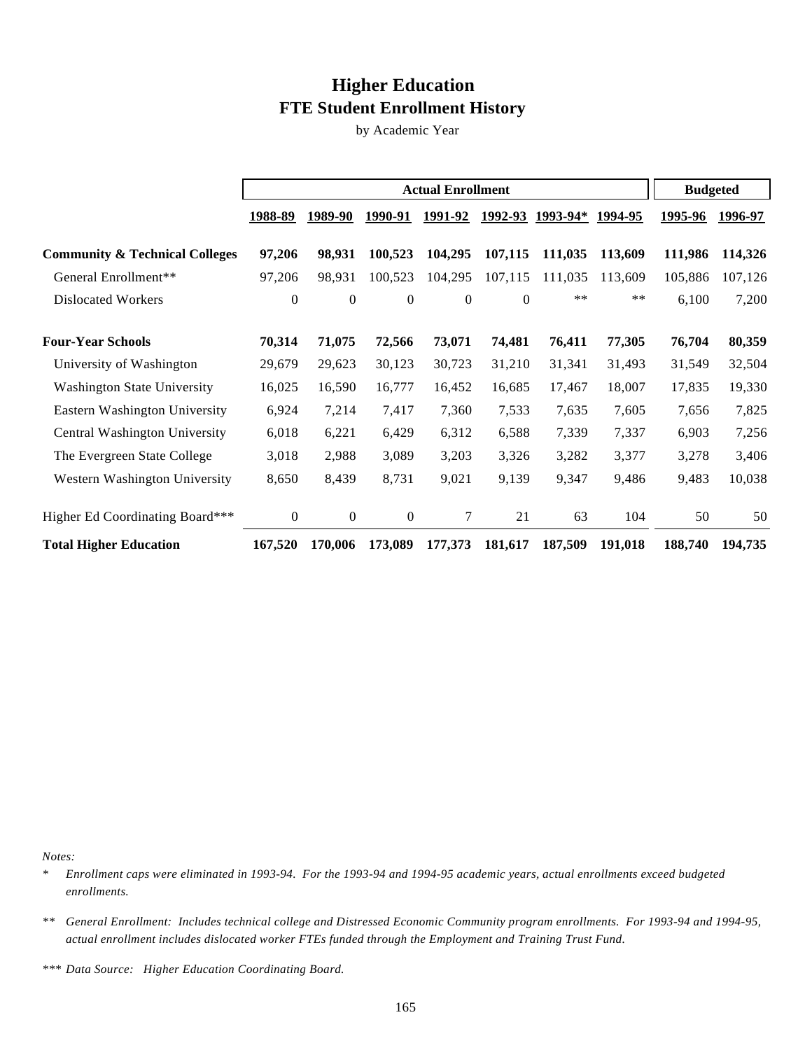# Higher Education
## FTE Student Enrollment History

by Academic Year

| | Actual Enrollment | | | | | | | Budgeted | |
|---|---|---|---|---|---|---|---|---|---|
| | 1988-89 | 1989-90 | 1990-91 | 1991-92 | 1992-93 | 1993-94* | 1994-95 | 1995-96 | 1996-97 |
| **Community & Technical Colleges** | **97,206** | **98,931** | **100,523** | **104,295** | **107,115** | **111,035** | **113,609** | **111,986** | **114,326** |
| General Enrollment** | 97,206 | 98,931 | 100,523 | 104,295 | 107,115 | 111,035 | 113,609 | 105,886 | 107,126 |
| Dislocated Workers | 0 | 0 | 0 | 0 | 0 | ** | ** | 6,100 | 7,200 |
| **Four-Year Schools** | **70,314** | **71,075** | **72,566** | **73,071** | **74,481** | **76,411** | **77,305** | **76,704** | **80,359** |
| University of Washington | 29,679 | 29,623 | 30,123 | 30,723 | 31,210 | 31,341 | 31,493 | 31,549 | 32,504 |
| Washington State University | 16,025 | 16,590 | 16,777 | 16,452 | 16,685 | 17,467 | 18,007 | 17,835 | 19,330 |
| Eastern Washington University | 6,924 | 7,214 | 7,417 | 7,360 | 7,533 | 7,635 | 7,605 | 7,656 | 7,825 |
| Central Washington University | 6,018 | 6,221 | 6,429 | 6,312 | 6,588 | 7,339 | 7,337 | 6,903 | 7,256 |
| The Evergreen State College | 3,018 | 2,988 | 3,089 | 3,203 | 3,326 | 3,282 | 3,377 | 3,278 | 3,406 |
| Western Washington University | 8,650 | 8,439 | 8,731 | 9,021 | 9,139 | 9,347 | 9,486 | 9,483 | 10,038 |
| Higher Ed Coordinating Board*** | 0 | 0 | 0 | 7 | 21 | 63 | 104 | 50 | 50 |
| **Total Higher Education** | **167,520** | **170,006** | **173,089** | **177,373** | **181,617** | **187,509** | **191,018** | **188,740** | **194,735** |

*Notes:*

\* *Enrollment caps were eliminated in 1993-94. For the 1993-94 and 1994-95 academic years, actual enrollments exceed budgeted enrollments.*

** *General Enrollment: Includes technical college and Distressed Economic Community program enrollments. For 1993-94 and 1994-95, actual enrollment includes dislocated worker FTEs funded through the Employment and Training Trust Fund.*

*** *Data Source: Higher Education Coordinating Board.*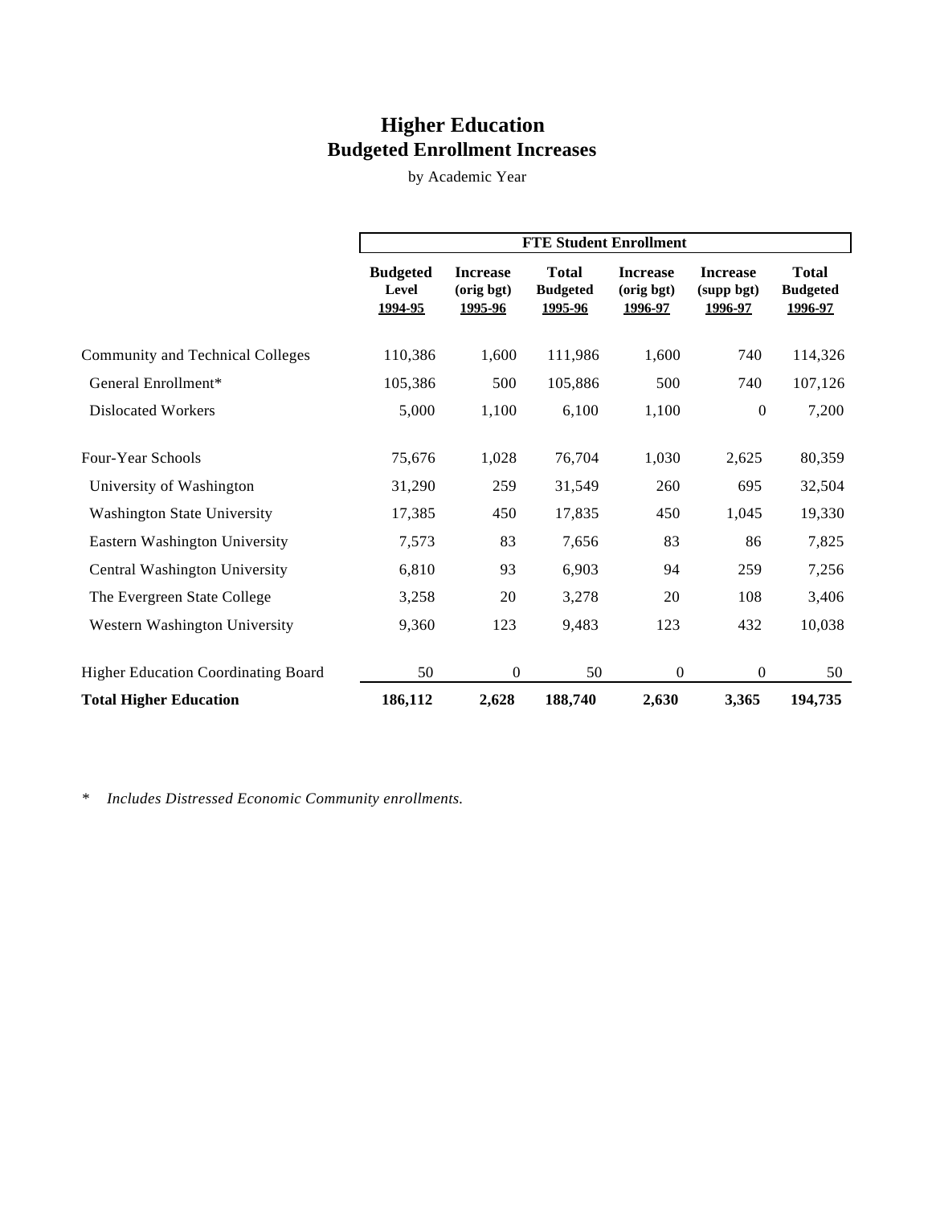# Higher Education
## Budgeted Enrollment Increases

by Academic Year

| | FTE Student Enrollment | | | | | |
|---|---|---|---|---|---|---|
| | Budgeted Level 1994-95 | Increase (orig bgt) 1995-96 | Total Budgeted 1995-96 | Increase (orig bgt) 1996-97 | Increase (supp bgt) 1996-97 | Total Budgeted 1996-97 |
| Community and Technical Colleges | 110,386 | 1,600 | 111,986 | 1,600 | 740 | 114,326 |
| General Enrollment* | 105,386 | 500 | 105,886 | 500 | 740 | 107,126 |
| Dislocated Workers | 5,000 | 1,100 | 6,100 | 1,100 | 0 | 7,200 |
| Four-Year Schools | 75,676 | 1,028 | 76,704 | 1,030 | 2,625 | 80,359 |
| University of Washington | 31,290 | 259 | 31,549 | 260 | 695 | 32,504 |
| Washington State University | 17,385 | 450 | 17,835 | 450 | 1,045 | 19,330 |
| Eastern Washington University | 7,573 | 83 | 7,656 | 83 | 86 | 7,825 |
| Central Washington University | 6,810 | 93 | 6,903 | 94 | 259 | 7,256 |
| The Evergreen State College | 3,258 | 20 | 3,278 | 20 | 108 | 3,406 |
| Western Washington University | 9,360 | 123 | 9,483 | 123 | 432 | 10,038 |
| Higher Education Coordinating Board | 50 | 0 | 50 | 0 | 0 | 50 |
| **Total Higher Education** | **186,112** | **2,628** | **188,740** | **2,630** | **3,365** | **194,735** |

\* *Includes Distressed Economic Community enrollments.*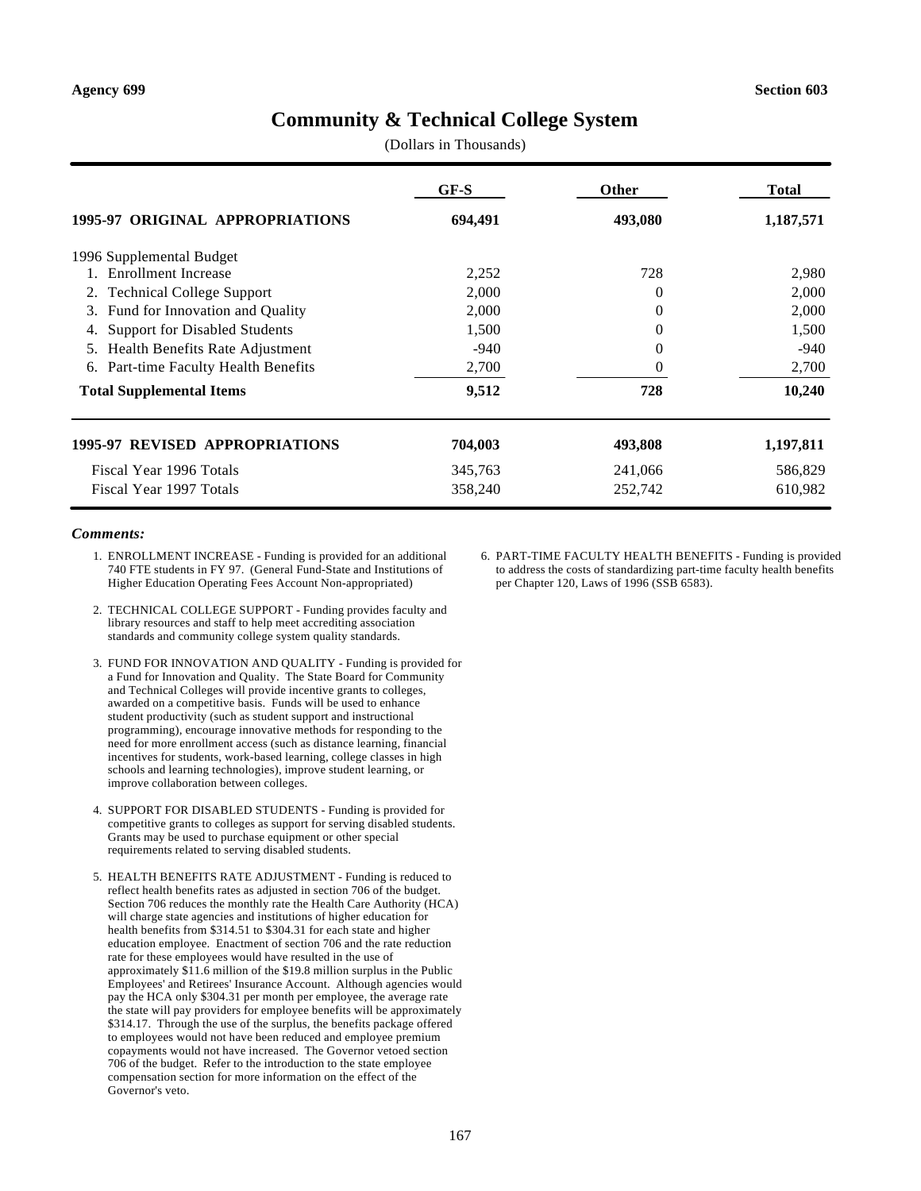**Agency 699** **Section 603**

# Community & Technical College System

(Dollars in Thousands)

| | GF-S | Other | Total |
|---|---|---|---|
| **1995-97 ORIGINAL APPROPRIATIONS** | **694,491** | **493,080** | **1,187,571** |
| 1996 Supplemental Budget | | | |
| 1. Enrollment Increase | 2,252 | 728 | 2,980 |
| 2. Technical College Support | 2,000 | 0 | 2,000 |
| 3. Fund for Innovation and Quality | 2,000 | 0 | 2,000 |
| 4. Support for Disabled Students | 1,500 | 0 | 1,500 |
| 5. Health Benefits Rate Adjustment | -940 | 0 | -940 |
| 6. Part-time Faculty Health Benefits | 2,700 | 0 | 2,700 |
| **Total Supplemental Items** | **9,512** | **728** | **10,240** |
| **1995-97 REVISED APPROPRIATIONS** | **704,003** | **493,808** | **1,197,811** |
| Fiscal Year 1996 Totals | 345,763 | 241,066 | 586,829 |
| Fiscal Year 1997 Totals | 358,240 | 252,742 | 610,982 |

***Comments:***

1. ENROLLMENT INCREASE - Funding is provided for an additional 740 FTE students in FY 97. (General Fund-State and Institutions of Higher Education Operating Fees Account Non-appropriated)

2. TECHNICAL COLLEGE SUPPORT - Funding provides faculty and library resources and staff to help meet accrediting association standards and community college system quality standards.

3. FUND FOR INNOVATION AND QUALITY - Funding is provided for a Fund for Innovation and Quality. The State Board for Community and Technical Colleges will provide incentive grants to colleges, awarded on a competitive basis. Funds will be used to enhance student productivity (such as student support and instructional programming), encourage innovative methods for responding to the need for more enrollment access (such as distance learning, financial incentives for students, work-based learning, college classes in high schools and learning technologies), improve student learning, or improve collaboration between colleges.

4. SUPPORT FOR DISABLED STUDENTS - Funding is provided for competitive grants to colleges as support for serving disabled students. Grants may be used to purchase equipment or other special requirements related to serving disabled students.

5. HEALTH BENEFITS RATE ADJUSTMENT - Funding is reduced to reflect health benefits rates as adjusted in section 706 of the budget. Section 706 reduces the monthly rate the Health Care Authority (HCA) will charge state agencies and institutions of higher education for health benefits from $314.51 to $304.31 for each state and higher education employee. Enactment of section 706 and the rate reduction rate for these employees would have resulted in the use of approximately $11.6 million of the $19.8 million surplus in the Public Employees' and Retirees' Insurance Account. Although agencies would pay the HCA only $304.31 per month per employee, the average rate the state will pay providers for employee benefits will be approximately $314.17. Through the use of the surplus, the benefits package offered to employees would not have been reduced and employee premium copayments would not have increased. The Governor vetoed section 706 of the budget. Refer to the introduction to the state employee compensation section for more information on the effect of the Governor's veto.

6. PART-TIME FACULTY HEALTH BENEFITS - Funding is provided to address the costs of standardizing part-time faculty health benefits per Chapter 120, Laws of 1996 (SSB 6583).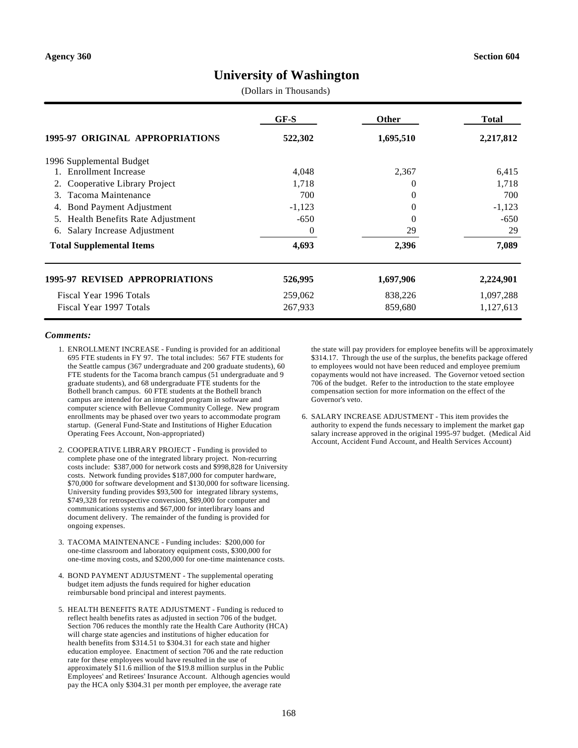Agency 360 Section 604

# University of Washington

(Dollars in Thousands)

| | GF-S | Other | Total |
|---|---|---|---|
| **1995-97 ORIGINAL APPROPRIATIONS** | **522,302** | **1,695,510** | **2,217,812** |
| 1996 Supplemental Budget | | | |
| 1. Enrollment Increase | 4,048 | 2,367 | 6,415 |
| 2. Cooperative Library Project | 1,718 | 0 | 1,718 |
| 3. Tacoma Maintenance | 700 | 0 | 700 |
| 4. Bond Payment Adjustment | -1,123 | 0 | -1,123 |
| 5. Health Benefits Rate Adjustment | -650 | 0 | -650 |
| 6. Salary Increase Adjustment | 0 | 29 | 29 |
| **Total Supplemental Items** | **4,693** | **2,396** | **7,089** |
| **1995-97 REVISED APPROPRIATIONS** | **526,995** | **1,697,906** | **2,224,901** |
| Fiscal Year 1996 Totals | 259,062 | 838,226 | 1,097,288 |
| Fiscal Year 1997 Totals | 267,933 | 859,680 | 1,127,613 |

***Comments:***

1. ENROLLMENT INCREASE - Funding is provided for an additional 695 FTE students in FY 97. The total includes: 567 FTE students for the Seattle campus (367 undergraduate and 200 graduate students), 60 FTE students for the Tacoma branch campus (51 undergraduate and 9 graduate students), and 68 undergraduate FTE students for the Bothell branch campus. 60 FTE students at the Bothell branch campus are intended for an integrated program in software and computer science with Bellevue Community College. New program enrollments may be phased over two years to accommodate program startup. (General Fund-State and Institutions of Higher Education Operating Fees Account, Non-appropriated)

2. COOPERATIVE LIBRARY PROJECT - Funding is provided to complete phase one of the integrated library project. Non-recurring costs include: $387,000 for network costs and $998,828 for University costs. Network funding provides $187,000 for computer hardware, $70,000 for software development and $130,000 for software licensing. University funding provides $93,500 for integrated library systems, $749,328 for retrospective conversion, $89,000 for computer and communications systems and $67,000 for interlibrary loans and document delivery. The remainder of the funding is provided for ongoing expenses.

3. TACOMA MAINTENANCE - Funding includes: $200,000 for one-time classroom and laboratory equipment costs, $300,000 for one-time moving costs, and $200,000 for one-time maintenance costs.

4. BOND PAYMENT ADJUSTMENT - The supplemental operating budget item adjusts the funds required for higher education reimbursable bond principal and interest payments.

5. HEALTH BENEFITS RATE ADJUSTMENT - Funding is reduced to reflect health benefits rates as adjusted in section 706 of the budget. Section 706 reduces the monthly rate the Health Care Authority (HCA) will charge state agencies and institutions of higher education for health benefits from $314.51 to $304.31 for each state and higher education employee. Enactment of section 706 and the rate reduction rate for these employees would have resulted in the use of approximately $11.6 million of the $19.8 million surplus in the Public Employees' and Retirees' Insurance Account. Although agencies would pay the HCA only $304.31 per month per employee, the average rate the state will pay providers for employee benefits will be approximately $314.17. Through the use of the surplus, the benefits package offered to employees would not have been reduced and employee premium copayments would not have increased. The Governor vetoed section 706 of the budget. Refer to the introduction to the state employee compensation section for more information on the effect of the Governor's veto.

6. SALARY INCREASE ADJUSTMENT - This item provides the authority to expend the funds necessary to implement the market gap salary increase approved in the original 1995-97 budget. (Medical Aid Account, Accident Fund Account, and Health Services Account)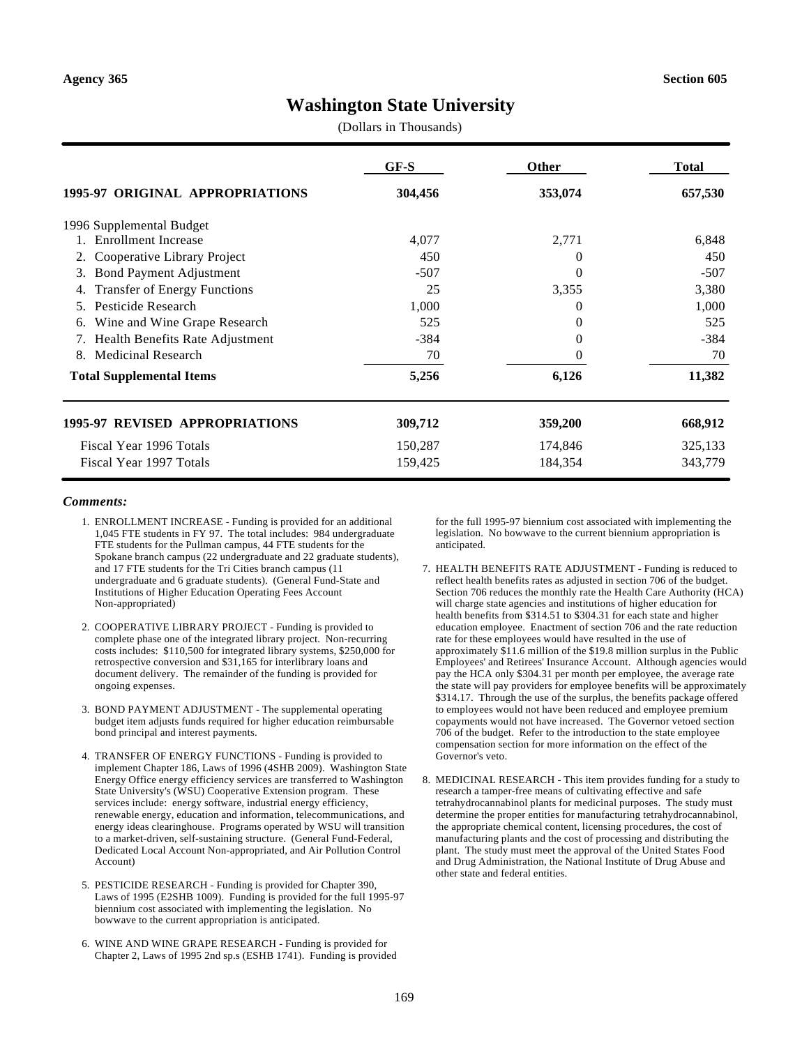Agency 365 | Section 605

# Washington State University

(Dollars in Thousands)

| | GF-S | Other | Total |
|---|---|---|---|
| **1995-97 ORIGINAL APPROPRIATIONS** | **304,456** | **353,074** | **657,530** |
| 1996 Supplemental Budget | | | |
| 1. Enrollment Increase | 4,077 | 2,771 | 6,848 |
| 2. Cooperative Library Project | 450 | 0 | 450 |
| 3. Bond Payment Adjustment | -507 | 0 | -507 |
| 4. Transfer of Energy Functions | 25 | 3,355 | 3,380 |
| 5. Pesticide Research | 1,000 | 0 | 1,000 |
| 6. Wine and Wine Grape Research | 525 | 0 | 525 |
| 7. Health Benefits Rate Adjustment | -384 | 0 | -384 |
| 8. Medicinal Research | 70 | 0 | 70 |
| **Total Supplemental Items** | **5,256** | **6,126** | **11,382** |
| **1995-97 REVISED APPROPRIATIONS** | **309,712** | **359,200** | **668,912** |
| Fiscal Year 1996 Totals | 150,287 | 174,846 | 325,133 |
| Fiscal Year 1997 Totals | 159,425 | 184,354 | 343,779 |

***Comments:***

1. ENROLLMENT INCREASE - Funding is provided for an additional 1,045 FTE students in FY 97. The total includes: 984 undergraduate FTE students for the Pullman campus, 44 FTE students for the Spokane branch campus (22 undergraduate and 22 graduate students), and 17 FTE students for the Tri Cities branch campus (11 undergraduate and 6 graduate students). (General Fund-State and Institutions of Higher Education Operating Fees Account Non-appropriated)

2. COOPERATIVE LIBRARY PROJECT - Funding is provided to complete phase one of the integrated library project. Non-recurring costs includes: $110,500 for integrated library systems, $250,000 for retrospective conversion and $31,165 for interlibrary loans and document delivery. The remainder of the funding is provided for ongoing expenses.

3. BOND PAYMENT ADJUSTMENT - The supplemental operating budget item adjusts funds required for higher education reimbursable bond principal and interest payments.

4. TRANSFER OF ENERGY FUNCTIONS - Funding is provided to implement Chapter 186, Laws of 1996 (4SHB 2009). Washington State Energy Office energy efficiency services are transferred to Washington State University's (WSU) Cooperative Extension program. These services include: energy software, industrial energy efficiency, renewable energy, education and information, telecommunications, and energy ideas clearinghouse. Programs operated by WSU will transition to a market-driven, self-sustaining structure. (General Fund-Federal, Dedicated Local Account Non-appropriated, and Air Pollution Control Account)

5. PESTICIDE RESEARCH - Funding is provided for Chapter 390, Laws of 1995 (E2SHB 1009). Funding is provided for the full 1995-97 biennium cost associated with implementing the legislation. No bowwave to the current appropriation is anticipated.

6. WINE AND WINE GRAPE RESEARCH - Funding is provided for Chapter 2, Laws of 1995 2nd sp.s (ESHB 1741). Funding is provided for the full 1995-97 biennium cost associated with implementing the legislation. No bowwave to the current biennium appropriation is anticipated.

7. HEALTH BENEFITS RATE ADJUSTMENT - Funding is reduced to reflect health benefits rates as adjusted in section 706 of the budget. Section 706 reduces the monthly rate the Health Care Authority (HCA) will charge state agencies and institutions of higher education for health benefits from $314.51 to $304.31 for each state and higher education employee. Enactment of section 706 and the rate reduction rate for these employees would have resulted in the use of approximately $11.6 million of the $19.8 million surplus in the Public Employees' and Retirees' Insurance Account. Although agencies would pay the HCA only $304.31 per month per employee, the average rate the state will pay providers for employee benefits will be approximately $314.17. Through the use of the surplus, the benefits package offered to employees would not have been reduced and employee premium copayments would not have increased. The Governor vetoed section 706 of the budget. Refer to the introduction to the state employee compensation section for more information on the effect of the Governor's veto.

8. MEDICINAL RESEARCH - This item provides funding for a study to research a tamper-free means of cultivating effective and safe tetrahydrocannabinol plants for medicinal purposes. The study must determine the proper entities for manufacturing tetrahydrocannabinol, the appropriate chemical content, licensing procedures, the cost of manufacturing plants and the cost of processing and distributing the plant. The study must meet the approval of the United States Food and Drug Administration, the National Institute of Drug Abuse and other state and federal entities.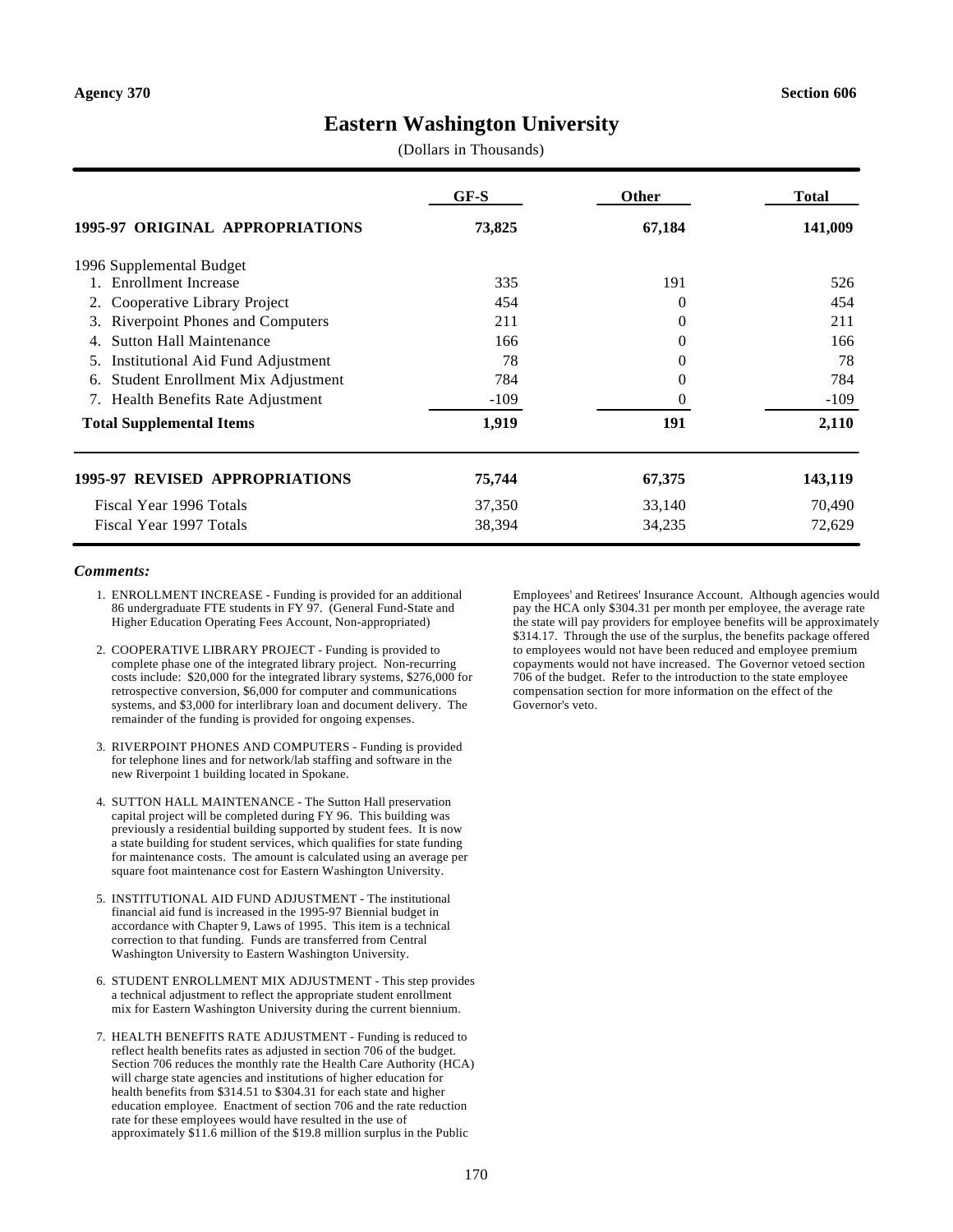Agency 370 Section 606

# Eastern Washington University

(Dollars in Thousands)

| | GF-S | Other | Total |
|---|---|---|---|
| **1995-97 ORIGINAL APPROPRIATIONS** | **73,825** | **67,184** | **141,009** |
| 1996 Supplemental Budget | | | |
| 1. Enrollment Increase | 335 | 191 | 526 |
| 2. Cooperative Library Project | 454 | 0 | 454 |
| 3. Riverpoint Phones and Computers | 211 | 0 | 211 |
| 4. Sutton Hall Maintenance | 166 | 0 | 166 |
| 5. Institutional Aid Fund Adjustment | 78 | 0 | 78 |
| 6. Student Enrollment Mix Adjustment | 784 | 0 | 784 |
| 7. Health Benefits Rate Adjustment | -109 | 0 | -109 |
| **Total Supplemental Items** | **1,919** | **191** | **2,110** |
| **1995-97 REVISED APPROPRIATIONS** | **75,744** | **67,375** | **143,119** |
| Fiscal Year 1996 Totals | 37,350 | 33,140 | 70,490 |
| Fiscal Year 1997 Totals | 38,394 | 34,235 | 72,629 |

***Comments:***

1. ENROLLMENT INCREASE - Funding is provided for an additional 86 undergraduate FTE students in FY 97. (General Fund-State and Higher Education Operating Fees Account, Non-appropriated)

2. COOPERATIVE LIBRARY PROJECT - Funding is provided to complete phase one of the integrated library project. Non-recurring costs include: $20,000 for the integrated library systems, $276,000 for retrospective conversion, $6,000 for computer and communications systems, and $3,000 for interlibrary loan and document delivery. The remainder of the funding is provided for ongoing expenses.

3. RIVERPOINT PHONES AND COMPUTERS - Funding is provided for telephone lines and for network/lab staffing and software in the new Riverpoint 1 building located in Spokane.

4. SUTTON HALL MAINTENANCE - The Sutton Hall preservation capital project will be completed during FY 96. This building was previously a residential building supported by student fees. It is now a state building for student services, which qualifies for state funding for maintenance costs. The amount is calculated using an average per square foot maintenance cost for Eastern Washington University.

5. INSTITUTIONAL AID FUND ADJUSTMENT - The institutional financial aid fund is increased in the 1995-97 Biennial budget in accordance with Chapter 9, Laws of 1995. This item is a technical correction to that funding. Funds are transferred from Central Washington University to Eastern Washington University.

6. STUDENT ENROLLMENT MIX ADJUSTMENT - This step provides a technical adjustment to reflect the appropriate student enrollment mix for Eastern Washington University during the current biennium.

7. HEALTH BENEFITS RATE ADJUSTMENT - Funding is reduced to reflect health benefits rates as adjusted in section 706 of the budget. Section 706 reduces the monthly rate the Health Care Authority (HCA) will charge state agencies and institutions of higher education for health benefits from $314.51 to $304.31 for each state and higher education employee. Enactment of section 706 and the rate reduction rate for these employees would have resulted in the use of approximately $11.6 million of the $19.8 million surplus in the Public Employees' and Retirees' Insurance Account. Although agencies would pay the HCA only $304.31 per month per employee, the average rate the state will pay providers for employee benefits will be approximately $314.17. Through the use of the surplus, the benefits package offered to employees would not have been reduced and employee premium copayments would not have increased. The Governor vetoed section 706 of the budget. Refer to the introduction to the state employee compensation section for more information on the effect of the Governor's veto.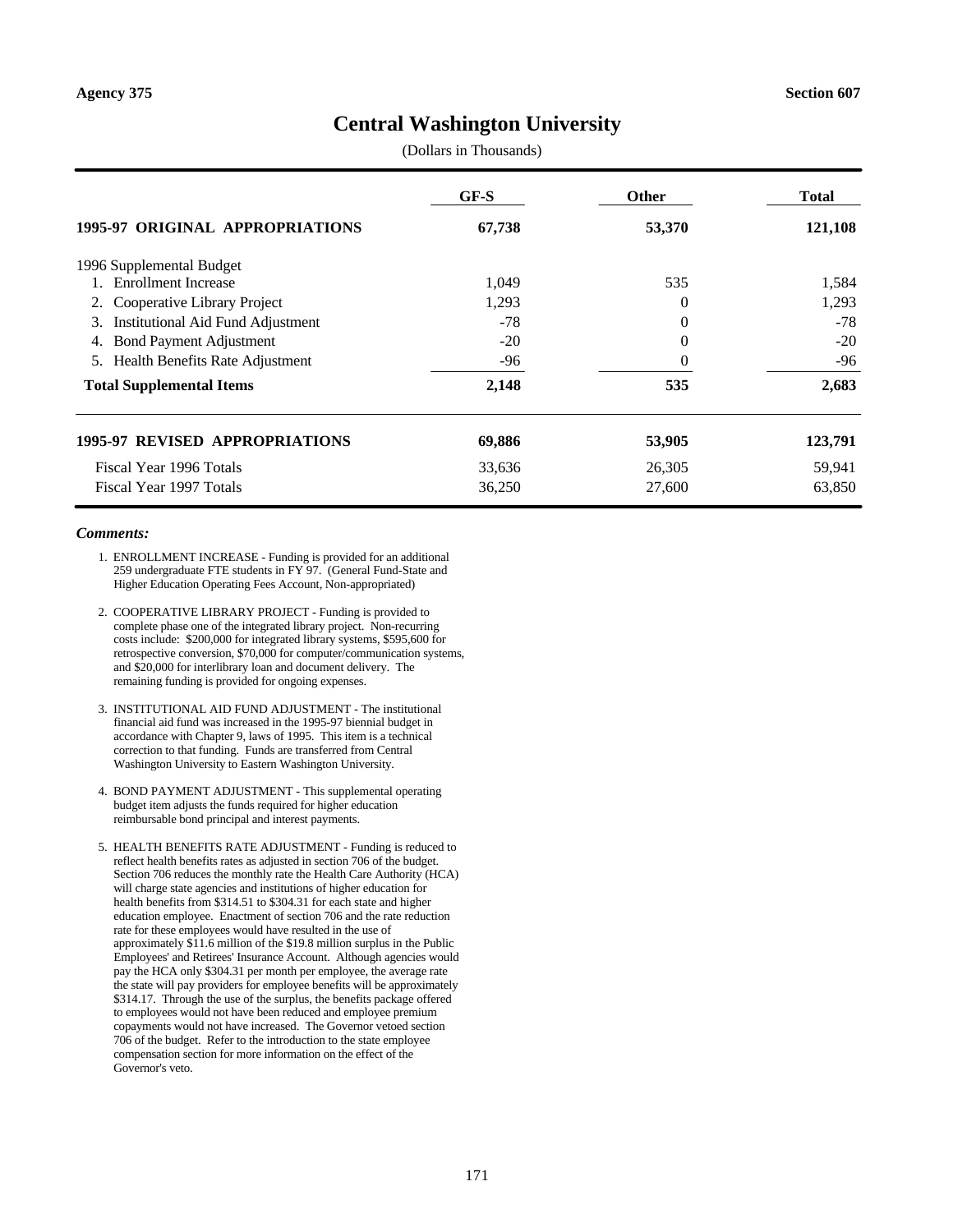**Agency 375** **Section 607**

# Central Washington University

(Dollars in Thousands)

| | GF-S | Other | Total |
|---|---|---|---|
| **1995-97 ORIGINAL APPROPRIATIONS** | **67,738** | **53,370** | **121,108** |
| 1996 Supplemental Budget | | | |
| 1. Enrollment Increase | 1,049 | 535 | 1,584 |
| 2. Cooperative Library Project | 1,293 | 0 | 1,293 |
| 3. Institutional Aid Fund Adjustment | -78 | 0 | -78 |
| 4. Bond Payment Adjustment | -20 | 0 | -20 |
| 5. Health Benefits Rate Adjustment | -96 | 0 | -96 |
| **Total Supplemental Items** | **2,148** | **535** | **2,683** |
| **1995-97 REVISED APPROPRIATIONS** | **69,886** | **53,905** | **123,791** |
| Fiscal Year 1996 Totals | 33,636 | 26,305 | 59,941 |
| Fiscal Year 1997 Totals | 36,250 | 27,600 | 63,850 |

***Comments:***

1. ENROLLMENT INCREASE - Funding is provided for an additional 259 undergraduate FTE students in FY 97. (General Fund-State and Higher Education Operating Fees Account, Non-appropriated)

2. COOPERATIVE LIBRARY PROJECT - Funding is provided to complete phase one of the integrated library project. Non-recurring costs include: $200,000 for integrated library systems, $595,600 for retrospective conversion, $70,000 for computer/communication systems, and $20,000 for interlibrary loan and document delivery. The remaining funding is provided for ongoing expenses.

3. INSTITUTIONAL AID FUND ADJUSTMENT - The institutional financial aid fund was increased in the 1995-97 biennial budget in accordance with Chapter 9, laws of 1995. This item is a technical correction to that funding. Funds are transferred from Central Washington University to Eastern Washington University.

4. BOND PAYMENT ADJUSTMENT - This supplemental operating budget item adjusts the funds required for higher education reimbursable bond principal and interest payments.

5. HEALTH BENEFITS RATE ADJUSTMENT - Funding is reduced to reflect health benefits rates as adjusted in section 706 of the budget. Section 706 reduces the monthly rate the Health Care Authority (HCA) will charge state agencies and institutions of higher education for health benefits from $314.51 to $304.31 for each state and higher education employee. Enactment of section 706 and the rate reduction rate for these employees would have resulted in the use of approximately $11.6 million of the $19.8 million surplus in the Public Employees' and Retirees' Insurance Account. Although agencies would pay the HCA only $304.31 per month per employee, the average rate the state will pay providers for employee benefits will be approximately $314.17. Through the use of the surplus, the benefits package offered to employees would not have been reduced and employee premium copayments would not have increased. The Governor vetoed section 706 of the budget. Refer to the introduction to the state employee compensation section for more information on the effect of the Governor's veto.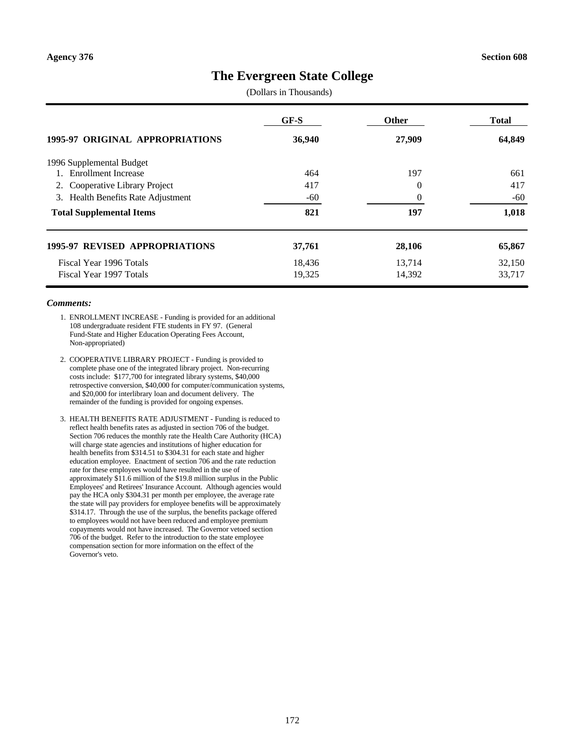Agency 376 | Section 608

# The Evergreen State College

(Dollars in Thousands)

| | GF-S | Other | Total |
|---|---|---|---|
| **1995-97 ORIGINAL APPROPRIATIONS** | **36,940** | **27,909** | **64,849** |
| 1996 Supplemental Budget | | | |
| 1. Enrollment Increase | 464 | 197 | 661 |
| 2. Cooperative Library Project | 417 | 0 | 417 |
| 3. Health Benefits Rate Adjustment | -60 | 0 | -60 |
| **Total Supplemental Items** | **821** | **197** | **1,018** |
| **1995-97 REVISED APPROPRIATIONS** | **37,761** | **28,106** | **65,867** |
| Fiscal Year 1996 Totals | 18,436 | 13,714 | 32,150 |
| Fiscal Year 1997 Totals | 19,325 | 14,392 | 33,717 |

***Comments:***

1. ENROLLMENT INCREASE - Funding is provided for an additional 108 undergraduate resident FTE students in FY 97. (General Fund-State and Higher Education Operating Fees Account, Non-appropriated)

2. COOPERATIVE LIBRARY PROJECT - Funding is provided to complete phase one of the integrated library project. Non-recurring costs include: $177,700 for integrated library systems, $40,000 retrospective conversion, $40,000 for computer/communication systems, and $20,000 for interlibrary loan and document delivery. The remainder of the funding is provided for ongoing expenses.

3. HEALTH BENEFITS RATE ADJUSTMENT - Funding is reduced to reflect health benefits rates as adjusted in section 706 of the budget. Section 706 reduces the monthly rate the Health Care Authority (HCA) will charge state agencies and institutions of higher education for health benefits from $314.51 to $304.31 for each state and higher education employee. Enactment of section 706 and the rate reduction rate for these employees would have resulted in the use of approximately $11.6 million of the $19.8 million surplus in the Public Employees' and Retirees' Insurance Account. Although agencies would pay the HCA only $304.31 per month per employee, the average rate the state will pay providers for employee benefits will be approximately $314.17. Through the use of the surplus, the benefits package offered to employees would not have been reduced and employee premium copayments would not have increased. The Governor vetoed section 706 of the budget. Refer to the introduction to the state employee compensation section for more information on the effect of the Governor's veto.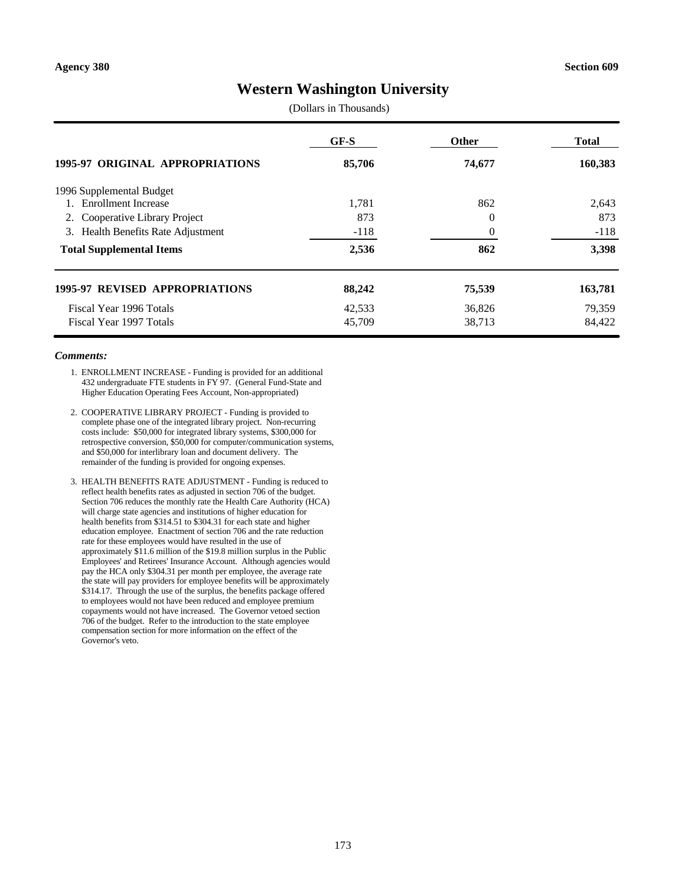Agency 380 Section 609

# Western Washington University

(Dollars in Thousands)

| | GF-S | Other | Total |
|---|---|---|---|
| **1995-97 ORIGINAL APPROPRIATIONS** | **85,706** | **74,677** | **160,383** |
| 1996 Supplemental Budget | | | |
| 1. Enrollment Increase | 1,781 | 862 | 2,643 |
| 2. Cooperative Library Project | 873 | 0 | 873 |
| 3. Health Benefits Rate Adjustment | -118 | 0 | -118 |
| **Total Supplemental Items** | **2,536** | **862** | **3,398** |
| **1995-97 REVISED APPROPRIATIONS** | **88,242** | **75,539** | **163,781** |
| Fiscal Year 1996 Totals | 42,533 | 36,826 | 79,359 |
| Fiscal Year 1997 Totals | 45,709 | 38,713 | 84,422 |

***Comments:***

1. ENROLLMENT INCREASE - Funding is provided for an additional 432 undergraduate FTE students in FY 97. (General Fund-State and Higher Education Operating Fees Account, Non-appropriated)

2. COOPERATIVE LIBRARY PROJECT - Funding is provided to complete phase one of the integrated library project. Non-recurring costs include: $50,000 for integrated library systems, $300,000 for retrospective conversion, $50,000 for computer/communication systems, and $50,000 for interlibrary loan and document delivery. The remainder of the funding is provided for ongoing expenses.

3. HEALTH BENEFITS RATE ADJUSTMENT - Funding is reduced to reflect health benefits rates as adjusted in section 706 of the budget. Section 706 reduces the monthly rate the Health Care Authority (HCA) will charge state agencies and institutions of higher education for health benefits from $314.51 to $304.31 for each state and higher education employee. Enactment of section 706 and the rate reduction rate for these employees would have resulted in the use of approximately $11.6 million of the $19.8 million surplus in the Public Employees' and Retirees' Insurance Account. Although agencies would pay the HCA only $304.31 per month per employee, the average rate the state will pay providers for employee benefits will be approximately $314.17. Through the use of the surplus, the benefits package offered to employees would not have been reduced and employee premium copayments would not have increased. The Governor vetoed section 706 of the budget. Refer to the introduction to the state employee compensation section for more information on the effect of the Governor's veto.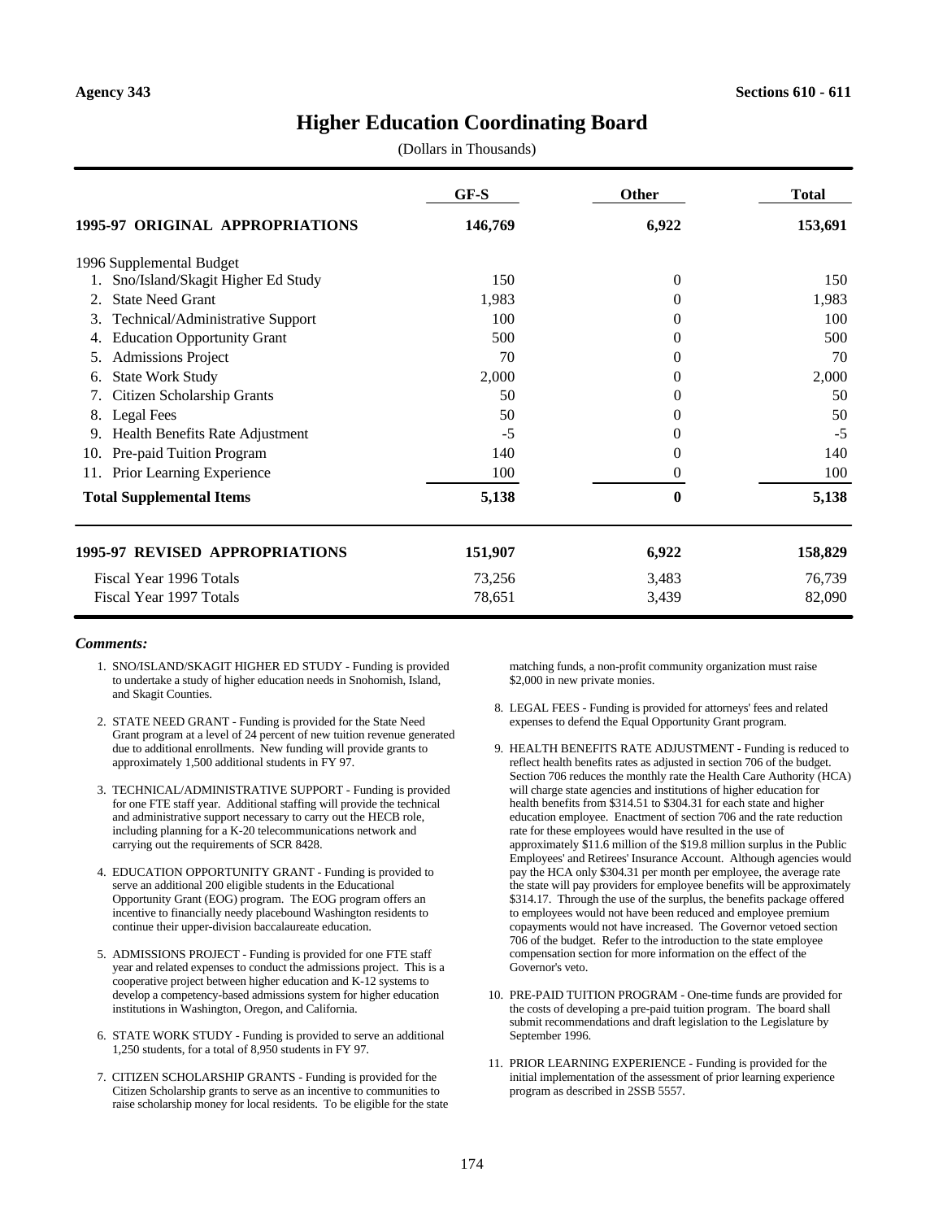Agency 343 | Sections 610 - 611

# Higher Education Coordinating Board

(Dollars in Thousands)

| | GF-S | Other | Total |
|---|---|---|---|
| **1995-97 ORIGINAL APPROPRIATIONS** | **146,769** | **6,922** | **153,691** |
| 1996 Supplemental Budget | | | |
| 1. Sno/Island/Skagit Higher Ed Study | 150 | 0 | 150 |
| 2. State Need Grant | 1,983 | 0 | 1,983 |
| 3. Technical/Administrative Support | 100 | 0 | 100 |
| 4. Education Opportunity Grant | 500 | 0 | 500 |
| 5. Admissions Project | 70 | 0 | 70 |
| 6. State Work Study | 2,000 | 0 | 2,000 |
| 7. Citizen Scholarship Grants | 50 | 0 | 50 |
| 8. Legal Fees | 50 | 0 | 50 |
| 9. Health Benefits Rate Adjustment | -5 | 0 | -5 |
| 10. Pre-paid Tuition Program | 140 | 0 | 140 |
| 11. Prior Learning Experience | 100 | 0 | 100 |
| **Total Supplemental Items** | **5,138** | **0** | **5,138** |
| **1995-97 REVISED APPROPRIATIONS** | **151,907** | **6,922** | **158,829** |
| Fiscal Year 1996 Totals | 73,256 | 3,483 | 76,739 |
| Fiscal Year 1997 Totals | 78,651 | 3,439 | 82,090 |

***Comments:***

1. SNO/ISLAND/SKAGIT HIGHER ED STUDY - Funding is provided to undertake a study of higher education needs in Snohomish, Island, and Skagit Counties.

2. STATE NEED GRANT - Funding is provided for the State Need Grant program at a level of 24 percent of new tuition revenue generated due to additional enrollments. New funding will provide grants to approximately 1,500 additional students in FY 97.

3. TECHNICAL/ADMINISTRATIVE SUPPORT - Funding is provided for one FTE staff year. Additional staffing will provide the technical and administrative support necessary to carry out the HECB role, including planning for a K-20 telecommunications network and carrying out the requirements of SCR 8428.

4. EDUCATION OPPORTUNITY GRANT - Funding is provided to serve an additional 200 eligible students in the Educational Opportunity Grant (EOG) program. The EOG program offers an incentive to financially needy placebound Washington residents to continue their upper-division baccalaureate education.

5. ADMISSIONS PROJECT - Funding is provided for one FTE staff year and related expenses to conduct the admissions project. This is a cooperative project between higher education and K-12 systems to develop a competency-based admissions system for higher education institutions in Washington, Oregon, and California.

6. STATE WORK STUDY - Funding is provided to serve an additional 1,250 students, for a total of 8,950 students in FY 97.

7. CITIZEN SCHOLARSHIP GRANTS - Funding is provided for the Citizen Scholarship grants to serve as an incentive to communities to raise scholarship money for local residents. To be eligible for the state matching funds, a non-profit community organization must raise $2,000 in new private monies.

8. LEGAL FEES - Funding is provided for attorneys' fees and related expenses to defend the Equal Opportunity Grant program.

9. HEALTH BENEFITS RATE ADJUSTMENT - Funding is reduced to reflect health benefits rates as adjusted in section 706 of the budget. Section 706 reduces the monthly rate the Health Care Authority (HCA) will charge state agencies and institutions of higher education for health benefits from $314.51 to $304.31 for each state and higher education employee. Enactment of section 706 and the rate reduction rate for these employees would have resulted in the use of approximately $11.6 million of the $19.8 million surplus in the Public Employees' and Retirees' Insurance Account. Although agencies would pay the HCA only $304.31 per month per employee, the average rate the state will pay providers for employee benefits will be approximately $314.17. Through the use of the surplus, the benefits package offered to employees would not have been reduced and employee premium copayments would not have increased. The Governor vetoed section 706 of the budget. Refer to the introduction to the state employee compensation section for more information on the effect of the Governor's veto.

10. PRE-PAID TUITION PROGRAM - One-time funds are provided for the costs of developing a pre-paid tuition program. The board shall submit recommendations and draft legislation to the Legislature by September 1996.

11. PRIOR LEARNING EXPERIENCE - Funding is provided for the initial implementation of the assessment of prior learning experience program as described in 2SSB 5557.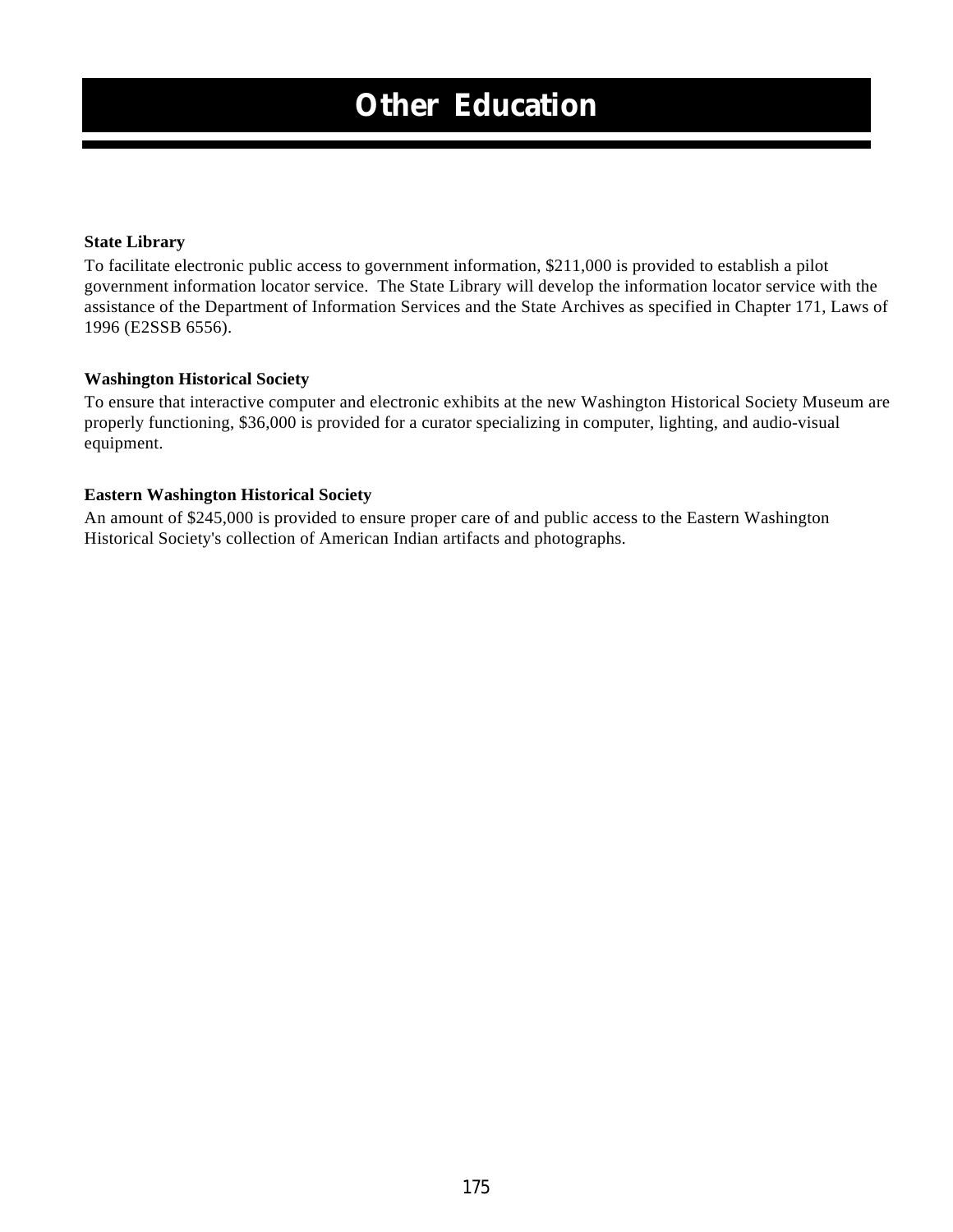# Other Education

**State Library**

To facilitate electronic public access to government information, $211,000 is provided to establish a pilot government information locator service. The State Library will develop the information locator service with the assistance of the Department of Information Services and the State Archives as specified in Chapter 171, Laws of 1996 (E2SSB 6556).

**Washington Historical Society**

To ensure that interactive computer and electronic exhibits at the new Washington Historical Society Museum are properly functioning, $36,000 is provided for a curator specializing in computer, lighting, and audio-visual equipment.

**Eastern Washington Historical Society**

An amount of $245,000 is provided to ensure proper care of and public access to the Eastern Washington Historical Society's collection of American Indian artifacts and photographs.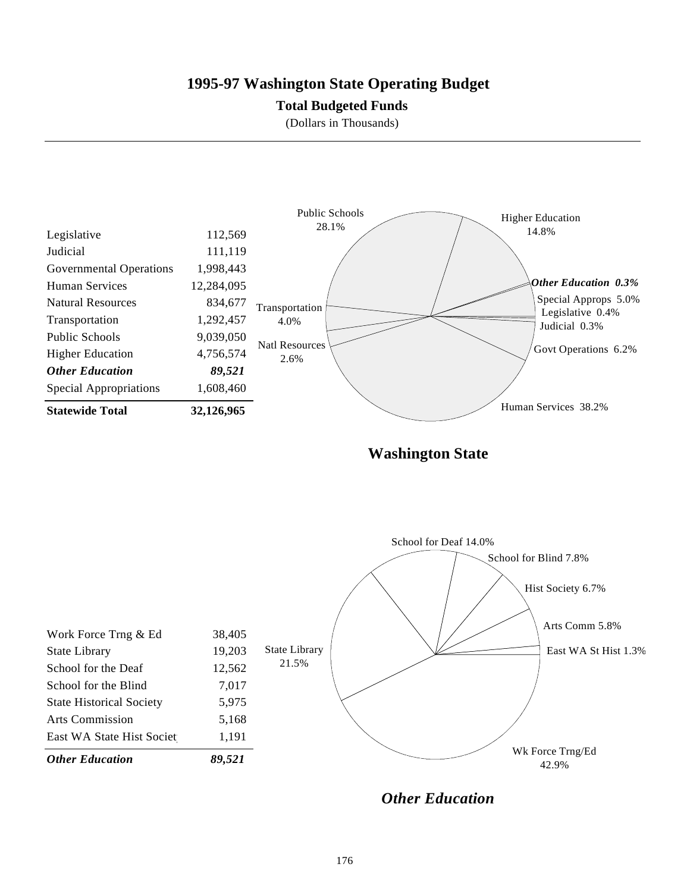# 1995-97 Washington State Operating Budget

## Total Budgeted Funds

(Dollars in Thousands)

| | |
|---|---|
| Legislative | 112,569 |
| Judicial | 111,119 |
| Governmental Operations | 1,998,443 |
| Human Services | 12,284,095 |
| Natural Resources | 834,677 |
| Transportation | 1,292,457 |
| Public Schools | 9,039,050 |
| Higher Education | 4,756,574 |
| ***Other Education*** | ***89,521*** |
| Special Appropriations | 1,608,460 |
| **Statewide Total** | **32,126,965** |

Public Schools 28.1%
Higher Education 14.8%
***Other Education 0.3%***
Special Approps 5.0%
Legislative 0.4%
Judicial 0.3%
Govt Operations 6.2%
Human Services 38.2%
Natl Resources 2.6%
Transportation 4.0%

**Washington State**

| | |
|---|---|
| Work Force Trng & Ed | 38,405 |
| State Library | 19,203 |
| School for the Deaf | 12,562 |
| School for the Blind | 7,017 |
| State Historical Society | 5,975 |
| Arts Commission | 5,168 |
| East WA State Hist Societ | 1,191 |
| ***Other Education*** | ***89,521*** |

School for Deaf 14.0%
School for Blind 7.8%
Hist Society 6.7%
Arts Comm 5.8%
East WA St Hist 1.3%
Wk Force Trng/Ed 42.9%
State Library 21.5%

***Other Education***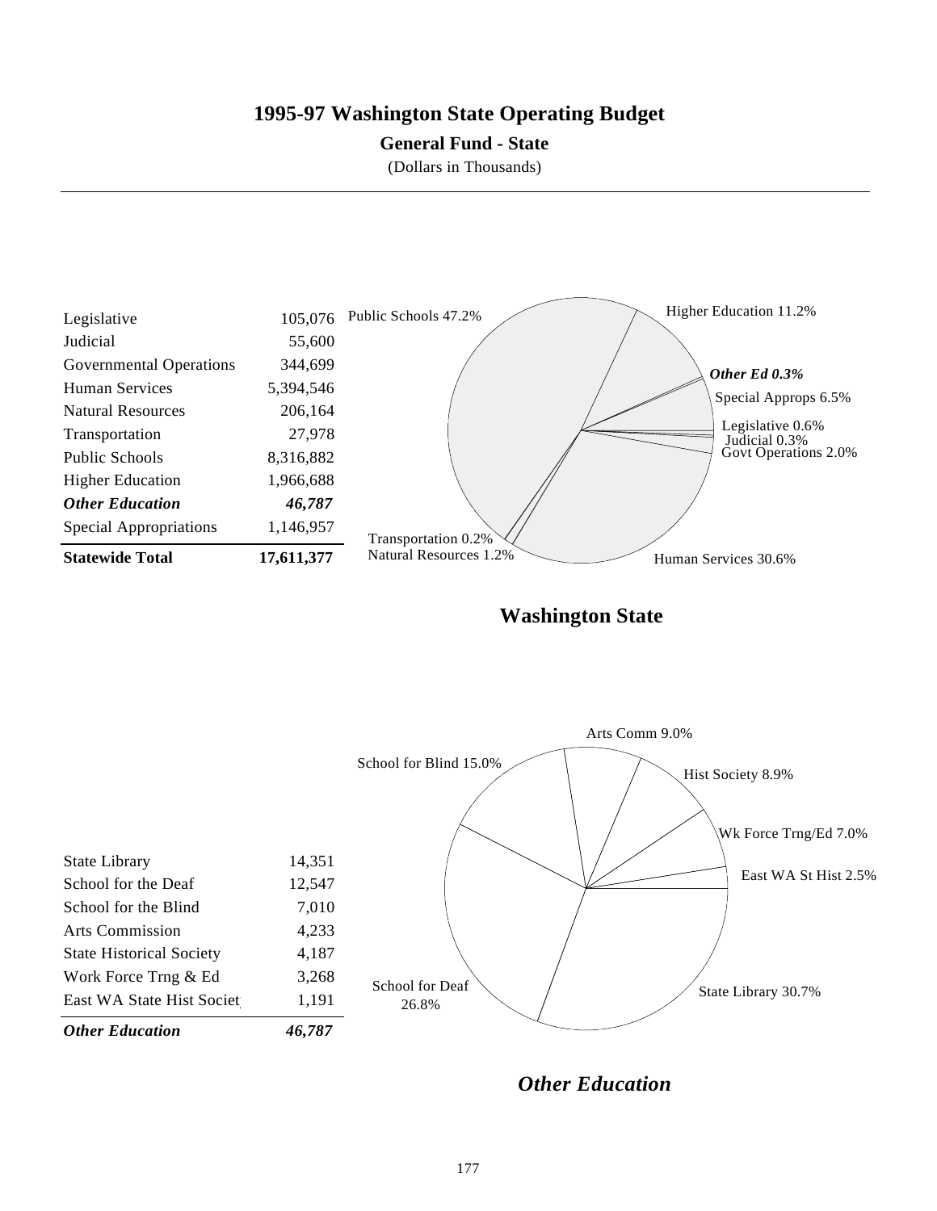# 1995-97 Washington State Operating Budget

## General Fund - State

(Dollars in Thousands)

| | |
|---|---|
| Legislative | 105,076 |
| Judicial | 55,600 |
| Governmental Operations | 344,699 |
| Human Services | 5,394,546 |
| Natural Resources | 206,164 |
| Transportation | 27,978 |
| Public Schools | 8,316,882 |
| Higher Education | 1,966,688 |
| ***Other Education*** | ***46,787*** |
| Special Appropriations | 1,146,957 |
| **Statewide Total** | **17,611,377** |

Public Schools 47.2%
Higher Education 11.2%
*Other Ed 0.3%*
Special Approps 6.5%
Legislative 0.6%
Judicial 0.3%
Govt Operations 2.0%
Human Services 30.6%
Natural Resources 1.2%
Transportation 0.2%

**Washington State**

| | |
|---|---|
| State Library | 14,351 |
| School for the Deaf | 12,547 |
| School for the Blind | 7,010 |
| Arts Commission | 4,233 |
| State Historical Society | 4,187 |
| Work Force Trng & Ed | 3,268 |
| East WA State Hist Societ | 1,191 |
| ***Other Education*** | ***46,787*** |

Arts Comm 9.0%
Hist Society 8.9%
Wk Force Trng/Ed 7.0%
East WA St Hist 2.5%
State Library 30.7%
School for Deaf 26.8%
School for Blind 15.0%

***Other Education***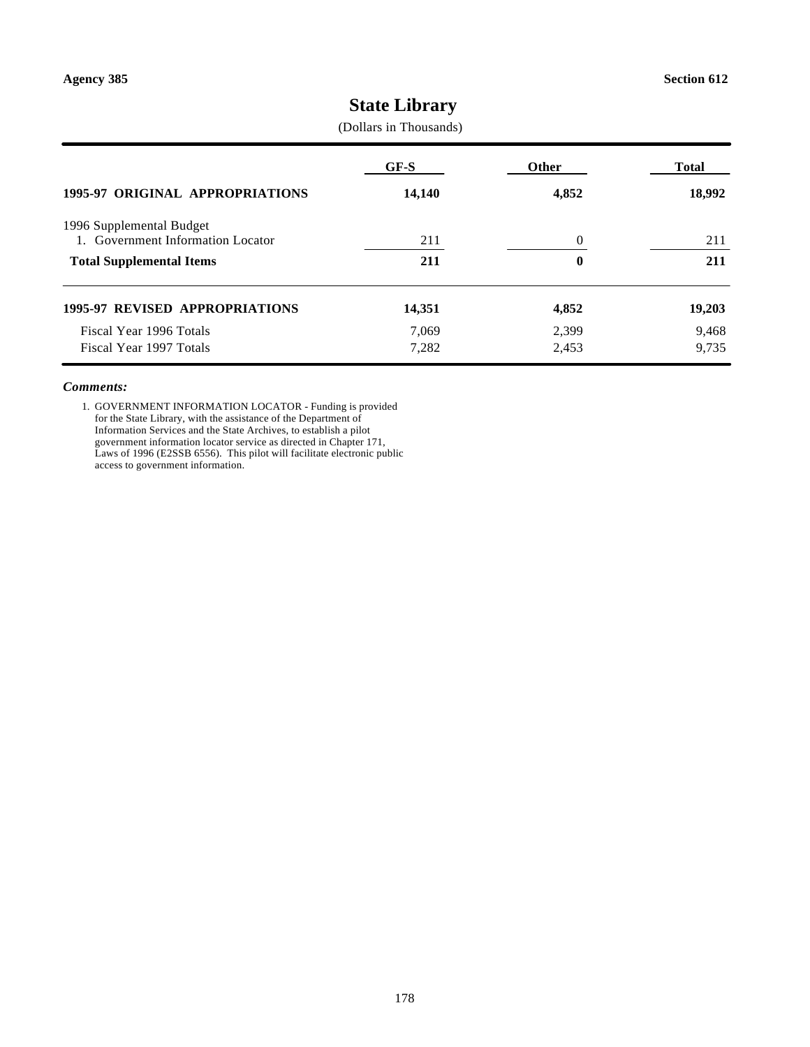Agency 385

Section 612

# State Library

(Dollars in Thousands)

| | GF-S | Other | Total |
|---|---|---|---|
| **1995-97 ORIGINAL APPROPRIATIONS** | **14,140** | **4,852** | **18,992** |
| 1996 Supplemental Budget | | | |
| 1. Government Information Locator | 211 | 0 | 211 |
| **Total Supplemental Items** | **211** | **0** | **211** |
| **1995-97 REVISED APPROPRIATIONS** | **14,351** | **4,852** | **19,203** |
| Fiscal Year 1996 Totals | 7,069 | 2,399 | 9,468 |
| Fiscal Year 1997 Totals | 7,282 | 2,453 | 9,735 |

***Comments:***

1. GOVERNMENT INFORMATION LOCATOR - Funding is provided for the State Library, with the assistance of the Department of Information Services and the State Archives, to establish a pilot government information locator service as directed in Chapter 171, Laws of 1996 (E2SSB 6556). This pilot will facilitate electronic public access to government information.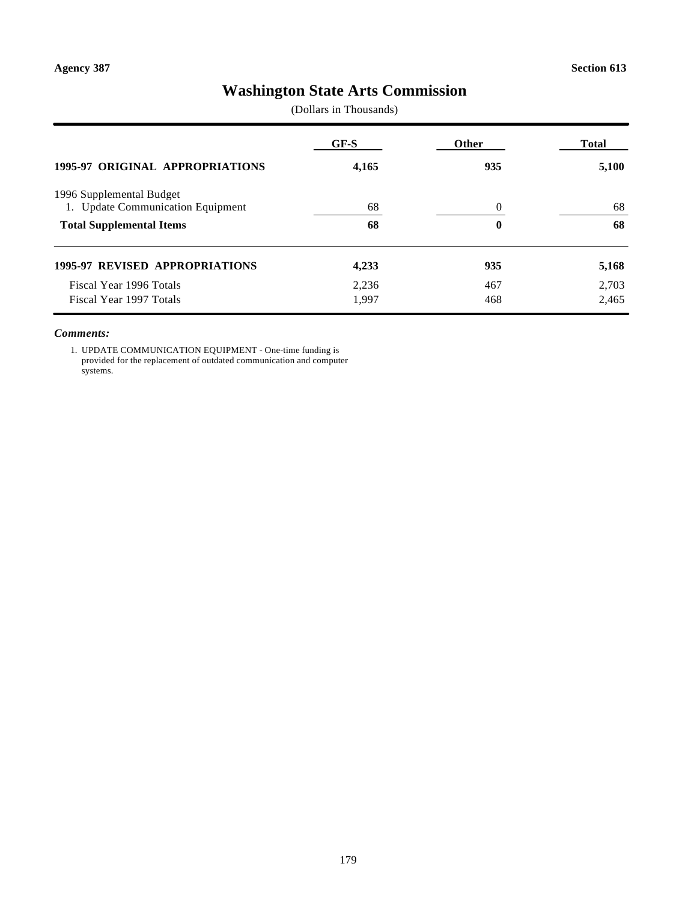Agency 387 Section 613

# Washington State Arts Commission

(Dollars in Thousands)

| | GF-S | Other | Total |
|---|---|---|---|
| **1995-97 ORIGINAL APPROPRIATIONS** | **4,165** | **935** | **5,100** |
| 1996 Supplemental Budget | | | |
| 1. Update Communication Equipment | 68 | 0 | 68 |
| **Total Supplemental Items** | **68** | **0** | **68** |
| **1995-97 REVISED APPROPRIATIONS** | **4,233** | **935** | **5,168** |
| Fiscal Year 1996 Totals | 2,236 | 467 | 2,703 |
| Fiscal Year 1997 Totals | 1,997 | 468 | 2,465 |

***Comments:***

1. UPDATE COMMUNICATION EQUIPMENT - One-time funding is provided for the replacement of outdated communication and computer systems.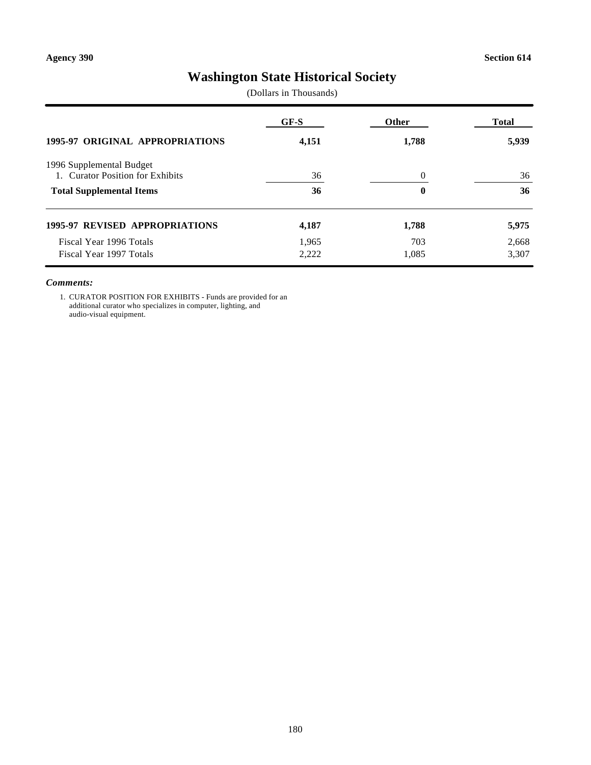Agency 390 | Section 614

# Washington State Historical Society

(Dollars in Thousands)

| | GF-S | Other | Total |
|---|---|---|---|
| **1995-97 ORIGINAL APPROPRIATIONS** | **4,151** | **1,788** | **5,939** |
| 1996 Supplemental Budget | | | |
| 1. Curator Position for Exhibits | 36 | 0 | 36 |
| **Total Supplemental Items** | **36** | **0** | **36** |
| **1995-97 REVISED APPROPRIATIONS** | **4,187** | **1,788** | **5,975** |
| Fiscal Year 1996 Totals | 1,965 | 703 | 2,668 |
| Fiscal Year 1997 Totals | 2,222 | 1,085 | 3,307 |

***Comments:***

1. CURATOR POSITION FOR EXHIBITS - Funds are provided for an additional curator who specializes in computer, lighting, and audio-visual equipment.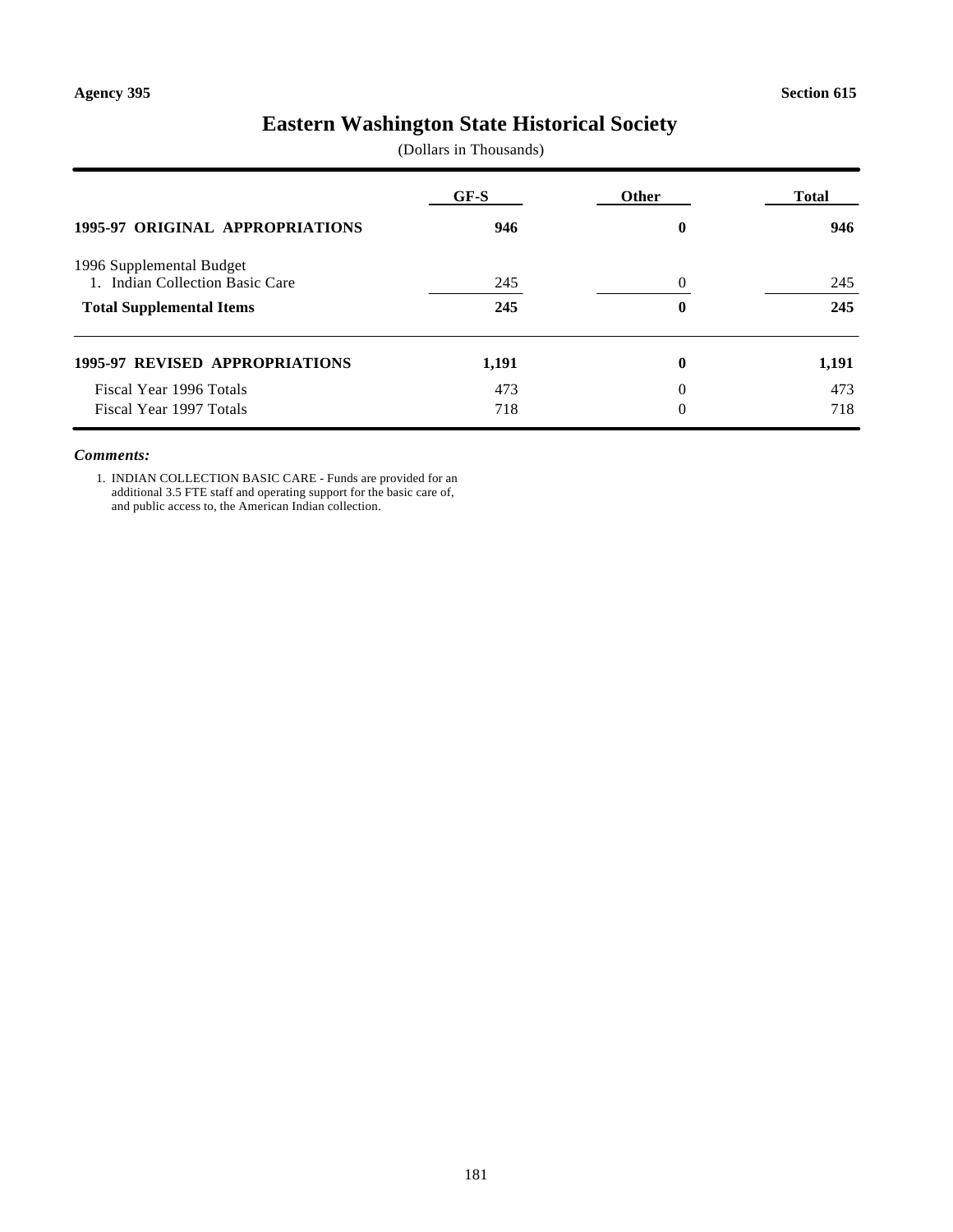Agency 395 | Section 615

# Eastern Washington State Historical Society

(Dollars in Thousands)

| | GF-S | Other | Total |
|---|---|---|---|
| **1995-97 ORIGINAL APPROPRIATIONS** | **946** | **0** | **946** |
| 1996 Supplemental Budget | | | |
| 1. Indian Collection Basic Care | 245 | 0 | 245 |
| **Total Supplemental Items** | **245** | **0** | **245** |
| **1995-97 REVISED APPROPRIATIONS** | **1,191** | **0** | **1,191** |
| Fiscal Year 1996 Totals | 473 | 0 | 473 |
| Fiscal Year 1997 Totals | 718 | 0 | 718 |

***Comments:***

1. INDIAN COLLECTION BASIC CARE - Funds are provided for an additional 3.5 FTE staff and operating support for the basic care of, and public access to, the American Indian collection.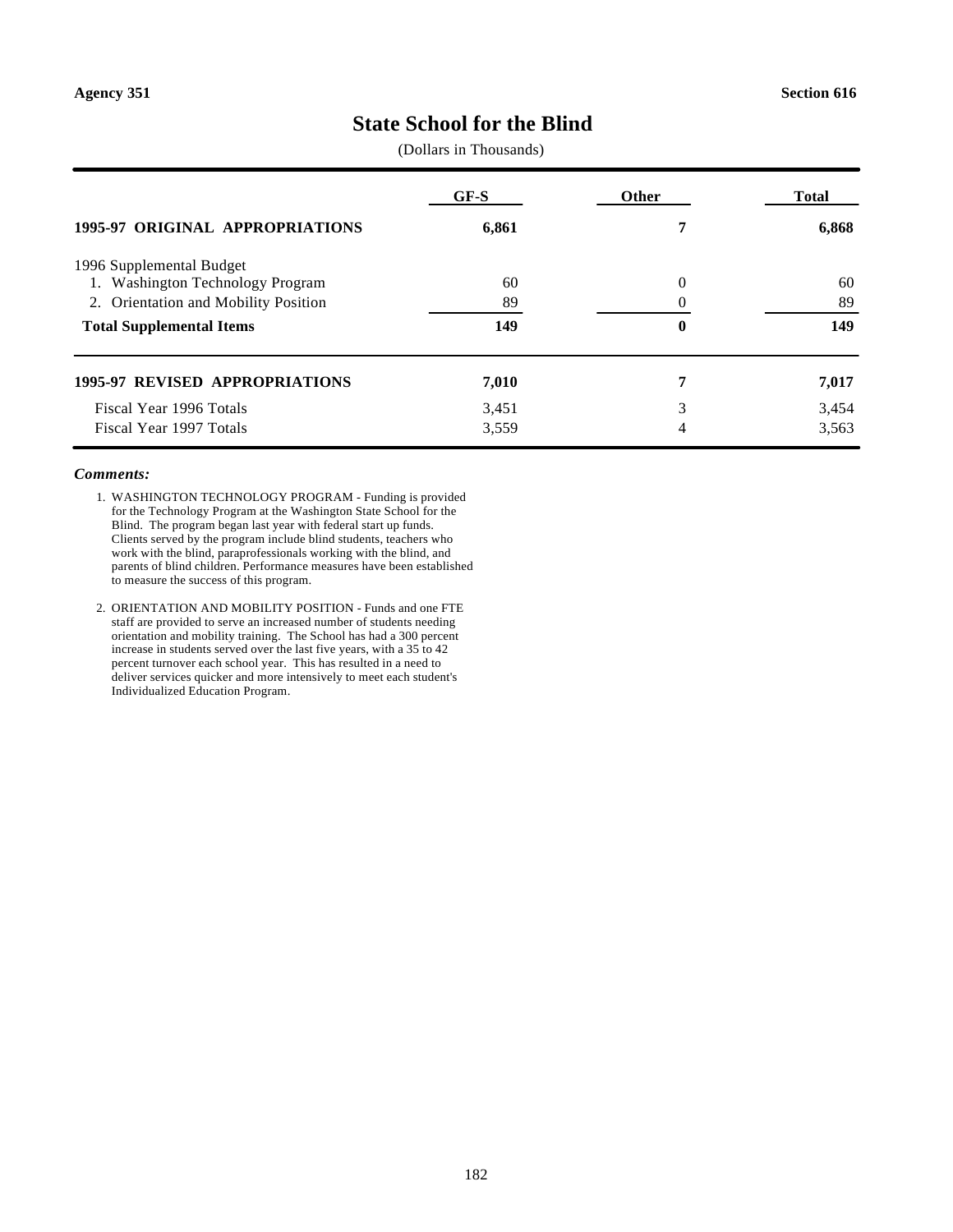Agency 351 Section 616

# State School for the Blind

(Dollars in Thousands)

| | GF-S | Other | Total |
|---|---|---|---|
| **1995-97 ORIGINAL APPROPRIATIONS** | **6,861** | **7** | **6,868** |
| 1996 Supplemental Budget | | | |
| 1. Washington Technology Program | 60 | 0 | 60 |
| 2. Orientation and Mobility Position | 89 | 0 | 89 |
| **Total Supplemental Items** | **149** | **0** | **149** |
| **1995-97 REVISED APPROPRIATIONS** | **7,010** | **7** | **7,017** |
| Fiscal Year 1996 Totals | 3,451 | 3 | 3,454 |
| Fiscal Year 1997 Totals | 3,559 | 4 | 3,563 |

***Comments:***

1. WASHINGTON TECHNOLOGY PROGRAM - Funding is provided for the Technology Program at the Washington State School for the Blind. The program began last year with federal start up funds. Clients served by the program include blind students, teachers who work with the blind, paraprofessionals working with the blind, and parents of blind children. Performance measures have been established to measure the success of this program.

2. ORIENTATION AND MOBILITY POSITION - Funds and one FTE staff are provided to serve an increased number of students needing orientation and mobility training. The School has had a 300 percent increase in students served over the last five years, with a 35 to 42 percent turnover each school year. This has resulted in a need to deliver services quicker and more intensively to meet each student's Individualized Education Program.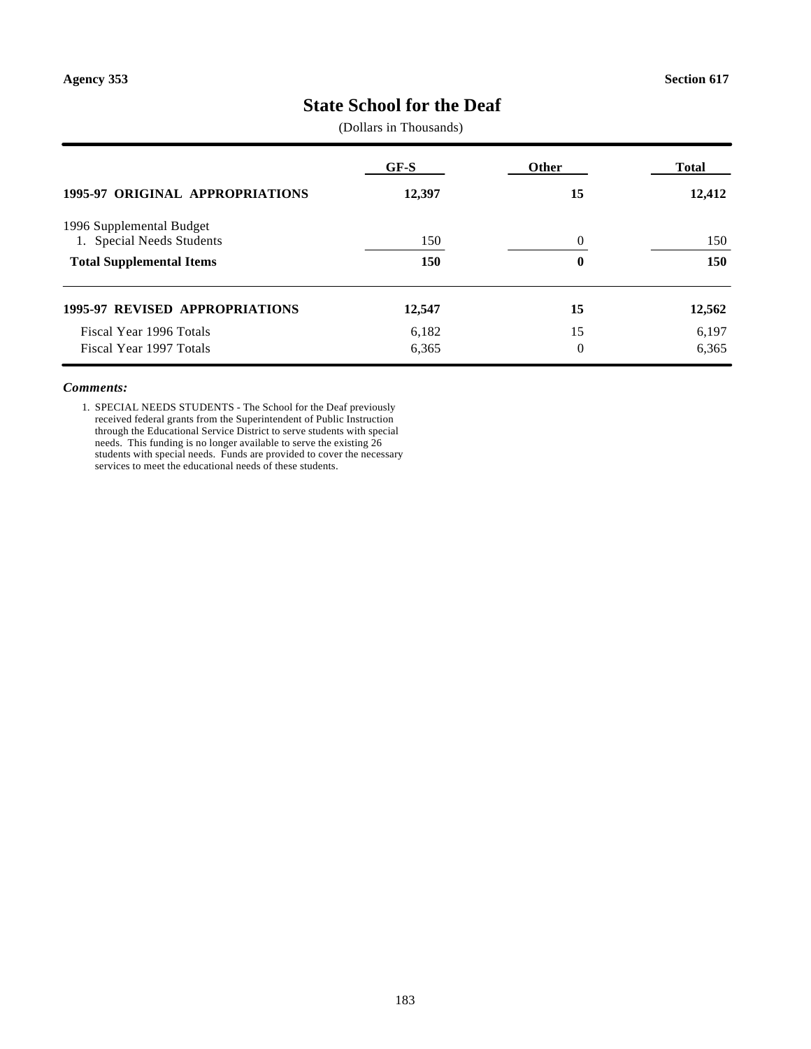Agency 353 Section 617

# State School for the Deaf

(Dollars in Thousands)

| | GF-S | Other | Total |
|---|---|---|---|
| **1995-97 ORIGINAL APPROPRIATIONS** | **12,397** | **15** | **12,412** |
| 1996 Supplemental Budget | | | |
| 1. Special Needs Students | 150 | 0 | 150 |
| **Total Supplemental Items** | **150** | **0** | **150** |
| **1995-97 REVISED APPROPRIATIONS** | **12,547** | **15** | **12,562** |
| Fiscal Year 1996 Totals | 6,182 | 15 | 6,197 |
| Fiscal Year 1997 Totals | 6,365 | 0 | 6,365 |

***Comments:***

1. SPECIAL NEEDS STUDENTS - The School for the Deaf previously received federal grants from the Superintendent of Public Instruction through the Educational Service District to serve students with special needs. This funding is no longer available to serve the existing 26 students with special needs. Funds are provided to cover the necessary services to meet the educational needs of these students.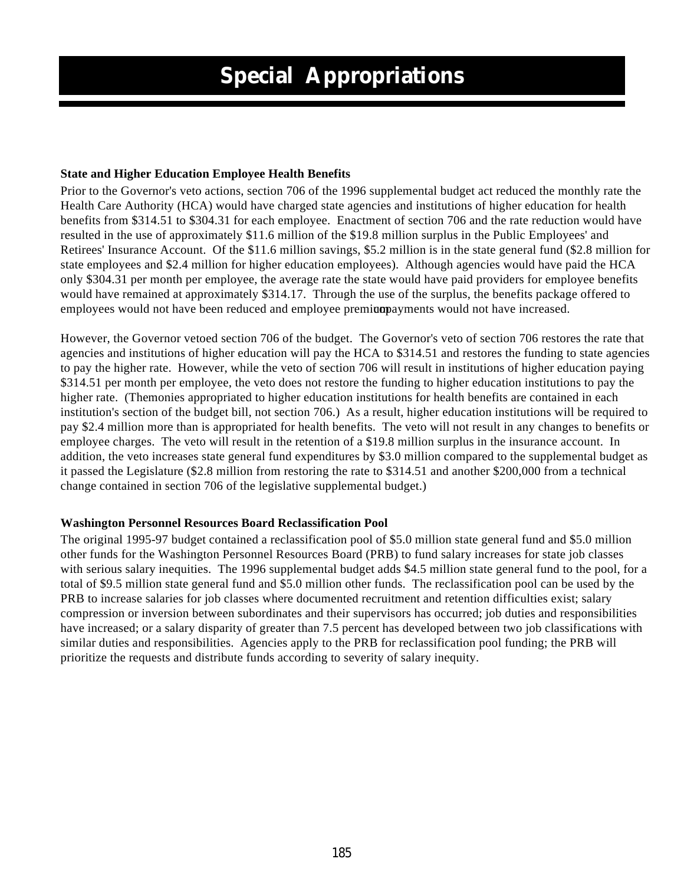# Special Appropriations

**State and Higher Education Employee Health Benefits**

Prior to the Governor's veto actions, section 706 of the 1996 supplemental budget act reduced the monthly rate the Health Care Authority (HCA) would have charged state agencies and institutions of higher education for health benefits from $314.51 to $304.31 for each employee. Enactment of section 706 and the rate reduction would have resulted in the use of approximately $11.6 million of the $19.8 million surplus in the Public Employees' and Retirees' Insurance Account. Of the $11.6 million savings, $5.2 million is in the state general fund ($2.8 million for state employees and $2.4 million for higher education employees). Although agencies would have paid the HCA only $304.31 per month per employee, the average rate the state would have paid providers for employee benefits would have remained at approximately $314.17. Through the use of the surplus, the benefits package offered to employees would not have been reduced and employee premium copayments would not have increased.

However, the Governor vetoed section 706 of the budget. The Governor's veto of section 706 restores the rate that agencies and institutions of higher education will pay the HCA to $314.51 and restores the funding to state agencies to pay the higher rate. However, while the veto of section 706 will result in institutions of higher education paying $314.51 per month per employee, the veto does not restore the funding to higher education institutions to pay the higher rate. (The monies appropriated to higher education institutions for health benefits are contained in each institution's section of the budget bill, not section 706.) As a result, higher education institutions will be required to pay $2.4 million more than is appropriated for health benefits. The veto will not result in any changes to benefits or employee charges. The veto will result in the retention of a $19.8 million surplus in the insurance account. In addition, the veto increases state general fund expenditures by $3.0 million compared to the supplemental budget as it passed the Legislature ($2.8 million from restoring the rate to $314.51 and another $200,000 from a technical change contained in section 706 of the legislative supplemental budget.)

**Washington Personnel Resources Board Reclassification Pool**

The original 1995-97 budget contained a reclassification pool of $5.0 million state general fund and $5.0 million other funds for the Washington Personnel Resources Board (PRB) to fund salary increases for state job classes with serious salary inequities. The 1996 supplemental budget adds $4.5 million state general fund to the pool, for a total of $9.5 million state general fund and $5.0 million other funds. The reclassification pool can be used by the PRB to increase salaries for job classes where documented recruitment and retention difficulties exist; salary compression or inversion between subordinates and their supervisors has occurred; job duties and responsibilities have increased; or a salary disparity of greater than 7.5 percent has developed between two job classifications with similar duties and responsibilities. Agencies apply to the PRB for reclassification pool funding; the PRB will prioritize the requests and distribute funds according to severity of salary inequity.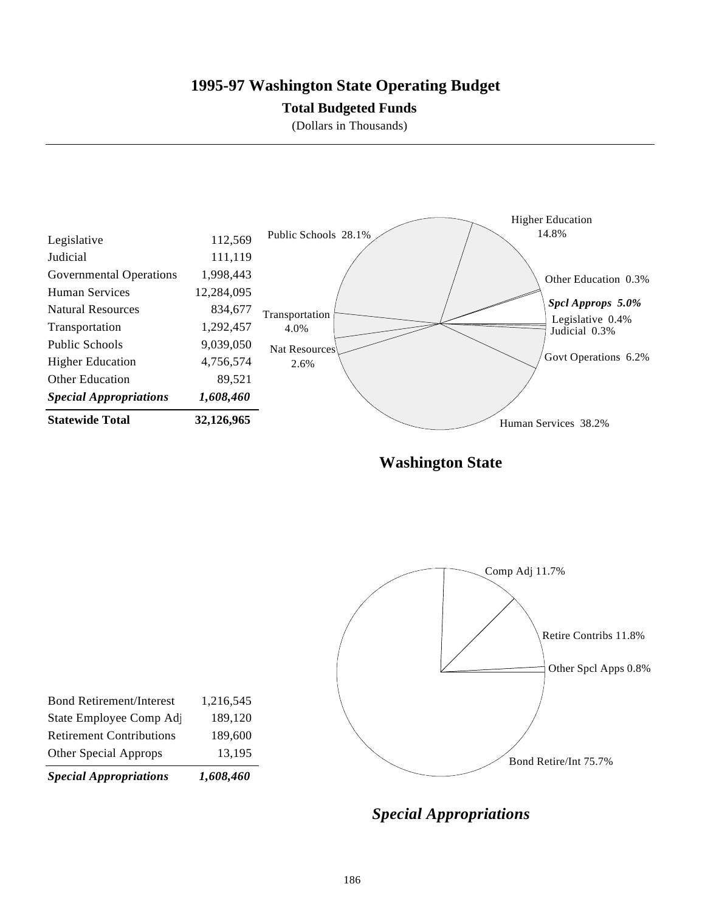# 1995-97 Washington State Operating Budget

**Total Budgeted Funds**

(Dollars in Thousands)

| | |
|---|---:|
| Legislative | 112,569 |
| Judicial | 111,119 |
| Governmental Operations | 1,998,443 |
| Human Services | 12,284,095 |
| Natural Resources | 834,677 |
| Transportation | 1,292,457 |
| Public Schools | 9,039,050 |
| Higher Education | 4,756,574 |
| Other Education | 89,521 |
| ***Special Appropriations*** | ***1,608,460*** |
| **Statewide Total** | **32,126,965** |

Public Schools 28.1%
Higher Education 14.8%
Other Education 0.3%
*Spcl Approps 5.0%*
Legislative 0.4%
Judicial 0.3%
Govt Operations 6.2%
Human Services 38.2%
Nat Resources 2.6%
Transportation 4.0%

**Washington State**

| | |
|---|---:|
| Bond Retirement/Interest | 1,216,545 |
| State Employee Comp Adj | 189,120 |
| Retirement Contributions | 189,600 |
| Other Special Approps | 13,195 |
| ***Special Appropriations*** | ***1,608,460*** |

Comp Adj 11.7%
Retire Contribs 11.8%
Other Spcl Apps 0.8%
Bond Retire/Int 75.7%

***Special Appropriations***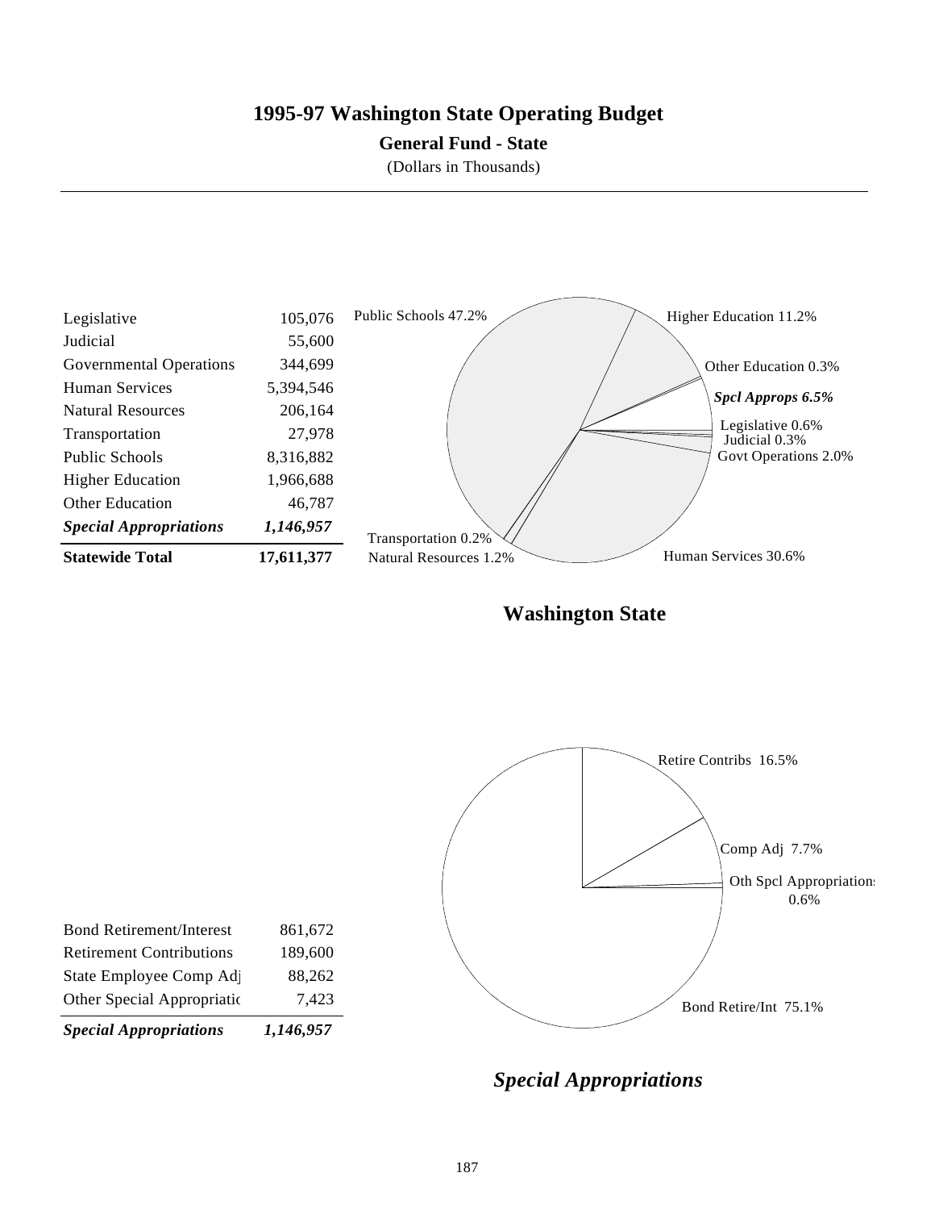# 1995-97 Washington State Operating Budget

**General Fund - State**

(Dollars in Thousands)

| | |
|---|---|
| Legislative | 105,076 |
| Judicial | 55,600 |
| Governmental Operations | 344,699 |
| Human Services | 5,394,546 |
| Natural Resources | 206,164 |
| Transportation | 27,978 |
| Public Schools | 8,316,882 |
| Higher Education | 1,966,688 |
| Other Education | 46,787 |
| ***Special Appropriations*** | ***1,146,957*** |
| **Statewide Total** | **17,611,377** |

Public Schools 47.2%
Higher Education 11.2%
Other Education 0.3%
*Spcl Approps 6.5%*
Legislative 0.6%
Judicial 0.3%
Govt Operations 2.0%
Human Services 30.6%
Natural Resources 1.2%
Transportation 0.2%

**Washington State**

| | |
|---|---|
| Bond Retirement/Interest | 861,672 |
| Retirement Contributions | 189,600 |
| State Employee Comp Adj | 88,262 |
| Other Special Appropriatic | 7,423 |
| ***Special Appropriations*** | ***1,146,957*** |

Retire Contribs 16.5%
Comp Adj 7.7%
Oth Spcl Appropriations 0.6%
Bond Retire/Int 75.1%

***Special Appropriations***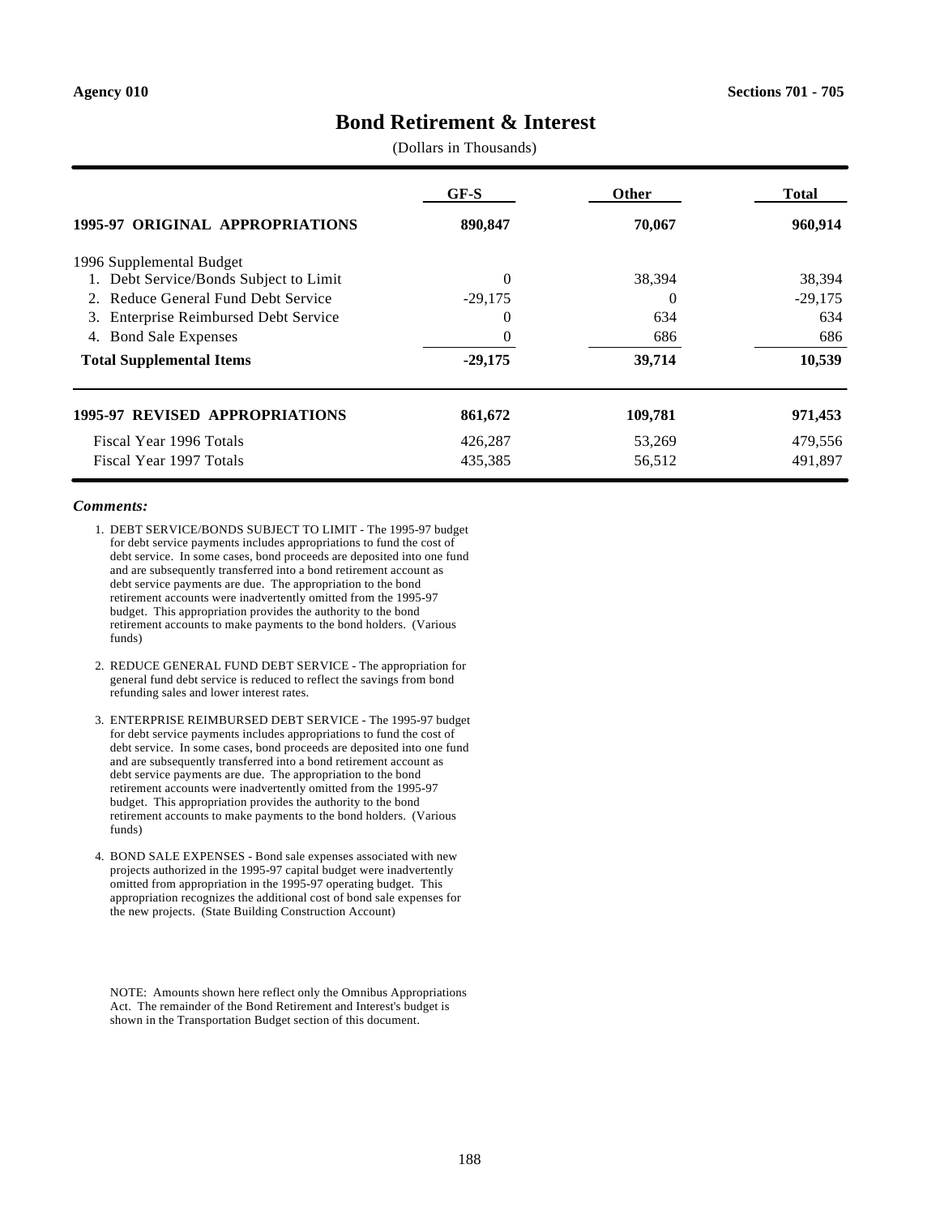Agency 010 Sections 701 - 705

# Bond Retirement & Interest

(Dollars in Thousands)

| | GF-S | Other | Total |
|---|---|---|---|
| **1995-97 ORIGINAL APPROPRIATIONS** | **890,847** | **70,067** | **960,914** |
| 1996 Supplemental Budget | | | |
| 1. Debt Service/Bonds Subject to Limit | 0 | 38,394 | 38,394 |
| 2. Reduce General Fund Debt Service | -29,175 | 0 | -29,175 |
| 3. Enterprise Reimbursed Debt Service | 0 | 634 | 634 |
| 4. Bond Sale Expenses | 0 | 686 | 686 |
| **Total Supplemental Items** | **-29,175** | **39,714** | **10,539** |
| **1995-97 REVISED APPROPRIATIONS** | **861,672** | **109,781** | **971,453** |
| Fiscal Year 1996 Totals | 426,287 | 53,269 | 479,556 |
| Fiscal Year 1997 Totals | 435,385 | 56,512 | 491,897 |

***Comments:***

1. DEBT SERVICE/BONDS SUBJECT TO LIMIT - The 1995-97 budget for debt service payments includes appropriations to fund the cost of debt service. In some cases, bond proceeds are deposited into one fund and are subsequently transferred into a bond retirement account as debt service payments are due. The appropriation to the bond retirement accounts were inadvertently omitted from the 1995-97 budget. This appropriation provides the authority to the bond retirement accounts to make payments to the bond holders. (Various funds)

2. REDUCE GENERAL FUND DEBT SERVICE - The appropriation for general fund debt service is reduced to reflect the savings from bond refunding sales and lower interest rates.

3. ENTERPRISE REIMBURSED DEBT SERVICE - The 1995-97 budget for debt service payments includes appropriations to fund the cost of debt service. In some cases, bond proceeds are deposited into one fund and are subsequently transferred into a bond retirement account as debt service payments are due. The appropriation to the bond retirement accounts were inadvertently omitted from the 1995-97 budget. This appropriation provides the authority to the bond retirement accounts to make payments to the bond holders. (Various funds)

4. BOND SALE EXPENSES - Bond sale expenses associated with new projects authorized in the 1995-97 capital budget were inadvertently omitted from appropriation in the 1995-97 operating budget. This appropriation recognizes the additional cost of bond sale expenses for the new projects. (State Building Construction Account)

NOTE: Amounts shown here reflect only the Omnibus Appropriations Act. The remainder of the Bond Retirement and Interest's budget is shown in the Transportation Budget section of this document.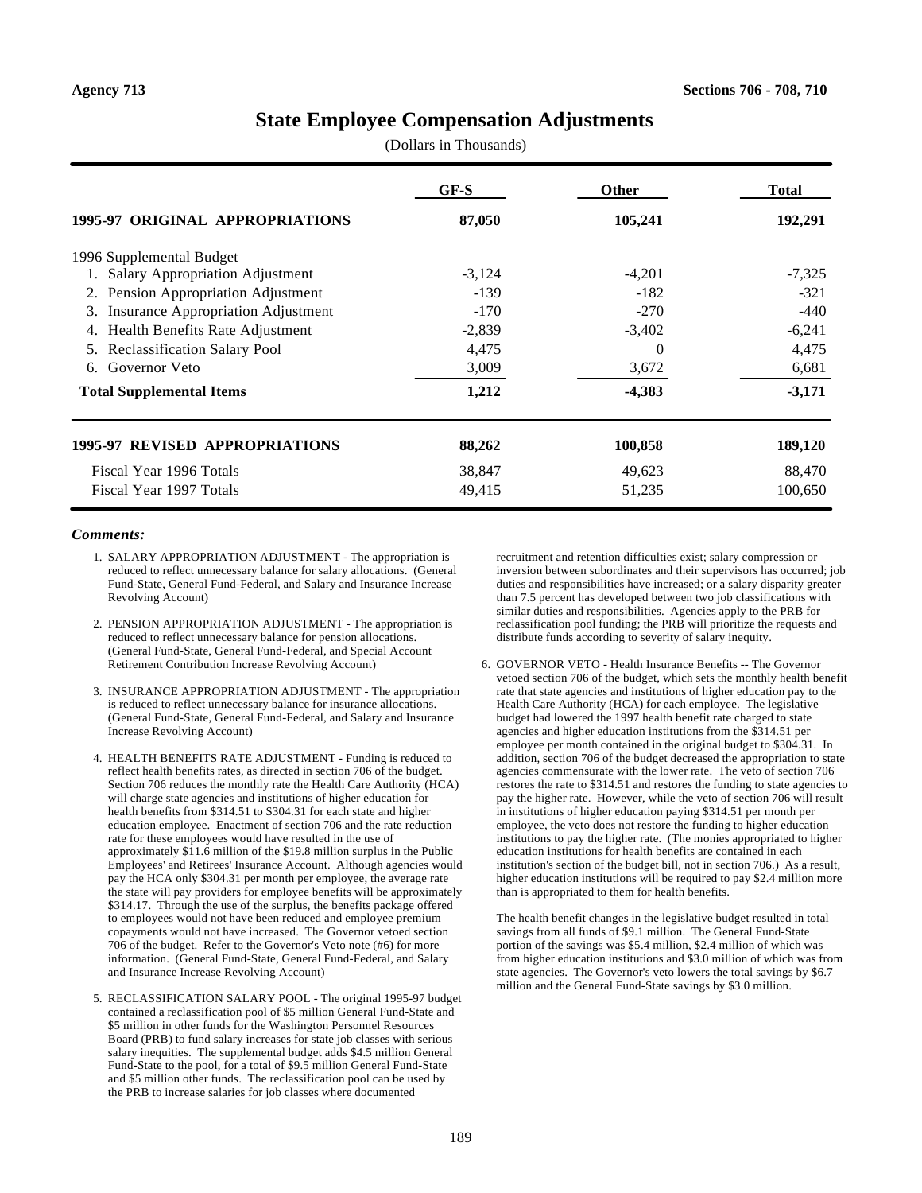Agency 713 — Sections 706 - 708, 710

# State Employee Compensation Adjustments

(Dollars in Thousands)

| | GF-S | Other | Total |
|---|---|---|---|
| **1995-97 ORIGINAL APPROPRIATIONS** | **87,050** | **105,241** | **192,291** |
| 1996 Supplemental Budget | | | |
| 1. Salary Appropriation Adjustment | -3,124 | -4,201 | -7,325 |
| 2. Pension Appropriation Adjustment | -139 | -182 | -321 |
| 3. Insurance Appropriation Adjustment | -170 | -270 | -440 |
| 4. Health Benefits Rate Adjustment | -2,839 | -3,402 | -6,241 |
| 5. Reclassification Salary Pool | 4,475 | 0 | 4,475 |
| 6. Governor Veto | 3,009 | 3,672 | 6,681 |
| **Total Supplemental Items** | **1,212** | **-4,383** | **-3,171** |
| **1995-97 REVISED APPROPRIATIONS** | **88,262** | **100,858** | **189,120** |
| Fiscal Year 1996 Totals | 38,847 | 49,623 | 88,470 |
| Fiscal Year 1997 Totals | 49,415 | 51,235 | 100,650 |

***Comments:***

1. SALARY APPROPRIATION ADJUSTMENT - The appropriation is reduced to reflect unnecessary balance for salary allocations. (General Fund-State, General Fund-Federal, and Salary and Insurance Increase Revolving Account)

2. PENSION APPROPRIATION ADJUSTMENT - The appropriation is reduced to reflect unnecessary balance for pension allocations. (General Fund-State, General Fund-Federal, and Special Account Retirement Contribution Increase Revolving Account)

3. INSURANCE APPROPRIATION ADJUSTMENT - The appropriation is reduced to reflect unnecessary balance for insurance allocations. (General Fund-State, General Fund-Federal, and Salary and Insurance Increase Revolving Account)

4. HEALTH BENEFITS RATE ADJUSTMENT - Funding is reduced to reflect health benefits rates, as directed in section 706 of the budget. Section 706 reduces the monthly rate the Health Care Authority (HCA) will charge state agencies and institutions of higher education for health benefits from $314.51 to $304.31 for each state and higher education employee. Enactment of section 706 and the rate reduction rate for these employees would have resulted in the use of approximately $11.6 million of the $19.8 million surplus in the Public Employees' and Retirees' Insurance Account. Although agencies would pay the HCA only $304.31 per month per employee, the average rate the state will pay providers for employee benefits will be approximately $314.17. Through the use of the surplus, the benefits package offered to employees would not have been reduced and employee premium copayments would not have increased. The Governor vetoed section 706 of the budget. Refer to the Governor's Veto note (#6) for more information. (General Fund-State, General Fund-Federal, and Salary and Insurance Increase Revolving Account)

5. RECLASSIFICATION SALARY POOL - The original 1995-97 budget contained a reclassification pool of $5 million General Fund-State and $5 million in other funds for the Washington Personnel Resources Board (PRB) to fund salary increases for state job classes with serious salary inequities. The supplemental budget adds $4.5 million General Fund-State to the pool, for a total of $9.5 million General Fund-State and $5 million other funds. The reclassification pool can be used by the PRB to increase salaries for job classes where documented recruitment and retention difficulties exist; salary compression or inversion between subordinates and their supervisors has occurred; job duties and responsibilities have increased; or a salary disparity greater than 7.5 percent has developed between two job classifications with similar duties and responsibilities. Agencies apply to the PRB for reclassification pool funding; the PRB will prioritize the requests and distribute funds according to severity of salary inequity.

6. GOVERNOR VETO - Health Insurance Benefits -- The Governor vetoed section 706 of the budget, which sets the monthly health benefit rate that state agencies and institutions of higher education pay to the Health Care Authority (HCA) for each employee. The legislative budget had lowered the 1997 health benefit rate charged to state agencies and higher education institutions from the $314.51 per employee per month contained in the original budget to $304.31. In addition, section 706 of the budget decreased the appropriation to state agencies commensurate with the lower rate. The veto of section 706 restores the rate to $314.51 and restores the funding to state agencies to pay the higher rate. However, while the veto of section 706 will result in institutions of higher education paying $314.51 per month per employee, the veto does not restore the funding to higher education institutions to pay the higher rate. (The monies appropriated to higher education institutions for health benefits are contained in each institution's section of the budget bill, not in section 706.) As a result, higher education institutions will be required to pay $2.4 million more than is appropriated to them for health benefits.

   The health benefit changes in the legislative budget resulted in total savings from all funds of $9.1 million. The General Fund-State portion of the savings was $5.4 million, $2.4 million of which was from higher education institutions and $3.0 million of which was from state agencies. The Governor's veto lowers the total savings by $6.7 million and the General Fund-State savings by $3.0 million.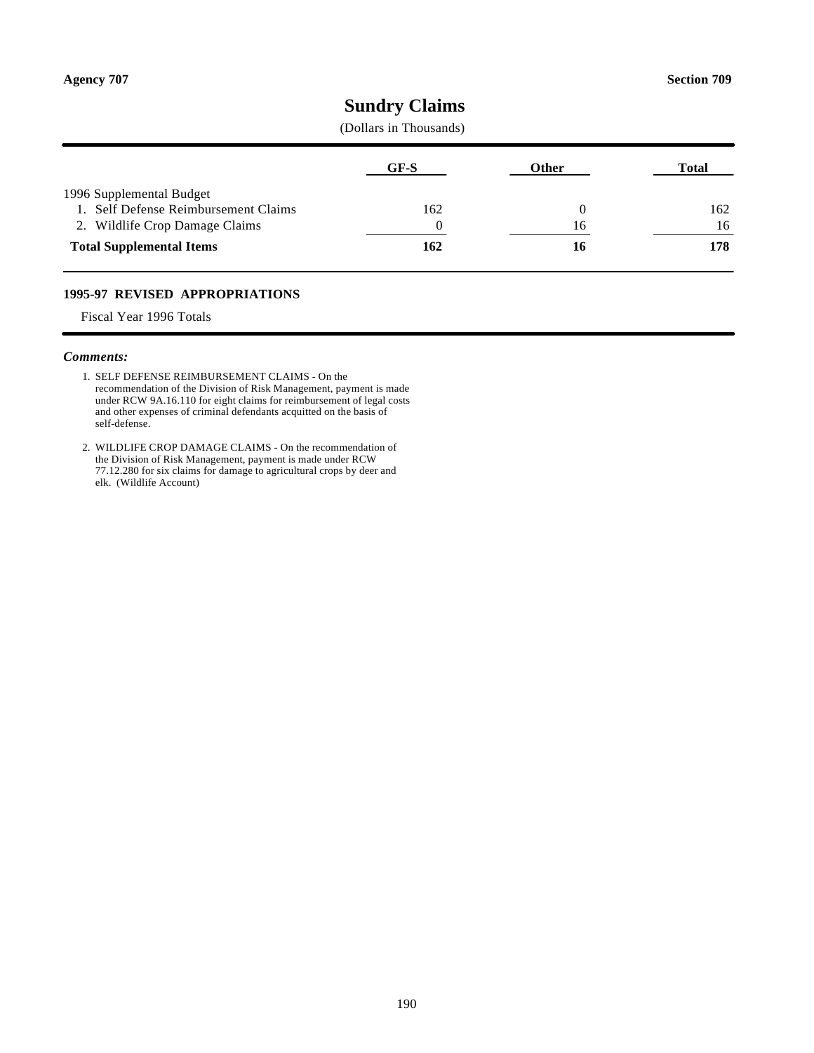Agency 707 Section 709

# Sundry Claims

(Dollars in Thousands)

| | GF-S | Other | Total |
|---|---|---|---|
| 1996 Supplemental Budget | | | |
| 1. Self Defense Reimbursement Claims | 162 | 0 | 162 |
| 2. Wildlife Crop Damage Claims | 0 | 16 | 16 |
| **Total Supplemental Items** | **162** | **16** | **178** |

**1995-97 REVISED APPROPRIATIONS**

Fiscal Year 1996 Totals

***Comments:***

1. SELF DEFENSE REIMBURSEMENT CLAIMS - On the recommendation of the Division of Risk Management, payment is made under RCW 9A.16.110 for eight claims for reimbursement of legal costs and other expenses of criminal defendants acquitted on the basis of self-defense.

2. WILDLIFE CROP DAMAGE CLAIMS - On the recommendation of the Division of Risk Management, payment is made under RCW 77.12.280 for six claims for damage to agricultural crops by deer and elk. (Wildlife Account)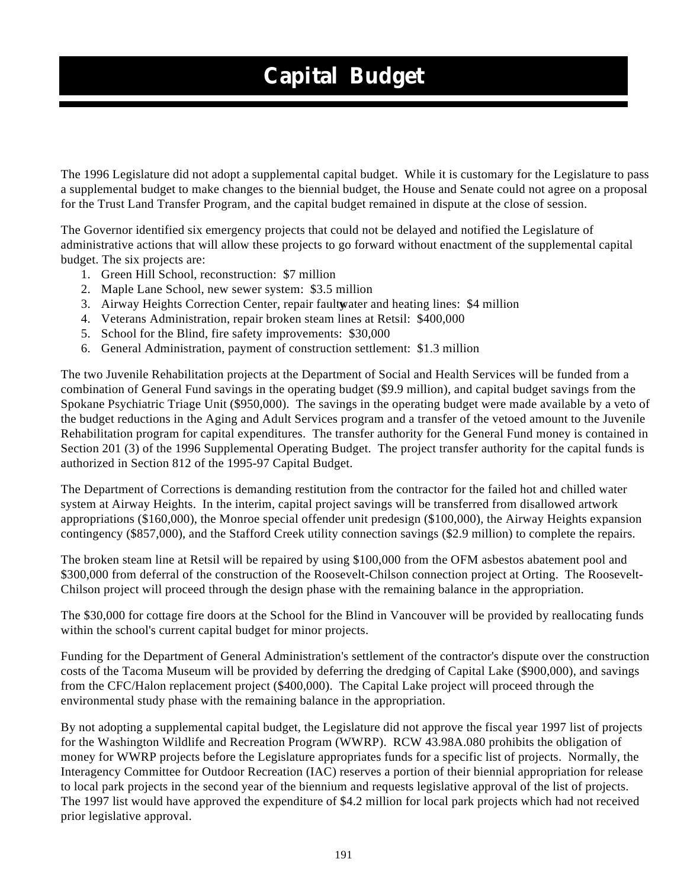# Capital Budget

The 1996 Legislature did not adopt a supplemental capital budget. While it is customary for the Legislature to pass a supplemental budget to make changes to the biennial budget, the House and Senate could not agree on a proposal for the Trust Land Transfer Program, and the capital budget remained in dispute at the close of session.

The Governor identified six emergency projects that could not be delayed and notified the Legislature of administrative actions that will allow these projects to go forward without enactment of the supplemental capital budget. The six projects are:

1. Green Hill School, reconstruction: $7 million
2. Maple Lane School, new sewer system: $3.5 million
3. Airway Heights Correction Center, repair faulty water and heating lines: $4 million
4. Veterans Administration, repair broken steam lines at Retsil: $400,000
5. School for the Blind, fire safety improvements: $30,000
6. General Administration, payment of construction settlement: $1.3 million

The two Juvenile Rehabilitation projects at the Department of Social and Health Services will be funded from a combination of General Fund savings in the operating budget ($9.9 million), and capital budget savings from the Spokane Psychiatric Triage Unit ($950,000). The savings in the operating budget were made available by a veto of the budget reductions in the Aging and Adult Services program and a transfer of the vetoed amount to the Juvenile Rehabilitation program for capital expenditures. The transfer authority for the General Fund money is contained in Section 201 (3) of the 1996 Supplemental Operating Budget. The project transfer authority for the capital funds is authorized in Section 812 of the 1995-97 Capital Budget.

The Department of Corrections is demanding restitution from the contractor for the failed hot and chilled water system at Airway Heights. In the interim, capital project savings will be transferred from disallowed artwork appropriations ($160,000), the Monroe special offender unit predesign ($100,000), the Airway Heights expansion contingency ($857,000), and the Stafford Creek utility connection savings ($2.9 million) to complete the repairs.

The broken steam line at Retsil will be repaired by using $100,000 from the OFM asbestos abatement pool and $300,000 from deferral of the construction of the Roosevelt-Chilson connection project at Orting. The Roosevelt-Chilson project will proceed through the design phase with the remaining balance in the appropriation.

The $30,000 for cottage fire doors at the School for the Blind in Vancouver will be provided by reallocating funds within the school's current capital budget for minor projects.

Funding for the Department of General Administration's settlement of the contractor's dispute over the construction costs of the Tacoma Museum will be provided by deferring the dredging of Capital Lake ($900,000), and savings from the CFC/Halon replacement project ($400,000). The Capital Lake project will proceed through the environmental study phase with the remaining balance in the appropriation.

By not adopting a supplemental capital budget, the Legislature did not approve the fiscal year 1997 list of projects for the Washington Wildlife and Recreation Program (WWRP). RCW 43.98A.080 prohibits the obligation of money for WWRP projects before the Legislature appropriates funds for a specific list of projects. Normally, the Interagency Committee for Outdoor Recreation (IAC) reserves a portion of their biennial appropriation for release to local park projects in the second year of the biennium and requests legislative approval of the list of projects. The 1997 list would have approved the expenditure of $4.2 million for local park projects which had not received prior legislative approval.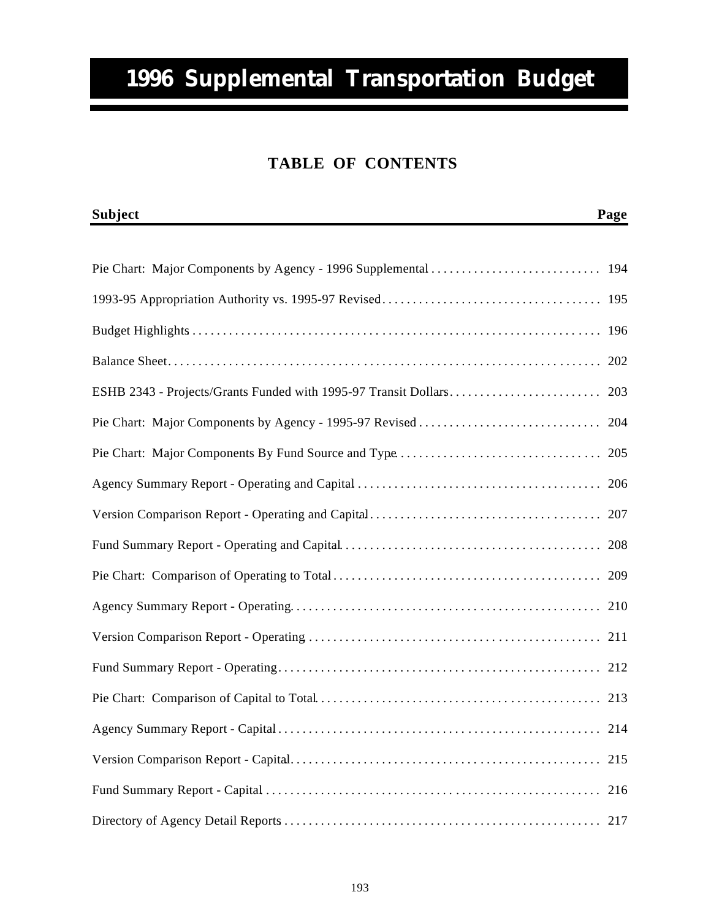# 1996 Supplemental Transportation Budget

## TABLE OF CONTENTS

| Subject | Page |
|---|---|
| Pie Chart: Major Components by Agency - 1996 Supplemental | 194 |
| 1993-95 Appropriation Authority vs. 1995-97 Revised | 195 |
| Budget Highlights | 196 |
| Balance Sheet | 202 |
| ESHB 2343 - Projects/Grants Funded with 1995-97 Transit Dollars | 203 |
| Pie Chart: Major Components by Agency - 1995-97 Revised | 204 |
| Pie Chart: Major Components By Fund Source and Type | 205 |
| Agency Summary Report - Operating and Capital | 206 |
| Version Comparison Report - Operating and Capital | 207 |
| Fund Summary Report - Operating and Capital | 208 |
| Pie Chart: Comparison of Operating to Total | 209 |
| Agency Summary Report - Operating | 210 |
| Version Comparison Report - Operating | 211 |
| Fund Summary Report - Operating | 212 |
| Pie Chart: Comparison of Capital to Total | 213 |
| Agency Summary Report - Capital | 214 |
| Version Comparison Report - Capital | 215 |
| Fund Summary Report - Capital | 216 |
| Directory of Agency Detail Reports | 217 |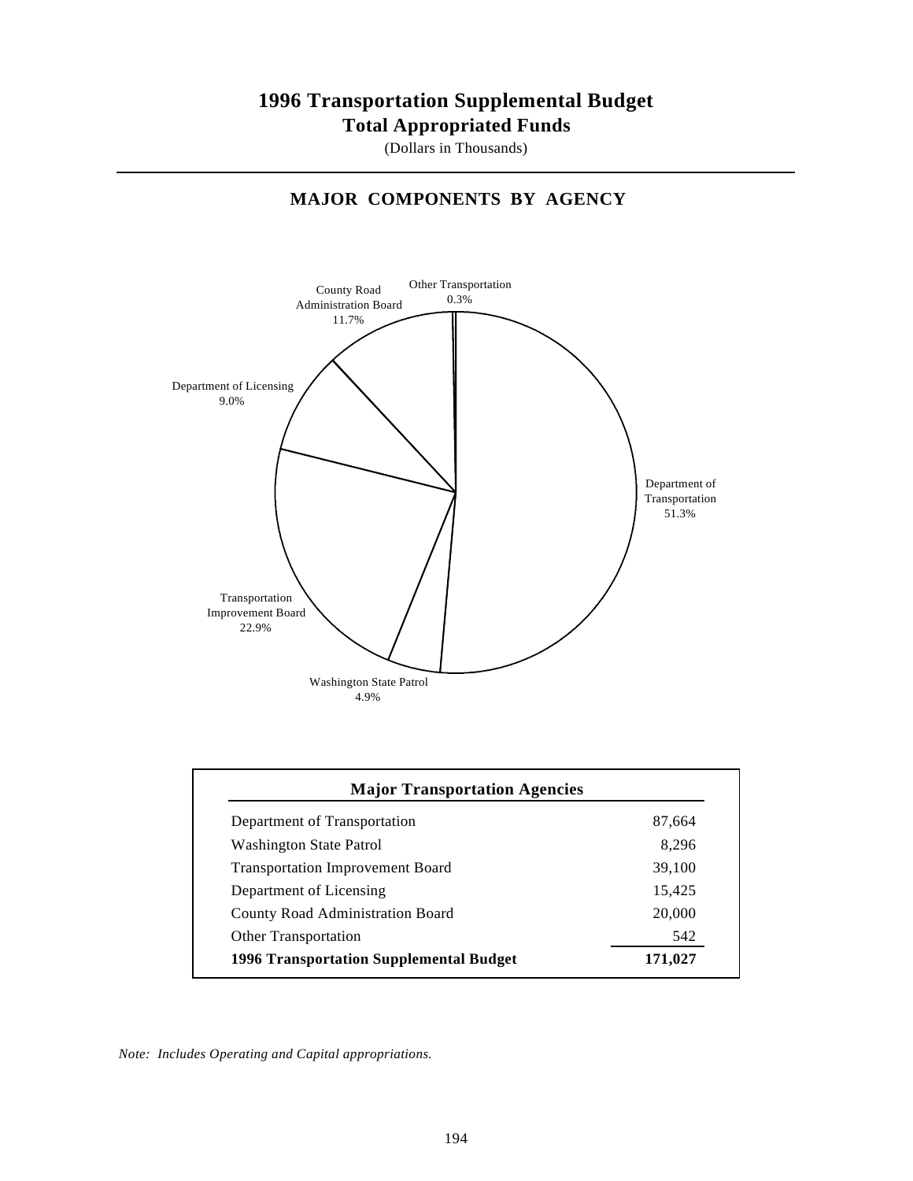# 1996 Transportation Supplemental Budget

## Total Appropriated Funds

(Dollars in Thousands)

### MAJOR COMPONENTS BY AGENCY

Other Transportation 0.3%

County Road Administration Board 11.7%

Department of Licensing 9.0%

Department of Transportation 51.3%

Transportation Improvement Board 22.9%

Washington State Patrol 4.9%

| Major Transportation Agencies | |
|---|---|
| Department of Transportation | 87,664 |
| Washington State Patrol | 8,296 |
| Transportation Improvement Board | 39,100 |
| Department of Licensing | 15,425 |
| County Road Administration Board | 20,000 |
| Other Transportation | 542 |
| **1996 Transportation Supplemental Budget** | **171,027** |

*Note: Includes Operating and Capital appropriations.*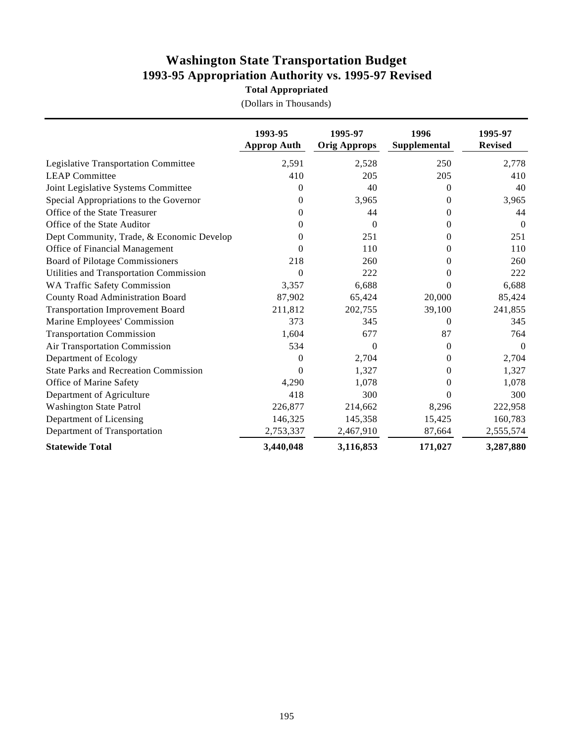# Washington State Transportation Budget

## 1993-95 Appropriation Authority vs. 1995-97 Revised

### Total Appropriated

(Dollars in Thousands)

| | 1993-95 Approp Auth | 1995-97 Orig Approps | 1996 Supplemental | 1995-97 Revised |
|---|---|---|---|---|
| Legislative Transportation Committee | 2,591 | 2,528 | 250 | 2,778 |
| LEAP Committee | 410 | 205 | 205 | 410 |
| Joint Legislative Systems Committee | 0 | 40 | 0 | 40 |
| Special Appropriations to the Governor | 0 | 3,965 | 0 | 3,965 |
| Office of the State Treasurer | 0 | 44 | 0 | 44 |
| Office of the State Auditor | 0 | 0 | 0 | 0 |
| Dept Community, Trade, & Economic Develop | 0 | 251 | 0 | 251 |
| Office of Financial Management | 0 | 110 | 0 | 110 |
| Board of Pilotage Commissioners | 218 | 260 | 0 | 260 |
| Utilities and Transportation Commission | 0 | 222 | 0 | 222 |
| WA Traffic Safety Commission | 3,357 | 6,688 | 0 | 6,688 |
| County Road Administration Board | 87,902 | 65,424 | 20,000 | 85,424 |
| Transportation Improvement Board | 211,812 | 202,755 | 39,100 | 241,855 |
| Marine Employees' Commission | 373 | 345 | 0 | 345 |
| Transportation Commission | 1,604 | 677 | 87 | 764 |
| Air Transportation Commission | 534 | 0 | 0 | 0 |
| Department of Ecology | 0 | 2,704 | 0 | 2,704 |
| State Parks and Recreation Commission | 0 | 1,327 | 0 | 1,327 |
| Office of Marine Safety | 4,290 | 1,078 | 0 | 1,078 |
| Department of Agriculture | 418 | 300 | 0 | 300 |
| Washington State Patrol | 226,877 | 214,662 | 8,296 | 222,958 |
| Department of Licensing | 146,325 | 145,358 | 15,425 | 160,783 |
| Department of Transportation | 2,753,337 | 2,467,910 | 87,664 | 2,555,574 |
| **Statewide Total** | **3,440,048** | **3,116,853** | **171,027** | **3,287,880** |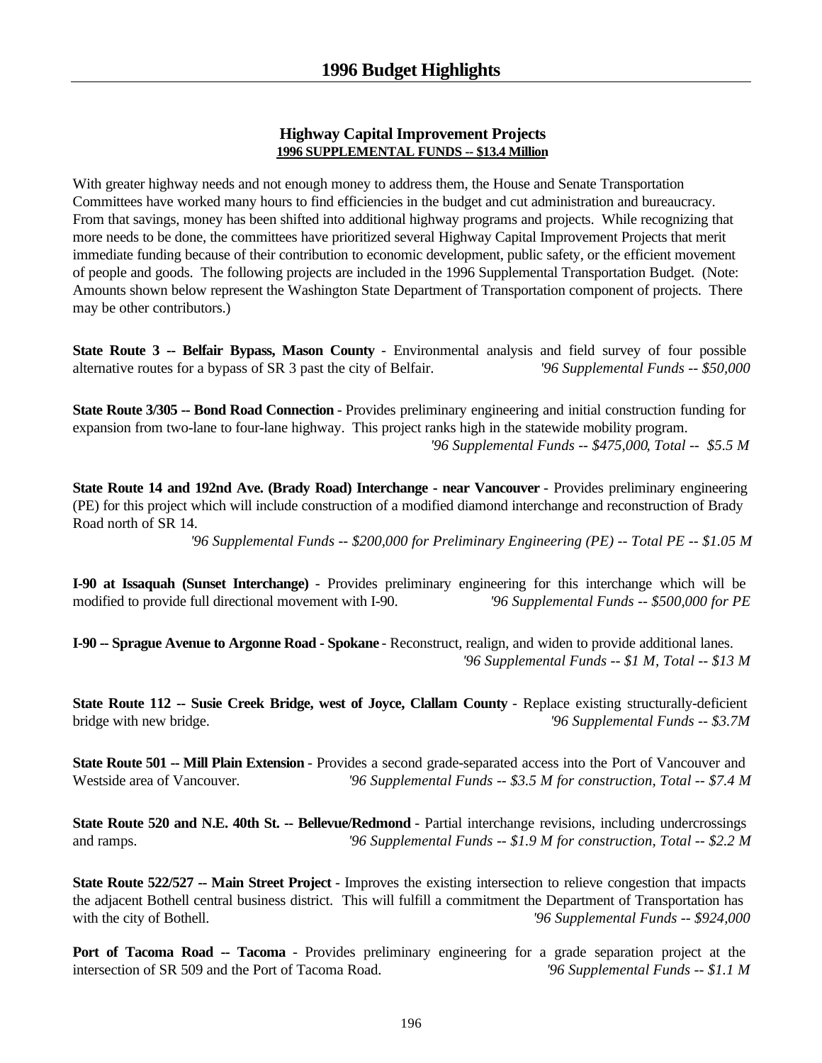# 1996 Budget Highlights

### Highway Capital Improvement Projects

**1996 SUPPLEMENTAL FUNDS -- $13.4 Million**

With greater highway needs and not enough money to address them, the House and Senate Transportation Committees have worked many hours to find efficiencies in the budget and cut administration and bureaucracy. From that savings, money has been shifted into additional highway programs and projects. While recognizing that more needs to be done, the committees have prioritized several Highway Capital Improvement Projects that merit immediate funding because of their contribution to economic development, public safety, or the efficient movement of people and goods. The following projects are included in the 1996 Supplemental Transportation Budget. (Note: Amounts shown below represent the Washington State Department of Transportation component of projects. There may be other contributors.)

**State Route 3 -- Belfair Bypass, Mason County** - Environmental analysis and field survey of four possible alternative routes for a bypass of SR 3 past the city of Belfair. *'96 Supplemental Funds -- $50,000*

**State Route 3/305 -- Bond Road Connection** - Provides preliminary engineering and initial construction funding for expansion from two-lane to four-lane highway. This project ranks high in the statewide mobility program. *'96 Supplemental Funds -- $475,000, Total -- $5.5 M*

**State Route 14 and 192nd Ave. (Brady Road) Interchange - near Vancouver** - Provides preliminary engineering (PE) for this project which will include construction of a modified diamond interchange and reconstruction of Brady Road north of SR 14. *'96 Supplemental Funds -- $200,000 for Preliminary Engineering (PE) -- Total PE -- $1.05 M*

**I-90 at Issaquah (Sunset Interchange)** - Provides preliminary engineering for this interchange which will be modified to provide full directional movement with I-90. *'96 Supplemental Funds -- $500,000 for PE*

**I-90 -- Sprague Avenue to Argonne Road - Spokane** - Reconstruct, realign, and widen to provide additional lanes. *'96 Supplemental Funds -- $1 M, Total -- $13 M*

**State Route 112 -- Susie Creek Bridge, west of Joyce, Clallam County** - Replace existing structurally-deficient bridge with new bridge. *'96 Supplemental Funds -- $3.7M*

**State Route 501 -- Mill Plain Extension** - Provides a second grade-separated access into the Port of Vancouver and Westside area of Vancouver. *'96 Supplemental Funds -- $3.5 M for construction, Total -- $7.4 M*

**State Route 520 and N.E. 40th St. -- Bellevue/Redmond** - Partial interchange revisions, including undercrossings and ramps. *'96 Supplemental Funds -- $1.9 M for construction, Total -- $2.2 M*

**State Route 522/527 -- Main Street Project** - Improves the existing intersection to relieve congestion that impacts the adjacent Bothell central business district. This will fulfill a commitment the Department of Transportation has with the city of Bothell. *'96 Supplemental Funds -- $924,000*

**Port of Tacoma Road -- Tacoma** - Provides preliminary engineering for a grade separation project at the intersection of SR 509 and the Port of Tacoma Road. *'96 Supplemental Funds -- $1.1 M*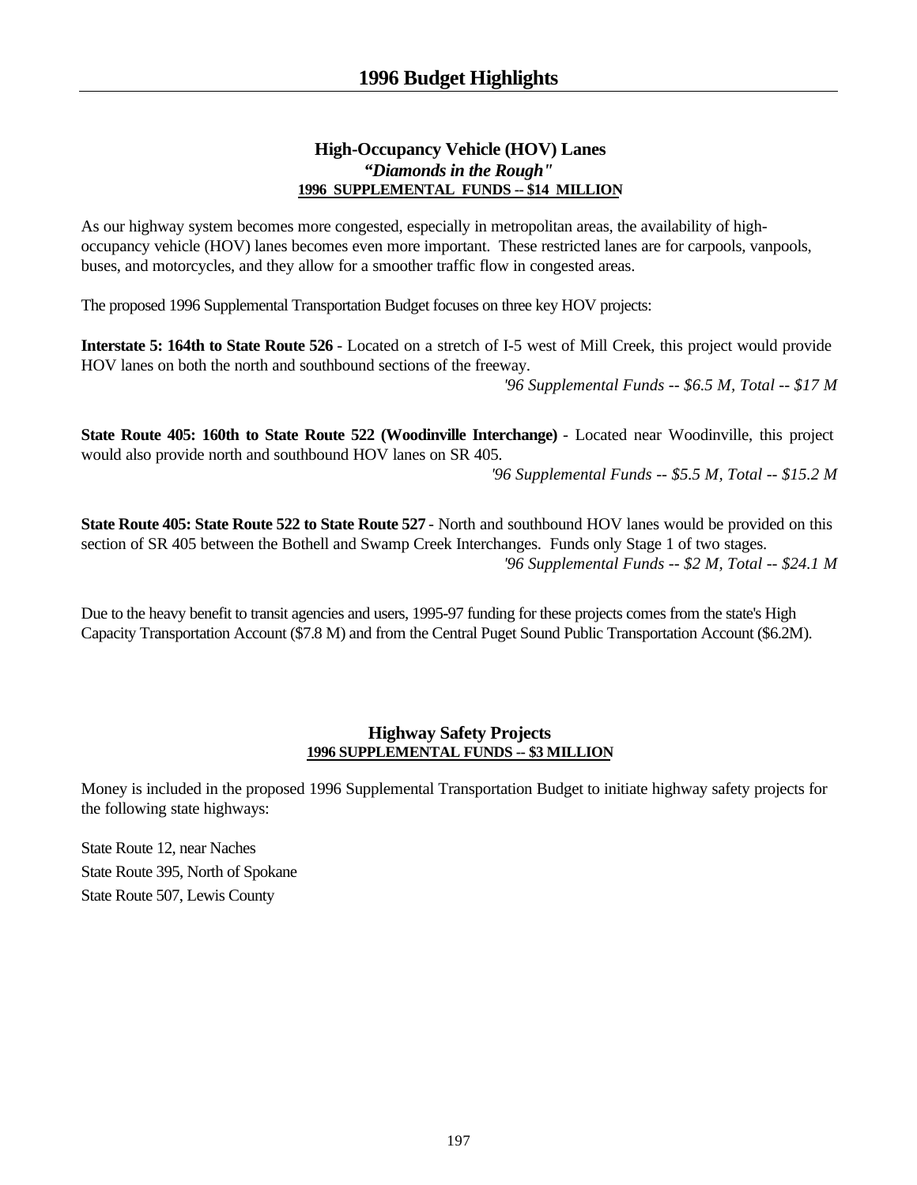# 1996 Budget Highlights

## High-Occupancy Vehicle (HOV) Lanes

***"Diamonds in the Rough"***

**1996 SUPPLEMENTAL FUNDS -- $14 MILLION**

As our highway system becomes more congested, especially in metropolitan areas, the availability of high-occupancy vehicle (HOV) lanes becomes even more important. These restricted lanes are for carpools, vanpools, buses, and motorcycles, and they allow for a smoother traffic flow in congested areas.

The proposed 1996 Supplemental Transportation Budget focuses on three key HOV projects:

**Interstate 5: 164th to State Route 526** - Located on a stretch of I-5 west of Mill Creek, this project would provide HOV lanes on both the north and southbound sections of the freeway.

*'96 Supplemental Funds -- $6.5 M, Total -- $17 M*

**State Route 405: 160th to State Route 522 (Woodinville Interchange)** - Located near Woodinville, this project would also provide north and southbound HOV lanes on SR 405.

*'96 Supplemental Funds -- $5.5 M, Total -- $15.2 M*

**State Route 405: State Route 522 to State Route 527** - North and southbound HOV lanes would be provided on this section of SR 405 between the Bothell and Swamp Creek Interchanges. Funds only Stage 1 of two stages.

*'96 Supplemental Funds -- $2 M, Total -- $24.1 M*

Due to the heavy benefit to transit agencies and users, 1995-97 funding for these projects comes from the state's High Capacity Transportation Account ($7.8 M) and from the Central Puget Sound Public Transportation Account ($6.2M).

## Highway Safety Projects

**1996 SUPPLEMENTAL FUNDS -- $3 MILLION**

Money is included in the proposed 1996 Supplemental Transportation Budget to initiate highway safety projects for the following state highways:

State Route 12, near Naches

State Route 395, North of Spokane

State Route 507, Lewis County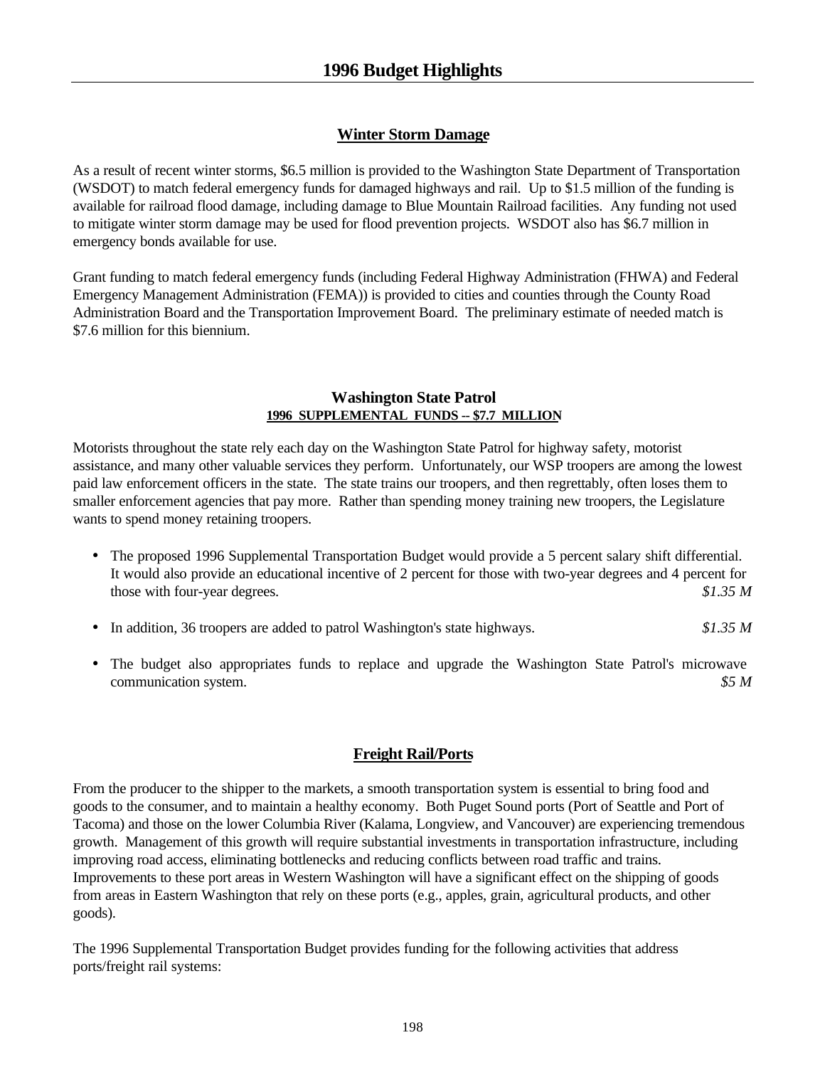# 1996 Budget Highlights

## Winter Storm Damage

As a result of recent winter storms, $6.5 million is provided to the Washington State Department of Transportation (WSDOT) to match federal emergency funds for damaged highways and rail. Up to $1.5 million of the funding is available for railroad flood damage, including damage to Blue Mountain Railroad facilities. Any funding not used to mitigate winter storm damage may be used for flood prevention projects. WSDOT also has $6.7 million in emergency bonds available for use.

Grant funding to match federal emergency funds (including Federal Highway Administration (FHWA) and Federal Emergency Management Administration (FEMA)) is provided to cities and counties through the County Road Administration Board and the Transportation Improvement Board. The preliminary estimate of needed match is $7.6 million for this biennium.

## Washington State Patrol

**1996 SUPPLEMENTAL FUNDS -- $7.7 MILLION**

Motorists throughout the state rely each day on the Washington State Patrol for highway safety, motorist assistance, and many other valuable services they perform. Unfortunately, our WSP troopers are among the lowest paid law enforcement officers in the state. The state trains our troopers, and then regrettably, often loses them to smaller enforcement agencies that pay more. Rather than spending money training new troopers, the Legislature wants to spend money retaining troopers.

- The proposed 1996 Supplemental Transportation Budget would provide a 5 percent salary shift differential. It would also provide an educational incentive of 2 percent for those with two-year degrees and 4 percent for those with four-year degrees. *$1.35 M*

- In addition, 36 troopers are added to patrol Washington's state highways. *$1.35 M*

- The budget also appropriates funds to replace and upgrade the Washington State Patrol's microwave communication system. *$5 M*

## Freight Rail/Ports

From the producer to the shipper to the markets, a smooth transportation system is essential to bring food and goods to the consumer, and to maintain a healthy economy. Both Puget Sound ports (Port of Seattle and Port of Tacoma) and those on the lower Columbia River (Kalama, Longview, and Vancouver) are experiencing tremendous growth. Management of this growth will require substantial investments in transportation infrastructure, including improving road access, eliminating bottlenecks and reducing conflicts between road traffic and trains. Improvements to these port areas in Western Washington will have a significant effect on the shipping of goods from areas in Eastern Washington that rely on these ports (e.g., apples, grain, agricultural products, and other goods).

The 1996 Supplemental Transportation Budget provides funding for the following activities that address ports/freight rail systems: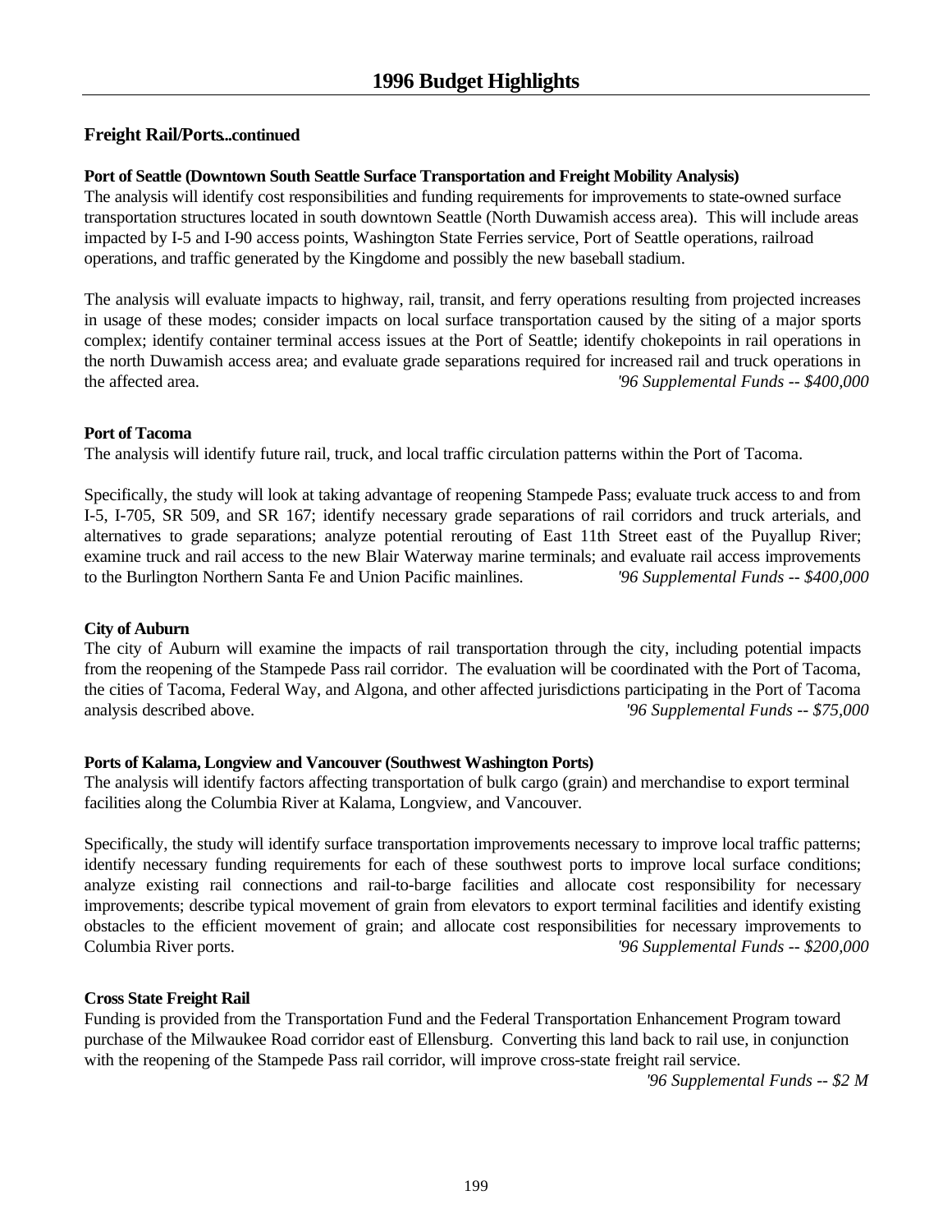# 1996 Budget Highlights

## Freight Rail/Ports...continued

**Port of Seattle (Downtown South Seattle Surface Transportation and Freight Mobility Analysis)**
The analysis will identify cost responsibilities and funding requirements for improvements to state-owned surface transportation structures located in south downtown Seattle (North Duwamish access area). This will include areas impacted by I-5 and I-90 access points, Washington State Ferries service, Port of Seattle operations, railroad operations, and traffic generated by the Kingdome and possibly the new baseball stadium.

The analysis will evaluate impacts to highway, rail, transit, and ferry operations resulting from projected increases in usage of these modes; consider impacts on local surface transportation caused by the siting of a major sports complex; identify container terminal access issues at the Port of Seattle; identify chokepoints in rail operations in the north Duwamish access area; and evaluate grade separations required for increased rail and truck operations in the affected area. *'96 Supplemental Funds -- $400,000*

**Port of Tacoma**
The analysis will identify future rail, truck, and local traffic circulation patterns within the Port of Tacoma.

Specifically, the study will look at taking advantage of reopening Stampede Pass; evaluate truck access to and from I-5, I-705, SR 509, and SR 167; identify necessary grade separations of rail corridors and truck arterials, and alternatives to grade separations; analyze potential rerouting of East 11th Street east of the Puyallup River; examine truck and rail access to the new Blair Waterway marine terminals; and evaluate rail access improvements to the Burlington Northern Santa Fe and Union Pacific mainlines. *'96 Supplemental Funds -- $400,000*

**City of Auburn**
The city of Auburn will examine the impacts of rail transportation through the city, including potential impacts from the reopening of the Stampede Pass rail corridor. The evaluation will be coordinated with the Port of Tacoma, the cities of Tacoma, Federal Way, and Algona, and other affected jurisdictions participating in the Port of Tacoma analysis described above. *'96 Supplemental Funds -- $75,000*

**Ports of Kalama, Longview and Vancouver (Southwest Washington Ports)**
The analysis will identify factors affecting transportation of bulk cargo (grain) and merchandise to export terminal facilities along the Columbia River at Kalama, Longview, and Vancouver.

Specifically, the study will identify surface transportation improvements necessary to improve local traffic patterns; identify necessary funding requirements for each of these southwest ports to improve local surface conditions; analyze existing rail connections and rail-to-barge facilities and allocate cost responsibility for necessary improvements; describe typical movement of grain from elevators to export terminal facilities and identify existing obstacles to the efficient movement of grain; and allocate cost responsibilities for necessary improvements to Columbia River ports. *'96 Supplemental Funds -- $200,000*

**Cross State Freight Rail**
Funding is provided from the Transportation Fund and the Federal Transportation Enhancement Program toward purchase of the Milwaukee Road corridor east of Ellensburg. Converting this land back to rail use, in conjunction with the reopening of the Stampede Pass rail corridor, will improve cross-state freight rail service.
*'96 Supplemental Funds -- $2 M*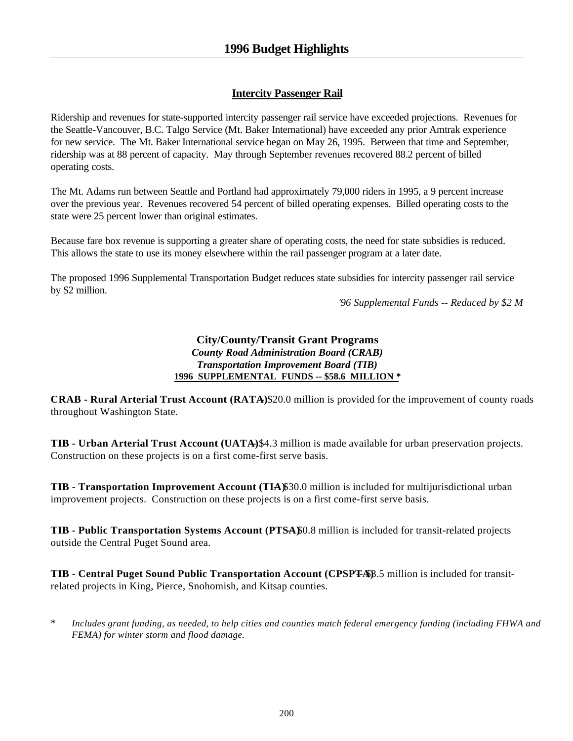# 1996 Budget Highlights

## Intercity Passenger Rail

Ridership and revenues for state-supported intercity passenger rail service have exceeded projections. Revenues for the Seattle-Vancouver, B.C. Talgo Service (Mt. Baker International) have exceeded any prior Amtrak experience for new service. The Mt. Baker International service began on May 26, 1995. Between that time and September, ridership was at 88 percent of capacity. May through September revenues recovered 88.2 percent of billed operating costs.

The Mt. Adams run between Seattle and Portland had approximately 79,000 riders in 1995, a 9 percent increase over the previous year. Revenues recovered 54 percent of billed operating expenses. Billed operating costs to the state were 25 percent lower than original estimates.

Because fare box revenue is supporting a greater share of operating costs, the need for state subsidies is reduced. This allows the state to use its money elsewhere within the rail passenger program at a later date.

The proposed 1996 Supplemental Transportation Budget reduces state subsidies for intercity passenger rail service by $2 million.

*'96 Supplemental Funds -- Reduced by $2 M*

## City/County/Transit Grant Programs

***County Road Administration Board (CRAB)***

***Transportation Improvement Board (TIB)***

**1996 SUPPLEMENTAL FUNDS -- $58.6 MILLION ***

**CRAB - Rural Arterial Trust Account (RATA)** -- $20.0 million is provided for the improvement of county roads throughout Washington State.

**TIB - Urban Arterial Trust Account (UATA)** -- $4.3 million is made available for urban preservation projects. Construction on these projects is on a first come-first serve basis.

**TIB - Transportation Improvement Account (TIA)** -- $30.0 million is included for multijurisdictional urban improvement projects. Construction on these projects is on a first come-first serve basis.

**TIB - Public Transportation Systems Account (PTSA)** -- $0.8 million is included for transit-related projects outside the Central Puget Sound area.

**TIB - Central Puget Sound Public Transportation Account (CPSPTA)** -- $3.5 million is included for transit-related projects in King, Pierce, Snohomish, and Kitsap counties.

\* *Includes grant funding, as needed, to help cities and counties match federal emergency funding (including FHWA and FEMA) for winter storm and flood damage.*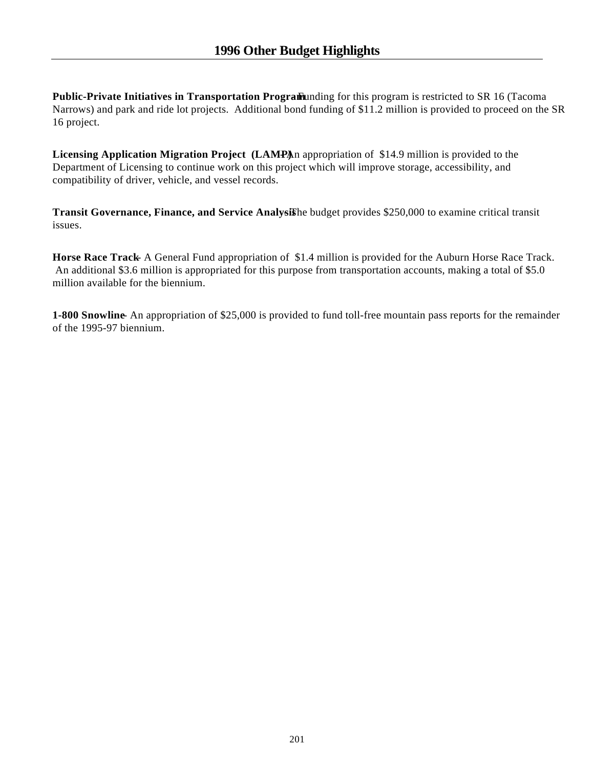# 1996 Other Budget Highlights

**Public-Private Initiatives in Transportation Program** – Funding for this program is restricted to SR 16 (Tacoma Narrows) and park and ride lot projects. Additional bond funding of $11.2 million is provided to proceed on the SR 16 project.

**Licensing Application Migration Project (LAMP)** – An appropriation of $14.9 million is provided to the Department of Licensing to continue work on this project which will improve storage, accessibility, and compatibility of driver, vehicle, and vessel records.

**Transit Governance, Finance, and Service Analysis** – The budget provides $250,000 to examine critical transit issues.

**Horse Race Track** – A General Fund appropriation of $1.4 million is provided for the Auburn Horse Race Track. An additional $3.6 million is appropriated for this purpose from transportation accounts, making a total of $5.0 million available for the biennium.

**1-800 Snowline** – An appropriation of $25,000 is provided to fund toll-free mountain pass reports for the remainder of the 1995-97 biennium.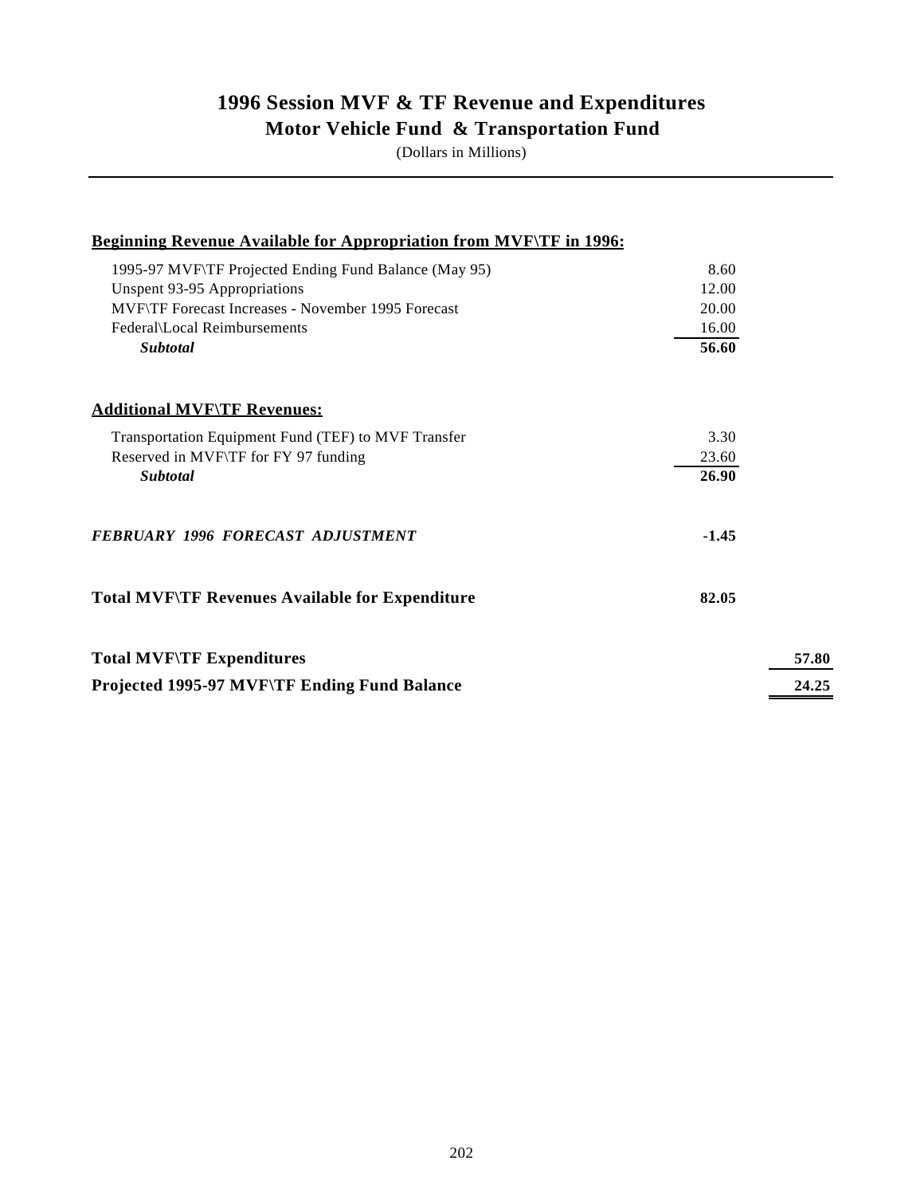# 1996 Session MVF & TF Revenue and Expenditures

## Motor Vehicle Fund & Transportation Fund

(Dollars in Millions)

| | | |
|---|---|---|
| **Beginning Revenue Available for Appropriation from MVF\TF in 1996:** | | |
| 1995-97 MVF\TF Projected Ending Fund Balance (May 95) | 8.60 | |
| Unspent 93-95 Appropriations | 12.00 | |
| MVF\TF Forecast Increases - November 1995 Forecast | 20.00 | |
| Federal\Local Reimbursements | 16.00 | |
| ***Subtotal*** | **56.60** | |
| **Additional MVF\TF Revenues:** | | |
| Transportation Equipment Fund (TEF) to MVF Transfer | 3.30 | |
| Reserved in MVF\TF for FY 97 funding | 23.60 | |
| ***Subtotal*** | **26.90** | |
| ***FEBRUARY 1996 FORECAST ADJUSTMENT*** | **-1.45** | |
| **Total MVF\TF Revenues Available for Expenditure** | **82.05** | |
| **Total MVF\TF Expenditures** | | **57.80** |
| **Projected 1995-97 MVF\TF Ending Fund Balance** | | **24.25** |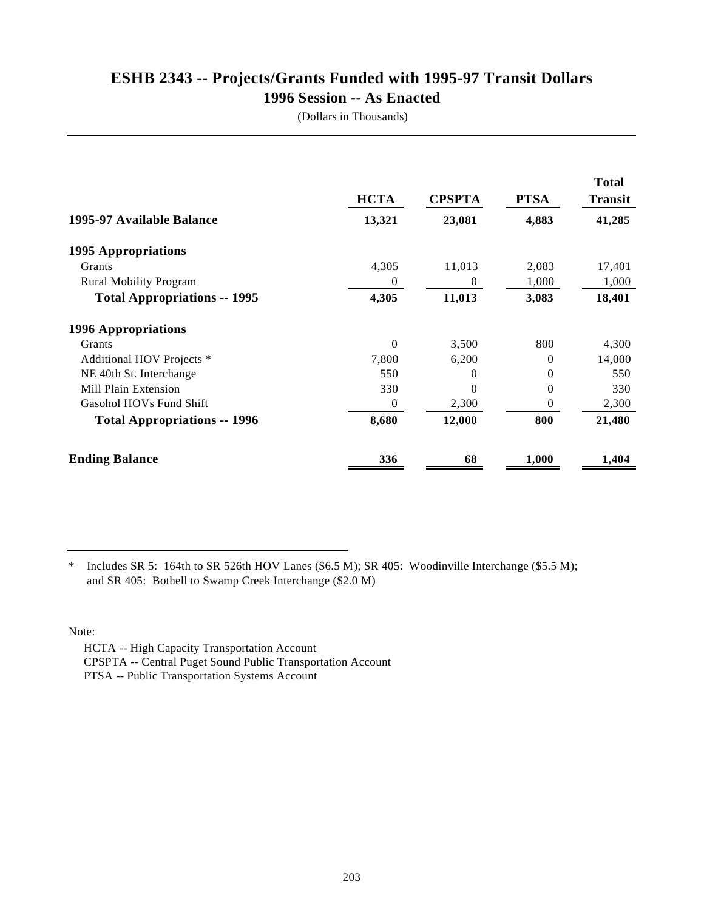# ESHB 2343 -- Projects/Grants Funded with 1995-97 Transit Dollars

## 1996 Session -- As Enacted

(Dollars in Thousands)

| | HCTA | CPSPTA | PTSA | Total Transit |
|---|---|---|---|---|
| **1995-97 Available Balance** | **13,321** | **23,081** | **4,883** | **41,285** |
| **1995 Appropriations** | | | | |
| Grants | 4,305 | 11,013 | 2,083 | 17,401 |
| Rural Mobility Program | 0 | 0 | 1,000 | 1,000 |
| **Total Appropriations -- 1995** | **4,305** | **11,013** | **3,083** | **18,401** |
| **1996 Appropriations** | | | | |
| Grants | 0 | 3,500 | 800 | 4,300 |
| Additional HOV Projects * | 7,800 | 6,200 | 0 | 14,000 |
| NE 40th St. Interchange | 550 | 0 | 0 | 550 |
| Mill Plain Extension | 330 | 0 | 0 | 330 |
| Gasohol HOVs Fund Shift | 0 | 2,300 | 0 | 2,300 |
| **Total Appropriations -- 1996** | **8,680** | **12,000** | **800** | **21,480** |
| **Ending Balance** | **336** | **68** | **1,000** | **1,404** |

\* Includes SR 5: 164th to SR 526th HOV Lanes ($6.5 M); SR 405: Woodinville Interchange ($5.5 M); and SR 405: Bothell to Swamp Creek Interchange ($2.0 M)

Note:

HCTA -- High Capacity Transportation Account
CPSPTA -- Central Puget Sound Public Transportation Account
PTSA -- Public Transportation Systems Account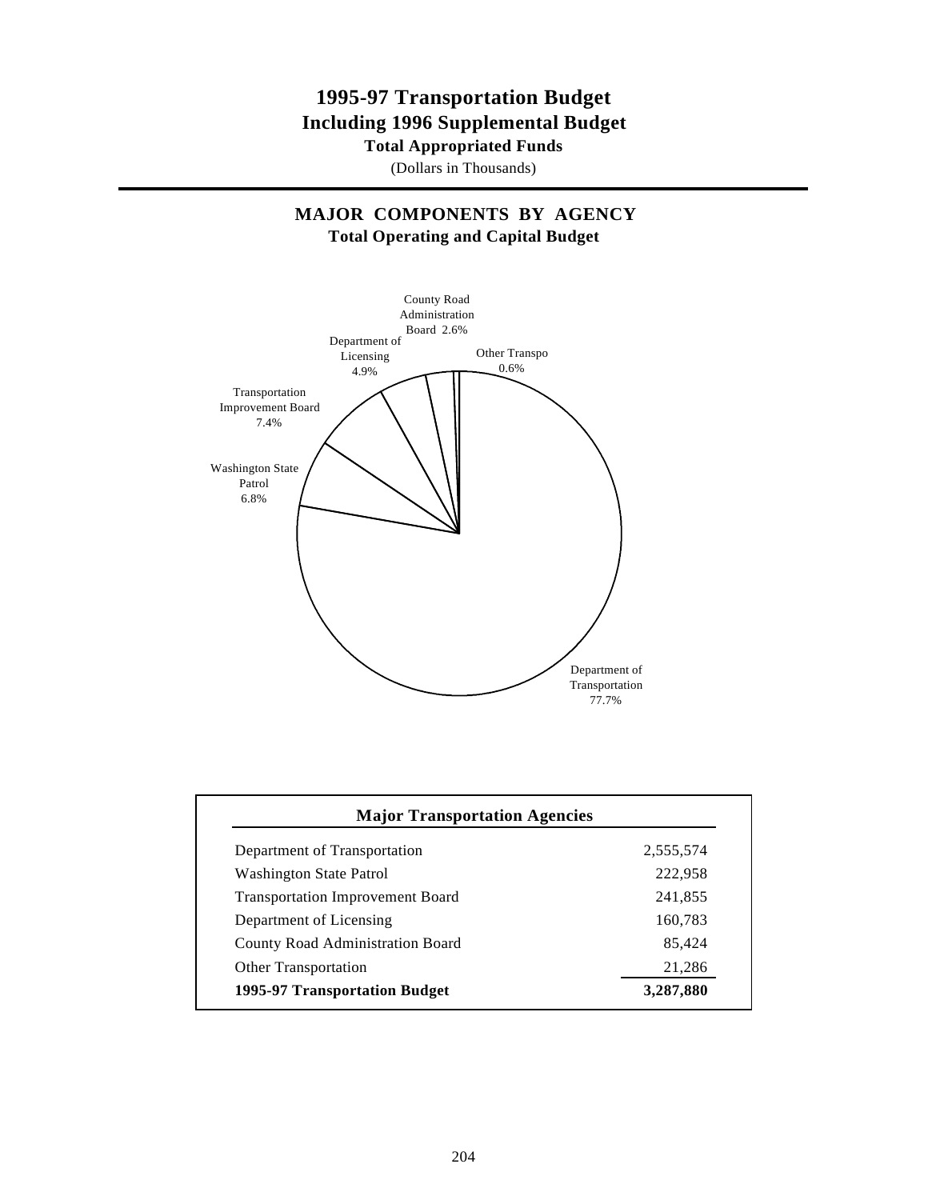# 1995-97 Transportation Budget
## Including 1996 Supplemental Budget
### Total Appropriated Funds
(Dollars in Thousands)

---

## MAJOR COMPONENTS BY AGENCY
### Total Operating and Capital Budget

County Road Administration Board 2.6%

Other Transpo 0.6%

Department of Licensing 4.9%

Transportation Improvement Board 7.4%

Washington State Patrol 6.8%

Department of Transportation 77.7%

| Major Transportation Agencies | |
|---|---:|
| Department of Transportation | 2,555,574 |
| Washington State Patrol | 222,958 |
| Transportation Improvement Board | 241,855 |
| Department of Licensing | 160,783 |
| County Road Administration Board | 85,424 |
| Other Transportation | 21,286 |
| **1995-97 Transportation Budget** | **3,287,880** |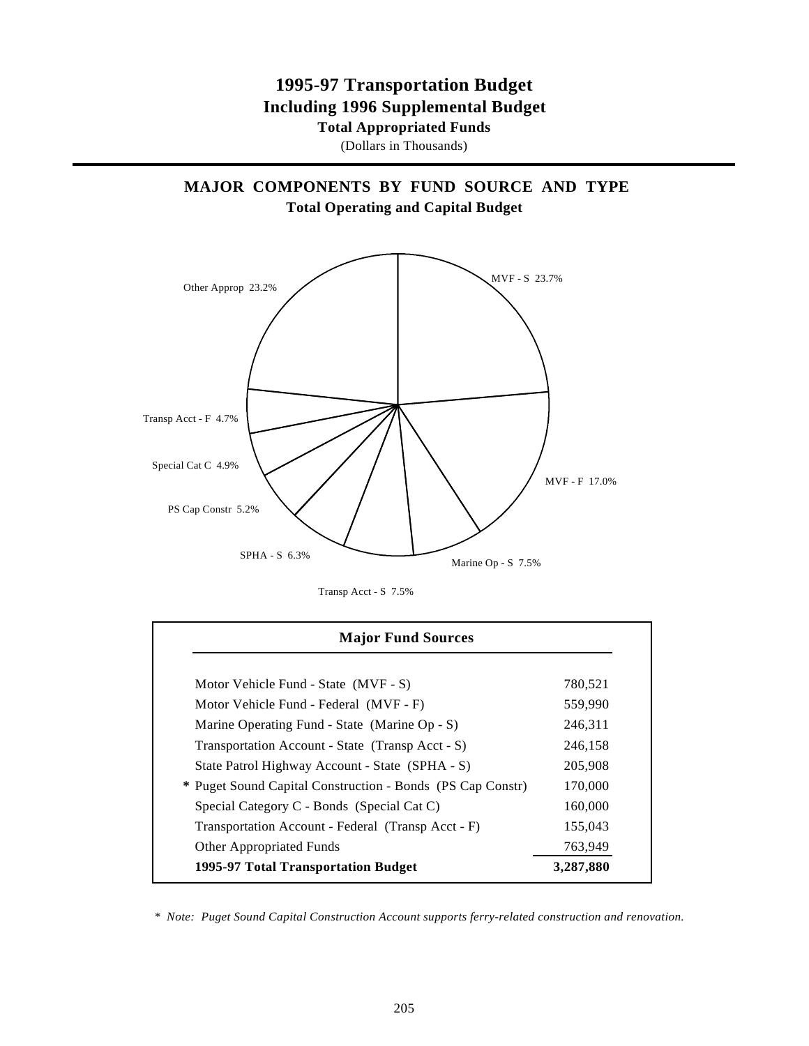# 1995-97 Transportation Budget

## Including 1996 Supplemental Budget

**Total Appropriated Funds**

(Dollars in Thousands)

## MAJOR COMPONENTS BY FUND SOURCE AND TYPE

**Total Operating and Capital Budget**

MVF - S 23.7%

MVF - F 17.0%

Marine Op - S 7.5%

Transp Acct - S 7.5%

SPHA - S 6.3%

PS Cap Constr 5.2%

Special Cat C 4.9%

Transp Acct - F 4.7%

Other Approp 23.2%

| Major Fund Sources | |
|---|---|
| Motor Vehicle Fund - State (MVF - S) | 780,521 |
| Motor Vehicle Fund - Federal (MVF - F) | 559,990 |
| Marine Operating Fund - State (Marine Op - S) | 246,311 |
| Transportation Account - State (Transp Acct - S) | 246,158 |
| State Patrol Highway Account - State (SPHA - S) | 205,908 |
| * Puget Sound Capital Construction - Bonds (PS Cap Constr) | 170,000 |
| Special Category C - Bonds (Special Cat C) | 160,000 |
| Transportation Account - Federal (Transp Acct - F) | 155,043 |
| Other Appropriated Funds | 763,949 |
| **1995-97 Total Transportation Budget** | **3,287,880** |

*\* Note: Puget Sound Capital Construction Account supports ferry-related construction and renovation.*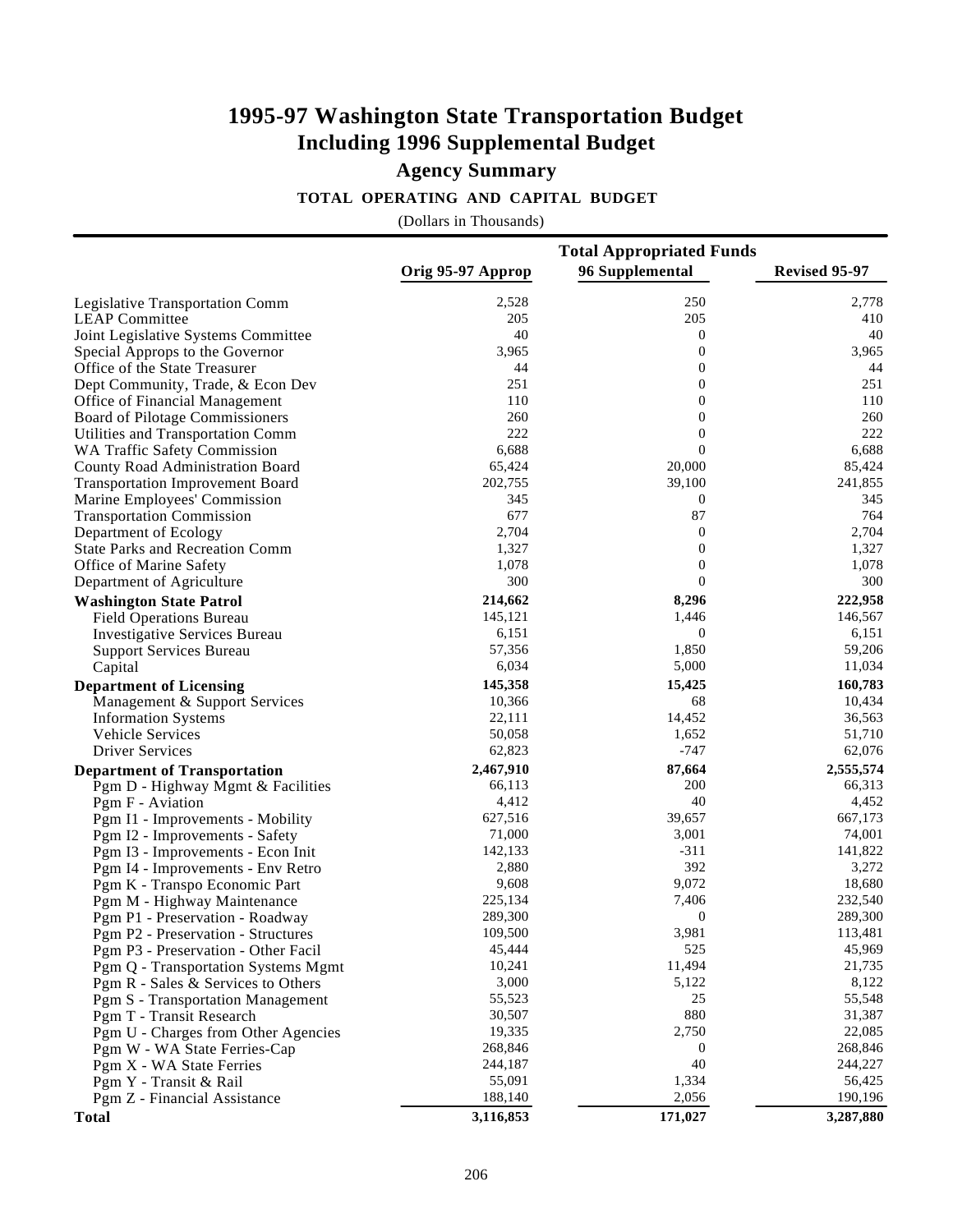# 1995-97 Washington State Transportation Budget
# Including 1996 Supplemental Budget

## Agency Summary

### TOTAL OPERATING AND CAPITAL BUDGET

(Dollars in Thousands)

| | Total Appropriated Funds | | |
|---|---|---|---|
| | Orig 95-97 Approp | 96 Supplemental | Revised 95-97 |
| Legislative Transportation Comm | 2,528 | 250 | 2,778 |
| LEAP Committee | 205 | 205 | 410 |
| Joint Legislative Systems Committee | 40 | 0 | 40 |
| Special Approps to the Governor | 3,965 | 0 | 3,965 |
| Office of the State Treasurer | 44 | 0 | 44 |
| Dept Community, Trade, & Econ Dev | 251 | 0 | 251 |
| Office of Financial Management | 110 | 0 | 110 |
| Board of Pilotage Commissioners | 260 | 0 | 260 |
| Utilities and Transportation Comm | 222 | 0 | 222 |
| WA Traffic Safety Commission | 6,688 | 0 | 6,688 |
| County Road Administration Board | 65,424 | 20,000 | 85,424 |
| Transportation Improvement Board | 202,755 | 39,100 | 241,855 |
| Marine Employees' Commission | 345 | 0 | 345 |
| Transportation Commission | 677 | 87 | 764 |
| Department of Ecology | 2,704 | 0 | 2,704 |
| State Parks and Recreation Comm | 1,327 | 0 | 1,327 |
| Office of Marine Safety | 1,078 | 0 | 1,078 |
| Department of Agriculture | 300 | 0 | 300 |
| **Washington State Patrol** | **214,662** | **8,296** | **222,958** |
| Field Operations Bureau | 145,121 | 1,446 | 146,567 |
| Investigative Services Bureau | 6,151 | 0 | 6,151 |
| Support Services Bureau | 57,356 | 1,850 | 59,206 |
| Capital | 6,034 | 5,000 | 11,034 |
| **Department of Licensing** | **145,358** | **15,425** | **160,783** |
| Management & Support Services | 10,366 | 68 | 10,434 |
| Information Systems | 22,111 | 14,452 | 36,563 |
| Vehicle Services | 50,058 | 1,652 | 51,710 |
| Driver Services | 62,823 | -747 | 62,076 |
| **Department of Transportation** | **2,467,910** | **87,664** | **2,555,574** |
| Pgm D - Highway Mgmt & Facilities | 66,113 | 200 | 66,313 |
| Pgm F - Aviation | 4,412 | 40 | 4,452 |
| Pgm I1 - Improvements - Mobility | 627,516 | 39,657 | 667,173 |
| Pgm I2 - Improvements - Safety | 71,000 | 3,001 | 74,001 |
| Pgm I3 - Improvements - Econ Init | 142,133 | -311 | 141,822 |
| Pgm I4 - Improvements - Env Retro | 2,880 | 392 | 3,272 |
| Pgm K - Transpo Economic Part | 9,608 | 9,072 | 18,680 |
| Pgm M - Highway Maintenance | 225,134 | 7,406 | 232,540 |
| Pgm P1 - Preservation - Roadway | 289,300 | 0 | 289,300 |
| Pgm P2 - Preservation - Structures | 109,500 | 3,981 | 113,481 |
| Pgm P3 - Preservation - Other Facil | 45,444 | 525 | 45,969 |
| Pgm Q - Transportation Systems Mgmt | 10,241 | 11,494 | 21,735 |
| Pgm R - Sales & Services to Others | 3,000 | 5,122 | 8,122 |
| Pgm S - Transportation Management | 55,523 | 25 | 55,548 |
| Pgm T - Transit Research | 30,507 | 880 | 31,387 |
| Pgm U - Charges from Other Agencies | 19,335 | 2,750 | 22,085 |
| Pgm W - WA State Ferries-Cap | 268,846 | 0 | 268,846 |
| Pgm X - WA State Ferries | 244,187 | 40 | 244,227 |
| Pgm Y - Transit & Rail | 55,091 | 1,334 | 56,425 |
| Pgm Z - Financial Assistance | 188,140 | 2,056 | 190,196 |
| **Total** | **3,116,853** | **171,027** | **3,287,880** |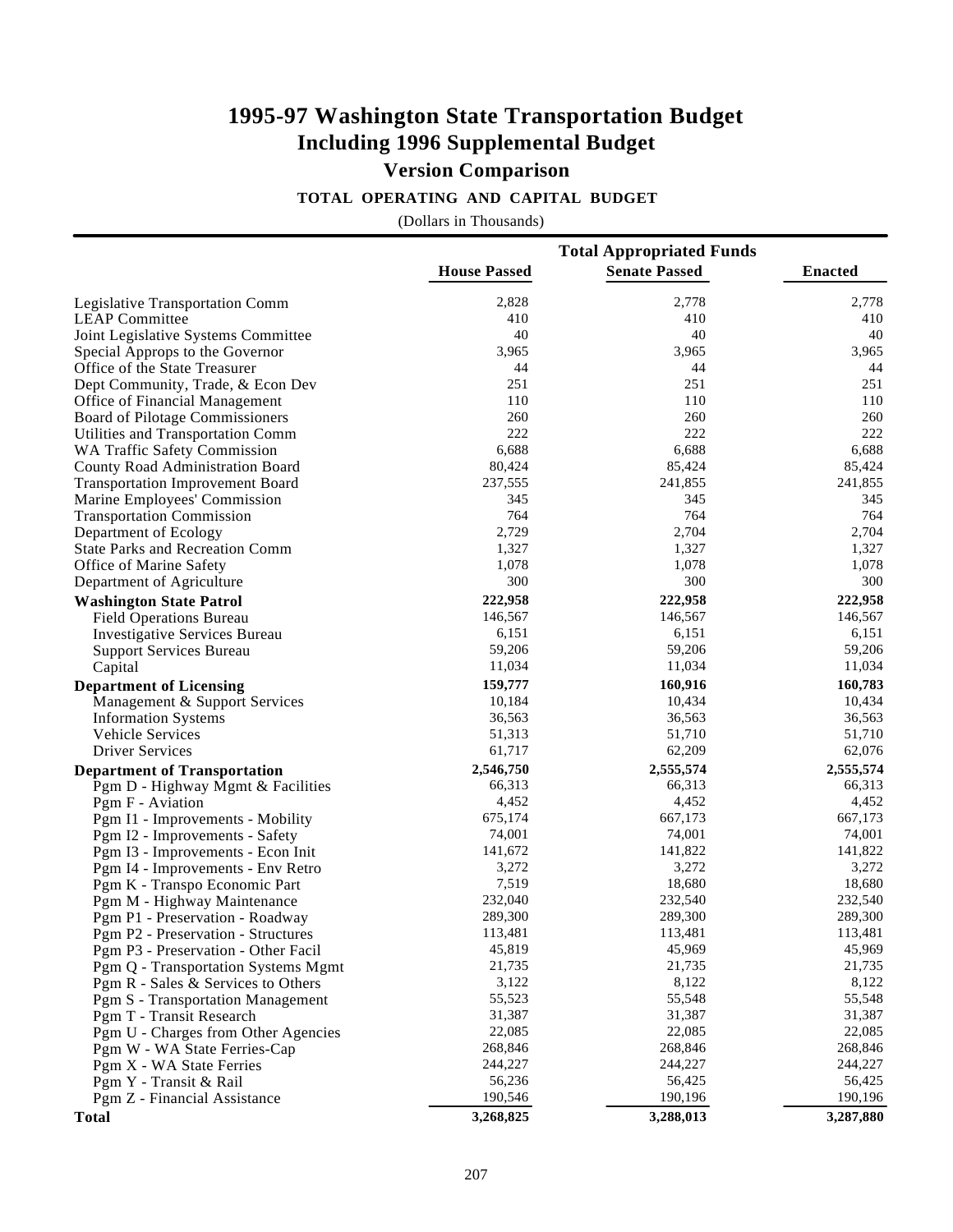# 1995-97 Washington State Transportation Budget
# Including 1996 Supplemental Budget
## Version Comparison

### TOTAL OPERATING AND CAPITAL BUDGET

(Dollars in Thousands)

| | Total Appropriated Funds | | |
|---|---|---|---|
| | **House Passed** | **Senate Passed** | **Enacted** |
| Legislative Transportation Comm | 2,828 | 2,778 | 2,778 |
| LEAP Committee | 410 | 410 | 410 |
| Joint Legislative Systems Committee | 40 | 40 | 40 |
| Special Approps to the Governor | 3,965 | 3,965 | 3,965 |
| Office of the State Treasurer | 44 | 44 | 44 |
| Dept Community, Trade, & Econ Dev | 251 | 251 | 251 |
| Office of Financial Management | 110 | 110 | 110 |
| Board of Pilotage Commissioners | 260 | 260 | 260 |
| Utilities and Transportation Comm | 222 | 222 | 222 |
| WA Traffic Safety Commission | 6,688 | 6,688 | 6,688 |
| County Road Administration Board | 80,424 | 85,424 | 85,424 |
| Transportation Improvement Board | 237,555 | 241,855 | 241,855 |
| Marine Employees' Commission | 345 | 345 | 345 |
| Transportation Commission | 764 | 764 | 764 |
| Department of Ecology | 2,729 | 2,704 | 2,704 |
| State Parks and Recreation Comm | 1,327 | 1,327 | 1,327 |
| Office of Marine Safety | 1,078 | 1,078 | 1,078 |
| Department of Agriculture | 300 | 300 | 300 |
| **Washington State Patrol** | **222,958** | **222,958** | **222,958** |
| Field Operations Bureau | 146,567 | 146,567 | 146,567 |
| Investigative Services Bureau | 6,151 | 6,151 | 6,151 |
| Support Services Bureau | 59,206 | 59,206 | 59,206 |
| Capital | 11,034 | 11,034 | 11,034 |
| **Department of Licensing** | **159,777** | **160,916** | **160,783** |
| Management & Support Services | 10,184 | 10,434 | 10,434 |
| Information Systems | 36,563 | 36,563 | 36,563 |
| Vehicle Services | 51,313 | 51,710 | 51,710 |
| Driver Services | 61,717 | 62,209 | 62,076 |
| **Department of Transportation** | **2,546,750** | **2,555,574** | **2,555,574** |
| Pgm D - Highway Mgmt & Facilities | 66,313 | 66,313 | 66,313 |
| Pgm F - Aviation | 4,452 | 4,452 | 4,452 |
| Pgm I1 - Improvements - Mobility | 675,174 | 667,173 | 667,173 |
| Pgm I2 - Improvements - Safety | 74,001 | 74,001 | 74,001 |
| Pgm I3 - Improvements - Econ Init | 141,672 | 141,822 | 141,822 |
| Pgm I4 - Improvements - Env Retro | 3,272 | 3,272 | 3,272 |
| Pgm K - Transpo Economic Part | 7,519 | 18,680 | 18,680 |
| Pgm M - Highway Maintenance | 232,040 | 232,540 | 232,540 |
| Pgm P1 - Preservation - Roadway | 289,300 | 289,300 | 289,300 |
| Pgm P2 - Preservation - Structures | 113,481 | 113,481 | 113,481 |
| Pgm P3 - Preservation - Other Facil | 45,819 | 45,969 | 45,969 |
| Pgm Q - Transportation Systems Mgmt | 21,735 | 21,735 | 21,735 |
| Pgm R - Sales & Services to Others | 3,122 | 8,122 | 8,122 |
| Pgm S - Transportation Management | 55,523 | 55,548 | 55,548 |
| Pgm T - Transit Research | 31,387 | 31,387 | 31,387 |
| Pgm U - Charges from Other Agencies | 22,085 | 22,085 | 22,085 |
| Pgm W - WA State Ferries-Cap | 268,846 | 268,846 | 268,846 |
| Pgm X - WA State Ferries | 244,227 | 244,227 | 244,227 |
| Pgm Y - Transit & Rail | 56,236 | 56,425 | 56,425 |
| Pgm Z - Financial Assistance | 190,546 | 190,196 | 190,196 |
| **Total** | **3,268,825** | **3,288,013** | **3,287,880** |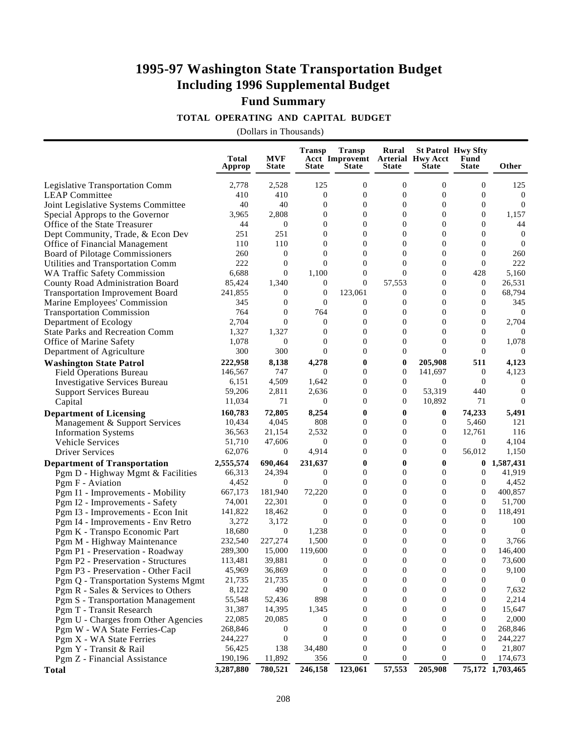# 1995-97 Washington State Transportation Budget
# Including 1996 Supplemental Budget

## Fund Summary

### TOTAL OPERATING AND CAPITAL BUDGET

(Dollars in Thousands)

| | Total Approp | MVF State | Transp Acct State | Transp Improvemt State | Rural Arterial State | St Patrol Hwy Acct State | Hwy Sfty Fund State | Other |
|---|---|---|---|---|---|---|---|---|
| Legislative Transportation Comm | 2,778 | 2,528 | 125 | 0 | 0 | 0 | 0 | 125 |
| LEAP Committee | 410 | 410 | 0 | 0 | 0 | 0 | 0 | 0 |
| Joint Legislative Systems Committee | 40 | 40 | 0 | 0 | 0 | 0 | 0 | 0 |
| Special Approps to the Governor | 3,965 | 2,808 | 0 | 0 | 0 | 0 | 0 | 1,157 |
| Office of the State Treasurer | 44 | 0 | 0 | 0 | 0 | 0 | 0 | 44 |
| Dept Community, Trade, & Econ Dev | 251 | 251 | 0 | 0 | 0 | 0 | 0 | 0 |
| Office of Financial Management | 110 | 110 | 0 | 0 | 0 | 0 | 0 | 0 |
| Board of Pilotage Commissioners | 260 | 0 | 0 | 0 | 0 | 0 | 0 | 260 |
| Utilities and Transportation Comm | 222 | 0 | 0 | 0 | 0 | 0 | 0 | 222 |
| WA Traffic Safety Commission | 6,688 | 0 | 1,100 | 0 | 0 | 0 | 428 | 5,160 |
| County Road Administration Board | 85,424 | 1,340 | 0 | 0 | 57,553 | 0 | 0 | 26,531 |
| Transportation Improvement Board | 241,855 | 0 | 0 | 123,061 | 0 | 0 | 0 | 68,794 |
| Marine Employees' Commission | 345 | 0 | 0 | 0 | 0 | 0 | 0 | 345 |
| Transportation Commission | 764 | 0 | 764 | 0 | 0 | 0 | 0 | 0 |
| Department of Ecology | 2,704 | 0 | 0 | 0 | 0 | 0 | 0 | 2,704 |
| State Parks and Recreation Comm | 1,327 | 1,327 | 0 | 0 | 0 | 0 | 0 | 0 |
| Office of Marine Safety | 1,078 | 0 | 0 | 0 | 0 | 0 | 0 | 1,078 |
| Department of Agriculture | 300 | 300 | 0 | 0 | 0 | 0 | 0 | 0 |
| **Washington State Patrol** | **222,958** | **8,138** | **4,278** | **0** | **0** | **205,908** | **511** | **4,123** |
| Field Operations Bureau | 146,567 | 747 | 0 | 0 | 0 | 141,697 | 0 | 4,123 |
| Investigative Services Bureau | 6,151 | 4,509 | 1,642 | 0 | 0 | 0 | 0 | 0 |
| Support Services Bureau | 59,206 | 2,811 | 2,636 | 0 | 0 | 53,319 | 440 | 0 |
| Capital | 11,034 | 71 | 0 | 0 | 0 | 10,892 | 71 | 0 |
| **Department of Licensing** | **160,783** | **72,805** | **8,254** | **0** | **0** | **0** | **74,233** | **5,491** |
| Management & Support Services | 10,434 | 4,045 | 808 | 0 | 0 | 0 | 5,460 | 121 |
| Information Systems | 36,563 | 21,154 | 2,532 | 0 | 0 | 0 | 12,761 | 116 |
| Vehicle Services | 51,710 | 47,606 | 0 | 0 | 0 | 0 | 0 | 4,104 |
| Driver Services | 62,076 | 0 | 4,914 | 0 | 0 | 0 | 56,012 | 1,150 |
| **Department of Transportation** | **2,555,574** | **690,464** | **231,637** | **0** | **0** | **0** | **0** | **1,587,431** |
| Pgm D - Highway Mgmt & Facilities | 66,313 | 24,394 | 0 | 0 | 0 | 0 | 0 | 41,919 |
| Pgm F - Aviation | 4,452 | 0 | 0 | 0 | 0 | 0 | 0 | 4,452 |
| Pgm I1 - Improvements - Mobility | 667,173 | 181,940 | 72,220 | 0 | 0 | 0 | 0 | 400,857 |
| Pgm I2 - Improvements - Safety | 74,001 | 22,301 | 0 | 0 | 0 | 0 | 0 | 51,700 |
| Pgm I3 - Improvements - Econ Init | 141,822 | 18,462 | 0 | 0 | 0 | 0 | 0 | 118,491 |
| Pgm I4 - Improvements - Env Retro | 3,272 | 3,172 | 0 | 0 | 0 | 0 | 0 | 100 |
| Pgm K - Transpo Economic Part | 18,680 | 0 | 1,238 | 0 | 0 | 0 | 0 | 0 |
| Pgm M - Highway Maintenance | 232,540 | 227,274 | 1,500 | 0 | 0 | 0 | 0 | 3,766 |
| Pgm P1 - Preservation - Roadway | 289,300 | 15,000 | 119,600 | 0 | 0 | 0 | 0 | 146,400 |
| Pgm P2 - Preservation - Structures | 113,481 | 39,881 | 0 | 0 | 0 | 0 | 0 | 73,600 |
| Pgm P3 - Preservation - Other Facil | 45,969 | 36,869 | 0 | 0 | 0 | 0 | 0 | 9,100 |
| Pgm Q - Transportation Systems Mgmt | 21,735 | 21,735 | 0 | 0 | 0 | 0 | 0 | 0 |
| Pgm R - Sales & Services to Others | 8,122 | 490 | 0 | 0 | 0 | 0 | 0 | 7,632 |
| Pgm S - Transportation Management | 55,548 | 52,436 | 898 | 0 | 0 | 0 | 0 | 2,214 |
| Pgm T - Transit Research | 31,387 | 14,395 | 1,345 | 0 | 0 | 0 | 0 | 15,647 |
| Pgm U - Charges from Other Agencies | 22,085 | 20,085 | 0 | 0 | 0 | 0 | 0 | 2,000 |
| Pgm W - WA State Ferries-Cap | 268,846 | 0 | 0 | 0 | 0 | 0 | 0 | 268,846 |
| Pgm X - WA State Ferries | 244,227 | 0 | 0 | 0 | 0 | 0 | 0 | 244,227 |
| Pgm Y - Transit & Rail | 56,425 | 138 | 34,480 | 0 | 0 | 0 | 0 | 21,807 |
| Pgm Z - Financial Assistance | 190,196 | 11,892 | 356 | 0 | 0 | 0 | 0 | 174,673 |
| **Total** | **3,287,880** | **780,521** | **246,158** | **123,061** | **57,553** | **205,908** | **75,172** | **1,703,465** |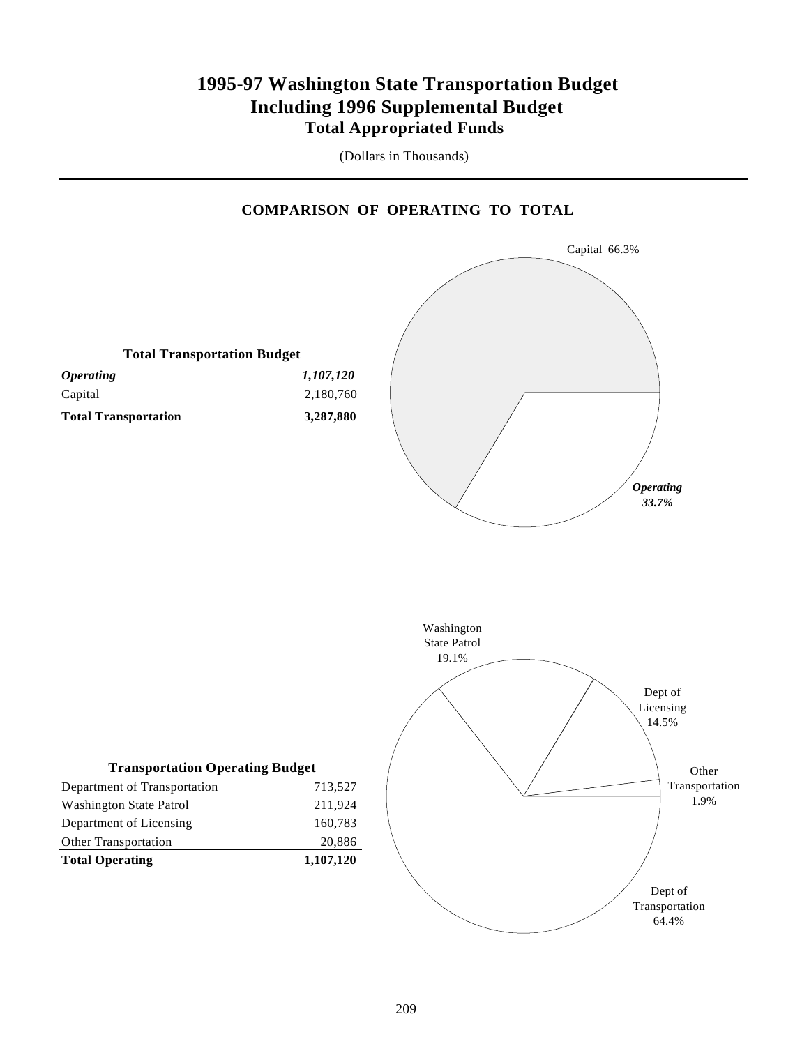# 1995-97 Washington State Transportation Budget
# Including 1996 Supplemental Budget
## Total Appropriated Funds

(Dollars in Thousands)

### COMPARISON OF OPERATING TO TOTAL

**Total Transportation Budget**

| | |
|---|---|
| ***Operating*** | ***1,107,120*** |
| Capital | 2,180,760 |
| **Total Transportation** | **3,287,880** |

Capital 66.3%

***Operating 33.7%***

**Transportation Operating Budget**

| | |
|---|---|
| Department of Transportation | 713,527 |
| Washington State Patrol | 211,924 |
| Department of Licensing | 160,783 |
| Other Transportation | 20,886 |
| **Total Operating** | **1,107,120** |

Washington State Patrol 19.1%

Dept of Licensing 14.5%

Other Transportation 1.9%

Dept of Transportation 64.4%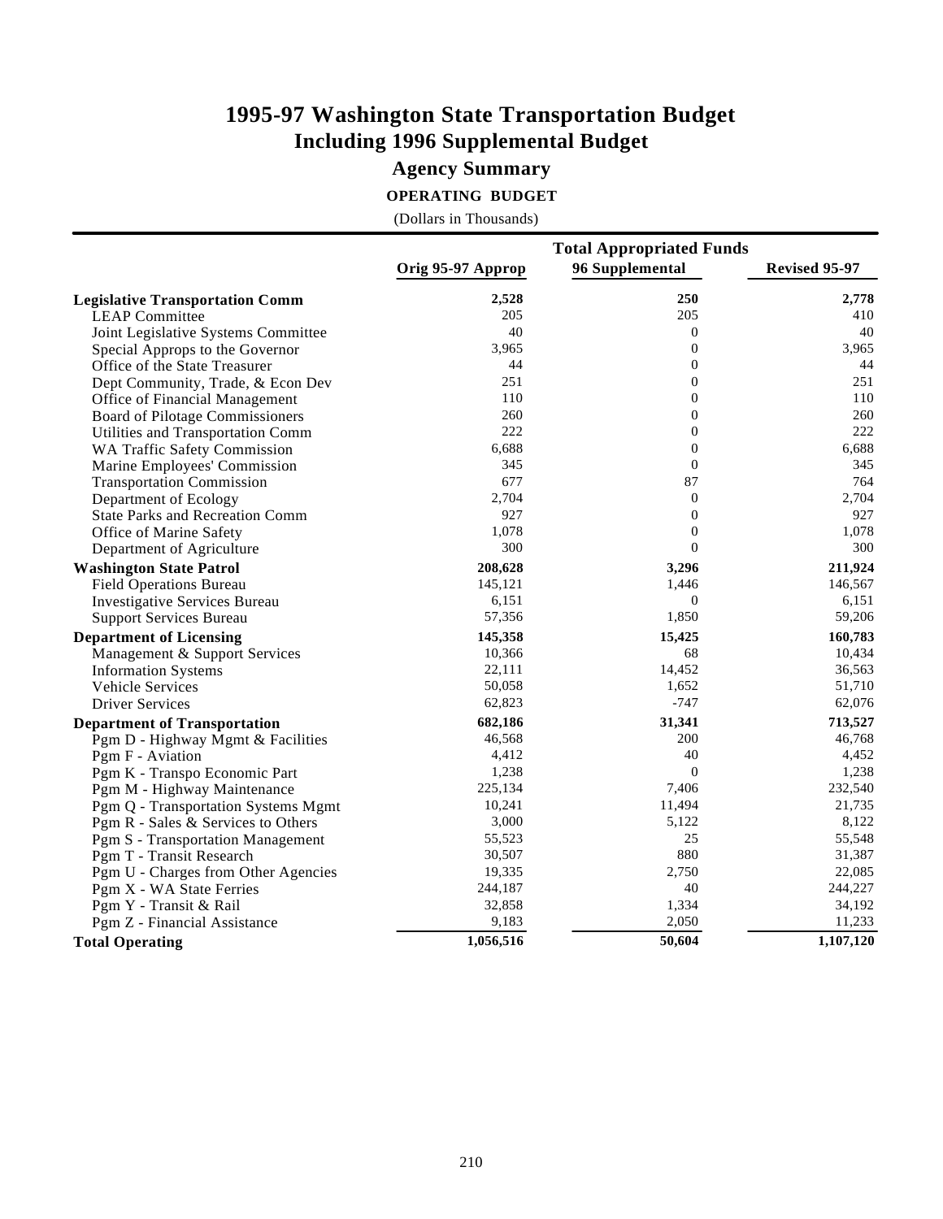# 1995-97 Washington State Transportation Budget
# Including 1996 Supplemental Budget

## Agency Summary

### OPERATING BUDGET

(Dollars in Thousands)

| | Total Appropriated Funds | | |
|---|---|---|---|
| | Orig 95-97 Approp | 96 Supplemental | Revised 95-97 |
| **Legislative Transportation Comm** | **2,528** | **250** | **2,778** |
| LEAP Committee | 205 | 205 | 410 |
| Joint Legislative Systems Committee | 40 | 0 | 40 |
| Special Approps to the Governor | 3,965 | 0 | 3,965 |
| Office of the State Treasurer | 44 | 0 | 44 |
| Dept Community, Trade, & Econ Dev | 251 | 0 | 251 |
| Office of Financial Management | 110 | 0 | 110 |
| Board of Pilotage Commissioners | 260 | 0 | 260 |
| Utilities and Transportation Comm | 222 | 0 | 222 |
| WA Traffic Safety Commission | 6,688 | 0 | 6,688 |
| Marine Employees' Commission | 345 | 0 | 345 |
| Transportation Commission | 677 | 87 | 764 |
| Department of Ecology | 2,704 | 0 | 2,704 |
| State Parks and Recreation Comm | 927 | 0 | 927 |
| Office of Marine Safety | 1,078 | 0 | 1,078 |
| Department of Agriculture | 300 | 0 | 300 |
| **Washington State Patrol** | **208,628** | **3,296** | **211,924** |
| Field Operations Bureau | 145,121 | 1,446 | 146,567 |
| Investigative Services Bureau | 6,151 | 0 | 6,151 |
| Support Services Bureau | 57,356 | 1,850 | 59,206 |
| **Department of Licensing** | **145,358** | **15,425** | **160,783** |
| Management & Support Services | 10,366 | 68 | 10,434 |
| Information Systems | 22,111 | 14,452 | 36,563 |
| Vehicle Services | 50,058 | 1,652 | 51,710 |
| Driver Services | 62,823 | -747 | 62,076 |
| **Department of Transportation** | **682,186** | **31,341** | **713,527** |
| Pgm D - Highway Mgmt & Facilities | 46,568 | 200 | 46,768 |
| Pgm F - Aviation | 4,412 | 40 | 4,452 |
| Pgm K - Transpo Economic Part | 1,238 | 0 | 1,238 |
| Pgm M - Highway Maintenance | 225,134 | 7,406 | 232,540 |
| Pgm Q - Transportation Systems Mgmt | 10,241 | 11,494 | 21,735 |
| Pgm R - Sales & Services to Others | 3,000 | 5,122 | 8,122 |
| Pgm S - Transportation Management | 55,523 | 25 | 55,548 |
| Pgm T - Transit Research | 30,507 | 880 | 31,387 |
| Pgm U - Charges from Other Agencies | 19,335 | 2,750 | 22,085 |
| Pgm X - WA State Ferries | 244,187 | 40 | 244,227 |
| Pgm Y - Transit & Rail | 32,858 | 1,334 | 34,192 |
| Pgm Z - Financial Assistance | 9,183 | 2,050 | 11,233 |
| **Total Operating** | **1,056,516** | **50,604** | **1,107,120** |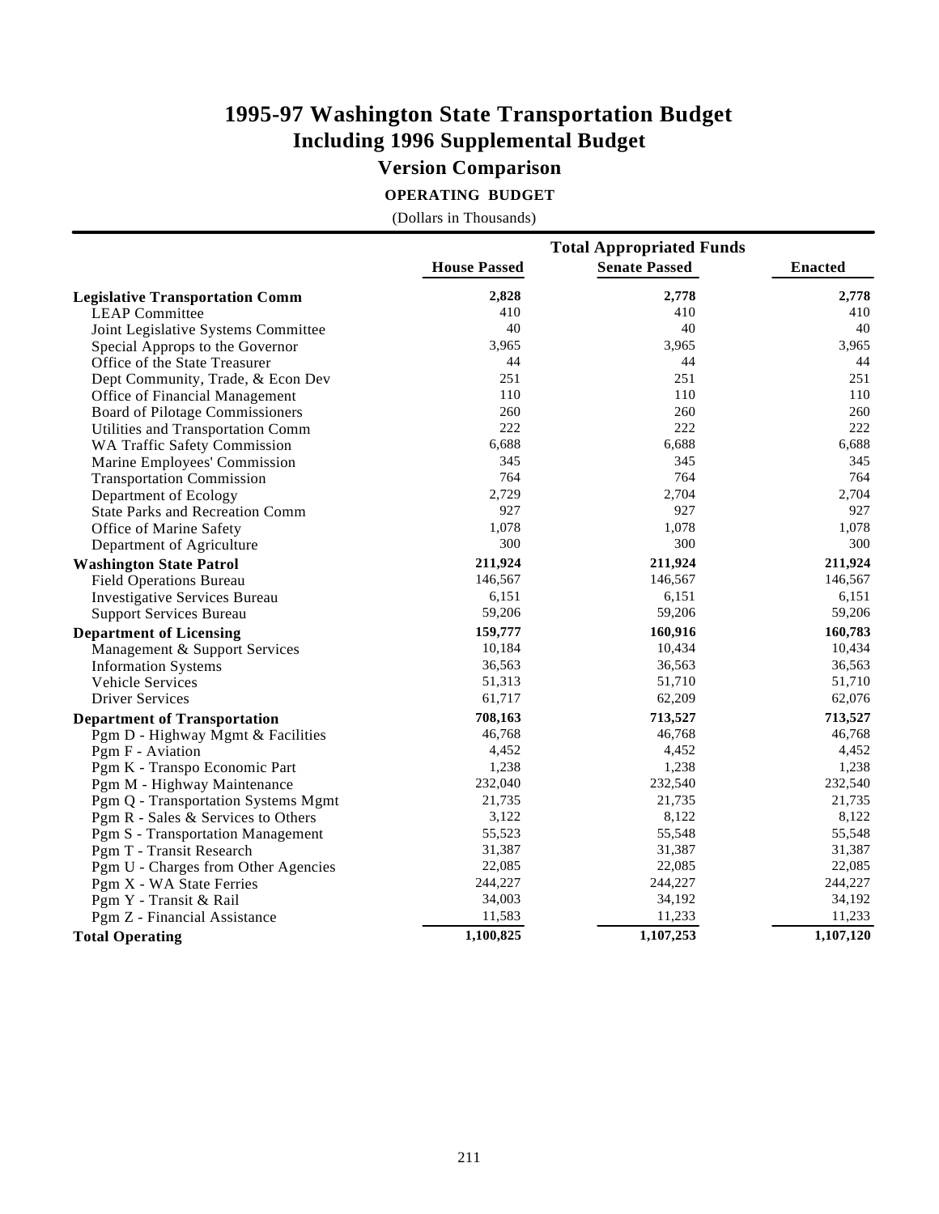# 1995-97 Washington State Transportation Budget
## Including 1996 Supplemental Budget
### Version Comparison

**OPERATING BUDGET**

(Dollars in Thousands)

| | Total Appropriated Funds | | |
|---|---|---|---|
| | **House Passed** | **Senate Passed** | **Enacted** |
| **Legislative Transportation Comm** | **2,828** | **2,778** | **2,778** |
| LEAP Committee | 410 | 410 | 410 |
| Joint Legislative Systems Committee | 40 | 40 | 40 |
| Special Approps to the Governor | 3,965 | 3,965 | 3,965 |
| Office of the State Treasurer | 44 | 44 | 44 |
| Dept Community, Trade, & Econ Dev | 251 | 251 | 251 |
| Office of Financial Management | 110 | 110 | 110 |
| Board of Pilotage Commissioners | 260 | 260 | 260 |
| Utilities and Transportation Comm | 222 | 222 | 222 |
| WA Traffic Safety Commission | 6,688 | 6,688 | 6,688 |
| Marine Employees' Commission | 345 | 345 | 345 |
| Transportation Commission | 764 | 764 | 764 |
| Department of Ecology | 2,729 | 2,704 | 2,704 |
| State Parks and Recreation Comm | 927 | 927 | 927 |
| Office of Marine Safety | 1,078 | 1,078 | 1,078 |
| Department of Agriculture | 300 | 300 | 300 |
| **Washington State Patrol** | **211,924** | **211,924** | **211,924** |
| Field Operations Bureau | 146,567 | 146,567 | 146,567 |
| Investigative Services Bureau | 6,151 | 6,151 | 6,151 |
| Support Services Bureau | 59,206 | 59,206 | 59,206 |
| **Department of Licensing** | **159,777** | **160,916** | **160,783** |
| Management & Support Services | 10,184 | 10,434 | 10,434 |
| Information Systems | 36,563 | 36,563 | 36,563 |
| Vehicle Services | 51,313 | 51,710 | 51,710 |
| Driver Services | 61,717 | 62,209 | 62,076 |
| **Department of Transportation** | **708,163** | **713,527** | **713,527** |
| Pgm D - Highway Mgmt & Facilities | 46,768 | 46,768 | 46,768 |
| Pgm F - Aviation | 4,452 | 4,452 | 4,452 |
| Pgm K - Transpo Economic Part | 1,238 | 1,238 | 1,238 |
| Pgm M - Highway Maintenance | 232,040 | 232,540 | 232,540 |
| Pgm Q - Transportation Systems Mgmt | 21,735 | 21,735 | 21,735 |
| Pgm R - Sales & Services to Others | 3,122 | 8,122 | 8,122 |
| Pgm S - Transportation Management | 55,523 | 55,548 | 55,548 |
| Pgm T - Transit Research | 31,387 | 31,387 | 31,387 |
| Pgm U - Charges from Other Agencies | 22,085 | 22,085 | 22,085 |
| Pgm X - WA State Ferries | 244,227 | 244,227 | 244,227 |
| Pgm Y - Transit & Rail | 34,003 | 34,192 | 34,192 |
| Pgm Z - Financial Assistance | 11,583 | 11,233 | 11,233 |
| **Total Operating** | **1,100,825** | **1,107,253** | **1,107,120** |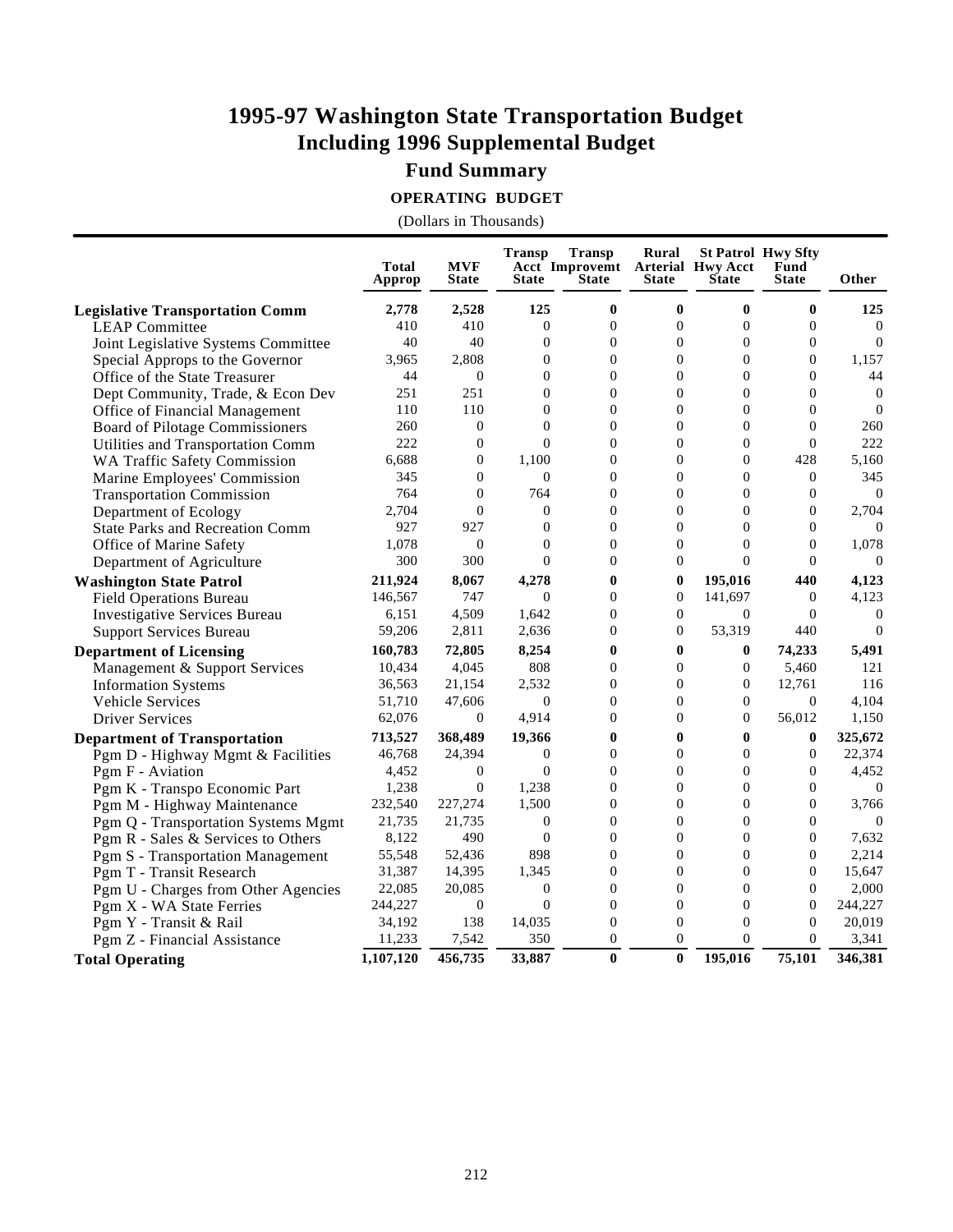# 1995-97 Washington State Transportation Budget
## Including 1996 Supplemental Budget
### Fund Summary

**OPERATING BUDGET**

(Dollars in Thousands)

| | Total Approp | MVF State | Transp Acct State | Transp Improvemt State | Rural Arterial State | St Patrol Hwy Acct State | Hwy Sfty Fund State | Other |
|---|---|---|---|---|---|---|---|---|
| **Legislative Transportation Comm** | **2,778** | **2,528** | **125** | **0** | **0** | **0** | **0** | **125** |
| LEAP Committee | 410 | 410 | 0 | 0 | 0 | 0 | 0 | 0 |
| Joint Legislative Systems Committee | 40 | 40 | 0 | 0 | 0 | 0 | 0 | 0 |
| Special Approps to the Governor | 3,965 | 2,808 | 0 | 0 | 0 | 0 | 0 | 1,157 |
| Office of the State Treasurer | 44 | 0 | 0 | 0 | 0 | 0 | 0 | 44 |
| Dept Community, Trade, & Econ Dev | 251 | 251 | 0 | 0 | 0 | 0 | 0 | 0 |
| Office of Financial Management | 110 | 110 | 0 | 0 | 0 | 0 | 0 | 0 |
| Board of Pilotage Commissioners | 260 | 0 | 0 | 0 | 0 | 0 | 0 | 260 |
| Utilities and Transportation Comm | 222 | 0 | 0 | 0 | 0 | 0 | 0 | 222 |
| WA Traffic Safety Commission | 6,688 | 0 | 1,100 | 0 | 0 | 0 | 428 | 5,160 |
| Marine Employees' Commission | 345 | 0 | 0 | 0 | 0 | 0 | 0 | 345 |
| Transportation Commission | 764 | 0 | 764 | 0 | 0 | 0 | 0 | 0 |
| Department of Ecology | 2,704 | 0 | 0 | 0 | 0 | 0 | 0 | 2,704 |
| State Parks and Recreation Comm | 927 | 927 | 0 | 0 | 0 | 0 | 0 | 0 |
| Office of Marine Safety | 1,078 | 0 | 0 | 0 | 0 | 0 | 0 | 1,078 |
| Department of Agriculture | 300 | 300 | 0 | 0 | 0 | 0 | 0 | 0 |
| **Washington State Patrol** | **211,924** | **8,067** | **4,278** | **0** | **0** | **195,016** | **440** | **4,123** |
| Field Operations Bureau | 146,567 | 747 | 0 | 0 | 0 | 141,697 | 0 | 4,123 |
| Investigative Services Bureau | 6,151 | 4,509 | 1,642 | 0 | 0 | 0 | 0 | 0 |
| Support Services Bureau | 59,206 | 2,811 | 2,636 | 0 | 0 | 53,319 | 440 | 0 |
| **Department of Licensing** | **160,783** | **72,805** | **8,254** | **0** | **0** | **0** | **74,233** | **5,491** |
| Management & Support Services | 10,434 | 4,045 | 808 | 0 | 0 | 0 | 5,460 | 121 |
| Information Systems | 36,563 | 21,154 | 2,532 | 0 | 0 | 0 | 12,761 | 116 |
| Vehicle Services | 51,710 | 47,606 | 0 | 0 | 0 | 0 | 0 | 4,104 |
| Driver Services | 62,076 | 0 | 4,914 | 0 | 0 | 0 | 56,012 | 1,150 |
| **Department of Transportation** | **713,527** | **368,489** | **19,366** | **0** | **0** | **0** | **0** | **325,672** |
| Pgm D - Highway Mgmt & Facilities | 46,768 | 24,394 | 0 | 0 | 0 | 0 | 0 | 22,374 |
| Pgm F - Aviation | 4,452 | 0 | 0 | 0 | 0 | 0 | 0 | 4,452 |
| Pgm K - Transpo Economic Part | 1,238 | 0 | 1,238 | 0 | 0 | 0 | 0 | 0 |
| Pgm M - Highway Maintenance | 232,540 | 227,274 | 1,500 | 0 | 0 | 0 | 0 | 3,766 |
| Pgm Q - Transportation Systems Mgmt | 21,735 | 21,735 | 0 | 0 | 0 | 0 | 0 | 0 |
| Pgm R - Sales & Services to Others | 8,122 | 490 | 0 | 0 | 0 | 0 | 0 | 7,632 |
| Pgm S - Transportation Management | 55,548 | 52,436 | 898 | 0 | 0 | 0 | 0 | 2,214 |
| Pgm T - Transit Research | 31,387 | 14,395 | 1,345 | 0 | 0 | 0 | 0 | 15,647 |
| Pgm U - Charges from Other Agencies | 22,085 | 20,085 | 0 | 0 | 0 | 0 | 0 | 2,000 |
| Pgm X - WA State Ferries | 244,227 | 0 | 0 | 0 | 0 | 0 | 0 | 244,227 |
| Pgm Y - Transit & Rail | 34,192 | 138 | 14,035 | 0 | 0 | 0 | 0 | 20,019 |
| Pgm Z - Financial Assistance | 11,233 | 7,542 | 350 | 0 | 0 | 0 | 0 | 3,341 |
| **Total Operating** | **1,107,120** | **456,735** | **33,887** | **0** | **0** | **195,016** | **75,101** | **346,381** |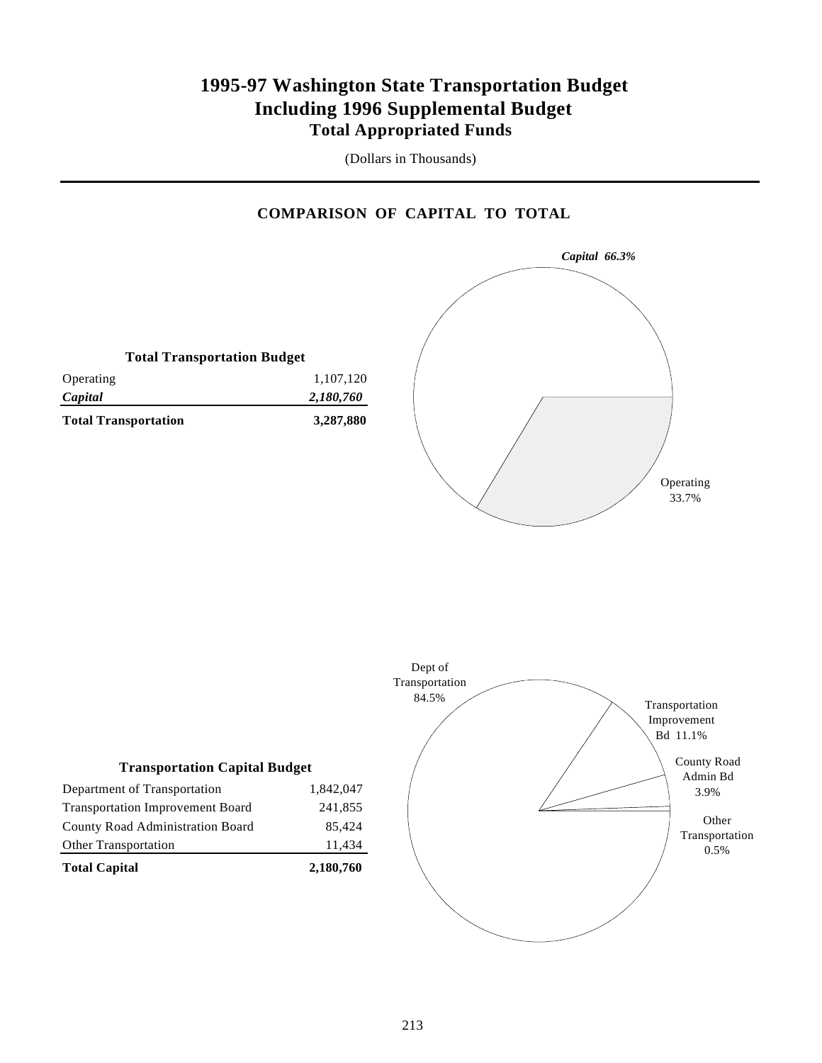# 1995-97 Washington State Transportation Budget
# Including 1996 Supplemental Budget
## Total Appropriated Funds

(Dollars in Thousands)

### COMPARISON OF CAPITAL TO TOTAL

**Total Transportation Budget**

| | |
|---|---|
| Operating | 1,107,120 |
| ***Capital*** | ***2,180,760*** |
| **Total Transportation** | **3,287,880** |

*Capital 66.3%*

Operating 33.7%

**Transportation Capital Budget**

| | |
|---|---|
| Department of Transportation | 1,842,047 |
| Transportation Improvement Board | 241,855 |
| County Road Administration Board | 85,424 |
| Other Transportation | 11,434 |
| **Total Capital** | **2,180,760** |

Dept of Transportation 84.5%

Transportation Improvement Bd 11.1%

County Road Admin Bd 3.9%

Other Transportation 0.5%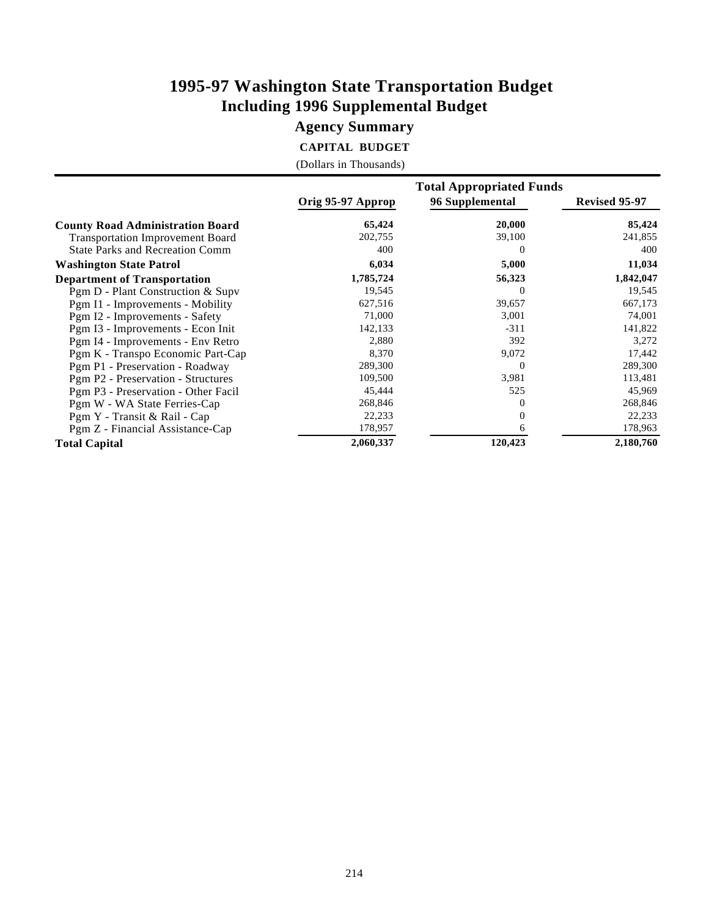# 1995-97 Washington State Transportation Budget
# Including 1996 Supplemental Budget

## Agency Summary

### CAPITAL BUDGET

(Dollars in Thousands)

| | Total Appropriated Funds | | |
|---|---|---|---|
| | Orig 95-97 Approp | 96 Supplemental | Revised 95-97 |
| **County Road Administration Board** | **65,424** | **20,000** | **85,424** |
| Transportation Improvement Board | 202,755 | 39,100 | 241,855 |
| State Parks and Recreation Comm | 400 | 0 | 400 |
| **Washington State Patrol** | **6,034** | **5,000** | **11,034** |
| **Department of Transportation** | **1,785,724** | **56,323** | **1,842,047** |
| Pgm D - Plant Construction & Supv | 19,545 | 0 | 19,545 |
| Pgm I1 - Improvements - Mobility | 627,516 | 39,657 | 667,173 |
| Pgm I2 - Improvements - Safety | 71,000 | 3,001 | 74,001 |
| Pgm I3 - Improvements - Econ Init | 142,133 | -311 | 141,822 |
| Pgm I4 - Improvements - Env Retro | 2,880 | 392 | 3,272 |
| Pgm K - Transpo Economic Part-Cap | 8,370 | 9,072 | 17,442 |
| Pgm P1 - Preservation - Roadway | 289,300 | 0 | 289,300 |
| Pgm P2 - Preservation - Structures | 109,500 | 3,981 | 113,481 |
| Pgm P3 - Preservation - Other Facil | 45,444 | 525 | 45,969 |
| Pgm W - WA State Ferries-Cap | 268,846 | 0 | 268,846 |
| Pgm Y - Transit & Rail - Cap | 22,233 | 0 | 22,233 |
| Pgm Z - Financial Assistance-Cap | 178,957 | 6 | 178,963 |
| **Total Capital** | **2,060,337** | **120,423** | **2,180,760** |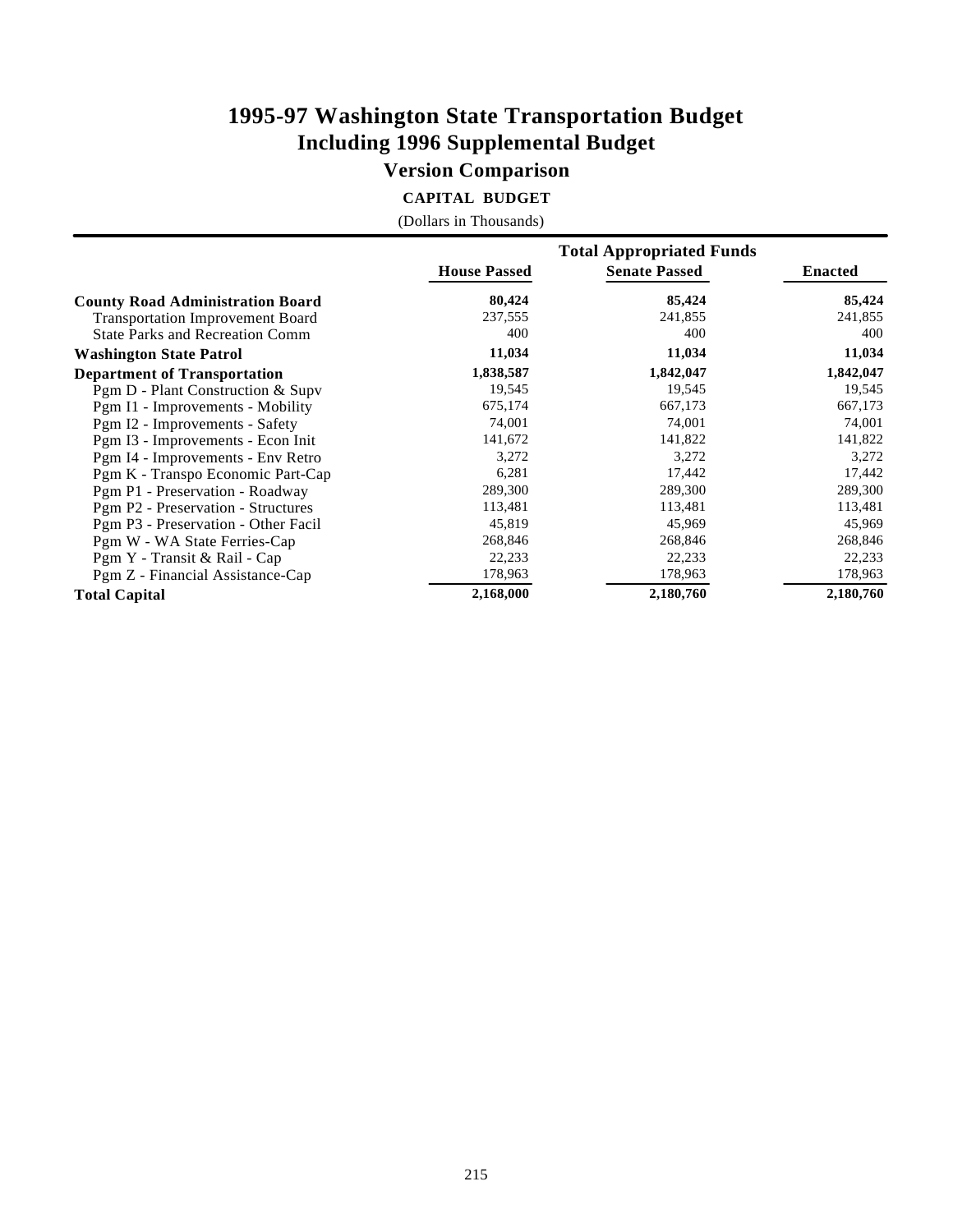# 1995-97 Washington State Transportation Budget
## Including 1996 Supplemental Budget
### Version Comparison

**CAPITAL BUDGET**

(Dollars in Thousands)

| | Total Appropriated Funds | | |
|---|---|---|---|
| | House Passed | Senate Passed | Enacted |
| **County Road Administration Board** | **80,424** | **85,424** | **85,424** |
| Transportation Improvement Board | 237,555 | 241,855 | 241,855 |
| State Parks and Recreation Comm | 400 | 400 | 400 |
| **Washington State Patrol** | **11,034** | **11,034** | **11,034** |
| **Department of Transportation** | **1,838,587** | **1,842,047** | **1,842,047** |
| Pgm D - Plant Construction & Supv | 19,545 | 19,545 | 19,545 |
| Pgm I1 - Improvements - Mobility | 675,174 | 667,173 | 667,173 |
| Pgm I2 - Improvements - Safety | 74,001 | 74,001 | 74,001 |
| Pgm I3 - Improvements - Econ Init | 141,672 | 141,822 | 141,822 |
| Pgm I4 - Improvements - Env Retro | 3,272 | 3,272 | 3,272 |
| Pgm K - Transpo Economic Part-Cap | 6,281 | 17,442 | 17,442 |
| Pgm P1 - Preservation - Roadway | 289,300 | 289,300 | 289,300 |
| Pgm P2 - Preservation - Structures | 113,481 | 113,481 | 113,481 |
| Pgm P3 - Preservation - Other Facil | 45,819 | 45,969 | 45,969 |
| Pgm W - WA State Ferries-Cap | 268,846 | 268,846 | 268,846 |
| Pgm Y - Transit & Rail - Cap | 22,233 | 22,233 | 22,233 |
| Pgm Z - Financial Assistance-Cap | 178,963 | 178,963 | 178,963 |
| **Total Capital** | **2,168,000** | **2,180,760** | **2,180,760** |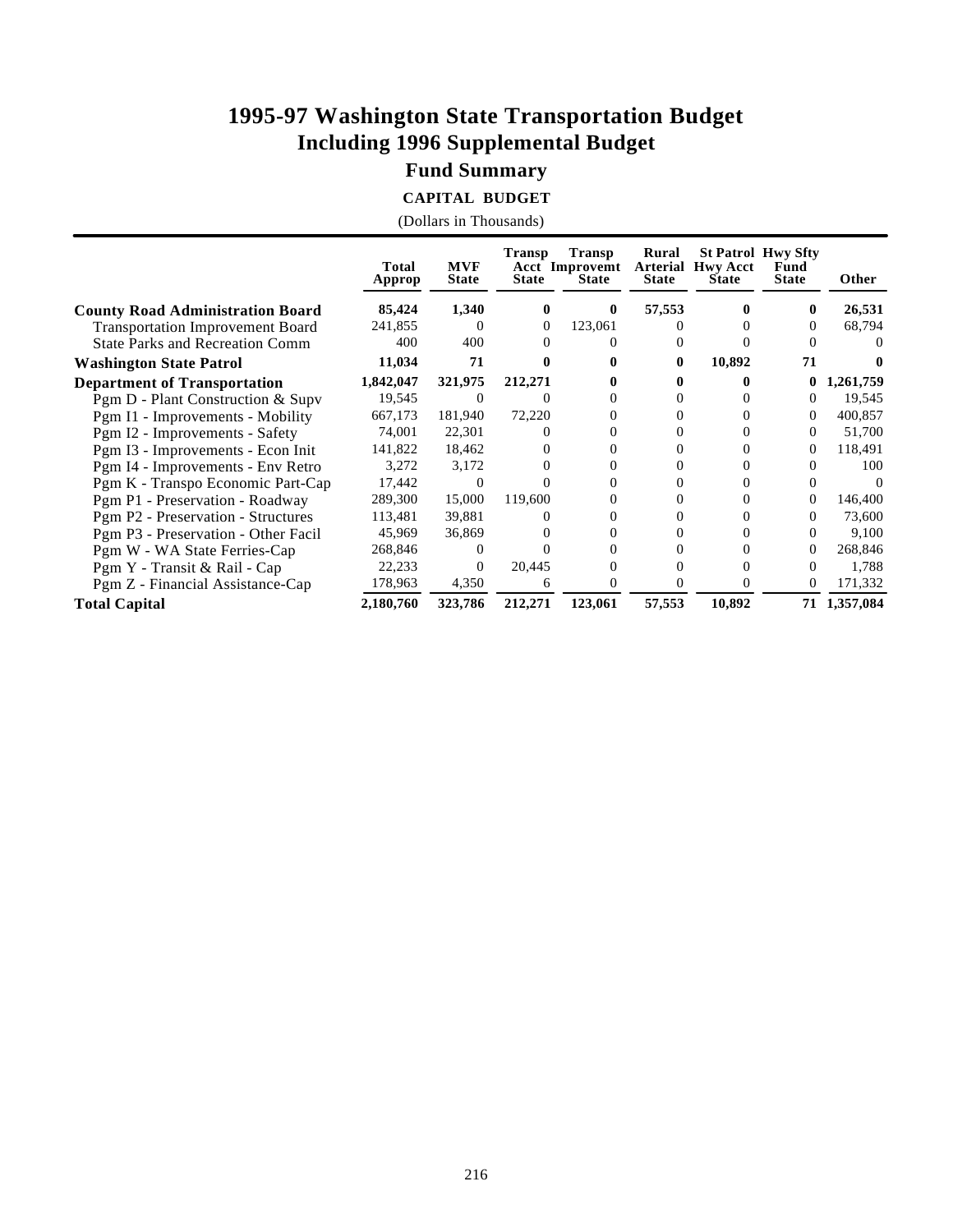# 1995-97 Washington State Transportation Budget
# Including 1996 Supplemental Budget
## Fund Summary
### CAPITAL BUDGET

(Dollars in Thousands)

| | Total Approp | MVF State | Transp Acct State | Transp Improvemt State | Rural Arterial State | St Patrol Hwy Acct State | Hwy Sfty Fund State | Other |
|---|---|---|---|---|---|---|---|---|
| **County Road Administration Board** | **85,424** | **1,340** | **0** | **0** | **57,553** | **0** | **0** | **26,531** |
| Transportation Improvement Board | 241,855 | 0 | 0 | 123,061 | 0 | 0 | 0 | 68,794 |
| State Parks and Recreation Comm | 400 | 400 | 0 | 0 | 0 | 0 | 0 | 0 |
| **Washington State Patrol** | **11,034** | **71** | **0** | **0** | **0** | **10,892** | **71** | **0** |
| **Department of Transportation** | **1,842,047** | **321,975** | **212,271** | **0** | **0** | **0** | **0** | **1,261,759** |
| Pgm D - Plant Construction & Supv | 19,545 | 0 | 0 | 0 | 0 | 0 | 0 | 19,545 |
| Pgm I1 - Improvements - Mobility | 667,173 | 181,940 | 72,220 | 0 | 0 | 0 | 0 | 400,857 |
| Pgm I2 - Improvements - Safety | 74,001 | 22,301 | 0 | 0 | 0 | 0 | 0 | 51,700 |
| Pgm I3 - Improvements - Econ Init | 141,822 | 18,462 | 0 | 0 | 0 | 0 | 0 | 118,491 |
| Pgm I4 - Improvements - Env Retro | 3,272 | 3,172 | 0 | 0 | 0 | 0 | 0 | 100 |
| Pgm K - Transpo Economic Part-Cap | 17,442 | 0 | 0 | 0 | 0 | 0 | 0 | 0 |
| Pgm P1 - Preservation - Roadway | 289,300 | 15,000 | 119,600 | 0 | 0 | 0 | 0 | 146,400 |
| Pgm P2 - Preservation - Structures | 113,481 | 39,881 | 0 | 0 | 0 | 0 | 0 | 73,600 |
| Pgm P3 - Preservation - Other Facil | 45,969 | 36,869 | 0 | 0 | 0 | 0 | 0 | 9,100 |
| Pgm W - WA State Ferries-Cap | 268,846 | 0 | 0 | 0 | 0 | 0 | 0 | 268,846 |
| Pgm Y - Transit & Rail - Cap | 22,233 | 0 | 20,445 | 0 | 0 | 0 | 0 | 1,788 |
| Pgm Z - Financial Assistance-Cap | 178,963 | 4,350 | 6 | 0 | 0 | 0 | 0 | 171,332 |
| **Total Capital** | **2,180,760** | **323,786** | **212,271** | **123,061** | **57,553** | **10,892** | **71** | **1,357,084** |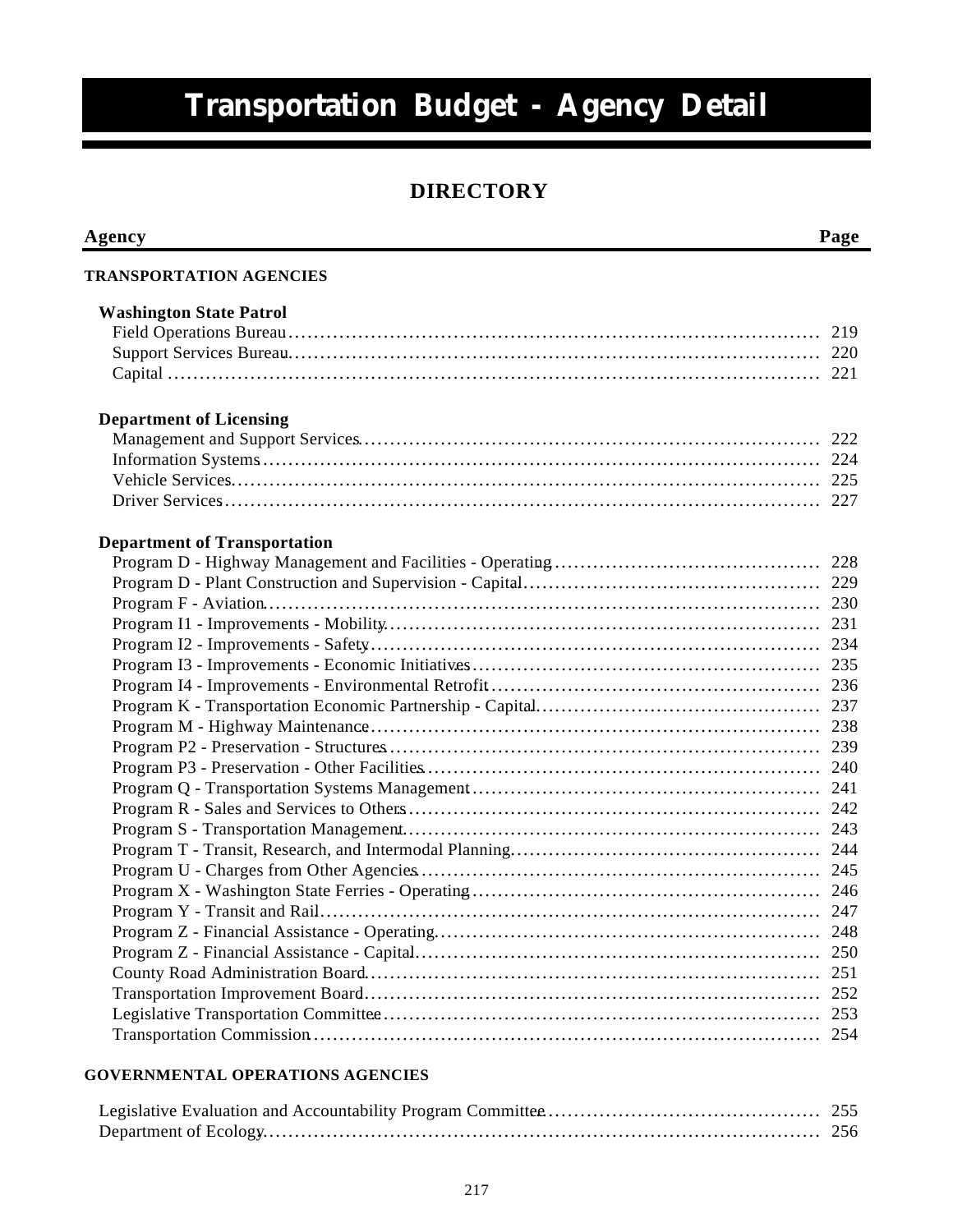# Transportation Budget - Agency Detail

## DIRECTORY

| Agency | Page |
|---|---|
| **TRANSPORTATION AGENCIES** | |
| **Washington State Patrol** | |
| Field Operations Bureau | 219 |
| Support Services Bureau | 220 |
| Capital | 221 |
| **Department of Licensing** | |
| Management and Support Services | 222 |
| Information Systems | 224 |
| Vehicle Services | 225 |
| Driver Services | 227 |
| **Department of Transportation** | |
| Program D - Highway Management and Facilities - Operating | 228 |
| Program D - Plant Construction and Supervision - Capital | 229 |
| Program F - Aviation | 230 |
| Program I1 - Improvements - Mobility | 231 |
| Program I2 - Improvements - Safety | 234 |
| Program I3 - Improvements - Economic Initiatives | 235 |
| Program I4 - Improvements - Environmental Retrofit | 236 |
| Program K - Transportation Economic Partnership - Capital | 237 |
| Program M - Highway Maintenance | 238 |
| Program P2 - Preservation - Structures | 239 |
| Program P3 - Preservation - Other Facilities | 240 |
| Program Q - Transportation Systems Management | 241 |
| Program R - Sales and Services to Others | 242 |
| Program S - Transportation Management | 243 |
| Program T - Transit, Research, and Intermodal Planning | 244 |
| Program U - Charges from Other Agencies | 245 |
| Program X - Washington State Ferries - Operating | 246 |
| Program Y - Transit and Rail | 247 |
| Program Z - Financial Assistance - Operating | 248 |
| Program Z - Financial Assistance - Capital | 250 |
| County Road Administration Board | 251 |
| Transportation Improvement Board | 252 |
| Legislative Transportation Committee | 253 |
| Transportation Commission | 254 |
| **GOVERNMENTAL OPERATIONS AGENCIES** | |
| Legislative Evaluation and Accountability Program Committee | 255 |
| Department of Ecology | 256 |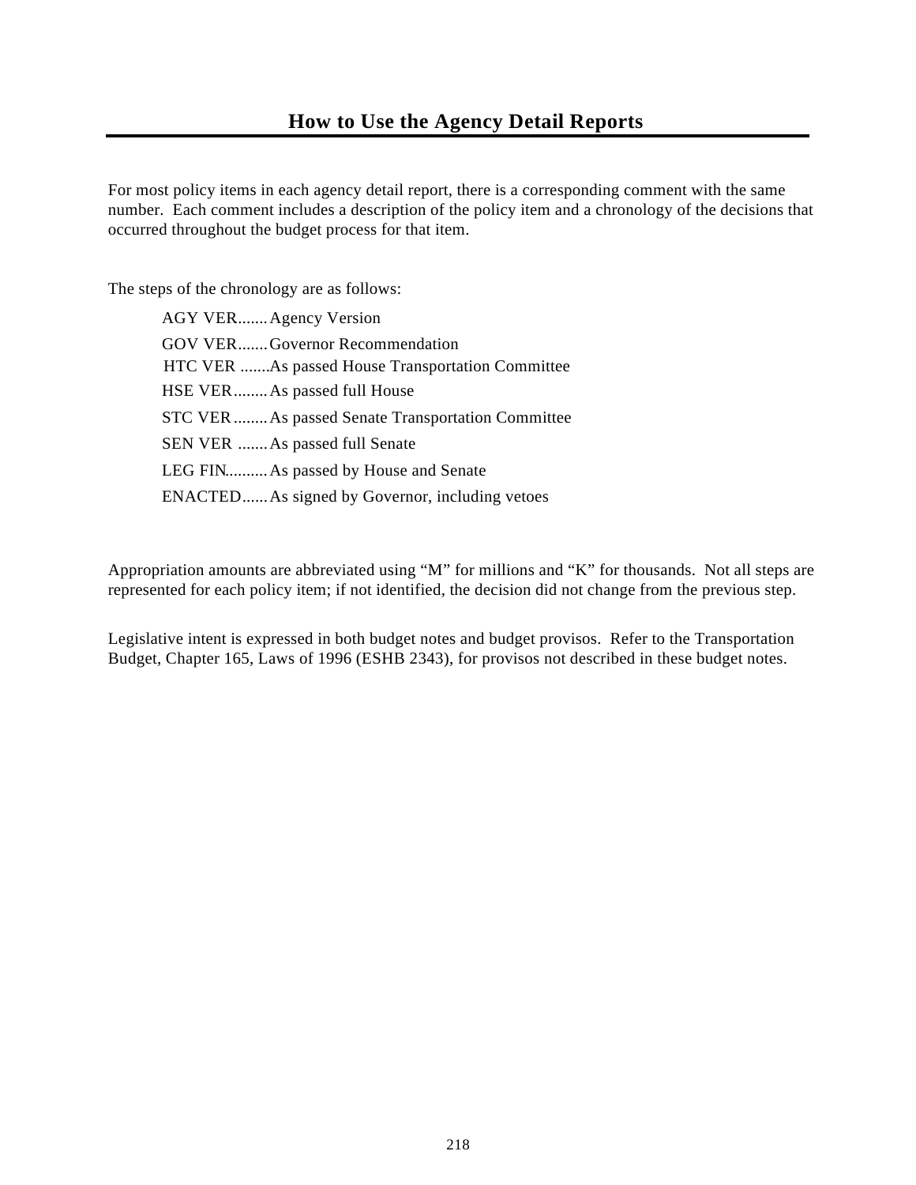# How to Use the Agency Detail Reports

For most policy items in each agency detail report, there is a corresponding comment with the same number. Each comment includes a description of the policy item and a chronology of the decisions that occurred throughout the budget process for that item.

The steps of the chronology are as follows:

AGY VER....... Agency Version
GOV VER....... Governor Recommendation
HTC VER ....... As passed House Transportation Committee
HSE VER........ As passed full House
STC VER........ As passed Senate Transportation Committee
SEN VER ....... As passed full Senate
LEG FIN.......... As passed by House and Senate
ENACTED...... As signed by Governor, including vetoes

Appropriation amounts are abbreviated using "M" for millions and "K" for thousands. Not all steps are represented for each policy item; if not identified, the decision did not change from the previous step.

Legislative intent is expressed in both budget notes and budget provisos. Refer to the Transportation Budget, Chapter 165, Laws of 1996 (ESHB 2343), for provisos not described in these budget notes.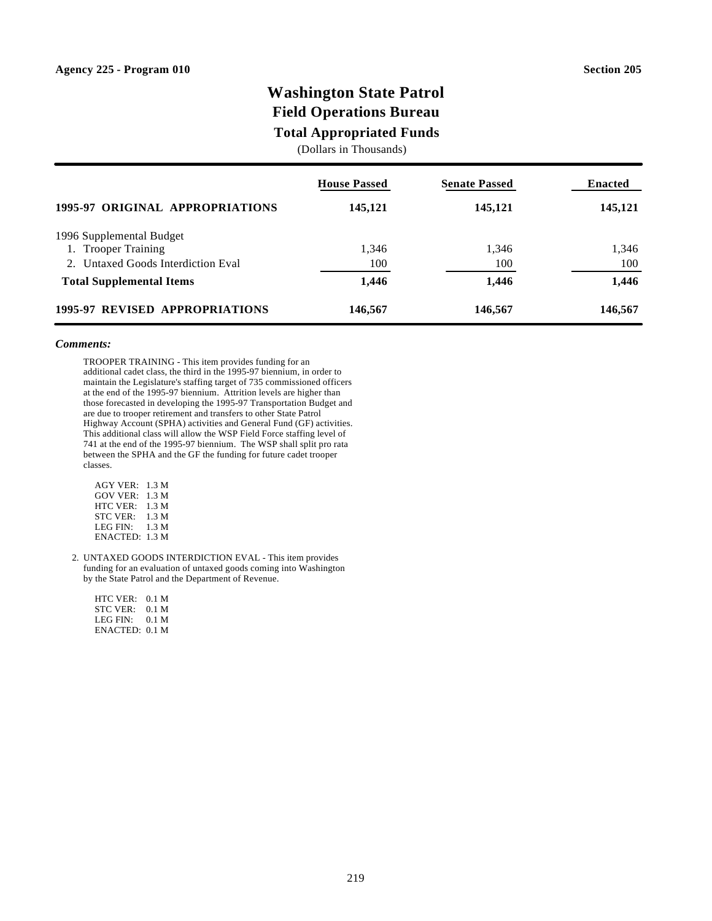Agency 225 - Program 010 Section 205

# Washington State Patrol
## Field Operations Bureau
### Total Appropriated Funds

(Dollars in Thousands)

| | House Passed | Senate Passed | Enacted |
|---|---|---|---|
| **1995-97 ORIGINAL APPROPRIATIONS** | **145,121** | **145,121** | **145,121** |
| 1996 Supplemental Budget | | | |
| 1. Trooper Training | 1,346 | 1,346 | 1,346 |
| 2. Untaxed Goods Interdiction Eval | 100 | 100 | 100 |
| **Total Supplemental Items** | **1,446** | **1,446** | **1,446** |
| **1995-97 REVISED APPROPRIATIONS** | **146,567** | **146,567** | **146,567** |

***Comments:***

TROOPER TRAINING - This item provides funding for an additional cadet class, the third in the 1995-97 biennium, in order to maintain the Legislature's staffing target of 735 commissioned officers at the end of the 1995-97 biennium. Attrition levels are higher than those forecasted in developing the 1995-97 Transportation Budget and are due to trooper retirement and transfers to other State Patrol Highway Account (SPHA) activities and General Fund (GF) activities. This additional class will allow the WSP Field Force staffing level of 741 at the end of the 1995-97 biennium. The WSP shall split pro rata between the SPHA and the GF the funding for future cadet trooper classes.

AGY VER: 1.3 M
GOV VER: 1.3 M
HTC VER: 1.3 M
STC VER: 1.3 M
LEG FIN: 1.3 M
ENACTED: 1.3 M

2. UNTAXED GOODS INTERDICTION EVAL - This item provides funding for an evaluation of untaxed goods coming into Washington by the State Patrol and the Department of Revenue.

HTC VER: 0.1 M
STC VER: 0.1 M
LEG FIN: 0.1 M
ENACTED: 0.1 M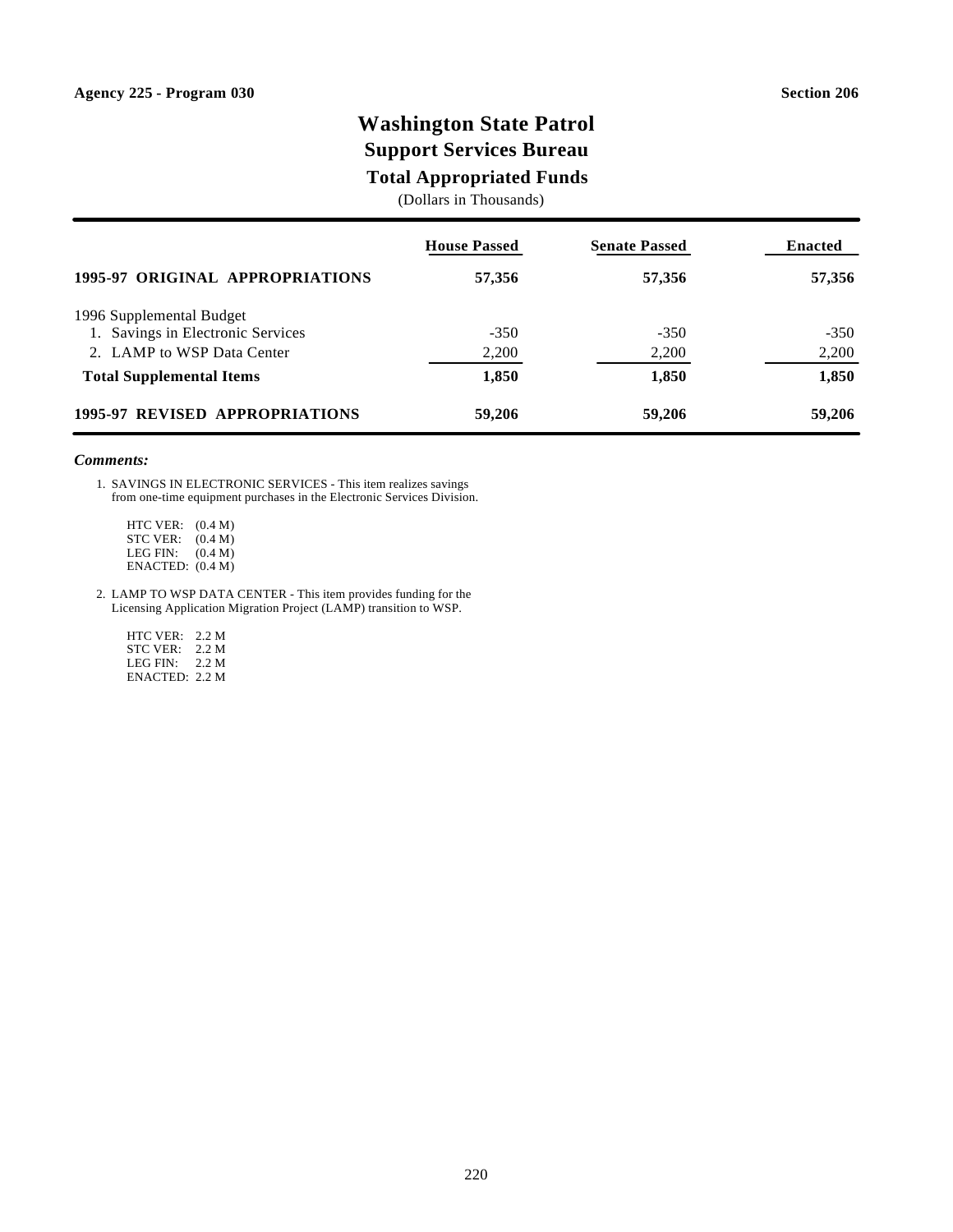Agency 225 - Program 030 Section 206

# Washington State Patrol
## Support Services Bureau
### Total Appropriated Funds

(Dollars in Thousands)

| | House Passed | Senate Passed | Enacted |
|---|---|---|---|
| **1995-97 ORIGINAL APPROPRIATIONS** | **57,356** | **57,356** | **57,356** |
| 1996 Supplemental Budget | | | |
| 1. Savings in Electronic Services | -350 | -350 | -350 |
| 2. LAMP to WSP Data Center | 2,200 | 2,200 | 2,200 |
| **Total Supplemental Items** | **1,850** | **1,850** | **1,850** |
| **1995-97 REVISED APPROPRIATIONS** | **59,206** | **59,206** | **59,206** |

***Comments:***

1. SAVINGS IN ELECTRONIC SERVICES - This item realizes savings from one-time equipment purchases in the Electronic Services Division.

   HTC VER: (0.4 M)
   STC VER: (0.4 M)
   LEG FIN: (0.4 M)
   ENACTED: (0.4 M)

2. LAMP TO WSP DATA CENTER - This item provides funding for the Licensing Application Migration Project (LAMP) transition to WSP.

   HTC VER: 2.2 M
   STC VER: 2.2 M
   LEG FIN: 2.2 M
   ENACTED: 2.2 M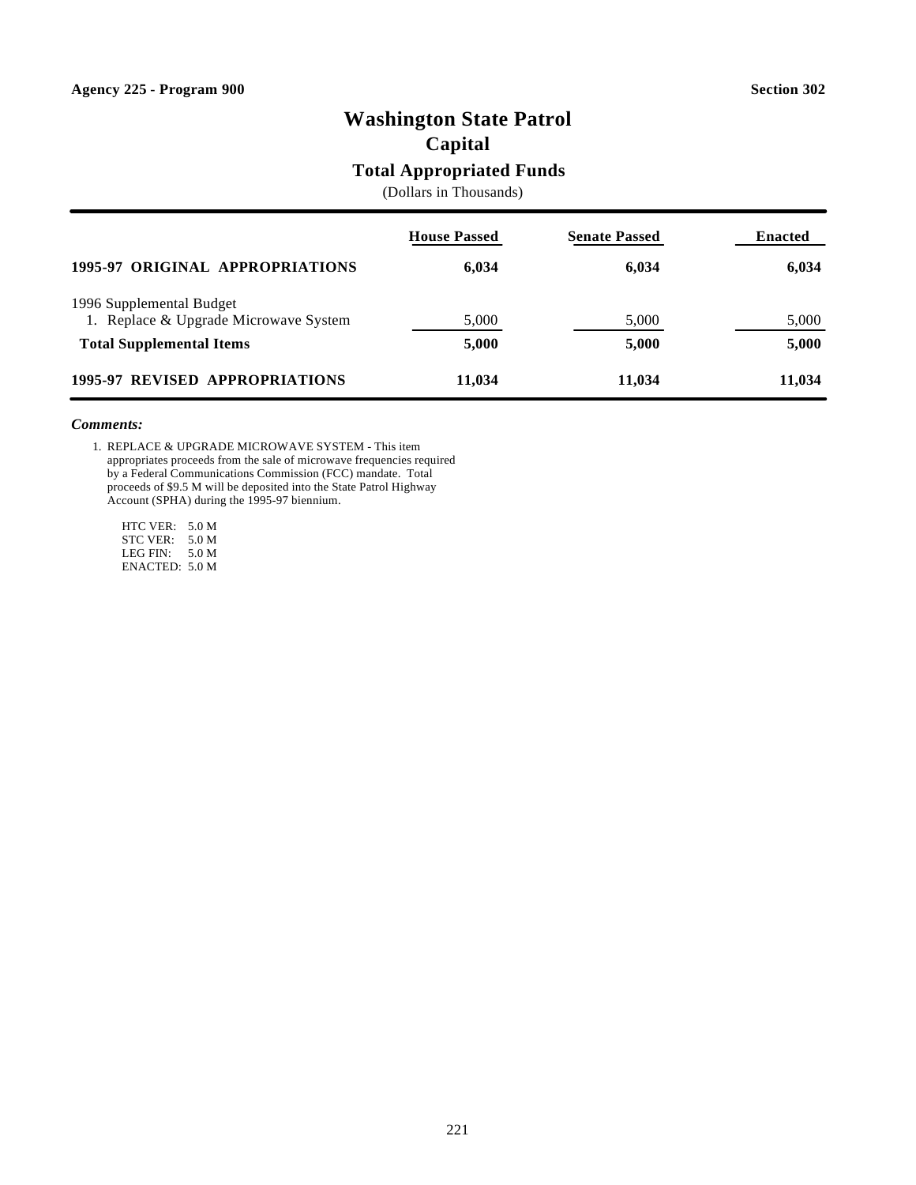**Agency 225 - Program 900** **Section 302**

# Washington State Patrol
## Capital
### Total Appropriated Funds
(Dollars in Thousands)

| | House Passed | Senate Passed | Enacted |
|---|---|---|---|
| **1995-97 ORIGINAL APPROPRIATIONS** | **6,034** | **6,034** | **6,034** |
| 1996 Supplemental Budget | | | |
| 1. Replace & Upgrade Microwave System | 5,000 | 5,000 | 5,000 |
| **Total Supplemental Items** | **5,000** | **5,000** | **5,000** |
| **1995-97 REVISED APPROPRIATIONS** | **11,034** | **11,034** | **11,034** |

***Comments:***

1. REPLACE & UPGRADE MICROWAVE SYSTEM - This item appropriates proceeds from the sale of microwave frequencies required by a Federal Communications Commission (FCC) mandate. Total proceeds of $9.5 M will be deposited into the State Patrol Highway Account (SPHA) during the 1995-97 biennium.

   HTC VER: 5.0 M
   STC VER: 5.0 M
   LEG FIN: 5.0 M
   ENACTED: 5.0 M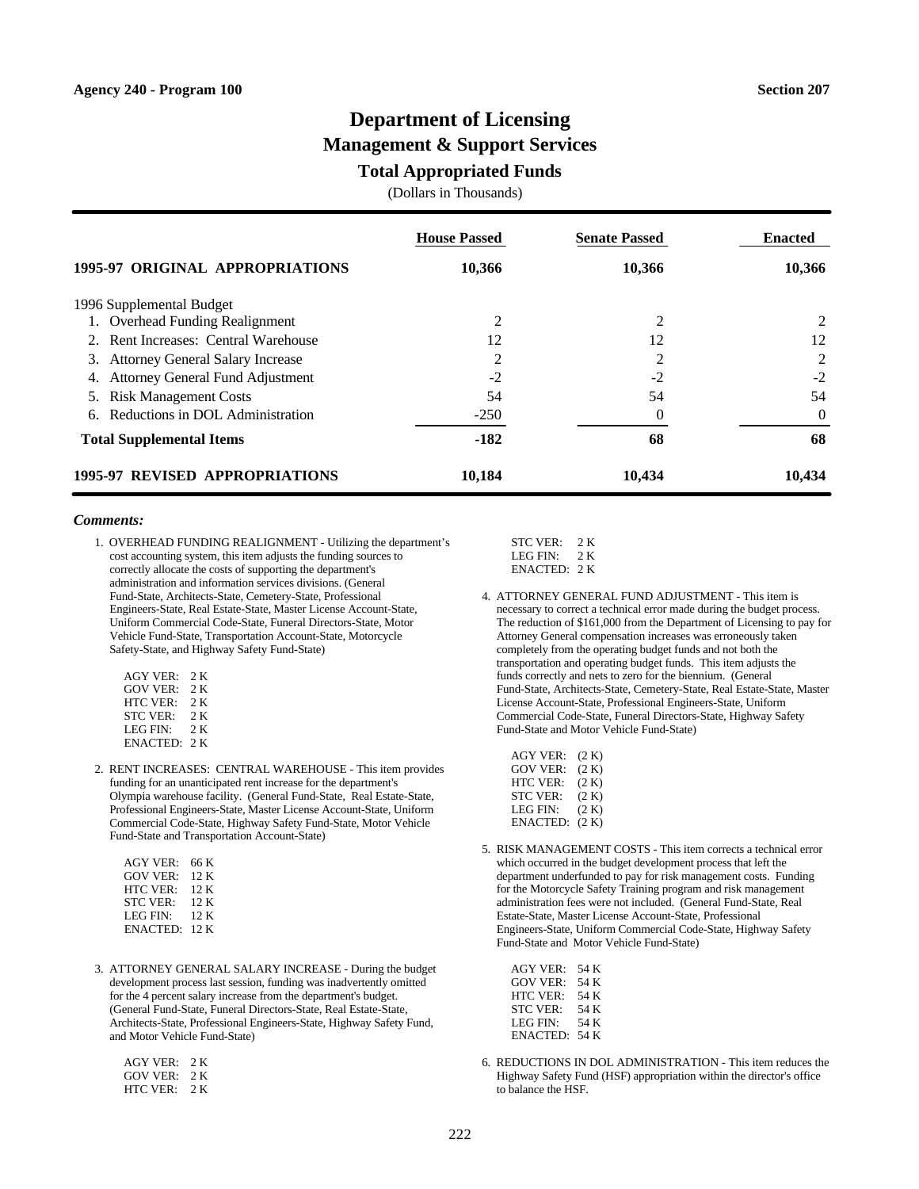Agency 240 - Program 100

Section 207

# Department of Licensing
## Management & Support Services
### Total Appropriated Funds
(Dollars in Thousands)

| | House Passed | Senate Passed | Enacted |
|---|---|---|---|
| **1995-97 ORIGINAL APPROPRIATIONS** | **10,366** | **10,366** | **10,366** |
| 1996 Supplemental Budget | | | |
| 1. Overhead Funding Realignment | 2 | 2 | 2 |
| 2. Rent Increases: Central Warehouse | 12 | 12 | 12 |
| 3. Attorney General Salary Increase | 2 | 2 | 2 |
| 4. Attorney General Fund Adjustment | -2 | -2 | -2 |
| 5. Risk Management Costs | 54 | 54 | 54 |
| 6. Reductions in DOL Administration | -250 | 0 | 0 |
| **Total Supplemental Items** | **-182** | **68** | **68** |
| **1995-97 REVISED APPROPRIATIONS** | **10,184** | **10,434** | **10,434** |

***Comments:***

1. OVERHEAD FUNDING REALIGNMENT - Utilizing the department's cost accounting system, this item adjusts the funding sources to correctly allocate the costs of supporting the department's administration and information services divisions. (General Fund-State, Architects-State, Cemetery-State, Professional Engineers-State, Real Estate-State, Master License Account-State, Uniform Commercial Code-State, Funeral Directors-State, Motor Vehicle Fund-State, Transportation Account-State, Motorcycle Safety-State, and Highway Safety Fund-State)

   AGY VER: 2 K
   GOV VER: 2 K
   HTC VER: 2 K
   STC VER: 2 K
   LEG FIN: 2 K
   ENACTED: 2 K

2. RENT INCREASES: CENTRAL WAREHOUSE - This item provides funding for an unanticipated rent increase for the department's Olympia warehouse facility. (General Fund-State, Real Estate-State, Professional Engineers-State, Master License Account-State, Uniform Commercial Code-State, Highway Safety Fund-State, Motor Vehicle Fund-State and Transportation Account-State)

   AGY VER: 66 K
   GOV VER: 12 K
   HTC VER: 12 K
   STC VER: 12 K
   LEG FIN: 12 K
   ENACTED: 12 K

3. ATTORNEY GENERAL SALARY INCREASE - During the budget development process last session, funding was inadvertently omitted for the 4 percent salary increase from the department's budget. (General Fund-State, Funeral Directors-State, Real Estate-State, Architects-State, Professional Engineers-State, Highway Safety Fund, and Motor Vehicle Fund-State)

   AGY VER: 2 K
   GOV VER: 2 K
   HTC VER: 2 K
   STC VER: 2 K
   LEG FIN: 2 K
   ENACTED: 2 K

4. ATTORNEY GENERAL FUND ADJUSTMENT - This item is necessary to correct a technical error made during the budget process. The reduction of $161,000 from the Department of Licensing to pay for Attorney General compensation increases was erroneously taken completely from the operating budget funds and not both the transportation and operating budget funds. This item adjusts the funds correctly and nets to zero for the biennium. (General Fund-State, Architects-State, Cemetery-State, Real Estate-State, Master License Account-State, Professional Engineers-State, Uniform Commercial Code-State, Funeral Directors-State, Highway Safety Fund-State and Motor Vehicle Fund-State)

   AGY VER: (2 K)
   GOV VER: (2 K)
   HTC VER: (2 K)
   STC VER: (2 K)
   LEG FIN: (2 K)
   ENACTED: (2 K)

5. RISK MANAGEMENT COSTS - This item corrects a technical error which occurred in the budget development process that left the department underfunded to pay for risk management costs. Funding for the Motorcycle Safety Training program and risk management administration fees were not included. (General Fund-State, Real Estate-State, Master License Account-State, Professional Engineers-State, Uniform Commercial Code-State, Highway Safety Fund-State and Motor Vehicle Fund-State)

   AGY VER: 54 K
   GOV VER: 54 K
   HTC VER: 54 K
   STC VER: 54 K
   LEG FIN: 54 K
   ENACTED: 54 K

6. REDUCTIONS IN DOL ADMINISTRATION - This item reduces the Highway Safety Fund (HSF) appropriation within the director's office to balance the HSF.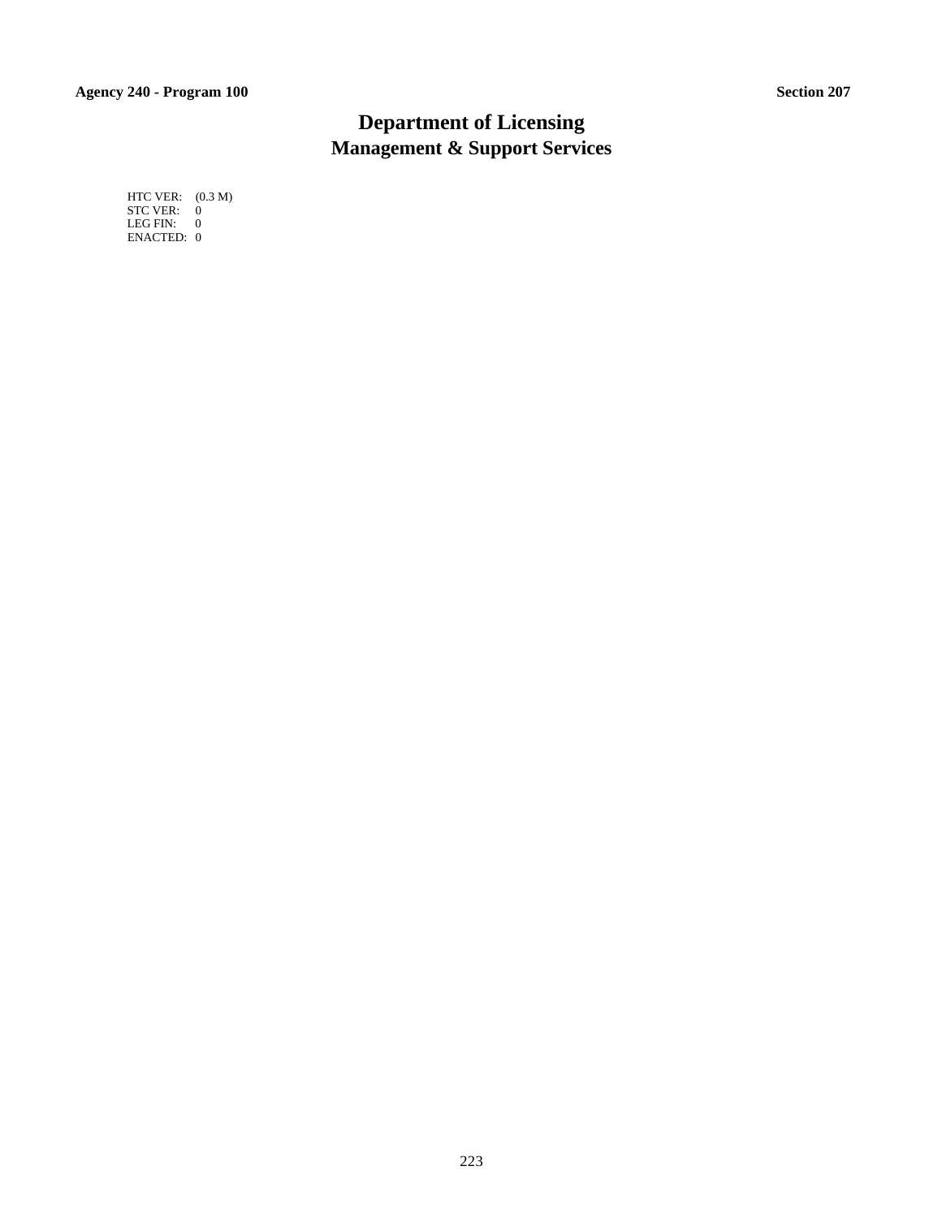# Department of Licensing

## Management & Support Services

HTC VER: (0.3 M)
STC VER: 0
LEG FIN: 0
ENACTED: 0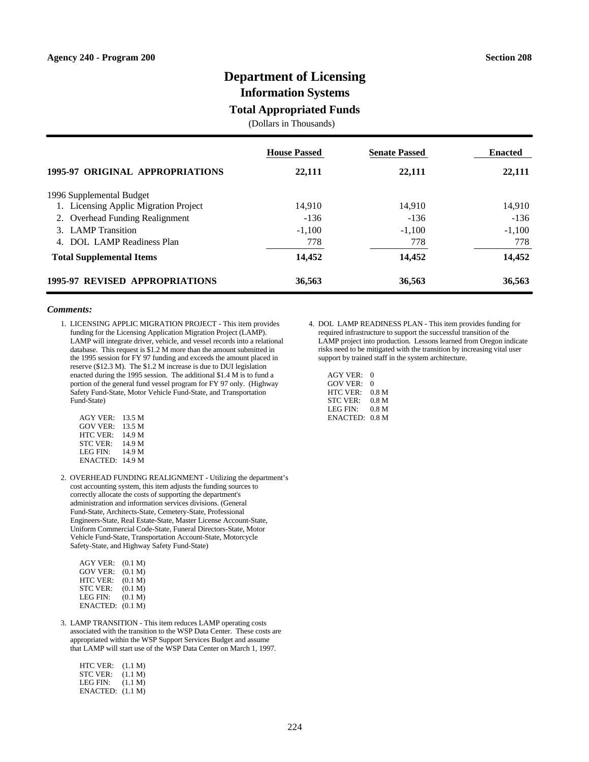Agency 240 - Program 200 | Section 208

# Department of Licensing
## Information Systems
### Total Appropriated Funds
(Dollars in Thousands)

| | House Passed | Senate Passed | Enacted |
|---|---|---|---|
| **1995-97 ORIGINAL APPROPRIATIONS** | **22,111** | **22,111** | **22,111** |
| 1996 Supplemental Budget | | | |
| 1. Licensing Applic Migration Project | 14,910 | 14,910 | 14,910 |
| 2. Overhead Funding Realignment | -136 | -136 | -136 |
| 3. LAMP Transition | -1,100 | -1,100 | -1,100 |
| 4. DOL LAMP Readiness Plan | 778 | 778 | 778 |
| **Total Supplemental Items** | **14,452** | **14,452** | **14,452** |
| **1995-97 REVISED APPROPRIATIONS** | **36,563** | **36,563** | **36,563** |

***Comments:***

1. LICENSING APPLIC MIGRATION PROJECT - This item provides funding for the Licensing Application Migration Project (LAMP). LAMP will integrate driver, vehicle, and vessel records into a relational database. This request is $1.2 M more than the amount submitted in the 1995 session for FY 97 funding and exceeds the amount placed in reserve ($12.3 M). The $1.2 M increase is due to DUI legislation enacted during the 1995 session. The additional $1.4 M is to fund a portion of the general fund vessel program for FY 97 only. (Highway Safety Fund-State, Motor Vehicle Fund-State, and Transportation Fund-State)

   AGY VER: 13.5 M
   GOV VER: 13.5 M
   HTC VER: 14.9 M
   STC VER: 14.9 M
   LEG FIN: 14.9 M
   ENACTED: 14.9 M

2. OVERHEAD FUNDING REALIGNMENT - Utilizing the department's cost accounting system, this item adjusts the funding sources to correctly allocate the costs of supporting the department's administration and information services divisions. (General Fund-State, Architects-State, Cemetery-State, Professional Engineers-State, Real Estate-State, Master License Account-State, Uniform Commercial Code-State, Funeral Directors-State, Motor Vehicle Fund-State, Transportation Account-State, Motorcycle Safety-State, and Highway Safety Fund-State)

   AGY VER: (0.1 M)
   GOV VER: (0.1 M)
   HTC VER: (0.1 M)
   STC VER: (0.1 M)
   LEG FIN: (0.1 M)
   ENACTED: (0.1 M)

3. LAMP TRANSITION - This item reduces LAMP operating costs associated with the transition to the WSP Data Center. These costs are appropriated within the WSP Support Services Budget and assume that LAMP will start use of the WSP Data Center on March 1, 1997.

   HTC VER: (1.1 M)
   STC VER: (1.1 M)
   LEG FIN: (1.1 M)
   ENACTED: (1.1 M)

4. DOL LAMP READINESS PLAN - This item provides funding for required infrastructure to support the successful transition of the LAMP project into production. Lessons learned from Oregon indicate risks need to be mitigated with the transition by increasing vital user support by trained staff in the system architecture.

   AGY VER: 0
   GOV VER: 0
   HTC VER: 0.8 M
   STC VER: 0.8 M
   LEG FIN: 0.8 M
   ENACTED: 0.8 M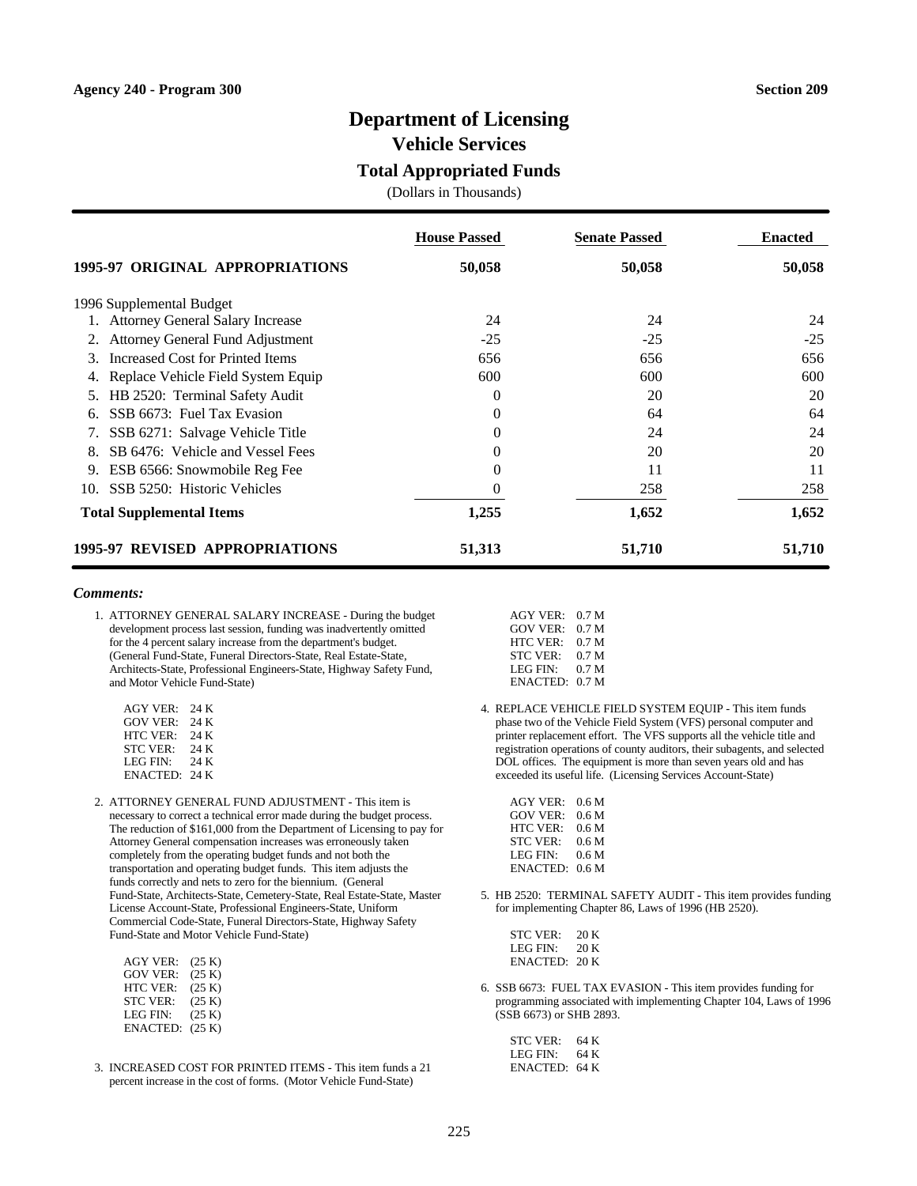Agency 240 - Program 300 | Section 209

# Department of Licensing
## Vehicle Services
### Total Appropriated Funds
(Dollars in Thousands)

| | House Passed | Senate Passed | Enacted |
|---|---|---|---|
| **1995-97 ORIGINAL APPROPRIATIONS** | **50,058** | **50,058** | **50,058** |
| 1996 Supplemental Budget | | | |
| 1. Attorney General Salary Increase | 24 | 24 | 24 |
| 2. Attorney General Fund Adjustment | -25 | -25 | -25 |
| 3. Increased Cost for Printed Items | 656 | 656 | 656 |
| 4. Replace Vehicle Field System Equip | 600 | 600 | 600 |
| 5. HB 2520: Terminal Safety Audit | 0 | 20 | 20 |
| 6. SSB 6673: Fuel Tax Evasion | 0 | 64 | 64 |
| 7. SSB 6271: Salvage Vehicle Title | 0 | 24 | 24 |
| 8. SB 6476: Vehicle and Vessel Fees | 0 | 20 | 20 |
| 9. ESB 6566: Snowmobile Reg Fee | 0 | 11 | 11 |
| 10. SSB 5250: Historic Vehicles | 0 | 258 | 258 |
| **Total Supplemental Items** | **1,255** | **1,652** | **1,652** |
| **1995-97 REVISED APPROPRIATIONS** | **51,313** | **51,710** | **51,710** |

***Comments:***

1. ATTORNEY GENERAL SALARY INCREASE - During the budget development process last session, funding was inadvertently omitted for the 4 percent salary increase from the department's budget. (General Fund-State, Funeral Directors-State, Real Estate-State, Architects-State, Professional Engineers-State, Highway Safety Fund, and Motor Vehicle Fund-State)

   AGY VER: 24 K
   GOV VER: 24 K
   HTC VER: 24 K
   STC VER: 24 K
   LEG FIN: 24 K
   ENACTED: 24 K

2. ATTORNEY GENERAL FUND ADJUSTMENT - This item is necessary to correct a technical error made during the budget process. The reduction of $161,000 from the Department of Licensing to pay for Attorney General compensation increases was erroneously taken completely from the operating budget funds and not both the transportation and operating budget funds. This item adjusts the funds correctly and nets to zero for the biennium. (General Fund-State, Architects-State, Cemetery-State, Real Estate-State, Master License Account-State, Professional Engineers-State, Uniform Commercial Code-State, Funeral Directors-State, Highway Safety Fund-State and Motor Vehicle Fund-State)

   AGY VER: (25 K)
   GOV VER: (25 K)
   HTC VER: (25 K)
   STC VER: (25 K)
   LEG FIN: (25 K)
   ENACTED: (25 K)

3. INCREASED COST FOR PRINTED ITEMS - This item funds a 21 percent increase in the cost of forms. (Motor Vehicle Fund-State)

   AGY VER: 0.7 M
   GOV VER: 0.7 M
   HTC VER: 0.7 M
   STC VER: 0.7 M
   LEG FIN: 0.7 M
   ENACTED: 0.7 M

4. REPLACE VEHICLE FIELD SYSTEM EQUIP - This item funds phase two of the Vehicle Field System (VFS) personal computer and printer replacement effort. The VFS supports all the vehicle title and registration operations of county auditors, their subagents, and selected DOL offices. The equipment is more than seven years old and has exceeded its useful life. (Licensing Services Account-State)

   AGY VER: 0.6 M
   GOV VER: 0.6 M
   HTC VER: 0.6 M
   STC VER: 0.6 M
   LEG FIN: 0.6 M
   ENACTED: 0.6 M

5. HB 2520: TERMINAL SAFETY AUDIT - This item provides funding for implementing Chapter 86, Laws of 1996 (HB 2520).

   STC VER: 20 K
   LEG FIN: 20 K
   ENACTED: 20 K

6. SSB 6673: FUEL TAX EVASION - This item provides funding for programming associated with implementing Chapter 104, Laws of 1996 (SSB 6673) or SHB 2893.

   STC VER: 64 K
   LEG FIN: 64 K
   ENACTED: 64 K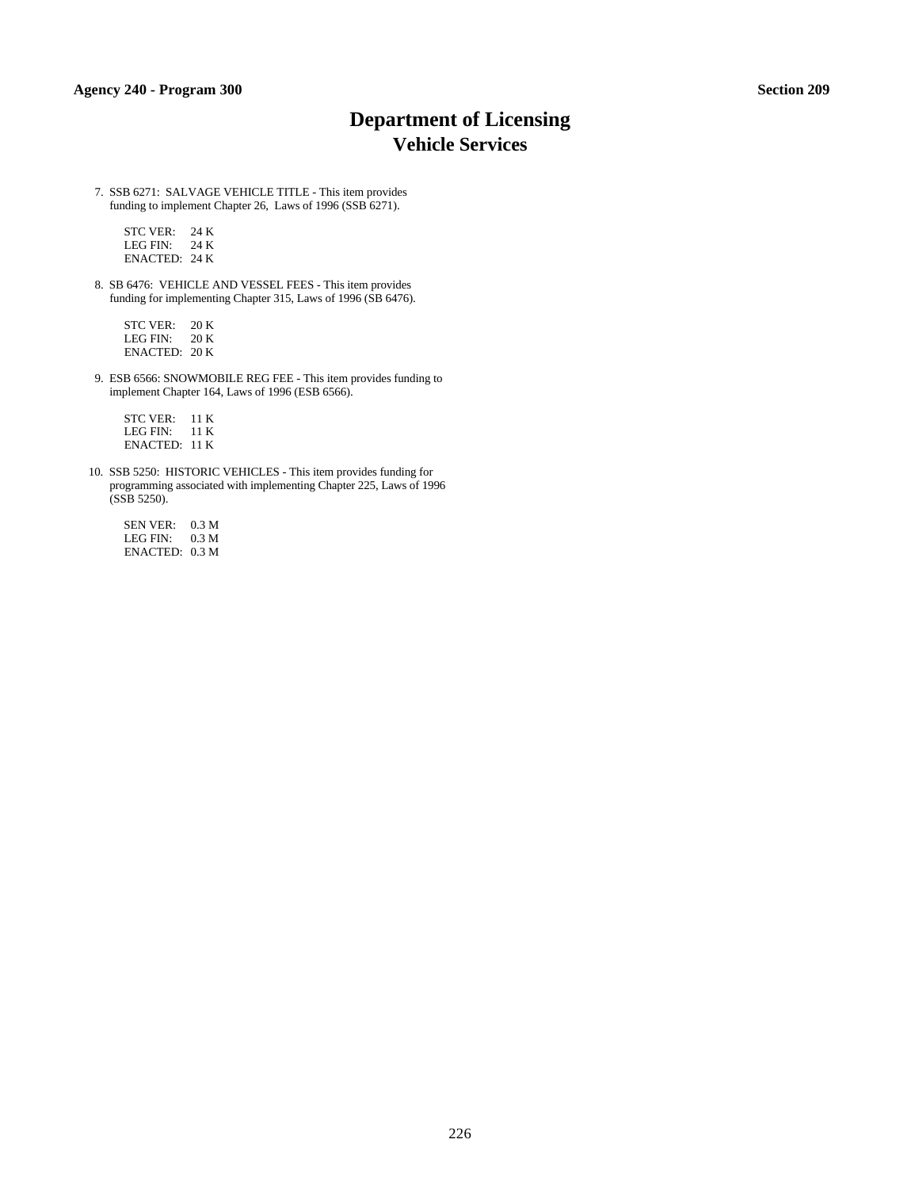# Department of Licensing
## Vehicle Services

7. SSB 6271: SALVAGE VEHICLE TITLE - This item provides funding to implement Chapter 26, Laws of 1996 (SSB 6271).

   STC VER: 24 K
   LEG FIN: 24 K
   ENACTED: 24 K

8. SB 6476: VEHICLE AND VESSEL FEES - This item provides funding for implementing Chapter 315, Laws of 1996 (SB 6476).

   STC VER: 20 K
   LEG FIN: 20 K
   ENACTED: 20 K

9. ESB 6566: SNOWMOBILE REG FEE - This item provides funding to implement Chapter 164, Laws of 1996 (ESB 6566).

   STC VER: 11 K
   LEG FIN: 11 K
   ENACTED: 11 K

10. SSB 5250: HISTORIC VEHICLES - This item provides funding for programming associated with implementing Chapter 225, Laws of 1996 (SSB 5250).

    SEN VER: 0.3 M
    LEG FIN: 0.3 M
    ENACTED: 0.3 M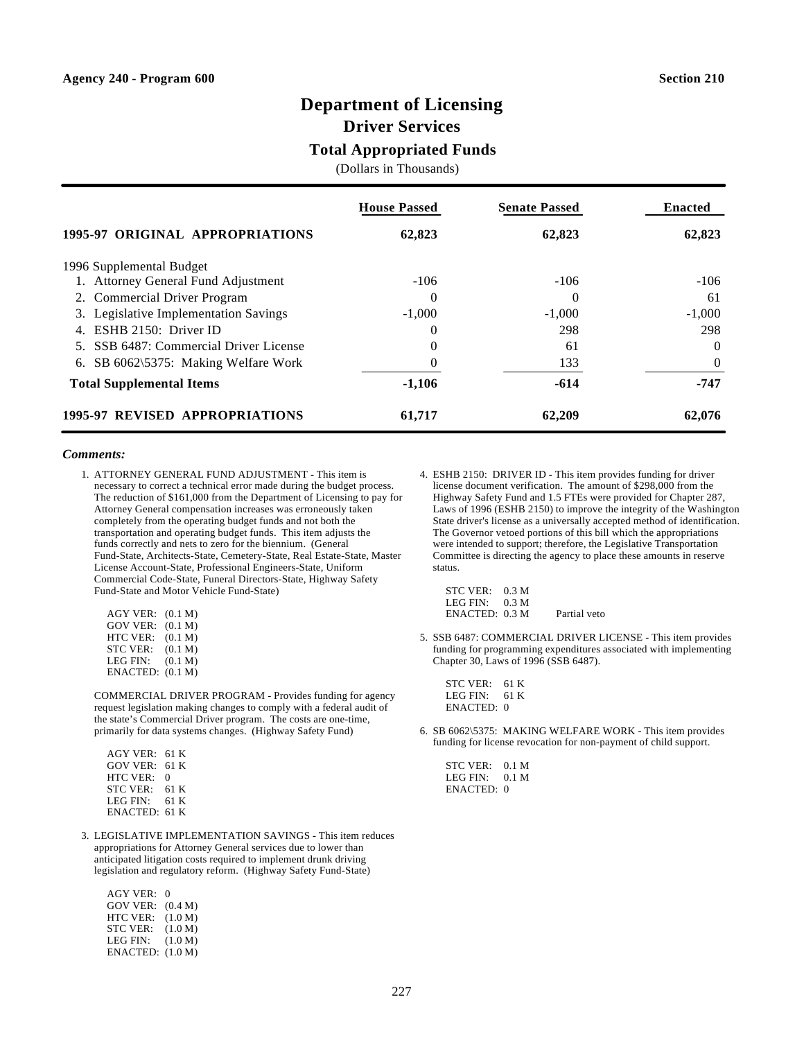Agency 240 - Program 600 | Section 210

# Department of Licensing
## Driver Services
### Total Appropriated Funds
(Dollars in Thousands)

| | House Passed | Senate Passed | Enacted |
|---|---|---|---|
| **1995-97 ORIGINAL APPROPRIATIONS** | **62,823** | **62,823** | **62,823** |
| 1996 Supplemental Budget | | | |
| 1. Attorney General Fund Adjustment | -106 | -106 | -106 |
| 2. Commercial Driver Program | 0 | 0 | 61 |
| 3. Legislative Implementation Savings | -1,000 | -1,000 | -1,000 |
| 4. ESHB 2150: Driver ID | 0 | 298 | 298 |
| 5. SSB 6487: Commercial Driver License | 0 | 61 | 0 |
| 6. SB 6062\5375: Making Welfare Work | 0 | 133 | 0 |
| **Total Supplemental Items** | **-1,106** | **-614** | **-747** |
| **1995-97 REVISED APPROPRIATIONS** | **61,717** | **62,209** | **62,076** |

***Comments:***

1. ATTORNEY GENERAL FUND ADJUSTMENT - This item is necessary to correct a technical error made during the budget process. The reduction of $161,000 from the Department of Licensing to pay for Attorney General compensation increases was erroneously taken completely from the operating budget funds and not both the transportation and operating budget funds. This item adjusts the funds correctly and nets to zero for the biennium. (General Fund-State, Architects-State, Cemetery-State, Real Estate-State, Master License Account-State, Professional Engineers-State, Uniform Commercial Code-State, Funeral Directors-State, Highway Safety Fund-State and Motor Vehicle Fund-State)

   AGY VER: (0.1 M)
   GOV VER: (0.1 M)
   HTC VER: (0.1 M)
   STC VER: (0.1 M)
   LEG FIN: (0.1 M)
   ENACTED: (0.1 M)

   COMMERCIAL DRIVER PROGRAM - Provides funding for agency request legislation making changes to comply with a federal audit of the state's Commercial Driver program. The costs are one-time, primarily for data systems changes. (Highway Safety Fund)

   AGY VER: 61 K
   GOV VER: 61 K
   HTC VER: 0
   STC VER: 61 K
   LEG FIN: 61 K
   ENACTED: 61 K

3. LEGISLATIVE IMPLEMENTATION SAVINGS - This item reduces appropriations for Attorney General services due to lower than anticipated litigation costs required to implement drunk driving legislation and regulatory reform. (Highway Safety Fund-State)

   AGY VER: 0
   GOV VER: (0.4 M)
   HTC VER: (1.0 M)
   STC VER: (1.0 M)
   LEG FIN: (1.0 M)
   ENACTED: (1.0 M)

4. ESHB 2150: DRIVER ID - This item provides funding for driver license document verification. The amount of $298,000 from the Highway Safety Fund and 1.5 FTEs were provided for Chapter 287, Laws of 1996 (ESHB 2150) to improve the integrity of the Washington State driver's license as a universally accepted method of identification. The Governor vetoed portions of this bill which the appropriations were intended to support; therefore, the Legislative Transportation Committee is directing the agency to place these amounts in reserve status.

   STC VER: 0.3 M
   LEG FIN: 0.3 M
   ENACTED: 0.3 M Partial veto

5. SSB 6487: COMMERCIAL DRIVER LICENSE - This item provides funding for programming expenditures associated with implementing Chapter 30, Laws of 1996 (SSB 6487).

   STC VER: 61 K
   LEG FIN: 61 K
   ENACTED: 0

6. SB 6062\5375: MAKING WELFARE WORK - This item provides funding for license revocation for non-payment of child support.

   STC VER: 0.1 M
   LEG FIN: 0.1 M
   ENACTED: 0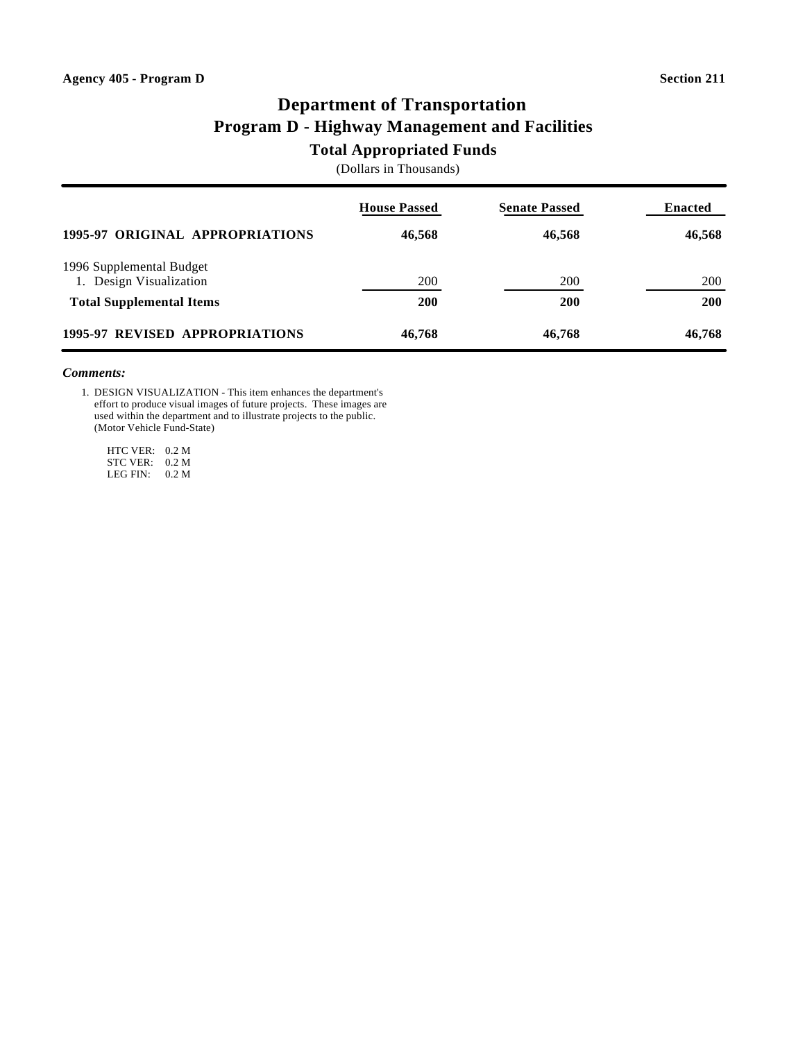Agency 405 - Program D

Section 211

# Department of Transportation
## Program D - Highway Management and Facilities
### Total Appropriated Funds
(Dollars in Thousands)

| | House Passed | Senate Passed | Enacted |
|---|---|---|---|
| **1995-97 ORIGINAL APPROPRIATIONS** | **46,568** | **46,568** | **46,568** |
| 1996 Supplemental Budget | | | |
| 1. Design Visualization | 200 | 200 | 200 |
| **Total Supplemental Items** | **200** | **200** | **200** |
| **1995-97 REVISED APPROPRIATIONS** | **46,768** | **46,768** | **46,768** |

***Comments:***

1. DESIGN VISUALIZATION - This item enhances the department's effort to produce visual images of future projects. These images are used within the department and to illustrate projects to the public. (Motor Vehicle Fund-State)

   HTC VER: 0.2 M
   STC VER: 0.2 M
   LEG FIN: 0.2 M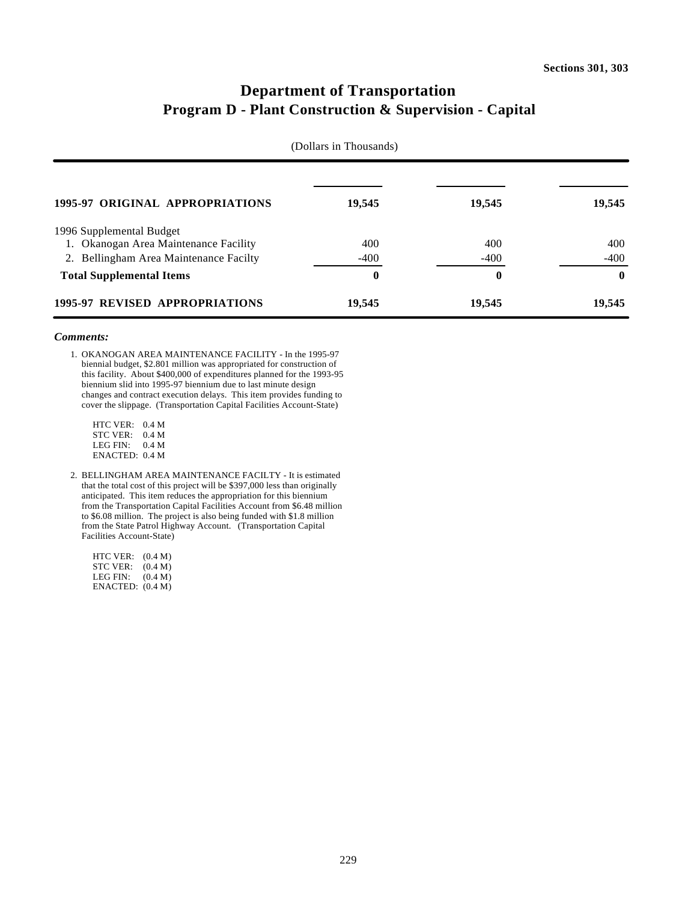Sections 301, 303

# Department of Transportation
## Program D - Plant Construction & Supervision - Capital

(Dollars in Thousands)

| | | | |
|---|---|---|---|
| **1995-97 ORIGINAL APPROPRIATIONS** | **19,545** | **19,545** | **19,545** |
| 1996 Supplemental Budget | | | |
| 1. Okanogan Area Maintenance Facility | 400 | 400 | 400 |
| 2. Bellingham Area Maintenance Facilty | -400 | -400 | -400 |
| **Total Supplemental Items** | **0** | **0** | **0** |
| **1995-97 REVISED APPROPRIATIONS** | **19,545** | **19,545** | **19,545** |

***Comments:***

1. OKANOGAN AREA MAINTENANCE FACILITY - In the 1995-97 biennial budget, $2.801 million was appropriated for construction of this facility. About $400,000 of expenditures planned for the 1993-95 biennium slid into 1995-97 biennium due to last minute design changes and contract execution delays. This item provides funding to cover the slippage. (Transportation Capital Facilities Account-State)

   HTC VER: 0.4 M
   STC VER: 0.4 M
   LEG FIN: 0.4 M
   ENACTED: 0.4 M

2. BELLINGHAM AREA MAINTENANCE FACILTY - It is estimated that the total cost of this project will be $397,000 less than originally anticipated. This item reduces the appropriation for this biennium from the Transportation Capital Facilities Account from $6.48 million to $6.08 million. The project is also being funded with $1.8 million from the State Patrol Highway Account. (Transportation Capital Facilities Account-State)

   HTC VER: (0.4 M)
   STC VER: (0.4 M)
   LEG FIN: (0.4 M)
   ENACTED: (0.4 M)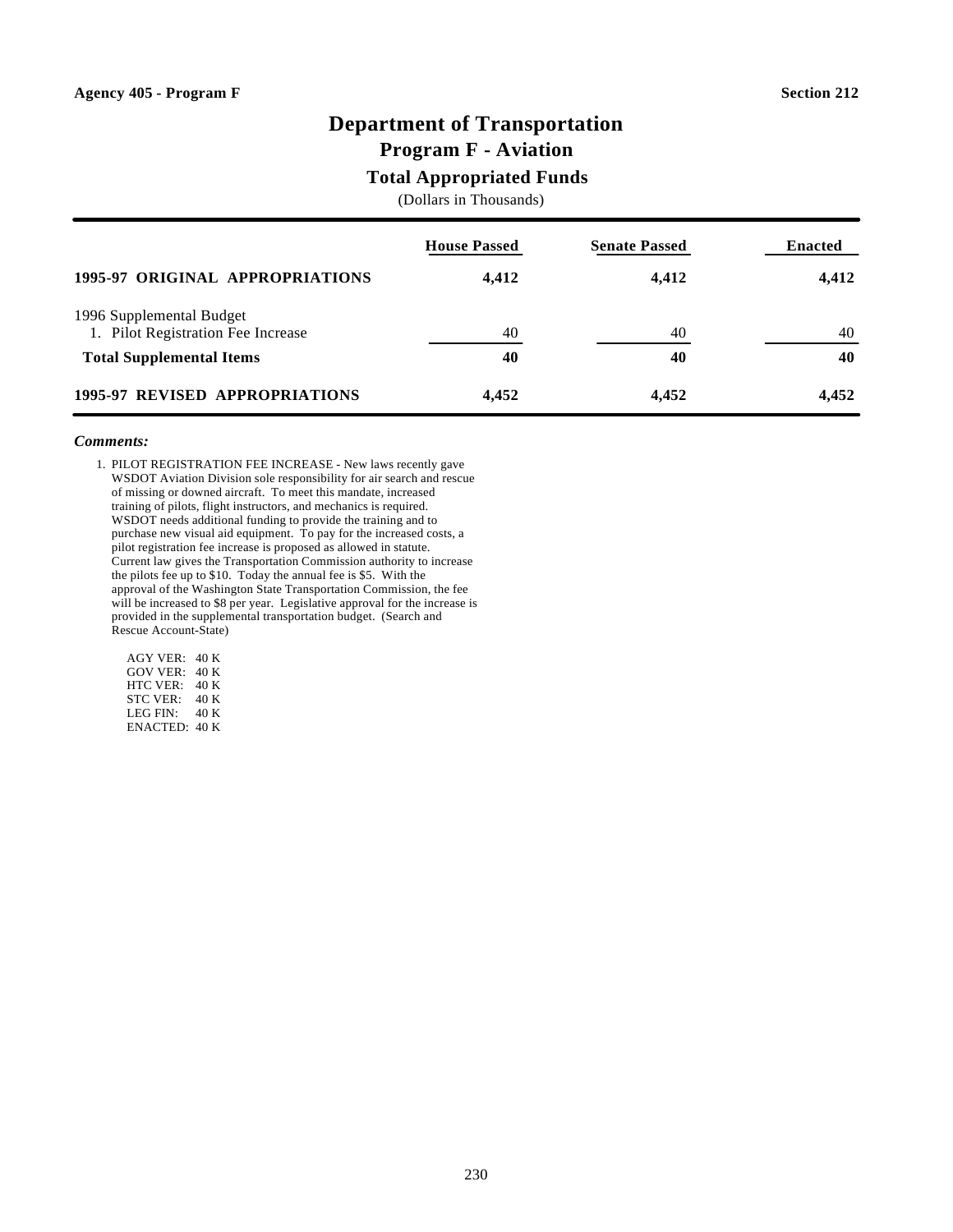Agency 405 - Program F | Section 212

# Department of Transportation
## Program F - Aviation
### Total Appropriated Funds

(Dollars in Thousands)

| | House Passed | Senate Passed | Enacted |
|---|---|---|---|
| **1995-97 ORIGINAL APPROPRIATIONS** | **4,412** | **4,412** | **4,412** |
| 1996 Supplemental Budget | | | |
| 1. Pilot Registration Fee Increase | 40 | 40 | 40 |
| **Total Supplemental Items** | **40** | **40** | **40** |
| **1995-97 REVISED APPROPRIATIONS** | **4,452** | **4,452** | **4,452** |

***Comments:***

1. PILOT REGISTRATION FEE INCREASE - New laws recently gave WSDOT Aviation Division sole responsibility for air search and rescue of missing or downed aircraft. To meet this mandate, increased training of pilots, flight instructors, and mechanics is required. WSDOT needs additional funding to provide the training and to purchase new visual aid equipment. To pay for the increased costs, a pilot registration fee increase is proposed as allowed in statute. Current law gives the Transportation Commission authority to increase the pilots fee up to $10. Today the annual fee is $5. With the approval of the Washington State Transportation Commission, the fee will be increased to $8 per year. Legislative approval for the increase is provided in the supplemental transportation budget. (Search and Rescue Account-State)

   AGY VER: 40 K
   GOV VER: 40 K
   HTC VER: 40 K
   STC VER: 40 K
   LEG FIN: 40 K
   ENACTED: 40 K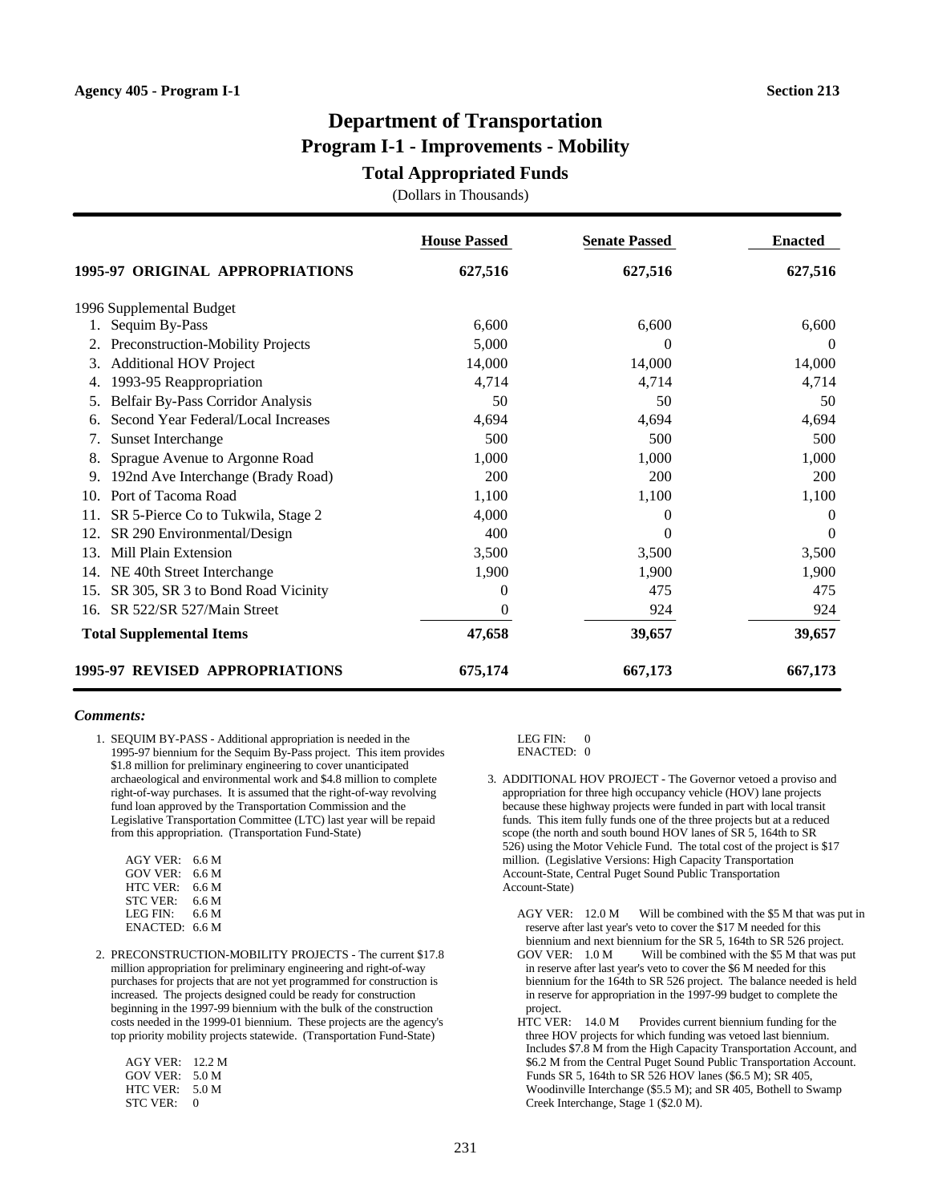Agency 405 - Program I-1 Section 213

# Department of Transportation
## Program I-1 - Improvements - Mobility
### Total Appropriated Funds
(Dollars in Thousands)

| | House Passed | Senate Passed | Enacted |
|---|---|---|---|
| **1995-97 ORIGINAL APPROPRIATIONS** | **627,516** | **627,516** | **627,516** |
| 1996 Supplemental Budget | | | |
| 1. Sequim By-Pass | 6,600 | 6,600 | 6,600 |
| 2. Preconstruction-Mobility Projects | 5,000 | 0 | 0 |
| 3. Additional HOV Project | 14,000 | 14,000 | 14,000 |
| 4. 1993-95 Reappropriation | 4,714 | 4,714 | 4,714 |
| 5. Belfair By-Pass Corridor Analysis | 50 | 50 | 50 |
| 6. Second Year Federal/Local Increases | 4,694 | 4,694 | 4,694 |
| 7. Sunset Interchange | 500 | 500 | 500 |
| 8. Sprague Avenue to Argonne Road | 1,000 | 1,000 | 1,000 |
| 9. 192nd Ave Interchange (Brady Road) | 200 | 200 | 200 |
| 10. Port of Tacoma Road | 1,100 | 1,100 | 1,100 |
| 11. SR 5-Pierce Co to Tukwila, Stage 2 | 4,000 | 0 | 0 |
| 12. SR 290 Environmental/Design | 400 | 0 | 0 |
| 13. Mill Plain Extension | 3,500 | 3,500 | 3,500 |
| 14. NE 40th Street Interchange | 1,900 | 1,900 | 1,900 |
| 15. SR 305, SR 3 to Bond Road Vicinity | 0 | 475 | 475 |
| 16. SR 522/SR 527/Main Street | 0 | 924 | 924 |
| **Total Supplemental Items** | **47,658** | **39,657** | **39,657** |
| **1995-97 REVISED APPROPRIATIONS** | **675,174** | **667,173** | **667,173** |

***Comments:***

1. SEQUIM BY-PASS - Additional appropriation is needed in the 1995-97 biennium for the Sequim By-Pass project. This item provides $1.8 million for preliminary engineering to cover unanticipated archaeological and environmental work and $4.8 million to complete right-of-way purchases. It is assumed that the right-of-way revolving fund loan approved by the Transportation Commission and the Legislative Transportation Committee (LTC) last year will be repaid from this appropriation. (Transportation Fund-State)

   AGY VER: 6.6 M
   GOV VER: 6.6 M
   HTC VER: 6.6 M
   STC VER: 6.6 M
   LEG FIN: 6.6 M
   ENACTED: 6.6 M

2. PRECONSTRUCTION-MOBILITY PROJECTS - The current $17.8 million appropriation for preliminary engineering and right-of-way purchases for projects that are not yet programmed for construction is increased. The projects designed could be ready for construction beginning in the 1997-99 biennium with the bulk of the construction costs needed in the 1999-01 biennium. These projects are the agency's top priority mobility projects statewide. (Transportation Fund-State)

   AGY VER: 12.2 M
   GOV VER: 5.0 M
   HTC VER: 5.0 M
   STC VER: 0
   LEG FIN: 0
   ENACTED: 0

3. ADDITIONAL HOV PROJECT - The Governor vetoed a proviso and appropriation for three high occupancy vehicle (HOV) lane projects because these highway projects were funded in part with local transit funds. This item fully funds one of the three projects but at a reduced scope (the north and south bound HOV lanes of SR 5, 164th to SR 526) using the Motor Vehicle Fund. The total cost of the project is $17 million. (Legislative Versions: High Capacity Transportation Account-State, Central Puget Sound Public Transportation Account-State)

   AGY VER: 12.0 M Will be combined with the $5 M that was put in reserve after last year's veto to cover the $17 M needed for this biennium and next biennium for the SR 5, 164th to SR 526 project.
   GOV VER: 1.0 M Will be combined with the $5 M that was put in reserve after last year's veto to cover the $6 M needed for this biennium for the 164th to SR 526 project. The balance needed is held in reserve for appropriation in the 1997-99 budget to complete the project.
   HTC VER: 14.0 M Provides current biennium funding for the three HOV projects for which funding was vetoed last biennium. Includes $7.8 M from the High Capacity Transportation Account, and $6.2 M from the Central Puget Sound Public Transportation Account. Funds SR 5, 164th to SR 526 HOV lanes ($6.5 M); SR 405, Woodinville Interchange ($5.5 M); and SR 405, Bothell to Swamp Creek Interchange, Stage 1 ($2.0 M).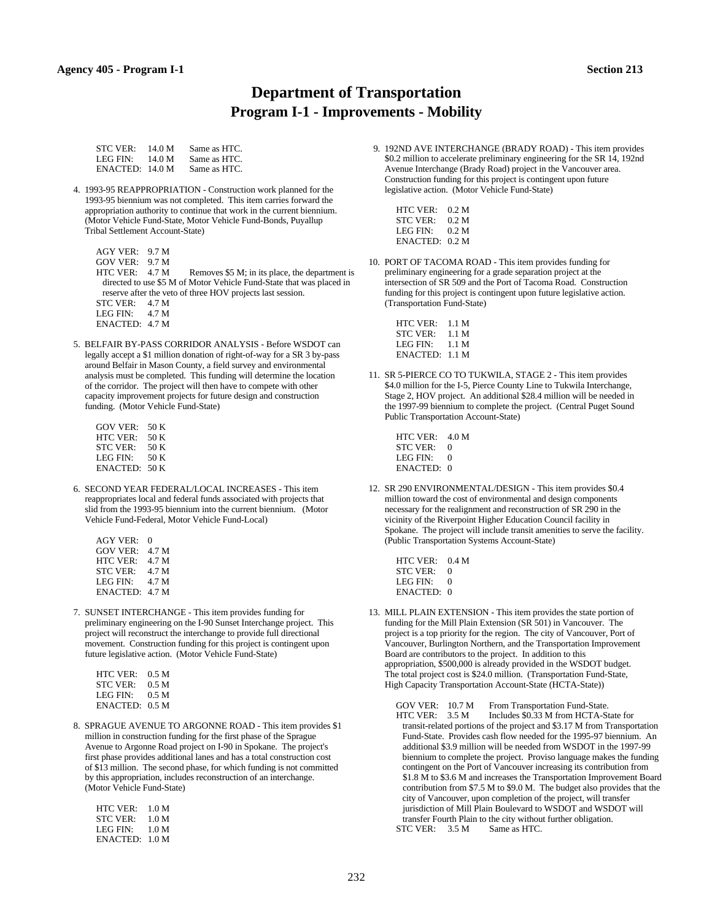# Department of Transportation
## Program I-1 - Improvements - Mobility

STC VER: 14.0 M Same as HTC.
LEG FIN: 14.0 M Same as HTC.
ENACTED: 14.0 M Same as HTC.

4. 1993-95 REAPPROPRIATION - Construction work planned for the 1993-95 biennium was not completed. This item carries forward the appropriation authority to continue that work in the current biennium. (Motor Vehicle Fund-State, Motor Vehicle Fund-Bonds, Puyallup Tribal Settlement Account-State)

   AGY VER: 9.7 M
   GOV VER: 9.7 M
   HTC VER: 4.7 M Removes $5 M; in its place, the department is directed to use $5 M of Motor Vehicle Fund-State that was placed in reserve after the veto of three HOV projects last session.
   STC VER: 4.7 M
   LEG FIN: 4.7 M
   ENACTED: 4.7 M

5. BELFAIR BY-PASS CORRIDOR ANALYSIS - Before WSDOT can legally accept a $1 million donation of right-of-way for a SR 3 by-pass around Belfair in Mason County, a field survey and environmental analysis must be completed. This funding will determine the location of the corridor. The project will then have to compete with other capacity improvement projects for future design and construction funding. (Motor Vehicle Fund-State)

   GOV VER: 50 K
   HTC VER: 50 K
   STC VER: 50 K
   LEG FIN: 50 K
   ENACTED: 50 K

6. SECOND YEAR FEDERAL/LOCAL INCREASES - This item reappropriates local and federal funds associated with projects that slid from the 1993-95 biennium into the current biennium. (Motor Vehicle Fund-Federal, Motor Vehicle Fund-Local)

   AGY VER: 0
   GOV VER: 4.7 M
   HTC VER: 4.7 M
   STC VER: 4.7 M
   LEG FIN: 4.7 M
   ENACTED: 4.7 M

7. SUNSET INTERCHANGE - This item provides funding for preliminary engineering on the I-90 Sunset Interchange project. This project will reconstruct the interchange to provide full directional movement. Construction funding for this project is contingent upon future legislative action. (Motor Vehicle Fund-State)

   HTC VER: 0.5 M
   STC VER: 0.5 M
   LEG FIN: 0.5 M
   ENACTED: 0.5 M

8. SPRAGUE AVENUE TO ARGONNE ROAD - This item provides $1 million in construction funding for the first phase of the Sprague Avenue to Argonne Road project on I-90 in Spokane. The project's first phase provides additional lanes and has a total construction cost of $13 million. The second phase, for which funding is not committed by this appropriation, includes reconstruction of an interchange. (Motor Vehicle Fund-State)

   HTC VER: 1.0 M
   STC VER: 1.0 M
   LEG FIN: 1.0 M
   ENACTED: 1.0 M

9. 192ND AVE INTERCHANGE (BRADY ROAD) - This item provides $0.2 million to accelerate preliminary engineering for the SR 14, 192nd Avenue Interchange (Brady Road) project in the Vancouver area. Construction funding for this project is contingent upon future legislative action. (Motor Vehicle Fund-State)

   HTC VER: 0.2 M
   STC VER: 0.2 M
   LEG FIN: 0.2 M
   ENACTED: 0.2 M

10. PORT OF TACOMA ROAD - This item provides funding for preliminary engineering for a grade separation project at the intersection of SR 509 and the Port of Tacoma Road. Construction funding for this project is contingent upon future legislative action. (Transportation Fund-State)

    HTC VER: 1.1 M
    STC VER: 1.1 M
    LEG FIN: 1.1 M
    ENACTED: 1.1 M

11. SR 5-PIERCE CO TO TUKWILA, STAGE 2 - This item provides $4.0 million for the I-5, Pierce County Line to Tukwila Interchange, Stage 2, HOV project. An additional $28.4 million will be needed in the 1997-99 biennium to complete the project. (Central Puget Sound Public Transportation Account-State)

    HTC VER: 4.0 M
    STC VER: 0
    LEG FIN: 0
    ENACTED: 0

12. SR 290 ENVIRONMENTAL/DESIGN - This item provides $0.4 million toward the cost of environmental and design components necessary for the realignment and reconstruction of SR 290 in the vicinity of the Riverpoint Higher Education Council facility in Spokane. The project will include transit amenities to serve the facility. (Public Transportation Systems Account-State)

    HTC VER: 0.4 M
    STC VER: 0
    LEG FIN: 0
    ENACTED: 0

13. MILL PLAIN EXTENSION - This item provides the state portion of funding for the Mill Plain Extension (SR 501) in Vancouver. The project is a top priority for the region. The city of Vancouver, Port of Vancouver, Burlington Northern, and the Transportation Improvement Board are contributors to the project. In addition to this appropriation, $500,000 is already provided in the WSDOT budget. The total project cost is $24.0 million. (Transportation Fund-State, High Capacity Transportation Account-State (HCTA-State))

    GOV VER: 10.7 M From Transportation Fund-State.
    HTC VER: 3.5 M Includes $0.33 M from HCTA-State for transit-related portions of the project and $3.17 M from Transportation Fund-State. Provides cash flow needed for the 1995-97 biennium. An additional $3.9 million will be needed from WSDOT in the 1997-99 biennium to complete the project. Proviso language makes the funding contingent on the Port of Vancouver increasing its contribution from $1.8 M to $3.6 M and increases the Transportation Improvement Board contribution from $7.5 M to $9.0 M. The budget also provides that the city of Vancouver, upon completion of the project, will transfer jurisdiction of Mill Plain Boulevard to WSDOT and WSDOT will transfer Fourth Plain to the city without further obligation.
    STC VER: 3.5 M Same as HTC.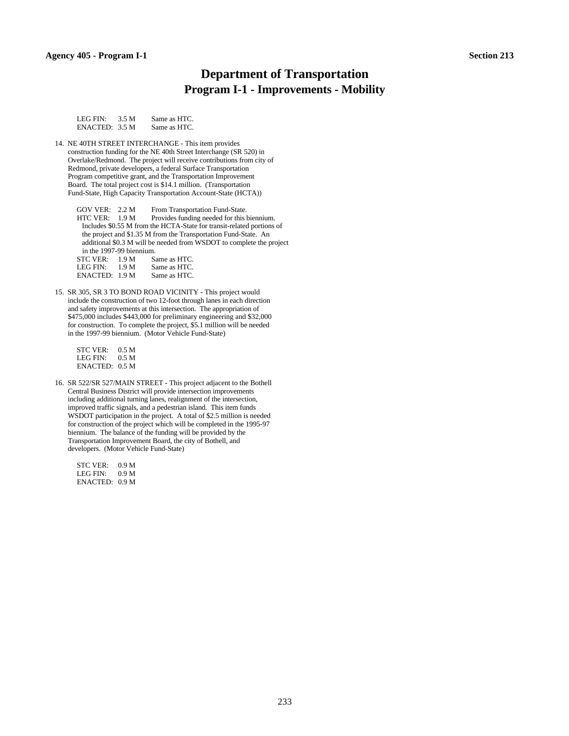# Department of Transportation

## Program I-1 - Improvements - Mobility

LEG FIN: 3.5 M Same as HTC.
ENACTED: 3.5 M Same as HTC.

14. NE 40TH STREET INTERCHANGE - This item provides construction funding for the NE 40th Street Interchange (SR 520) in Overlake/Redmond. The project will receive contributions from city of Redmond, private developers, a federal Surface Transportation Program competitive grant, and the Transportation Improvement Board. The total project cost is $14.1 million. (Transportation Fund-State, High Capacity Transportation Account-State (HCTA))

    GOV VER: 2.2 M From Transportation Fund-State.
    HTC VER: 1.9 M Provides funding needed for this biennium. Includes $0.55 M from the HCTA-State for transit-related portions of the project and $1.35 M from the Transportation Fund-State. An additional $0.3 M will be needed from WSDOT to complete the project in the 1997-99 biennium.
    STC VER: 1.9 M Same as HTC.
    LEG FIN: 1.9 M Same as HTC.
    ENACTED: 1.9 M Same as HTC.

15. SR 305, SR 3 TO BOND ROAD VICINITY - This project would include the construction of two 12-foot through lanes in each direction and safety improvements at this intersection. The appropriation of $475,000 includes $443,000 for preliminary engineering and $32,000 for construction. To complete the project, $5.1 million will be needed in the 1997-99 biennium. (Motor Vehicle Fund-State)

    STC VER: 0.5 M
    LEG FIN: 0.5 M
    ENACTED: 0.5 M

16. SR 522/SR 527/MAIN STREET - This project adjacent to the Bothell Central Business District will provide intersection improvements including additional turning lanes, realignment of the intersection, improved traffic signals, and a pedestrian island. This item funds WSDOT participation in the project. A total of $2.5 million is needed for construction of the project which will be completed in the 1995-97 biennium. The balance of the funding will be provided by the Transportation Improvement Board, the city of Bothell, and developers. (Motor Vehicle Fund-State)

    STC VER: 0.9 M
    LEG FIN: 0.9 M
    ENACTED: 0.9 M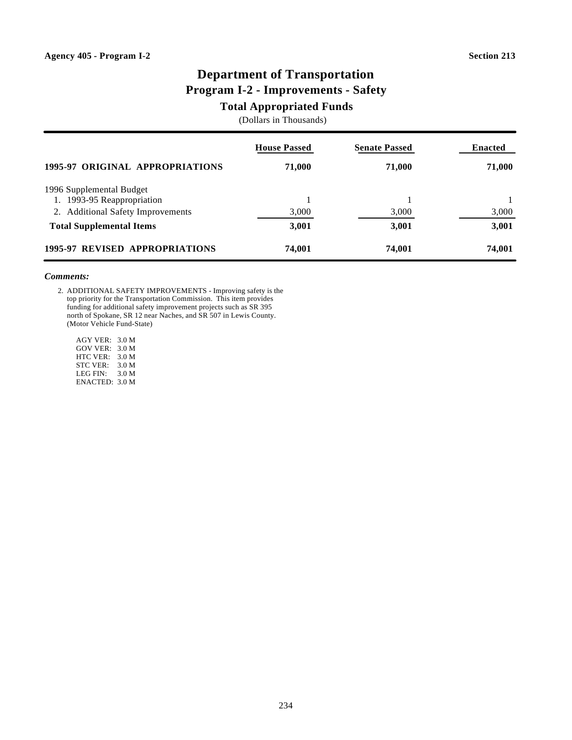Agency 405 - Program I-2 | Section 213

# Department of Transportation
## Program I-2 - Improvements - Safety
### Total Appropriated Funds
(Dollars in Thousands)

| | House Passed | Senate Passed | Enacted |
|---|---|---|---|
| **1995-97 ORIGINAL APPROPRIATIONS** | **71,000** | **71,000** | **71,000** |
| 1996 Supplemental Budget | | | |
| 1. 1993-95 Reappropriation | 1 | 1 | 1 |
| 2. Additional Safety Improvements | 3,000 | 3,000 | 3,000 |
| **Total Supplemental Items** | **3,001** | **3,001** | **3,001** |
| **1995-97 REVISED APPROPRIATIONS** | **74,001** | **74,001** | **74,001** |

***Comments:***

2. ADDITIONAL SAFETY IMPROVEMENTS - Improving safety is the top priority for the Transportation Commission. This item provides funding for additional safety improvement projects such as SR 395 north of Spokane, SR 12 near Naches, and SR 507 in Lewis County. (Motor Vehicle Fund-State)

   AGY VER: 3.0 M
   GOV VER: 3.0 M
   HTC VER: 3.0 M
   STC VER: 3.0 M
   LEG FIN: 3.0 M
   ENACTED: 3.0 M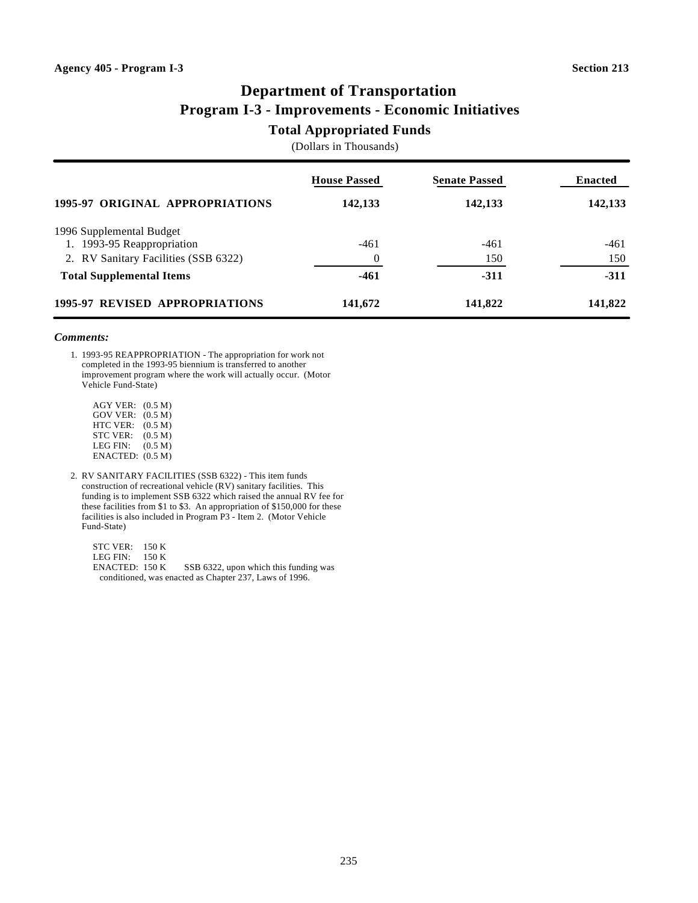Agency 405 - Program I-3 Section 213

# Department of Transportation
## Program I-3 - Improvements - Economic Initiatives
### Total Appropriated Funds
(Dollars in Thousands)

| | House Passed | Senate Passed | Enacted |
|---|---|---|---|
| **1995-97 ORIGINAL APPROPRIATIONS** | **142,133** | **142,133** | **142,133** |
| 1996 Supplemental Budget | | | |
| 1. 1993-95 Reappropriation | -461 | -461 | -461 |
| 2. RV Sanitary Facilities (SSB 6322) | 0 | 150 | 150 |
| **Total Supplemental Items** | **-461** | **-311** | **-311** |
| **1995-97 REVISED APPROPRIATIONS** | **141,672** | **141,822** | **141,822** |

***Comments:***

1. 1993-95 REAPPROPRIATION - The appropriation for work not completed in the 1993-95 biennium is transferred to another improvement program where the work will actually occur. (Motor Vehicle Fund-State)

   AGY VER: (0.5 M)
   GOV VER: (0.5 M)
   HTC VER: (0.5 M)
   STC VER: (0.5 M)
   LEG FIN: (0.5 M)
   ENACTED: (0.5 M)

2. RV SANITARY FACILITIES (SSB 6322) - This item funds construction of recreational vehicle (RV) sanitary facilities. This funding is to implement SSB 6322 which raised the annual RV fee for these facilities from $1 to $3. An appropriation of $150,000 for these facilities is also included in Program P3 - Item 2. (Motor Vehicle Fund-State)

   STC VER: 150 K
   LEG FIN: 150 K
   ENACTED: 150 K SSB 6322, upon which this funding was conditioned, was enacted as Chapter 237, Laws of 1996.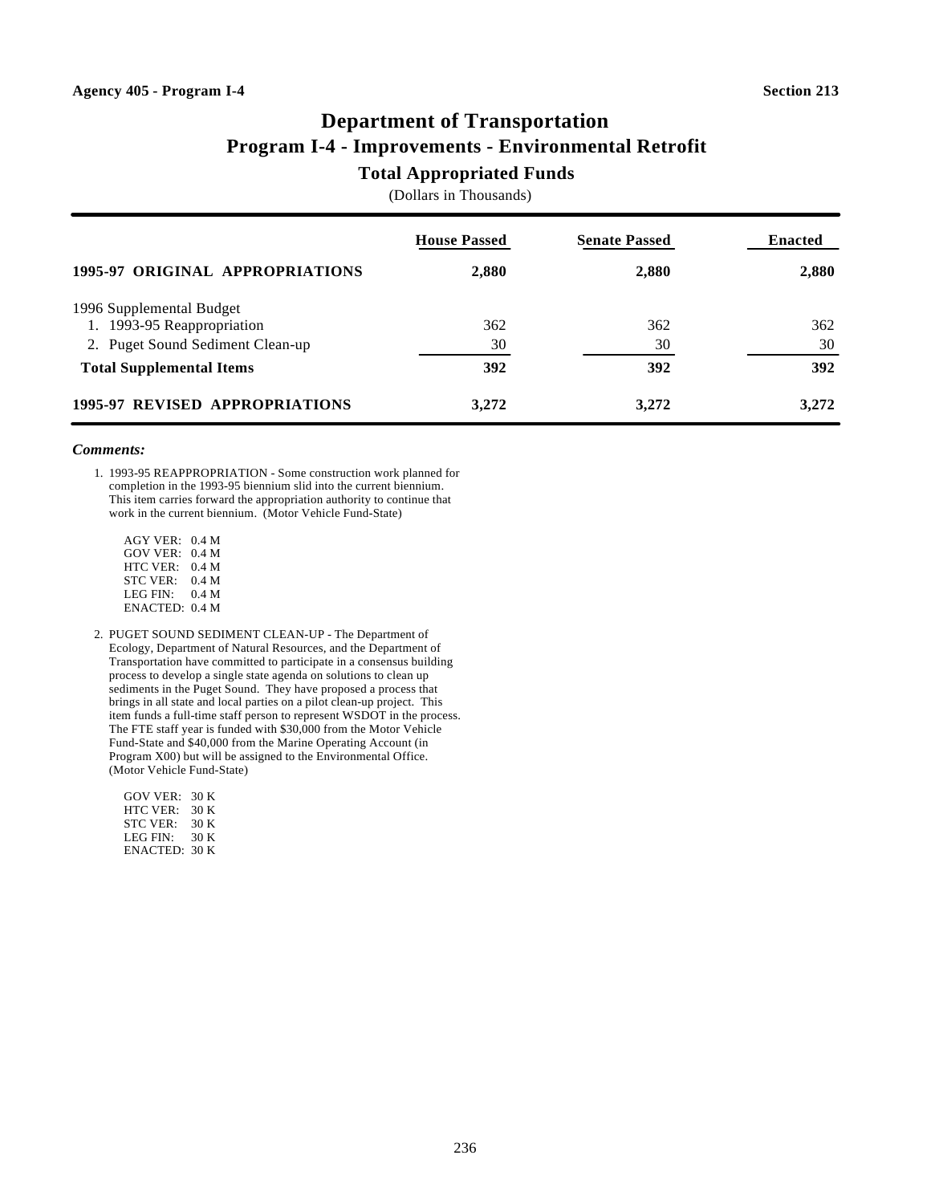Agency 405 - Program I-4 Section 213

# Department of Transportation
## Program I-4 - Improvements - Environmental Retrofit
### Total Appropriated Funds

(Dollars in Thousands)

| | House Passed | Senate Passed | Enacted |
|---|---|---|---|
| **1995-97 ORIGINAL APPROPRIATIONS** | **2,880** | **2,880** | **2,880** |
| 1996 Supplemental Budget | | | |
| 1. 1993-95 Reappropriation | 362 | 362 | 362 |
| 2. Puget Sound Sediment Clean-up | 30 | 30 | 30 |
| **Total Supplemental Items** | **392** | **392** | **392** |
| **1995-97 REVISED APPROPRIATIONS** | **3,272** | **3,272** | **3,272** |

***Comments:***

1. 1993-95 REAPPROPRIATION - Some construction work planned for completion in the 1993-95 biennium slid into the current biennium. This item carries forward the appropriation authority to continue that work in the current biennium. (Motor Vehicle Fund-State)

   AGY VER: 0.4 M
   GOV VER: 0.4 M
   HTC VER: 0.4 M
   STC VER: 0.4 M
   LEG FIN: 0.4 M
   ENACTED: 0.4 M

2. PUGET SOUND SEDIMENT CLEAN-UP - The Department of Ecology, Department of Natural Resources, and the Department of Transportation have committed to participate in a consensus building process to develop a single state agenda on solutions to clean up sediments in the Puget Sound. They have proposed a process that brings in all state and local parties on a pilot clean-up project. This item funds a full-time staff person to represent WSDOT in the process. The FTE staff year is funded with $30,000 from the Motor Vehicle Fund-State and $40,000 from the Marine Operating Account (in Program X00) but will be assigned to the Environmental Office. (Motor Vehicle Fund-State)

   GOV VER: 30 K
   HTC VER: 30 K
   STC VER: 30 K
   LEG FIN: 30 K
   ENACTED: 30 K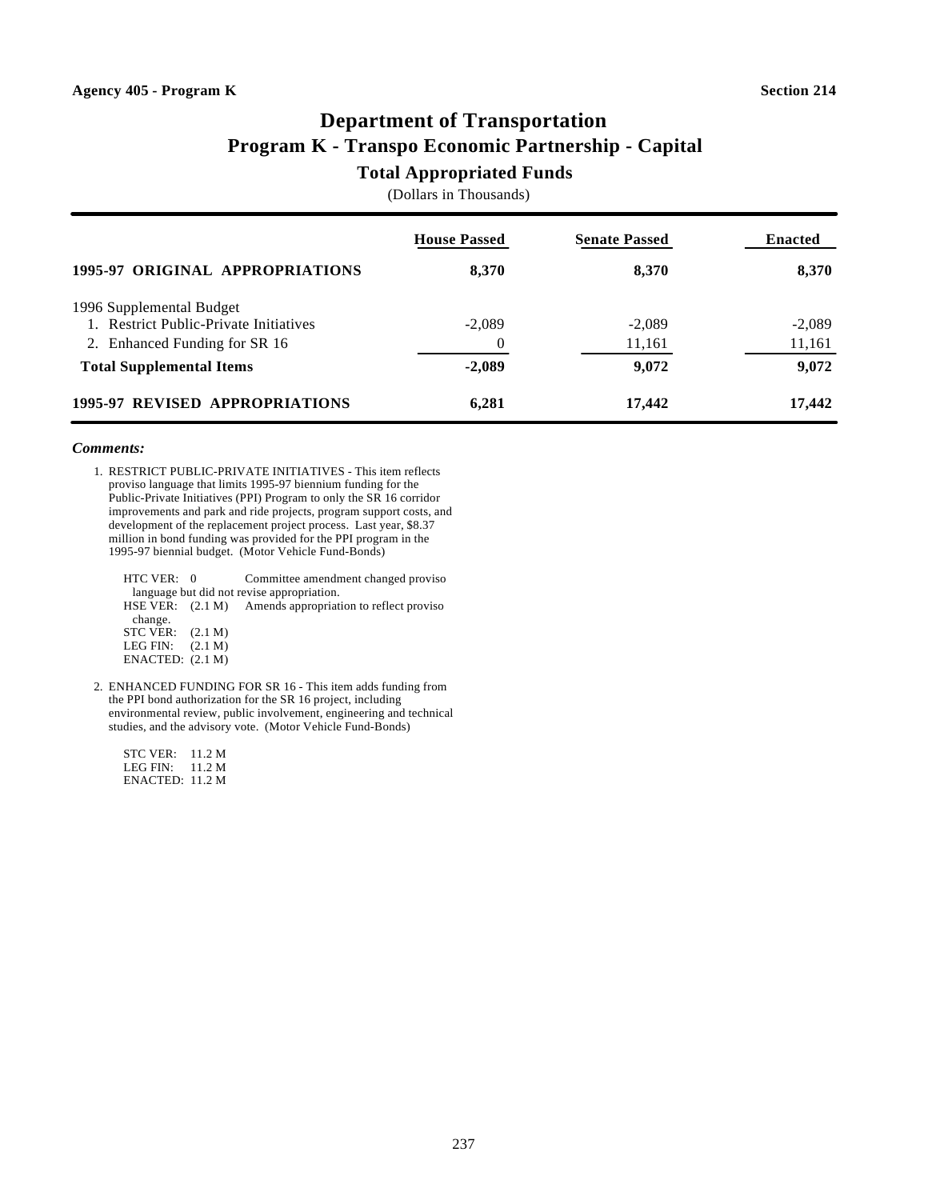Agency 405 - Program K

Section 214

# Department of Transportation
## Program K - Transpo Economic Partnership - Capital
### Total Appropriated Funds

(Dollars in Thousands)

| | House Passed | Senate Passed | Enacted |
|---|---|---|---|
| **1995-97 ORIGINAL APPROPRIATIONS** | **8,370** | **8,370** | **8,370** |
| 1996 Supplemental Budget | | | |
| 1. Restrict Public-Private Initiatives | -2,089 | -2,089 | -2,089 |
| 2. Enhanced Funding for SR 16 | 0 | 11,161 | 11,161 |
| **Total Supplemental Items** | **-2,089** | **9,072** | **9,072** |
| **1995-97 REVISED APPROPRIATIONS** | **6,281** | **17,442** | **17,442** |

***Comments:***

1. RESTRICT PUBLIC-PRIVATE INITIATIVES - This item reflects proviso language that limits 1995-97 biennium funding for the Public-Private Initiatives (PPI) Program to only the SR 16 corridor improvements and park and ride projects, program support costs, and development of the replacement project process. Last year, $8.37 million in bond funding was provided for the PPI program in the 1995-97 biennial budget. (Motor Vehicle Fund-Bonds)

   HTC VER: 0 Committee amendment changed proviso language but did not revise appropriation.
   HSE VER: (2.1 M) Amends appropriation to reflect proviso change.
   STC VER: (2.1 M)
   LEG FIN: (2.1 M)
   ENACTED: (2.1 M)

2. ENHANCED FUNDING FOR SR 16 - This item adds funding from the PPI bond authorization for the SR 16 project, including environmental review, public involvement, engineering and technical studies, and the advisory vote. (Motor Vehicle Fund-Bonds)

   STC VER: 11.2 M
   LEG FIN: 11.2 M
   ENACTED: 11.2 M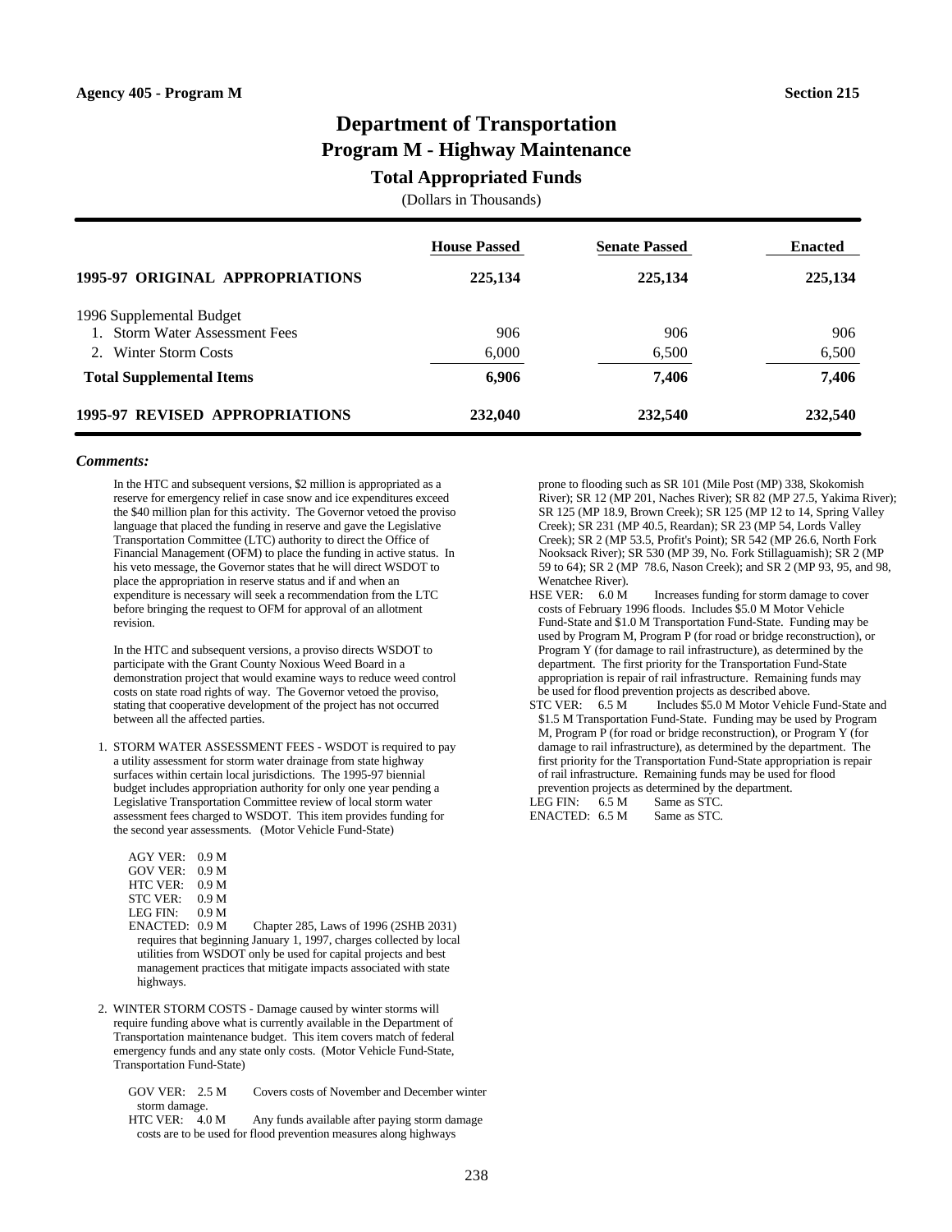Agency 405 - Program M | Section 215

# Department of Transportation
## Program M - Highway Maintenance
### Total Appropriated Funds
(Dollars in Thousands)

| | House Passed | Senate Passed | Enacted |
|---|---|---|---|
| **1995-97 ORIGINAL APPROPRIATIONS** | **225,134** | **225,134** | **225,134** |
| 1996 Supplemental Budget | | | |
| 1. Storm Water Assessment Fees | 906 | 906 | 906 |
| 2. Winter Storm Costs | 6,000 | 6,500 | 6,500 |
| **Total Supplemental Items** | **6,906** | **7,406** | **7,406** |
| **1995-97 REVISED APPROPRIATIONS** | **232,040** | **232,540** | **232,540** |

***Comments:***

In the HTC and subsequent versions, $2 million is appropriated as a reserve for emergency relief in case snow and ice expenditures exceed the $40 million plan for this activity. The Governor vetoed the proviso language that placed the funding in reserve and gave the Legislative Transportation Committee (LTC) authority to direct the Office of Financial Management (OFM) to place the funding in active status. In his veto message, the Governor states that he will direct WSDOT to place the appropriation in reserve status and if and when an expenditure is necessary will seek a recommendation from the LTC before bringing the request to OFM for approval of an allotment revision.

In the HTC and subsequent versions, a proviso directs WSDOT to participate with the Grant County Noxious Weed Board in a demonstration project that would examine ways to reduce weed control costs on state road rights of way. The Governor vetoed the proviso, stating that cooperative development of the project has not occurred between all the affected parties.

1. STORM WATER ASSESSMENT FEES - WSDOT is required to pay a utility assessment for storm water drainage from state highway surfaces within certain local jurisdictions. The 1995-97 biennial budget includes appropriation authority for only one year pending a Legislative Transportation Committee review of local storm water assessment fees charged to WSDOT. This item provides funding for the second year assessments. (Motor Vehicle Fund-State)

   AGY VER: 0.9 M
   GOV VER: 0.9 M
   HTC VER: 0.9 M
   STC VER: 0.9 M
   LEG FIN: 0.9 M
   ENACTED: 0.9 M Chapter 285, Laws of 1996 (2SHB 2031) requires that beginning January 1, 1997, charges collected by local utilities from WSDOT only be used for capital projects and best management practices that mitigate impacts associated with state highways.

2. WINTER STORM COSTS - Damage caused by winter storms will require funding above what is currently available in the Department of Transportation maintenance budget. This item covers match of federal emergency funds and any state only costs. (Motor Vehicle Fund-State, Transportation Fund-State)

   GOV VER: 2.5 M Covers costs of November and December winter storm damage.
   HTC VER: 4.0 M Any funds available after paying storm damage costs are to be used for flood prevention measures along highways prone to flooding such as SR 101 (Mile Post (MP) 338, Skokomish River); SR 12 (MP 201, Naches River); SR 82 (MP 27.5, Yakima River); SR 125 (MP 18.9, Brown Creek); SR 125 (MP 12 to 14, Spring Valley Creek); SR 231 (MP 40.5, Reardan); SR 23 (MP 54, Lords Valley Creek); SR 2 (MP 53.5, Profit's Point); SR 542 (MP 26.6, North Fork Nooksack River); SR 530 (MP 39, No. Fork Stillaguamish); SR 2 (MP 59 to 64); SR 2 (MP 78.6, Nason Creek); and SR 2 (MP 93, 95, and 98, Wenatchee River).
   HSE VER: 6.0 M Increases funding for storm damage to cover costs of February 1996 floods. Includes $5.0 M Motor Vehicle Fund-State and $1.0 M Transportation Fund-State. Funding may be used by Program M, Program P (for road or bridge reconstruction), or Program Y (for damage to rail infrastructure), as determined by the department. The first priority for the Transportation Fund-State appropriation is repair of rail infrastructure. Remaining funds may be used for flood prevention projects as described above.
   STC VER: 6.5 M Includes $5.0 M Motor Vehicle Fund-State and $1.5 M Transportation Fund-State. Funding may be used by Program M, Program P (for road or bridge reconstruction), or Program Y (for damage to rail infrastructure), as determined by the department. The first priority for the Transportation Fund-State appropriation is repair of rail infrastructure. Remaining funds may be used for flood prevention projects as determined by the department.
   LEG FIN: 6.5 M Same as STC.
   ENACTED: 6.5 M Same as STC.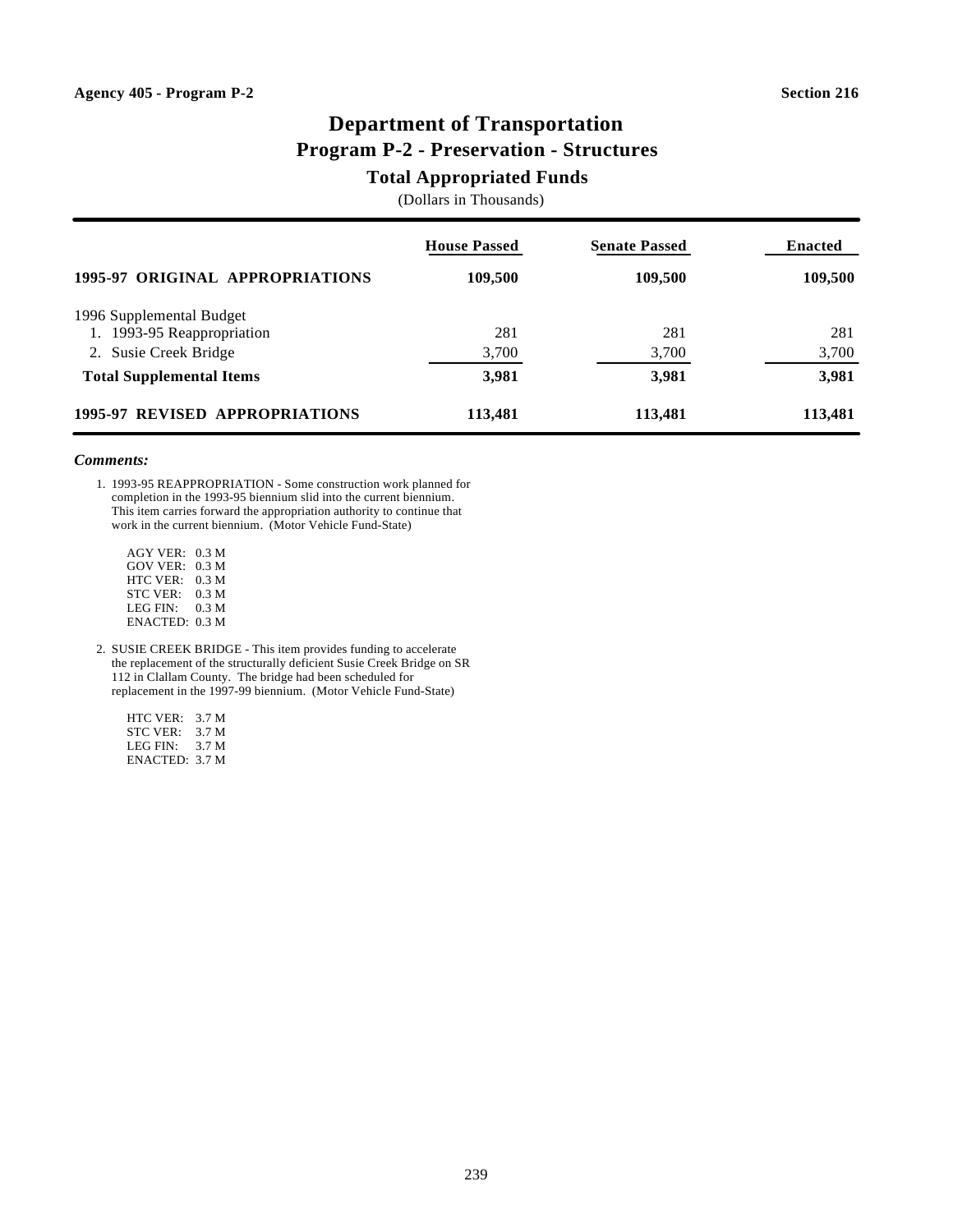Agency 405 - Program P-2 | Section 216

# Department of Transportation
## Program P-2 - Preservation - Structures
### Total Appropriated Funds
(Dollars in Thousands)

| | House Passed | Senate Passed | Enacted |
|---|---|---|---|
| **1995-97 ORIGINAL APPROPRIATIONS** | **109,500** | **109,500** | **109,500** |
| 1996 Supplemental Budget | | | |
| 1. 1993-95 Reappropriation | 281 | 281 | 281 |
| 2. Susie Creek Bridge | 3,700 | 3,700 | 3,700 |
| **Total Supplemental Items** | **3,981** | **3,981** | **3,981** |
| **1995-97 REVISED APPROPRIATIONS** | **113,481** | **113,481** | **113,481** |

***Comments:***

1. 1993-95 REAPPROPRIATION - Some construction work planned for completion in the 1993-95 biennium slid into the current biennium. This item carries forward the appropriation authority to continue that work in the current biennium. (Motor Vehicle Fund-State)

   AGY VER: 0.3 M
   GOV VER: 0.3 M
   HTC VER: 0.3 M
   STC VER: 0.3 M
   LEG FIN: 0.3 M
   ENACTED: 0.3 M

2. SUSIE CREEK BRIDGE - This item provides funding to accelerate the replacement of the structurally deficient Susie Creek Bridge on SR 112 in Clallam County. The bridge had been scheduled for replacement in the 1997-99 biennium. (Motor Vehicle Fund-State)

   HTC VER: 3.7 M
   STC VER: 3.7 M
   LEG FIN: 3.7 M
   ENACTED: 3.7 M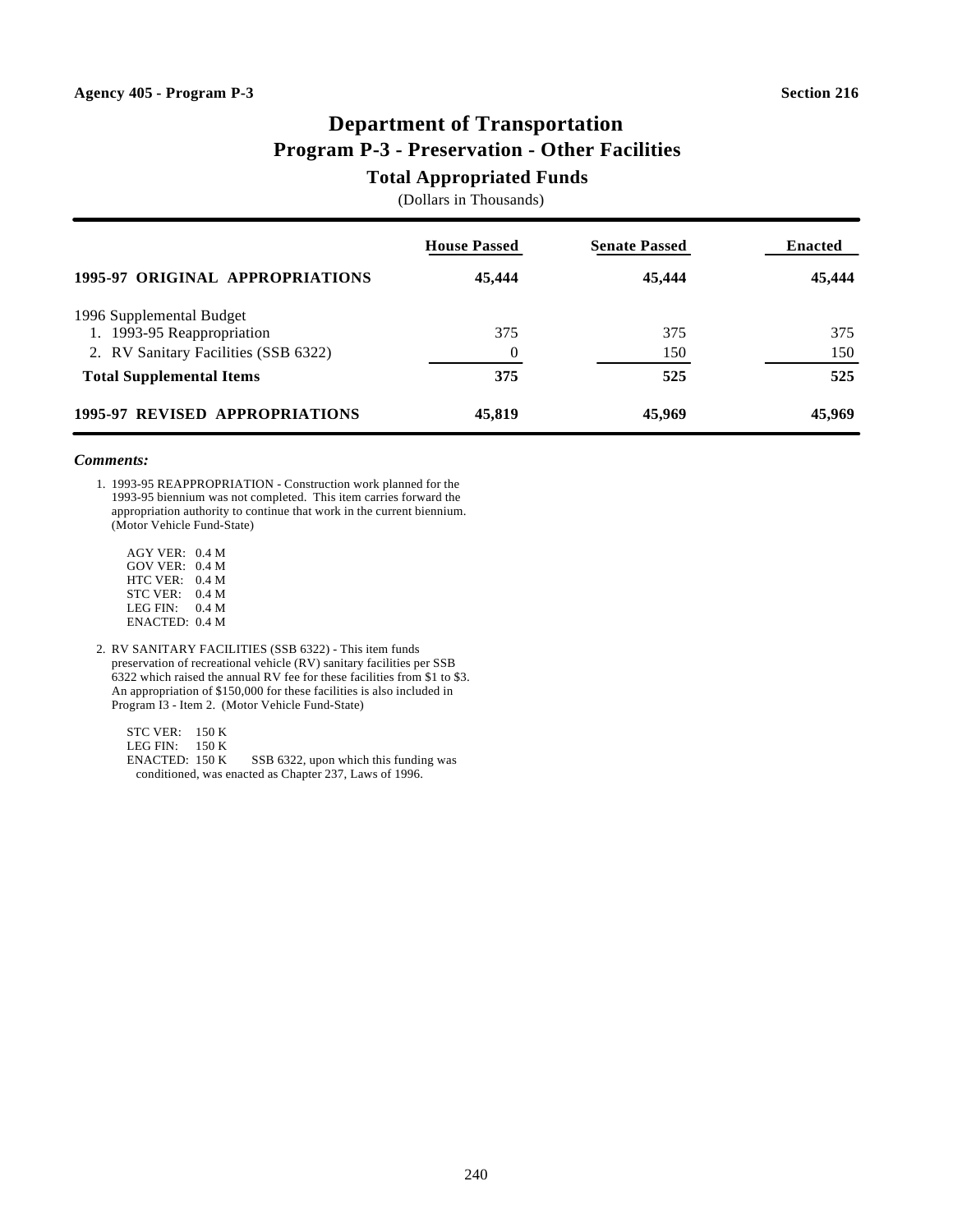Agency 405 - Program P-3 | Section 216

# Department of Transportation
## Program P-3 - Preservation - Other Facilities
### Total Appropriated Funds
(Dollars in Thousands)

| | House Passed | Senate Passed | Enacted |
|---|---|---|---|
| **1995-97 ORIGINAL APPROPRIATIONS** | **45,444** | **45,444** | **45,444** |
| 1996 Supplemental Budget | | | |
| 1. 1993-95 Reappropriation | 375 | 375 | 375 |
| 2. RV Sanitary Facilities (SSB 6322) | 0 | 150 | 150 |
| **Total Supplemental Items** | **375** | **525** | **525** |
| **1995-97 REVISED APPROPRIATIONS** | **45,819** | **45,969** | **45,969** |

***Comments:***

1. 1993-95 REAPPROPRIATION - Construction work planned for the 1993-95 biennium was not completed. This item carries forward the appropriation authority to continue that work in the current biennium. (Motor Vehicle Fund-State)

   AGY VER: 0.4 M
   GOV VER: 0.4 M
   HTC VER: 0.4 M
   STC VER: 0.4 M
   LEG FIN: 0.4 M
   ENACTED: 0.4 M

2. RV SANITARY FACILITIES (SSB 6322) - This item funds preservation of recreational vehicle (RV) sanitary facilities per SSB 6322 which raised the annual RV fee for these facilities from $1 to $3. An appropriation of $150,000 for these facilities is also included in Program I3 - Item 2. (Motor Vehicle Fund-State)

   STC VER: 150 K
   LEG FIN: 150 K
   ENACTED: 150 K SSB 6322, upon which this funding was conditioned, was enacted as Chapter 237, Laws of 1996.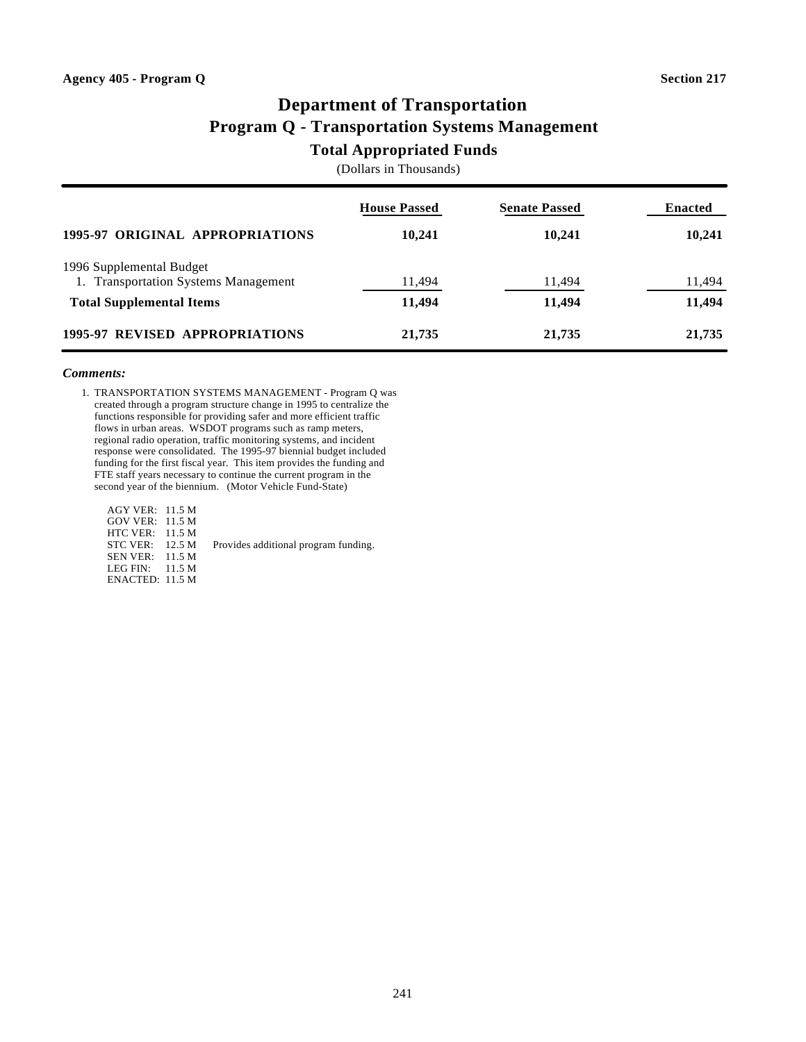Agency 405 - Program Q

Section 217

# Department of Transportation
## Program Q - Transportation Systems Management
### Total Appropriated Funds

(Dollars in Thousands)

| | House Passed | Senate Passed | Enacted |
|---|---|---|---|
| **1995-97 ORIGINAL APPROPRIATIONS** | **10,241** | **10,241** | **10,241** |
| 1996 Supplemental Budget | | | |
| 1. Transportation Systems Management | 11,494 | 11,494 | 11,494 |
| **Total Supplemental Items** | **11,494** | **11,494** | **11,494** |
| **1995-97 REVISED APPROPRIATIONS** | **21,735** | **21,735** | **21,735** |

***Comments:***

1. TRANSPORTATION SYSTEMS MANAGEMENT - Program Q was created through a program structure change in 1995 to centralize the functions responsible for providing safer and more efficient traffic flows in urban areas. WSDOT programs such as ramp meters, regional radio operation, traffic monitoring systems, and incident response were consolidated. The 1995-97 biennial budget included funding for the first fiscal year. This item provides the funding and FTE staff years necessary to continue the current program in the second year of the biennium. (Motor Vehicle Fund-State)

| | | |
|---|---|---|
| AGY VER: | 11.5 M | |
| GOV VER: | 11.5 M | |
| HTC VER: | 11.5 M | |
| STC VER: | 12.5 M | Provides additional program funding. |
| SEN VER: | 11.5 M | |
| LEG FIN: | 11.5 M | |
| ENACTED: | 11.5 M | |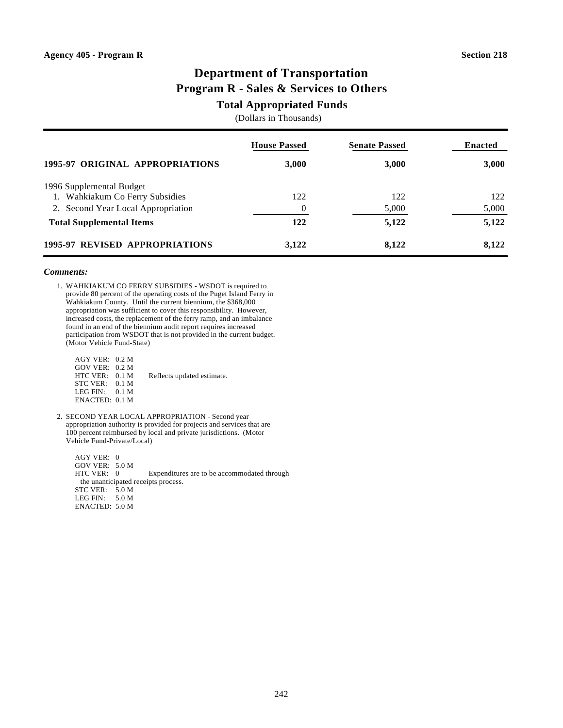Agency 405 - Program R

Section 218

# Department of Transportation
## Program R - Sales & Services to Others
### Total Appropriated Funds

(Dollars in Thousands)

| | House Passed | Senate Passed | Enacted |
|---|---|---|---|
| **1995-97 ORIGINAL APPROPRIATIONS** | **3,000** | **3,000** | **3,000** |
| 1996 Supplemental Budget | | | |
| 1. Wahkiakum Co Ferry Subsidies | 122 | 122 | 122 |
| 2. Second Year Local Appropriation | 0 | 5,000 | 5,000 |
| **Total Supplemental Items** | **122** | **5,122** | **5,122** |
| **1995-97 REVISED APPROPRIATIONS** | **3,122** | **8,122** | **8,122** |

***Comments:***

1. WAHKIAKUM CO FERRY SUBSIDIES - WSDOT is required to provide 80 percent of the operating costs of the Puget Island Ferry in Wahkiakum County. Until the current biennium, the $368,000 appropriation was sufficient to cover this responsibility. However, increased costs, the replacement of the ferry ramp, and an imbalance found in an end of the biennium audit report requires increased participation from WSDOT that is not provided in the current budget. (Motor Vehicle Fund-State)

   AGY VER: 0.2 M
   GOV VER: 0.2 M
   HTC VER: 0.1 M Reflects updated estimate.
   STC VER: 0.1 M
   LEG FIN: 0.1 M
   ENACTED: 0.1 M

2. SECOND YEAR LOCAL APPROPRIATION - Second year appropriation authority is provided for projects and services that are 100 percent reimbursed by local and private jurisdictions. (Motor Vehicle Fund-Private/Local)

   AGY VER: 0
   GOV VER: 5.0 M
   HTC VER: 0 Expenditures are to be accommodated through the unanticipated receipts process.
   STC VER: 5.0 M
   LEG FIN: 5.0 M
   ENACTED: 5.0 M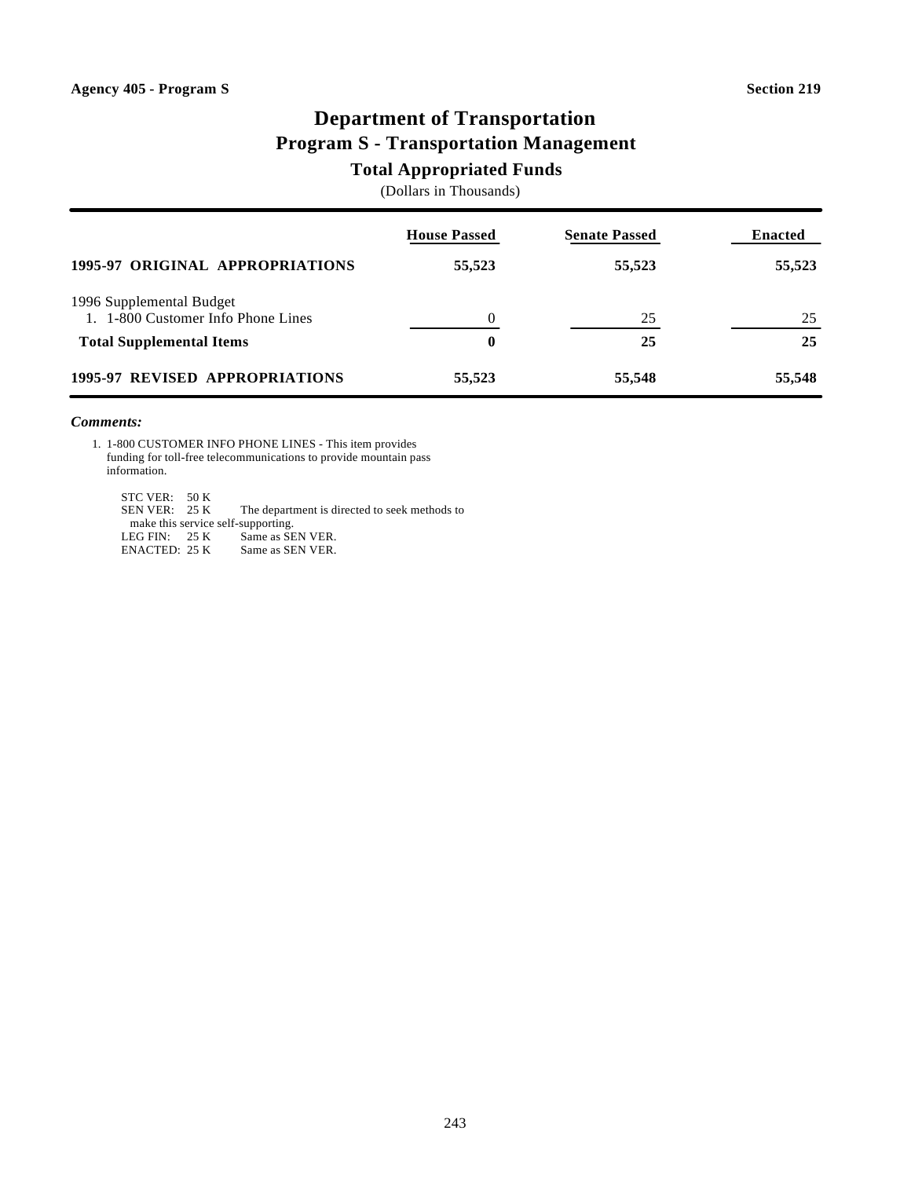Agency 405 - Program S

Section 219

# Department of Transportation
## Program S - Transportation Management
### Total Appropriated Funds

(Dollars in Thousands)

| | House Passed | Senate Passed | Enacted |
|---|---|---|---|
| **1995-97 ORIGINAL APPROPRIATIONS** | **55,523** | **55,523** | **55,523** |
| 1996 Supplemental Budget | | | |
| 1. 1-800 Customer Info Phone Lines | 0 | 25 | 25 |
| **Total Supplemental Items** | **0** | **25** | **25** |
| **1995-97 REVISED APPROPRIATIONS** | **55,523** | **55,548** | **55,548** |

***Comments:***

1. 1-800 CUSTOMER INFO PHONE LINES - This item provides funding for toll-free telecommunications to provide mountain pass information.

   STC VER: 50 K
   SEN VER: 25 K The department is directed to seek methods to make this service self-supporting.
   LEG FIN: 25 K Same as SEN VER.
   ENACTED: 25 K Same as SEN VER.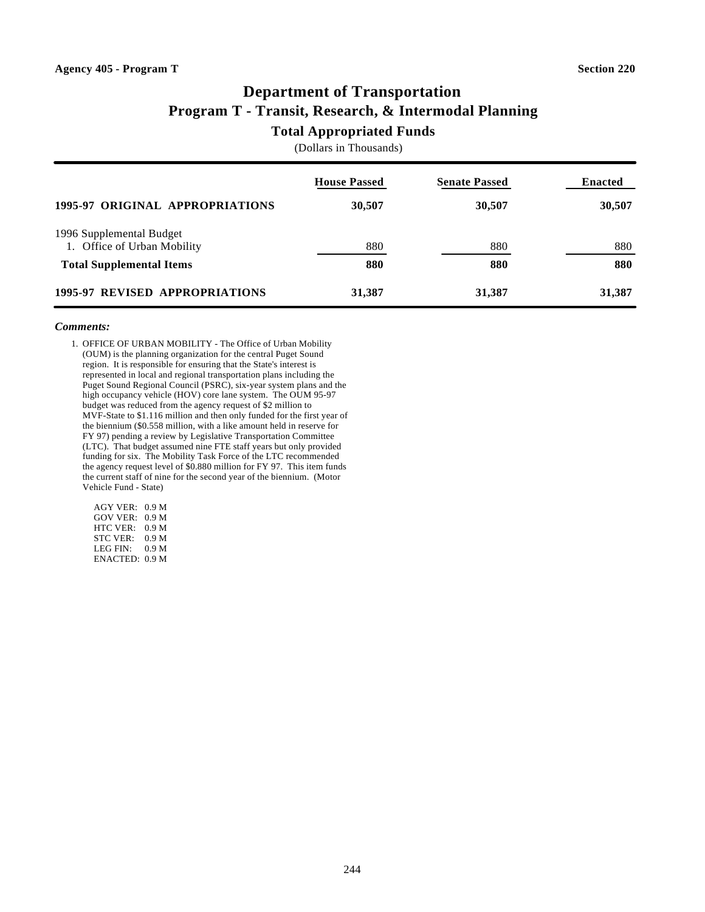Agency 405 - Program T | Section 220

# Department of Transportation
## Program T - Transit, Research, & Intermodal Planning
### Total Appropriated Funds
(Dollars in Thousands)

| | House Passed | Senate Passed | Enacted |
|---|---|---|---|
| **1995-97 ORIGINAL APPROPRIATIONS** | **30,507** | **30,507** | **30,507** |
| 1996 Supplemental Budget | | | |
| 1. Office of Urban Mobility | 880 | 880 | 880 |
| **Total Supplemental Items** | **880** | **880** | **880** |
| **1995-97 REVISED APPROPRIATIONS** | **31,387** | **31,387** | **31,387** |

***Comments:***

1. OFFICE OF URBAN MOBILITY - The Office of Urban Mobility (OUM) is the planning organization for the central Puget Sound region. It is responsible for ensuring that the State's interest is represented in local and regional transportation plans including the Puget Sound Regional Council (PSRC), six-year system plans and the high occupancy vehicle (HOV) core lane system. The OUM 95-97 budget was reduced from the agency request of $2 million to MVF-State to $1.116 million and then only funded for the first year of the biennium ($0.558 million, with a like amount held in reserve for FY 97) pending a review by Legislative Transportation Committee (LTC). That budget assumed nine FTE staff years but only provided funding for six. The Mobility Task Force of the LTC recommended the agency request level of $0.880 million for FY 97. This item funds the current staff of nine for the second year of the biennium. (Motor Vehicle Fund - State)

   AGY VER: 0.9 M
   GOV VER: 0.9 M
   HTC VER: 0.9 M
   STC VER: 0.9 M
   LEG FIN: 0.9 M
   ENACTED: 0.9 M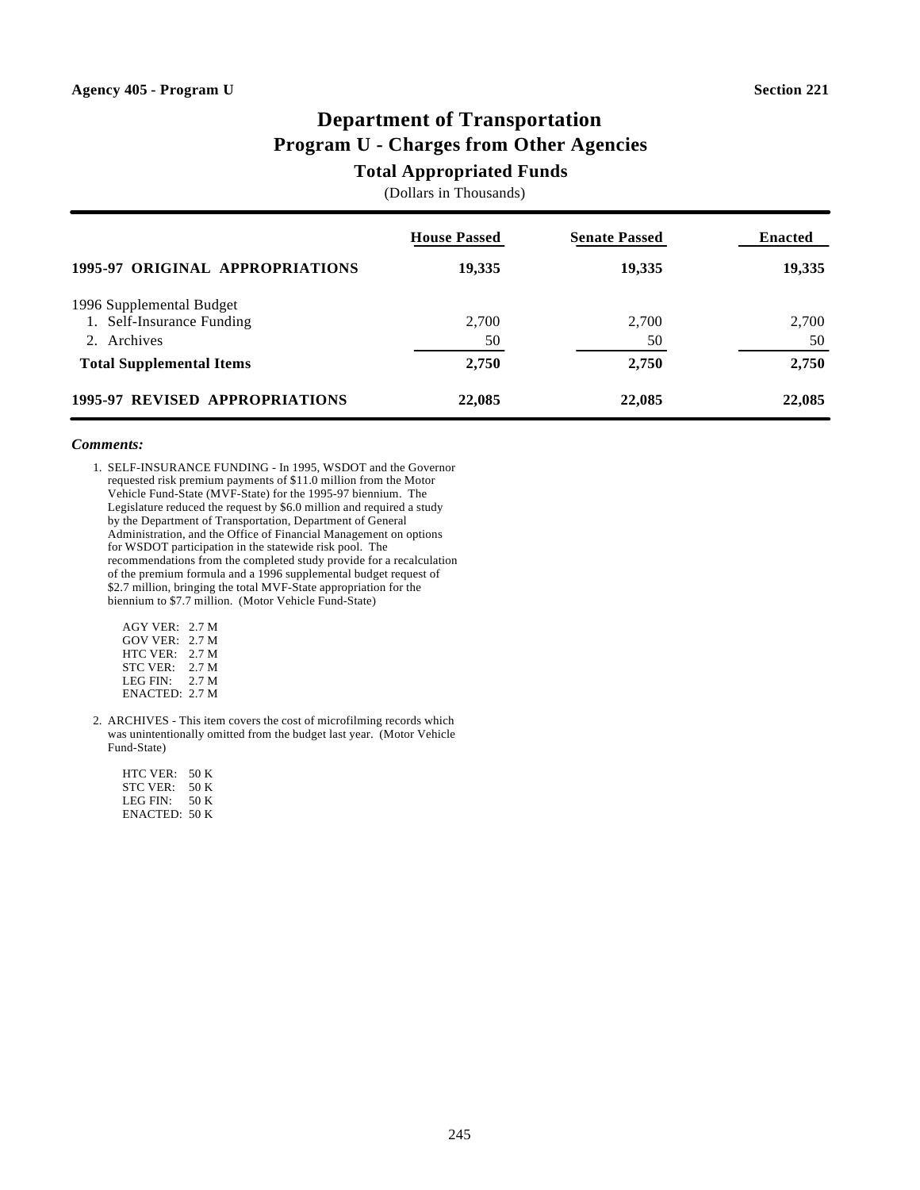Agency 405 - Program U — Section 221

# Department of Transportation
## Program U - Charges from Other Agencies
### Total Appropriated Funds

(Dollars in Thousands)

| | House Passed | Senate Passed | Enacted |
|---|---|---|---|
| **1995-97 ORIGINAL APPROPRIATIONS** | **19,335** | **19,335** | **19,335** |
| 1996 Supplemental Budget | | | |
| 1. Self-Insurance Funding | 2,700 | 2,700 | 2,700 |
| 2. Archives | 50 | 50 | 50 |
| **Total Supplemental Items** | **2,750** | **2,750** | **2,750** |
| **1995-97 REVISED APPROPRIATIONS** | **22,085** | **22,085** | **22,085** |

***Comments:***

1. SELF-INSURANCE FUNDING - In 1995, WSDOT and the Governor requested risk premium payments of $11.0 million from the Motor Vehicle Fund-State (MVF-State) for the 1995-97 biennium. The Legislature reduced the request by $6.0 million and required a study by the Department of Transportation, Department of General Administration, and the Office of Financial Management on options for WSDOT participation in the statewide risk pool. The recommendations from the completed study provide for a recalculation of the premium formula and a 1996 supplemental budget request of $2.7 million, bringing the total MVF-State appropriation for the biennium to $7.7 million. (Motor Vehicle Fund-State)

   AGY VER: 2.7 M
   GOV VER: 2.7 M
   HTC VER: 2.7 M
   STC VER: 2.7 M
   LEG FIN: 2.7 M
   ENACTED: 2.7 M

2. ARCHIVES - This item covers the cost of microfilming records which was unintentionally omitted from the budget last year. (Motor Vehicle Fund-State)

   HTC VER: 50 K
   STC VER: 50 K
   LEG FIN: 50 K
   ENACTED: 50 K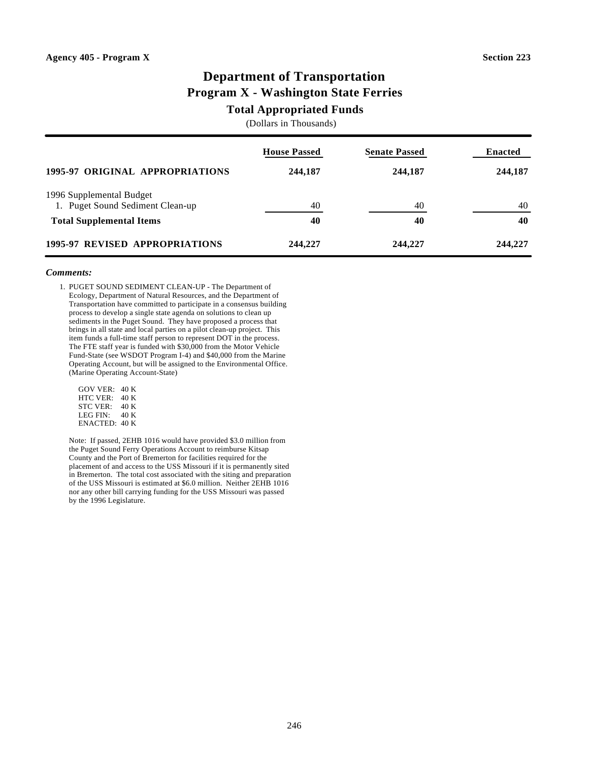Agency 405 - Program X | Section 223

# Department of Transportation
## Program X - Washington State Ferries
### Total Appropriated Funds

(Dollars in Thousands)

| | House Passed | Senate Passed | Enacted |
|---|---|---|---|
| **1995-97 ORIGINAL APPROPRIATIONS** | **244,187** | **244,187** | **244,187** |
| 1996 Supplemental Budget | | | |
| 1. Puget Sound Sediment Clean-up | 40 | 40 | 40 |
| **Total Supplemental Items** | **40** | **40** | **40** |
| **1995-97 REVISED APPROPRIATIONS** | **244,227** | **244,227** | **244,227** |

***Comments:***

1. PUGET SOUND SEDIMENT CLEAN-UP - The Department of Ecology, Department of Natural Resources, and the Department of Transportation have committed to participate in a consensus building process to develop a single state agenda on solutions to clean up sediments in the Puget Sound. They have proposed a process that brings in all state and local parties on a pilot clean-up project. This item funds a full-time staff person to represent DOT in the process. The FTE staff year is funded with $30,000 from the Motor Vehicle Fund-State (see WSDOT Program I-4) and $40,000 from the Marine Operating Account, but will be assigned to the Environmental Office. (Marine Operating Account-State)

   GOV VER: 40 K
   HTC VER: 40 K
   STC VER: 40 K
   LEG FIN: 40 K
   ENACTED: 40 K

   Note: If passed, 2EHB 1016 would have provided $3.0 million from the Puget Sound Ferry Operations Account to reimburse Kitsap County and the Port of Bremerton for facilities required for the placement of and access to the USS Missouri if it is permanently sited in Bremerton. The total cost associated with the siting and preparation of the USS Missouri is estimated at $6.0 million. Neither 2EHB 1016 nor any other bill carrying funding for the USS Missouri was passed by the 1996 Legislature.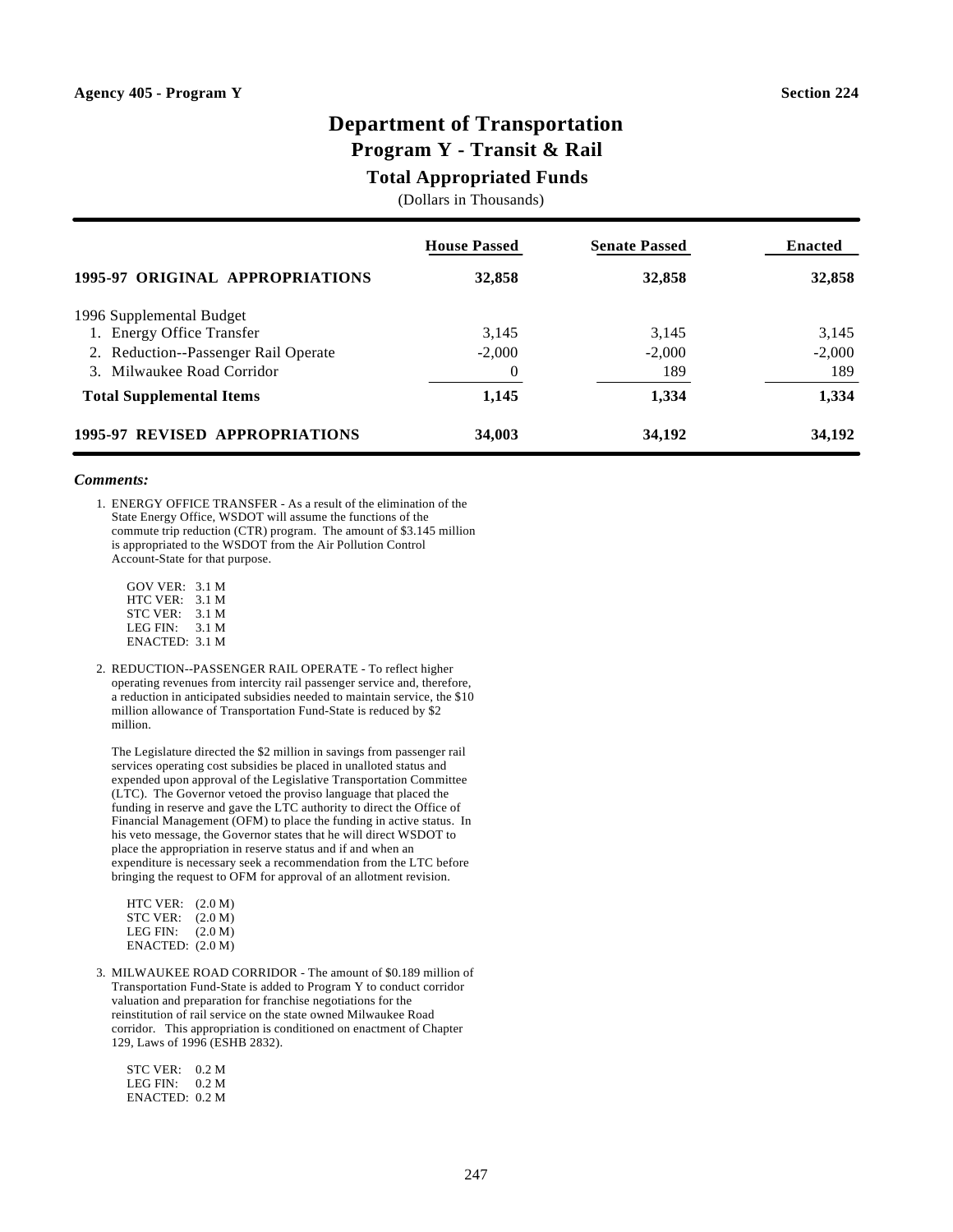Agency 405 - Program Y　　　　Section 224

# Department of Transportation
## Program Y - Transit & Rail
### Total Appropriated Funds
(Dollars in Thousands)

| | House Passed | Senate Passed | Enacted |
|---|---|---|---|
| **1995-97 ORIGINAL APPROPRIATIONS** | **32,858** | **32,858** | **32,858** |
| 1996 Supplemental Budget | | | |
| 1. Energy Office Transfer | 3,145 | 3,145 | 3,145 |
| 2. Reduction--Passenger Rail Operate | -2,000 | -2,000 | -2,000 |
| 3. Milwaukee Road Corridor | 0 | 189 | 189 |
| **Total Supplemental Items** | **1,145** | **1,334** | **1,334** |
| **1995-97 REVISED APPROPRIATIONS** | **34,003** | **34,192** | **34,192** |

***Comments:***

1. ENERGY OFFICE TRANSFER - As a result of the elimination of the State Energy Office, WSDOT will assume the functions of the commute trip reduction (CTR) program. The amount of $3.145 million is appropriated to the WSDOT from the Air Pollution Control Account-State for that purpose.

   GOV VER: 3.1 M
   HTC VER: 3.1 M
   STC VER: 3.1 M
   LEG FIN: 3.1 M
   ENACTED: 3.1 M

2. REDUCTION--PASSENGER RAIL OPERATE - To reflect higher operating revenues from intercity rail passenger service and, therefore, a reduction in anticipated subsidies needed to maintain service, the $10 million allowance of Transportation Fund-State is reduced by $2 million.

   The Legislature directed the $2 million in savings from passenger rail services operating cost subsidies be placed in unalloted status and expended upon approval of the Legislative Transportation Committee (LTC). The Governor vetoed the proviso language that placed the funding in reserve and gave the LTC authority to direct the Office of Financial Management (OFM) to place the funding in active status. In his veto message, the Governor states that he will direct WSDOT to place the appropriation in reserve status and if and when an expenditure is necessary seek a recommendation from the LTC before bringing the request to OFM for approval of an allotment revision.

   HTC VER: (2.0 M)
   STC VER: (2.0 M)
   LEG FIN: (2.0 M)
   ENACTED: (2.0 M)

3. MILWAUKEE ROAD CORRIDOR - The amount of $0.189 million of Transportation Fund-State is added to Program Y to conduct corridor valuation and preparation for franchise negotiations for the reinstitution of rail service on the state owned Milwaukee Road corridor. This appropriation is conditioned on enactment of Chapter 129, Laws of 1996 (ESHB 2832).

   STC VER: 0.2 M
   LEG FIN: 0.2 M
   ENACTED: 0.2 M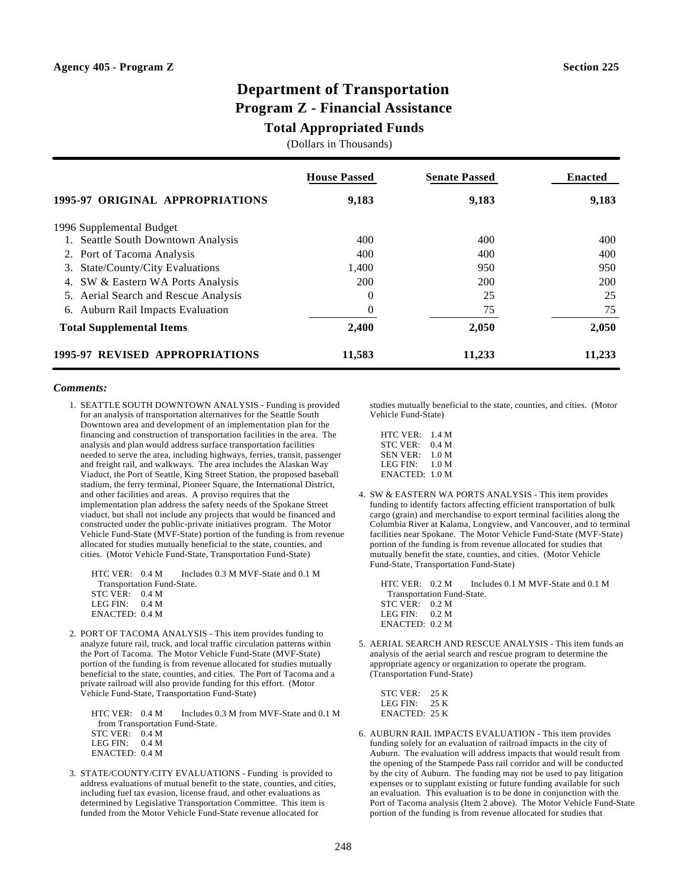Agency 405 - Program Z

Section 225

# Department of Transportation

## Program Z - Financial Assistance

### Total Appropriated Funds

(Dollars in Thousands)

| | House Passed | Senate Passed | Enacted |
|---|---|---|---|
| **1995-97 ORIGINAL APPROPRIATIONS** | **9,183** | **9,183** | **9,183** |
| 1996 Supplemental Budget | | | |
| 1. Seattle South Downtown Analysis | 400 | 400 | 400 |
| 2. Port of Tacoma Analysis | 400 | 400 | 400 |
| 3. State/County/City Evaluations | 1,400 | 950 | 950 |
| 4. SW & Eastern WA Ports Analysis | 200 | 200 | 200 |
| 5. Aerial Search and Rescue Analysis | 0 | 25 | 25 |
| 6. Auburn Rail Impacts Evaluation | 0 | 75 | 75 |
| **Total Supplemental Items** | **2,400** | **2,050** | **2,050** |
| **1995-97 REVISED APPROPRIATIONS** | **11,583** | **11,233** | **11,233** |

***Comments:***

1. SEATTLE SOUTH DOWNTOWN ANALYSIS - Funding is provided for an analysis of transportation alternatives for the Seattle South Downtown area and development of an implementation plan for the financing and construction of transportation facilities in the area. The analysis and plan would address surface transportation facilities needed to serve the area, including highways, ferries, transit, passenger and freight rail, and walkways. The area includes the Alaskan Way Viaduct, the Port of Seattle, King Street Station, the proposed baseball stadium, the ferry terminal, Pioneer Square, the International District, and other facilities and areas. A proviso requires that the implementation plan address the safety needs of the Spokane Street viaduct, but shall not include any projects that would be financed and constructed under the public-private initiatives program. The Motor Vehicle Fund-State (MVF-State) portion of the funding is from revenue allocated for studies mutually beneficial to the state, counties, and cities. (Motor Vehicle Fund-State, Transportation Fund-State)

   HTC VER: 0.4 M Includes 0.3 M MVF-State and 0.1 M Transportation Fund-State.
   STC VER: 0.4 M
   LEG FIN: 0.4 M
   ENACTED: 0.4 M

2. PORT OF TACOMA ANALYSIS - This item provides funding to analyze future rail, truck, and local traffic circulation patterns within the Port of Tacoma. The Motor Vehicle Fund-State (MVF-State) portion of the funding is from revenue allocated for studies mutually beneficial to the state, counties, and cities. The Port of Tacoma and a private railroad will also provide funding for this effort. (Motor Vehicle Fund-State, Transportation Fund-State)

   HTC VER: 0.4 M Includes 0.3 M from MVF-State and 0.1 M from Transportation Fund-State.
   STC VER: 0.4 M
   LEG FIN: 0.4 M
   ENACTED: 0.4 M

3. STATE/COUNTY/CITY EVALUATIONS - Funding is provided to address evaluations of mutual benefit to the state, counties, and cities, including fuel tax evasion, license fraud, and other evaluations as determined by Legislative Transportation Committee. This item is funded from the Motor Vehicle Fund-State revenue allocated for studies mutually beneficial to the state, counties, and cities. (Motor Vehicle Fund-State)

   HTC VER: 1.4 M
   STC VER: 0.4 M
   SEN VER: 1.0 M
   LEG FIN: 1.0 M
   ENACTED: 1.0 M

4. SW & EASTERN WA PORTS ANALYSIS - This item provides funding to identify factors affecting efficient transportation of bulk cargo (grain) and merchandise to export terminal facilities along the Columbia River at Kalama, Longview, and Vancouver, and to terminal facilities near Spokane. The Motor Vehicle Fund-State (MVF-State) portion of the funding is from revenue allocated for studies that mutually benefit the state, counties, and cities. (Motor Vehicle Fund-State, Transportation Fund-State)

   HTC VER: 0.2 M Includes 0.1 M MVF-State and 0.1 M Transportation Fund-State.
   STC VER: 0.2 M
   LEG FIN: 0.2 M
   ENACTED: 0.2 M

5. AERIAL SEARCH AND RESCUE ANALYSIS - This item funds an analysis of the aerial search and rescue program to determine the appropriate agency or organization to operate the program. (Transportation Fund-State)

   STC VER: 25 K
   LEG FIN: 25 K
   ENACTED: 25 K

6. AUBURN RAIL IMPACTS EVALUATION - This item provides funding solely for an evaluation of railroad impacts in the city of Auburn. The evaluation will address impacts that would result from the opening of the Stampede Pass rail corridor and will be conducted by the city of Auburn. The funding may not be used to pay litigation expenses or to supplant existing or future funding available for such an evaluation. This evaluation is to be done in conjunction with the Port of Tacoma analysis (Item 2 above). The Motor Vehicle Fund-State portion of the funding is from revenue allocated for studies that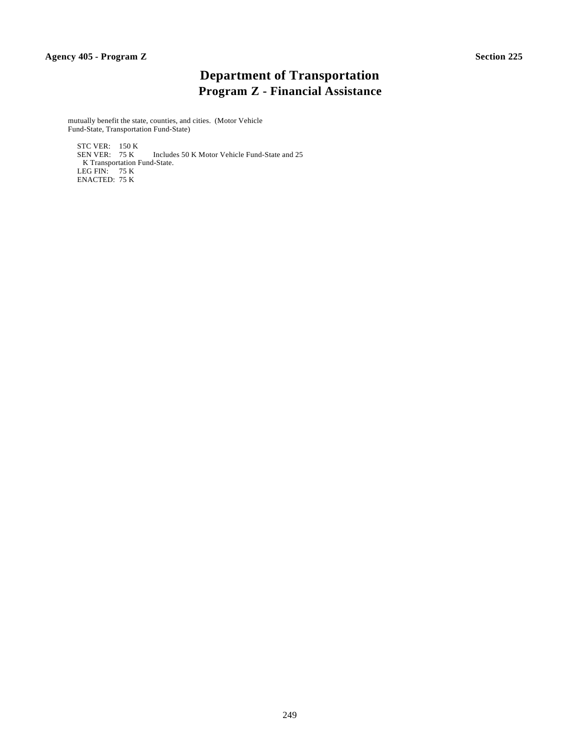# Department of Transportation

## Program Z - Financial Assistance

mutually benefit the state, counties, and cities. (Motor Vehicle Fund-State, Transportation Fund-State)

STC VER: 150 K
SEN VER: 75 K Includes 50 K Motor Vehicle Fund-State and 25 K Transportation Fund-State.
LEG FIN: 75 K
ENACTED: 75 K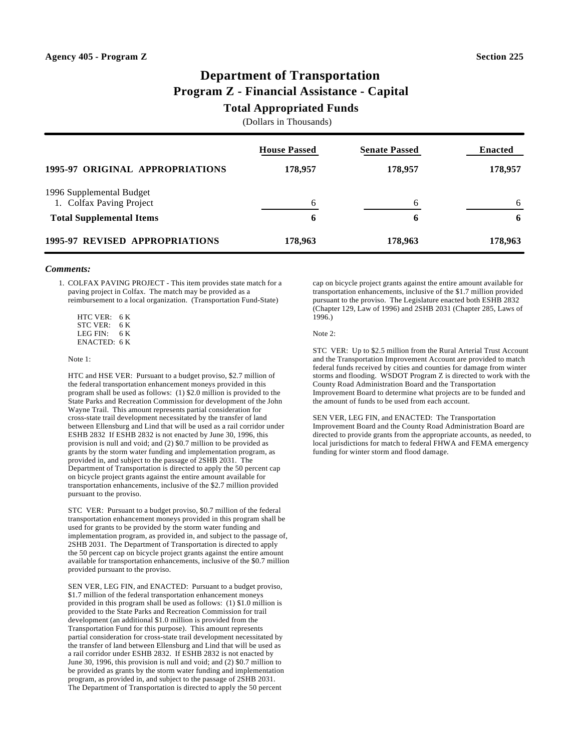**Agency 405 - Program Z** **Section 225**

# Department of Transportation

## Program Z - Financial Assistance - Capital

### Total Appropriated Funds

(Dollars in Thousands)

| | House Passed | Senate Passed | Enacted |
|---|---|---|---|
| **1995-97 ORIGINAL APPROPRIATIONS** | **178,957** | **178,957** | **178,957** |
| 1996 Supplemental Budget | | | |
| 1. Colfax Paving Project | 6 | 6 | 6 |
| **Total Supplemental Items** | **6** | **6** | **6** |
| **1995-97 REVISED APPROPRIATIONS** | **178,963** | **178,963** | **178,963** |

***Comments:***

1. COLFAX PAVING PROJECT - This item provides state match for a paving project in Colfax. The match may be provided as a reimbursement to a local organization. (Transportation Fund-State)

   HTC VER: 6 K
   STC VER: 6 K
   LEG FIN: 6 K
   ENACTED: 6 K

   Note 1:

   HTC and HSE VER: Pursuant to a budget proviso, $2.7 million of the federal transportation enhancement moneys provided in this program shall be used as follows: (1) $2.0 million is provided to the State Parks and Recreation Commission for development of the John Wayne Trail. This amount represents partial consideration for cross-state trail development necessitated by the transfer of land between Ellensburg and Lind that will be used as a rail corridor under ESHB 2832 If ESHB 2832 is not enacted by June 30, 1996, this provision is null and void; and (2) $0.7 million to be provided as grants by the storm water funding and implementation program, as provided in, and subject to the passage of 2SHB 2031. The Department of Transportation is directed to apply the 50 percent cap on bicycle project grants against the entire amount available for transportation enhancements, inclusive of the $2.7 million provided pursuant to the proviso.

   STC VER: Pursuant to a budget proviso, $0.7 million of the federal transportation enhancement moneys provided in this program shall be used for grants to be provided by the storm water funding and implementation program, as provided in, and subject to the passage of, 2SHB 2031. The Department of Transportation is directed to apply the 50 percent cap on bicycle project grants against the entire amount available for transportation enhancements, inclusive of the $0.7 million provided pursuant to the proviso.

   SEN VER, LEG FIN, and ENACTED: Pursuant to a budget proviso, $1.7 million of the federal transportation enhancement moneys provided in this program shall be used as follows: (1) $1.0 million is provided to the State Parks and Recreation Commission for trail development (an additional $1.0 million is provided from the Transportation Fund for this purpose). This amount represents partial consideration for cross-state trail development necessitated by the transfer of land between Ellensburg and Lind that will be used as a rail corridor under ESHB 2832. If ESHB 2832 is not enacted by June 30, 1996, this provision is null and void; and (2) $0.7 million to be provided as grants by the storm water funding and implementation program, as provided in, and subject to the passage of 2SHB 2031. The Department of Transportation is directed to apply the 50 percent cap on bicycle project grants against the entire amount available for transportation enhancements, inclusive of the $1.7 million provided pursuant to the proviso. The Legislature enacted both ESHB 2832 (Chapter 129, Law of 1996) and 2SHB 2031 (Chapter 285, Laws of 1996.)

   Note 2:

   STC VER: Up to $2.5 million from the Rural Arterial Trust Account and the Transportation Improvement Account are provided to match federal funds received by cities and counties for damage from winter storms and flooding. WSDOT Program Z is directed to work with the County Road Administration Board and the Transportation Improvement Board to determine what projects are to be funded and the amount of funds to be used from each account.

   SEN VER, LEG FIN, and ENACTED: The Transportation Improvement Board and the County Road Administration Board are directed to provide grants from the appropriate accounts, as needed, to local jurisdictions for match to federal FHWA and FEMA emergency funding for winter storm and flood damage.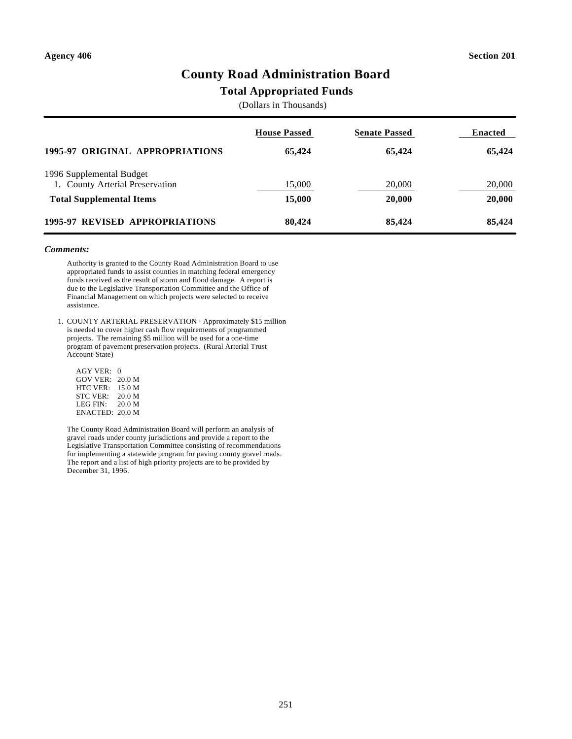Agency 406 | Section 201

# County Road Administration Board

## Total Appropriated Funds

(Dollars in Thousands)

| | House Passed | Senate Passed | Enacted |
|---|---|---|---|
| **1995-97 ORIGINAL APPROPRIATIONS** | **65,424** | **65,424** | **65,424** |
| 1996 Supplemental Budget | | | |
| 1. County Arterial Preservation | 15,000 | 20,000 | 20,000 |
| **Total Supplemental Items** | **15,000** | **20,000** | **20,000** |
| **1995-97 REVISED APPROPRIATIONS** | **80,424** | **85,424** | **85,424** |

***Comments:***

Authority is granted to the County Road Administration Board to use appropriated funds to assist counties in matching federal emergency funds received as the result of storm and flood damage. A report is due to the Legislative Transportation Committee and the Office of Financial Management on which projects were selected to receive assistance.

1. COUNTY ARTERIAL PRESERVATION - Approximately $15 million is needed to cover higher cash flow requirements of programmed projects. The remaining $5 million will be used for a one-time program of pavement preservation projects. (Rural Arterial Trust Account-State)

   AGY VER: 0
   GOV VER: 20.0 M
   HTC VER: 15.0 M
   STC VER: 20.0 M
   LEG FIN: 20.0 M
   ENACTED: 20.0 M

   The County Road Administration Board will perform an analysis of gravel roads under county jurisdictions and provide a report to the Legislative Transportation Committee consisting of recommendations for implementing a statewide program for paving county gravel roads. The report and a list of high priority projects are to be provided by December 31, 1996.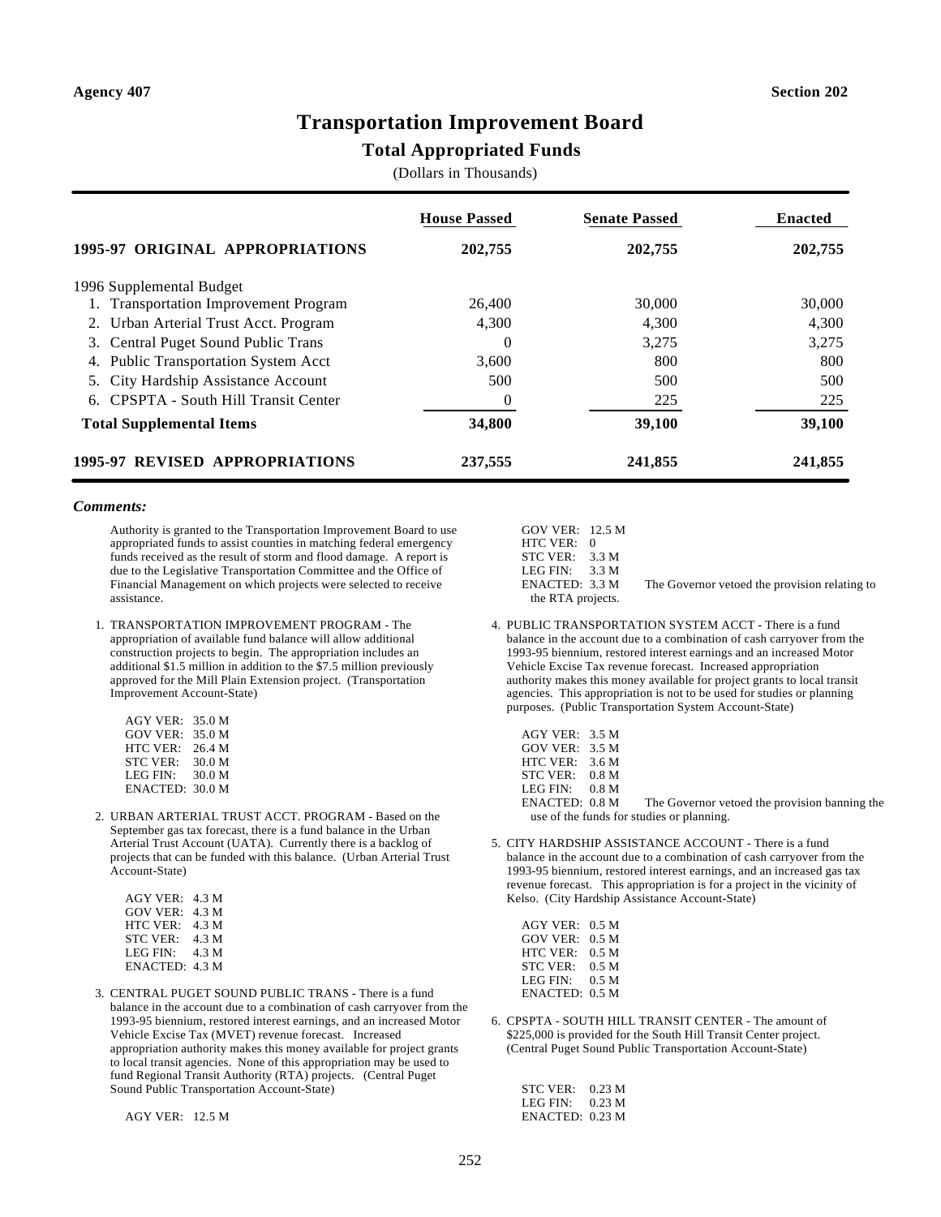Agency 407 Section 202

# Transportation Improvement Board

## Total Appropriated Funds

(Dollars in Thousands)

| | House Passed | Senate Passed | Enacted |
|---|---|---|---|
| **1995-97 ORIGINAL APPROPRIATIONS** | **202,755** | **202,755** | **202,755** |
| 1996 Supplemental Budget | | | |
| 1. Transportation Improvement Program | 26,400 | 30,000 | 30,000 |
| 2. Urban Arterial Trust Acct. Program | 4,300 | 4,300 | 4,300 |
| 3. Central Puget Sound Public Trans | 0 | 3,275 | 3,275 |
| 4. Public Transportation System Acct | 3,600 | 800 | 800 |
| 5. City Hardship Assistance Account | 500 | 500 | 500 |
| 6. CPSPTA - South Hill Transit Center | 0 | 225 | 225 |
| **Total Supplemental Items** | **34,800** | **39,100** | **39,100** |
| **1995-97 REVISED APPROPRIATIONS** | **237,555** | **241,855** | **241,855** |

***Comments:***

Authority is granted to the Transportation Improvement Board to use appropriated funds to assist counties in matching federal emergency funds received as the result of storm and flood damage. A report is due to the Legislative Transportation Committee and the Office of Financial Management on which projects were selected to receive assistance.

1. TRANSPORTATION IMPROVEMENT PROGRAM - The appropriation of available fund balance will allow additional construction projects to begin. The appropriation includes an additional $1.5 million in addition to the $7.5 million previously approved for the Mill Plain Extension project. (Transportation Improvement Account-State)

   AGY VER: 35.0 M
   GOV VER: 35.0 M
   HTC VER: 26.4 M
   STC VER: 30.0 M
   LEG FIN: 30.0 M
   ENACTED: 30.0 M

2. URBAN ARTERIAL TRUST ACCT. PROGRAM - Based on the September gas tax forecast, there is a fund balance in the Urban Arterial Trust Account (UATA). Currently there is a backlog of projects that can be funded with this balance. (Urban Arterial Trust Account-State)

   AGY VER: 4.3 M
   GOV VER: 4.3 M
   HTC VER: 4.3 M
   STC VER: 4.3 M
   LEG FIN: 4.3 M
   ENACTED: 4.3 M

3. CENTRAL PUGET SOUND PUBLIC TRANS - There is a fund balance in the account due to a combination of cash carryover from the 1993-95 biennium, restored interest earnings, and an increased Motor Vehicle Excise Tax (MVET) revenue forecast. Increased appropriation authority makes this money available for project grants to local transit agencies. None of this appropriation may be used to fund Regional Transit Authority (RTA) projects. (Central Puget Sound Public Transportation Account-State)

   AGY VER: 12.5 M
   GOV VER: 12.5 M
   HTC VER: 0
   STC VER: 3.3 M
   LEG FIN: 3.3 M
   ENACTED: 3.3 M The Governor vetoed the provision relating to the RTA projects.

4. PUBLIC TRANSPORTATION SYSTEM ACCT - There is a fund balance in the account due to a combination of cash carryover from the 1993-95 biennium, restored interest earnings and an increased Motor Vehicle Excise Tax revenue forecast. Increased appropriation authority makes this money available for project grants to local transit agencies. This appropriation is not to be used for studies or planning purposes. (Public Transportation System Account-State)

   AGY VER: 3.5 M
   GOV VER: 3.5 M
   HTC VER: 3.6 M
   STC VER: 0.8 M
   LEG FIN: 0.8 M
   ENACTED: 0.8 M The Governor vetoed the provision banning the use of the funds for studies or planning.

5. CITY HARDSHIP ASSISTANCE ACCOUNT - There is a fund balance in the account due to a combination of cash carryover from the 1993-95 biennium, restored interest earnings, and an increased gas tax revenue forecast. This appropriation is for a project in the vicinity of Kelso. (City Hardship Assistance Account-State)

   AGY VER: 0.5 M
   GOV VER: 0.5 M
   HTC VER: 0.5 M
   STC VER: 0.5 M
   LEG FIN: 0.5 M
   ENACTED: 0.5 M

6. CPSPTA - SOUTH HILL TRANSIT CENTER - The amount of $225,000 is provided for the South Hill Transit Center project. (Central Puget Sound Public Transportation Account-State)

   STC VER: 0.23 M
   LEG FIN: 0.23 M
   ENACTED: 0.23 M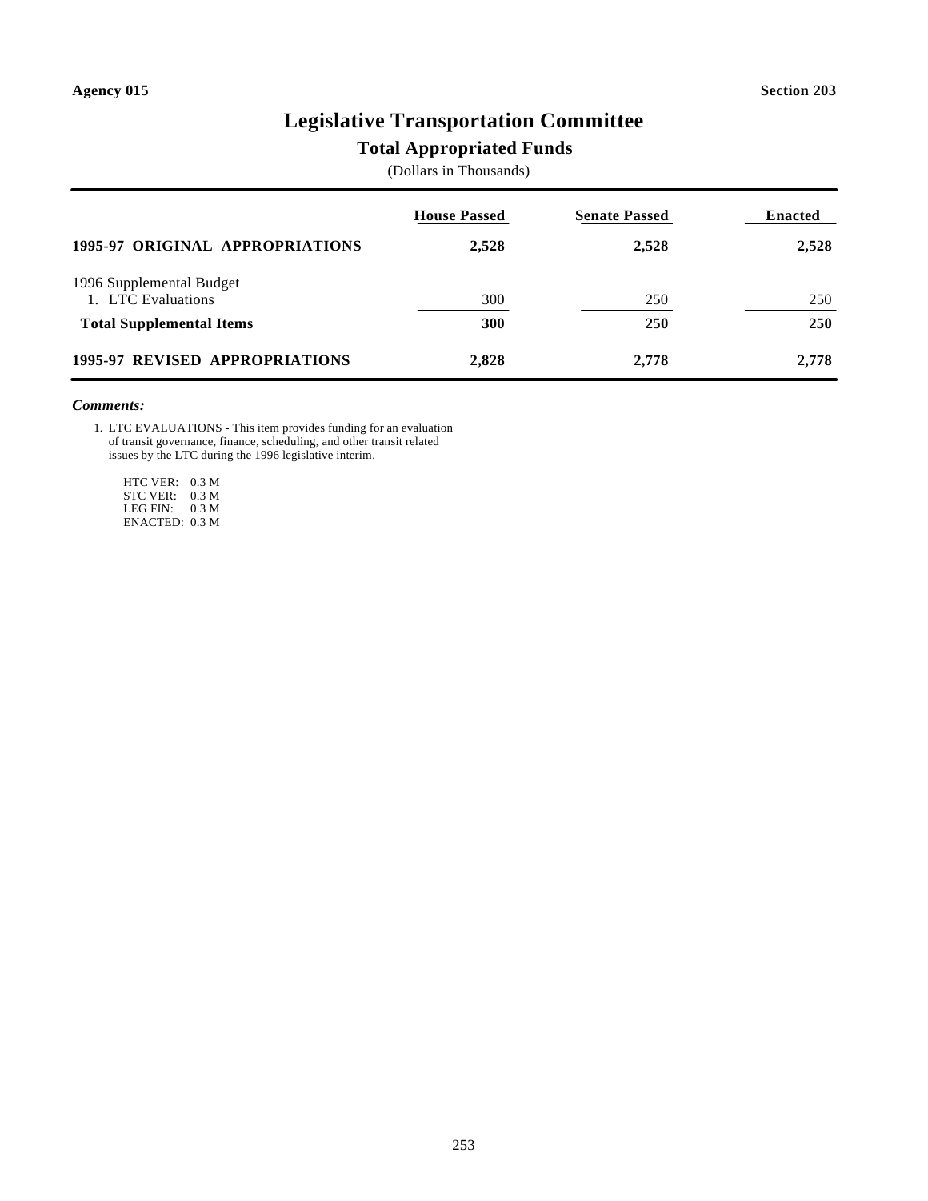Agency 015 | Section 203

# Legislative Transportation Committee

## Total Appropriated Funds

(Dollars in Thousands)

| | House Passed | Senate Passed | Enacted |
|---|---|---|---|
| **1995-97 ORIGINAL APPROPRIATIONS** | **2,528** | **2,528** | **2,528** |
| 1996 Supplemental Budget | | | |
| 1. LTC Evaluations | 300 | 250 | 250 |
| **Total Supplemental Items** | **300** | **250** | **250** |
| **1995-97 REVISED APPROPRIATIONS** | **2,828** | **2,778** | **2,778** |

***Comments:***

1. LTC EVALUATIONS - This item provides funding for an evaluation of transit governance, finance, scheduling, and other transit related issues by the LTC during the 1996 legislative interim.

   HTC VER: 0.3 M
   STC VER: 0.3 M
   LEG FIN: 0.3 M
   ENACTED: 0.3 M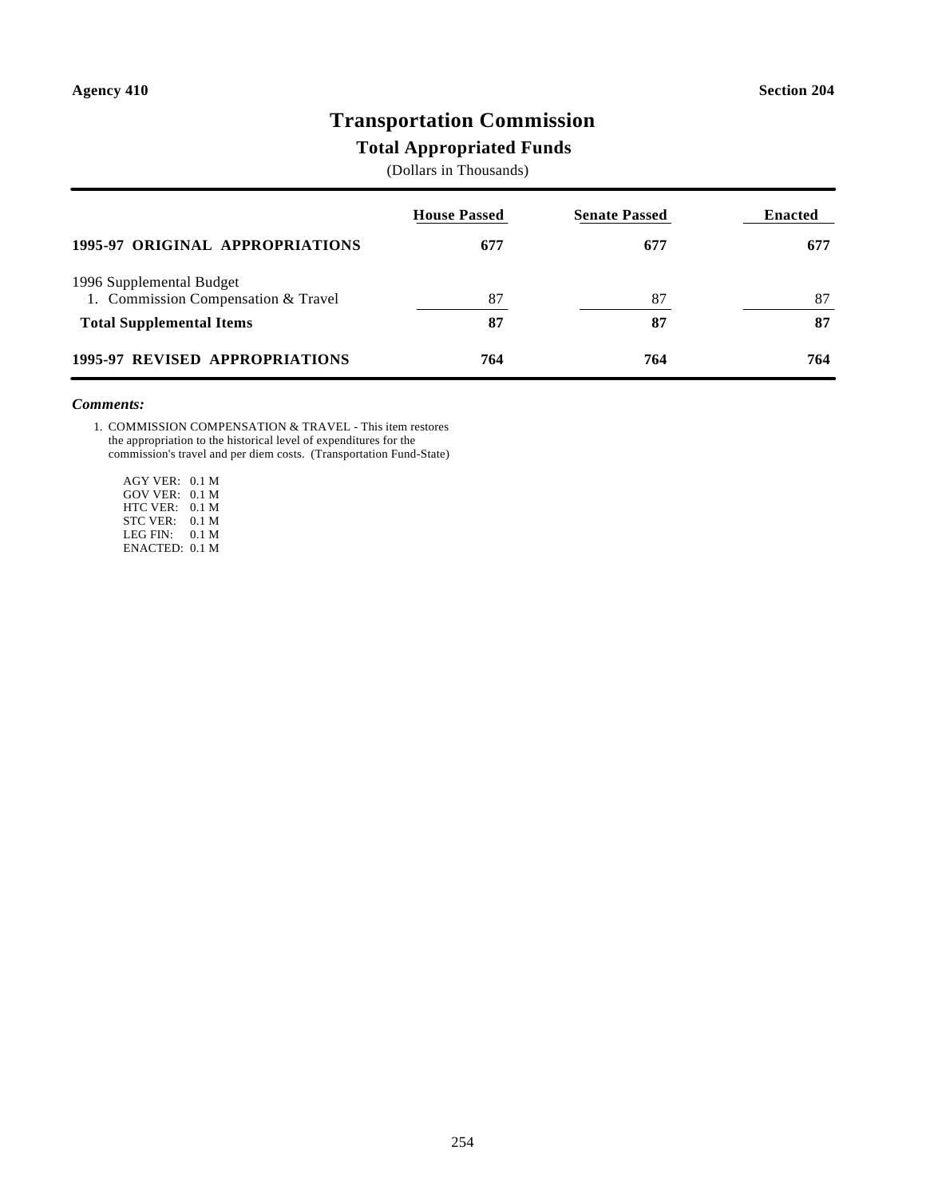**Agency 410** **Section 204**

# Transportation Commission

## Total Appropriated Funds

(Dollars in Thousands)

| | House Passed | Senate Passed | Enacted |
|---|---|---|---|
| **1995-97 ORIGINAL APPROPRIATIONS** | **677** | **677** | **677** |
| 1996 Supplemental Budget | | | |
| 1. Commission Compensation & Travel | 87 | 87 | 87 |
| **Total Supplemental Items** | **87** | **87** | **87** |
| **1995-97 REVISED APPROPRIATIONS** | **764** | **764** | **764** |

***Comments:***

1. COMMISSION COMPENSATION & TRAVEL - This item restores the appropriation to the historical level of expenditures for the commission's travel and per diem costs. (Transportation Fund-State)

   AGY VER: 0.1 M
   GOV VER: 0.1 M
   HTC VER: 0.1 M
   STC VER: 0.1 M
   LEG FIN: 0.1 M
   ENACTED: 0.1 M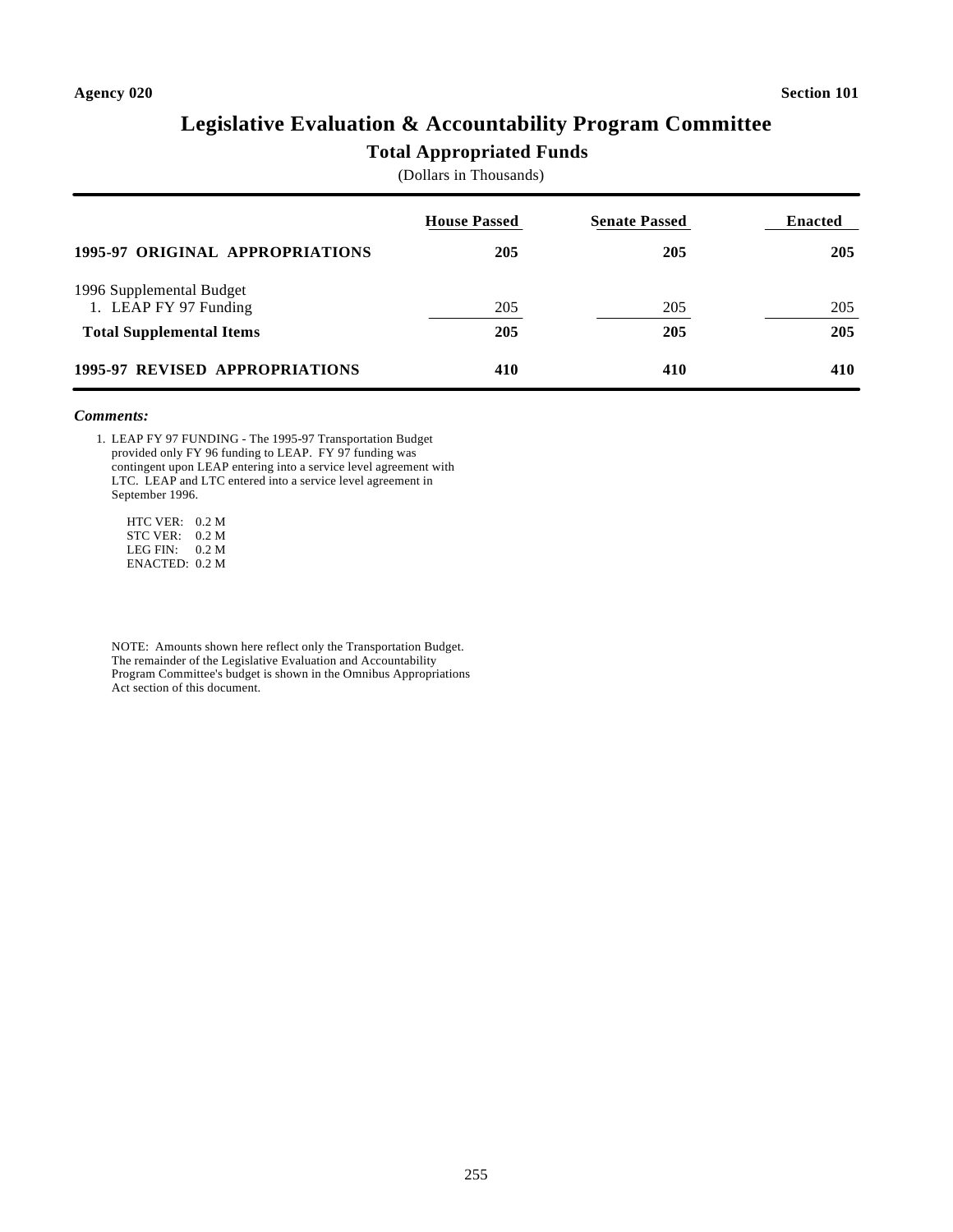**Agency 020** **Section 101**

# Legislative Evaluation & Accountability Program Committee

## Total Appropriated Funds

(Dollars in Thousands)

| | House Passed | Senate Passed | Enacted |
|---|---|---|---|
| **1995-97 ORIGINAL APPROPRIATIONS** | **205** | **205** | **205** |
| 1996 Supplemental Budget | | | |
| 1. LEAP FY 97 Funding | 205 | 205 | 205 |
| **Total Supplemental Items** | **205** | **205** | **205** |
| **1995-97 REVISED APPROPRIATIONS** | **410** | **410** | **410** |

***Comments:***

1. LEAP FY 97 FUNDING - The 1995-97 Transportation Budget provided only FY 96 funding to LEAP. FY 97 funding was contingent upon LEAP entering into a service level agreement with LTC. LEAP and LTC entered into a service level agreement in September 1996.

   HTC VER: 0.2 M
   STC VER: 0.2 M
   LEG FIN: 0.2 M
   ENACTED: 0.2 M

NOTE: Amounts shown here reflect only the Transportation Budget. The remainder of the Legislative Evaluation and Accountability Program Committee's budget is shown in the Omnibus Appropriations Act section of this document.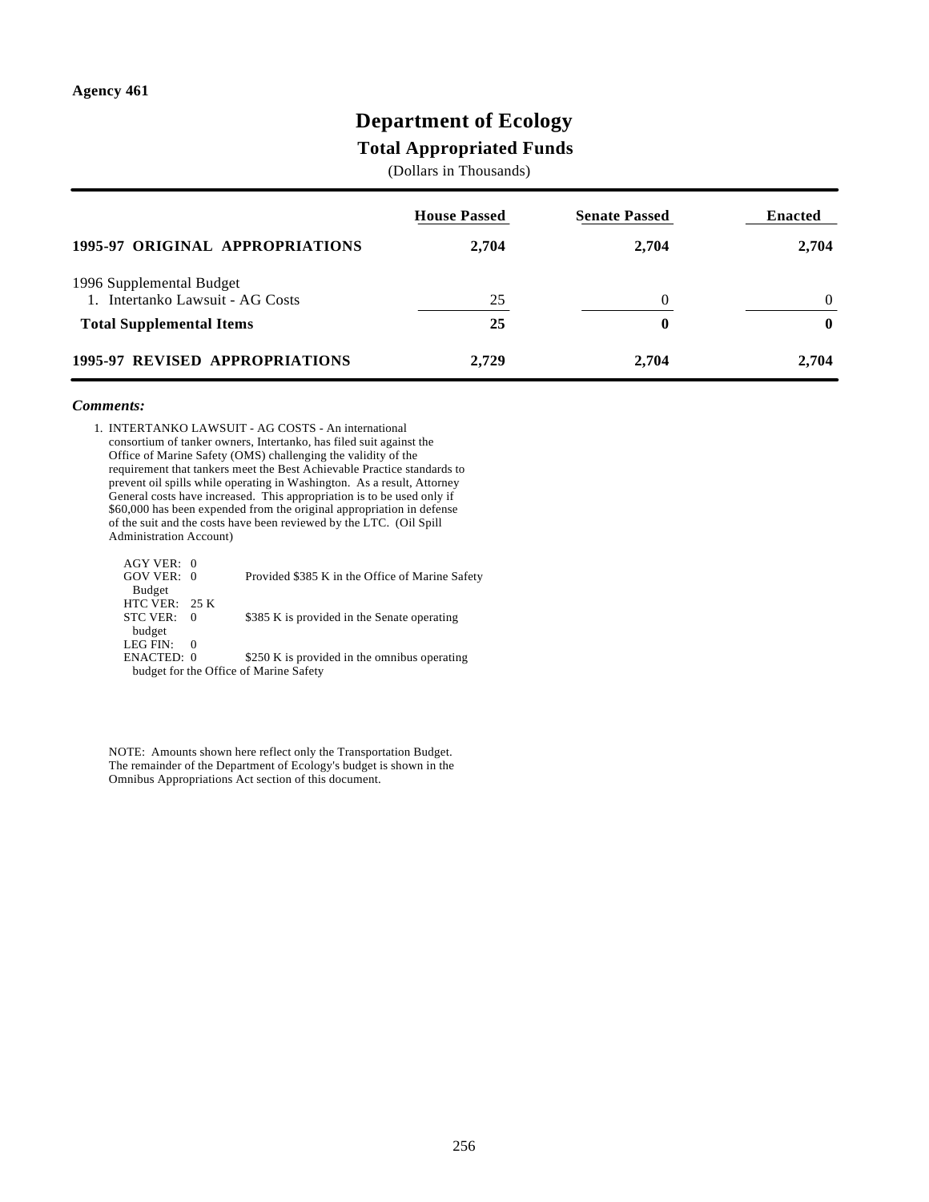**Agency 461**

# Department of Ecology

## Total Appropriated Funds

(Dollars in Thousands)

| | House Passed | Senate Passed | Enacted |
|---|---|---|---|
| **1995-97 ORIGINAL APPROPRIATIONS** | **2,704** | **2,704** | **2,704** |
| 1996 Supplemental Budget | | | |
| 1. Intertanko Lawsuit - AG Costs | 25 | 0 | 0 |
| **Total Supplemental Items** | **25** | **0** | **0** |
| **1995-97 REVISED APPROPRIATIONS** | **2,729** | **2,704** | **2,704** |

***Comments:***

1. INTERTANKO LAWSUIT - AG COSTS - An international consortium of tanker owners, Intertanko, has filed suit against the Office of Marine Safety (OMS) challenging the validity of the requirement that tankers meet the Best Achievable Practice standards to prevent oil spills while operating in Washington. As a result, Attorney General costs have increased. This appropriation is to be used only if $60,000 has been expended from the original appropriation in defense of the suit and the costs have been reviewed by the LTC. (Oil Spill Administration Account)

   AGY VER: 0
   GOV VER: 0 Provided $385 K in the Office of Marine Safety Budget
   HTC VER: 25 K
   STC VER: 0 $385 K is provided in the Senate operating budget
   LEG FIN: 0
   ENACTED: 0 $250 K is provided in the omnibus operating budget for the Office of Marine Safety

NOTE: Amounts shown here reflect only the Transportation Budget. The remainder of the Department of Ecology's budget is shown in the Omnibus Appropriations Act section of this document.